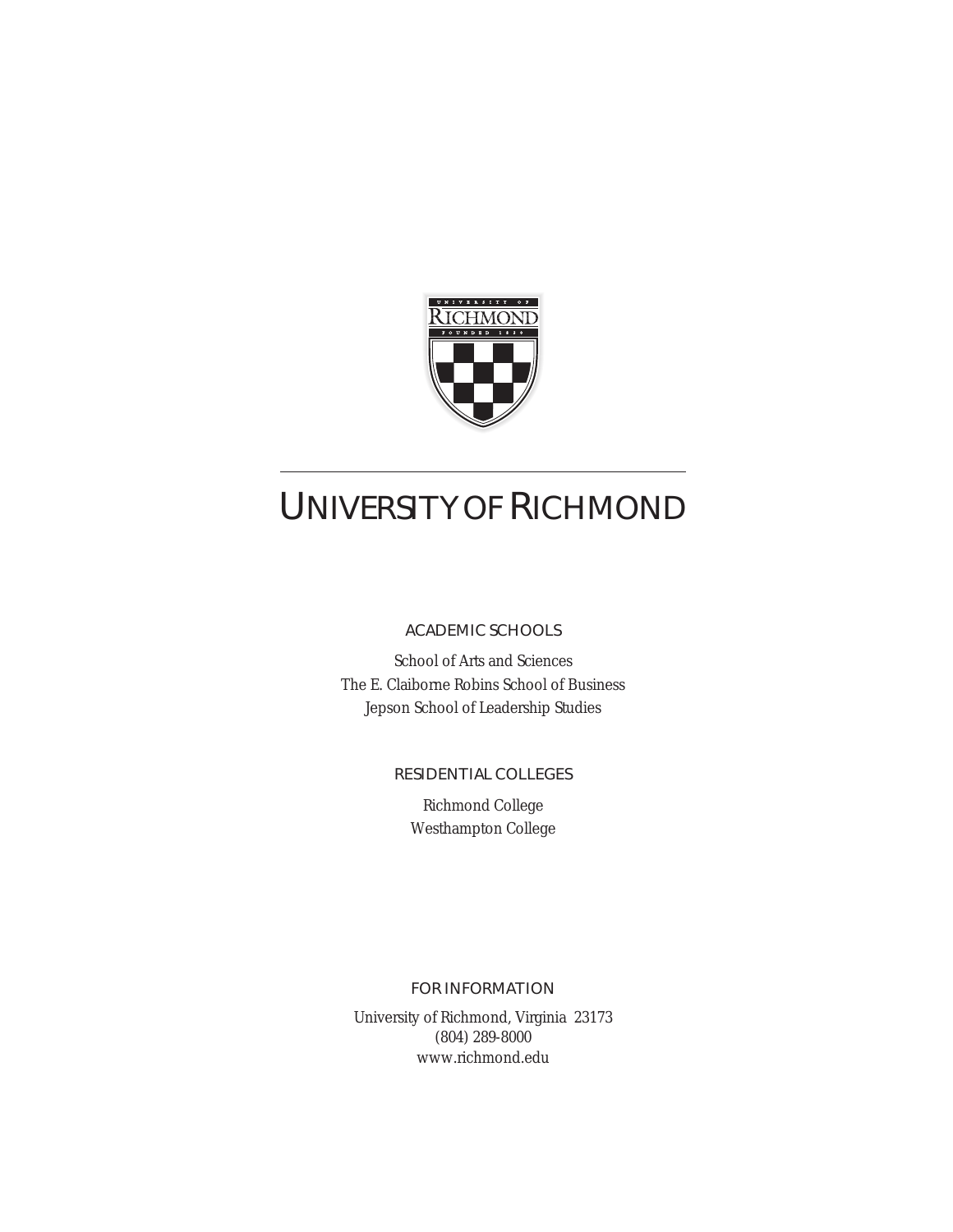# UNIVERSITY OF RICHMOND

## ACADEMIC SCHOOLS

School of Arts and Sciences
The E. Claiborne Robins School of Business
Jepson School of Leadership Studies

## RESIDENTIAL COLLEGES

Richmond College
Westhampton College

## FOR INFORMATION

University of Richmond, Virginia 23173
(804) 289-8000
www.richmond.edu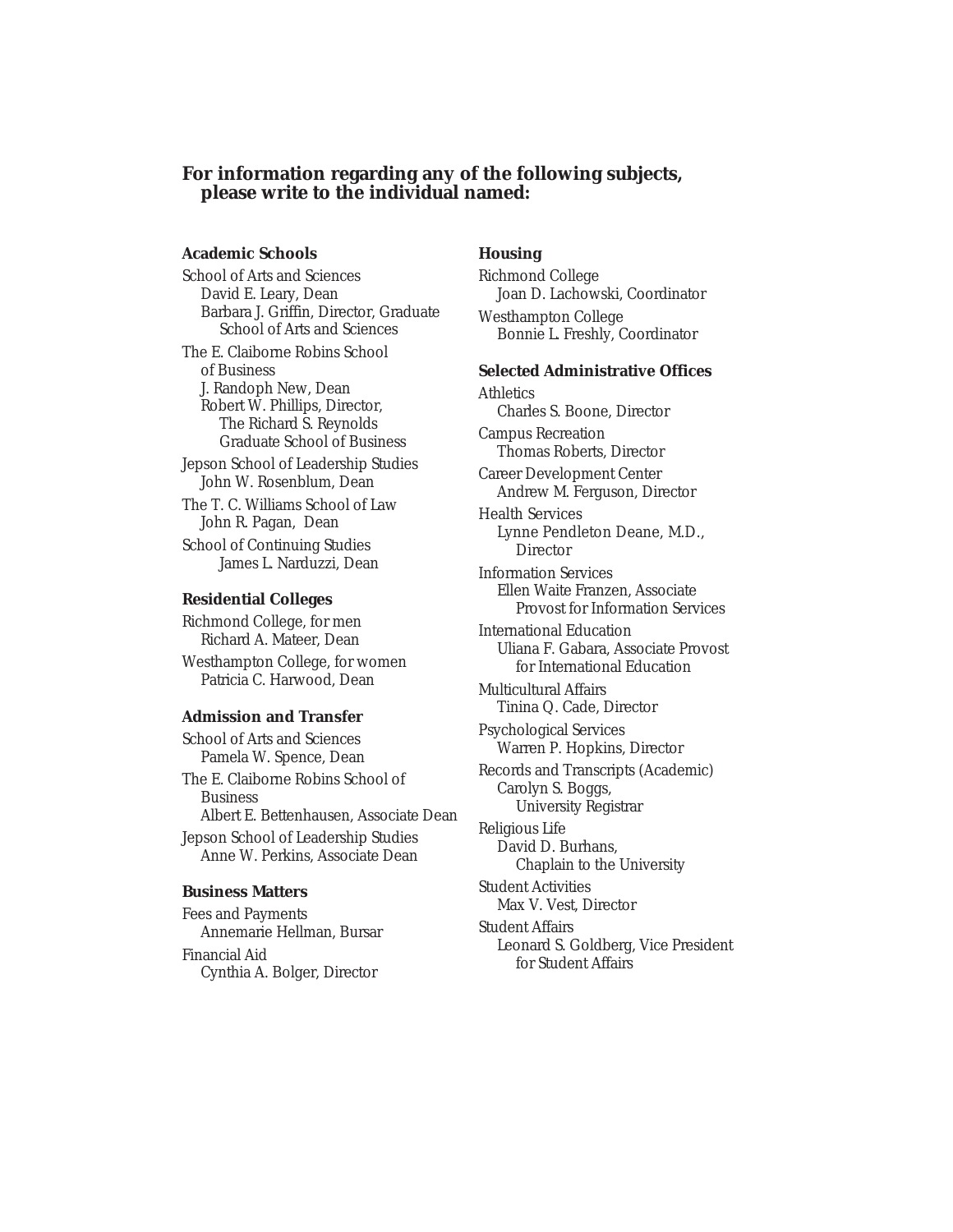**For information regarding any of the following subjects, please write to the individual named:**

### Academic Schools

School of Arts and Sciences
David E. Leary, Dean
Barbara J. Griffin, Director, Graduate School of Arts and Sciences

The E. Claiborne Robins School of Business
J. Randoph New, Dean
Robert W. Phillips, Director, The Richard S. Reynolds Graduate School of Business

Jepson School of Leadership Studies
John W. Rosenblum, Dean

The T. C. Williams School of Law
John R. Pagan, Dean

School of Continuing Studies
James L. Narduzzi, Dean

### Residential Colleges

Richmond College, for men
Richard A. Mateer, Dean

Westhampton College, for women
Patricia C. Harwood, Dean

### Admission and Transfer

School of Arts and Sciences
Pamela W. Spence, Dean

The E. Claiborne Robins School of Business
Albert E. Bettenhausen, Associate Dean

Jepson School of Leadership Studies
Anne W. Perkins, Associate Dean

### Business Matters

Fees and Payments
Annemarie Hellman, Bursar

Financial Aid
Cynthia A. Bolger, Director

### Housing

Richmond College
Joan D. Lachowski, Coordinator

Westhampton College
Bonnie L. Freshly, Coordinator

### Selected Administrative Offices

Athletics
Charles S. Boone, Director

Campus Recreation
Thomas Roberts, Director

Career Development Center
Andrew M. Ferguson, Director

Health Services
Lynne Pendleton Deane, M.D., Director

Information Services
Ellen Waite Franzen, Associate Provost for Information Services

International Education
Uliana F. Gabara, Associate Provost for International Education

Multicultural Affairs
Tinina Q. Cade, Director

Psychological Services
Warren P. Hopkins, Director

Records and Transcripts (Academic)
Carolyn S. Boggs, University Registrar

Religious Life
David D. Burhans, Chaplain to the University

Student Activities
Max V. Vest, Director

Student Affairs
Leonard S. Goldberg, Vice President for Student Affairs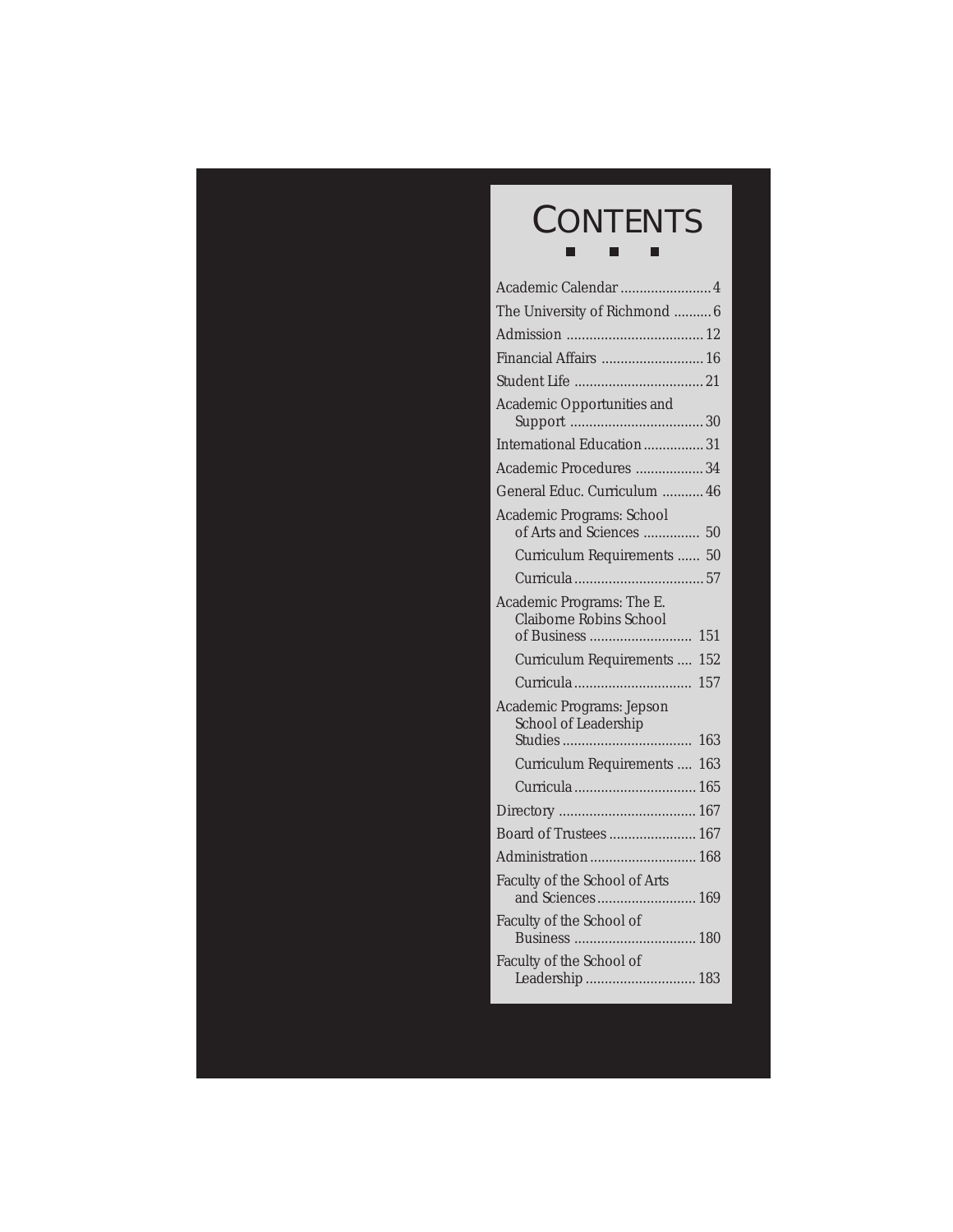# CONTENTS

| | |
|---|---|
| Academic Calendar | 4 |
| The University of Richmond | 6 |
| Admission | 12 |
| Financial Affairs | 16 |
| Student Life | 21 |
| Academic Opportunities and Support | 30 |
| International Education | 31 |
| Academic Procedures | 34 |
| General Educ. Curriculum | 46 |
| Academic Programs: School of Arts and Sciences | 50 |
| Curriculum Requirements | 50 |
| Curricula | 57 |
| Academic Programs: The E. Claiborne Robins School of Business | 151 |
| Curriculum Requirements | 152 |
| Curricula | 157 |
| Academic Programs: Jepson School of Leadership Studies | 163 |
| Curriculum Requirements | 163 |
| Curricula | 165 |
| Directory | 167 |
| Board of Trustees | 167 |
| Administration | 168 |
| Faculty of the School of Arts and Sciences | 169 |
| Faculty of the School of Business | 180 |
| Faculty of the School of Leadership | 183 |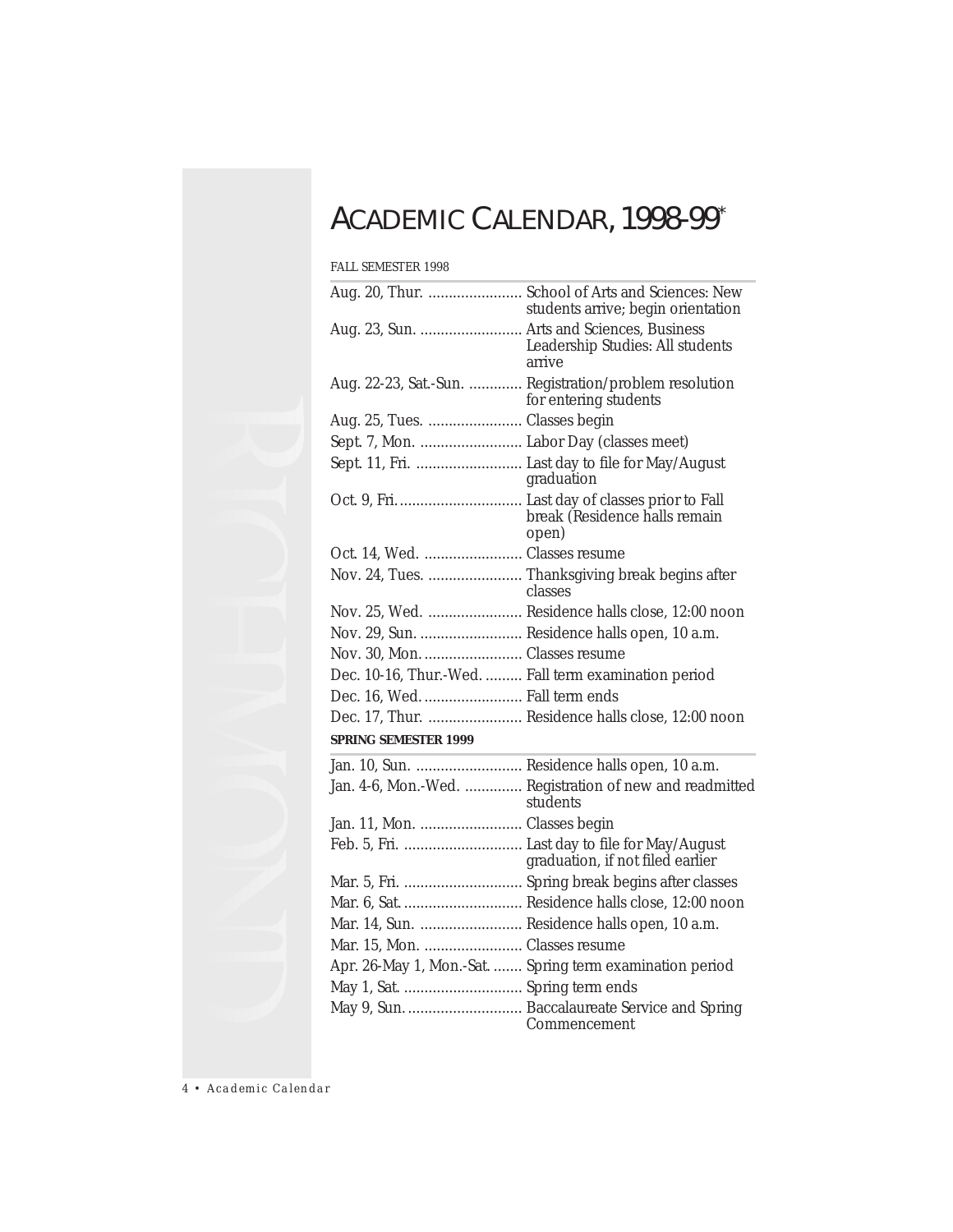# Academic Calendar, 1998-99*

FALL SEMESTER 1998

| | |
|---|---|
| Aug. 20, Thur. | School of Arts and Sciences: New students arrive; begin orientation |
| Aug. 23, Sun. | Arts and Sciences, Business Leadership Studies: All students arrive |
| Aug. 22-23, Sat.-Sun. | Registration/problem resolution for entering students |
| Aug. 25, Tues. | Classes begin |
| Sept. 7, Mon. | Labor Day (classes meet) |
| Sept. 11, Fri. | Last day to file for May/August graduation |
| Oct. 9, Fri. | Last day of classes prior to Fall break (Residence halls remain open) |
| Oct. 14, Wed. | Classes resume |
| Nov. 24, Tues. | Thanksgiving break begins after classes |
| Nov. 25, Wed. | Residence halls close, 12:00 noon |
| Nov. 29, Sun. | Residence halls open, 10 a.m. |
| Nov. 30, Mon. | Classes resume |
| Dec. 10-16, Thur.-Wed. | Fall term examination period |
| Dec. 16, Wed. | Fall term ends |
| Dec. 17, Thur. | Residence halls close, 12:00 noon |

**SPRING SEMESTER 1999**

| | |
|---|---|
| Jan. 10, Sun. | Residence halls open, 10 a.m. |
| Jan. 4-6, Mon.-Wed. | Registration of new and readmitted students |
| Jan. 11, Mon. | Classes begin |
| Feb. 5, Fri. | Last day to file for May/August graduation, if not filed earlier |
| Mar. 5, Fri. | Spring break begins after classes |
| Mar. 6, Sat. | Residence halls close, 12:00 noon |
| Mar. 14, Sun. | Residence halls open, 10 a.m. |
| Mar. 15, Mon. | Classes resume |
| Apr. 26-May 1, Mon.-Sat. | Spring term examination period |
| May 1, Sat. | Spring term ends |
| May 9, Sun. | Baccalaureate Service and Spring Commencement |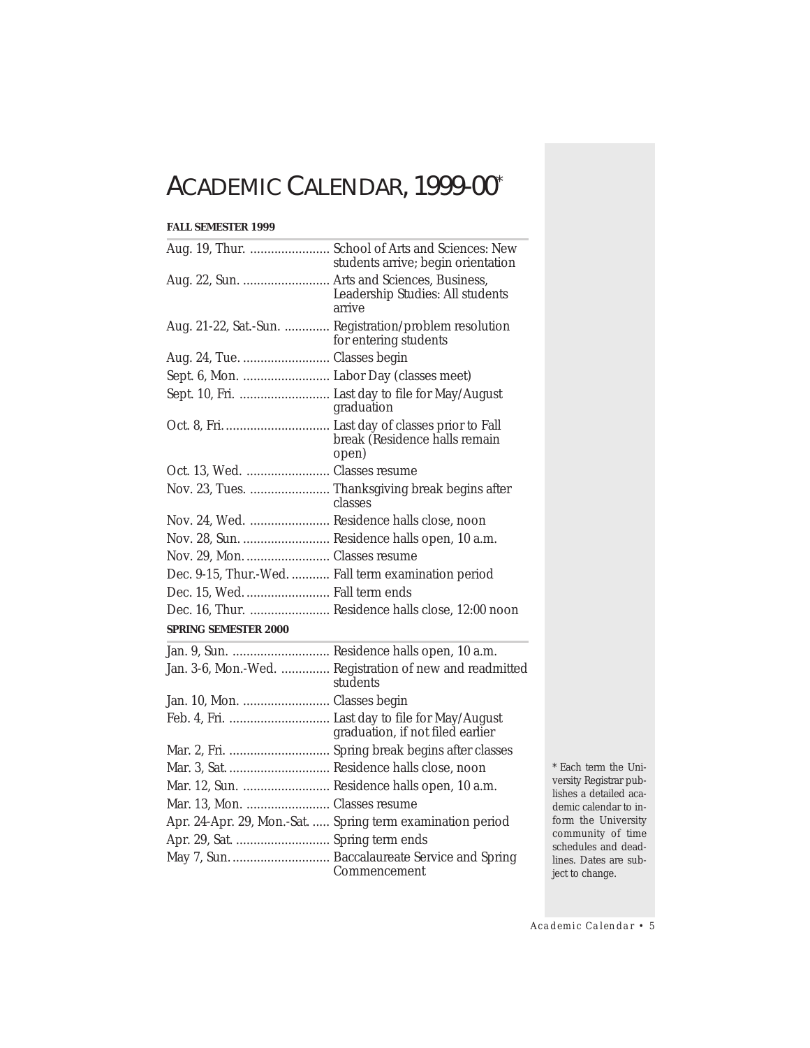# Academic Calendar, 1999-00*

**FALL SEMESTER 1999**

| | |
|---|---|
| Aug. 19, Thur. | School of Arts and Sciences: New students arrive; begin orientation |
| Aug. 22, Sun. | Arts and Sciences, Business, Leadership Studies: All students arrive |
| Aug. 21-22, Sat.-Sun. | Registration/problem resolution for entering students |
| Aug. 24, Tue. | Classes begin |
| Sept. 6, Mon. | Labor Day (classes meet) |
| Sept. 10, Fri. | Last day to file for May/August graduation |
| Oct. 8, Fri. | Last day of classes prior to Fall break (Residence halls remain open) |
| Oct. 13, Wed. | Classes resume |
| Nov. 23, Tues. | Thanksgiving break begins after classes |
| Nov. 24, Wed. | Residence halls close, noon |
| Nov. 28, Sun. | Residence halls open, 10 a.m. |
| Nov. 29, Mon. | Classes resume |
| Dec. 9-15, Thur.-Wed. | Fall term examination period |
| Dec. 15, Wed. | Fall term ends |
| Dec. 16, Thur. | Residence halls close, 12:00 noon |

**SPRING SEMESTER 2000**

| | |
|---|---|
| Jan. 9, Sun. | Residence halls open, 10 a.m. |
| Jan. 3-6, Mon.-Wed. | Registration of new and readmitted students |
| Jan. 10, Mon. | Classes begin |
| Feb. 4, Fri. | Last day to file for May/August graduation, if not filed earlier |
| Mar. 2, Fri. | Spring break begins after classes |
| Mar. 3, Sat. | Residence halls close, noon |
| Mar. 12, Sun. | Residence halls open, 10 a.m. |
| Mar. 13, Mon. | Classes resume |
| Apr. 24-Apr. 29, Mon.-Sat. | Spring term examination period |
| Apr. 29, Sat. | Spring term ends |
| May 7, Sun. | Baccalaureate Service and Spring Commencement |

* Each term the University Registrar publishes a detailed academic calendar to inform the University community of time schedules and deadlines. Dates are subject to change.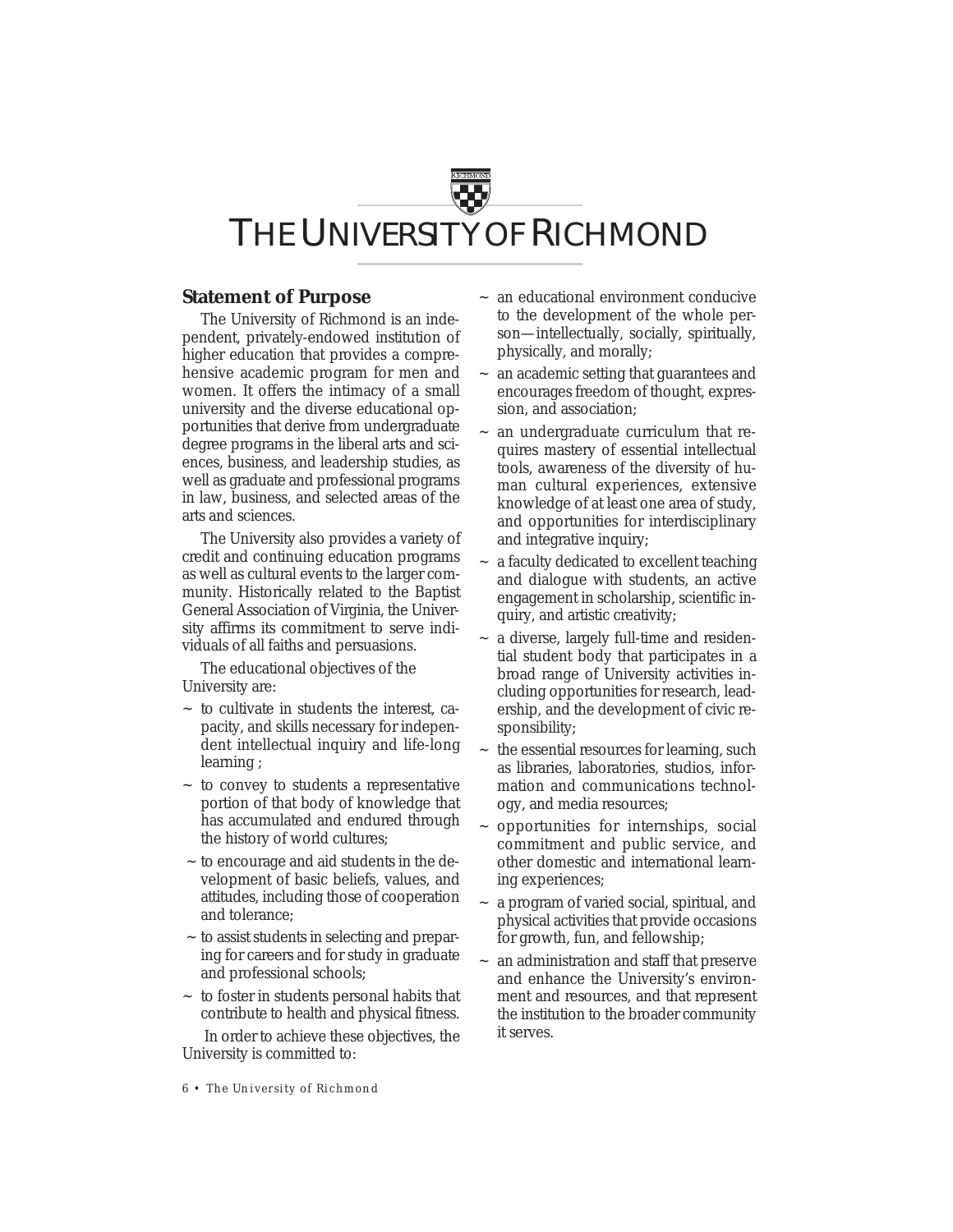# THE UNIVERSITY OF RICHMOND

## Statement of Purpose

The University of Richmond is an independent, privately-endowed institution of higher education that provides a comprehensive academic program for men and women. It offers the intimacy of a small university and the diverse educational opportunities that derive from undergraduate degree programs in the liberal arts and sciences, business, and leadership studies, as well as graduate and professional programs in law, business, and selected areas of the arts and sciences.

The University also provides a variety of credit and continuing education programs as well as cultural events to the larger community. Historically related to the Baptist General Association of Virginia, the University affirms its commitment to serve individuals of all faiths and persuasions.

The educational objectives of the University are:

- ~ to cultivate in students the interest, capacity, and skills necessary for independent intellectual inquiry and life-long learning ;
- ~ to convey to students a representative portion of that body of knowledge that has accumulated and endured through the history of world cultures;
- ~ to encourage and aid students in the development of basic beliefs, values, and attitudes, including those of cooperation and tolerance;
- ~ to assist students in selecting and preparing for careers and for study in graduate and professional schools;
- ~ to foster in students personal habits that contribute to health and physical fitness.

In order to achieve these objectives, the University is committed to:

- ~ an educational environment conducive to the development of the whole person—intellectually, socially, spiritually, physically, and morally;
- ~ an academic setting that guarantees and encourages freedom of thought, expression, and association;
- ~ an undergraduate curriculum that requires mastery of essential intellectual tools, awareness of the diversity of human cultural experiences, extensive knowledge of at least one area of study, and opportunities for interdisciplinary and integrative inquiry;
- ~ a faculty dedicated to excellent teaching and dialogue with students, an active engagement in scholarship, scientific inquiry, and artistic creativity;
- ~ a diverse, largely full-time and residential student body that participates in a broad range of University activities including opportunities for research, leadership, and the development of civic responsibility;
- ~ the essential resources for learning, such as libraries, laboratories, studios, information and communications technology, and media resources;
- ~ opportunities for internships, social commitment and public service, and other domestic and international learning experiences;
- ~ a program of varied social, spiritual, and physical activities that provide occasions for growth, fun, and fellowship;
- ~ an administration and staff that preserve and enhance the University's environment and resources, and that represent the institution to the broader community it serves.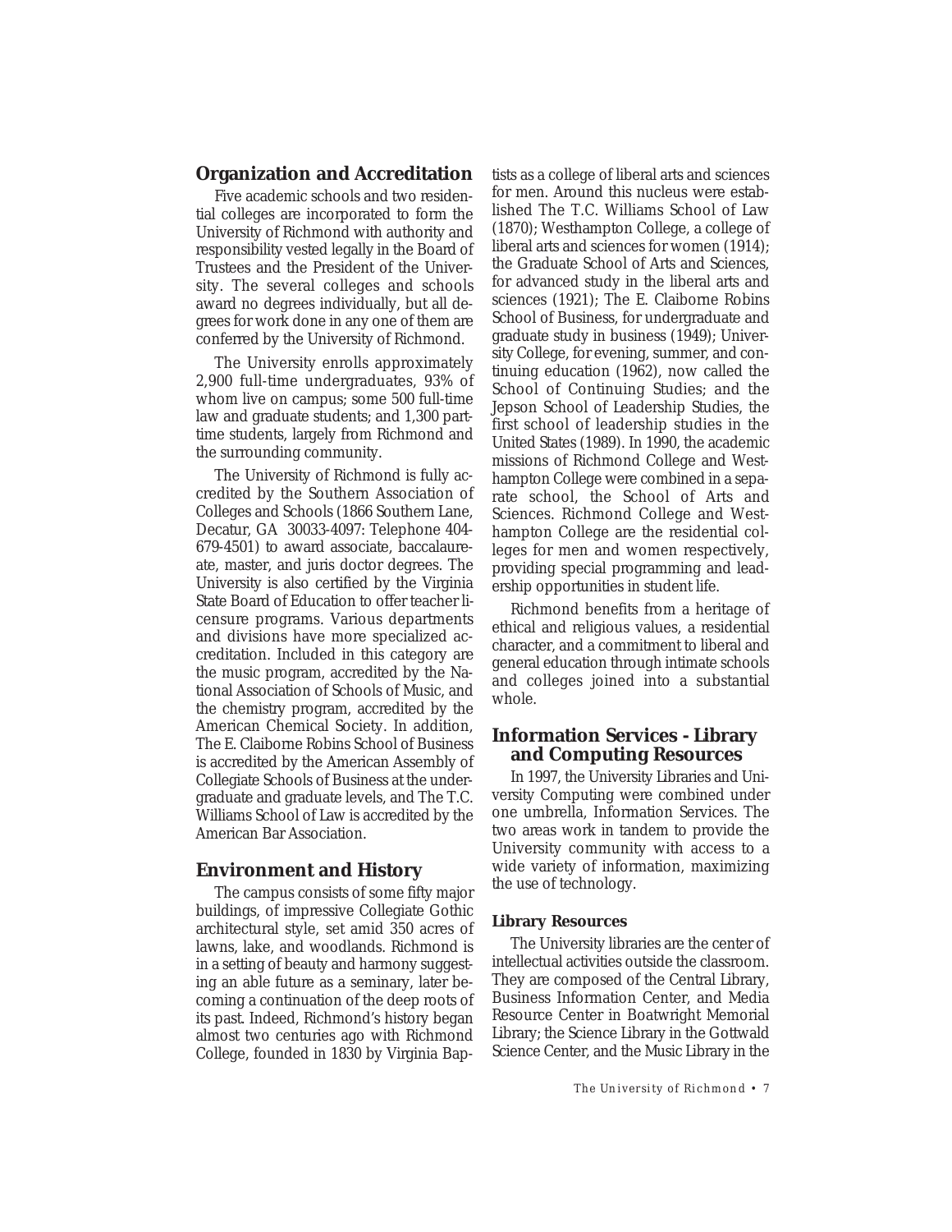## Organization and Accreditation

Five academic schools and two residential colleges are incorporated to form the University of Richmond with authority and responsibility vested legally in the Board of Trustees and the President of the University. The several colleges and schools award no degrees individually, but all degrees for work done in any one of them are conferred by the University of Richmond.

The University enrolls approximately 2,900 full-time undergraduates, 93% of whom live on campus; some 500 full-time law and graduate students; and 1,300 part-time students, largely from Richmond and the surrounding community.

The University of Richmond is fully accredited by the Southern Association of Colleges and Schools (1866 Southern Lane, Decatur, GA 30033-4097: Telephone 404-679-4501) to award associate, baccalaureate, master, and juris doctor degrees. The University is also certified by the Virginia State Board of Education to offer teacher licensure programs. Various departments and divisions have more specialized accreditation. Included in this category are the music program, accredited by the National Association of Schools of Music, and the chemistry program, accredited by the American Chemical Society. In addition, The E. Claiborne Robins School of Business is accredited by the American Assembly of Collegiate Schools of Business at the undergraduate and graduate levels, and The T.C. Williams School of Law is accredited by the American Bar Association.

## Environment and History

The campus consists of some fifty major buildings, of impressive Collegiate Gothic architectural style, set amid 350 acres of lawns, lake, and woodlands. Richmond is in a setting of beauty and harmony suggesting an able future as a seminary, later becoming a continuation of the deep roots of its past. Indeed, Richmond's history began almost two centuries ago with Richmond College, founded in 1830 by Virginia Baptists as a college of liberal arts and sciences for men. Around this nucleus were established The T.C. Williams School of Law (1870); Westhampton College, a college of liberal arts and sciences for women (1914); the Graduate School of Arts and Sciences, for advanced study in the liberal arts and sciences (1921); The E. Claiborne Robins School of Business, for undergraduate and graduate study in business (1949); University College, for evening, summer, and continuing education (1962), now called the School of Continuing Studies; and the Jepson School of Leadership Studies, the first school of leadership studies in the United States (1989). In 1990, the academic missions of Richmond College and Westhampton College were combined in a separate school, the School of Arts and Sciences. Richmond College and Westhampton College are the residential colleges for men and women respectively, providing special programming and leadership opportunities in student life.

Richmond benefits from a heritage of ethical and religious values, a residential character, and a commitment to liberal and general education through intimate schools and colleges joined into a substantial whole.

## Information Services - Library and Computing Resources

In 1997, the University Libraries and University Computing were combined under one umbrella, Information Services. The two areas work in tandem to provide the University community with access to a wide variety of information, maximizing the use of technology.

### Library Resources

The University libraries are the center of intellectual activities outside the classroom. They are composed of the Central Library, Business Information Center, and Media Resource Center in Boatwright Memorial Library; the Science Library in the Gottwald Science Center, and the Music Library in the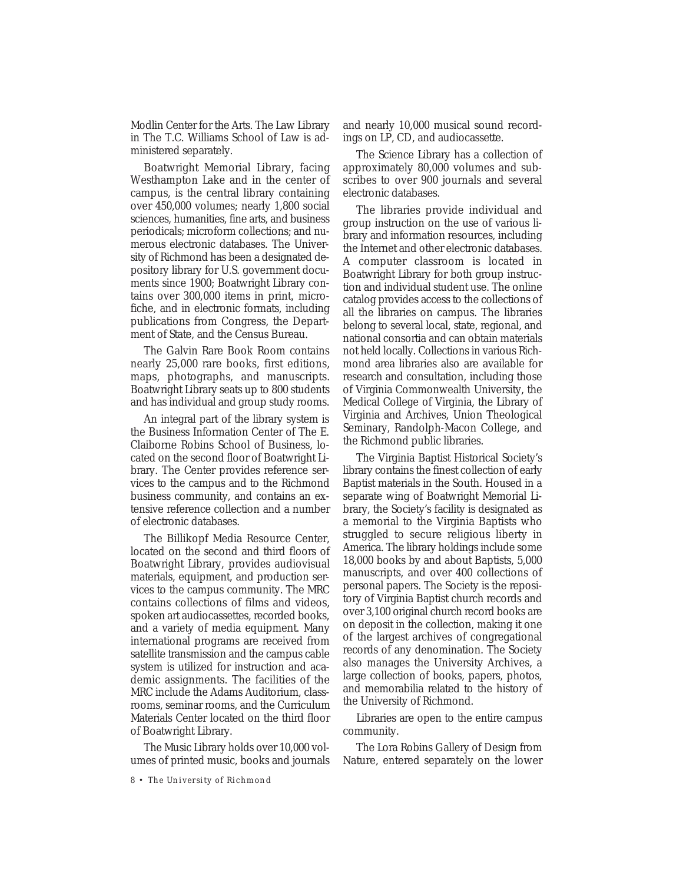Modlin Center for the Arts. The Law Library in The T.C. Williams School of Law is administered separately.

Boatwright Memorial Library, facing Westhampton Lake and in the center of campus, is the central library containing over 450,000 volumes; nearly 1,800 social sciences, humanities, fine arts, and business periodicals; microform collections; and numerous electronic databases. The University of Richmond has been a designated depository library for U.S. government documents since 1900; Boatwright Library contains over 300,000 items in print, microfiche, and in electronic formats, including publications from Congress, the Department of State, and the Census Bureau.

The Galvin Rare Book Room contains nearly 25,000 rare books, first editions, maps, photographs, and manuscripts. Boatwright Library seats up to 800 students and has individual and group study rooms.

An integral part of the library system is the Business Information Center of The E. Claiborne Robins School of Business, located on the second floor of Boatwright Library. The Center provides reference services to the campus and to the Richmond business community, and contains an extensive reference collection and a number of electronic databases.

The Billikopf Media Resource Center, located on the second and third floors of Boatwright Library, provides audiovisual materials, equipment, and production services to the campus community. The MRC contains collections of films and videos, spoken art audiocassettes, recorded books, and a variety of media equipment. Many international programs are received from satellite transmission and the campus cable system is utilized for instruction and academic assignments. The facilities of the MRC include the Adams Auditorium, classrooms, seminar rooms, and the Curriculum Materials Center located on the third floor of Boatwright Library.

The Music Library holds over 10,000 volumes of printed music, books and journals and nearly 10,000 musical sound recordings on LP, CD, and audiocassette.

The Science Library has a collection of approximately 80,000 volumes and subscribes to over 900 journals and several electronic databases.

The libraries provide individual and group instruction on the use of various library and information resources, including the Internet and other electronic databases. A computer classroom is located in Boatwright Library for both group instruction and individual student use. The online catalog provides access to the collections of all the libraries on campus. The libraries belong to several local, state, regional, and national consortia and can obtain materials not held locally. Collections in various Richmond area libraries also are available for research and consultation, including those of Virginia Commonwealth University, the Medical College of Virginia, the Library of Virginia and Archives, Union Theological Seminary, Randolph-Macon College, and the Richmond public libraries.

The Virginia Baptist Historical Society's library contains the finest collection of early Baptist materials in the South. Housed in a separate wing of Boatwright Memorial Library, the Society's facility is designated as a memorial to the Virginia Baptists who struggled to secure religious liberty in America. The library holdings include some 18,000 books by and about Baptists, 5,000 manuscripts, and over 400 collections of personal papers. The Society is the repository of Virginia Baptist church records and over 3,100 original church record books are on deposit in the collection, making it one of the largest archives of congregational records of any denomination. The Society also manages the University Archives, a large collection of books, papers, photos, and memorabilia related to the history of the University of Richmond.

Libraries are open to the entire campus community.

The Lora Robins Gallery of Design from Nature, entered separately on the lower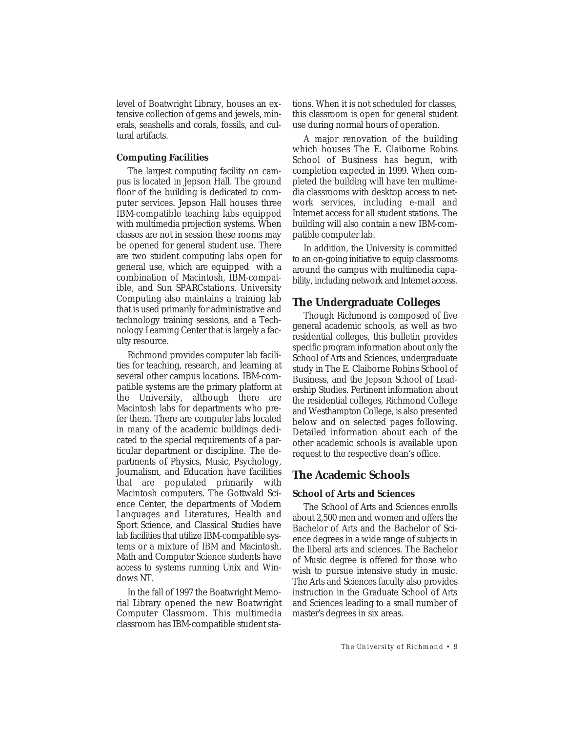level of Boatwright Library, houses an extensive collection of gems and jewels, minerals, seashells and corals, fossils, and cultural artifacts.

### Computing Facilities

The largest computing facility on campus is located in Jepson Hall. The ground floor of the building is dedicated to computer services. Jepson Hall houses three IBM-compatible teaching labs equipped with multimedia projection systems. When classes are not in session these rooms may be opened for general student use. There are two student computing labs open for general use, which are equipped with a combination of Macintosh, IBM-compatible, and Sun SPARCstations. University Computing also maintains a training lab that is used primarily for administrative and technology training sessions, and a Technology Learning Center that is largely a faculty resource.

Richmond provides computer lab facilities for teaching, research, and learning at several other campus locations. IBM-compatible systems are the primary platform at the University, although there are Macintosh labs for departments who prefer them. There are computer labs located in many of the academic buildings dedicated to the special requirements of a particular department or discipline. The departments of Physics, Music, Psychology, Journalism, and Education have facilities that are populated primarily with Macintosh computers. The Gottwald Science Center, the departments of Modern Languages and Literatures, Health and Sport Science, and Classical Studies have lab facilities that utilize IBM-compatible systems or a mixture of IBM and Macintosh. Math and Computer Science students have access to systems running Unix and Windows NT.

In the fall of 1997 the Boatwright Memorial Library opened the new Boatwright Computer Classroom. This multimedia classroom has IBM-compatible student stations. When it is not scheduled for classes, this classroom is open for general student use during normal hours of operation.

A major renovation of the building which houses The E. Claiborne Robins School of Business has begun, with completion expected in 1999. When completed the building will have ten multimedia classrooms with desktop access to network services, including e-mail and Internet access for all student stations. The building will also contain a new IBM-compatible computer lab.

In addition, the University is committed to an on-going initiative to equip classrooms around the campus with multimedia capability, including network and Internet access.

## The Undergraduate Colleges

Though Richmond is composed of five general academic schools, as well as two residential colleges, this bulletin provides specific program information about only the School of Arts and Sciences, undergraduate study in The E. Claiborne Robins School of Business, and the Jepson School of Leadership Studies. Pertinent information about the residential colleges, Richmond College and Westhampton College, is also presented below and on selected pages following. Detailed information about each of the other academic schools is available upon request to the respective dean's office.

## The Academic Schools

### School of Arts and Sciences

The School of Arts and Sciences enrolls about 2,500 men and women and offers the Bachelor of Arts and the Bachelor of Science degrees in a wide range of subjects in the liberal arts and sciences. The Bachelor of Music degree is offered for those who wish to pursue intensive study in music. The Arts and Sciences faculty also provides instruction in the Graduate School of Arts and Sciences leading to a small number of master's degrees in six areas.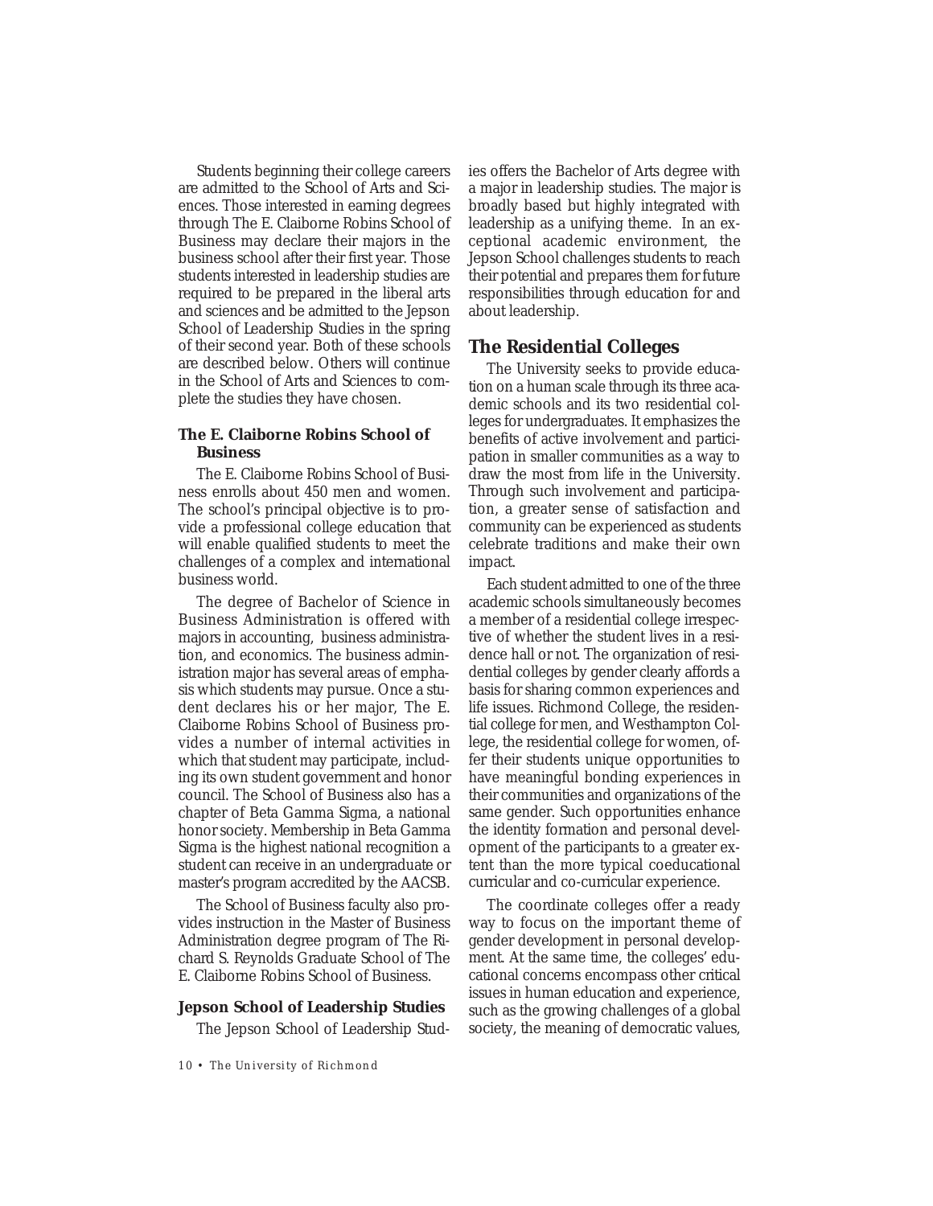Students beginning their college careers are admitted to the School of Arts and Sciences. Those interested in earning degrees through The E. Claiborne Robins School of Business may declare their majors in the business school after their first year. Those students interested in leadership studies are required to be prepared in the liberal arts and sciences and be admitted to the Jepson School of Leadership Studies in the spring of their second year. Both of these schools are described below. Others will continue in the School of Arts and Sciences to complete the studies they have chosen.

### The E. Claiborne Robins School of Business

The E. Claiborne Robins School of Business enrolls about 450 men and women. The school's principal objective is to provide a professional college education that will enable qualified students to meet the challenges of a complex and international business world.

The degree of Bachelor of Science in Business Administration is offered with majors in accounting, business administration, and economics. The business administration major has several areas of emphasis which students may pursue. Once a student declares his or her major, The E. Claiborne Robins School of Business provides a number of internal activities in which that student may participate, including its own student government and honor council. The School of Business also has a chapter of Beta Gamma Sigma, a national honor society. Membership in Beta Gamma Sigma is the highest national recognition a student can receive in an undergraduate or master's program accredited by the AACSB.

The School of Business faculty also provides instruction in the Master of Business Administration degree program of The Richard S. Reynolds Graduate School of The E. Claiborne Robins School of Business.

### Jepson School of Leadership Studies

The Jepson School of Leadership Studies offers the Bachelor of Arts degree with a major in leadership studies. The major is broadly based but highly integrated with leadership as a unifying theme. In an exceptional academic environment, the Jepson School challenges students to reach their potential and prepares them for future responsibilities through education for and about leadership.

## The Residential Colleges

The University seeks to provide education on a human scale through its three academic schools and its two residential colleges for undergraduates. It emphasizes the benefits of active involvement and participation in smaller communities as a way to draw the most from life in the University. Through such involvement and participation, a greater sense of satisfaction and community can be experienced as students celebrate traditions and make their own impact.

Each student admitted to one of the three academic schools simultaneously becomes a member of a residential college irrespective of whether the student lives in a residence hall or not. The organization of residential colleges by gender clearly affords a basis for sharing common experiences and life issues. Richmond College, the residential college for men, and Westhampton College, the residential college for women, offer their students unique opportunities to have meaningful bonding experiences in their communities and organizations of the same gender. Such opportunities enhance the identity formation and personal development of the participants to a greater extent than the more typical coeducational curricular and co-curricular experience.

The coordinate colleges offer a ready way to focus on the important theme of gender development in personal development. At the same time, the colleges' educational concerns encompass other critical issues in human education and experience, such as the growing challenges of a global society, the meaning of democratic values,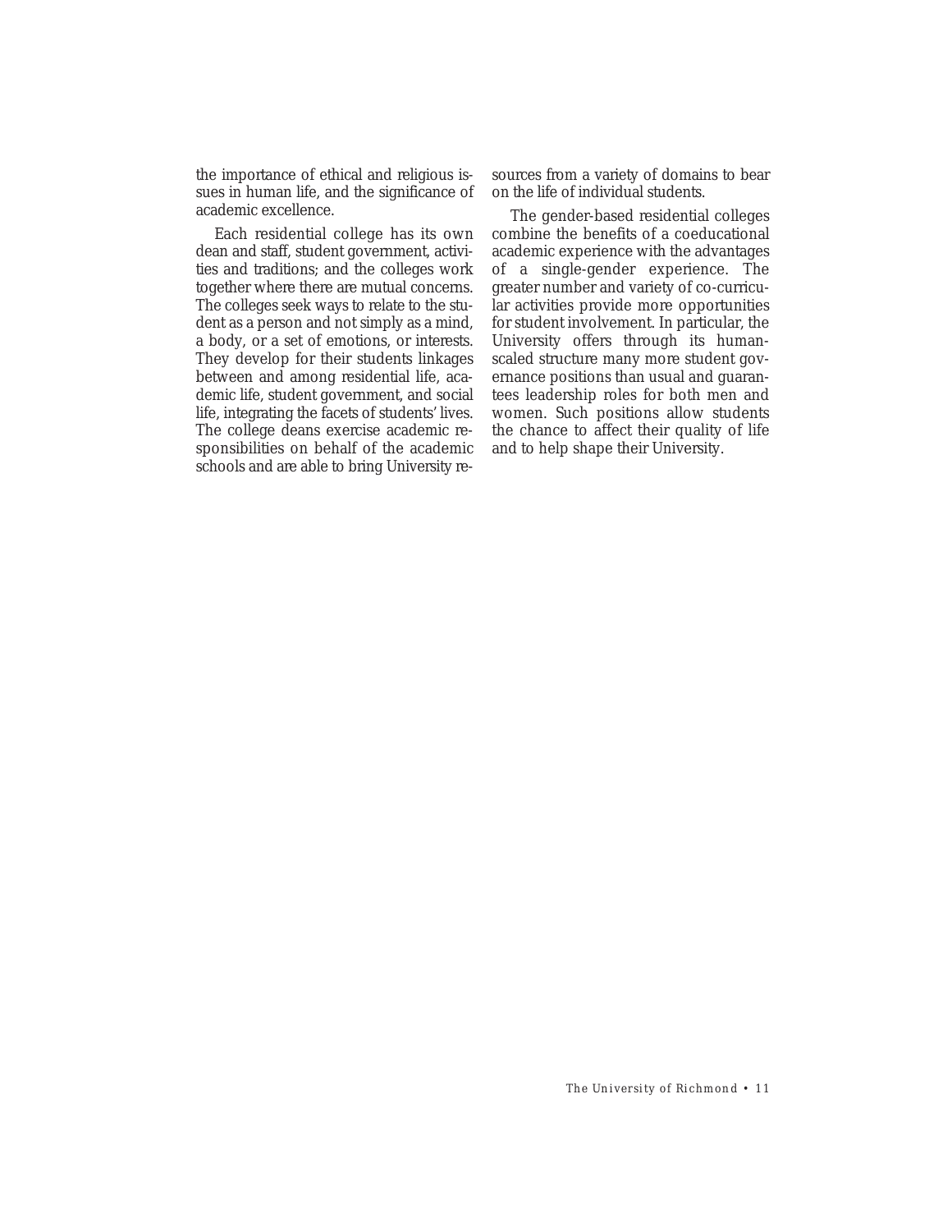the importance of ethical and religious issues in human life, and the significance of academic excellence.

Each residential college has its own dean and staff, student government, activities and traditions; and the colleges work together where there are mutual concerns. The colleges seek ways to relate to the student as a person and not simply as a mind, a body, or a set of emotions, or interests. They develop for their students linkages between and among residential life, academic life, student government, and social life, integrating the facets of students' lives. The college deans exercise academic responsibilities on behalf of the academic schools and are able to bring University resources from a variety of domains to bear on the life of individual students.

The gender-based residential colleges combine the benefits of a coeducational academic experience with the advantages of a single-gender experience. The greater number and variety of co-curricular activities provide more opportunities for student involvement. In particular, the University offers through its human-scaled structure many more student governance positions than usual and guarantees leadership roles for both men and women. Such positions allow students the chance to affect their quality of life and to help shape their University.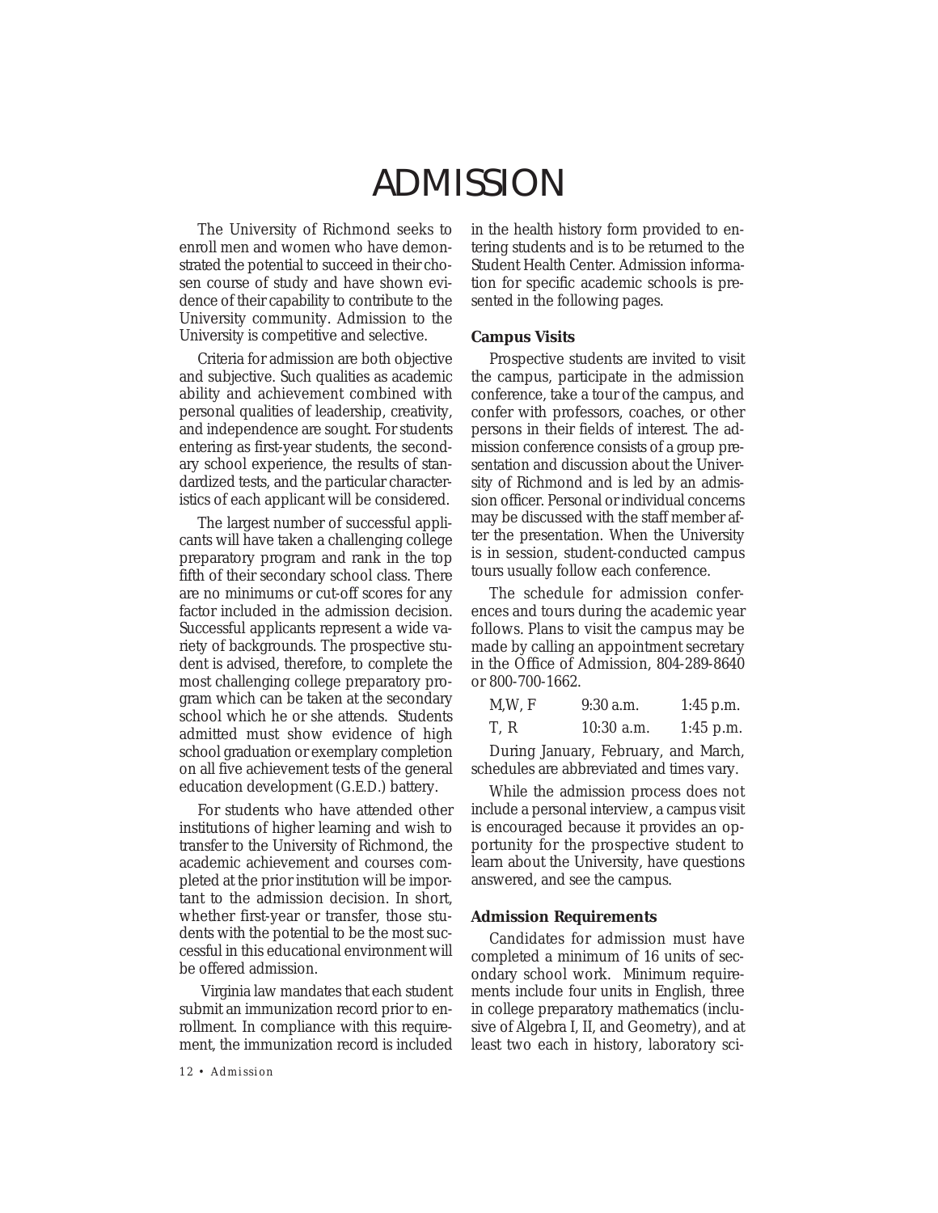# ADMISSION

The University of Richmond seeks to enroll men and women who have demonstrated the potential to succeed in their chosen course of study and have shown evidence of their capability to contribute to the University community. Admission to the University is competitive and selective.

Criteria for admission are both objective and subjective. Such qualities as academic ability and achievement combined with personal qualities of leadership, creativity, and independence are sought. For students entering as first-year students, the secondary school experience, the results of standardized tests, and the particular characteristics of each applicant will be considered.

The largest number of successful applicants will have taken a challenging college preparatory program and rank in the top fifth of their secondary school class. There are no minimums or cut-off scores for any factor included in the admission decision. Successful applicants represent a wide variety of backgrounds. The prospective student is advised, therefore, to complete the most challenging college preparatory program which can be taken at the secondary school which he or she attends. Students admitted must show evidence of high school graduation or exemplary completion on all five achievement tests of the general education development (G.E.D.) battery.

For students who have attended other institutions of higher learning and wish to transfer to the University of Richmond, the academic achievement and courses completed at the prior institution will be important to the admission decision. In short, whether first-year or transfer, those students with the potential to be the most successful in this educational environment will be offered admission.

Virginia law mandates that each student submit an immunization record prior to enrollment. In compliance with this requirement, the immunization record is included in the health history form provided to entering students and is to be returned to the Student Health Center. Admission information for specific academic schools is presented in the following pages.

### Campus Visits

Prospective students are invited to visit the campus, participate in the admission conference, take a tour of the campus, and confer with professors, coaches, or other persons in their fields of interest. The admission conference consists of a group presentation and discussion about the University of Richmond and is led by an admission officer. Personal or individual concerns may be discussed with the staff member after the presentation. When the University is in session, student-conducted campus tours usually follow each conference.

The schedule for admission conferences and tours during the academic year follows. Plans to visit the campus may be made by calling an appointment secretary in the Office of Admission, 804-289-8640 or 800-700-1662.

| | | |
|---|---|---|
| M,W, F | 9:30 a.m. | 1:45 p.m. |
| T, R | 10:30 a.m. | 1:45 p.m. |

During January, February, and March, schedules are abbreviated and times vary.

While the admission process does not include a personal interview, a campus visit is encouraged because it provides an opportunity for the prospective student to learn about the University, have questions answered, and see the campus.

### Admission Requirements

Candidates for admission must have completed a minimum of 16 units of secondary school work. Minimum requirements include four units in English, three in college preparatory mathematics (inclusive of Algebra I, II, and Geometry), and at least two each in history, laboratory sci-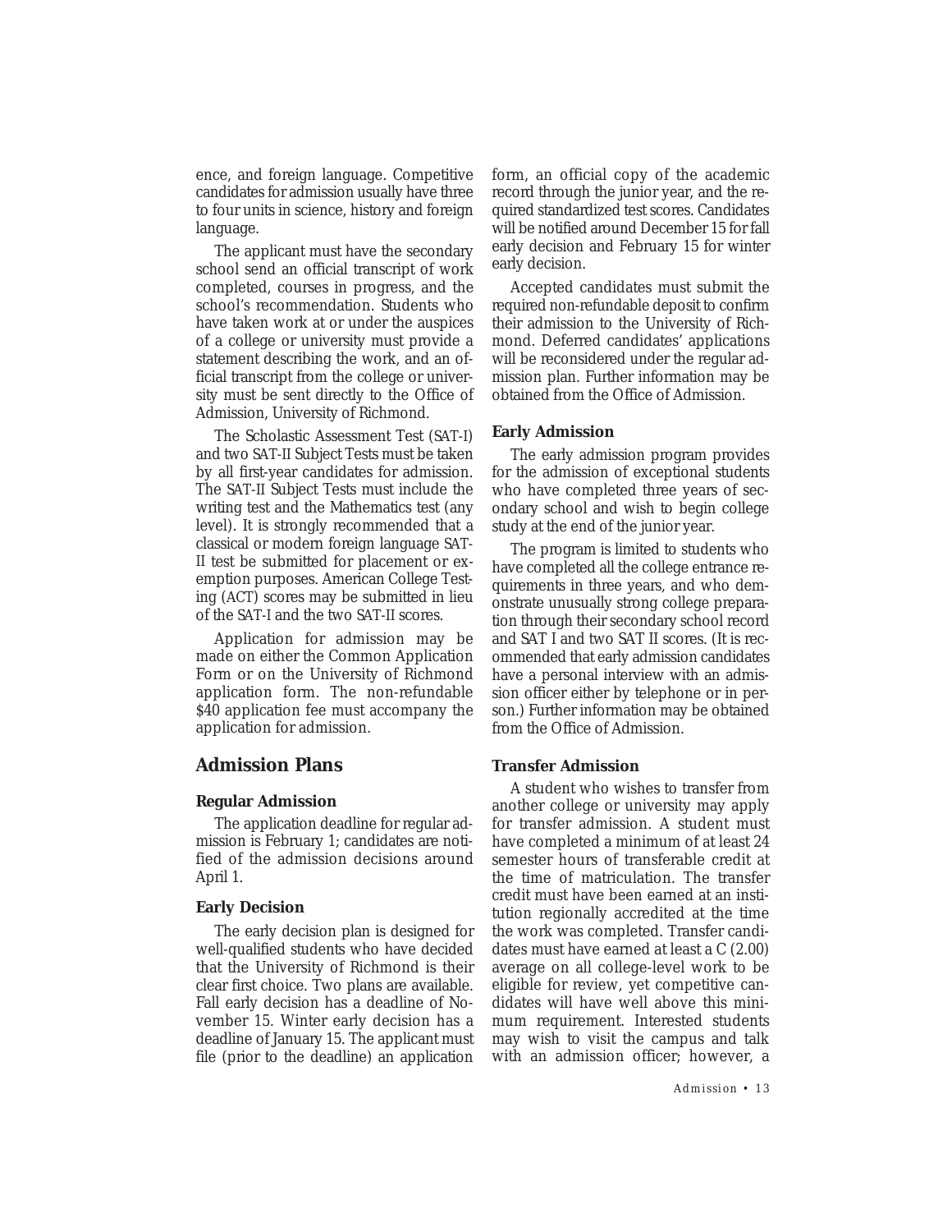ence, and foreign language. Competitive candidates for admission usually have three to four units in science, history and foreign language.

The applicant must have the secondary school send an official transcript of work completed, courses in progress, and the school's recommendation. Students who have taken work at or under the auspices of a college or university must provide a statement describing the work, and an official transcript from the college or university must be sent directly to the Office of Admission, University of Richmond.

The Scholastic Assessment Test (SAT-I) and two SAT-II Subject Tests must be taken by all first-year candidates for admission. The SAT-II Subject Tests must include the writing test and the Mathematics test (any level). It is strongly recommended that a classical or modern foreign language SAT-II test be submitted for placement or exemption purposes. American College Testing (ACT) scores may be submitted in lieu of the SAT-I and the two SAT-II scores.

Application for admission may be made on either the Common Application Form or on the University of Richmond application form. The non-refundable $40 application fee must accompany the application for admission.

## Admission Plans

### Regular Admission

The application deadline for regular admission is February 1; candidates are notified of the admission decisions around April 1.

### Early Decision

The early decision plan is designed for well-qualified students who have decided that the University of Richmond is their clear first choice. Two plans are available. Fall early decision has a deadline of November 15. Winter early decision has a deadline of January 15. The applicant must file (prior to the deadline) an application form, an official copy of the academic record through the junior year, and the required standardized test scores. Candidates will be notified around December 15 for fall early decision and February 15 for winter early decision.

Accepted candidates must submit the required non-refundable deposit to confirm their admission to the University of Richmond. Deferred candidates' applications will be reconsidered under the regular admission plan. Further information may be obtained from the Office of Admission.

### Early Admission

The early admission program provides for the admission of exceptional students who have completed three years of secondary school and wish to begin college study at the end of the junior year.

The program is limited to students who have completed all the college entrance requirements in three years, and who demonstrate unusually strong college preparation through their secondary school record and SAT I and two SAT II scores. (It is recommended that early admission candidates have a personal interview with an admission officer either by telephone or in person.) Further information may be obtained from the Office of Admission.

### Transfer Admission

A student who wishes to transfer from another college or university may apply for transfer admission. A student must have completed a minimum of at least 24 semester hours of transferable credit at the time of matriculation. The transfer credit must have been earned at an institution regionally accredited at the time the work was completed. Transfer candidates must have earned at least a C (2.00) average on all college-level work to be eligible for review, yet competitive candidates will have well above this minimum requirement. Interested students may wish to visit the campus and talk with an admission officer; however, a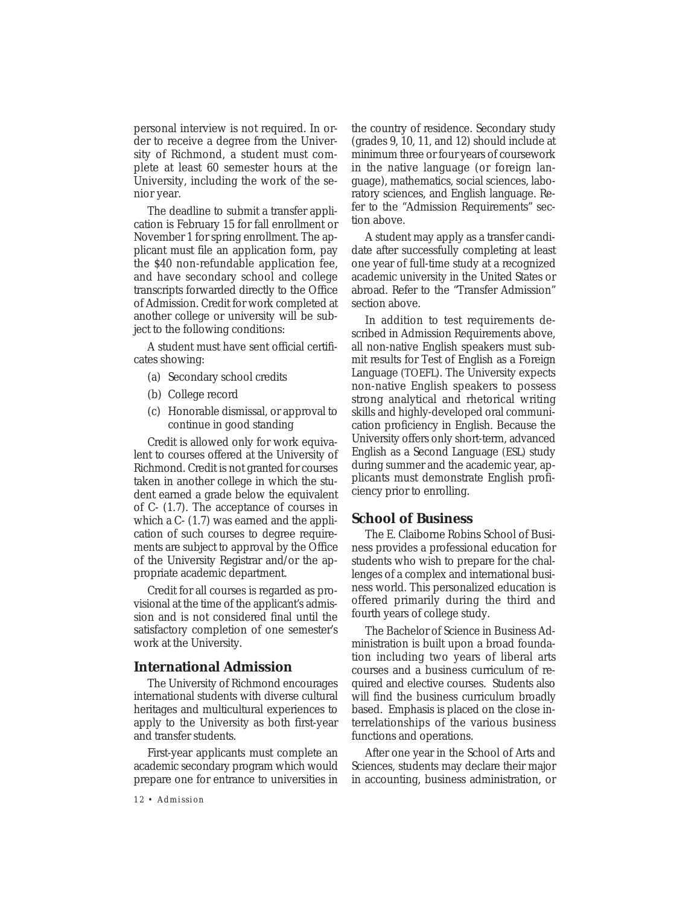personal interview is not required. In order to receive a degree from the University of Richmond, a student must complete at least 60 semester hours at the University, including the work of the senior year.

The deadline to submit a transfer application is February 15 for fall enrollment or November 1 for spring enrollment. The applicant must file an application form, pay the $40 non-refundable application fee, and have secondary school and college transcripts forwarded directly to the Office of Admission. Credit for work completed at another college or university will be subject to the following conditions:

A student must have sent official certificates showing:

(a) Secondary school credits

(b) College record

(c) Honorable dismissal, or approval to continue in good standing

Credit is allowed only for work equivalent to courses offered at the University of Richmond. Credit is not granted for courses taken in another college in which the student earned a grade below the equivalent of C- (1.7). The acceptance of courses in which a C- (1.7) was earned and the application of such courses to degree requirements are subject to approval by the Office of the University Registrar and/or the appropriate academic department.

Credit for all courses is regarded as provisional at the time of the applicant's admission and is not considered final until the satisfactory completion of one semester's work at the University.

## International Admission

The University of Richmond encourages international students with diverse cultural heritages and multicultural experiences to apply to the University as both first-year and transfer students.

First-year applicants must complete an academic secondary program which would prepare one for entrance to universities in the country of residence. Secondary study (grades 9, 10, 11, and 12) should include at minimum three or four years of coursework in the native language (or foreign language), mathematics, social sciences, laboratory sciences, and English language. Refer to the "Admission Requirements" section above.

A student may apply as a transfer candidate after successfully completing at least one year of full-time study at a recognized academic university in the United States or abroad. Refer to the "Transfer Admission" section above.

In addition to test requirements described in Admission Requirements above, all non-native English speakers must submit results for Test of English as a Foreign Language (TOEFL). The University expects non-native English speakers to possess strong analytical and rhetorical writing skills and highly-developed oral communication proficiency in English. Because the University offers only short-term, advanced English as a Second Language (ESL) study during summer and the academic year, applicants must demonstrate English proficiency prior to enrolling.

## School of Business

The E. Claiborne Robins School of Business provides a professional education for students who wish to prepare for the challenges of a complex and international business world. This personalized education is offered primarily during the third and fourth years of college study.

The Bachelor of Science in Business Administration is built upon a broad foundation including two years of liberal arts courses and a business curriculum of required and elective courses. Students also will find the business curriculum broadly based. Emphasis is placed on the close interrelationships of the various business functions and operations.

After one year in the School of Arts and Sciences, students may declare their major in accounting, business administration, or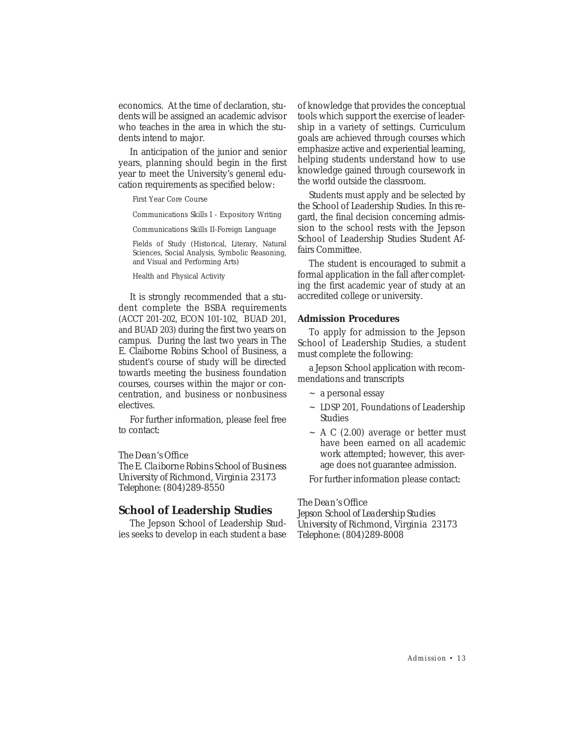economics. At the time of declaration, students will be assigned an academic advisor who teaches in the area in which the students intend to major.

In anticipation of the junior and senior years, planning should begin in the first year to meet the University's general education requirements as specified below:

First Year Core Course

Communications Skills I - Expository Writing

Communications Skills II-Foreign Language

Fields of Study (Historical, Literary, Natural Sciences, Social Analysis, Symbolic Reasoning, and Visual and Performing Arts)

Health and Physical Activity

It is strongly recommended that a student complete the BSBA requirements (ACCT 201-202, ECON 101-102, BUAD 201, and BUAD 203) during the first two years on campus. During the last two years in The E. Claiborne Robins School of Business, a student's course of study will be directed towards meeting the business foundation courses, courses within the major or concentration, and business or nonbusiness electives.

For further information, please feel free to contact:

*The Dean's Office*
*The E. Claiborne Robins School of Business*
*University of Richmond, Virginia 23173*
*Telephone: (804)289-8550*

## School of Leadership Studies

The Jepson School of Leadership Studies seeks to develop in each student a base of knowledge that provides the conceptual tools which support the exercise of leadership in a variety of settings. Curriculum goals are achieved through courses which emphasize active and experiential learning, helping students understand how to use knowledge gained through coursework in the world outside the classroom.

Students must apply and be selected by the School of Leadership Studies. In this regard, the final decision concerning admission to the school rests with the Jepson School of Leadership Studies Student Affairs Committee.

The student is encouraged to submit a formal application in the fall after completing the first academic year of study at an accredited college or university.

### Admission Procedures

To apply for admission to the Jepson School of Leadership Studies, a student must complete the following:

a Jepson School application with recommendations and transcripts

- ~ a personal essay
- ~ LDSP 201, Foundations of Leadership Studies
- ~ A C (2.00) average or better must have been earned on all academic work attempted; however, this average does not guarantee admission.

For further information please contact:

*The Dean's Office*
*Jepson School of Leadership Studies*
*University of Richmond, Virginia 23173*
*Telephone: (804)289-8008*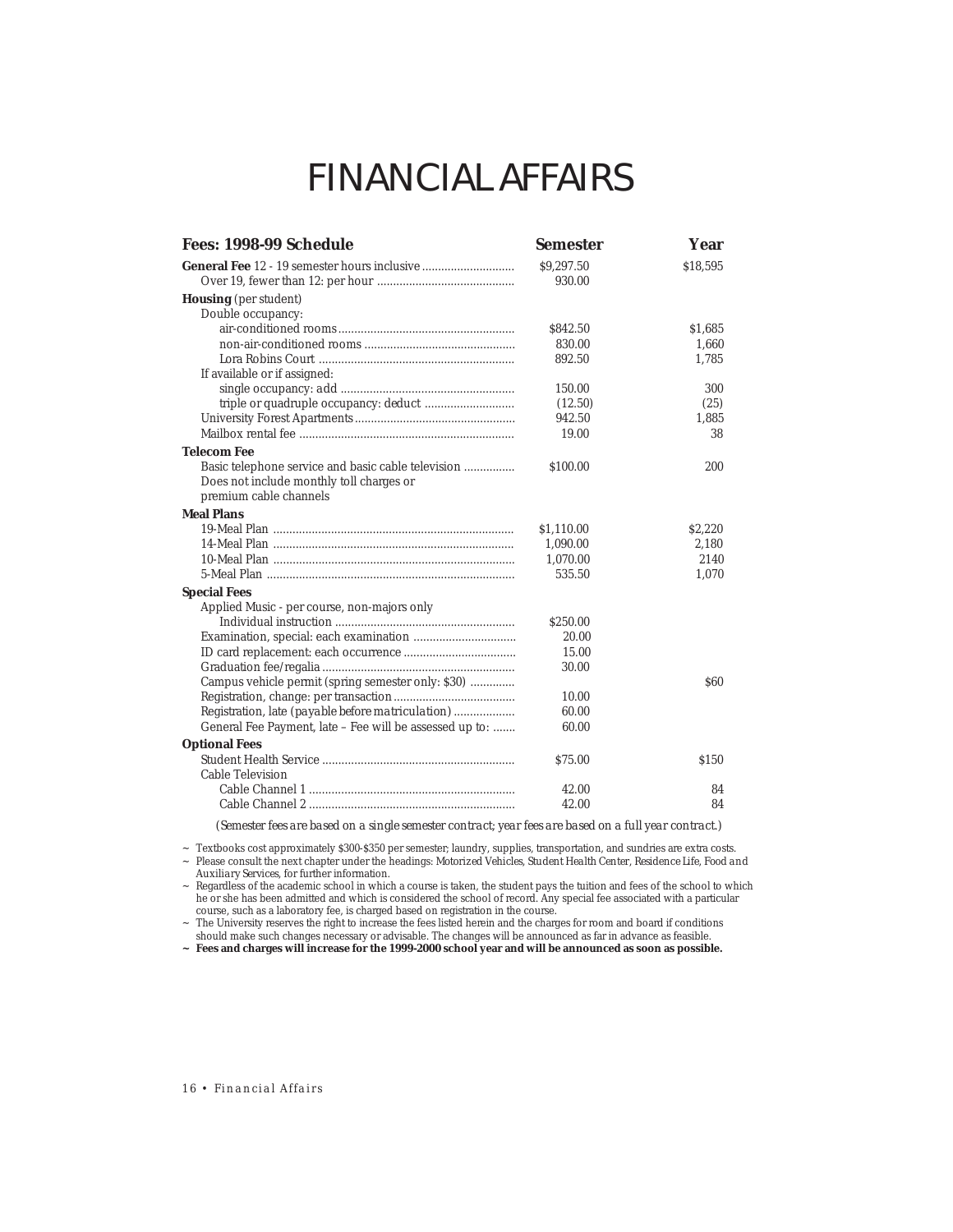# FINANCIAL AFFAIRS

| Fees: 1998-99 Schedule | Semester | Year |
|---|---|---|
| **General Fee** 12 - 19 semester hours inclusive | $9,297.50 | $18,595 |
| Over 19, fewer than 12: per hour | 930.00 | |
| **Housing** (per student) | | |
| Double occupancy: | | |
| air-conditioned rooms | $842.50 | $1,685 |
| non-air-conditioned rooms | 830.00 | 1,660 |
| Lora Robins Court | 892.50 | 1,785 |
| If available or if assigned: | | |
| single occupancy: add | 150.00 | 300 |
| triple or quadruple occupancy: deduct | (12.50) | (25) |
| University Forest Apartments | 942.50 | 1,885 |
| Mailbox rental fee | 19.00 | 38 |
| **Telecom Fee** | | |
| Basic telephone service and basic cable television<br>Does not include monthly toll charges or premium cable channels | $100.00 | 200 |
| **Meal Plans** | | |
| 19-Meal Plan | $1,110.00 | $2,220 |
| 14-Meal Plan | 1,090.00 | 2,180 |
| 10-Meal Plan | 1,070.00 | 2140 |
| 5-Meal Plan | 535.50 | 1,070 |
| **Special Fees** | | |
| Applied Music - per course, non-majors only | | |
| Individual instruction | $250.00 | |
| Examination, special: each examination | 20.00 | |
| ID card replacement: each occurrence | 15.00 | |
| Graduation fee/regalia | 30.00 | |
| Campus vehicle permit (spring semester only: $30) | | $60 |
| Registration, change: per transaction | 10.00 | |
| Registration, late (*payable before matriculation*) | 60.00 | |
| General Fee Payment, late – Fee will be assessed up to: | 60.00 | |
| **Optional Fees** | | |
| Student Health Service | $75.00 | $150 |
| Cable Television | | |
| Cable Channel 1 | 42.00 | 84 |
| Cable Channel 2 | 42.00 | 84 |

*(Semester fees are based on a single semester contract; year fees are based on a full year contract.)*

~ Textbooks cost approximately $300-$350 per semester; laundry, supplies, transportation, and sundries are extra costs.

~ Please consult the next chapter under the headings: Motorized Vehicles, Student Health Center, Residence Life, Food and Auxiliary Services, for further information.

~ Regardless of the academic school in which a course is taken, the student pays the tuition and fees of the school to which he or she has been admitted and which is considered the school of record. Any special fee associated with a particular course, such as a laboratory fee, is charged based on registration in the course.

~ The University reserves the right to increase the fees listed herein and the charges for room and board if conditions should make such changes necessary or advisable. The changes will be announced as far in advance as feasible.

**~ Fees and charges will increase for the 1999-2000 school year and will be announced as soon as possible.**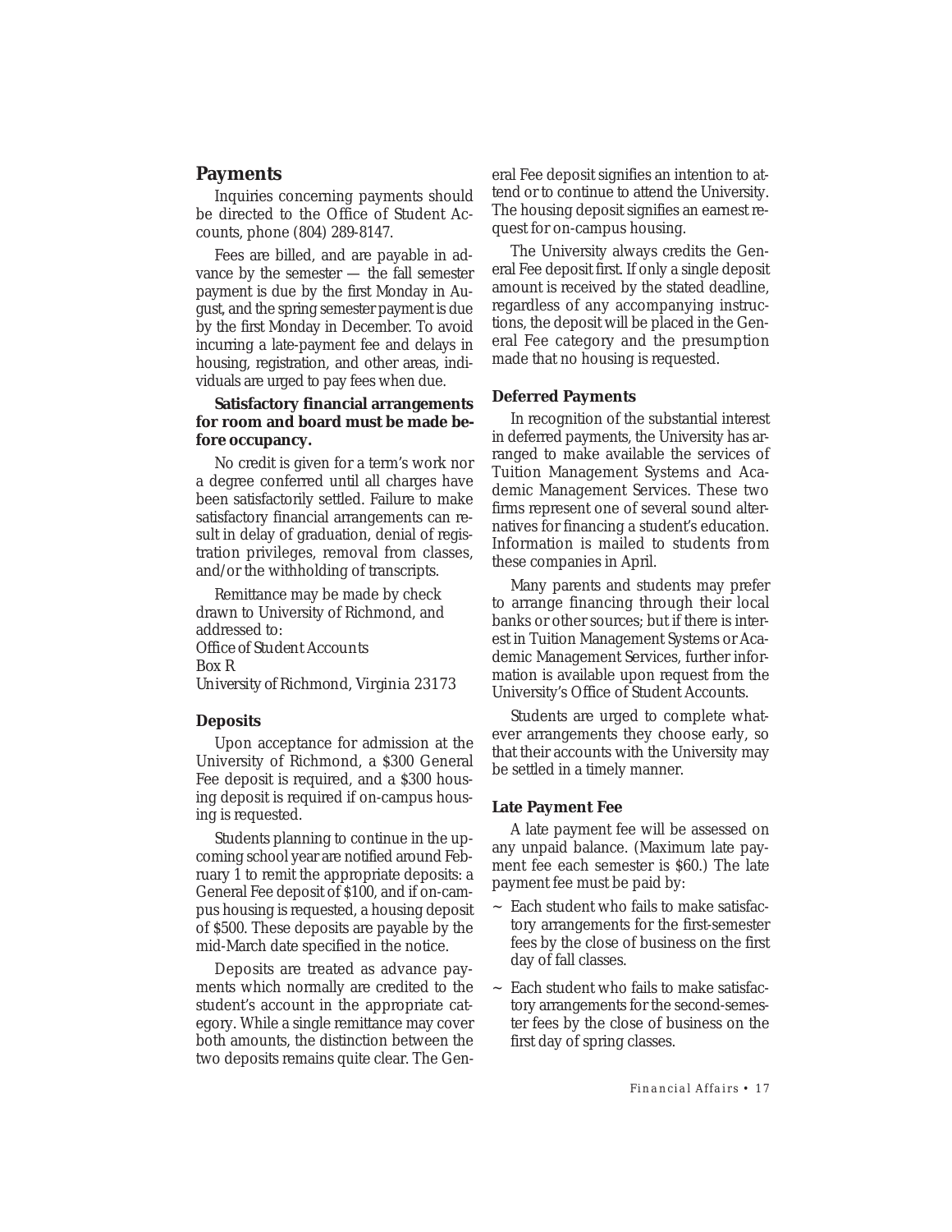## Payments

Inquiries concerning payments should be directed to the Office of Student Accounts, phone (804) 289-8147.

Fees are billed, and are payable in advance by the semester — the fall semester payment is due by the first Monday in August, and the spring semester payment is due by the first Monday in December. To avoid incurring a late-payment fee and delays in housing, registration, and other areas, individuals are urged to pay fees when due.

**Satisfactory financial arrangements for room and board must be made before occupancy.**

No credit is given for a term's work nor a degree conferred until all charges have been satisfactorily settled. Failure to make satisfactory financial arrangements can result in delay of graduation, denial of registration privileges, removal from classes, and/or the withholding of transcripts.

Remittance may be made by check drawn to University of Richmond, and addressed to:
Office of Student Accounts
Box R
University of Richmond, Virginia 23173

### Deposits

Upon acceptance for admission at the University of Richmond, a $300 General Fee deposit is required, and a $300 housing deposit is required if on-campus housing is requested.

Students planning to continue in the upcoming school year are notified around February 1 to remit the appropriate deposits: a General Fee deposit of $100, and if on-campus housing is requested, a housing deposit of $500. These deposits are payable by the mid-March date specified in the notice.

Deposits are treated as advance payments which normally are credited to the student's account in the appropriate category. While a single remittance may cover both amounts, the distinction between the two deposits remains quite clear. The General Fee deposit signifies an intention to attend or to continue to attend the University. The housing deposit signifies an earnest request for on-campus housing.

The University always credits the General Fee deposit first. If only a single deposit amount is received by the stated deadline, regardless of any accompanying instructions, the deposit will be placed in the General Fee category and the presumption made that no housing is requested.

### Deferred Payments

In recognition of the substantial interest in deferred payments, the University has arranged to make available the services of Tuition Management Systems and Academic Management Services. These two firms represent one of several sound alternatives for financing a student's education. Information is mailed to students from these companies in April.

Many parents and students may prefer to arrange financing through their local banks or other sources; but if there is interest in Tuition Management Systems or Academic Management Services, further information is available upon request from the University's Office of Student Accounts.

Students are urged to complete whatever arrangements they choose early, so that their accounts with the University may be settled in a timely manner.

### Late Payment Fee

A late payment fee will be assessed on any unpaid balance. (Maximum late payment fee each semester is $60.) The late payment fee must be paid by:

- Each student who fails to make satisfactory arrangements for the first-semester fees by the close of business on the first day of fall classes.
- Each student who fails to make satisfactory arrangements for the second-semester fees by the close of business on the first day of spring classes.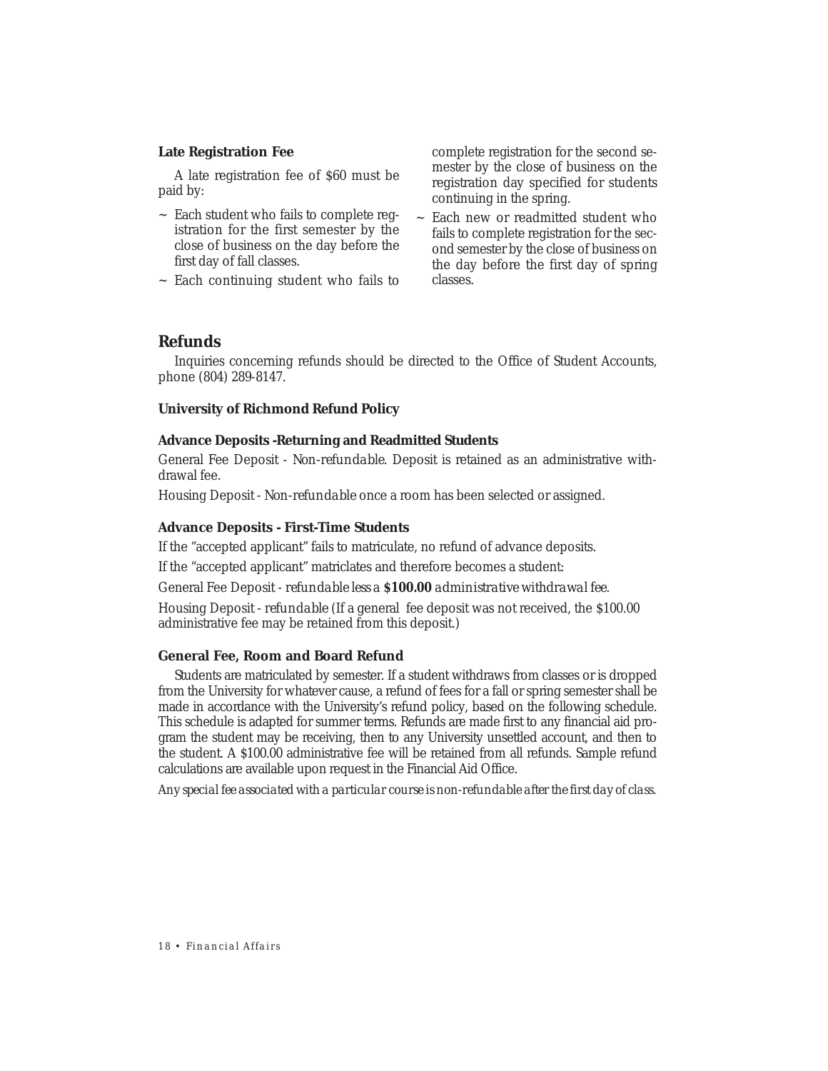**Late Registration Fee**

A late registration fee of $60 must be paid by:

- ~ Each student who fails to complete registration for the first semester by the close of business on the day before the first day of fall classes.
- ~ Each continuing student who fails to complete registration for the second semester by the close of business on the registration day specified for students continuing in the spring.
- ~ Each new or readmitted student who fails to complete registration for the second semester by the close of business on the day before the first day of spring classes.

## Refunds

Inquiries concerning refunds should be directed to the Office of Student Accounts, phone (804) 289-8147.

**University of Richmond Refund Policy**

**Advance Deposits -Returning and Readmitted Students**

General Fee Deposit - *Non-refundable.* Deposit is retained as an administrative withdrawal fee.

Housing Deposit - *Non-refundable* once a room has been selected or assigned.

**Advance Deposits - First-Time Students**

If the "accepted applicant" fails to matriculate, no refund of advance deposits.

If the "accepted applicant" matriclates and therefore becomes a student:

General Fee Deposit - *refundable less a* **$100.00** *administrative withdrawal fee.*

Housing Deposit - *refundable* (If a general fee deposit was not received, the $100.00 administrative fee may be retained from this deposit.)

**General Fee, Room and Board Refund**

Students are matriculated by semester. If a student withdraws from classes or is dropped from the University for whatever cause, a refund of fees for a fall or spring semester shall be made in accordance with the University's refund policy, based on the following schedule. This schedule is adapted for summer terms. Refunds are made first to any financial aid program the student may be receiving, then to any University unsettled account, and then to the student. A $100.00 administrative fee will be retained from all refunds. Sample refund calculations are available upon request in the Financial Aid Office.

*Any special fee associated with a particular course is non-refundable after the first day of class.*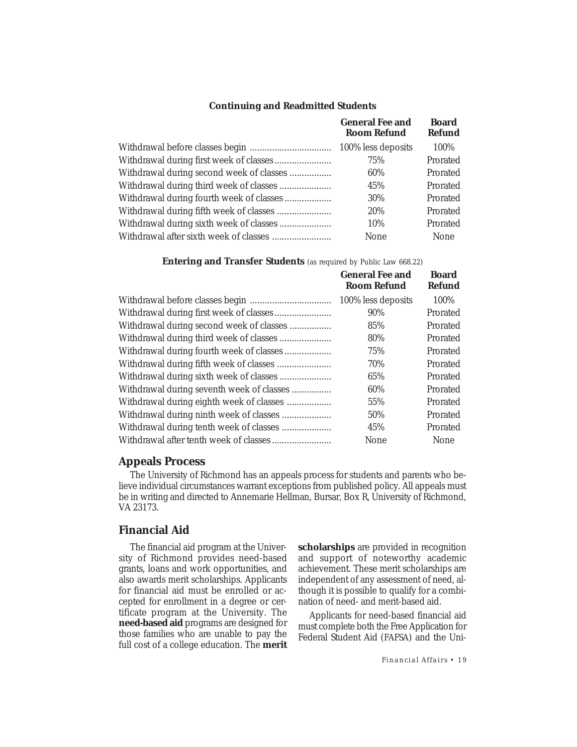**Continuing and Readmitted Students**

| | General Fee and Room Refund | Board Refund |
|---|---|---|
| Withdrawal before classes begin | 100% less deposits | 100% |
| Withdrawal during first week of classes | 75% | Prorated |
| Withdrawal during second week of classes | 60% | Prorated |
| Withdrawal during third week of classes | 45% | Prorated |
| Withdrawal during fourth week of classes | 30% | Prorated |
| Withdrawal during fifth week of classes | 20% | Prorated |
| Withdrawal during sixth week of classes | 10% | Prorated |
| Withdrawal after sixth week of classes | None | None |

**Entering and Transfer Students** (as required by Public Law 668.22)

| | General Fee and Room Refund | Board Refund |
|---|---|---|
| Withdrawal before classes begin | 100% less deposits | 100% |
| Withdrawal during first week of classes | 90% | Prorated |
| Withdrawal during second week of classes | 85% | Prorated |
| Withdrawal during third week of classes | 80% | Prorated |
| Withdrawal during fourth week of classes | 75% | Prorated |
| Withdrawal during fifth week of classes | 70% | Prorated |
| Withdrawal during sixth week of classes | 65% | Prorated |
| Withdrawal during seventh week of classes | 60% | Prorated |
| Withdrawal during eighth week of classes | 55% | Prorated |
| Withdrawal during ninth week of classes | 50% | Prorated |
| Withdrawal during tenth week of classes | 45% | Prorated |
| Withdrawal after tenth week of classes | None | None |

## Appeals Process

The University of Richmond has an appeals process for students and parents who believe individual circumstances warrant exceptions from published policy. All appeals must be in writing and directed to Annemarie Hellman, Bursar, Box R, University of Richmond, VA 23173.

## Financial Aid

The financial aid program at the University of Richmond provides need-based grants, loans and work opportunities, and also awards merit scholarships. Applicants for financial aid must be enrolled or accepted for enrollment in a degree or certificate program at the University. The **need-based aid** programs are designed for those families who are unable to pay the full cost of a college education. The **merit scholarships** are provided in recognition and support of noteworthy academic achievement. These merit scholarships are independent of any assessment of need, although it is possible to qualify for a combination of need- and merit-based aid.

Applicants for need-based financial aid must complete both the Free Application for Federal Student Aid (FAFSA) and the Uni-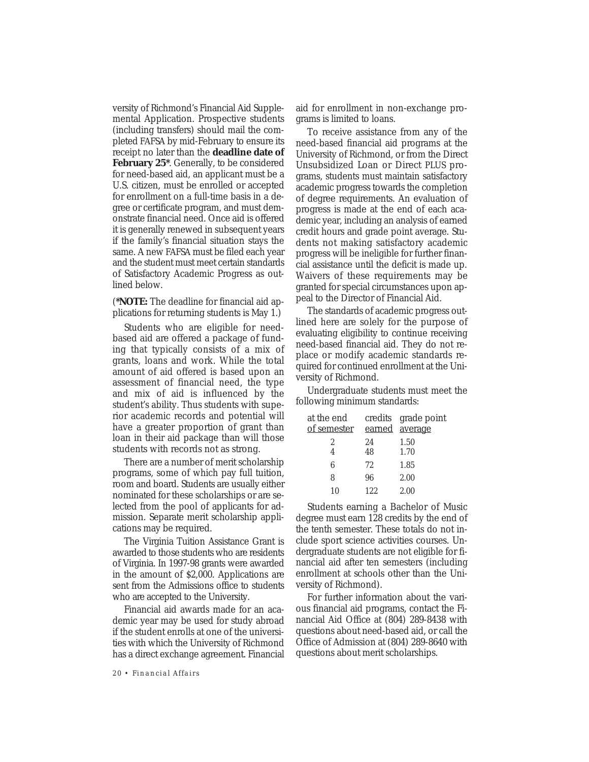versity of Richmond's Financial Aid Supplemental Application. Prospective students (including transfers) should mail the completed FAFSA by mid-February to ensure its receipt no later than the **deadline date of February 25***. Generally, to be considered for need-based aid, an applicant must be a U.S. citizen, must be enrolled or accepted for enrollment on a full-time basis in a degree or certificate program, and must demonstrate financial need. Once aid is offered it is generally renewed in subsequent years if the family's financial situation stays the same. A new FAFSA must be filed each year and the student must meet certain standards of Satisfactory Academic Progress as outlined below.

(***NOTE:** The deadline for financial aid applications for returning students is May 1.)

Students who are eligible for need-based aid are offered a package of funding that typically consists of a mix of grants, loans and work. While the total amount of aid offered is based upon an assessment of financial need, the type and mix of aid is influenced by the student's ability. Thus students with superior academic records and potential will have a greater proportion of grant than loan in their aid package than will those students with records not as strong.

There are a number of merit scholarship programs, some of which pay full tuition, room and board. Students are usually either nominated for these scholarships or are selected from the pool of applicants for admission. Separate merit scholarship applications may be required.

The Virginia Tuition Assistance Grant is awarded to those students who are residents of Virginia. In 1997-98 grants were awarded in the amount of $2,000. Applications are sent from the Admissions office to students who are accepted to the University.

Financial aid awards made for an academic year may be used for study abroad if the student enrolls at one of the universities with which the University of Richmond has a direct exchange agreement. Financial aid for enrollment in non-exchange programs is limited to loans.

To receive assistance from any of the need-based financial aid programs at the University of Richmond, or from the Direct Unsubsidized Loan or Direct PLUS programs, students must maintain satisfactory academic progress towards the completion of degree requirements. An evaluation of progress is made at the end of each academic year, including an analysis of earned credit hours and grade point average. Students not making satisfactory academic progress will be ineligible for further financial assistance until the deficit is made up. Waivers of these requirements may be granted for special circumstances upon appeal to the Director of Financial Aid.

The standards of academic progress outlined here are solely for the purpose of evaluating eligibility to continue receiving need-based financial aid. They do not replace or modify academic standards required for continued enrollment at the University of Richmond.

Undergraduate students must meet the following minimum standards:

| at the end of semester | credits earned | grade point average |
|---|---|---|
| 2 | 24 | 1.50 |
| 4 | 48 | 1.70 |
| 6 | 72 | 1.85 |
| 8 | 96 | 2.00 |
| 10 | 122 | 2.00 |

Students earning a Bachelor of Music degree must earn 128 credits by the end of the tenth semester. These totals do not include sport science activities courses. Undergraduate students are not eligible for financial aid after ten semesters (including enrollment at schools other than the University of Richmond).

For further information about the various financial aid programs, contact the Financial Aid Office at (804) 289-8438 with questions about need-based aid, or call the Office of Admission at (804) 289-8640 with questions about merit scholarships.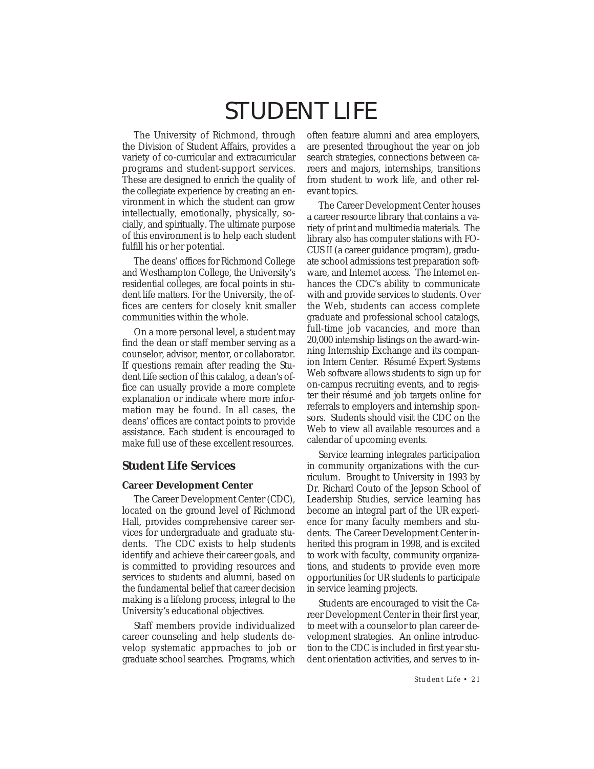# STUDENT LIFE

The University of Richmond, through the Division of Student Affairs, provides a variety of co-curricular and extracurricular programs and student-support services. These are designed to enrich the quality of the collegiate experience by creating an environment in which the student can grow intellectually, emotionally, physically, socially, and spiritually. The ultimate purpose of this environment is to help each student fulfill his or her potential.

The deans' offices for Richmond College and Westhampton College, the University's residential colleges, are focal points in student life matters. For the University, the offices are centers for closely knit smaller communities within the whole.

On a more personal level, a student may find the dean or staff member serving as a counselor, advisor, mentor, or collaborator. If questions remain after reading the Student Life section of this catalog, a dean's office can usually provide a more complete explanation or indicate where more information may be found. In all cases, the deans' offices are contact points to provide assistance. Each student is encouraged to make full use of these excellent resources.

## Student Life Services

### Career Development Center

The Career Development Center (CDC), located on the ground level of Richmond Hall, provides comprehensive career services for undergraduate and graduate students. The CDC exists to help students identify and achieve their career goals, and is committed to providing resources and services to students and alumni, based on the fundamental belief that career decision making is a lifelong process, integral to the University's educational objectives.

Staff members provide individualized career counseling and help students develop systematic approaches to job or graduate school searches. Programs, which often feature alumni and area employers, are presented throughout the year on job search strategies, connections between careers and majors, internships, transitions from student to work life, and other relevant topics.

The Career Development Center houses a career resource library that contains a variety of print and multimedia materials. The library also has computer stations with FOCUS II (a career guidance program), graduate school admissions test preparation software, and Internet access. The Internet enhances the CDC's ability to communicate with and provide services to students. Over the Web, students can access complete graduate and professional school catalogs, full-time job vacancies, and more than 20,000 internship listings on the award-winning Internship Exchange and its companion Intern Center. Résumé Expert Systems Web software allows students to sign up for on-campus recruiting events, and to register their résumé and job targets online for referrals to employers and internship sponsors. Students should visit the CDC on the Web to view all available resources and a calendar of upcoming events.

Service learning integrates participation in community organizations with the curriculum. Brought to University in 1993 by Dr. Richard Couto of the Jepson School of Leadership Studies, service learning has become an integral part of the UR experience for many faculty members and students. The Career Development Center inherited this program in 1998, and is excited to work with faculty, community organizations, and students to provide even more opportunities for UR students to participate in service learning projects.

Students are encouraged to visit the Career Development Center in their first year, to meet with a counselor to plan career development strategies. An online introduction to the CDC is included in first year student orientation activities, and serves to in-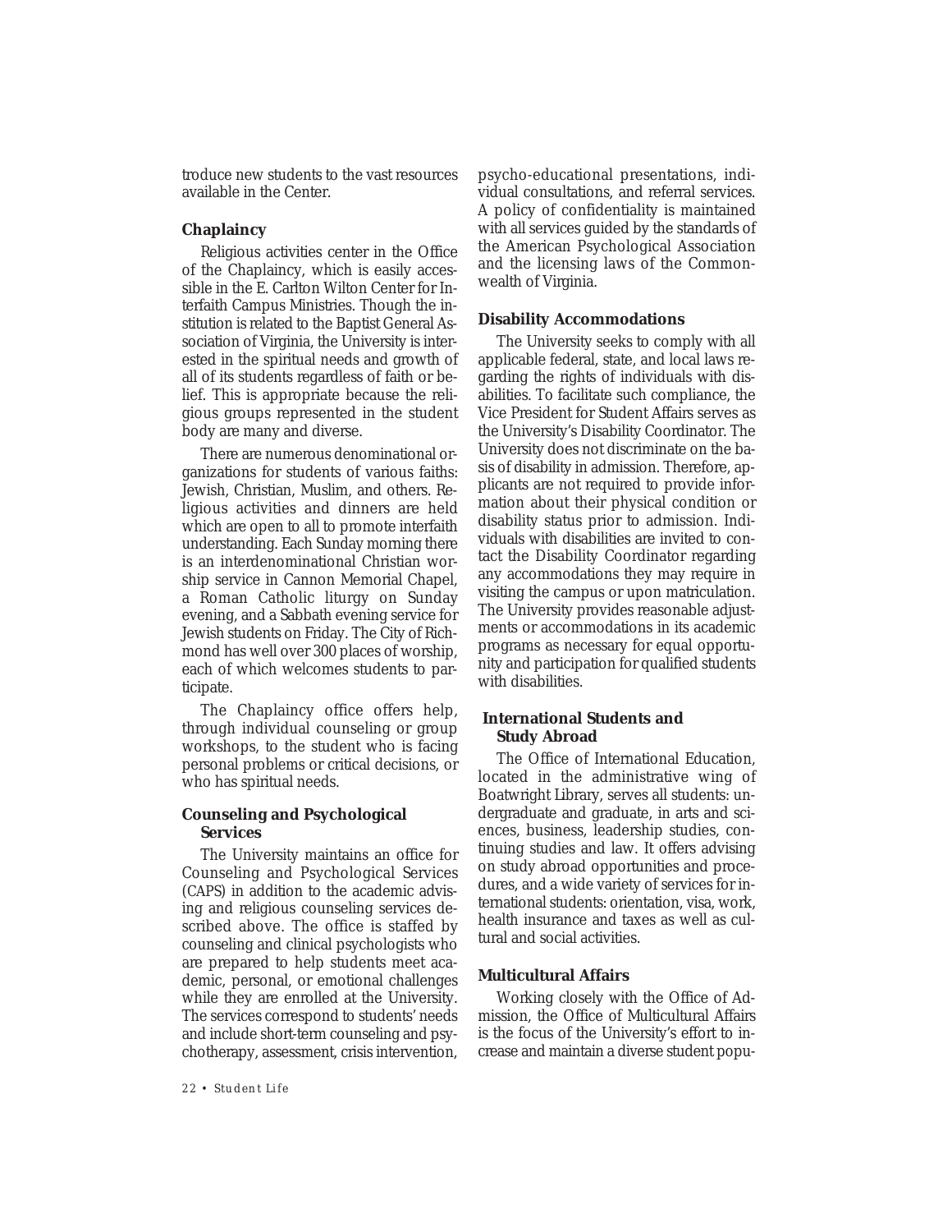troduce new students to the vast resources available in the Center.

### Chaplaincy

Religious activities center in the Office of the Chaplaincy, which is easily accessible in the E. Carlton Wilton Center for Interfaith Campus Ministries. Though the institution is related to the Baptist General Association of Virginia, the University is interested in the spiritual needs and growth of all of its students regardless of faith or belief. This is appropriate because the religious groups represented in the student body are many and diverse.

There are numerous denominational organizations for students of various faiths: Jewish, Christian, Muslim, and others. Religious activities and dinners are held which are open to all to promote interfaith understanding. Each Sunday morning there is an interdenominational Christian worship service in Cannon Memorial Chapel, a Roman Catholic liturgy on Sunday evening, and a Sabbath evening service for Jewish students on Friday. The City of Richmond has well over 300 places of worship, each of which welcomes students to participate.

The Chaplaincy office offers help, through individual counseling or group workshops, to the student who is facing personal problems or critical decisions, or who has spiritual needs.

### Counseling and Psychological Services

The University maintains an office for Counseling and Psychological Services (CAPS) in addition to the academic advising and religious counseling services described above. The office is staffed by counseling and clinical psychologists who are prepared to help students meet academic, personal, or emotional challenges while they are enrolled at the University. The services correspond to students' needs and include short-term counseling and psychotherapy, assessment, crisis intervention, psycho-educational presentations, individual consultations, and referral services. A policy of confidentiality is maintained with all services guided by the standards of the American Psychological Association and the licensing laws of the Commonwealth of Virginia.

### Disability Accommodations

The University seeks to comply with all applicable federal, state, and local laws regarding the rights of individuals with disabilities. To facilitate such compliance, the Vice President for Student Affairs serves as the University's Disability Coordinator. The University does not discriminate on the basis of disability in admission. Therefore, applicants are not required to provide information about their physical condition or disability status prior to admission. Individuals with disabilities are invited to contact the Disability Coordinator regarding any accommodations they may require in visiting the campus or upon matriculation. The University provides reasonable adjustments or accommodations in its academic programs as necessary for equal opportunity and participation for qualified students with disabilities.

### International Students and Study Abroad

The Office of International Education, located in the administrative wing of Boatwright Library, serves all students: undergraduate and graduate, in arts and sciences, business, leadership studies, continuing studies and law. It offers advising on study abroad opportunities and procedures, and a wide variety of services for international students: orientation, visa, work, health insurance and taxes as well as cultural and social activities.

### Multicultural Affairs

Working closely with the Office of Admission, the Office of Multicultural Affairs is the focus of the University's effort to increase and maintain a diverse student popu-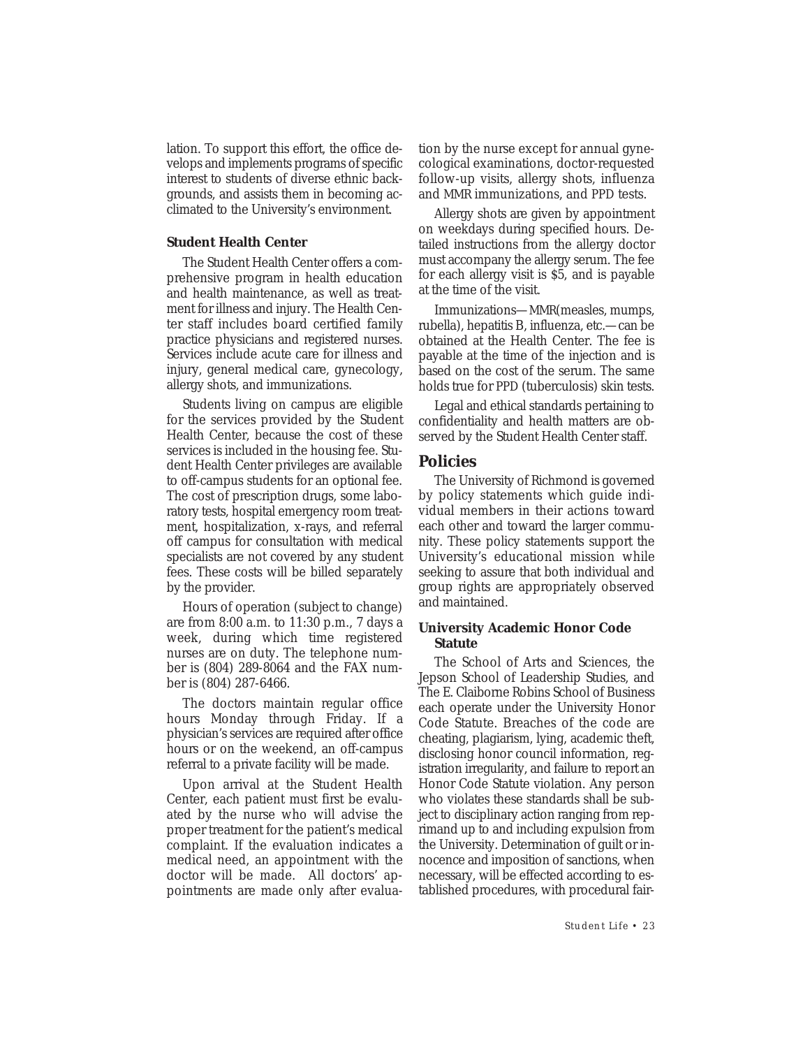lation. To support this effort, the office develops and implements programs of specific interest to students of diverse ethnic backgrounds, and assists them in becoming acclimated to the University's environment.

### Student Health Center

The Student Health Center offers a comprehensive program in health education and health maintenance, as well as treatment for illness and injury. The Health Center staff includes board certified family practice physicians and registered nurses. Services include acute care for illness and injury, general medical care, gynecology, allergy shots, and immunizations.

Students living on campus are eligible for the services provided by the Student Health Center, because the cost of these services is included in the housing fee. Student Health Center privileges are available to off-campus students for an optional fee. The cost of prescription drugs, some laboratory tests, hospital emergency room treatment, hospitalization, x-rays, and referral off campus for consultation with medical specialists are not covered by any student fees. These costs will be billed separately by the provider.

Hours of operation (subject to change) are from 8:00 a.m. to 11:30 p.m., 7 days a week, during which time registered nurses are on duty. The telephone number is (804) 289-8064 and the FAX number is (804) 287-6466.

The doctors maintain regular office hours Monday through Friday. If a physician's services are required after office hours or on the weekend, an off-campus referral to a private facility will be made.

Upon arrival at the Student Health Center, each patient must first be evaluated by the nurse who will advise the proper treatment for the patient's medical complaint. If the evaluation indicates a medical need, an appointment with the doctor will be made. All doctors' appointments are made only after evaluation by the nurse except for annual gynecological examinations, doctor-requested follow-up visits, allergy shots, influenza and MMR immunizations, and PPD tests.

Allergy shots are given by appointment on weekdays during specified hours. Detailed instructions from the allergy doctor must accompany the allergy serum. The fee for each allergy visit is $5, and is payable at the time of the visit.

Immunizations—MMR(measles, mumps, rubella), hepatitis B, influenza, etc.—can be obtained at the Health Center. The fee is payable at the time of the injection and is based on the cost of the serum. The same holds true for PPD (tuberculosis) skin tests.

Legal and ethical standards pertaining to confidentiality and health matters are observed by the Student Health Center staff.

## Policies

The University of Richmond is governed by policy statements which guide individual members in their actions toward each other and toward the larger community. These policy statements support the University's educational mission while seeking to assure that both individual and group rights are appropriately observed and maintained.

### University Academic Honor Code Statute

The School of Arts and Sciences, the Jepson School of Leadership Studies, and The E. Claiborne Robins School of Business each operate under the University Honor Code Statute. Breaches of the code are cheating, plagiarism, lying, academic theft, disclosing honor council information, registration irregularity, and failure to report an Honor Code Statute violation. Any person who violates these standards shall be subject to disciplinary action ranging from reprimand up to and including expulsion from the University. Determination of guilt or innocence and imposition of sanctions, when necessary, will be effected according to established procedures, with procedural fair-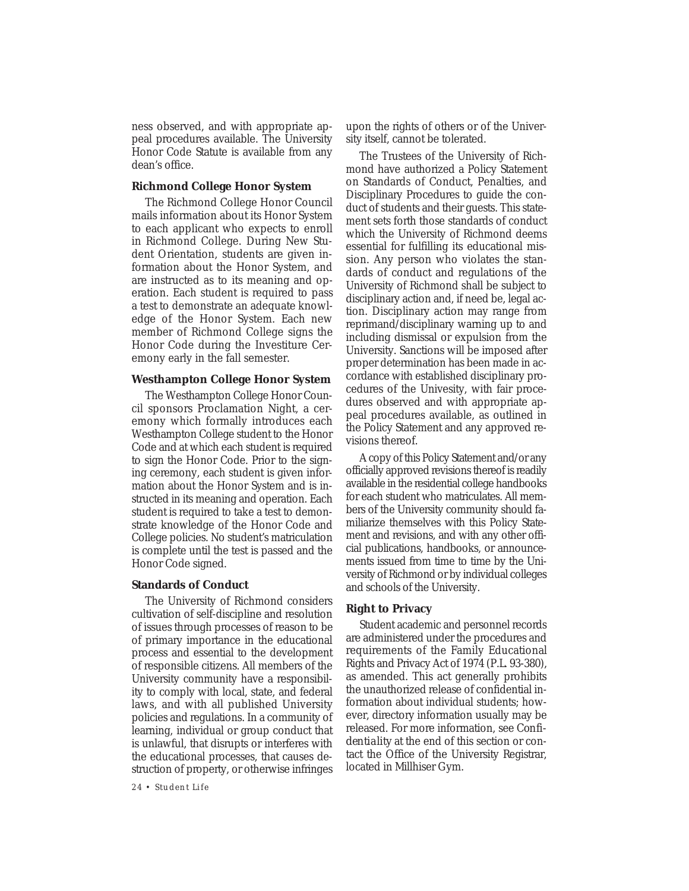ness observed, and with appropriate appeal procedures available. The University Honor Code Statute is available from any dean's office.

### Richmond College Honor System

The Richmond College Honor Council mails information about its Honor System to each applicant who expects to enroll in Richmond College. During New Student Orientation, students are given information about the Honor System, and are instructed as to its meaning and operation. Each student is required to pass a test to demonstrate an adequate knowledge of the Honor System. Each new member of Richmond College signs the Honor Code during the Investiture Ceremony early in the fall semester.

### Westhampton College Honor System

The Westhampton College Honor Council sponsors Proclamation Night, a ceremony which formally introduces each Westhampton College student to the Honor Code and at which each student is required to sign the Honor Code. Prior to the signing ceremony, each student is given information about the Honor System and is instructed in its meaning and operation. Each student is required to take a test to demonstrate knowledge of the Honor Code and College policies. No student's matriculation is complete until the test is passed and the Honor Code signed.

### Standards of Conduct

The University of Richmond considers cultivation of self-discipline and resolution of issues through processes of reason to be of primary importance in the educational process and essential to the development of responsible citizens. All members of the University community have a responsibility to comply with local, state, and federal laws, and with all published University policies and regulations. In a community of learning, individual or group conduct that is unlawful, that disrupts or interferes with the educational processes, that causes destruction of property, or otherwise infringes upon the rights of others or of the University itself, cannot be tolerated.

The Trustees of the University of Richmond have authorized a Policy Statement on Standards of Conduct, Penalties, and Disciplinary Procedures to guide the conduct of students and their guests. This statement sets forth those standards of conduct which the University of Richmond deems essential for fulfilling its educational mission. Any person who violates the standards of conduct and regulations of the University of Richmond shall be subject to disciplinary action and, if need be, legal action. Disciplinary action may range from reprimand/disciplinary warning up to and including dismissal or expulsion from the University. Sanctions will be imposed after proper determination has been made in accordance with established disciplinary procedures of the Univesity, with fair procedures observed and with appropriate appeal procedures available, as outlined in the Policy Statement and any approved revisions thereof.

A copy of this Policy Statement and/or any officially approved revisions thereof is readily available in the residential college handbooks for each student who matriculates. All members of the University community should familiarize themselves with this Policy Statement and revisions, and with any other official publications, handbooks, or announcements issued from time to time by the University of Richmond or by individual colleges and schools of the University.

### Right to Privacy

Student academic and personnel records are administered under the procedures and requirements of the Family Educational Rights and Privacy Act of 1974 (P.L. 93-380), as amended. This act generally prohibits the unauthorized release of confidential information about individual students; however, directory information usually may be released. For more information, see *Confidentiality* at the end of this section or contact the Office of the University Registrar, located in Millhiser Gym.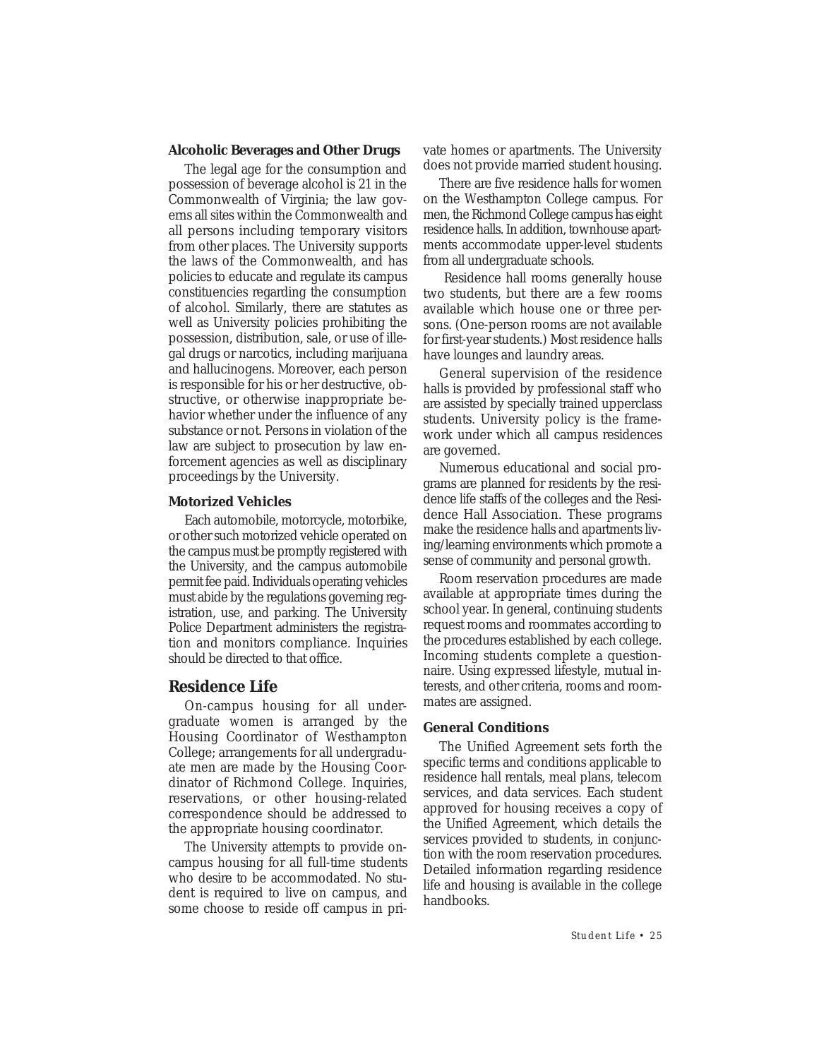### Alcoholic Beverages and Other Drugs

The legal age for the consumption and possession of beverage alcohol is 21 in the Commonwealth of Virginia; the law governs all sites within the Commonwealth and all persons including temporary visitors from other places. The University supports the laws of the Commonwealth, and has policies to educate and regulate its campus constituencies regarding the consumption of alcohol. Similarly, there are statutes as well as University policies prohibiting the possession, distribution, sale, or use of illegal drugs or narcotics, including marijuana and hallucinogens. Moreover, each person is responsible for his or her destructive, obstructive, or otherwise inappropriate behavior whether under the influence of any substance or not. Persons in violation of the law are subject to prosecution by law enforcement agencies as well as disciplinary proceedings by the University.

### Motorized Vehicles

Each automobile, motorcycle, motorbike, or other such motorized vehicle operated on the campus must be promptly registered with the University, and the campus automobile permit fee paid. Individuals operating vehicles must abide by the regulations governing registration, use, and parking. The University Police Department administers the registration and monitors compliance. Inquiries should be directed to that office.

## Residence Life

On-campus housing for all undergraduate women is arranged by the Housing Coordinator of Westhampton College; arrangements for all undergraduate men are made by the Housing Coordinator of Richmond College. Inquiries, reservations, or other housing-related correspondence should be addressed to the appropriate housing coordinator.

The University attempts to provide on-campus housing for all full-time students who desire to be accommodated. No student is required to live on campus, and some choose to reside off campus in private homes or apartments. The University does not provide married student housing.

There are five residence halls for women on the Westhampton College campus. For men, the Richmond College campus has eight residence halls. In addition, townhouse apartments accommodate upper-level students from all undergraduate schools.

Residence hall rooms generally house two students, but there are a few rooms available which house one or three persons. (One-person rooms are not available for first-year students.) Most residence halls have lounges and laundry areas.

General supervision of the residence halls is provided by professional staff who are assisted by specially trained upperclass students. University policy is the framework under which all campus residences are governed.

Numerous educational and social programs are planned for residents by the residence life staffs of the colleges and the Residence Hall Association. These programs make the residence halls and apartments living/learning environments which promote a sense of community and personal growth.

Room reservation procedures are made available at appropriate times during the school year. In general, continuing students request rooms and roommates according to the procedures established by each college. Incoming students complete a questionnaire. Using expressed lifestyle, mutual interests, and other criteria, rooms and roommates are assigned.

### General Conditions

The Unified Agreement sets forth the specific terms and conditions applicable to residence hall rentals, meal plans, telecom services, and data services. Each student approved for housing receives a copy of the Unified Agreement, which details the services provided to students, in conjunction with the room reservation procedures. Detailed information regarding residence life and housing is available in the college handbooks.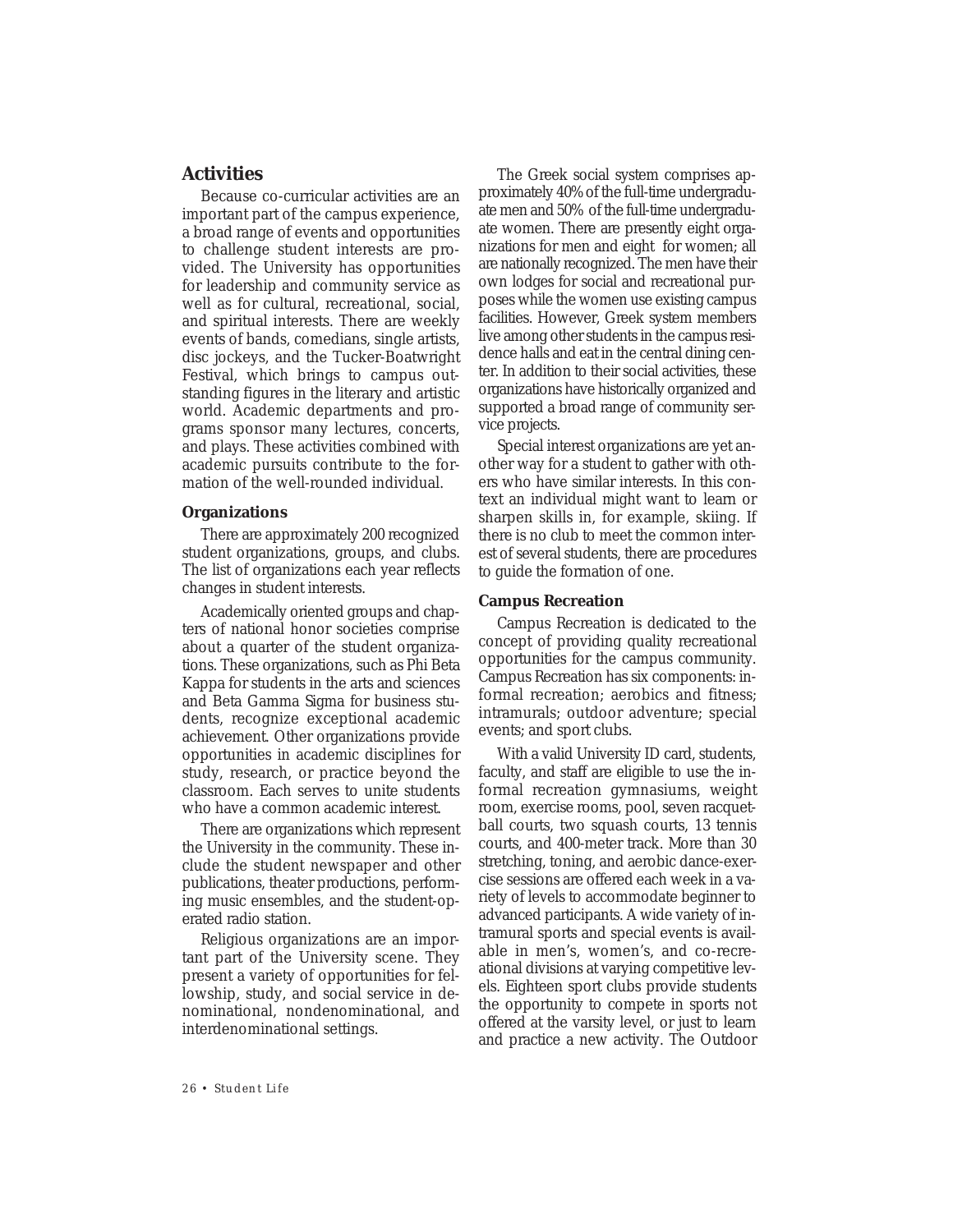## Activities

Because co-curricular activities are an important part of the campus experience, a broad range of events and opportunities to challenge student interests are provided. The University has opportunities for leadership and community service as well as for cultural, recreational, social, and spiritual interests. There are weekly events of bands, comedians, single artists, disc jockeys, and the Tucker-Boatwright Festival, which brings to campus outstanding figures in the literary and artistic world. Academic departments and programs sponsor many lectures, concerts, and plays. These activities combined with academic pursuits contribute to the formation of the well-rounded individual.

### Organizations

There are approximately 200 recognized student organizations, groups, and clubs. The list of organizations each year reflects changes in student interests.

Academically oriented groups and chapters of national honor societies comprise about a quarter of the student organizations. These organizations, such as Phi Beta Kappa for students in the arts and sciences and Beta Gamma Sigma for business students, recognize exceptional academic achievement. Other organizations provide opportunities in academic disciplines for study, research, or practice beyond the classroom. Each serves to unite students who have a common academic interest.

There are organizations which represent the University in the community. These include the student newspaper and other publications, theater productions, performing music ensembles, and the student-operated radio station.

Religious organizations are an important part of the University scene. They present a variety of opportunities for fellowship, study, and social service in denominational, nondenominational, and interdenominational settings.

The Greek social system comprises approximately 40% of the full-time undergraduate men and 50% of the full-time undergraduate women. There are presently eight organizations for men and eight for women; all are nationally recognized. The men have their own lodges for social and recreational purposes while the women use existing campus facilities. However, Greek system members live among other students in the campus residence halls and eat in the central dining center. In addition to their social activities, these organizations have historically organized and supported a broad range of community service projects.

Special interest organizations are yet another way for a student to gather with others who have similar interests. In this context an individual might want to learn or sharpen skills in, for example, skiing. If there is no club to meet the common interest of several students, there are procedures to guide the formation of one.

### Campus Recreation

Campus Recreation is dedicated to the concept of providing quality recreational opportunities for the campus community. Campus Recreation has six components: informal recreation; aerobics and fitness; intramurals; outdoor adventure; special events; and sport clubs.

With a valid University ID card, students, faculty, and staff are eligible to use the informal recreation gymnasiums, weight room, exercise rooms, pool, seven racquetball courts, two squash courts, 13 tennis courts, and 400-meter track. More than 30 stretching, toning, and aerobic dance-exercise sessions are offered each week in a variety of levels to accommodate beginner to advanced participants. A wide variety of intramural sports and special events is available in men's, women's, and co-recreational divisions at varying competitive levels. Eighteen sport clubs provide students the opportunity to compete in sports not offered at the varsity level, or just to learn and practice a new activity. The Outdoor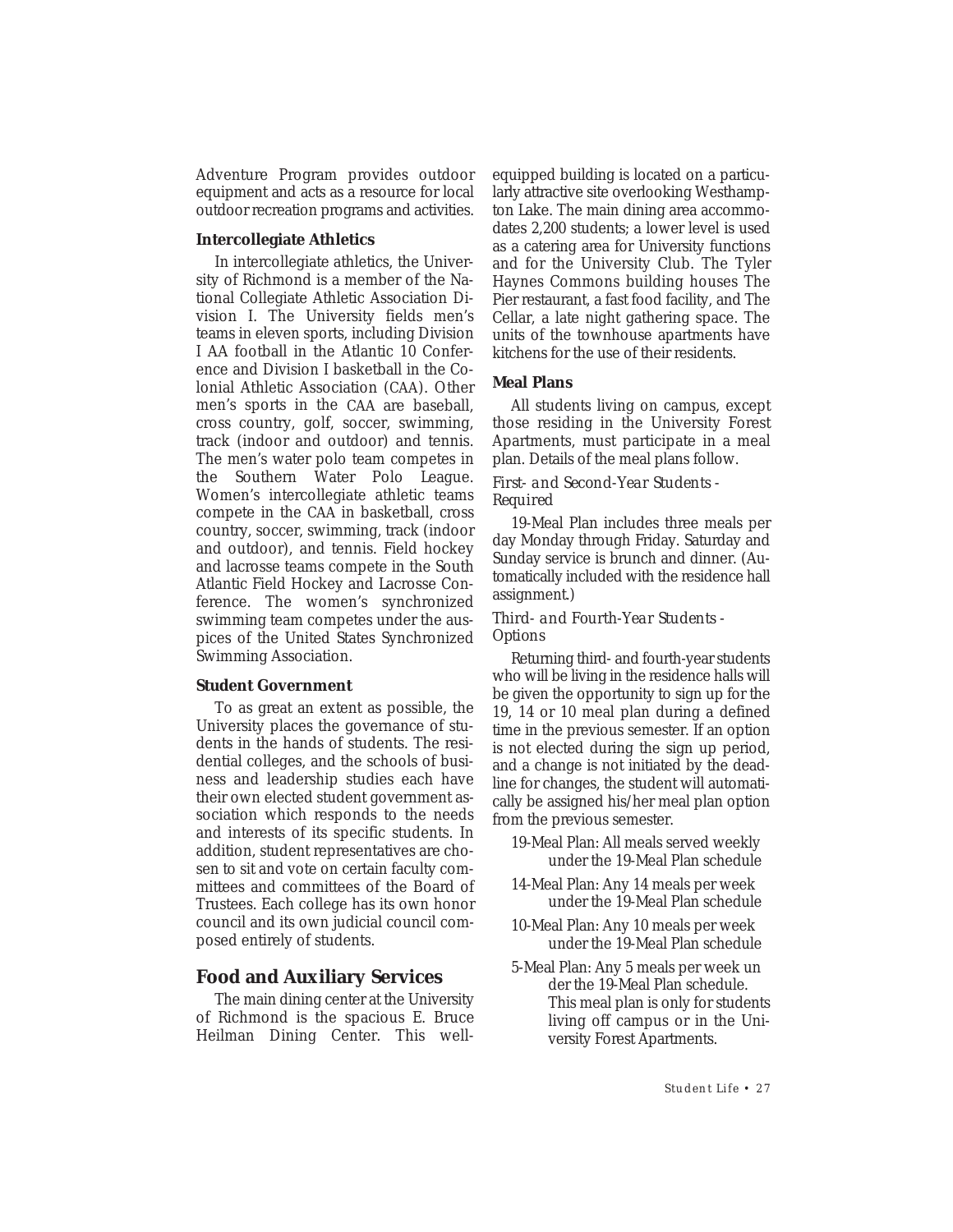Adventure Program provides outdoor equipment and acts as a resource for local outdoor recreation programs and activities.

**Intercollegiate Athletics**

In intercollegiate athletics, the University of Richmond is a member of the National Collegiate Athletic Association Division I. The University fields men's teams in eleven sports, including Division I AA football in the Atlantic 10 Conference and Division I basketball in the Colonial Athletic Association (CAA). Other men's sports in the CAA are baseball, cross country, golf, soccer, swimming, track (indoor and outdoor) and tennis. The men's water polo team competes in the Southern Water Polo League. Women's intercollegiate athletic teams compete in the CAA in basketball, cross country, soccer, swimming, track (indoor and outdoor), and tennis. Field hockey and lacrosse teams compete in the South Atlantic Field Hockey and Lacrosse Conference. The women's synchronized swimming team competes under the auspices of the United States Synchronized Swimming Association.

**Student Government**

To as great an extent as possible, the University places the governance of students in the hands of students. The residential colleges, and the schools of business and leadership studies each have their own elected student government association which responds to the needs and interests of its specific students. In addition, student representatives are chosen to sit and vote on certain faculty committees and committees of the Board of Trustees. Each college has its own honor council and its own judicial council composed entirely of students.

## Food and Auxiliary Services

The main dining center at the University of Richmond is the spacious E. Bruce Heilman Dining Center. This well-equipped building is located on a particularly attractive site overlooking Westhampton Lake. The main dining area accommodates 2,200 students; a lower level is used as a catering area for University functions and for the University Club. The Tyler Haynes Commons building houses The Pier restaurant, a fast food facility, and The Cellar, a late night gathering space. The units of the townhouse apartments have kitchens for the use of their residents.

**Meal Plans**

All students living on campus, except those residing in the University Forest Apartments, must participate in a meal plan. Details of the meal plans follow.

*First- and Second-Year Students - Required*

19-Meal Plan includes three meals per day Monday through Friday. Saturday and Sunday service is brunch and dinner. (Automatically included with the residence hall assignment.)

*Third- and Fourth-Year Students - Options*

Returning third- and fourth-year students who will be living in the residence halls will be given the opportunity to sign up for the 19, 14 or 10 meal plan during a defined time in the previous semester. If an option is not elected during the sign up period, and a change is not initiated by the deadline for changes, the student will automatically be assigned his/her meal plan option from the previous semester.

19-Meal Plan: All meals served weekly under the 19-Meal Plan schedule

14-Meal Plan: Any 14 meals per week under the 19-Meal Plan schedule

10-Meal Plan: Any 10 meals per week under the 19-Meal Plan schedule

5-Meal Plan: Any 5 meals per week under the 19-Meal Plan schedule. This meal plan is only for students living off campus or in the University Forest Apartments.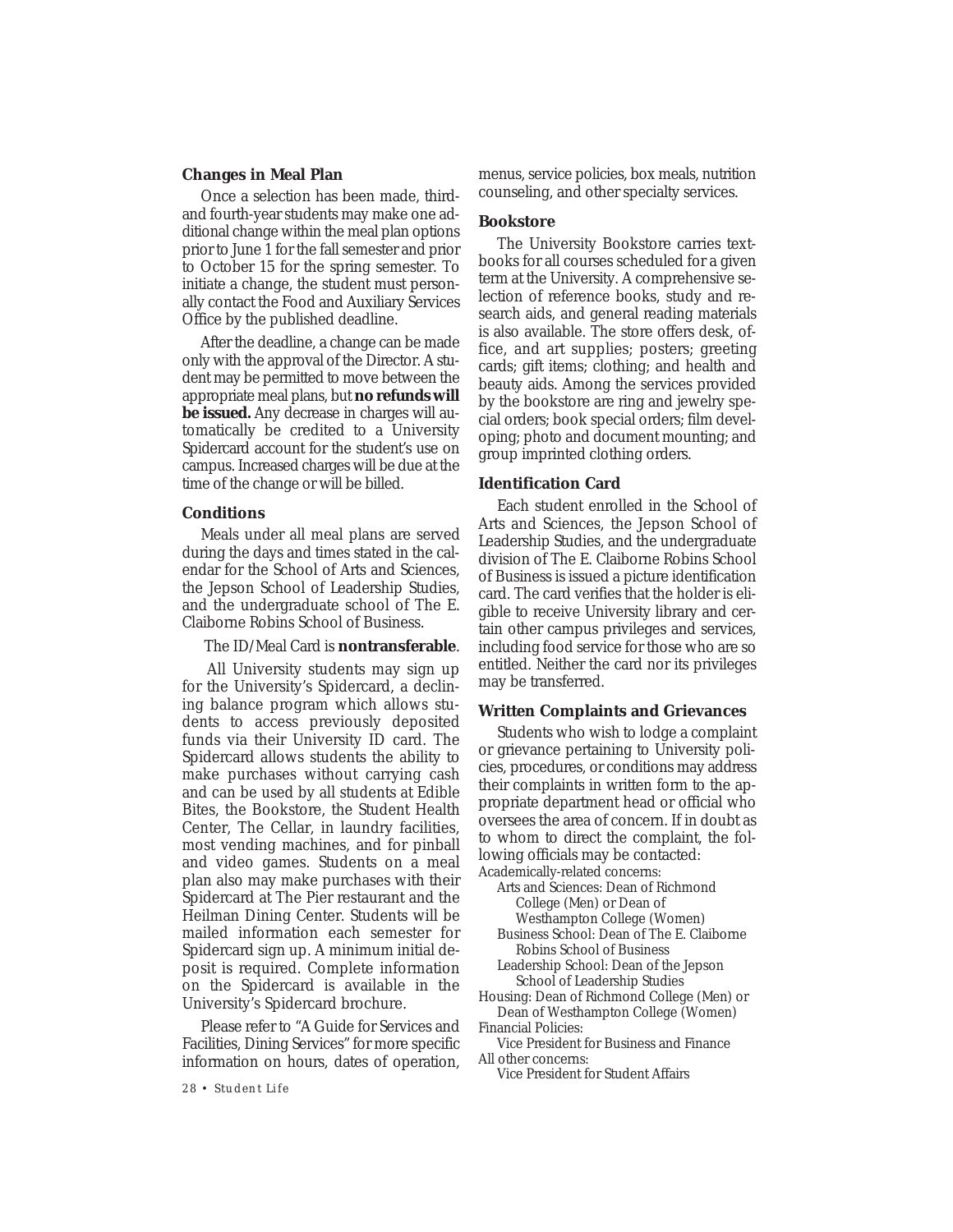### Changes in Meal Plan

Once a selection has been made, third- and fourth-year students may make one additional change within the meal plan options prior to June 1 for the fall semester and prior to October 15 for the spring semester. To initiate a change, the student must personally contact the Food and Auxiliary Services Office by the published deadline.

After the deadline, a change can be made only with the approval of the Director. A student may be permitted to move between the appropriate meal plans, but **no refunds will be issued.** Any decrease in charges will automatically be credited to a University Spidercard account for the student's use on campus. Increased charges will be due at the time of the change or will be billed.

### Conditions

Meals under all meal plans are served during the days and times stated in the calendar for the School of Arts and Sciences, the Jepson School of Leadership Studies, and the undergraduate school of The E. Claiborne Robins School of Business.

The ID/Meal Card is **nontransferable**.

All University students may sign up for the University's Spidercard, a declining balance program which allows students to access previously deposited funds via their University ID card. The Spidercard allows students the ability to make purchases without carrying cash and can be used by all students at Edible Bites, the Bookstore, the Student Health Center, The Cellar, in laundry facilities, most vending machines, and for pinball and video games. Students on a meal plan also may make purchases with their Spidercard at The Pier restaurant and the Heilman Dining Center. Students will be mailed information each semester for Spidercard sign up. A minimum initial deposit is required. Complete information on the Spidercard is available in the University's Spidercard brochure.

Please refer to "A Guide for Services and Facilities, Dining Services" for more specific information on hours, dates of operation, menus, service policies, box meals, nutrition counseling, and other specialty services.

### Bookstore

The University Bookstore carries textbooks for all courses scheduled for a given term at the University. A comprehensive selection of reference books, study and research aids, and general reading materials is also available. The store offers desk, office, and art supplies; posters; greeting cards; gift items; clothing; and health and beauty aids. Among the services provided by the bookstore are ring and jewelry special orders; book special orders; film developing; photo and document mounting; and group imprinted clothing orders.

### Identification Card

Each student enrolled in the School of Arts and Sciences, the Jepson School of Leadership Studies, and the undergraduate division of The E. Claiborne Robins School of Business is issued a picture identification card. The card verifies that the holder is eligible to receive University library and certain other campus privileges and services, including food service for those who are so entitled. Neither the card nor its privileges may be transferred.

### Written Complaints and Grievances

Students who wish to lodge a complaint or grievance pertaining to University policies, procedures, or conditions may address their complaints in written form to the appropriate department head or official who oversees the area of concern. If in doubt as to whom to direct the complaint, the following officials may be contacted:

Academically-related concerns:
- Arts and Sciences: Dean of Richmond College (Men) or Dean of Westhampton College (Women)
- Business School: Dean of The E. Claiborne Robins School of Business
- Leadership School: Dean of the Jepson School of Leadership Studies

Housing: Dean of Richmond College (Men) or Dean of Westhampton College (Women)

Financial Policies:
- Vice President for Business and Finance

All other concerns:
- Vice President for Student Affairs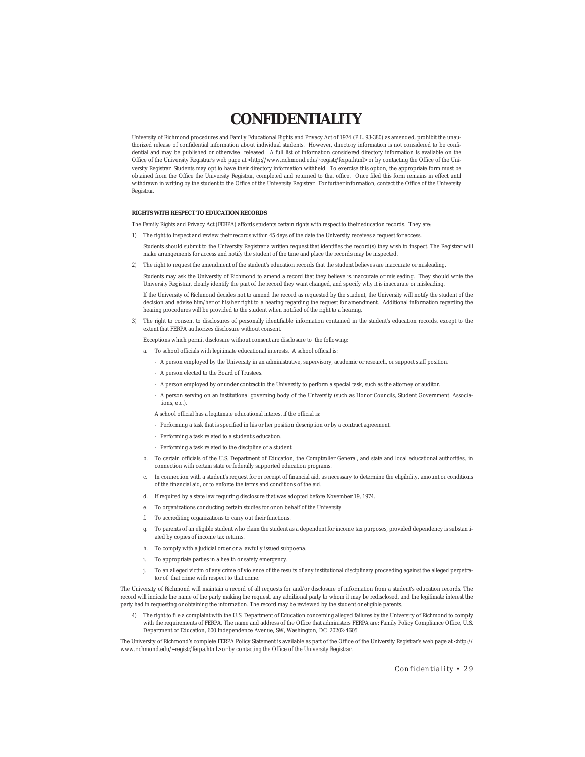# CONFIDENTIALITY

University of Richmond procedures and Family Educational Rights and Privacy Act of 1974 (P.L. 93-380) as amended, prohibit the unauthorized release of confidential information about individual students. However, directory information is not considered to be confidential and may be published or otherwise released. A full list of information considered directory information is available on the Office of the University Registrar's web page at <http://www.richmond.edu/~registr/ferpa.html> or by contacting the Office of the University Registrar. Students may opt to have their directory information withheld. To exercise this option, the appropriate form must be obtained from the Office the University Registrar, completed and returned to that office. Once filed this form remains in effect until withdrawn in writing by the student to the Office of the University Registrar. For further information, contact the Office of the University Registrar.

**RIGHTS WITH RESPECT TO EDUCATION RECORDS**

The Family Rights and Privacy Act (FERPA) affords students certain rights with respect to their education records. They are:

1) The right to inspect and review their records within 45 days of the date the University receives a request for access.

   Students should submit to the University Registrar a written request that identifies the record(s) they wish to inspect. The Registrar will make arrangements for access and notify the student of the time and place the records may be inspected.

2) The right to request the amendment of the student's education records that the student believes are inaccurate or misleading.

   Students may ask the University of Richmond to amend a record that they believe is inaccurate or misleading. They should write the University Registrar, clearly identify the part of the record they want changed, and specify why it is inaccurate or misleading.

   If the University of Richmond decides not to amend the record as requested by the student, the University will notify the student of the decision and advise him/her of his/her right to a hearing regarding the request for amendment. Additional information regarding the hearing procedures will be provided to the student when notified of the right to a hearing.

3) The right to consent to disclosures of personally identifiable information contained in the student's education records, except to the extent that FERPA authorizes disclosure without consent.

   Exceptions which permit disclosure without consent are disclosure to the following:

   a. To school officials with legitimate educational interests. A school official is:

      - A person employed by the University in an administrative, supervisory, academic or research, or support staff position.
      - A person elected to the Board of Trustees.
      - A person employed by or under contract to the University to perform a special task, such as the attorney or auditor.
      - A person serving on an institutional governing body of the University (such as Honor Councils, Student Government Associations, etc.).

      A school official has a legitimate educational interest if the official is:

      - Performing a task that is specified in his or her position description or by a contract agreement.
      - Performing a task related to a student's education.
      - Performing a task related to the discipline of a student.

   b. To certain officials of the U.S. Department of Education, the Comptroller General, and state and local educational authorities, in connection with certain state or federally supported education programs.

   c. In connection with a student's request for or receipt of financial aid, as necessary to determine the eligibility, amount or conditions of the financial aid, or to enforce the terms and conditions of the aid.

   d. If required by a state law requiring disclosure that was adopted before November 19, 1974.

   e. To organizations conducting certain studies for or on behalf of the University.

   f. To accrediting organizations to carry out their functions.

   g. To parents of an eligible student who claim the student as a dependent for income tax purposes, provided dependency is substantiated by copies of income tax returns.

   h. To comply with a judicial order or a lawfully issued subpoena.

   i. To appropriate parties in a health or safety emergency.

   j. To an alleged victim of any crime of violence of the results of any institutional disciplinary proceeding against the alleged perpetrator of that crime with respect to that crime.

The University of Richmond will maintain a record of all requests for and/or disclosure of information from a student's education records. The record will indicate the name of the party making the request, any additional party to whom it may be redisclosed, and the legitimate interest the party had in requesting or obtaining the information. The record may be reviewed by the student or eligible parents.

4) The right to file a complaint with the U.S. Department of Education concerning alleged failures by the University of Richmond to comply with the requirements of FERPA. The name and address of the Office that administers FERPA are: Family Policy Compliance Office, U.S. Department of Education, 600 Independence Avenue, SW, Washington, DC 20202-4605

The University of Richmond's complete FERPA Policy Statement is available as part of the Office of the University Registrar's web page at <http://www.richmond.edu/~registr/ferpa.html> or by contacting the Office of the University Registrar.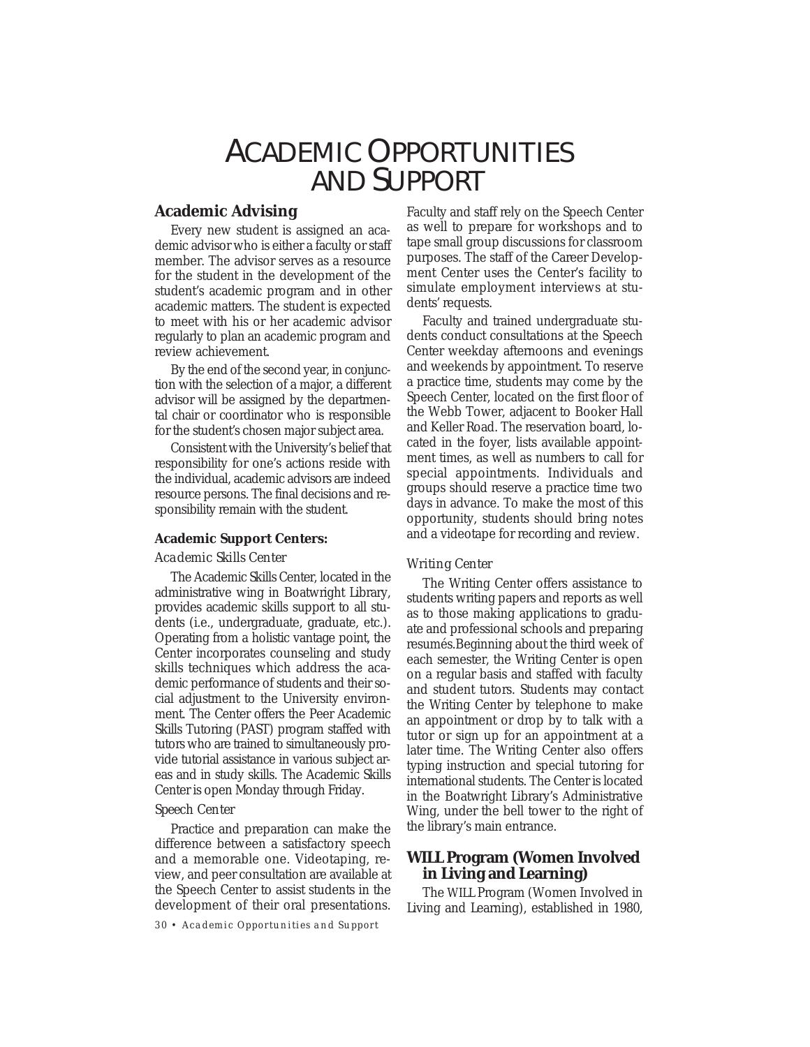# ACADEMIC OPPORTUNITIES AND SUPPORT

## Academic Advising

Every new student is assigned an academic advisor who is either a faculty or staff member. The advisor serves as a resource for the student in the development of the student's academic program and in other academic matters. The student is expected to meet with his or her academic advisor regularly to plan an academic program and review achievement.

By the end of the second year, in conjunction with the selection of a major, a different advisor will be assigned by the departmental chair or coordinator who is responsible for the student's chosen major subject area.

Consistent with the University's belief that responsibility for one's actions reside with the individual, academic advisors are indeed resource persons. The final decisions and responsibility remain with the student.

### Academic Support Centers:

*Academic Skills Center*

The Academic Skills Center, located in the administrative wing in Boatwright Library, provides academic skills support to all students (i.e., undergraduate, graduate, etc.). Operating from a holistic vantage point, the Center incorporates counseling and study skills techniques which address the academic performance of students and their social adjustment to the University environment. The Center offers the Peer Academic Skills Tutoring (PAST) program staffed with tutors who are trained to simultaneously provide tutorial assistance in various subject areas and in study skills. The Academic Skills Center is open Monday through Friday.

*Speech Center*

Practice and preparation can make the difference between a satisfactory speech and a memorable one. Videotaping, review, and peer consultation are available at the Speech Center to assist students in the development of their oral presentations. Faculty and staff rely on the Speech Center as well to prepare for workshops and to tape small group discussions for classroom purposes. The staff of the Career Development Center uses the Center's facility to simulate employment interviews at students' requests.

Faculty and trained undergraduate students conduct consultations at the Speech Center weekday afternoons and evenings and weekends by appointment. To reserve a practice time, students may come by the Speech Center, located on the first floor of the Webb Tower, adjacent to Booker Hall and Keller Road. The reservation board, located in the foyer, lists available appointment times, as well as numbers to call for special appointments. Individuals and groups should reserve a practice time two days in advance. To make the most of this opportunity, students should bring notes and a videotape for recording and review.

*Writing Center*

The Writing Center offers assistance to students writing papers and reports as well as to those making applications to graduate and professional schools and preparing resumés.Beginning about the third week of each semester, the Writing Center is open on a regular basis and staffed with faculty and student tutors. Students may contact the Writing Center by telephone to make an appointment or drop by to talk with a tutor or sign up for an appointment at a later time. The Writing Center also offers typing instruction and special tutoring for international students. The Center is located in the Boatwright Library's Administrative Wing, under the bell tower to the right of the library's main entrance.

## WILL Program (Women Involved in Living and Learning)

The WILL Program (Women Involved in Living and Learning), established in 1980,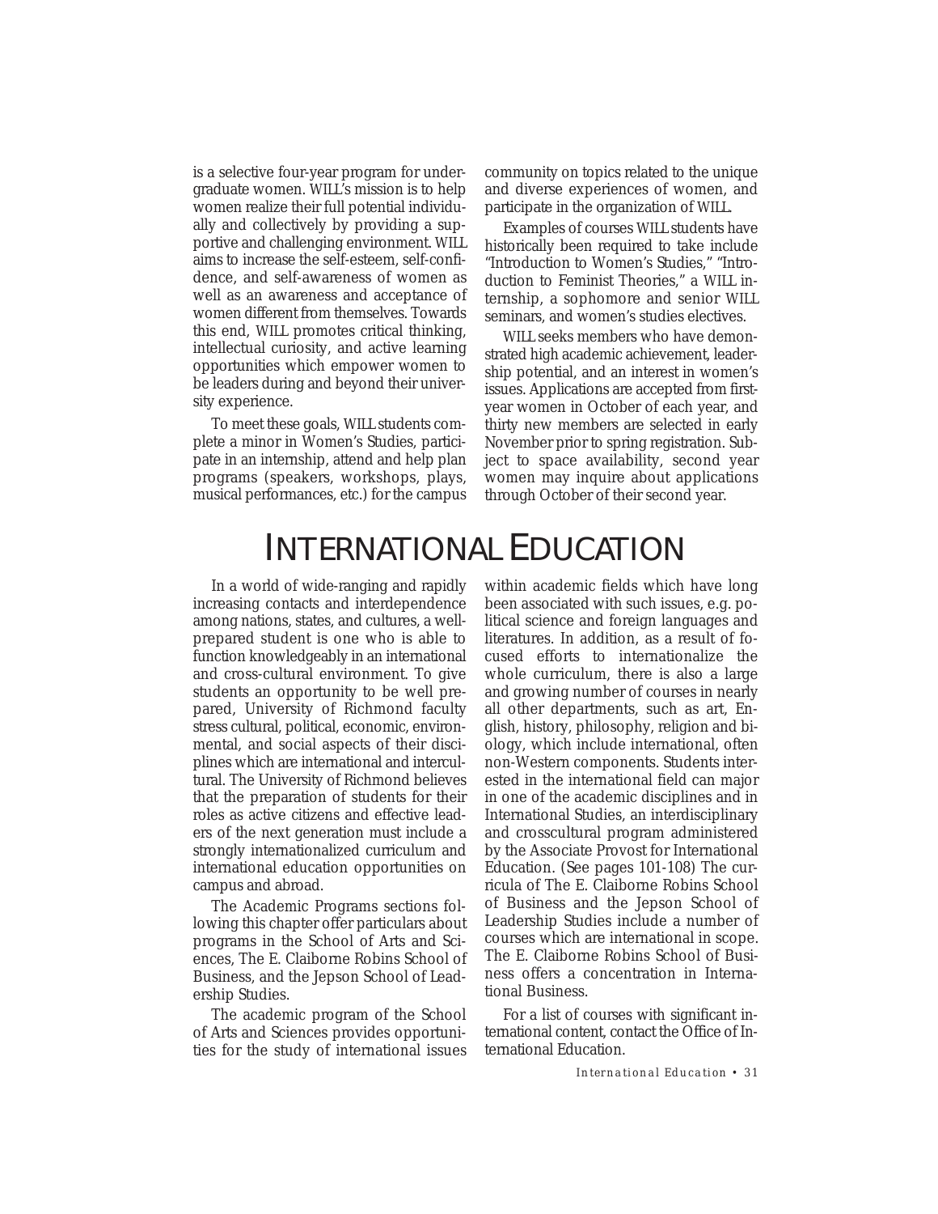is a selective four-year program for undergraduate women. WILL's mission is to help women realize their full potential individually and collectively by providing a supportive and challenging environment. WILL aims to increase the self-esteem, self-confidence, and self-awareness of women as well as an awareness and acceptance of women different from themselves. Towards this end, WILL promotes critical thinking, intellectual curiosity, and active learning opportunities which empower women to be leaders during and beyond their university experience.

To meet these goals, WILL students complete a minor in Women's Studies, participate in an internship, attend and help plan programs (speakers, workshops, plays, musical performances, etc.) for the campus community on topics related to the unique and diverse experiences of women, and participate in the organization of WILL.

Examples of courses WILL students have historically been required to take include "Introduction to Women's Studies," "Introduction to Feminist Theories," a WILL internship, a sophomore and senior WILL seminars, and women's studies electives.

WILL seeks members who have demonstrated high academic achievement, leadership potential, and an interest in women's issues. Applications are accepted from first-year women in October of each year, and thirty new members are selected in early November prior to spring registration. Subject to space availability, second year women may inquire about applications through October of their second year.

# International Education

In a world of wide-ranging and rapidly increasing contacts and interdependence among nations, states, and cultures, a well-prepared student is one who is able to function knowledgeably in an international and cross-cultural environment. To give students an opportunity to be well prepared, University of Richmond faculty stress cultural, political, economic, environmental, and social aspects of their disciplines which are international and intercultural. The University of Richmond believes that the preparation of students for their roles as active citizens and effective leaders of the next generation must include a strongly internationalized curriculum and international education opportunities on campus and abroad.

The Academic Programs sections following this chapter offer particulars about programs in the School of Arts and Sciences, The E. Claiborne Robins School of Business, and the Jepson School of Leadership Studies.

The academic program of the School of Arts and Sciences provides opportunities for the study of international issues within academic fields which have long been associated with such issues, e.g. political science and foreign languages and literatures. In addition, as a result of focused efforts to internationalize the whole curriculum, there is also a large and growing number of courses in nearly all other departments, such as art, English, history, philosophy, religion and biology, which include international, often non-Western components. Students interested in the international field can major in one of the academic disciplines and in International Studies, an interdisciplinary and crosscultural program administered by the Associate Provost for International Education. (See pages 101-108) The curricula of The E. Claiborne Robins School of Business and the Jepson School of Leadership Studies include a number of courses which are international in scope. The E. Claiborne Robins School of Business offers a concentration in International Business.

For a list of courses with significant international content, contact the Office of International Education.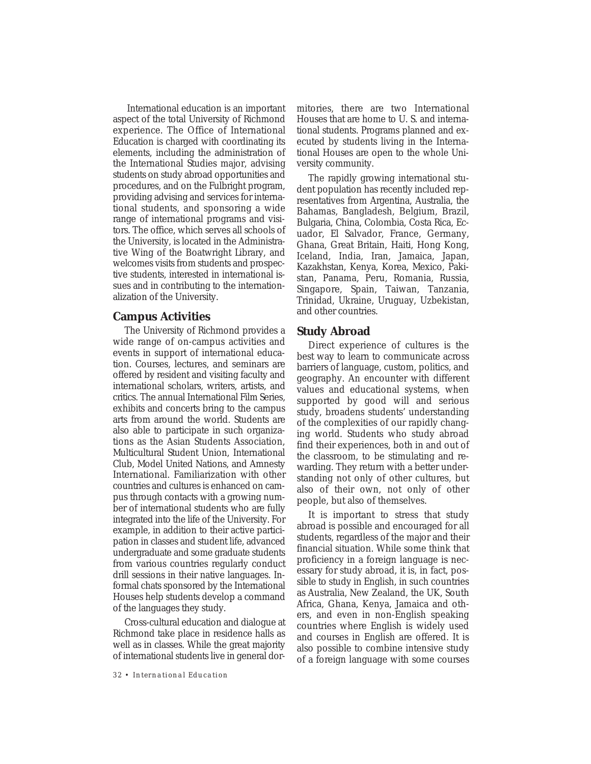International education is an important aspect of the total University of Richmond experience. The Office of International Education is charged with coordinating its elements, including the administration of the International Studies major, advising students on study abroad opportunities and procedures, and on the Fulbright program, providing advising and services for international students, and sponsoring a wide range of international programs and visitors. The office, which serves all schools of the University, is located in the Administrative Wing of the Boatwright Library, and welcomes visits from students and prospective students, interested in international issues and in contributing to the internationalization of the University.

## Campus Activities

The University of Richmond provides a wide range of on-campus activities and events in support of international education. Courses, lectures, and seminars are offered by resident and visiting faculty and international scholars, writers, artists, and critics. The annual International Film Series, exhibits and concerts bring to the campus arts from around the world. Students are also able to participate in such organizations as the Asian Students Association, Multicultural Student Union, International Club, Model United Nations, and Amnesty International. Familiarization with other countries and cultures is enhanced on campus through contacts with a growing number of international students who are fully integrated into the life of the University. For example, in addition to their active participation in classes and student life, advanced undergraduate and some graduate students from various countries regularly conduct drill sessions in their native languages. Informal chats sponsored by the International Houses help students develop a command of the languages they study.

Cross-cultural education and dialogue at Richmond take place in residence halls as well as in classes. While the great majority of international students live in general dormitories, there are two International Houses that are home to U. S. and international students. Programs planned and executed by students living in the International Houses are open to the whole University community.

The rapidly growing international student population has recently included representatives from Argentina, Australia, the Bahamas, Bangladesh, Belgium, Brazil, Bulgaria, China, Colombia, Costa Rica, Ecuador, El Salvador, France, Germany, Ghana, Great Britain, Haiti, Hong Kong, Iceland, India, Iran, Jamaica, Japan, Kazakhstan, Kenya, Korea, Mexico, Pakistan, Panama, Peru, Romania, Russia, Singapore, Spain, Taiwan, Tanzania, Trinidad, Ukraine, Uruguay, Uzbekistan, and other countries.

## Study Abroad

Direct experience of cultures is the best way to learn to communicate across barriers of language, custom, politics, and geography. An encounter with different values and educational systems, when supported by good will and serious study, broadens students' understanding of the complexities of our rapidly changing world. Students who study abroad find their experiences, both in and out of the classroom, to be stimulating and rewarding. They return with a better understanding not only of other cultures, but also of their own, not only of other people, but also of themselves.

It is important to stress that study abroad is possible and encouraged for all students, regardless of the major and their financial situation. While some think that proficiency in a foreign language is necessary for study abroad, it is, in fact, possible to study in English, in such countries as Australia, New Zealand, the UK, South Africa, Ghana, Kenya, Jamaica and others, and even in non-English speaking countries where English is widely used and courses in English are offered. It is also possible to combine intensive study of a foreign language with some courses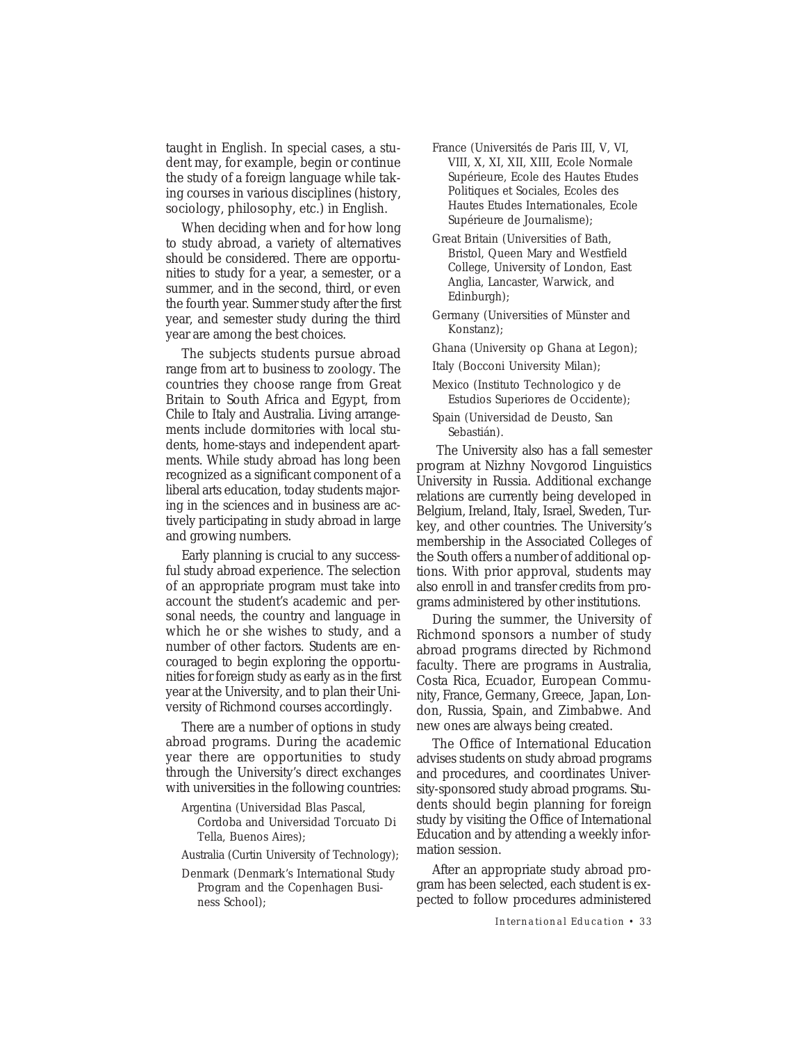taught in English. In special cases, a student may, for example, begin or continue the study of a foreign language while taking courses in various disciplines (history, sociology, philosophy, etc.) in English.

When deciding when and for how long to study abroad, a variety of alternatives should be considered. There are opportunities to study for a year, a semester, or a summer, and in the second, third, or even the fourth year. Summer study after the first year, and semester study during the third year are among the best choices.

The subjects students pursue abroad range from art to business to zoology. The countries they choose range from Great Britain to South Africa and Egypt, from Chile to Italy and Australia. Living arrangements include dormitories with local students, home-stays and independent apartments. While study abroad has long been recognized as a significant component of a liberal arts education, today students majoring in the sciences and in business are actively participating in study abroad in large and growing numbers.

Early planning is crucial to any successful study abroad experience. The selection of an appropriate program must take into account the student's academic and personal needs, the country and language in which he or she wishes to study, and a number of other factors. Students are encouraged to begin exploring the opportunities for foreign study as early as in the first year at the University, and to plan their University of Richmond courses accordingly.

There are a number of options in study abroad programs. During the academic year there are opportunities to study through the University's direct exchanges with universities in the following countries:

Argentina (Universidad Blas Pascal, Cordoba and Universidad Torcuato Di Tella, Buenos Aires);

Australia (Curtin University of Technology);

Denmark (Denmark's International Study Program and the Copenhagen Business School);

France (Universités de Paris III, V, VI, VIII, X, XI, XII, XIII, Ecole Normale Supérieure, Ecole des Hautes Etudes Politiques et Sociales, Ecoles des Hautes Etudes Internationales, Ecole Supérieure de Journalisme);

Great Britain (Universities of Bath, Bristol, Queen Mary and Westfield College, University of London, East Anglia, Lancaster, Warwick, and Edinburgh);

Germany (Universities of Münster and Konstanz);

Ghana (University op Ghana at Legon);

Italy (Bocconi University Milan);

Mexico (Instituto Technologico y de Estudios Superiores de Occidente);

Spain (Universidad de Deusto, San Sebastián).

The University also has a fall semester program at Nizhny Novgorod Linguistics University in Russia. Additional exchange relations are currently being developed in Belgium, Ireland, Italy, Israel, Sweden, Turkey, and other countries. The University's membership in the Associated Colleges of the South offers a number of additional options. With prior approval, students may also enroll in and transfer credits from programs administered by other institutions.

During the summer, the University of Richmond sponsors a number of study abroad programs directed by Richmond faculty. There are programs in Australia, Costa Rica, Ecuador, European Community, France, Germany, Greece, Japan, London, Russia, Spain, and Zimbabwe. And new ones are always being created.

The Office of International Education advises students on study abroad programs and procedures, and coordinates University-sponsored study abroad programs. Students should begin planning for foreign study by visiting the Office of International Education and by attending a weekly information session.

After an appropriate study abroad program has been selected, each student is expected to follow procedures administered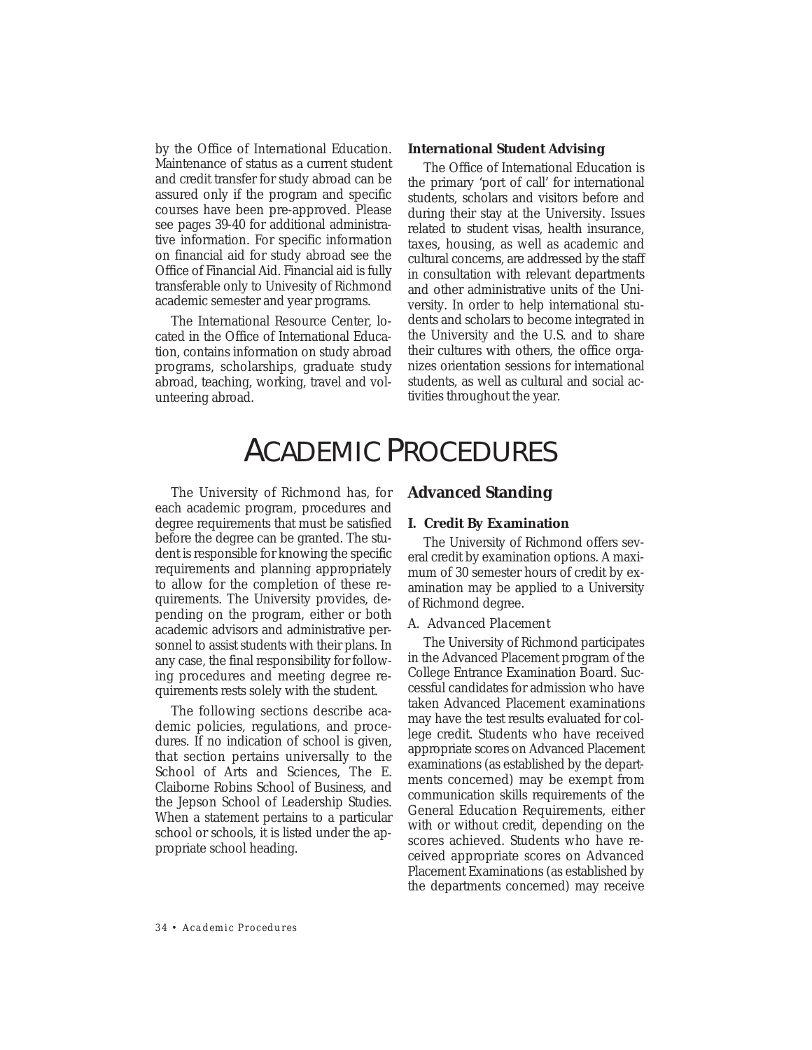by the Office of International Education. Maintenance of status as a current student and credit transfer for study abroad can be assured only if the program and specific courses have been pre-approved. Please see pages 39-40 for additional administrative information. For specific information on financial aid for study abroad see the Office of Financial Aid. Financial aid is fully transferable only to Univesity of Richmond academic semester and year programs.

The International Resource Center, located in the Office of International Education, contains information on study abroad programs, scholarships, graduate study abroad, teaching, working, travel and volunteering abroad.

**International Student Advising**

The Office of International Education is the primary 'port of call' for international students, scholars and visitors before and during their stay at the University. Issues related to student visas, health insurance, taxes, housing, as well as academic and cultural concerns, are addressed by the staff in consultation with relevant departments and other administrative units of the University. In order to help international students and scholars to become integrated in the University and the U.S. and to share their cultures with others, the office organizes orientation sessions for international students, as well as cultural and social activities throughout the year.

# ACADEMIC PROCEDURES

The University of Richmond has, for each academic program, procedures and degree requirements that must be satisfied before the degree can be granted. The student is responsible for knowing the specific requirements and planning appropriately to allow for the completion of these requirements. The University provides, depending on the program, either or both academic advisors and administrative personnel to assist students with their plans. In any case, the final responsibility for following procedures and meeting degree requirements rests solely with the student.

The following sections describe academic policies, regulations, and procedures. If no indication of school is given, that section pertains universally to the School of Arts and Sciences, The E. Claiborne Robins School of Business, and the Jepson School of Leadership Studies. When a statement pertains to a particular school or schools, it is listed under the appropriate school heading.

## Advanced Standing

### I. Credit By Examination

The University of Richmond offers several credit by examination options. A maximum of 30 semester hours of credit by examination may be applied to a University of Richmond degree.

*A. Advanced Placement*

The University of Richmond participates in the Advanced Placement program of the College Entrance Examination Board. Successful candidates for admission who have taken Advanced Placement examinations may have the test results evaluated for college credit. Students who have received appropriate scores on Advanced Placement examinations (as established by the departments concerned) may be exempt from communication skills requirements of the General Education Requirements, either with or without credit, depending on the scores achieved. Students who have received appropriate scores on Advanced Placement Examinations (as established by the departments concerned) may receive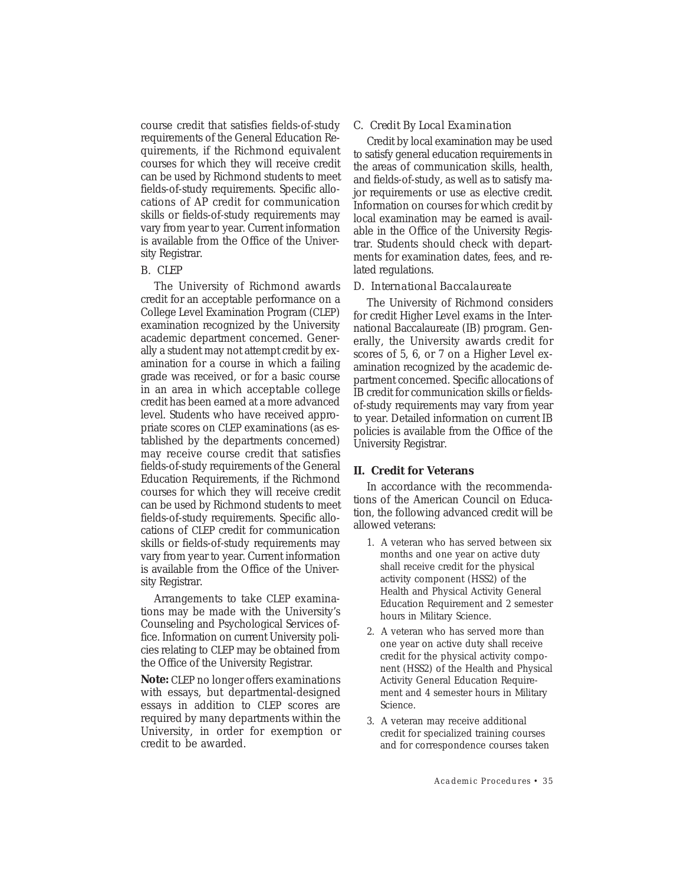course credit that satisfies fields-of-study requirements of the General Education Requirements, if the Richmond equivalent courses for which they will receive credit can be used by Richmond students to meet fields-of-study requirements. Specific allocations of AP credit for communication skills or fields-of-study requirements may vary from year to year. Current information is available from the Office of the University Registrar.

B. *CLEP*

The University of Richmond awards credit for an acceptable performance on a College Level Examination Program (CLEP) examination recognized by the University academic department concerned. Generally a student may not attempt credit by examination for a course in which a failing grade was received, or for a basic course in an area in which acceptable college credit has been earned at a more advanced level. Students who have received appropriate scores on CLEP examinations (as established by the departments concerned) may receive course credit that satisfies fields-of-study requirements of the General Education Requirements, if the Richmond courses for which they will receive credit can be used by Richmond students to meet fields-of-study requirements. Specific allocations of CLEP credit for communication skills or fields-of-study requirements may vary from year to year. Current information is available from the Office of the University Registrar.

Arrangements to take CLEP examinations may be made with the University's Counseling and Psychological Services office. Information on current University policies relating to CLEP may be obtained from the Office of the University Registrar.

**Note:** CLEP no longer offers examinations with essays, but departmental-designed essays in addition to CLEP scores are required by many departments within the University, in order for exemption or credit to be awarded.

C. *Credit By Local Examination*

Credit by local examination may be used to satisfy general education requirements in the areas of communication skills, health, and fields-of-study, as well as to satisfy major requirements or use as elective credit. Information on courses for which credit by local examination may be earned is available in the Office of the University Registrar. Students should check with departments for examination dates, fees, and related regulations.

D. *International Baccalaureate*

The University of Richmond considers for credit Higher Level exams in the International Baccalaureate (IB) program. Generally, the University awards credit for scores of 5, 6, or 7 on a Higher Level examination recognized by the academic department concerned. Specific allocations of IB credit for communication skills or fields-of-study requirements may vary from year to year. Detailed information on current IB policies is available from the Office of the University Registrar.

## II. Credit for Veterans

In accordance with the recommendations of the American Council on Education, the following advanced credit will be allowed veterans:

1. A veteran who has served between six months and one year on active duty shall receive credit for the physical activity component (HSS2) of the Health and Physical Activity General Education Requirement and 2 semester hours in Military Science.
2. A veteran who has served more than one year on active duty shall receive credit for the physical activity component (HSS2) of the Health and Physical Activity General Education Requirement and 4 semester hours in Military Science.
3. A veteran may receive additional credit for specialized training courses and for correspondence courses taken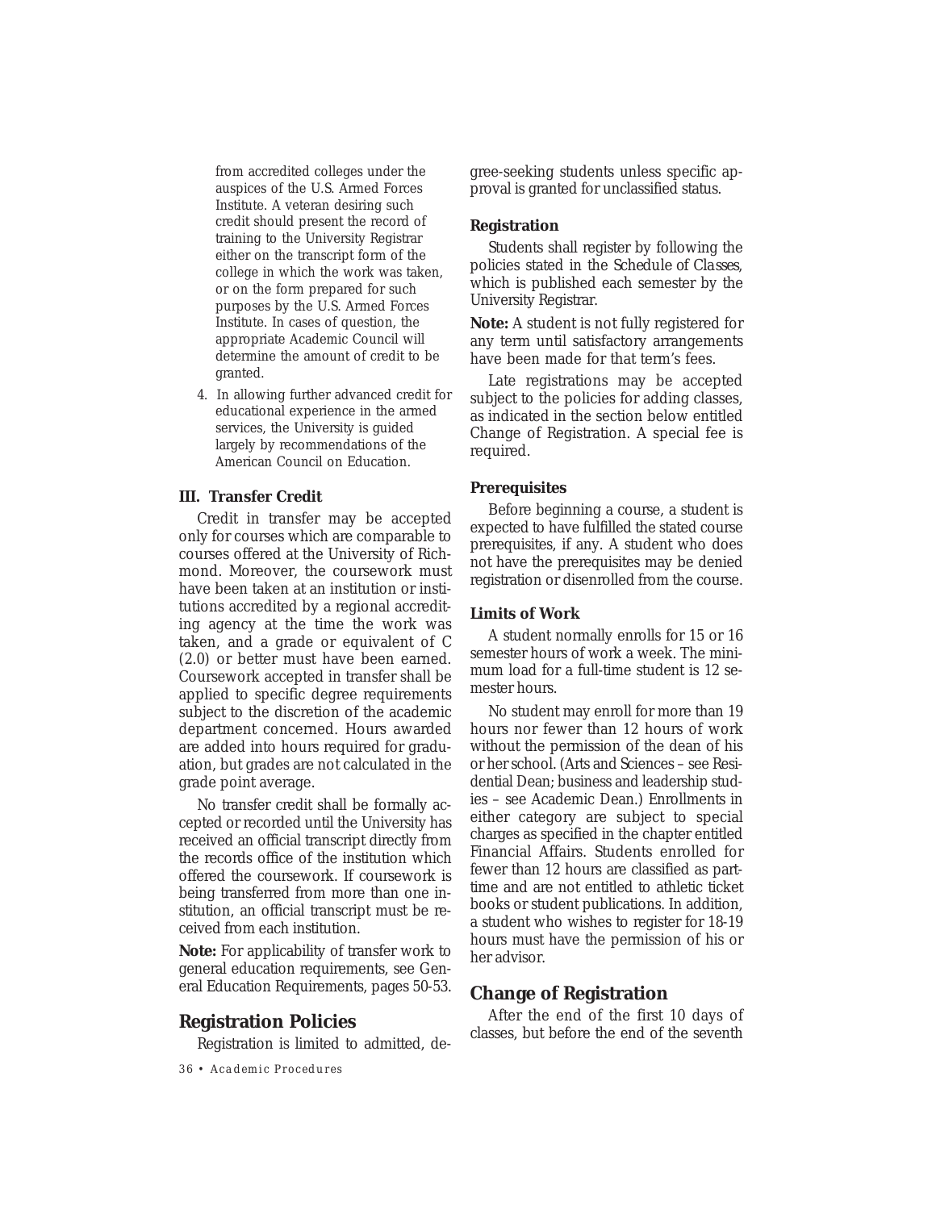from accredited colleges under the auspices of the U.S. Armed Forces Institute. A veteran desiring such credit should present the record of training to the University Registrar either on the transcript form of the college in which the work was taken, or on the form prepared for such purposes by the U.S. Armed Forces Institute. In cases of question, the appropriate Academic Council will determine the amount of credit to be granted.

4. In allowing further advanced credit for educational experience in the armed services, the University is guided largely by recommendations of the American Council on Education.

### III. Transfer Credit

Credit in transfer may be accepted only for courses which are comparable to courses offered at the University of Richmond. Moreover, the coursework must have been taken at an institution or institutions accredited by a regional accrediting agency at the time the work was taken, and a grade or equivalent of C (2.0) or better must have been earned. Coursework accepted in transfer shall be applied to specific degree requirements subject to the discretion of the academic department concerned. Hours awarded are added into hours required for graduation, but grades are not calculated in the grade point average.

No transfer credit shall be formally accepted or recorded until the University has received an official transcript directly from the records office of the institution which offered the coursework. If coursework is being transferred from more than one institution, an official transcript must be received from each institution.

**Note:** For applicability of transfer work to general education requirements, see General Education Requirements, pages 50-53.

## Registration Policies

Registration is limited to admitted, degree-seeking students unless specific approval is granted for unclassified status.

### Registration

Students shall register by following the policies stated in the *Schedule of Classes*, which is published each semester by the University Registrar.

**Note:** A student is not fully registered for any term until satisfactory arrangements have been made for that term's fees.

Late registrations may be accepted subject to the policies for adding classes, as indicated in the section below entitled Change of Registration. A special fee is required.

### Prerequisites

Before beginning a course, a student is expected to have fulfilled the stated course prerequisites, if any. A student who does not have the prerequisites may be denied registration or disenrolled from the course.

### Limits of Work

A student normally enrolls for 15 or 16 semester hours of work a week. The minimum load for a full-time student is 12 semester hours.

No student may enroll for more than 19 hours nor fewer than 12 hours of work without the permission of the dean of his or her school. (Arts and Sciences – see Residential Dean; business and leadership studies – see Academic Dean.) Enrollments in either category are subject to special charges as specified in the chapter entitled Financial Affairs. Students enrolled for fewer than 12 hours are classified as part-time and are not entitled to athletic ticket books or student publications. In addition, a student who wishes to register for 18-19 hours must have the permission of his or her advisor.

## Change of Registration

After the end of the first 10 days of classes, but before the end of the seventh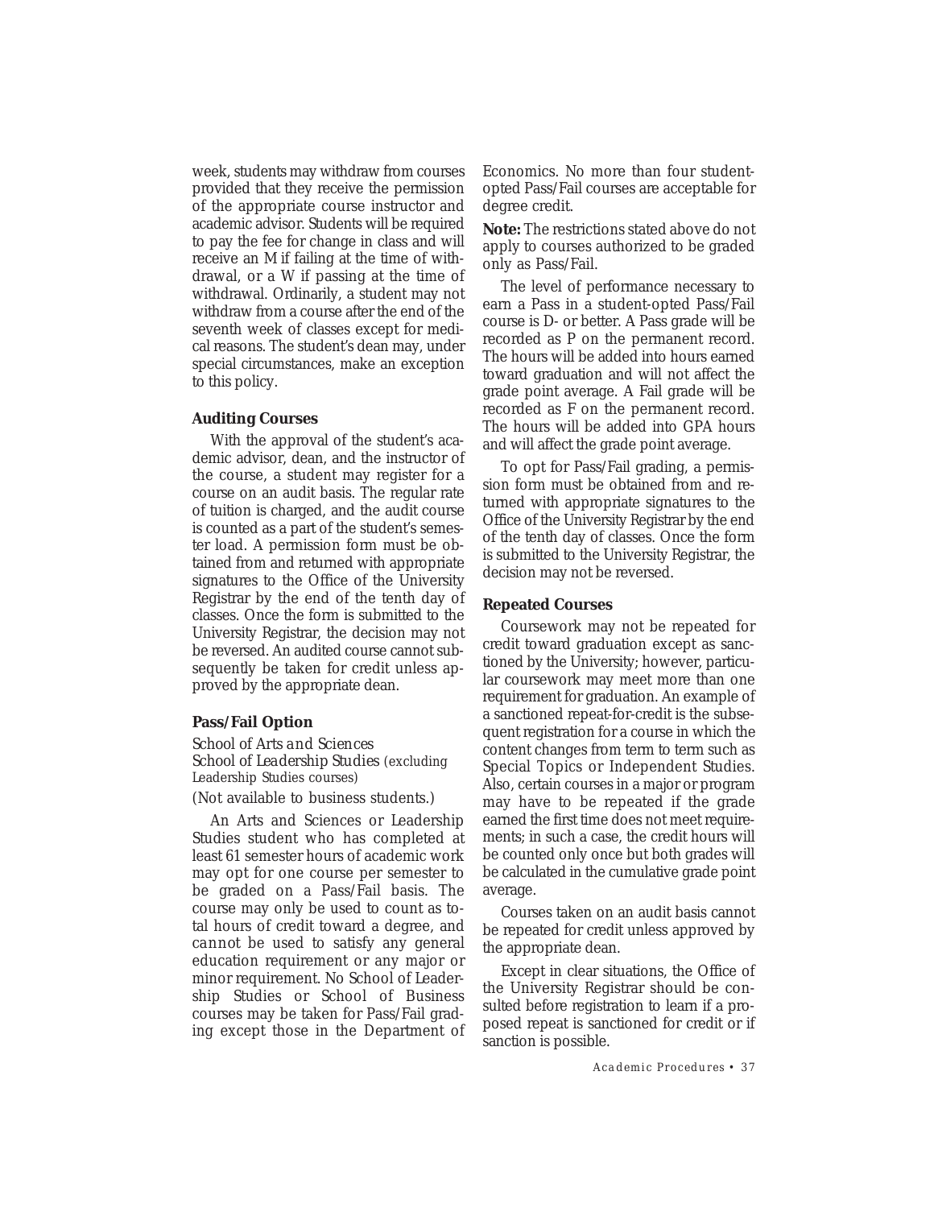week, students may withdraw from courses provided that they receive the permission of the appropriate course instructor and academic advisor. Students will be required to pay the fee for change in class and will receive an M if failing at the time of withdrawal, or a W if passing at the time of withdrawal. Ordinarily, a student may not withdraw from a course after the end of the seventh week of classes except for medical reasons. The student's dean may, under special circumstances, make an exception to this policy.

### Auditing Courses

With the approval of the student's academic advisor, dean, and the instructor of the course, a student may register for a course on an audit basis. The regular rate of tuition is charged, and the audit course is counted as a part of the student's semester load. A permission form must be obtained from and returned with appropriate signatures to the Office of the University Registrar by the end of the tenth day of classes. Once the form is submitted to the University Registrar, the decision may not be reversed. An audited course cannot subsequently be taken for credit unless approved by the appropriate dean.

### Pass/Fail Option

*School of Arts and Sciences*
*School of Leadership Studies* (excluding Leadership Studies courses)

(Not available to business students.)

An Arts and Sciences or Leadership Studies student who has completed at least 61 semester hours of academic work may opt for one course per semester to be graded on a Pass/Fail basis. The course may only be used to count as total hours of credit toward a degree, and cannot be used to satisfy any general education requirement or any major or minor requirement. No School of Leadership Studies or School of Business courses may be taken for Pass/Fail grading except those in the Department of Economics. No more than four student-opted Pass/Fail courses are acceptable for degree credit.

**Note:** The restrictions stated above do not apply to courses authorized to be graded only as Pass/Fail.

The level of performance necessary to earn a Pass in a student-opted Pass/Fail course is D- or better. A Pass grade will be recorded as P on the permanent record. The hours will be added into hours earned toward graduation and will not affect the grade point average. A Fail grade will be recorded as F on the permanent record. The hours will be added into GPA hours and will affect the grade point average.

To opt for Pass/Fail grading, a permission form must be obtained from and returned with appropriate signatures to the Office of the University Registrar by the end of the tenth day of classes. Once the form is submitted to the University Registrar, the decision may not be reversed.

### Repeated Courses

Coursework may not be repeated for credit toward graduation except as sanctioned by the University; however, particular coursework may meet more than one requirement for graduation. An example of a sanctioned repeat-for-credit is the subsequent registration for a course in which the content changes from term to term such as Special Topics or Independent Studies. Also, certain courses in a major or program may have to be repeated if the grade earned the first time does not meet requirements; in such a case, the credit hours will be counted only once but both grades will be calculated in the cumulative grade point average.

Courses taken on an audit basis cannot be repeated for credit unless approved by the appropriate dean.

Except in clear situations, the Office of the University Registrar should be consulted before registration to learn if a proposed repeat is sanctioned for credit or if sanction is possible.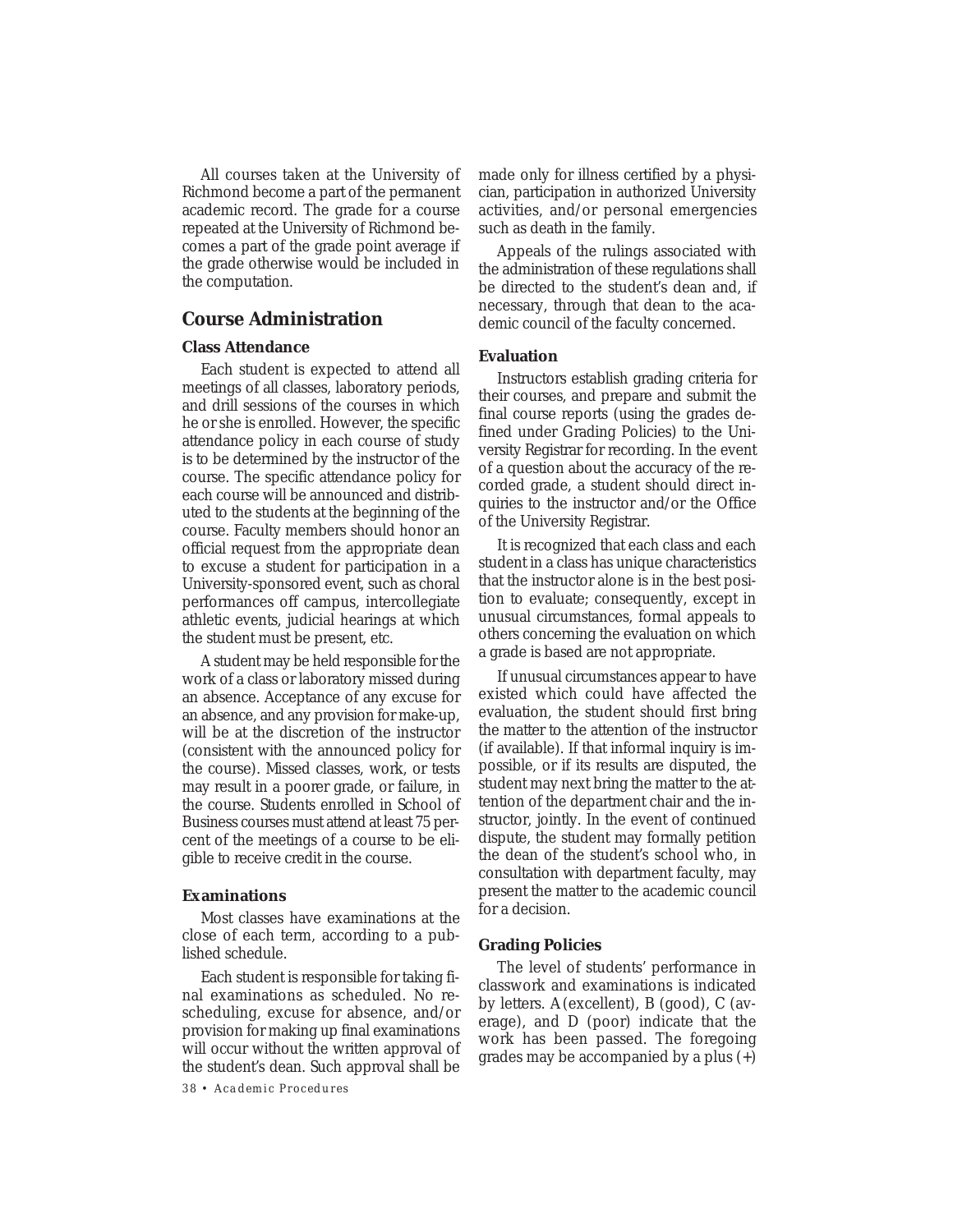All courses taken at the University of Richmond become a part of the permanent academic record. The grade for a course repeated at the University of Richmond becomes a part of the grade point average if the grade otherwise would be included in the computation.

## Course Administration

### Class Attendance

Each student is expected to attend all meetings of all classes, laboratory periods, and drill sessions of the courses in which he or she is enrolled. However, the specific attendance policy in each course of study is to be determined by the instructor of the course. The specific attendance policy for each course will be announced and distributed to the students at the beginning of the course. Faculty members should honor an official request from the appropriate dean to excuse a student for participation in a University-sponsored event, such as choral performances off campus, intercollegiate athletic events, judicial hearings at which the student must be present, etc.

A student may be held responsible for the work of a class or laboratory missed during an absence. Acceptance of any excuse for an absence, and any provision for make-up, will be at the discretion of the instructor (consistent with the announced policy for the course). Missed classes, work, or tests may result in a poorer grade, or failure, in the course. Students enrolled in School of Business courses must attend at least 75 percent of the meetings of a course to be eligible to receive credit in the course.

### Examinations

Most classes have examinations at the close of each term, according to a published schedule.

Each student is responsible for taking final examinations as scheduled. No rescheduling, excuse for absence, and/or provision for making up final examinations will occur without the written approval of the student's dean. Such approval shall be made only for illness certified by a physician, participation in authorized University activities, and/or personal emergencies such as death in the family.

Appeals of the rulings associated with the administration of these regulations shall be directed to the student's dean and, if necessary, through that dean to the academic council of the faculty concerned.

### Evaluation

Instructors establish grading criteria for their courses, and prepare and submit the final course reports (using the grades defined under Grading Policies) to the University Registrar for recording. In the event of a question about the accuracy of the recorded grade, a student should direct inquiries to the instructor and/or the Office of the University Registrar.

It is recognized that each class and each student in a class has unique characteristics that the instructor alone is in the best position to evaluate; consequently, except in unusual circumstances, formal appeals to others concerning the evaluation on which a grade is based are not appropriate.

If unusual circumstances appear to have existed which could have affected the evaluation, the student should first bring the matter to the attention of the instructor (if available). If that informal inquiry is impossible, or if its results are disputed, the student may next bring the matter to the attention of the department chair and the instructor, jointly. In the event of continued dispute, the student may formally petition the dean of the student's school who, in consultation with department faculty, may present the matter to the academic council for a decision.

### Grading Policies

The level of students' performance in classwork and examinations is indicated by letters. A (excellent), B (good), C (average), and D (poor) indicate that the work has been passed. The foregoing grades may be accompanied by a plus (+)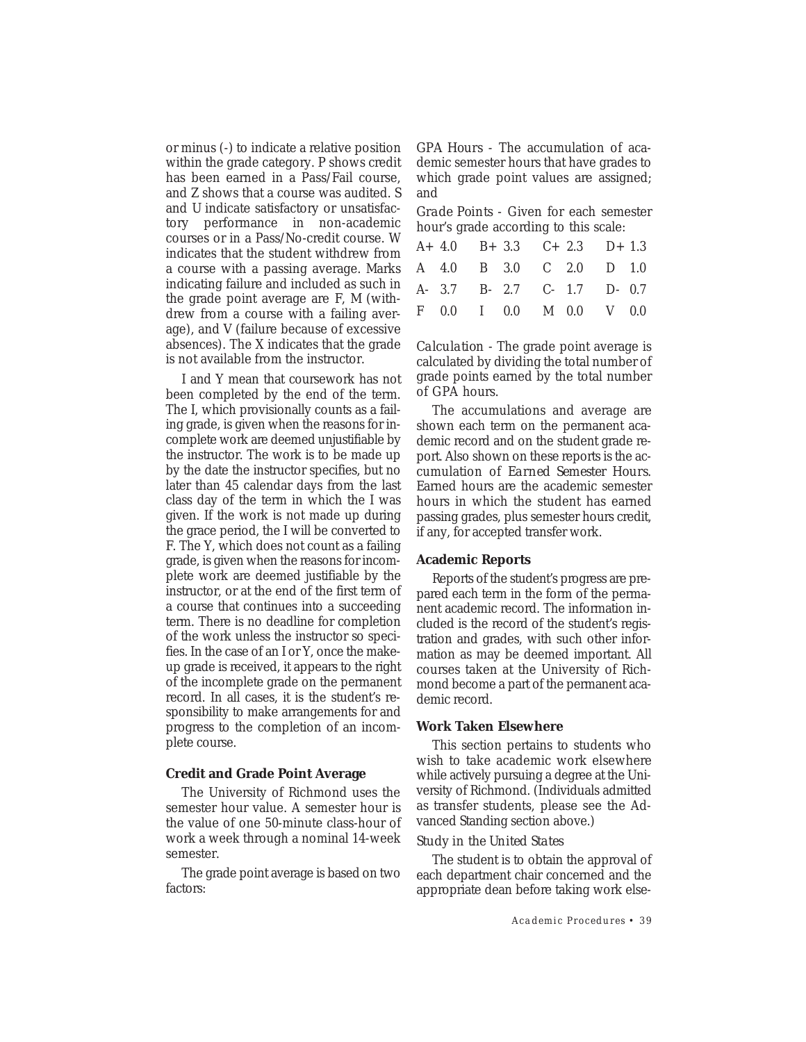or minus (-) to indicate a relative position within the grade category. P shows credit has been earned in a Pass/Fail course, and Z shows that a course was audited. S and U indicate satisfactory or unsatisfactory performance in non-academic courses or in a Pass/No-credit course. W indicates that the student withdrew from a course with a passing average. Marks indicating failure and included as such in the grade point average are F, M (withdrew from a course with a failing average), and V (failure because of excessive absences). The X indicates that the grade is not available from the instructor.

I and Y mean that coursework has not been completed by the end of the term. The I, which provisionally counts as a failing grade, is given when the reasons for incomplete work are deemed unjustifiable by the instructor. The work is to be made up by the date the instructor specifies, but no later than 45 calendar days from the last class day of the term in which the I was given. If the work is not made up during the grace period, the I will be converted to F. The Y, which does not count as a failing grade, is given when the reasons for incomplete work are deemed justifiable by the instructor, or at the end of the first term of a course that continues into a succeeding term. There is no deadline for completion of the work unless the instructor so specifies. In the case of an I or Y, once the makeup grade is received, it appears to the right of the incomplete grade on the permanent record. In all cases, it is the student's responsibility to make arrangements for and progress to the completion of an incomplete course.

### Credit and Grade Point Average

The University of Richmond uses the semester hour value. A semester hour is the value of one 50-minute class-hour of work a week through a nominal 14-week semester.

The grade point average is based on two factors:

*GPA Hours* - The accumulation of academic semester hours that have grades to which grade point values are assigned; and

*Grade Points* - Given for each semester hour's grade according to this scale:

| | | | | | | | |
|---|---|---|---|---|---|---|---|
| A+ | 4.0 | B+ | 3.3 | C+ | 2.3 | D+ | 1.3 |
| A | 4.0 | B | 3.0 | C | 2.0 | D | 1.0 |
| A- | 3.7 | B- | 2.7 | C- | 1.7 | D- | 0.7 |
| F | 0.0 | I | 0.0 | M | 0.0 | V | 0.0 |

*Calculation* - The grade point average is calculated by dividing the total number of grade points earned by the total number of GPA hours.

The accumulations and average are shown each term on the permanent academic record and on the student grade report. Also shown on these reports is the accumulation of *Earned Semester Hours*. Earned hours are the academic semester hours in which the student has earned passing grades, plus semester hours credit, if any, for accepted transfer work.

### Academic Reports

Reports of the student's progress are prepared each term in the form of the permanent academic record. The information included is the record of the student's registration and grades, with such other information as may be deemed important. All courses taken at the University of Richmond become a part of the permanent academic record.

### Work Taken Elsewhere

This section pertains to students who wish to take academic work elsewhere while actively pursuing a degree at the University of Richmond. (Individuals admitted as transfer students, please see the Advanced Standing section above.)

*Study in the United States*

The student is to obtain the approval of each department chair concerned and the appropriate dean before taking work else-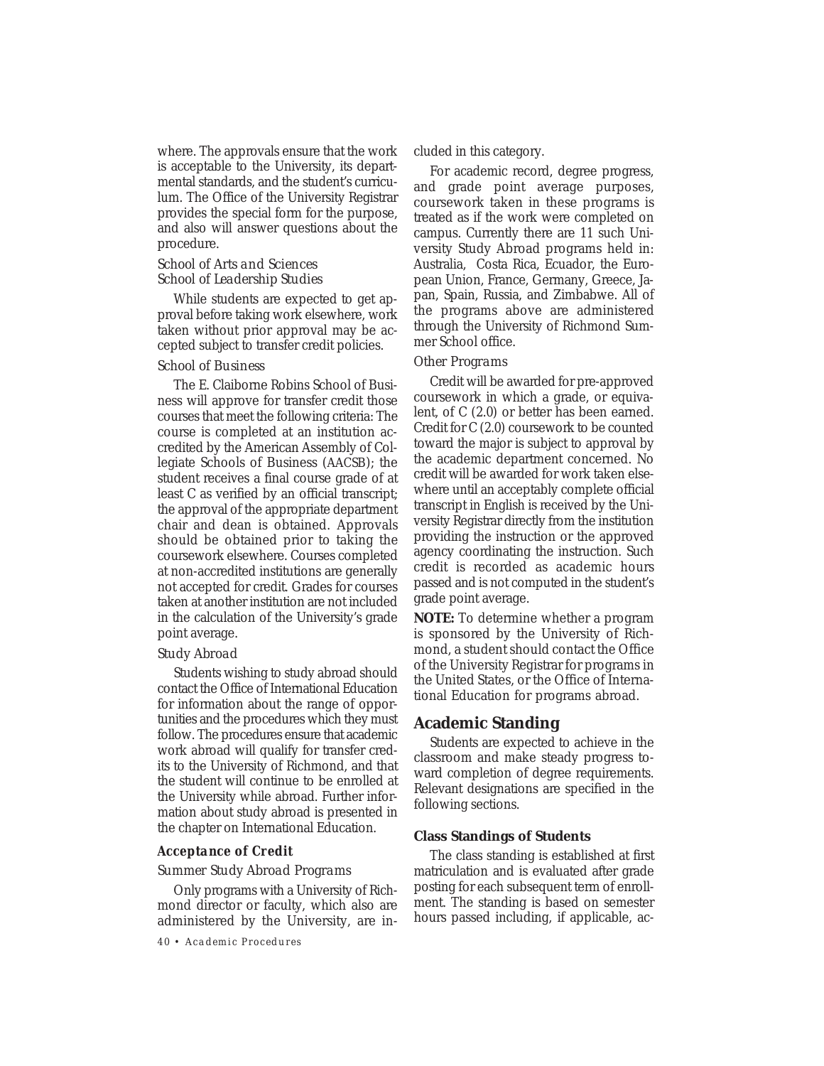where. The approvals ensure that the work is acceptable to the University, its departmental standards, and the student's curriculum. The Office of the University Registrar provides the special form for the purpose, and also will answer questions about the procedure.

*School of Arts and Sciences*
*School of Leadership Studies*

While students are expected to get approval before taking work elsewhere, work taken without prior approval may be accepted subject to transfer credit policies.

*School of Business*

The E. Claiborne Robins School of Business will approve for transfer credit those courses that meet the following criteria: The course is completed at an institution accredited by the American Assembly of Collegiate Schools of Business (AACSB); the student receives a final course grade of at least C as verified by an official transcript; the approval of the appropriate department chair and dean is obtained. Approvals should be obtained prior to taking the coursework elsewhere. Courses completed at non-accredited institutions are generally not accepted for credit. Grades for courses taken at another institution are not included in the calculation of the University's grade point average.

*Study Abroad*

Students wishing to study abroad should contact the Office of International Education for information about the range of opportunities and the procedures which they must follow. The procedures ensure that academic work abroad will qualify for transfer credits to the University of Richmond, and that the student will continue to be enrolled at the University while abroad. Further information about study abroad is presented in the chapter on International Education.

***Acceptance of Credit***

*Summer Study Abroad Programs*

Only programs with a University of Richmond director or faculty, which also are administered by the University, are included in this category.

For academic record, degree progress, and grade point average purposes, coursework taken in these programs is treated as if the work were completed on campus. Currently there are 11 such University Study Abroad programs held in: Australia, Costa Rica, Ecuador, the European Union, France, Germany, Greece, Japan, Spain, Russia, and Zimbabwe. All of the programs above are administered through the University of Richmond Summer School office.

*Other Programs*

Credit will be awarded for pre-approved coursework in which a grade, or equivalent, of C (2.0) or better has been earned. Credit for C (2.0) coursework to be counted toward the major is subject to approval by the academic department concerned. No credit will be awarded for work taken elsewhere until an acceptably complete official transcript in English is received by the University Registrar directly from the institution providing the instruction or the approved agency coordinating the instruction. Such credit is recorded as academic hours passed and is not computed in the student's grade point average.

**NOTE:** To determine whether a program is sponsored by the University of Richmond, a student should contact the Office of the University Registrar for programs in the United States, or the Office of International Education for programs abroad.

## Academic Standing

Students are expected to achieve in the classroom and make steady progress toward completion of degree requirements. Relevant designations are specified in the following sections.

### Class Standings of Students

The class standing is established at first matriculation and is evaluated after grade posting for each subsequent term of enrollment. The standing is based on semester hours passed including, if applicable, ac-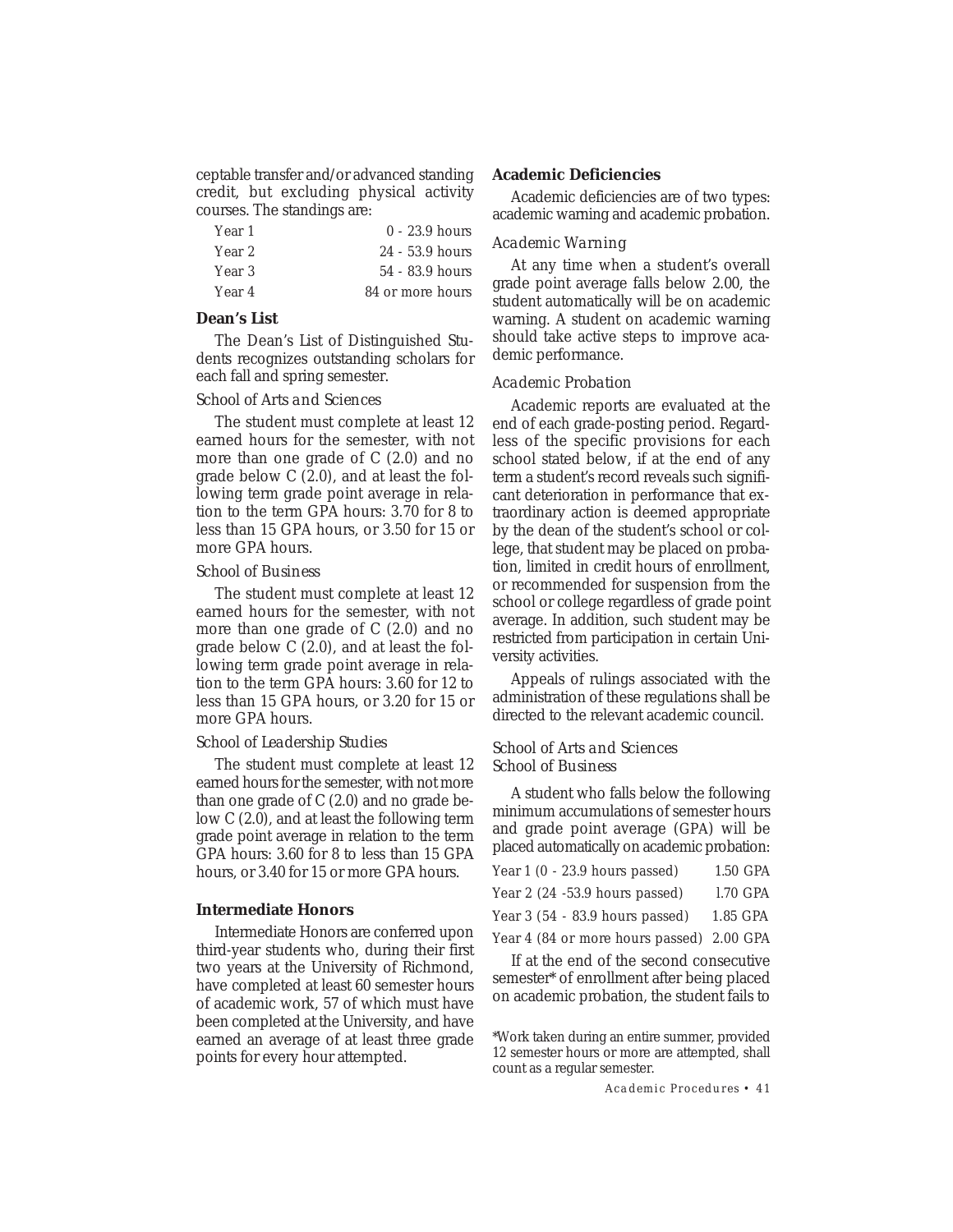ceptable transfer and/or advanced standing credit, but excluding physical activity courses. The standings are:

| | |
|---|---|
| Year 1 | 0 - 23.9 hours |
| Year 2 | 24 - 53.9 hours |
| Year 3 | 54 - 83.9 hours |
| Year 4 | 84 or more hours |

### Dean's List

The Dean's List of Distinguished Students recognizes outstanding scholars for each fall and spring semester.

*School of Arts and Sciences*

The student must complete at least 12 earned hours for the semester, with not more than one grade of C (2.0) and no grade below C (2.0), and at least the following term grade point average in relation to the term GPA hours: 3.70 for 8 to less than 15 GPA hours, or 3.50 for 15 or more GPA hours.

*School of Business*

The student must complete at least 12 earned hours for the semester, with not more than one grade of C (2.0) and no grade below C (2.0), and at least the following term grade point average in relation to the term GPA hours: 3.60 for 12 to less than 15 GPA hours, or 3.20 for 15 or more GPA hours.

*School of Leadership Studies*

The student must complete at least 12 earned hours for the semester, with not more than one grade of C (2.0) and no grade below C (2.0), and at least the following term grade point average in relation to the term GPA hours: 3.60 for 8 to less than 15 GPA hours, or 3.40 for 15 or more GPA hours.

### Intermediate Honors

Intermediate Honors are conferred upon third-year students who, during their first two years at the University of Richmond, have completed at least 60 semester hours of academic work, 57 of which must have been completed at the University, and have earned an average of at least three grade points for every hour attempted.

### Academic Deficiencies

Academic deficiencies are of two types: academic warning and academic probation.

*Academic Warning*

At any time when a student's overall grade point average falls below 2.00, the student automatically will be on academic warning. A student on academic warning should take active steps to improve academic performance.

*Academic Probation*

Academic reports are evaluated at the end of each grade-posting period. Regardless of the specific provisions for each school stated below, if at the end of any term a student's record reveals such significant deterioration in performance that extraordinary action is deemed appropriate by the dean of the student's school or college, that student may be placed on probation, limited in credit hours of enrollment, or recommended for suspension from the school or college regardless of grade point average. In addition, such student may be restricted from participation in certain University activities.

Appeals of rulings associated with the administration of these regulations shall be directed to the relevant academic council.

*School of Arts and Sciences*
*School of Business*

A student who falls below the following minimum accumulations of semester hours and grade point average (GPA) will be placed automatically on academic probation:

| | |
|---|---|
| Year 1 (0 - 23.9 hours passed) | 1.50 GPA |
| Year 2 (24 -53.9 hours passed) | 1.70 GPA |
| Year 3 (54 - 83.9 hours passed) | 1.85 GPA |
| Year 4 (84 or more hours passed) | 2.00 GPA |

If at the end of the second consecutive semester* of enrollment after being placed on academic probation, the student fails to

*Work taken during an entire summer, provided 12 semester hours or more are attempted, shall count as a regular semester.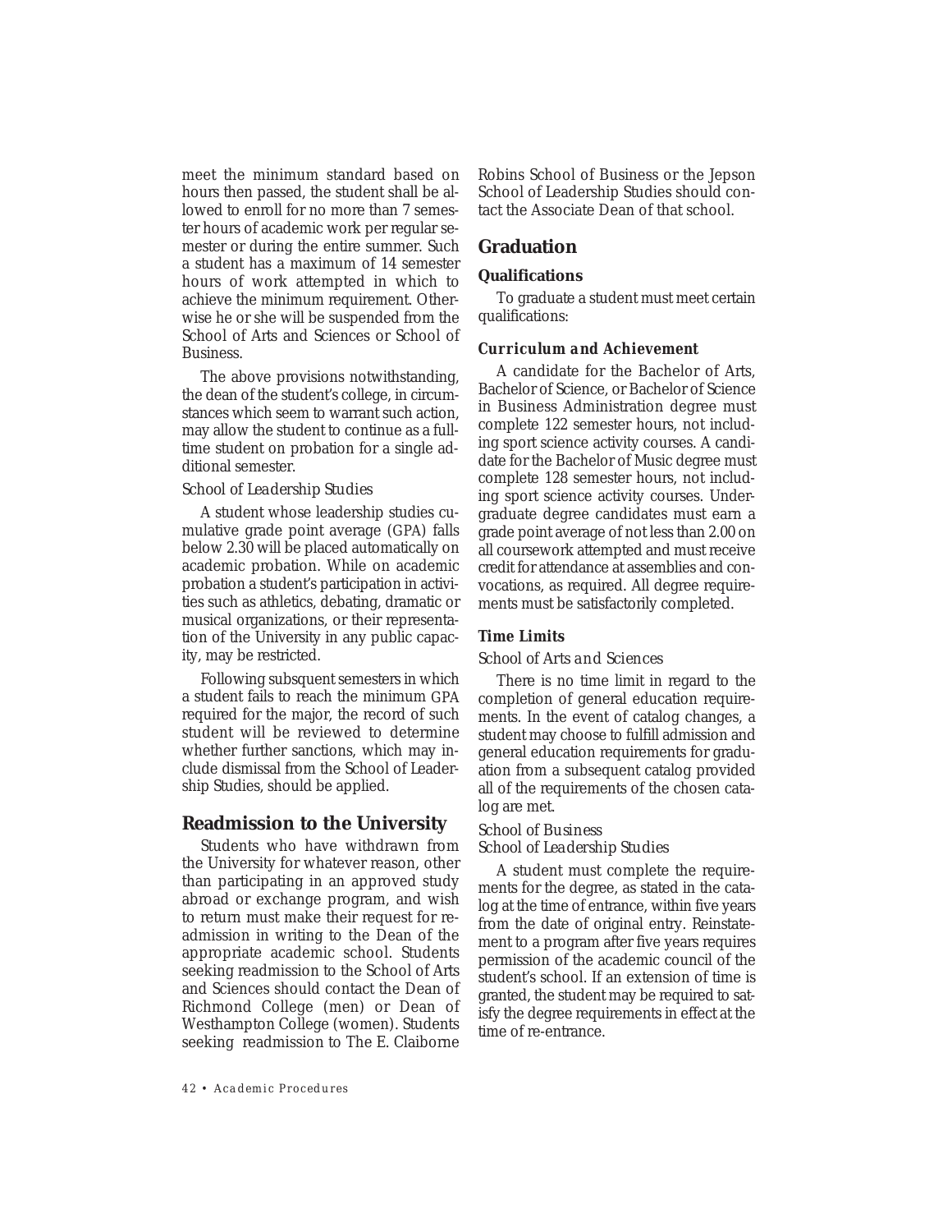meet the minimum standard based on hours then passed, the student shall be allowed to enroll for no more than 7 semester hours of academic work per regular semester or during the entire summer. Such a student has a maximum of 14 semester hours of work attempted in which to achieve the minimum requirement. Otherwise he or she will be suspended from the School of Arts and Sciences or School of Business.

The above provisions notwithstanding, the dean of the student's college, in circumstances which seem to warrant such action, may allow the student to continue as a full-time student on probation for a single additional semester.

*School of Leadership Studies*

A student whose leadership studies cumulative grade point average (GPA) falls below 2.30 will be placed automatically on academic probation. While on academic probation a student's participation in activities such as athletics, debating, dramatic or musical organizations, or their representation of the University in any public capacity, may be restricted.

Following subsequent semesters in which a student fails to reach the minimum GPA required for the major, the record of such student will be reviewed to determine whether further sanctions, which may include dismissal from the School of Leadership Studies, should be applied.

## Readmission to the University

Students who have withdrawn from the University for whatever reason, other than participating in an approved study abroad or exchange program, and wish to return must make their request for readmission in writing to the Dean of the appropriate academic school. Students seeking readmission to the School of Arts and Sciences should contact the Dean of Richmond College (men) or Dean of Westhampton College (women). Students seeking readmission to The E. Claiborne Robins School of Business or the Jepson School of Leadership Studies should contact the Associate Dean of that school.

## Graduation

### Qualifications

To graduate a student must meet certain qualifications:

#### Curriculum and Achievement

A candidate for the Bachelor of Arts, Bachelor of Science, or Bachelor of Science in Business Administration degree must complete 122 semester hours, not including sport science activity courses. A candidate for the Bachelor of Music degree must complete 128 semester hours, not including sport science activity courses. Undergraduate degree candidates must earn a grade point average of not less than 2.00 on all coursework attempted and must receive credit for attendance at assemblies and convocations, as required. All degree requirements must be satisfactorily completed.

#### Time Limits

*School of Arts and Sciences*

There is no time limit in regard to the completion of general education requirements. In the event of catalog changes, a student may choose to fulfill admission and general education requirements for graduation from a subsequent catalog provided all of the requirements of the chosen catalog are met.

*School of Business*
*School of Leadership Studies*

A student must complete the requirements for the degree, as stated in the catalog at the time of entrance, within five years from the date of original entry. Reinstatement to a program after five years requires permission of the academic council of the student's school. If an extension of time is granted, the student may be required to satisfy the degree requirements in effect at the time of re-entrance.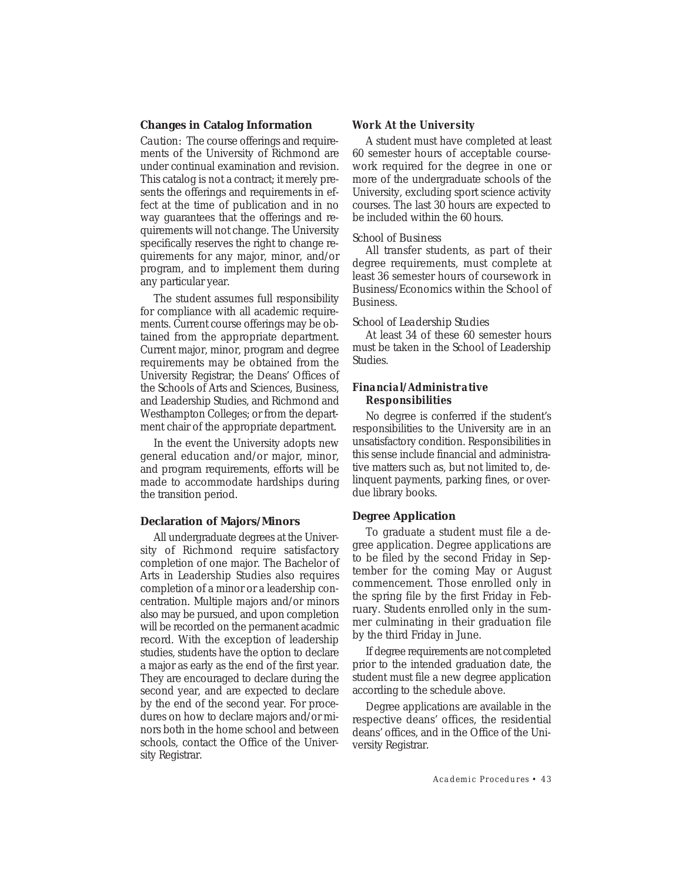### Changes in Catalog Information

*Caution:* The course offerings and requirements of the University of Richmond are under continual examination and revision. This catalog is not a contract; it merely presents the offerings and requirements in effect at the time of publication and in no way guarantees that the offerings and requirements will not change. The University specifically reserves the right to change requirements for any major, minor, and/or program, and to implement them during any particular year.

The student assumes full responsibility for compliance with all academic requirements. Current course offerings may be obtained from the appropriate department. Current major, minor, program and degree requirements may be obtained from the University Registrar; the Deans' Offices of the Schools of Arts and Sciences, Business, and Leadership Studies, and Richmond and Westhampton Colleges; or from the department chair of the appropriate department.

In the event the University adopts new general education and/or major, minor, and program requirements, efforts will be made to accommodate hardships during the transition period.

### Declaration of Majors/Minors

All undergraduate degrees at the University of Richmond require satisfactory completion of one major. The Bachelor of Arts in Leadership Studies also requires completion of a minor or a leadership concentration. Multiple majors and/or minors also may be pursued, and upon completion will be recorded on the permanent acadmic record. With the exception of leadership studies, students have the option to declare a major as early as the end of the first year. They are encouraged to declare during the second year, and are expected to declare by the end of the second year. For procedures on how to declare majors and/or minors both in the home school and between schools, contact the Office of the University Registrar.

### *Work At the University*

A student must have completed at least 60 semester hours of acceptable coursework required for the degree in one or more of the undergraduate schools of the University, excluding sport science activity courses. The last 30 hours are expected to be included within the 60 hours.

*School of Business*

All transfer students, as part of their degree requirements, must complete at least 36 semester hours of coursework in Business/Economics within the School of Business.

*School of Leadership Studies*

At least 34 of these 60 semester hours must be taken in the School of Leadership Studies.

### *Financial/Administrative Responsibilities*

No degree is conferred if the student's responsibilities to the University are in an unsatisfactory condition. Responsibilities in this sense include financial and administrative matters such as, but not limited to, delinquent payments, parking fines, or overdue library books.

### Degree Application

To graduate a student must file a degree application. Degree applications are to be filed by the second Friday in September for the coming May or August commencement. Those enrolled only in the spring file by the first Friday in February. Students enrolled only in the summer culminating in their graduation file by the third Friday in June.

If degree requirements are not completed prior to the intended graduation date, the student must file a new degree application according to the schedule above.

Degree applications are available in the respective deans' offices, the residential deans' offices, and in the Office of the University Registrar.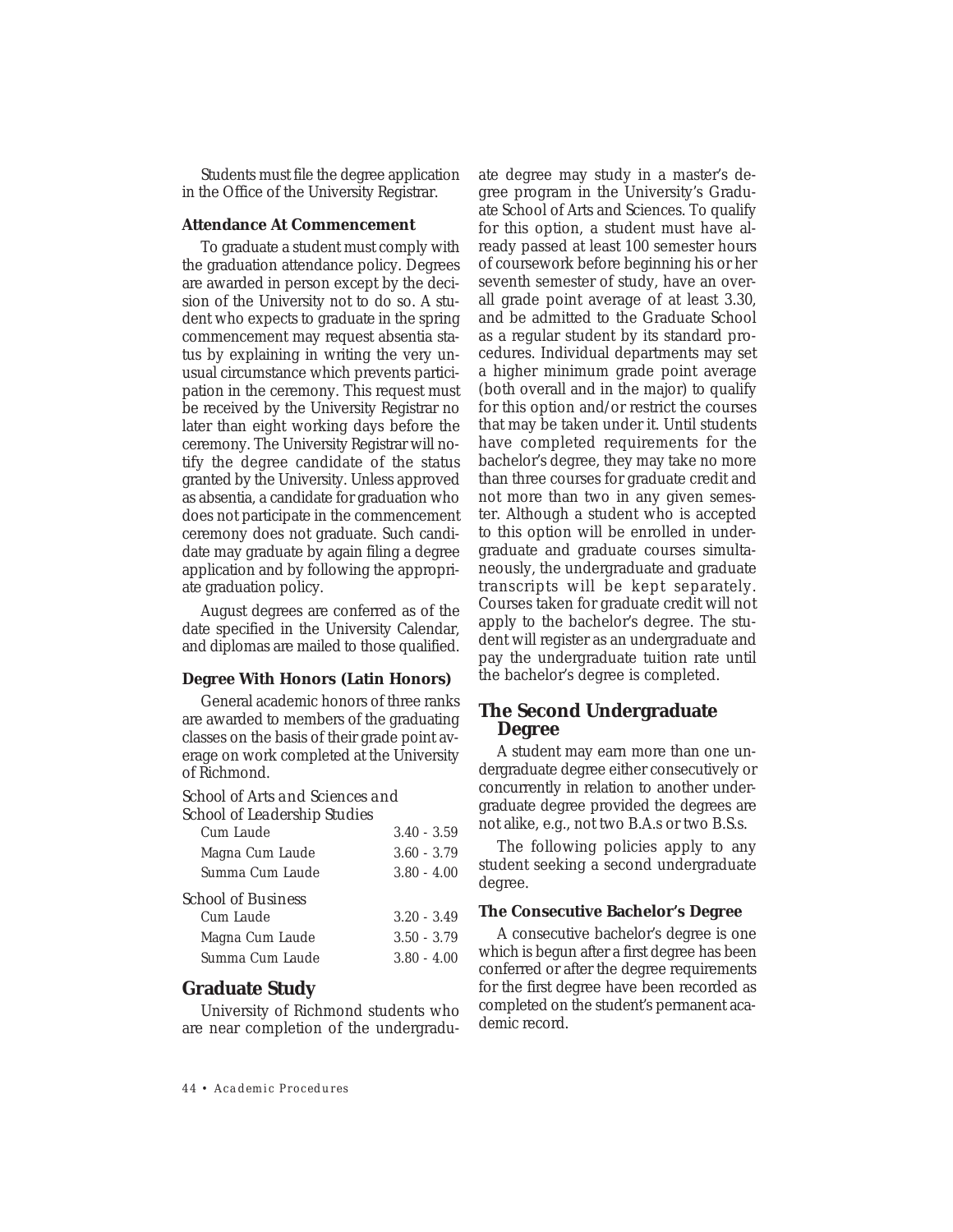Students must file the degree application in the Office of the University Registrar.

#### Attendance At Commencement

To graduate a student must comply with the graduation attendance policy. Degrees are awarded in person except by the decision of the University not to do so. A student who expects to graduate in the spring commencement may request absentia status by explaining in writing the very unusual circumstance which prevents participation in the ceremony. This request must be received by the University Registrar no later than eight working days before the ceremony. The University Registrar will notify the degree candidate of the status granted by the University. Unless approved as absentia, a candidate for graduation who does not participate in the commencement ceremony does not graduate. Such candidate may graduate by again filing a degree application and by following the appropriate graduation policy.

August degrees are conferred as of the date specified in the University Calendar, and diplomas are mailed to those qualified.

#### Degree With Honors (Latin Honors)

General academic honors of three ranks are awarded to members of the graduating classes on the basis of their grade point average on work completed at the University of Richmond.

*School of Arts and Sciences and School of Leadership Studies*

| | |
|---|---|
| Cum Laude | 3.40 - 3.59 |
| Magna Cum Laude | 3.60 - 3.79 |
| Summa Cum Laude | 3.80 - 4.00 |

*School of Business*

| | |
|---|---|
| Cum Laude | 3.20 - 3.49 |
| Magna Cum Laude | 3.50 - 3.79 |
| Summa Cum Laude | 3.80 - 4.00 |

### Graduate Study

University of Richmond students who are near completion of the undergraduate degree may study in a master's degree program in the University's Graduate School of Arts and Sciences. To qualify for this option, a student must have already passed at least 100 semester hours of coursework before beginning his or her seventh semester of study, have an overall grade point average of at least 3.30, and be admitted to the Graduate School as a regular student by its standard procedures. Individual departments may set a higher minimum grade point average (both overall and in the major) to qualify for this option and/or restrict the courses that may be taken under it. Until students have completed requirements for the bachelor's degree, they may take no more than three courses for graduate credit and not more than two in any given semester. Although a student who is accepted to this option will be enrolled in undergraduate and graduate courses simultaneously, the undergraduate and graduate transcripts will be kept separately. Courses taken for graduate credit will not apply to the bachelor's degree. The student will register as an undergraduate and pay the undergraduate tuition rate until the bachelor's degree is completed.

### The Second Undergraduate Degree

A student may earn more than one undergraduate degree either consecutively or concurrently in relation to another undergraduate degree provided the degrees are not alike, e.g., not two B.A.s or two B.S.s.

The following policies apply to any student seeking a second undergraduate degree.

#### The Consecutive Bachelor's Degree

A consecutive bachelor's degree is one which is begun after a first degree has been conferred or after the degree requirements for the first degree have been recorded as completed on the student's permanent academic record.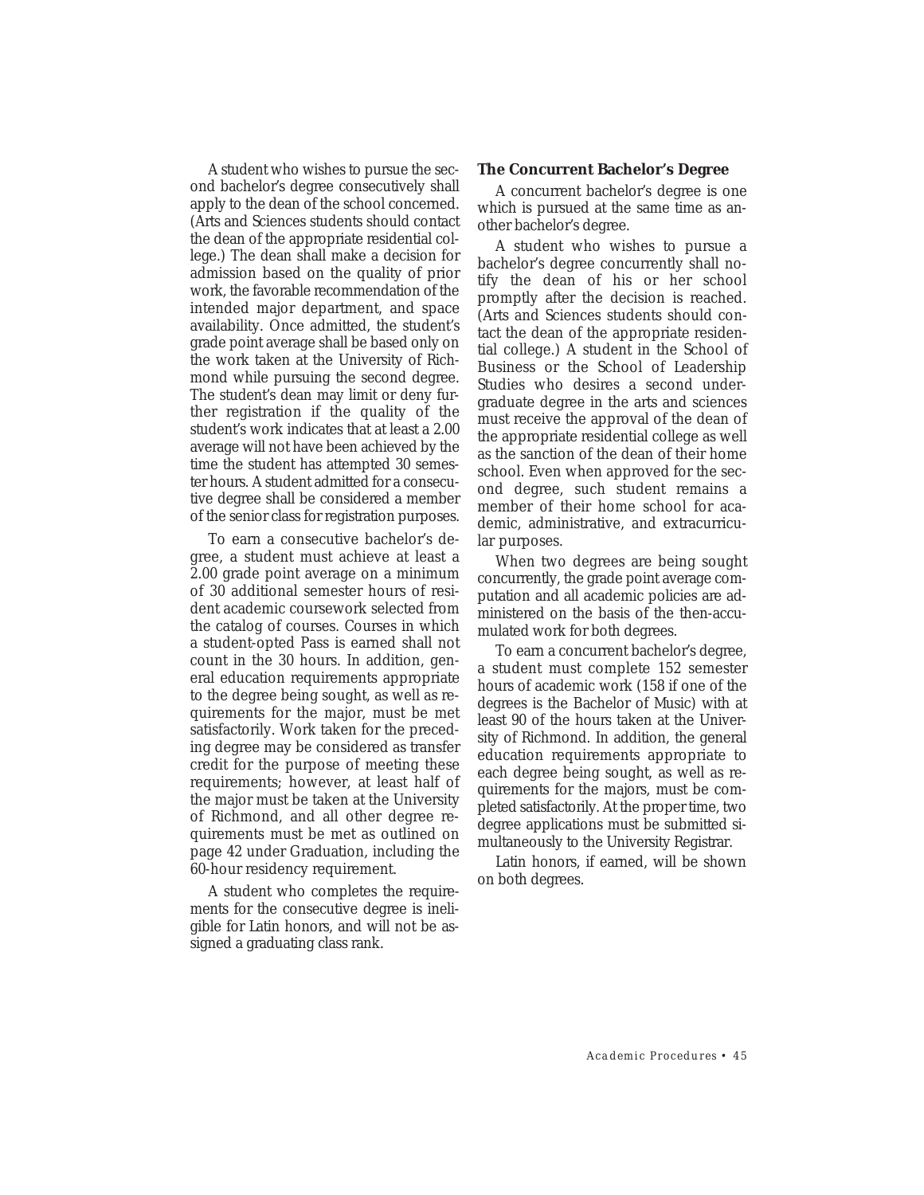A student who wishes to pursue the second bachelor's degree consecutively shall apply to the dean of the school concerned. (Arts and Sciences students should contact the dean of the appropriate residential college.) The dean shall make a decision for admission based on the quality of prior work, the favorable recommendation of the intended major department, and space availability. Once admitted, the student's grade point average shall be based only on the work taken at the University of Richmond while pursuing the second degree. The student's dean may limit or deny further registration if the quality of the student's work indicates that at least a 2.00 average will not have been achieved by the time the student has attempted 30 semester hours. A student admitted for a consecutive degree shall be considered a member of the senior class for registration purposes.

To earn a consecutive bachelor's degree, a student must achieve at least a 2.00 grade point average on a minimum of 30 additional semester hours of resident academic coursework selected from the catalog of courses. Courses in which a student-opted Pass is earned shall not count in the 30 hours. In addition, general education requirements appropriate to the degree being sought, as well as requirements for the major, must be met satisfactorily. Work taken for the preceding degree may be considered as transfer credit for the purpose of meeting these requirements; however, at least half of the major must be taken at the University of Richmond, and all other degree requirements must be met as outlined on page 42 under Graduation, including the 60-hour residency requirement.

A student who completes the requirements for the consecutive degree is ineligible for Latin honors, and will not be assigned a graduating class rank.

### The Concurrent Bachelor's Degree

A concurrent bachelor's degree is one which is pursued at the same time as another bachelor's degree.

A student who wishes to pursue a bachelor's degree concurrently shall notify the dean of his or her school promptly after the decision is reached. (Arts and Sciences students should contact the dean of the appropriate residential college.) A student in the School of Business or the School of Leadership Studies who desires a second undergraduate degree in the arts and sciences must receive the approval of the dean of the appropriate residential college as well as the sanction of the dean of their home school. Even when approved for the second degree, such student remains a member of their home school for academic, administrative, and extracurricular purposes.

When two degrees are being sought concurrently, the grade point average computation and all academic policies are administered on the basis of the then-accumulated work for both degrees.

To earn a concurrent bachelor's degree, a student must complete 152 semester hours of academic work (158 if one of the degrees is the Bachelor of Music) with at least 90 of the hours taken at the University of Richmond. In addition, the general education requirements appropriate to each degree being sought, as well as requirements for the majors, must be completed satisfactorily. At the proper time, two degree applications must be submitted simultaneously to the University Registrar.

Latin honors, if earned, will be shown on both degrees.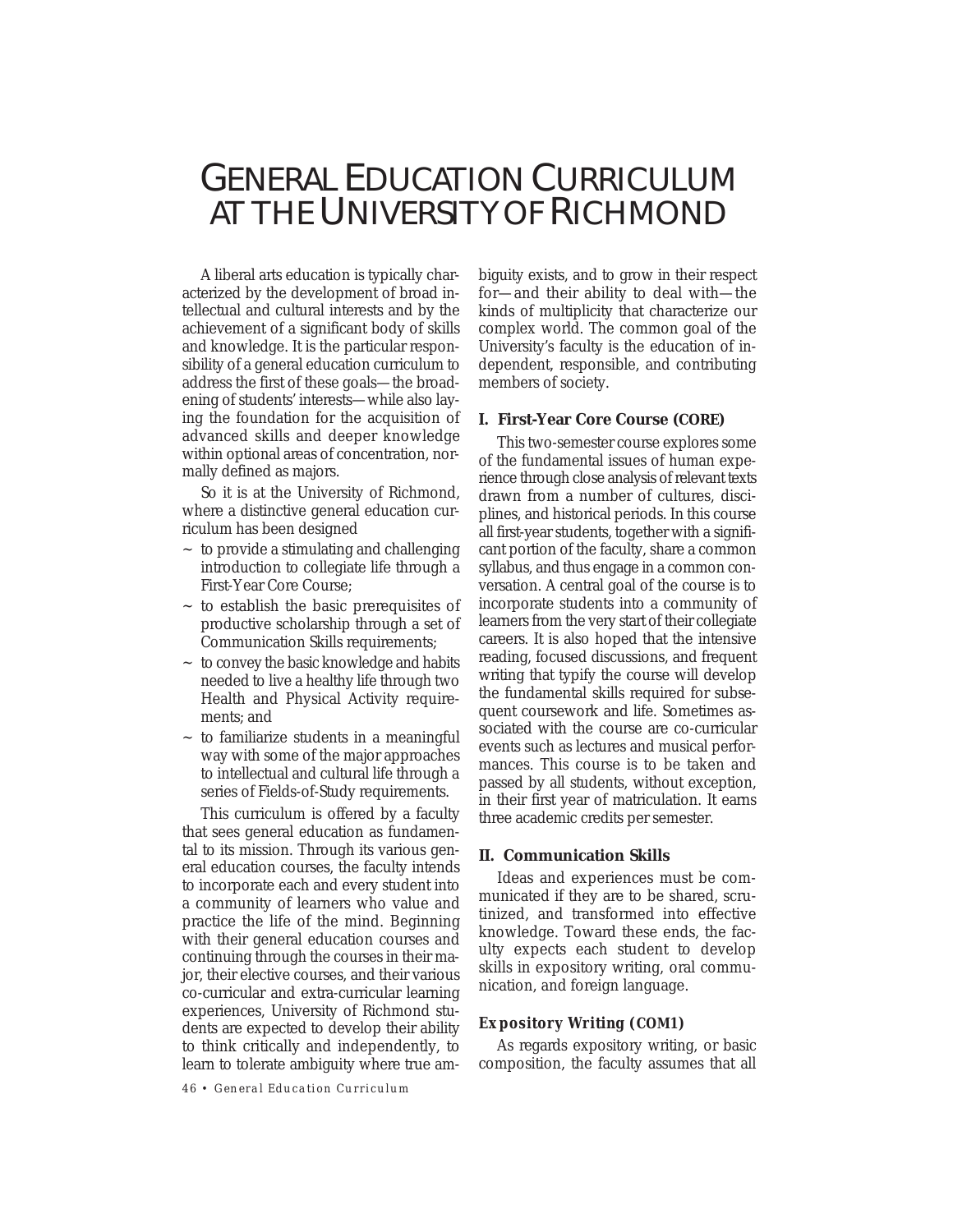# GENERAL EDUCATION CURRICULUM AT THE UNIVERSITY OF RICHMOND

A liberal arts education is typically characterized by the development of broad intellectual and cultural interests and by the achievement of a significant body of skills and knowledge. It is the particular responsibility of a general education curriculum to address the first of these goals—the broadening of students' interests—while also laying the foundation for the acquisition of advanced skills and deeper knowledge within optional areas of concentration, normally defined as majors.

So it is at the University of Richmond, where a distinctive general education curriculum has been designed

~ to provide a stimulating and challenging introduction to collegiate life through a First-Year Core Course;

~ to establish the basic prerequisites of productive scholarship through a set of Communication Skills requirements;

~ to convey the basic knowledge and habits needed to live a healthy life through two Health and Physical Activity requirements; and

~ to familiarize students in a meaningful way with some of the major approaches to intellectual and cultural life through a series of Fields-of-Study requirements.

This curriculum is offered by a faculty that sees general education as fundamental to its mission. Through its various general education courses, the faculty intends to incorporate each and every student into a community of learners who value and practice the life of the mind. Beginning with their general education courses and continuing through the courses in their major, their elective courses, and their various co-curricular and extra-curricular learning experiences, University of Richmond students are expected to develop their ability to think critically and independently, to learn to tolerate ambiguity where true ambiguity exists, and to grow in their respect for—and their ability to deal with—the kinds of multiplicity that characterize our complex world. The common goal of the University's faculty is the education of independent, responsible, and contributing members of society.

### I. First-Year Core Course (CORE)

This two-semester course explores some of the fundamental issues of human experience through close analysis of relevant texts drawn from a number of cultures, disciplines, and historical periods. In this course all first-year students, together with a significant portion of the faculty, share a common syllabus, and thus engage in a common conversation. A central goal of the course is to incorporate students into a community of learners from the very start of their collegiate careers. It is also hoped that the intensive reading, focused discussions, and frequent writing that typify the course will develop the fundamental skills required for subsequent coursework and life. Sometimes associated with the course are co-curricular events such as lectures and musical performances. This course is to be taken and passed by all students, without exception, in their first year of matriculation. It earns three academic credits per semester.

### II. Communication Skills

Ideas and experiences must be communicated if they are to be shared, scrutinized, and transformed into effective knowledge. Toward these ends, the faculty expects each student to develop skills in expository writing, oral communication, and foreign language.

#### Expository Writing (COM1)

As regards expository writing, or basic composition, the faculty assumes that all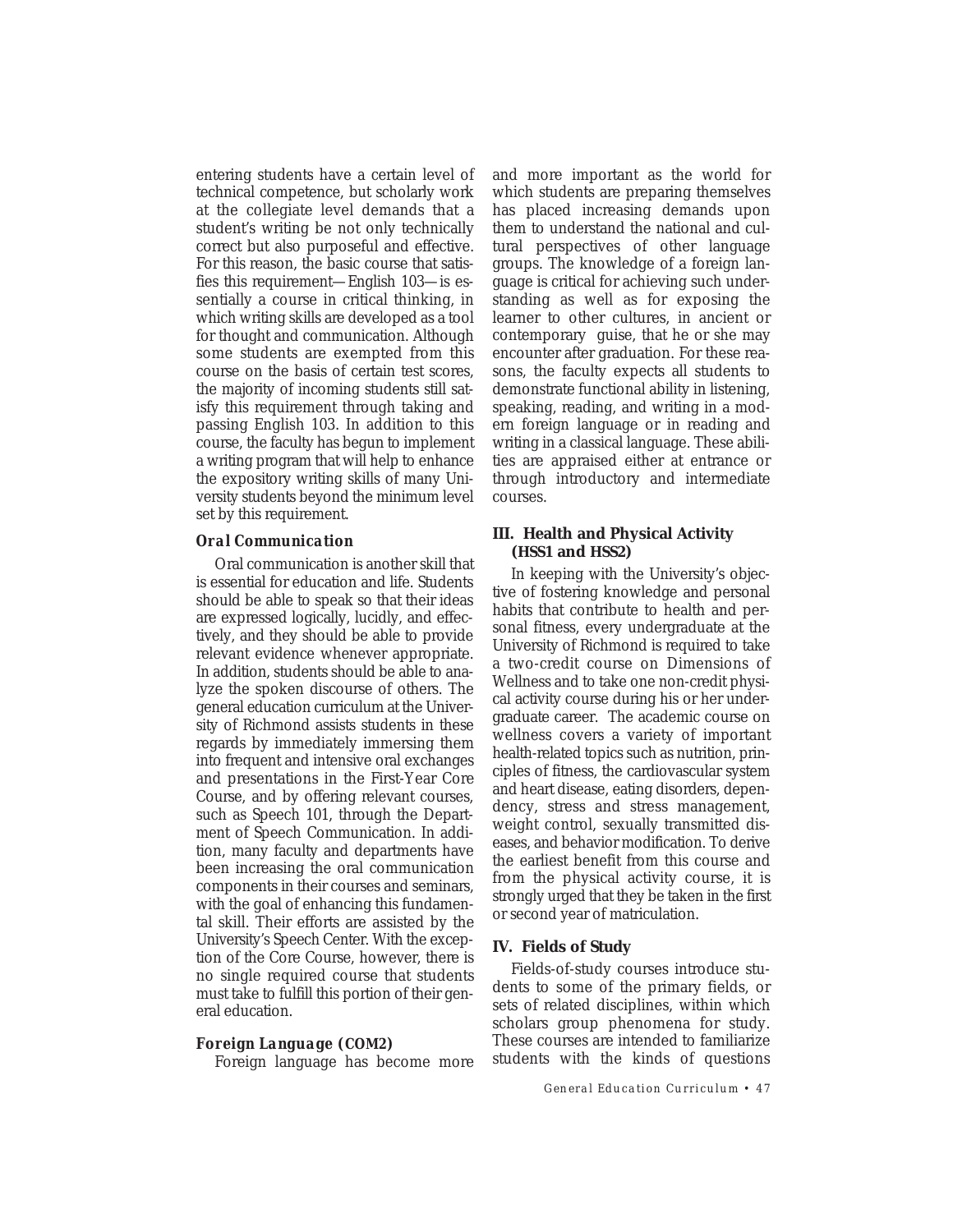entering students have a certain level of technical competence, but scholarly work at the collegiate level demands that a student's writing be not only technically correct but also purposeful and effective. For this reason, the basic course that satisfies this requirement—English 103—is essentially a course in critical thinking, in which writing skills are developed as a tool for thought and communication. Although some students are exempted from this course on the basis of certain test scores, the majority of incoming students still satisfy this requirement through taking and passing English 103. In addition to this course, the faculty has begun to implement a writing program that will help to enhance the expository writing skills of many University students beyond the minimum level set by this requirement.

### *Oral Communication*

Oral communication is another skill that is essential for education and life. Students should be able to speak so that their ideas are expressed logically, lucidly, and effectively, and they should be able to provide relevant evidence whenever appropriate. In addition, students should be able to analyze the spoken discourse of others. The general education curriculum at the University of Richmond assists students in these regards by immediately immersing them into frequent and intensive oral exchanges and presentations in the First-Year Core Course, and by offering relevant courses, such as Speech 101, through the Department of Speech Communication. In addition, many faculty and departments have been increasing the oral communication components in their courses and seminars, with the goal of enhancing this fundamental skill. Their efforts are assisted by the University's Speech Center. With the exception of the Core Course, however, there is no single required course that students must take to fulfill this portion of their general education.

### *Foreign Language (COM2)*

Foreign language has become more and more important as the world for which students are preparing themselves has placed increasing demands upon them to understand the national and cultural perspectives of other language groups. The knowledge of a foreign language is critical for achieving such understanding as well as for exposing the learner to other cultures, in ancient or contemporary guise, that he or she may encounter after graduation. For these reasons, the faculty expects all students to demonstrate functional ability in listening, speaking, reading, and writing in a modern foreign language or in reading and writing in a classical language. These abilities are appraised either at entrance or through introductory and intermediate courses.

## III. Health and Physical Activity (HSS1 and HSS2)

In keeping with the University's objective of fostering knowledge and personal habits that contribute to health and personal fitness, every undergraduate at the University of Richmond is required to take a two-credit course on Dimensions of Wellness and to take one non-credit physical activity course during his or her undergraduate career. The academic course on wellness covers a variety of important health-related topics such as nutrition, principles of fitness, the cardiovascular system and heart disease, eating disorders, dependency, stress and stress management, weight control, sexually transmitted diseases, and behavior modification. To derive the earliest benefit from this course and from the physical activity course, it is strongly urged that they be taken in the first or second year of matriculation.

## IV. Fields of Study

Fields-of-study courses introduce students to some of the primary fields, or sets of related disciplines, within which scholars group phenomena for study. These courses are intended to familiarize students with the kinds of questions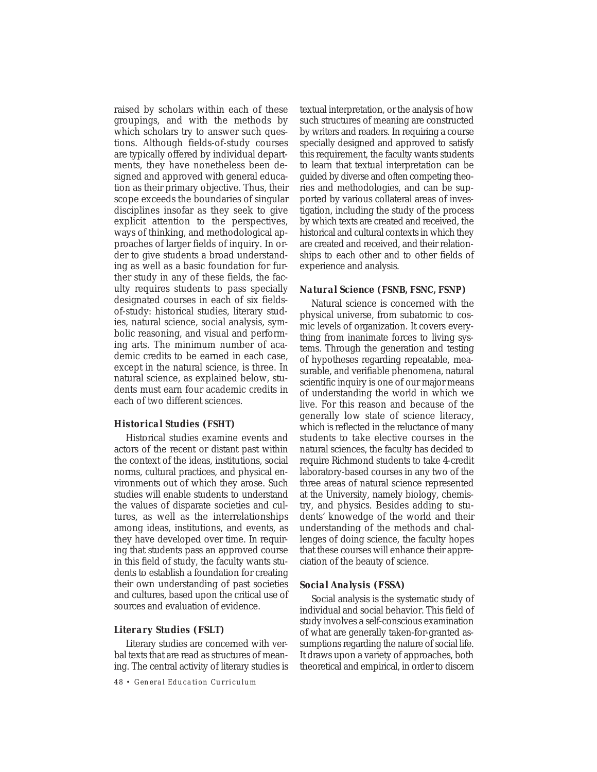raised by scholars within each of these groupings, and with the methods by which scholars try to answer such questions. Although fields-of-study courses are typically offered by individual departments, they have nonetheless been designed and approved with general education as their primary objective. Thus, their scope exceeds the boundaries of singular disciplines insofar as they seek to give explicit attention to the perspectives, ways of thinking, and methodological approaches of larger fields of inquiry. In order to give students a broad understanding as well as a basic foundation for further study in any of these fields, the faculty requires students to pass specially designated courses in each of six fields-of-study: historical studies, literary studies, natural science, social analysis, symbolic reasoning, and visual and performing arts. The minimum number of academic credits to be earned in each case, except in the natural science, is three. In natural science, as explained below, students must earn four academic credits in each of two different sciences.

### Historical Studies (FSHT)

Historical studies examine events and actors of the recent or distant past within the context of the ideas, institutions, social norms, cultural practices, and physical environments out of which they arose. Such studies will enable students to understand the values of disparate societies and cultures, as well as the interrelationships among ideas, institutions, and events, as they have developed over time. In requiring that students pass an approved course in this field of study, the faculty wants students to establish a foundation for creating their own understanding of past societies and cultures, based upon the critical use of sources and evaluation of evidence.

### Literary Studies (FSLT)

Literary studies are concerned with verbal texts that are read as structures of meaning. The central activity of literary studies is textual interpretation, or the analysis of how such structures of meaning are constructed by writers and readers. In requiring a course specially designed and approved to satisfy this requirement, the faculty wants students to learn that textual interpretation can be guided by diverse and often competing theories and methodologies, and can be supported by various collateral areas of investigation, including the study of the process by which texts are created and received, the historical and cultural contexts in which they are created and received, and their relationships to each other and to other fields of experience and analysis.

### Natural Science (FSNB, FSNC, FSNP)

Natural science is concerned with the physical universe, from subatomic to cosmic levels of organization. It covers everything from inanimate forces to living systems. Through the generation and testing of hypotheses regarding repeatable, measurable, and verifiable phenomena, natural scientific inquiry is one of our major means of understanding the world in which we live. For this reason and because of the generally low state of science literacy, which is reflected in the reluctance of many students to take elective courses in the natural sciences, the faculty has decided to require Richmond students to take 4-credit laboratory-based courses in any two of the three areas of natural science represented at the University, namely biology, chemistry, and physics. Besides adding to students' knowedge of the world and their understanding of the methods and challenges of doing science, the faculty hopes that these courses will enhance their appreciation of the beauty of science.

### Social Analysis (FSSA)

Social analysis is the systematic study of individual and social behavior. This field of study involves a self-conscious examination of what are generally taken-for-granted assumptions regarding the nature of social life. It draws upon a variety of approaches, both theoretical and empirical, in order to discern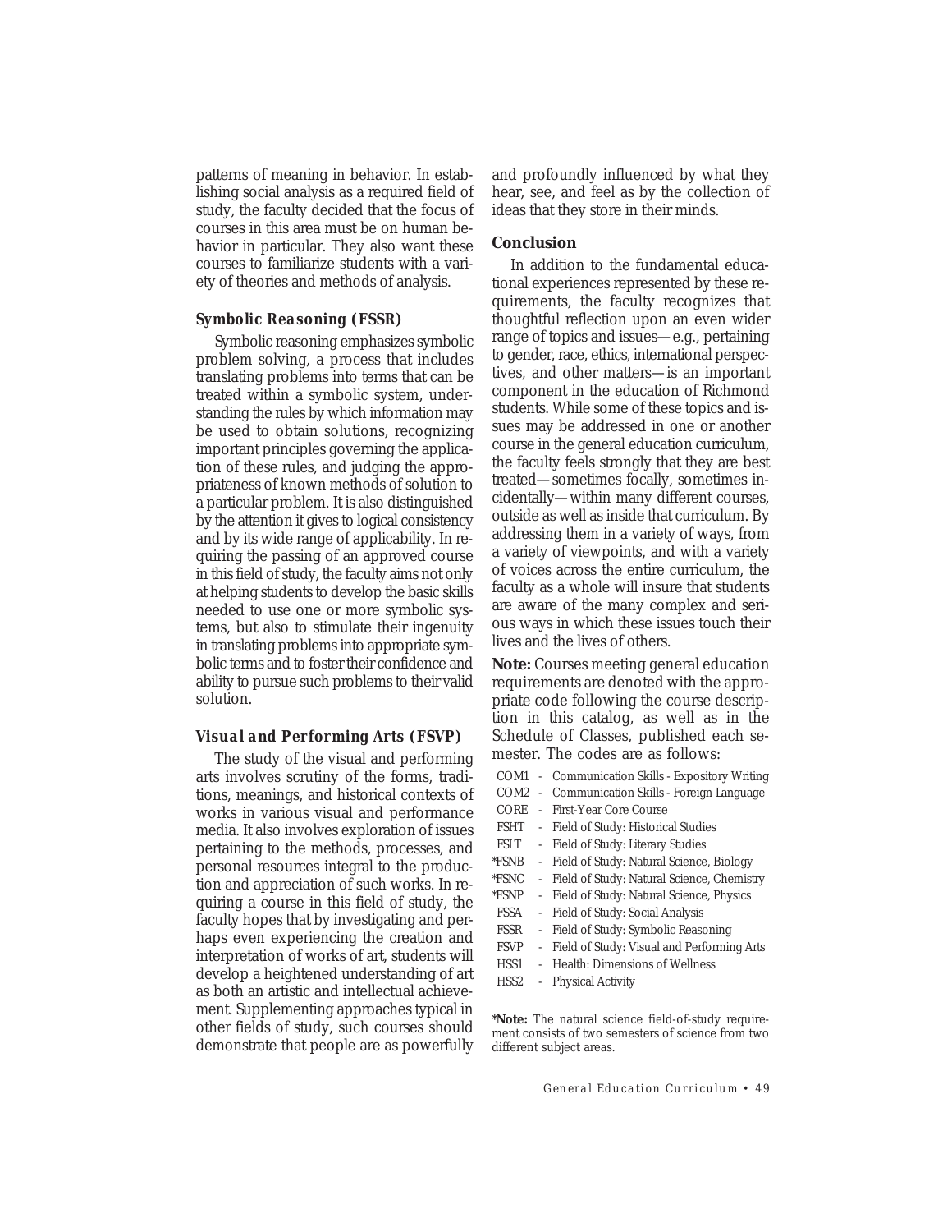patterns of meaning in behavior. In establishing social analysis as a required field of study, the faculty decided that the focus of courses in this area must be on human behavior in particular. They also want these courses to familiarize students with a variety of theories and methods of analysis.

### Symbolic Reasoning (FSSR)

Symbolic reasoning emphasizes symbolic problem solving, a process that includes translating problems into terms that can be treated within a symbolic system, understanding the rules by which information may be used to obtain solutions, recognizing important principles governing the application of these rules, and judging the appropriateness of known methods of solution to a particular problem. It is also distinguished by the attention it gives to logical consistency and by its wide range of applicability. In requiring the passing of an approved course in this field of study, the faculty aims not only at helping students to develop the basic skills needed to use one or more symbolic systems, but also to stimulate their ingenuity in translating problems into appropriate symbolic terms and to foster their confidence and ability to pursue such problems to their valid solution.

### Visual and Performing Arts (FSVP)

The study of the visual and performing arts involves scrutiny of the forms, traditions, meanings, and historical contexts of works in various visual and performance media. It also involves exploration of issues pertaining to the methods, processes, and personal resources integral to the production and appreciation of such works. In requiring a course in this field of study, the faculty hopes that by investigating and perhaps even experiencing the creation and interpretation of works of art, students will develop a heightened understanding of art as both an artistic and intellectual achievement. Supplementing approaches typical in other fields of study, such courses should demonstrate that people are as powerfully and profoundly influenced by what they hear, see, and feel as by the collection of ideas that they store in their minds.

### Conclusion

In addition to the fundamental educational experiences represented by these requirements, the faculty recognizes that thoughtful reflection upon an even wider range of topics and issues—e.g., pertaining to gender, race, ethics, international perspectives, and other matters—is an important component in the education of Richmond students. While some of these topics and issues may be addressed in one or another course in the general education curriculum, the faculty feels strongly that they are best treated—sometimes focally, sometimes incidentally—within many different courses, outside as well as inside that curriculum. By addressing them in a variety of ways, from a variety of viewpoints, and with a variety of voices across the entire curriculum, the faculty as a whole will insure that students are aware of the many complex and serious ways in which these issues touch their lives and the lives of others.

**Note:** Courses meeting general education requirements are denoted with the appropriate code following the course description in this catalog, as well as in the Schedule of Classes, published each semester. The codes are as follows:

- COM1 - Communication Skills - Expository Writing
- COM2 - Communication Skills - Foreign Language
- CORE - First-Year Core Course
- FSHT - Field of Study: Historical Studies
- FSLT - Field of Study: Literary Studies
- *FSNB - Field of Study: Natural Science, Biology
- *FSNC - Field of Study: Natural Science, Chemistry
- *FSNP - Field of Study: Natural Science, Physics
- FSSA - Field of Study: Social Analysis
- FSSR - Field of Study: Symbolic Reasoning
- FSVP - Field of Study: Visual and Performing Arts
- HSS1 - Health: Dimensions of Wellness
- HSS2 - Physical Activity

***Note:** The natural science field-of-study requirement consists of two semesters of science from two different subject areas.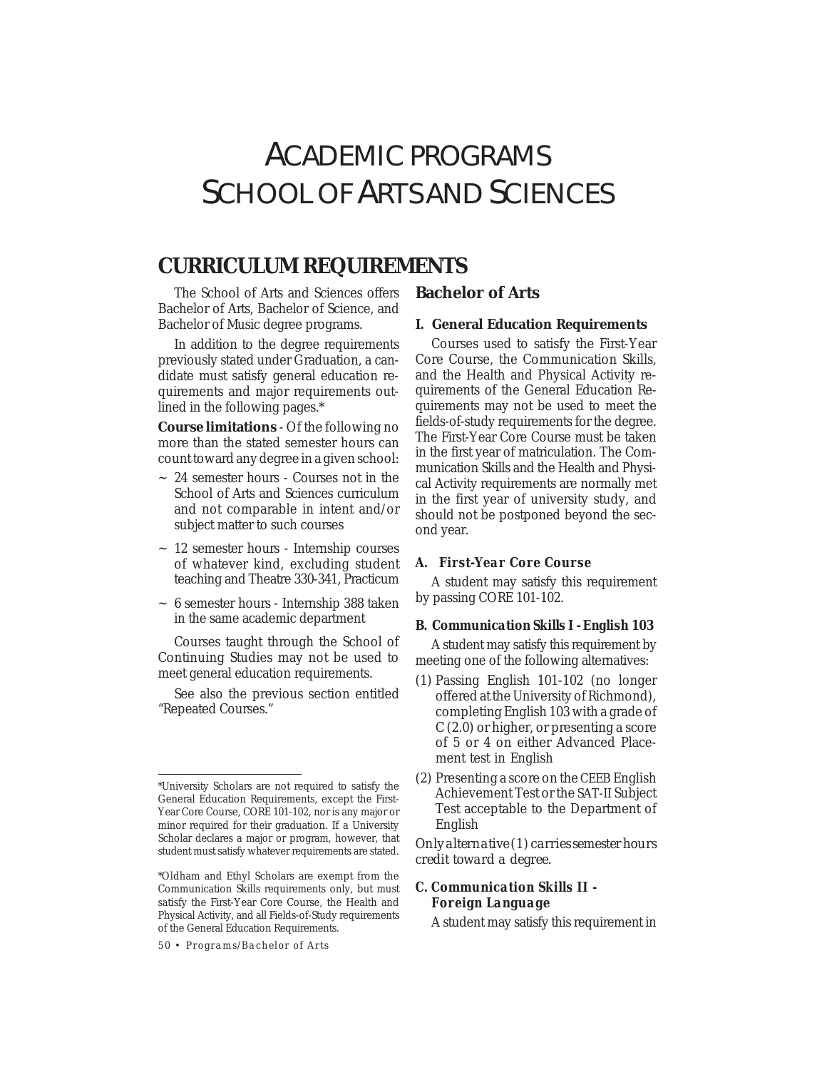# ACADEMIC PROGRAMS SCHOOL OF ARTS AND SCIENCES

## CURRICULUM REQUIREMENTS

The School of Arts and Sciences offers Bachelor of Arts, Bachelor of Science, and Bachelor of Music degree programs.

In addition to the degree requirements previously stated under Graduation, a candidate must satisfy general education requirements and major requirements outlined in the following pages.*

**Course limitations** - Of the following no more than the stated semester hours can count toward any degree in a given school:

- ~ 24 semester hours - Courses not in the School of Arts and Sciences curriculum and not comparable in intent and/or subject matter to such courses
- ~ 12 semester hours - Internship courses of whatever kind, excluding student teaching and Theatre 330-341, Practicum
- ~ 6 semester hours - Internship 388 taken in the same academic department

Courses taught through the School of Continuing Studies may not be used to meet general education requirements.

See also the previous section entitled "Repeated Courses."

*University Scholars are not required to satisfy the General Education Requirements, except the First-Year Core Course, CORE 101-102, nor is any major or minor required for their graduation. If a University Scholar declares a major or program, however, that student must satisfy whatever requirements are stated.

*Oldham and Ethyl Scholars are exempt from the Communication Skills requirements only, but must satisfy the First-Year Core Course, the Health and Physical Activity, and all Fields-of-Study requirements of the General Education Requirements.

### Bachelor of Arts

#### I. General Education Requirements

Courses used to satisfy the First-Year Core Course, the Communication Skills, and the Health and Physical Activity requirements of the General Education Requirements may not be used to meet the fields-of-study requirements for the degree. The First-Year Core Course must be taken in the first year of matriculation. The Communication Skills and the Health and Physical Activity requirements are normally met in the first year of university study, and should not be postponed beyond the second year.

##### A. *First-Year Core Course*

A student may satisfy this requirement by passing CORE 101-102.

##### B. Communication Skills I - English 103

A student may satisfy this requirement by meeting one of the following alternatives:

(1) Passing English 101-102 (no longer offered at the University of Richmond), completing English 103 with a grade of C (2.0) or higher, or presenting a score of 5 or 4 on either Advanced Placement test in English

(2) Presenting a score on the CEEB English Achievement Test or the SAT-II Subject Test acceptable to the Department of English

*Only alternative (1) carries semester hours credit toward a degree.*

##### C. *Communication Skills II - Foreign Language*

A student may satisfy this requirement in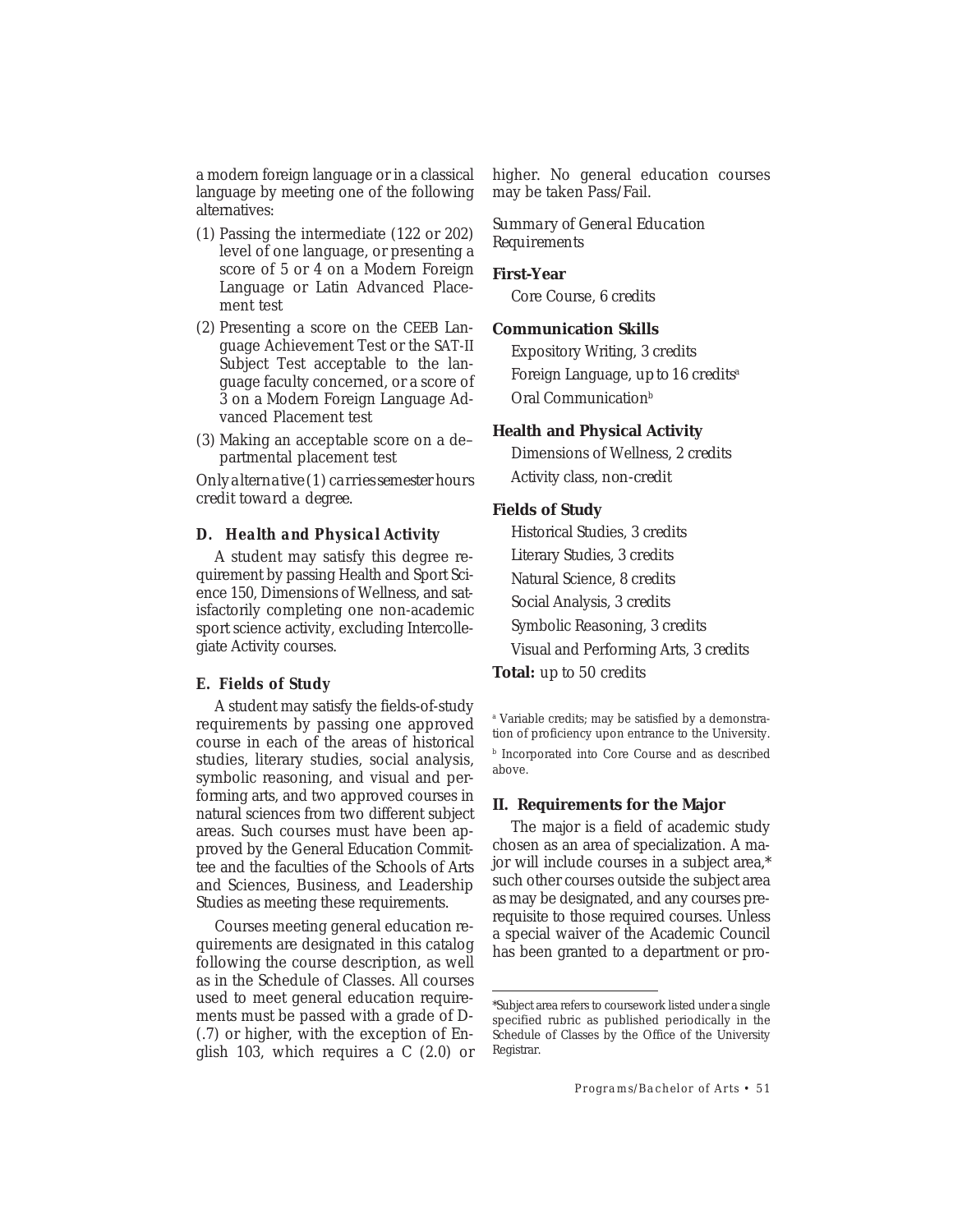a modern foreign language or in a classical language by meeting one of the following alternatives:

(1) Passing the intermediate (122 or 202) level of one language, or presenting a score of 5 or 4 on a Modern Foreign Language or Latin Advanced Placement test

(2) Presenting a score on the CEEB Language Achievement Test or the SAT-II Subject Test acceptable to the language faculty concerned, or a score of 3 on a Modern Foreign Language Advanced Placement test

(3) Making an acceptable score on a departmental placement test

*Only alternative (1) carries semester hours credit toward a degree.*

### D. Health and Physical Activity

A student may satisfy this degree requirement by passing Health and Sport Science 150, Dimensions of Wellness, and satisfactorily completing one non-academic sport science activity, excluding Intercollegiate Activity courses.

### E. Fields of Study

A student may satisfy the fields-of-study requirements by passing one approved course in each of the areas of historical studies, literary studies, social analysis, symbolic reasoning, and visual and performing arts, and two approved courses in natural sciences from two different subject areas. Such courses must have been approved by the General Education Committee and the faculties of the Schools of Arts and Sciences, Business, and Leadership Studies as meeting these requirements.

Courses meeting general education requirements are designated in this catalog following the course description, as well as in the Schedule of Classes. All courses used to meet general education requirements must be passed with a grade of D- (.7) or higher, with the exception of English 103, which requires a C (2.0) or higher. No general education courses may be taken Pass/Fail.

*Summary of General Education Requirements*

**First-Year**

Core Course, 6 credits

**Communication Skills**

Expository Writing, 3 credits

Foreign Language, up to 16 credits[a]

Oral Communication[b]

**Health and Physical Activity**

Dimensions of Wellness, 2 credits

Activity class, non-credit

**Fields of Study**

Historical Studies, 3 credits

Literary Studies, 3 credits

Natural Science, 8 credits

Social Analysis, 3 credits

Symbolic Reasoning, 3 credits

Visual and Performing Arts, 3 credits

**Total:** up to 50 credits

[a] Variable credits; may be satisfied by a demonstration of proficiency upon entrance to the University.

[b] Incorporated into Core Course and as described above.

## II. Requirements for the Major

The major is a field of academic study chosen as an area of specialization. A major will include courses in a subject area,* such other courses outside the subject area as may be designated, and any courses prerequisite to those required courses. Unless a special waiver of the Academic Council has been granted to a department or pro-

*Subject area refers to coursework listed under a single specified rubric as published periodically in the Schedule of Classes by the Office of the University Registrar.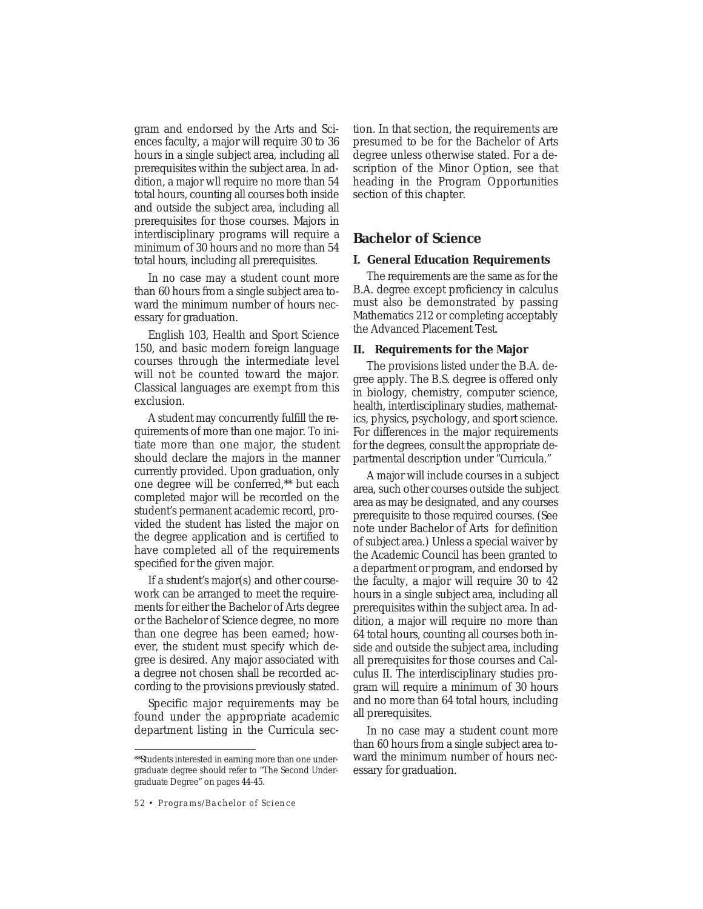gram and endorsed by the Arts and Sciences faculty, a major will require 30 to 36 hours in a single subject area, including all prerequisites within the subject area. In addition, a major wll require no more than 54 total hours, counting all courses both inside and outside the subject area, including all prerequisites for those courses. Majors in interdisciplinary programs will require a minimum of 30 hours and no more than 54 total hours, including all prerequisites.

In no case may a student count more than 60 hours from a single subject area toward the minimum number of hours necessary for graduation.

English 103, Health and Sport Science 150, and basic modern foreign language courses through the intermediate level will not be counted toward the major. Classical languages are exempt from this exclusion.

A student may concurrently fulfill the requirements of more than one major. To initiate more than one major, the student should declare the majors in the manner currently provided. Upon graduation, only one degree will be conferred,** but each completed major will be recorded on the student's permanent academic record, provided the student has listed the major on the degree application and is certified to have completed all of the requirements specified for the given major.

If a student's major(s) and other coursework can be arranged to meet the requirements for either the Bachelor of Arts degree or the Bachelor of Science degree, no more than one degree has been earned; however, the student must specify which degree is desired. Any major associated with a degree not chosen shall be recorded according to the provisions previously stated.

Specific major requirements may be found under the appropriate academic department listing in the Curricula section. In that section, the requirements are presumed to be for the Bachelor of Arts degree unless otherwise stated. For a description of the Minor Option, see that heading in the Program Opportunities section of this chapter.

**Students interested in earning more than one undergraduate degree should refer to "The Second Undergraduate Degree" on pages 44-45.

## Bachelor of Science

### I. General Education Requirements

The requirements are the same as for the B.A. degree except proficiency in calculus must also be demonstrated by passing Mathematics 212 or completing acceptably the Advanced Placement Test.

### II. Requirements for the Major

The provisions listed under the B.A. degree apply. The B.S. degree is offered only in biology, chemistry, computer science, health, interdisciplinary studies, mathematics, physics, psychology, and sport science. For differences in the major requirements for the degrees, consult the appropriate departmental description under "Curricula."

A major will include courses in a subject area, such other courses outside the subject area as may be designated, and any courses prerequisite to those required courses. (See note under Bachelor of Arts for definition of subject area.) Unless a special waiver by the Academic Council has been granted to a department or program, and endorsed by the faculty, a major will require 30 to 42 hours in a single subject area, including all prerequisites within the subject area. In addition, a major will require no more than 64 total hours, counting all courses both inside and outside the subject area, including all prerequisites for those courses and Calculus II. The interdisciplinary studies program will require a minimum of 30 hours and no more than 64 total hours, including all prerequisites.

In no case may a student count more than 60 hours from a single subject area toward the minimum number of hours necessary for graduation.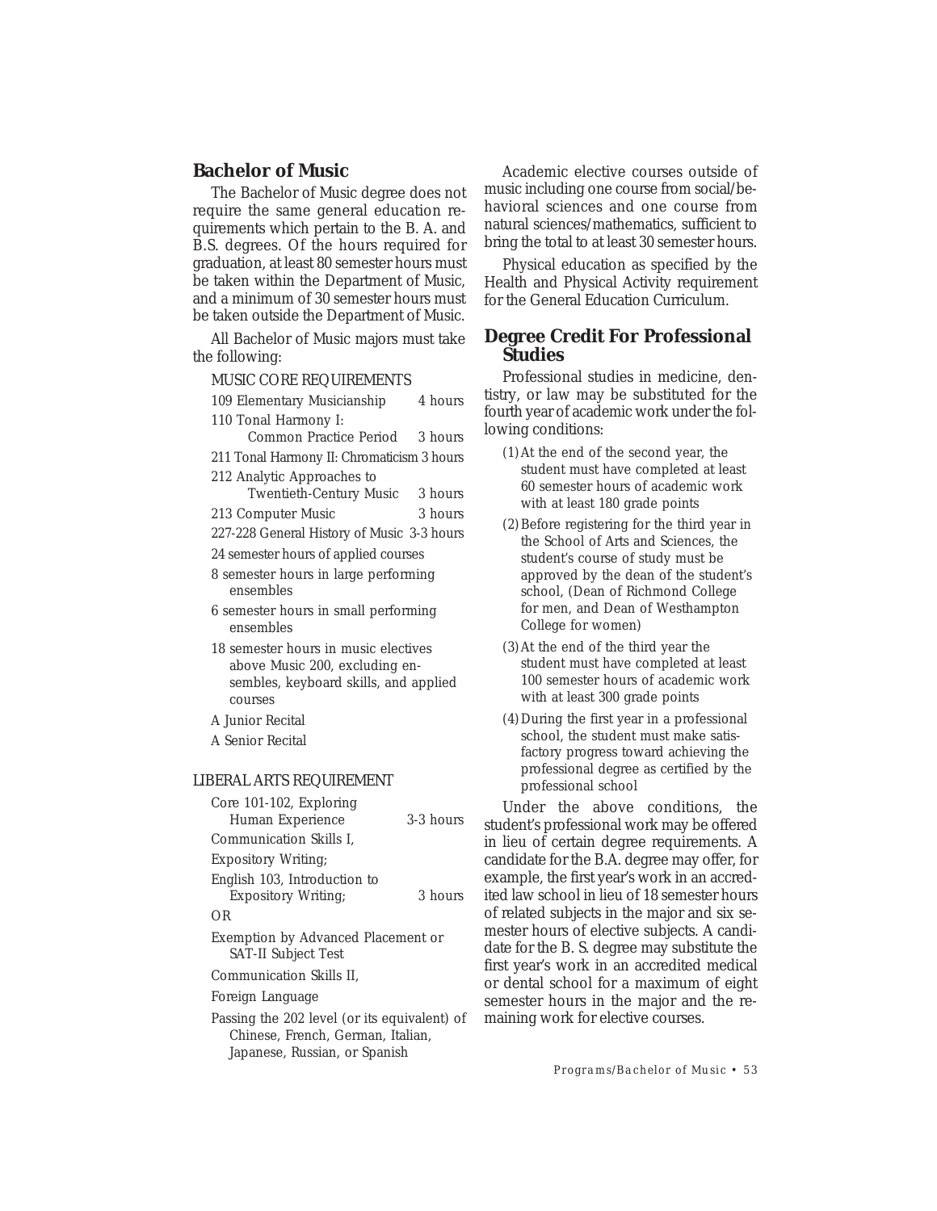## Bachelor of Music

The Bachelor of Music degree does not require the same general education requirements which pertain to the B. A. and B.S. degrees. Of the hours required for graduation, at least 80 semester hours must be taken within the Department of Music, and a minimum of 30 semester hours must be taken outside the Department of Music.

All Bachelor of Music majors must take the following:

MUSIC CORE REQUIREMENTS

- 109 Elementary Musicianship 4 hours
- 110 Tonal Harmony I: Common Practice Period 3 hours
- 211 Tonal Harmony II: Chromaticism 3 hours
- 212 Analytic Approaches to Twentieth-Century Music 3 hours
- 213 Computer Music 3 hours
- 227-228 General History of Music 3-3 hours
- 24 semester hours of applied courses
- 8 semester hours in large performing ensembles
- 6 semester hours in small performing ensembles
- 18 semester hours in music electives above Music 200, excluding ensembles, keyboard skills, and applied courses
- A Junior Recital
- A Senior Recital

LIBERAL ARTS REQUIREMENT

Core 101-102, Exploring Human Experience 3-3 hours

Communication Skills I,

Expository Writing;

English 103, Introduction to Expository Writing; 3 hours

OR

Exemption by Advanced Placement or SAT-II Subject Test

Communication Skills II,

Foreign Language

Passing the 202 level (or its equivalent) of Chinese, French, German, Italian, Japanese, Russian, or Spanish

Academic elective courses outside of music including one course from social/behavioral sciences and one course from natural sciences/mathematics, sufficient to bring the total to at least 30 semester hours.

Physical education as specified by the Health and Physical Activity requirement for the General Education Curriculum.

## Degree Credit For Professional Studies

Professional studies in medicine, dentistry, or law may be substituted for the fourth year of academic work under the following conditions:

(1) At the end of the second year, the student must have completed at least 60 semester hours of academic work with at least 180 grade points

(2) Before registering for the third year in the School of Arts and Sciences, the student's course of study must be approved by the dean of the student's school, (Dean of Richmond College for men, and Dean of Westhampton College for women)

(3) At the end of the third year the student must have completed at least 100 semester hours of academic work with at least 300 grade points

(4) During the first year in a professional school, the student must make satisfactory progress toward achieving the professional degree as certified by the professional school

Under the above conditions, the student's professional work may be offered in lieu of certain degree requirements. A candidate for the B.A. degree may offer, for example, the first year's work in an accredited law school in lieu of 18 semester hours of related subjects in the major and six semester hours of elective subjects. A candidate for the B. S. degree may substitute the first year's work in an accredited medical or dental school for a maximum of eight semester hours in the major and the remaining work for elective courses.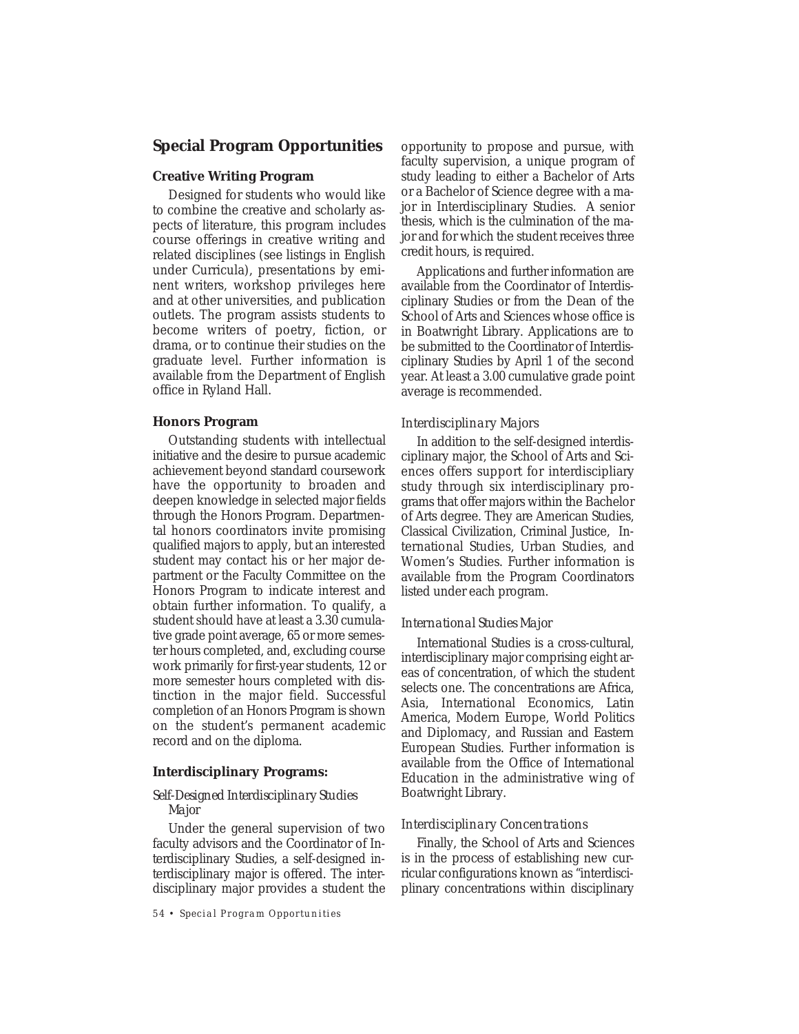## Special Program Opportunities

### Creative Writing Program

Designed for students who would like to combine the creative and scholarly aspects of literature, this program includes course offerings in creative writing and related disciplines (see listings in English under Curricula), presentations by eminent writers, workshop privileges here and at other universities, and publication outlets. The program assists students to become writers of poetry, fiction, or drama, or to continue their studies on the graduate level. Further information is available from the Department of English office in Ryland Hall.

### Honors Program

Outstanding students with intellectual initiative and the desire to pursue academic achievement beyond standard coursework have the opportunity to broaden and deepen knowledge in selected major fields through the Honors Program. Departmental honors coordinators invite promising qualified majors to apply, but an interested student may contact his or her major department or the Faculty Committee on the Honors Program to indicate interest and obtain further information. To qualify, a student should have at least a 3.30 cumulative grade point average, 65 or more semester hours completed, and, excluding course work primarily for first-year students, 12 or more semester hours completed with distinction in the major field. Successful completion of an Honors Program is shown on the student's permanent academic record and on the diploma.

### Interdisciplinary Programs:

*Self-Designed Interdisciplinary Studies Major*

Under the general supervision of two faculty advisors and the Coordinator of Interdisciplinary Studies, a self-designed interdisciplinary major is offered. The interdisciplinary major provides a student the opportunity to propose and pursue, with faculty supervision, a unique program of study leading to either a Bachelor of Arts or a Bachelor of Science degree with a major in Interdisciplinary Studies. A senior thesis, which is the culmination of the major and for which the student receives three credit hours, is required.

Applications and further information are available from the Coordinator of Interdisciplinary Studies or from the Dean of the School of Arts and Sciences whose office is in Boatwright Library. Applications are to be submitted to the Coordinator of Interdisciplinary Studies by April 1 of the second year. At least a 3.00 cumulative grade point average is recommended.

*Interdisciplinary Majors*

In addition to the self-designed interdisciplinary major, the School of Arts and Sciences offers support for interdisciplinary study through six interdisciplinary programs that offer majors within the Bachelor of Arts degree. They are American Studies, Classical Civilization, Criminal Justice, International Studies, Urban Studies, and Women's Studies. Further information is available from the Program Coordinators listed under each program.

*International Studies Major*

International Studies is a cross-cultural, interdisciplinary major comprising eight areas of concentration, of which the student selects one. The concentrations are Africa, Asia, International Economics, Latin America, Modern Europe, World Politics and Diplomacy, and Russian and Eastern European Studies. Further information is available from the Office of International Education in the administrative wing of Boatwright Library.

*Interdisciplinary Concentrations*

Finally, the School of Arts and Sciences is in the process of establishing new curricular configurations known as "interdisciplinary concentrations within disciplinary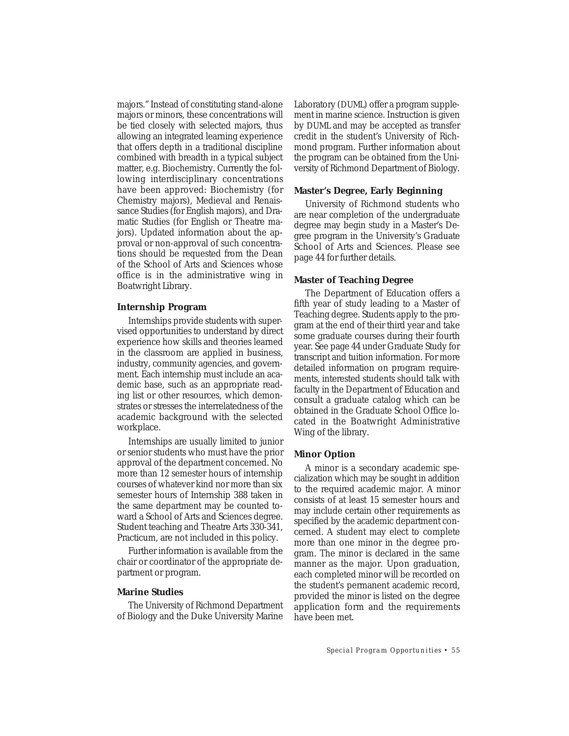majors." Instead of constituting stand-alone majors or minors, these concentrations will be tied closely with selected majors, thus allowing an integrated learning experience that offers depth in a traditional discipline combined with breadth in a typical subject matter, e.g. Biochemistry. Currently the following interdisciplinary concentrations have been approved: Biochemistry (for Chemistry majors), Medieval and Renaissance Studies (for English majors), and Dramatic Studies (for English or Theatre majors). Updated information about the approval or non-approval of such concentrations should be requested from the Dean of the School of Arts and Sciences whose office is in the administrative wing in Boatwright Library.

### Internship Program

Internships provide students with supervised opportunities to understand by direct experience how skills and theories learned in the classroom are applied in business, industry, community agencies, and government. Each internship must include an academic base, such as an appropriate reading list or other resources, which demonstrates or stresses the interrelatedness of the academic background with the selected workplace.

Internships are usually limited to junior or senior students who must have the prior approval of the department concerned. No more than 12 semester hours of internship courses of whatever kind nor more than six semester hours of Internship 388 taken in the same department may be counted toward a School of Arts and Sciences degree. Student teaching and Theatre Arts 330-341, Practicum, are not included in this policy.

Further information is available from the chair or coordinator of the appropriate department or program.

### Marine Studies

The University of Richmond Department of Biology and the Duke University Marine Laboratory (DUML) offer a program supplement in marine science. Instruction is given by DUML and may be accepted as transfer credit in the student's University of Richmond program. Further information about the program can be obtained from the University of Richmond Department of Biology.

### Master's Degree, Early Beginning

University of Richmond students who are near completion of the undergraduate degree may begin study in a Master's Degree program in the University's Graduate School of Arts and Sciences. Please see page 44 for further details.

### Master of Teaching Degree

The Department of Education offers a fifth year of study leading to a Master of Teaching degree. Students apply to the program at the end of their third year and take some graduate courses during their fourth year. See page 44 under Graduate Study for transcript and tuition information. For more detailed information on program requirements, interested students should talk with faculty in the Department of Education and consult a graduate catalog which can be obtained in the Graduate School Office located in the Boatwright Administrative Wing of the library.

### Minor Option

A minor is a secondary academic specialization which may be sought in addition to the required academic major. A minor consists of at least 15 semester hours and may include certain other requirements as specified by the academic department concerned. A student may elect to complete more than one minor in the degree program. The minor is declared in the same manner as the major. Upon graduation, each completed minor will be recorded on the student's permanent academic record, provided the minor is listed on the degree application form and the requirements have been met.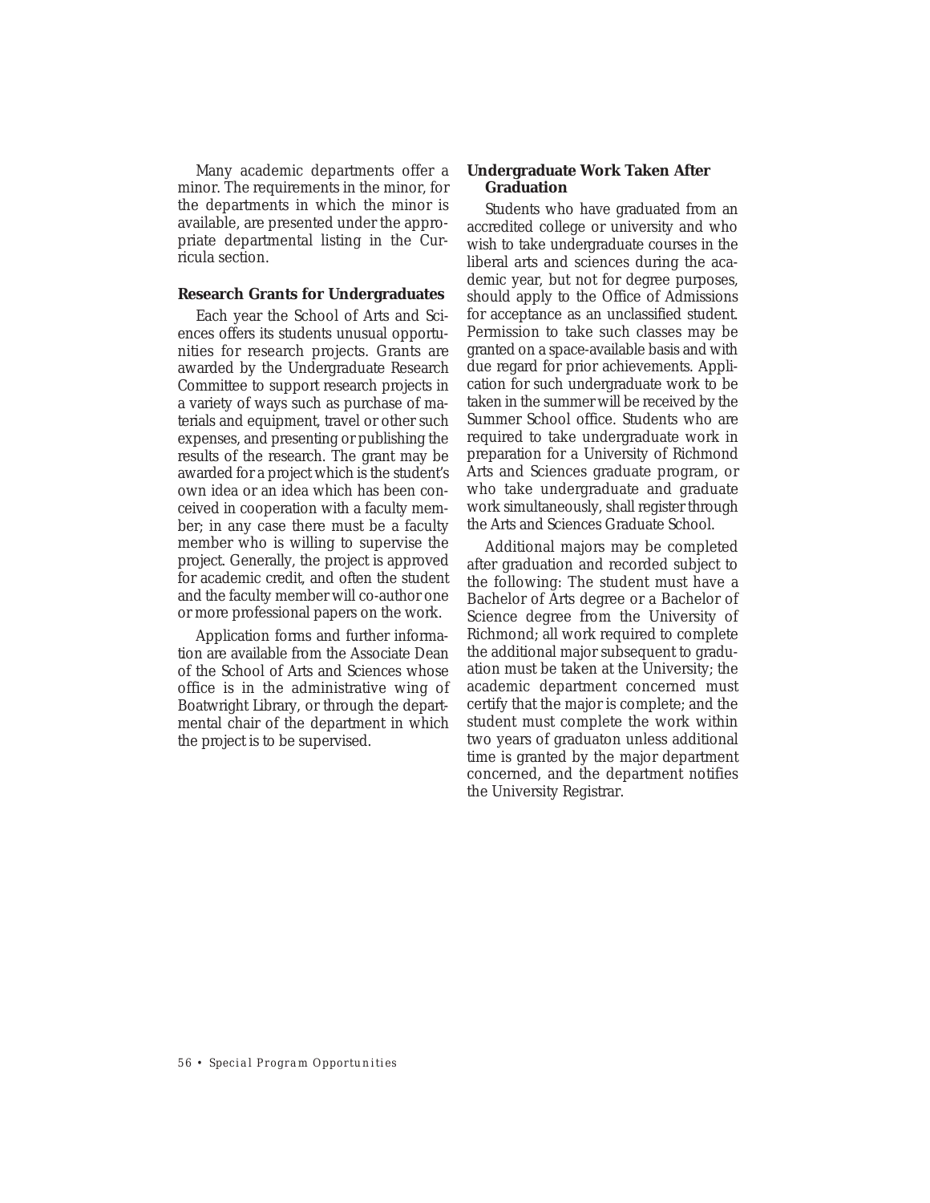Many academic departments offer a minor. The requirements in the minor, for the departments in which the minor is available, are presented under the appropriate departmental listing in the Curricula section.

### Research Grants for Undergraduates

Each year the School of Arts and Sciences offers its students unusual opportunities for research projects. Grants are awarded by the Undergraduate Research Committee to support research projects in a variety of ways such as purchase of materials and equipment, travel or other such expenses, and presenting or publishing the results of the research. The grant may be awarded for a project which is the student's own idea or an idea which has been conceived in cooperation with a faculty member; in any case there must be a faculty member who is willing to supervise the project. Generally, the project is approved for academic credit, and often the student and the faculty member will co-author one or more professional papers on the work.

Application forms and further information are available from the Associate Dean of the School of Arts and Sciences whose office is in the administrative wing of Boatwright Library, or through the departmental chair of the department in which the project is to be supervised.

### Undergraduate Work Taken After Graduation

Students who have graduated from an accredited college or university and who wish to take undergraduate courses in the liberal arts and sciences during the academic year, but not for degree purposes, should apply to the Office of Admissions for acceptance as an unclassified student. Permission to take such classes may be granted on a space-available basis and with due regard for prior achievements. Application for such undergraduate work to be taken in the summer will be received by the Summer School office. Students who are required to take undergraduate work in preparation for a University of Richmond Arts and Sciences graduate program, or who take undergraduate and graduate work simultaneously, shall register through the Arts and Sciences Graduate School.

Additional majors may be completed after graduation and recorded subject to the following: The student must have a Bachelor of Arts degree or a Bachelor of Science degree from the University of Richmond; all work required to complete the additional major subsequent to graduation must be taken at the University; the academic department concerned must certify that the major is complete; and the student must complete the work within two years of graduaton unless additional time is granted by the major department concerned, and the department notifies the University Registrar.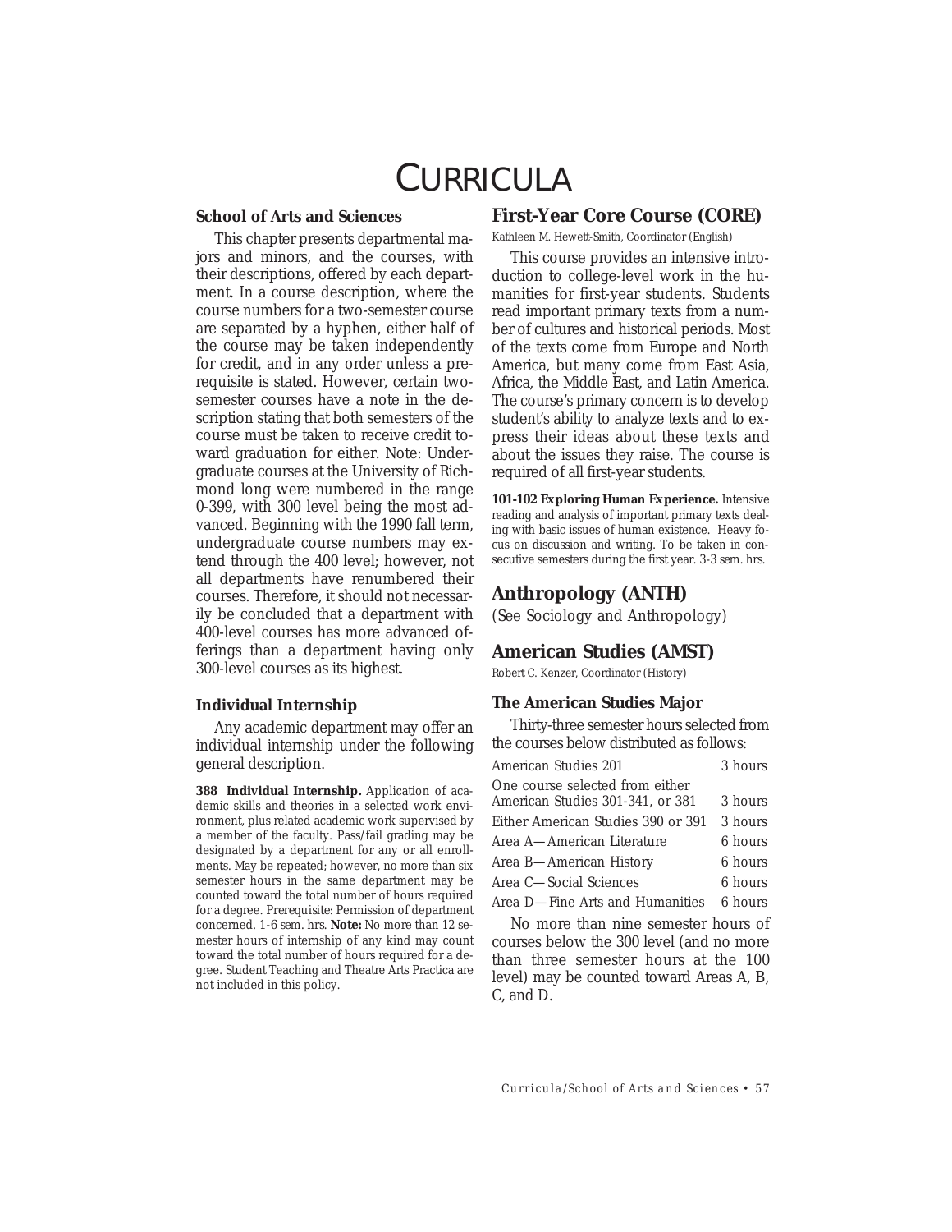# CURRICULA

### School of Arts and Sciences

This chapter presents departmental majors and minors, and the courses, with their descriptions, offered by each department. In a course description, where the course numbers for a two-semester course are separated by a hyphen, either half of the course may be taken independently for credit, and in any order unless a prerequisite is stated. However, certain two-semester courses have a note in the description stating that both semesters of the course must be taken to receive credit toward graduation for either. Note: Undergraduate courses at the University of Richmond long were numbered in the range 0-399, with 300 level being the most advanced. Beginning with the 1990 fall term, undergraduate course numbers may extend through the 400 level; however, not all departments have renumbered their courses. Therefore, it should not necessarily be concluded that a department with 400-level courses has more advanced offerings than a department having only 300-level courses as its highest.

### Individual Internship

Any academic department may offer an individual internship under the following general description.

**388 Individual Internship.** Application of academic skills and theories in a selected work environment, plus related academic work supervised by a member of the faculty. Pass/fail grading may be designated by a department for any or all enrollments. May be repeated; however, no more than six semester hours in the same department may be counted toward the total number of hours required for a degree. Prerequisite: Permission of department concerned. 1-6 sem. hrs. **Note:** No more than 12 semester hours of internship of any kind may count toward the total number of hours required for a degree. Student Teaching and Theatre Arts Practica are not included in this policy.

## First-Year Core Course (CORE)

Kathleen M. Hewett-Smith, Coordinator (English)

This course provides an intensive introduction to college-level work in the humanities for first-year students. Students read important primary texts from a number of cultures and historical periods. Most of the texts come from Europe and North America, but many come from East Asia, Africa, the Middle East, and Latin America. The course's primary concern is to develop student's ability to analyze texts and to express their ideas about these texts and about the issues they raise. The course is required of all first-year students.

**101-102 Exploring Human Experience.** Intensive reading and analysis of important primary texts dealing with basic issues of human existence. Heavy focus on discussion and writing. To be taken in consecutive semesters during the first year. 3-3 sem. hrs.

## Anthropology (ANTH)

(See Sociology and Anthropology)

## American Studies (AMST)

Robert C. Kenzer, Coordinator (History)

### The American Studies Major

Thirty-three semester hours selected from the courses below distributed as follows:

| | |
|---|---|
| American Studies 201 | 3 hours |
| One course selected from either American Studies 301-341, or 381 | 3 hours |
| Either American Studies 390 or 391 | 3 hours |
| Area A—American Literature | 6 hours |
| Area B—American History | 6 hours |
| Area C—Social Sciences | 6 hours |
| Area D—Fine Arts and Humanities | 6 hours |

No more than nine semester hours of courses below the 300 level (and no more than three semester hours at the 100 level) may be counted toward Areas A, B, C, and D.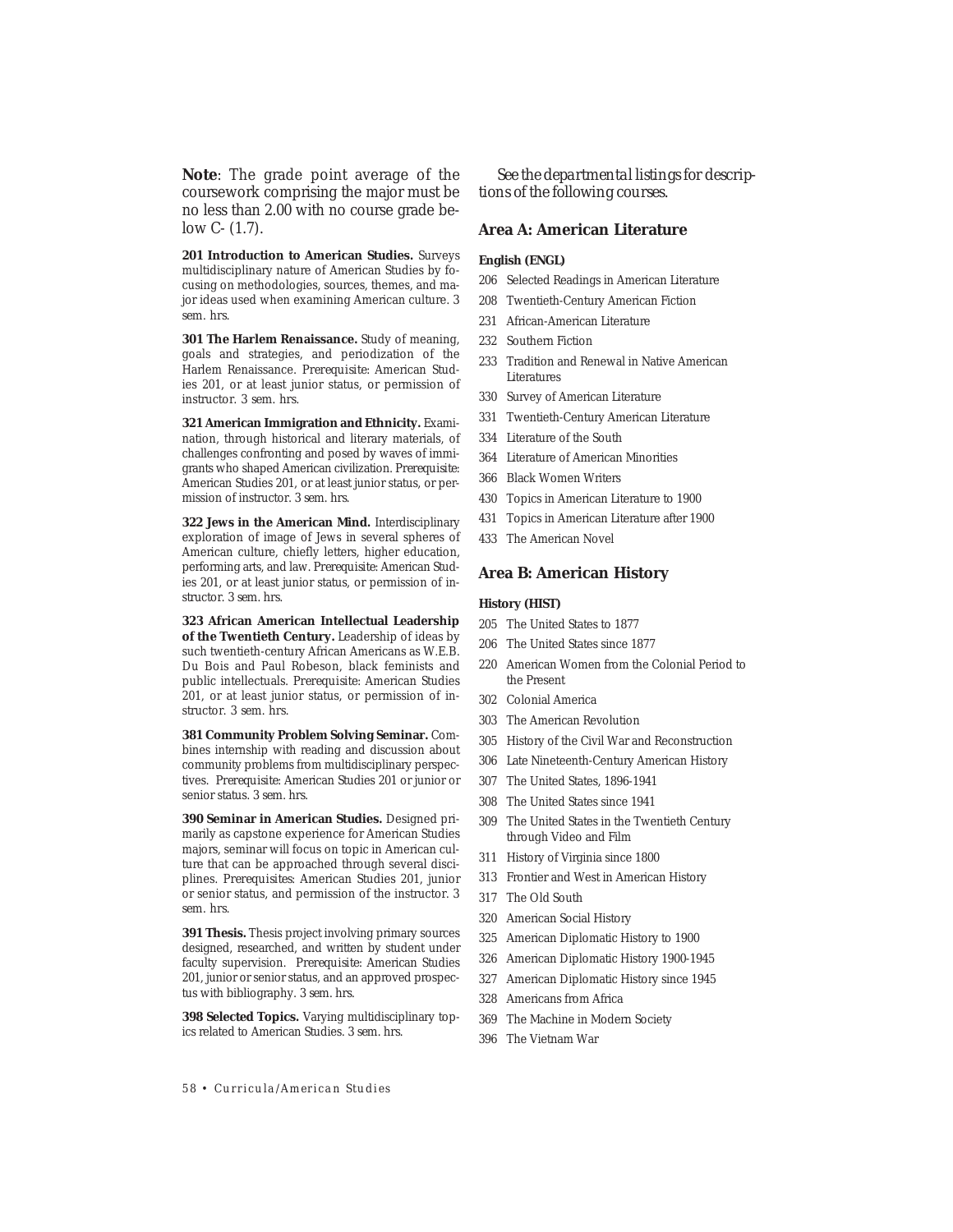**Note**: The grade point average of the coursework comprising the major must be no less than 2.00 with no course grade below C- (1.7).

**201 Introduction to American Studies.** Surveys multidisciplinary nature of American Studies by focusing on methodologies, sources, themes, and major ideas used when examining American culture. 3 sem. hrs.

**301 The Harlem Renaissance.** Study of meaning, goals and strategies, and periodization of the Harlem Renaissance. Prerequisite: American Studies 201, or at least junior status, or permission of instructor. 3 sem. hrs.

**321 American Immigration and Ethnicity.** Examination, through historical and literary materials, of challenges confronting and posed by waves of immigrants who shaped American civilization. Prerequisite: American Studies 201, or at least junior status, or permission of instructor. 3 sem. hrs.

**322 Jews in the American Mind.** Interdisciplinary exploration of image of Jews in several spheres of American culture, chiefly letters, higher education, performing arts, and law. Prerequisite: American Studies 201, or at least junior status, or permission of instructor. 3 sem. hrs.

**323 African American Intellectual Leadership of the Twentieth Century.** Leadership of ideas by such twentieth-century African Americans as W.E.B. Du Bois and Paul Robeson, black feminists and public intellectuals. Prerequisite: American Studies 201, or at least junior status, or permission of instructor. 3 sem. hrs.

**381 Community Problem Solving Seminar.** Combines internship with reading and discussion about community problems from multidisciplinary perspectives. Prerequisite: American Studies 201 or junior or senior status. 3 sem. hrs.

**390 Seminar in American Studies.** Designed primarily as capstone experience for American Studies majors, seminar will focus on topic in American culture that can be approached through several disciplines. Prerequisites: American Studies 201, junior or senior status, and permission of the instructor. 3 sem. hrs.

**391 Thesis.** Thesis project involving primary sources designed, researched, and written by student under faculty supervision. Prerequisite: American Studies 201, junior or senior status, and an approved prospectus with bibliography. 3 sem. hrs.

**398 Selected Topics.** Varying multidisciplinary topics related to American Studies. 3 sem. hrs.

*See the departmental listings for descriptions of the following courses.*

## Area A: American Literature

**English (ENGL)**

206 Selected Readings in American Literature
208 Twentieth-Century American Fiction
231 African-American Literature
232 Southern Fiction
233 Tradition and Renewal in Native American Literatures
330 Survey of American Literature
331 Twentieth-Century American Literature
334 Literature of the South
364 Literature of American Minorities
366 Black Women Writers
430 Topics in American Literature to 1900
431 Topics in American Literature after 1900
433 The American Novel

## Area B: American History

**History (HIST)**

205 The United States to 1877
206 The United States since 1877
220 American Women from the Colonial Period to the Present
302 Colonial America
303 The American Revolution
305 History of the Civil War and Reconstruction
306 Late Nineteenth-Century American History
307 The United States, 1896-1941
308 The United States since 1941
309 The United States in the Twentieth Century through Video and Film
311 History of Virginia since 1800
313 Frontier and West in American History
317 The Old South
320 American Social History
325 American Diplomatic History to 1900
326 American Diplomatic History 1900-1945
327 American Diplomatic History since 1945
328 Americans from Africa
369 The Machine in Modern Society
396 The Vietnam War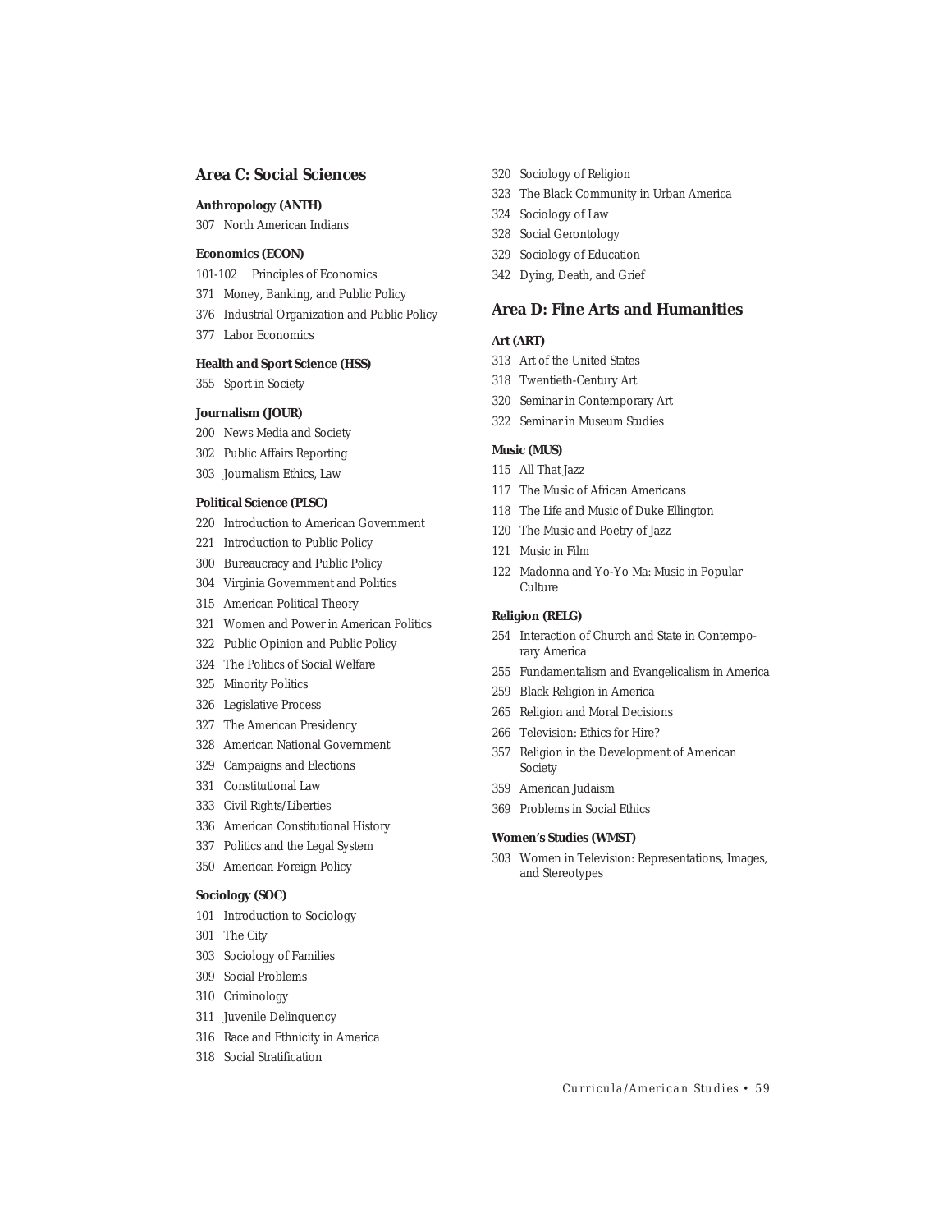## Area C: Social Sciences

**Anthropology (ANTH)**

307 North American Indians

**Economics (ECON)**

101-102 Principles of Economics

371 Money, Banking, and Public Policy

376 Industrial Organization and Public Policy

377 Labor Economics

**Health and Sport Science (HSS)**

355 Sport in Society

**Journalism (JOUR)**

200 News Media and Society

302 Public Affairs Reporting

303 Journalism Ethics, Law

**Political Science (PLSC)**

220 Introduction to American Government

221 Introduction to Public Policy

300 Bureaucracy and Public Policy

304 Virginia Government and Politics

315 American Political Theory

321 Women and Power in American Politics

322 Public Opinion and Public Policy

324 The Politics of Social Welfare

325 Minority Politics

326 Legislative Process

327 The American Presidency

328 American National Government

329 Campaigns and Elections

331 Constitutional Law

333 Civil Rights/Liberties

336 American Constitutional History

337 Politics and the Legal System

350 American Foreign Policy

**Sociology (SOC)**

101 Introduction to Sociology

301 The City

303 Sociology of Families

309 Social Problems

310 Criminology

311 Juvenile Delinquency

316 Race and Ethnicity in America

318 Social Stratification

320 Sociology of Religion

323 The Black Community in Urban America

324 Sociology of Law

328 Social Gerontology

329 Sociology of Education

342 Dying, Death, and Grief

## Area D: Fine Arts and Humanities

**Art (ART)**

313 Art of the United States

318 Twentieth-Century Art

320 Seminar in Contemporary Art

322 Seminar in Museum Studies

**Music (MUS)**

115 All That Jazz

117 The Music of African Americans

118 The Life and Music of Duke Ellington

120 The Music and Poetry of Jazz

121 Music in Film

122 Madonna and Yo-Yo Ma: Music in Popular Culture

**Religion (RELG)**

254 Interaction of Church and State in Contemporary America

255 Fundamentalism and Evangelicalism in America

259 Black Religion in America

265 Religion and Moral Decisions

266 Television: Ethics for Hire?

357 Religion in the Development of American Society

359 American Judaism

369 Problems in Social Ethics

**Women's Studies (WMST)**

303 Women in Television: Representations, Images, and Stereotypes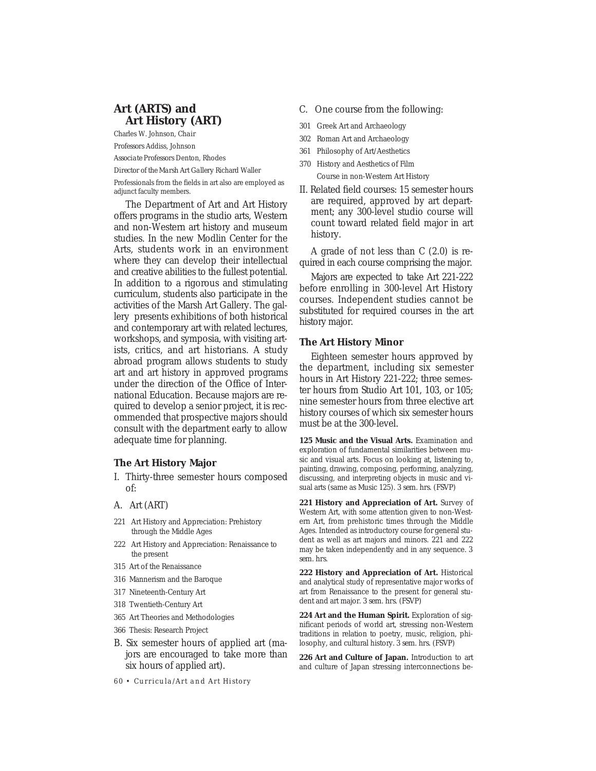## Art (ARTS) and Art History (ART)

*Charles W. Johnson, Chair*

*Professors Addiss, Johnson*

*Associate Professors Denton, Rhodes*

*Director of the Marsh Art Gallery Richard Waller*

*Professionals from the fields in art also are employed as adjunct faculty members.*

The Department of Art and Art History offers programs in the studio arts, Western and non-Western art history and museum studies. In the new Modlin Center for the Arts, students work in an environment where they can develop their intellectual and creative abilities to the fullest potential. In addition to a rigorous and stimulating curriculum, students also participate in the activities of the Marsh Art Gallery. The gallery presents exhibitions of both historical and contemporary art with related lectures, workshops, and symposia, with visiting artists, critics, and art historians. A study abroad program allows students to study art and art history in approved programs under the direction of the Office of International Education. Because majors are required to develop a senior project, it is recommended that prospective majors should consult with the department early to allow adequate time for planning.

### The Art History Major

I. Thirty-three semester hours composed of:

A. Art (ART)

221 Art History and Appreciation: Prehistory through the Middle Ages
222 Art History and Appreciation: Renaissance to the present
315 Art of the Renaissance
316 Mannerism and the Baroque
317 Nineteenth-Century Art
318 Twentieth-Century Art
365 Art Theories and Methodologies
366 Thesis: Research Project

B. Six semester hours of applied art (majors are encouraged to take more than six hours of applied art).

C. One course from the following:

301 Greek Art and Archaeology
302 Roman Art and Archaeology
361 Philosophy of Art/Aesthetics
370 History and Aesthetics of Film
Course in non-Western Art History

II. Related field courses: 15 semester hours are required, approved by art department; any 300-level studio course will count toward related field major in art history.

A grade of not less than C (2.0) is required in each course comprising the major.

Majors are expected to take Art 221-222 before enrolling in 300-level Art History courses. Independent studies cannot be substituted for required courses in the art history major.

### The Art History Minor

Eighteen semester hours approved by the department, including six semester hours in Art History 221-222; three semester hours from Studio Art 101, 103, or 105; nine semester hours from three elective art history courses of which six semester hours must be at the 300-level.

**125 Music and the Visual Arts.** Examination and exploration of fundamental similarities between music and visual arts. Focus on looking at, listening to, painting, drawing, composing, performing, analyzing, discussing, and interpreting objects in music and visual arts (same as Music 125). *3 sem. hrs. (FSVP)*

**221 History and Appreciation of Art.** Survey of Western Art, with some attention given to non-Western Art, from prehistoric times through the Middle Ages. Intended as introductory course for general student as well as art majors and minors. 221 and 222 may be taken independently and in any sequence. *3 sem. hrs.*

**222 History and Appreciation of Art.** Historical and analytical study of representative major works of art from Renaissance to the present for general student and art major. *3 sem. hrs. (FSVP)*

**224 Art and the Human Spirit.** Exploration of significant periods of world art, stressing non-Western traditions in relation to poetry, music, religion, philosophy, and cultural history. *3 sem. hrs. (FSVP)*

**226 Art and Culture of Japan.** Introduction to art and culture of Japan stressing interconnections be-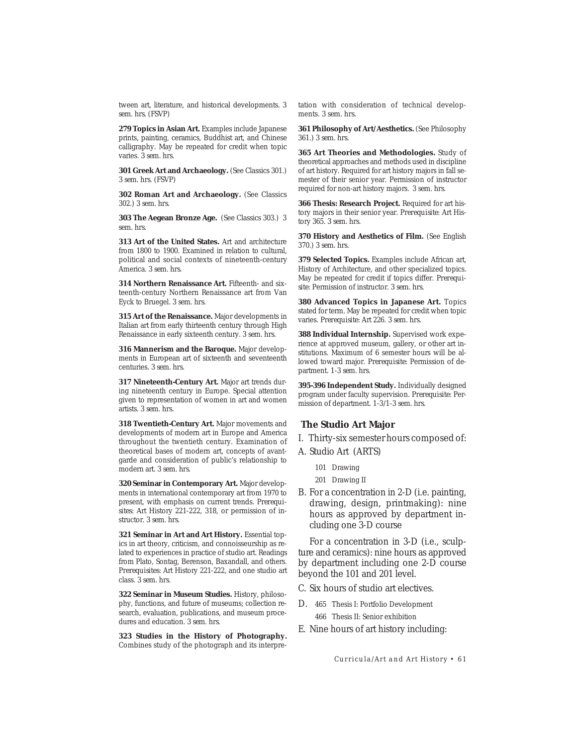tween art, literature, and historical developments. 3 sem. hrs. (FSVP)

**279 Topics in Asian Art.** Examples include Japanese prints, painting, ceramics, Buddhist art, and Chinese calligraphy. May be repeated for credit when topic varies. 3 sem. hrs.

**301 Greek Art and Archaeology.** (See Classics 301.) 3 sem. hrs. (FSVP)

**302 Roman Art and Archaeology.** (See Classics 302.) 3 sem. hrs.

**303 The Aegean Bronze Age.** (See Classics 303.) 3 sem. hrs.

**313 Art of the United States.** Art and architecture from 1800 to 1900. Examined in relation to cultural, political and social contexts of nineteenth-century America. 3 sem. hrs.

**314 Northern Renaissance Art.** Fifteenth- and sixteenth-century Northern Renaissance art from Van Eyck to Bruegel. 3 sem. hrs.

**315 Art of the Renaissance.** Major developments in Italian art from early thirteenth century through High Renaissance in early sixteenth century. 3 sem. hrs.

**316 Mannerism and the Baroque.** Major developments in European art of sixteenth and seventeenth centuries. 3 sem. hrs.

**317 Nineteenth-Century Art.** Major art trends during nineteenth century in Europe. Special attention given to representation of women in art and women artists. 3 sem. hrs.

**318 Twentieth-Century Art.** Major movements and developments of modern art in Europe and America throughout the twentieth century. Examination of theoretical bases of modern art, concepts of avant-garde and consideration of public's relationship to modern art. 3 sem. hrs.

**320 Seminar in Contemporary Art.** Major developments in international contemporary art from 1970 to present, with emphasis on current trends. Prerequisites: Art History 221-222, 318, or permission of instructor. 3 sem. hrs.

**321 Seminar in Art and Art History.** Essential topics in art theory, criticism, and connoisseurship as related to experiences in practice of studio art. Readings from Plato, Sontag, Berenson, Baxandall, and others. Prerequisites: Art History 221-222, and one studio art class. 3 sem. hrs.

**322 Seminar in Museum Studies.** History, philosophy, functions, and future of museums; collection research, evaluation, publications, and museum procedures and education. 3 sem. hrs.

**323 Studies in the History of Photography.** Combines study of the photograph and its interpretation with consideration of technical developments. 3 sem. hrs.

**361 Philosophy of Art/Aesthetics.** (See Philosophy 361.) 3 sem. hrs.

**365 Art Theories and Methodologies.** Study of theoretical approaches and methods used in discipline of art history. Required for art history majors in fall semester of their senior year. Permission of instructor required for non-art history majors. 3 sem. hrs.

**366 Thesis: Research Project.** Required for art history majors in their senior year. Prerequisite: Art History 365. 3 sem. hrs.

**370 History and Aesthetics of Film.** (See English 370.) 3 sem. hrs.

**379 Selected Topics.** Examples include African art, History of Architecture, and other specialized topics. May be repeated for credit if topics differ. Prerequisite: Permission of instructor. 3 sem. hrs.

**380 Advanced Topics in Japanese Art.** Topics stated for term. May be repeated for credit when topic varies. Prerequisite: Art 226. 3 sem. hrs.

**388 Individual Internship.** Supervised work experience at approved museum, gallery, or other art institutions. Maximum of 6 semester hours will be allowed toward major. Prerequisite: Permission of department. 1-3 sem. hrs.

**395-396 Independent Study.** Individually designed program under faculty supervision. Prerequisite: Permission of department. 1-3/1-3 sem. hrs.

## The Studio Art Major

I. Thirty-six semester hours composed of:

A. Studio Art (ARTS)

- 101 Drawing
- 201 Drawing II

B. For a concentration in 2-D (i.e. painting, drawing, design, printmaking): nine hours as approved by department including one 3-D course

For a concentration in 3-D (i.e., sculpture and ceramics): nine hours as approved by department including one 2-D course beyond the 101 and 201 level.

C. Six hours of studio art electives.

D.
- 465 Thesis I: Portfolio Development
- 466 Thesis II: Senior exhibition

E. Nine hours of art history including: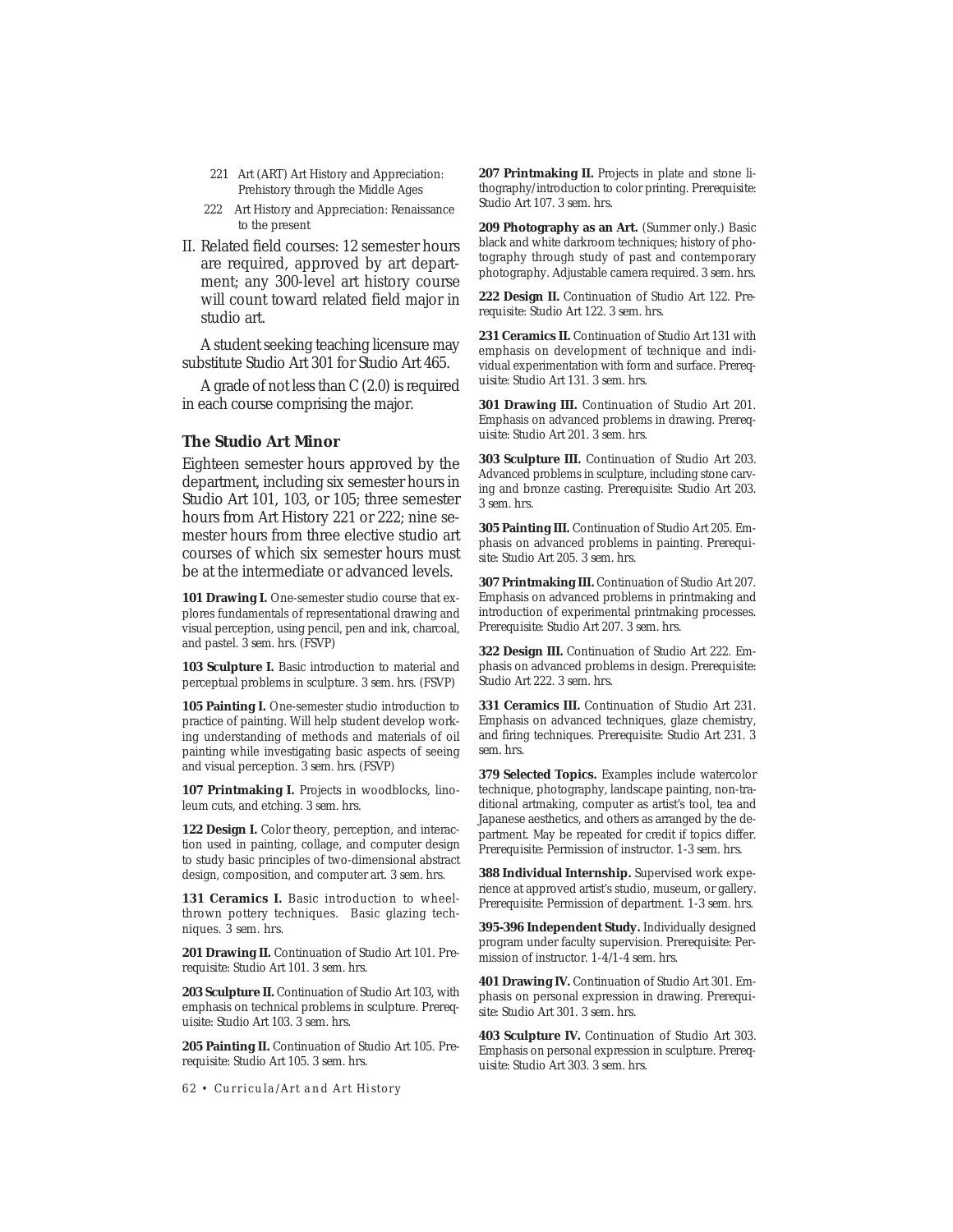221 Art (ART) Art History and Appreciation: Prehistory through the Middle Ages

222 Art History and Appreciation: Renaissance to the present

II. Related field courses: 12 semester hours are required, approved by art department; any 300-level art history course will count toward related field major in studio art.

A student seeking teaching licensure may substitute Studio Art 301 for Studio Art 465.

A grade of not less than C (2.0) is required in each course comprising the major.

### The Studio Art Minor

Eighteen semester hours approved by the department, including six semester hours in Studio Art 101, 103, or 105; three semester hours from Art History 221 or 222; nine semester hours from three elective studio art courses of which six semester hours must be at the intermediate or advanced levels.

**101 Drawing I.** One-semester studio course that explores fundamentals of representational drawing and visual perception, using pencil, pen and ink, charcoal, and pastel. 3 sem. hrs. (FSVP)

**103 Sculpture I.** Basic introduction to material and perceptual problems in sculpture. 3 sem. hrs. (FSVP)

**105 Painting I.** One-semester studio introduction to practice of painting. Will help student develop working understanding of methods and materials of oil painting while investigating basic aspects of seeing and visual perception. 3 sem. hrs. (FSVP)

**107 Printmaking I.** Projects in woodblocks, linoleum cuts, and etching. 3 sem. hrs.

**122 Design I.** Color theory, perception, and interaction used in painting, collage, and computer design to study basic principles of two-dimensional abstract design, composition, and computer art. 3 sem. hrs.

**131 Ceramics I.** Basic introduction to wheel-thrown pottery techniques. Basic glazing techniques. 3 sem. hrs.

**201 Drawing II.** Continuation of Studio Art 101. Prerequisite: Studio Art 101. 3 sem. hrs.

**203 Sculpture II.** Continuation of Studio Art 103, with emphasis on technical problems in sculpture. Prerequisite: Studio Art 103. 3 sem. hrs.

**205 Painting II.** Continuation of Studio Art 105. Prerequisite: Studio Art 105. 3 sem. hrs.

**207 Printmaking II.** Projects in plate and stone lithography/introduction to color printing. Prerequisite: Studio Art 107. 3 sem. hrs.

**209 Photography as an Art.** (Summer only.) Basic black and white darkroom techniques; history of photography through study of past and contemporary photography. Adjustable camera required. 3 sem. hrs.

**222 Design II.** Continuation of Studio Art 122. Prerequisite: Studio Art 122. 3 sem. hrs.

**231 Ceramics II.** Continuation of Studio Art 131 with emphasis on development of technique and individual experimentation with form and surface. Prerequisite: Studio Art 131. 3 sem. hrs.

**301 Drawing III.** Continuation of Studio Art 201. Emphasis on advanced problems in drawing. Prerequisite: Studio Art 201. 3 sem. hrs.

**303 Sculpture III.** Continuation of Studio Art 203. Advanced problems in sculpture, including stone carving and bronze casting. Prerequisite: Studio Art 203. 3 sem. hrs.

**305 Painting III.** Continuation of Studio Art 205. Emphasis on advanced problems in painting. Prerequisite: Studio Art 205. 3 sem. hrs.

**307 Printmaking III.** Continuation of Studio Art 207. Emphasis on advanced problems in printmaking and introduction of experimental printmaking processes. Prerequisite: Studio Art 207. 3 sem. hrs.

**322 Design III.** Continuation of Studio Art 222. Emphasis on advanced problems in design. Prerequisite: Studio Art 222. 3 sem. hrs.

**331 Ceramics III.** Continuation of Studio Art 231. Emphasis on advanced techniques, glaze chemistry, and firing techniques. Prerequisite: Studio Art 231. 3 sem. hrs.

**379 Selected Topics.** Examples include watercolor technique, photography, landscape painting, non-traditional artmaking, computer as artist's tool, tea and Japanese aesthetics, and others as arranged by the department. May be repeated for credit if topics differ. Prerequisite: Permission of instructor. 1-3 sem. hrs.

**388 Individual Internship.** Supervised work experience at approved artist's studio, museum, or gallery. Prerequisite: Permission of department. 1-3 sem. hrs.

**395-396 Independent Study.** Individually designed program under faculty supervision. Prerequisite: Permission of instructor. 1-4/1-4 sem. hrs.

**401 Drawing IV.** Continuation of Studio Art 301. Emphasis on personal expression in drawing. Prerequisite: Studio Art 301. 3 sem. hrs.

**403 Sculpture IV.** Continuation of Studio Art 303. Emphasis on personal expression in sculpture. Prerequisite: Studio Art 303. 3 sem. hrs.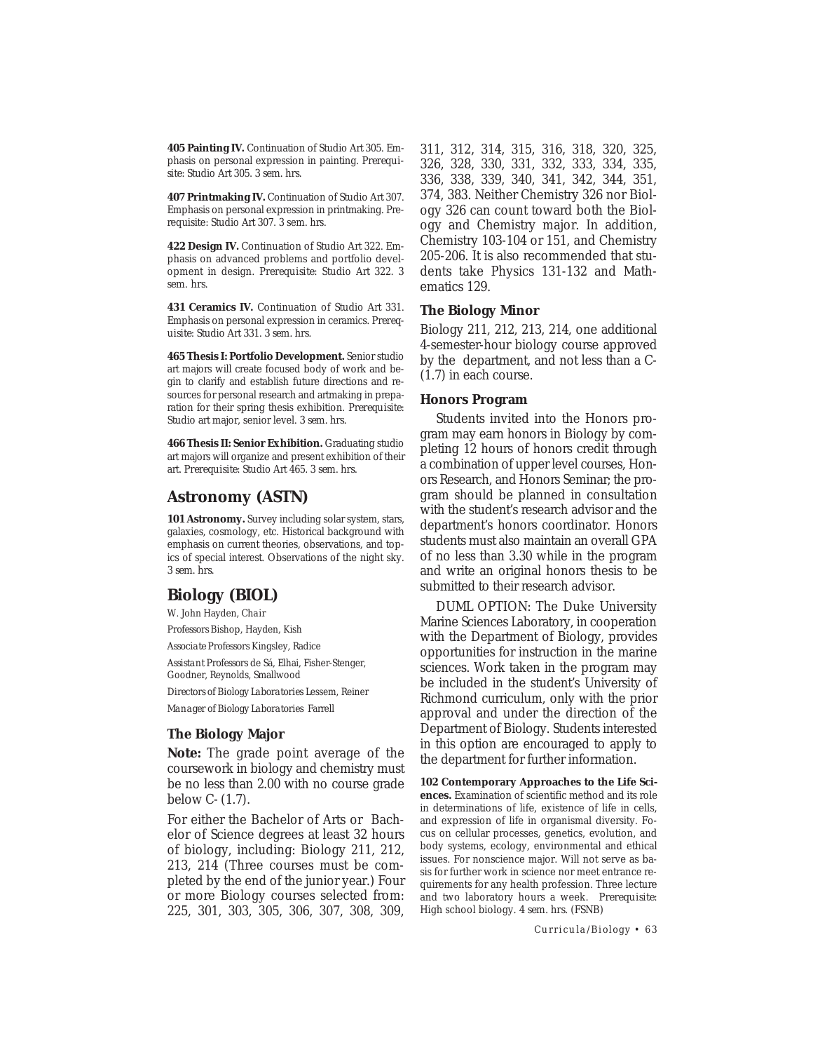**405 Painting IV.** Continuation of Studio Art 305. Emphasis on personal expression in painting. Prerequisite: Studio Art 305. 3 sem. hrs.

**407 Printmaking IV.** Continuation of Studio Art 307. Emphasis on personal expression in printmaking. Prerequisite: Studio Art 307. 3 sem. hrs.

**422 Design IV.** Continuation of Studio Art 322. Emphasis on advanced problems and portfolio development in design. Prerequisite: Studio Art 322. 3 sem. hrs.

**431 Ceramics IV.** Continuation of Studio Art 331. Emphasis on personal expression in ceramics. Prerequisite: Studio Art 331. 3 sem. hrs.

**465 Thesis I: Portfolio Development.** Senior studio art majors will create focused body of work and begin to clarify and establish future directions and resources for personal research and artmaking in preparation for their spring thesis exhibition. Prerequisite: Studio art major, senior level. 3 sem. hrs.

**466 Thesis II: Senior Exhibition.** Graduating studio art majors will organize and present exhibition of their art. Prerequisite: Studio Art 465. 3 sem. hrs.

## Astronomy (ASTN)

**101 Astronomy.** Survey including solar system, stars, galaxies, cosmology, etc. Historical background with emphasis on current theories, observations, and topics of special interest. Observations of the night sky. 3 sem. hrs.

## Biology (BIOL)

*W. John Hayden, Chair*

*Professors* Bishop, Hayden, Kish

*Associate Professors* Kingsley, Radice

*Assistant Professors* de Sá, Elhai, Fisher-Stenger, Goodner, Reynolds, Smallwood

*Directors of Biology Laboratories* Lessem, Reiner

*Manager of Biology Laboratories* Farrell

### The Biology Major

**Note:** The grade point average of the coursework in biology and chemistry must be no less than 2.00 with no course grade below C- (1.7).

For either the Bachelor of Arts or Bachelor of Science degrees at least 32 hours of biology, including: Biology 211, 212, 213, 214 (Three courses must be completed by the end of the junior year.) Four or more Biology courses selected from: 225, 301, 303, 305, 306, 307, 308, 309, 311, 312, 314, 315, 316, 318, 320, 325, 326, 328, 330, 331, 332, 333, 334, 335, 336, 338, 339, 340, 341, 342, 344, 351, 374, 383. Neither Chemistry 326 nor Biology 326 can count toward both the Biology and Chemistry major. In addition, Chemistry 103-104 or 151, and Chemistry 205-206. It is also recommended that students take Physics 131-132 and Mathematics 129.

### The Biology Minor

Biology 211, 212, 213, 214, one additional 4-semester-hour biology course approved by the department, and not less than a C- (1.7) in each course.

### Honors Program

Students invited into the Honors program may earn honors in Biology by completing 12 hours of honors credit through a combination of upper level courses, Honors Research, and Honors Seminar; the program should be planned in consultation with the student's research advisor and the department's honors coordinator. Honors students must also maintain an overall GPA of no less than 3.30 while in the program and write an original honors thesis to be submitted to their research advisor.

DUML OPTION: The Duke University Marine Sciences Laboratory, in cooperation with the Department of Biology, provides opportunities for instruction in the marine sciences. Work taken in the program may be included in the student's University of Richmond curriculum, only with the prior approval and under the direction of the Department of Biology. Students interested in this option are encouraged to apply to the department for further information.

**102 Contemporary Approaches to the Life Sciences.** Examination of scientific method and its role in determinations of life, existence of life in cells, and expression of life in organismal diversity. Focus on cellular processes, genetics, evolution, and body systems, ecology, environmental and ethical issues. For nonscience major. Will not serve as basis for further work in science nor meet entrance requirements for any health profession. Three lecture and two laboratory hours a week. Prerequisite: High school biology. 4 sem. hrs. (FSNB)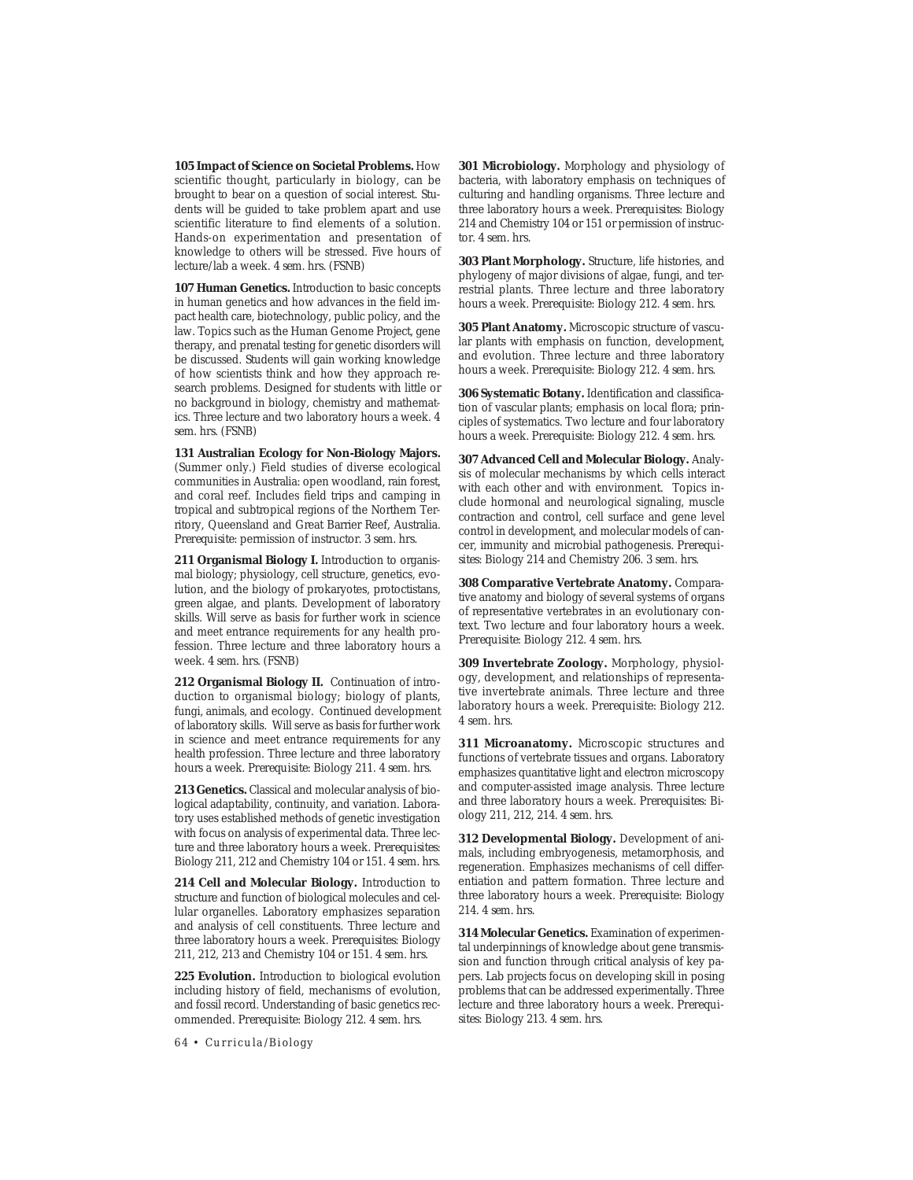**105 Impact of Science on Societal Problems.** How scientific thought, particularly in biology, can be brought to bear on a question of social interest. Students will be guided to take problem apart and use scientific literature to find elements of a solution. Hands-on experimentation and presentation of knowledge to others will be stressed. Five hours of lecture/lab a week. 4 sem. hrs. (FSNB)

**107 Human Genetics.** Introduction to basic concepts in human genetics and how advances in the field impact health care, biotechnology, public policy, and the law. Topics such as the Human Genome Project, gene therapy, and prenatal testing for genetic disorders will be discussed. Students will gain working knowledge of how scientists think and how they approach research problems. Designed for students with little or no background in biology, chemistry and mathematics. Three lecture and two laboratory hours a week. 4 sem. hrs. (FSNB)

**131 Australian Ecology for Non-Biology Majors.** (Summer only.) Field studies of diverse ecological communities in Australia: open woodland, rain forest, and coral reef. Includes field trips and camping in tropical and subtropical regions of the Northern Territory, Queensland and Great Barrier Reef, Australia. Prerequisite: permission of instructor. 3 sem. hrs.

**211 Organismal Biology I.** Introduction to organismal biology; physiology, cell structure, genetics, evolution, and the biology of prokaryotes, protoctistans, green algae, and plants. Development of laboratory skills. Will serve as basis for further work in science and meet entrance requirements for any health profession. Three lecture and three laboratory hours a week. 4 sem. hrs. (FSNB)

**212 Organismal Biology II.** Continuation of introduction to organismal biology; biology of plants, fungi, animals, and ecology. Continued development of laboratory skills. Will serve as basis for further work in science and meet entrance requirements for any health profession. Three lecture and three laboratory hours a week. Prerequisite: Biology 211. 4 sem. hrs.

**213 Genetics.** Classical and molecular analysis of biological adaptability, continuity, and variation. Laboratory uses established methods of genetic investigation with focus on analysis of experimental data. Three lecture and three laboratory hours a week. Prerequisites: Biology 211, 212 and Chemistry 104 or 151. 4 sem. hrs.

**214 Cell and Molecular Biology.** Introduction to structure and function of biological molecules and cellular organelles. Laboratory emphasizes separation and analysis of cell constituents. Three lecture and three laboratory hours a week. Prerequisites: Biology 211, 212, 213 and Chemistry 104 or 151. 4 sem. hrs.

**225 Evolution.** Introduction to biological evolution including history of field, mechanisms of evolution, and fossil record. Understanding of basic genetics recommended. Prerequisite: Biology 212. 4 sem. hrs.

**301 Microbiology.** Morphology and physiology of bacteria, with laboratory emphasis on techniques of culturing and handling organisms. Three lecture and three laboratory hours a week. Prerequisites: Biology 214 and Chemistry 104 or 151 or permission of instructor. 4 sem. hrs.

**303 Plant Morphology.** Structure, life histories, and phylogeny of major divisions of algae, fungi, and terrestrial plants. Three lecture and three laboratory hours a week. Prerequisite: Biology 212. 4 sem. hrs.

**305 Plant Anatomy.** Microscopic structure of vascular plants with emphasis on function, development, and evolution. Three lecture and three laboratory hours a week. Prerequisite: Biology 212. 4 sem. hrs.

**306 Systematic Botany.** Identification and classification of vascular plants; emphasis on local flora; principles of systematics. Two lecture and four laboratory hours a week. Prerequisite: Biology 212. 4 sem. hrs.

**307 Advanced Cell and Molecular Biology.** Analysis of molecular mechanisms by which cells interact with each other and with environment. Topics include hormonal and neurological signaling, muscle contraction and control, cell surface and gene level control in development, and molecular models of cancer, immunity and microbial pathogenesis. Prerequisites: Biology 214 and Chemistry 206. 3 sem. hrs.

**308 Comparative Vertebrate Anatomy.** Comparative anatomy and biology of several systems of organs of representative vertebrates in an evolutionary context. Two lecture and four laboratory hours a week. Prerequisite: Biology 212. 4 sem. hrs.

**309 Invertebrate Zoology.** Morphology, physiology, development, and relationships of representative invertebrate animals. Three lecture and three laboratory hours a week. Prerequisite: Biology 212. 4 sem. hrs.

**311 Microanatomy.** Microscopic structures and functions of vertebrate tissues and organs. Laboratory emphasizes quantitative light and electron microscopy and computer-assisted image analysis. Three lecture and three laboratory hours a week. Prerequisites: Biology 211, 212, 214. 4 sem. hrs.

**312 Developmental Biology.** Development of animals, including embryogenesis, metamorphosis, and regeneration. Emphasizes mechanisms of cell differentiation and pattern formation. Three lecture and three laboratory hours a week. Prerequisite: Biology 214. 4 sem. hrs.

**314 Molecular Genetics.** Examination of experimental underpinnings of knowledge about gene transmission and function through critical analysis of key papers. Lab projects focus on developing skill in posing problems that can be addressed experimentally. Three lecture and three laboratory hours a week. Prerequisites: Biology 213. 4 sem. hrs.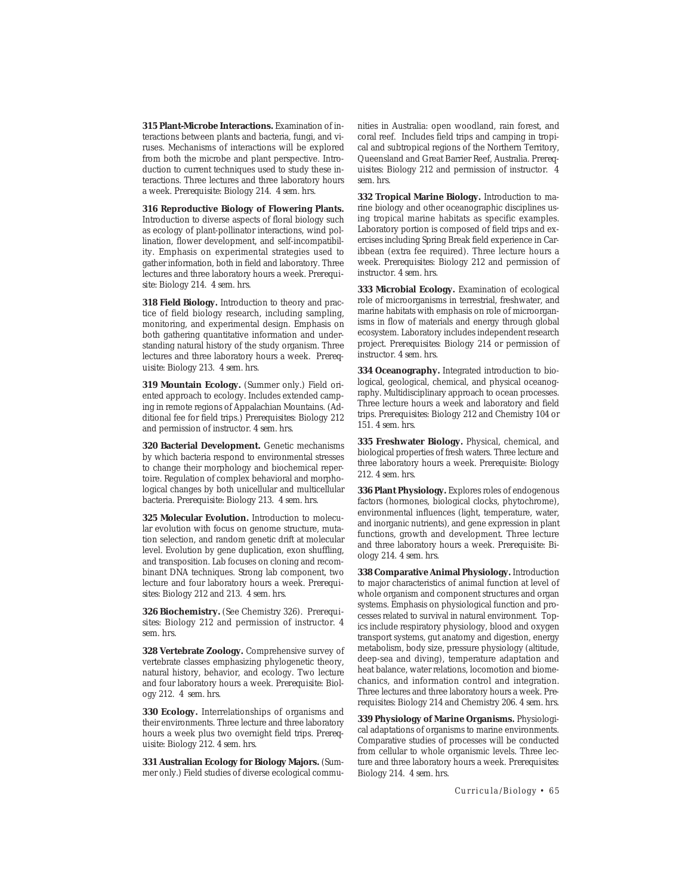**315 Plant-Microbe Interactions.** Examination of interactions between plants and bacteria, fungi, and viruses. Mechanisms of interactions will be explored from both the microbe and plant perspective. Introduction to current techniques used to study these interactions. Three lectures and three laboratory hours a week. Prerequisite: Biology 214. 4 sem. hrs.

**316 Reproductive Biology of Flowering Plants.** Introduction to diverse aspects of floral biology such as ecology of plant-pollinator interactions, wind pollination, flower development, and self-incompatibility. Emphasis on experimental strategies used to gather information, both in field and laboratory. Three lectures and three laboratory hours a week. Prerequisite: Biology 214. 4 sem. hrs.

**318 Field Biology.** Introduction to theory and practice of field biology research, including sampling, monitoring, and experimental design. Emphasis on both gathering quantitative information and understanding natural history of the study organism. Three lectures and three laboratory hours a week. Prerequisite: Biology 213. 4 sem. hrs.

**319 Mountain Ecology.** (Summer only.) Field oriented approach to ecology. Includes extended camping in remote regions of Appalachian Mountains. (Additional fee for field trips.) Prerequisites: Biology 212 and permission of instructor. 4 sem. hrs.

**320 Bacterial Development.** Genetic mechanisms by which bacteria respond to environmental stresses to change their morphology and biochemical repertoire. Regulation of complex behavioral and morphological changes by both unicellular and multicellular bacteria. Prerequisite: Biology 213. 4 sem. hrs.

**325 Molecular Evolution.** Introduction to molecular evolution with focus on genome structure, mutation selection, and random genetic drift at molecular level. Evolution by gene duplication, exon shuffling, and transposition. Lab focuses on cloning and recombinant DNA techniques. Strong lab component, two lecture and four laboratory hours a week. Prerequisites: Biology 212 and 213. 4 sem. hrs.

**326 Biochemistry.** (See Chemistry 326). Prerequisites: Biology 212 and permission of instructor. 4 sem. hrs.

**328 Vertebrate Zoology.** Comprehensive survey of vertebrate classes emphasizing phylogenetic theory, natural history, behavior, and ecology. Two lecture and four laboratory hours a week. Prerequisite: Biology 212. 4 sem. hrs.

**330 Ecology.** Interrelationships of organisms and their environments. Three lecture and three laboratory hours a week plus two overnight field trips. Prerequisite: Biology 212. 4 sem. hrs.

**331 Australian Ecology for Biology Majors.** (Summer only.) Field studies of diverse ecological communities in Australia: open woodland, rain forest, and coral reef. Includes field trips and camping in tropical and subtropical regions of the Northern Territory, Queensland and Great Barrier Reef, Australia. Prerequisites: Biology 212 and permission of instructor. 4 sem. hrs.

**332 Tropical Marine Biology.** Introduction to marine biology and other oceanographic disciplines using tropical marine habitats as specific examples. Laboratory portion is composed of field trips and exercises including Spring Break field experience in Caribbean (extra fee required). Three lecture hours a week. Prerequisites: Biology 212 and permission of instructor. 4 sem. hrs.

**333 Microbial Ecology.** Examination of ecological role of microorganisms in terrestrial, freshwater, and marine habitats with emphasis on role of microorganisms in flow of materials and energy through global ecosystem. Laboratory includes independent research project. Prerequisites: Biology 214 or permission of instructor. 4 sem. hrs.

**334 Oceanography.** Integrated introduction to biological, geological, chemical, and physical oceanography. Multidisciplinary approach to ocean processes. Three lecture hours a week and laboratory and field trips. Prerequisites: Biology 212 and Chemistry 104 or 151. 4 sem. hrs.

**335 Freshwater Biology.** Physical, chemical, and biological properties of fresh waters. Three lecture and three laboratory hours a week. Prerequisite: Biology 212. 4 sem. hrs.

**336 Plant Physiology.** Explores roles of endogenous factors (hormones, biological clocks, phytochrome), environmental influences (light, temperature, water, and inorganic nutrients), and gene expression in plant functions, growth and development. Three lecture and three laboratory hours a week. Prerequisite: Biology 214. 4 sem. hrs.

**338 Comparative Animal Physiology.** Introduction to major characteristics of animal function at level of whole organism and component structures and organ systems. Emphasis on physiological function and processes related to survival in natural environment. Topics include respiratory physiology, blood and oxygen transport systems, gut anatomy and digestion, energy metabolism, body size, pressure physiology (altitude, deep-sea and diving), temperature adaptation and heat balance, water relations, locomotion and biomechanics, and information control and integration. Three lectures and three laboratory hours a week. Prerequisites: Biology 214 and Chemistry 206. 4 sem. hrs.

**339 Physiology of Marine Organisms.** Physiological adaptations of organisms to marine environments. Comparative studies of processes will be conducted from cellular to whole organismic levels. Three lecture and three laboratory hours a week. Prerequisites: Biology 214. 4 sem. hrs.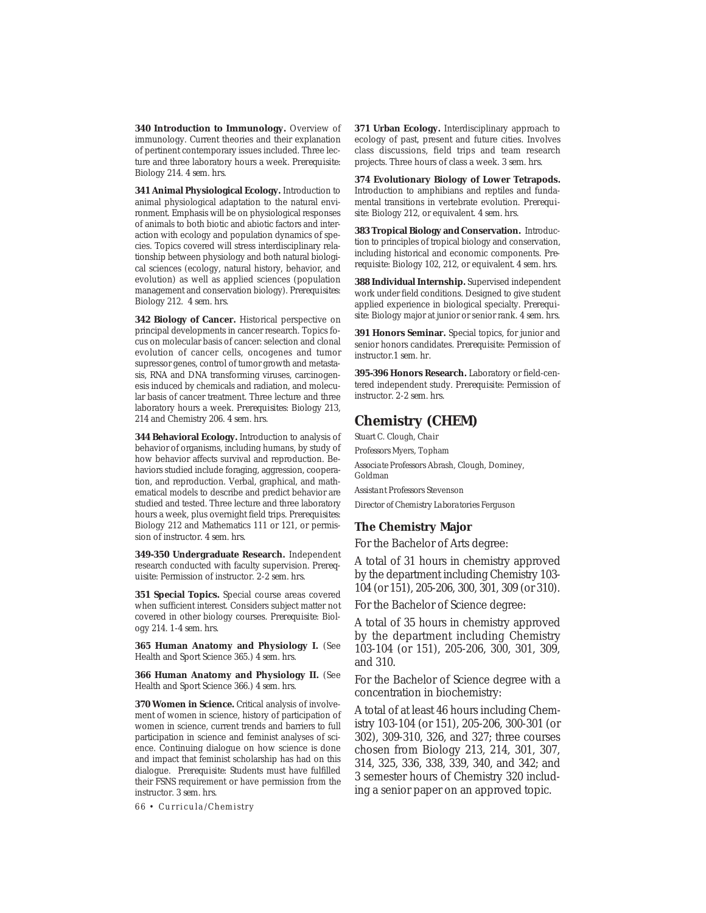**340 Introduction to Immunology.** Overview of immunology. Current theories and their explanation of pertinent contemporary issues included. Three lecture and three laboratory hours a week. Prerequisite: Biology 214. 4 sem. hrs.

**341 Animal Physiological Ecology.** Introduction to animal physiological adaptation to the natural environment. Emphasis will be on physiological responses of animals to both biotic and abiotic factors and interaction with ecology and population dynamics of species. Topics covered will stress interdisciplinary relationship between physiology and both natural biological sciences (ecology, natural history, behavior, and evolution) as well as applied sciences (population management and conservation biology). Prerequisites: Biology 212. 4 sem. hrs.

**342 Biology of Cancer.** Historical perspective on principal developments in cancer research. Topics focus on molecular basis of cancer: selection and clonal evolution of cancer cells, oncogenes and tumor supressor genes, control of tumor growth and metastasis, RNA and DNA transforming viruses, carcinogenesis induced by chemicals and radiation, and molecular basis of cancer treatment. Three lecture and three laboratory hours a week. Prerequisites: Biology 213, 214 and Chemistry 206. 4 sem. hrs.

**344 Behavioral Ecology.** Introduction to analysis of behavior of organisms, including humans, by study of how behavior affects survival and reproduction. Behaviors studied include foraging, aggression, cooperation, and reproduction. Verbal, graphical, and mathematical models to describe and predict behavior are studied and tested. Three lecture and three laboratory hours a week, plus overnight field trips. Prerequisites: Biology 212 and Mathematics 111 or 121, or permission of instructor. 4 sem. hrs.

**349-350 Undergraduate Research.** Independent research conducted with faculty supervision. Prerequisite: Permission of instructor. 2-2 sem. hrs.

**351 Special Topics.** Special course areas covered when sufficient interest. Considers subject matter not covered in other biology courses. Prerequisite: Biology 214. 1-4 sem. hrs.

**365 Human Anatomy and Physiology I.** (See Health and Sport Science 365.) 4 sem. hrs.

**366 Human Anatomy and Physiology II.** (See Health and Sport Science 366.) 4 sem. hrs.

**370 Women in Science.** Critical analysis of involvement of women in science, history of participation of women in science, current trends and barriers to full participation in science and feminist analyses of science. Continuing dialogue on how science is done and impact that feminist scholarship has had on this dialogue. Prerequisite: Students must have fulfilled their FSNS requirement or have permission from the instructor. 3 sem. hrs.

**371 Urban Ecology.** Interdisciplinary approach to ecology of past, present and future cities. Involves class discussions, field trips and team research projects. Three hours of class a week. 3 sem. hrs.

**374 Evolutionary Biology of Lower Tetrapods.** Introduction to amphibians and reptiles and fundamental transitions in vertebrate evolution. Prerequisite: Biology 212, or equivalent. 4 sem. hrs.

**383 Tropical Biology and Conservation.** Introduction to principles of tropical biology and conservation, including historical and economic components. Prerequisite: Biology 102, 212, or equivalent. 4 sem. hrs.

**388 Individual Internship.** Supervised independent work under field conditions. Designed to give student applied experience in biological specialty. Prerequisite: Biology major at junior or senior rank. 4 sem. hrs.

**391 Honors Seminar.** Special topics, for junior and senior honors candidates. Prerequisite: Permission of instructor.1 sem. hr.

**395-396 Honors Research.** Laboratory or field-centered independent study. Prerequisite: Permission of instructor. 2-2 sem. hrs.

## Chemistry (CHEM)

*Stuart C. Clough, Chair*

*Professors Myers, Topham*

*Associate Professors Abrash, Clough, Dominey, Goldman*

*Assistant Professors Stevenson*

*Director of Chemistry Laboratories Ferguson*

### The Chemistry Major

For the Bachelor of Arts degree:

A total of 31 hours in chemistry approved by the department including Chemistry 103-104 (or 151), 205-206, 300, 301, 309 (or 310).

For the Bachelor of Science degree:

A total of 35 hours in chemistry approved by the department including Chemistry 103-104 (or 151), 205-206, 300, 301, 309, and 310.

For the Bachelor of Science degree with a concentration in biochemistry:

A total of at least 46 hours including Chemistry 103-104 (or 151), 205-206, 300-301 (or 302), 309-310, 326, and 327; three courses chosen from Biology 213, 214, 301, 307, 314, 325, 336, 338, 339, 340, and 342; and 3 semester hours of Chemistry 320 including a senior paper on an approved topic.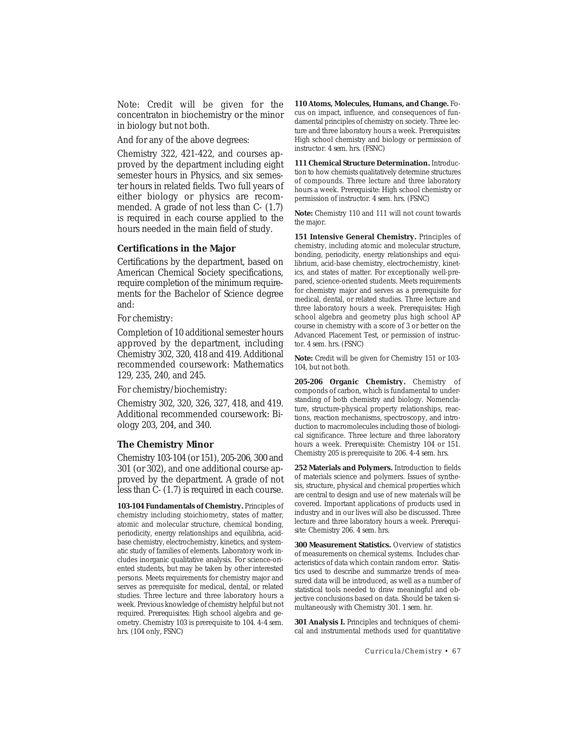Note: Credit will be given for the concentraton in biochemistry or the minor in biology but not both.

And for any of the above degrees:

Chemistry 322, 421-422, and courses approved by the department including eight semester hours in Physics, and six semester hours in related fields. Two full years of either biology or physics are recommended. A grade of not less than C- (1.7) is required in each course applied to the hours needed in the main field of study.

### Certifications in the Major

Certifications by the department, based on American Chemical Society specifications, require completion of the minimum requirements for the Bachelor of Science degree and:

For chemistry:

Completion of 10 additional semester hours approved by the department, including Chemistry 302, 320, 418 and 419. Additional recommended coursework: Mathematics 129, 235, 240, and 245.

For chemistry/biochemistry:

Chemistry 302, 320, 326, 327, 418, and 419. Additional recommended coursework: Biology 203, 204, and 340.

### The Chemistry Minor

Chemistry 103-104 (or 151), 205-206, 300 and 301 (or 302), and one additional course approved by the department. A grade of not less than C- (1.7) is required in each course.

**103-104 Fundamentals of Chemistry.** Principles of chemistry including stoichiometry, states of matter, atomic and molecular structure, chemical bonding, periodicity, energy relationships and equilibria, acid-base chemistry, electrochemistry, kinetics, and systematic study of families of elements. Laboratory work includes inorganic qualitative analysis. For science-oriented students, but may be taken by other interested persons. Meets requirements for chemistry major and serves as prerequisite for medical, dental, or related studies. Three lecture and three laboratory hours a week. Previous knowledge of chemistry helpful but not required. Prerequisites: High school algebra and geometry. Chemistry 103 is prerequisite to 104. 4-4 sem. hrs. (104 only, FSNC)

**110 Atoms, Molecules, Humans, and Change.** Focus on impact, influence, and consequences of fundamental principles of chemistry on society. Three lecture and three laboratory hours a week. Prerequisites: High school chemistry and biology or permission of instructor. 4 sem. hrs. (FSNC)

**111 Chemical Structure Determination.** Introduction to how chemists qualitatively determine structures of compounds. Three lecture and three laboratory hours a week. Prerequisite: High school chemistry or permission of instructor. 4 sem. hrs. (FSNC)

**Note:** Chemistry 110 and 111 will not count towards the major.

**151 Intensive General Chemistry.** Principles of chemistry, including atomic and molecular structure, bonding, periodicity, energy relationships and equilibrium, acid-base chemistry, electrochemistry, kinetics, and states of matter. For exceptionally well-prepared, science-oriented students. Meets requirements for chemistry major and serves as a prerequisite for medical, dental, or related studies. Three lecture and three laboratory hours a week. Prerequisites: High school algebra and geometry plus high school AP course in chemistry with a score of 3 or better on the Advanced Placement Test, or permission of instructor. 4 sem. hrs. (FSNC)

**Note:** Credit will be given for Chemistry 151 or 103-104, but not both.

**205-206 Organic Chemistry.** Chemistry of componds of carbon, which is fundamental to understanding of both chemistry and biology. Nomenclature, structure-physical property relationships, reactions, reaction mechanisms, spectroscopy, and introduction to macromolecules including those of biological significance. Three lecture and three laboratory hours a week. Prerequisite: Chemistry 104 or 151. Chemistry 205 is prerequisite to 206. 4-4 sem. hrs.

**252 Materials and Polymers.** Introduction to fields of materials science and polymers. Issues of synthesis, structure, physical and chemical properties which are central to design and use of new materials will be covered. Important applications of products used in industry and in our lives will also be discussed. Three lecture and three laboratory hours a week. Prerequisite: Chemistry 206. 4 sem. hrs.

**300 Measurement Statistics.** Overview of statistics of measurements on chemical systems. Includes characteristics of data which contain random error. Statistics used to describe and summarize trends of measured data will be introduced, as well as a number of statistical tools needed to draw meaningful and objective conclusions based on data. Should be taken simultaneously with Chemistry 301. 1 sem. hr.

**301 Analysis I.** Principles and techniques of chemical and instrumental methods used for quantitative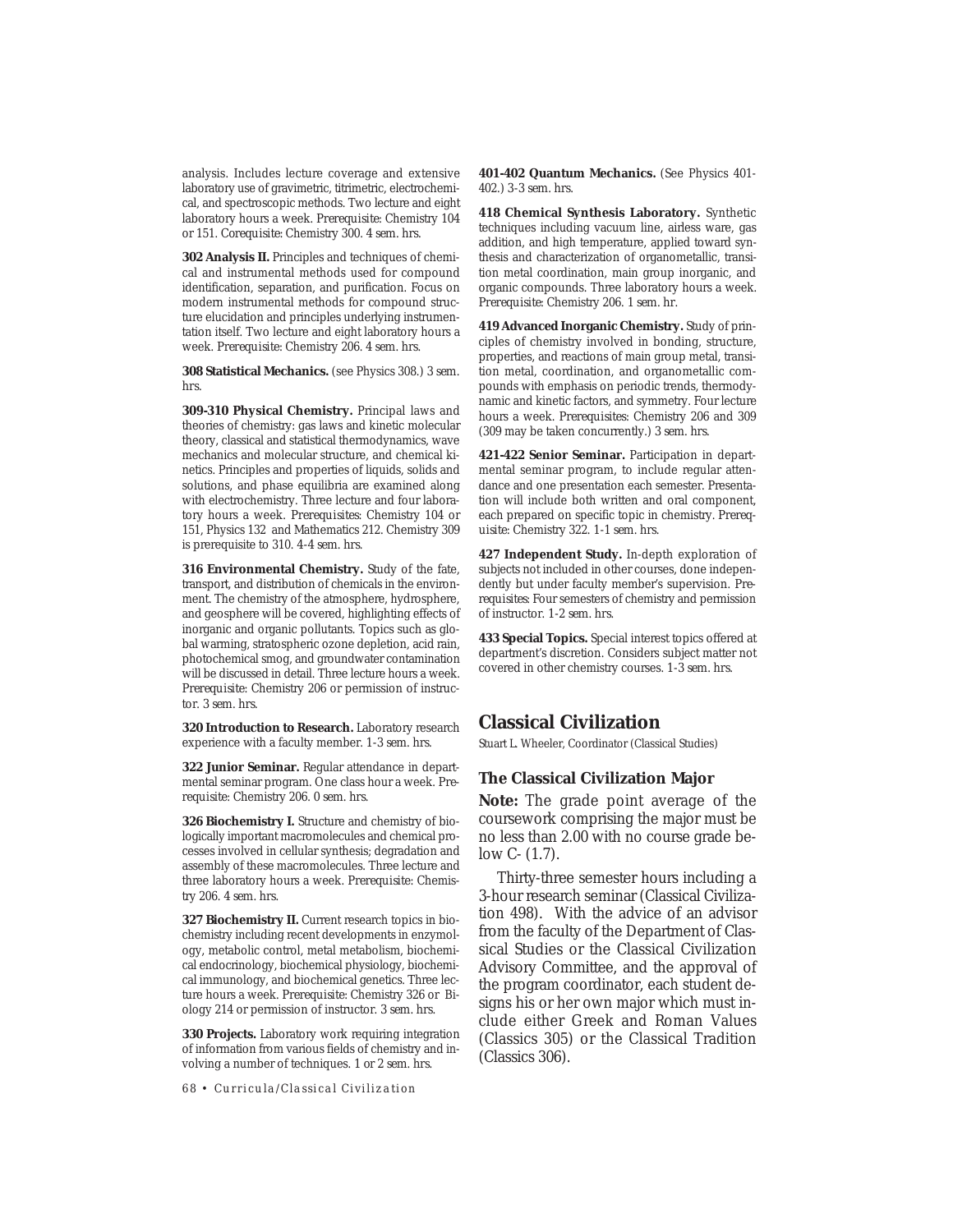analysis. Includes lecture coverage and extensive laboratory use of gravimetric, titrimetric, electrochemical, and spectroscopic methods. Two lecture and eight laboratory hours a week. Prerequisite: Chemistry 104 or 151. Corequisite: Chemistry 300. 4 sem. hrs.

**302 Analysis II.** Principles and techniques of chemical and instrumental methods used for compound identification, separation, and purification. Focus on modern instrumental methods for compound structure elucidation and principles underlying instrumentation itself. Two lecture and eight laboratory hours a week. Prerequisite: Chemistry 206. 4 sem. hrs.

**308 Statistical Mechanics.** (see Physics 308.) 3 sem. hrs.

**309-310 Physical Chemistry.** Principal laws and theories of chemistry: gas laws and kinetic molecular theory, classical and statistical thermodynamics, wave mechanics and molecular structure, and chemical kinetics. Principles and properties of liquids, solids and solutions, and phase equilibria are examined along with electrochemistry. Three lecture and four laboratory hours a week. Prerequisites: Chemistry 104 or 151, Physics 132 and Mathematics 212. Chemistry 309 is prerequisite to 310. 4-4 sem. hrs.

**316 Environmental Chemistry.** Study of the fate, transport, and distribution of chemicals in the environment. The chemistry of the atmosphere, hydrosphere, and geosphere will be covered, highlighting effects of inorganic and organic pollutants. Topics such as global warming, stratospheric ozone depletion, acid rain, photochemical smog, and groundwater contamination will be discussed in detail. Three lecture hours a week. Prerequisite: Chemistry 206 or permission of instructor. 3 sem. hrs.

**320 Introduction to Research.** Laboratory research experience with a faculty member. 1-3 sem. hrs.

**322 Junior Seminar.** Regular attendance in departmental seminar program. One class hour a week. Prerequisite: Chemistry 206. 0 sem. hrs.

**326 Biochemistry I.** Structure and chemistry of biologically important macromolecules and chemical processes involved in cellular synthesis; degradation and assembly of these macromolecules. Three lecture and three laboratory hours a week. Prerequisite: Chemistry 206. 4 sem. hrs.

**327 Biochemistry II.** Current research topics in biochemistry including recent developments in enzymology, metabolic control, metal metabolism, biochemical endocrinology, biochemical physiology, biochemical immunology, and biochemical genetics. Three lecture hours a week. Prerequisite: Chemistry 326 or Biology 214 or permission of instructor. 3 sem. hrs.

**330 Projects.** Laboratory work requiring integration of information from various fields of chemistry and involving a number of techniques. 1 or 2 sem. hrs.

**401-402 Quantum Mechanics.** (See Physics 401-402.) 3-3 sem. hrs.

**418 Chemical Synthesis Laboratory.** Synthetic techniques including vacuum line, airless ware, gas addition, and high temperature, applied toward synthesis and characterization of organometallic, transition metal coordination, main group inorganic, and organic compounds. Three laboratory hours a week. Prerequisite: Chemistry 206. 1 sem. hr.

**419 Advanced Inorganic Chemistry.** Study of principles of chemistry involved in bonding, structure, properties, and reactions of main group metal, transition metal, coordination, and organometallic compounds with emphasis on periodic trends, thermodynamic and kinetic factors, and symmetry. Four lecture hours a week. Prerequisites: Chemistry 206 and 309 (309 may be taken concurrently.) 3 sem. hrs.

**421-422 Senior Seminar.** Participation in departmental seminar program, to include regular attendance and one presentation each semester. Presentation will include both written and oral component, each prepared on specific topic in chemistry. Prerequisite: Chemistry 322. 1-1 sem. hrs.

**427 Independent Study.** In-depth exploration of subjects not included in other courses, done independently but under faculty member's supervision. Prerequisites: Four semesters of chemistry and permission of instructor. 1-2 sem. hrs.

**433 Special Topics.** Special interest topics offered at department's discretion. Considers subject matter not covered in other chemistry courses. 1-3 sem. hrs.

## Classical Civilization

Stuart L. Wheeler, Coordinator (Classical Studies)

### The Classical Civilization Major

**Note:** The grade point average of the coursework comprising the major must be no less than 2.00 with no course grade below C- (1.7).

Thirty-three semester hours including a 3-hour research seminar (Classical Civilization 498). With the advice of an advisor from the faculty of the Department of Classical Studies or the Classical Civilization Advisory Committee, and the approval of the program coordinator, each student designs his or her own major which must include either Greek and Roman Values (Classics 305) or the Classical Tradition (Classics 306).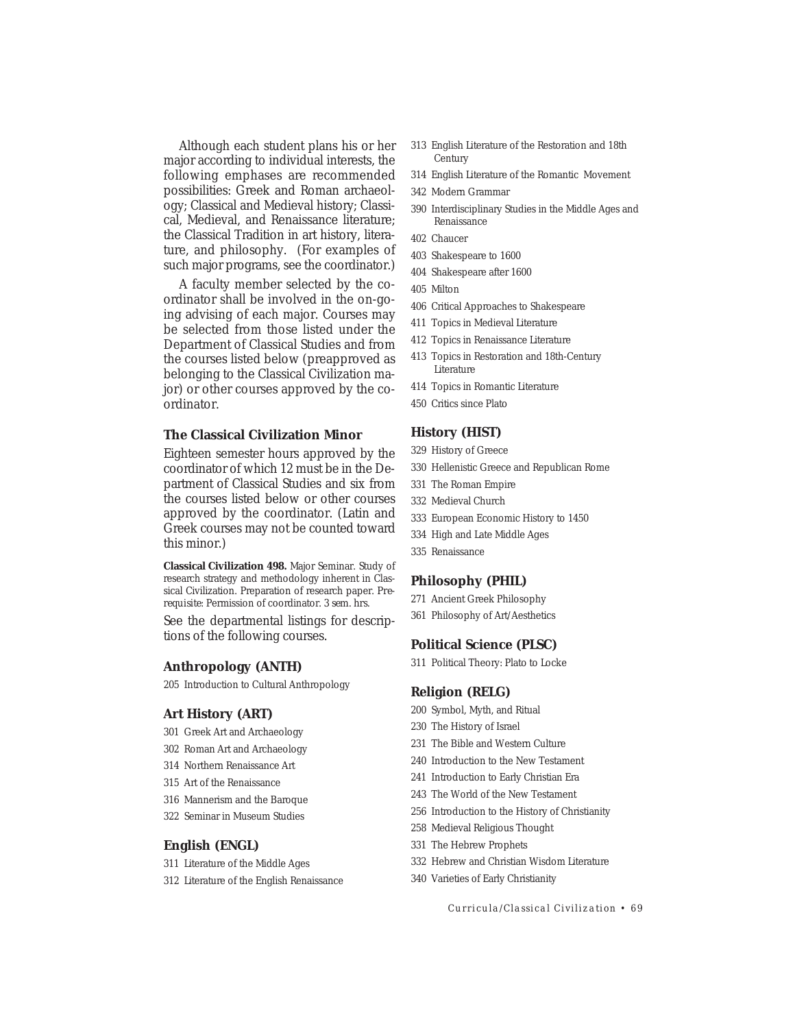Although each student plans his or her major according to individual interests, the following emphases are recommended possibilities: Greek and Roman archaeology; Classical and Medieval history; Classical, Medieval, and Renaissance literature; the Classical Tradition in art history, literature, and philosophy. (For examples of such major programs, see the coordinator.)

A faculty member selected by the coordinator shall be involved in the on-going advising of each major. Courses may be selected from those listed under the Department of Classical Studies and from the courses listed below (preapproved as belonging to the Classical Civilization major) or other courses approved by the coordinator.

### The Classical Civilization Minor

Eighteen semester hours approved by the coordinator of which 12 must be in the Department of Classical Studies and six from the courses listed below or other courses approved by the coordinator. (Latin and Greek courses may not be counted toward this minor.)

**Classical Civilization 498.** Major Seminar. Study of research strategy and methodology inherent in Classical Civilization. Preparation of research paper. Prerequisite: Permission of coordinator. 3 sem. hrs.

See the departmental listings for descriptions of the following courses.

### Anthropology (ANTH)

205 Introduction to Cultural Anthropology

### Art History (ART)

301 Greek Art and Archaeology
302 Roman Art and Archaeology
314 Northern Renaissance Art
315 Art of the Renaissance
316 Mannerism and the Baroque
322 Seminar in Museum Studies

### English (ENGL)

311 Literature of the Middle Ages
312 Literature of the English Renaissance
313 English Literature of the Restoration and 18th Century
314 English Literature of the Romantic Movement
342 Modern Grammar
390 Interdisciplinary Studies in the Middle Ages and Renaissance
402 Chaucer
403 Shakespeare to 1600
404 Shakespeare after 1600
405 Milton
406 Critical Approaches to Shakespeare
411 Topics in Medieval Literature
412 Topics in Renaissance Literature
413 Topics in Restoration and 18th-Century Literature
414 Topics in Romantic Literature
450 Critics since Plato

### History (HIST)

329 History of Greece
330 Hellenistic Greece and Republican Rome
331 The Roman Empire
332 Medieval Church
333 European Economic History to 1450
334 High and Late Middle Ages
335 Renaissance

### Philosophy (PHIL)

271 Ancient Greek Philosophy
361 Philosophy of Art/Aesthetics

### Political Science (PLSC)

311 Political Theory: Plato to Locke

### Religion (RELG)

200 Symbol, Myth, and Ritual
230 The History of Israel
231 The Bible and Western Culture
240 Introduction to the New Testament
241 Introduction to Early Christian Era
243 The World of the New Testament
256 Introduction to the History of Christianity
258 Medieval Religious Thought
331 The Hebrew Prophets
332 Hebrew and Christian Wisdom Literature
340 Varieties of Early Christianity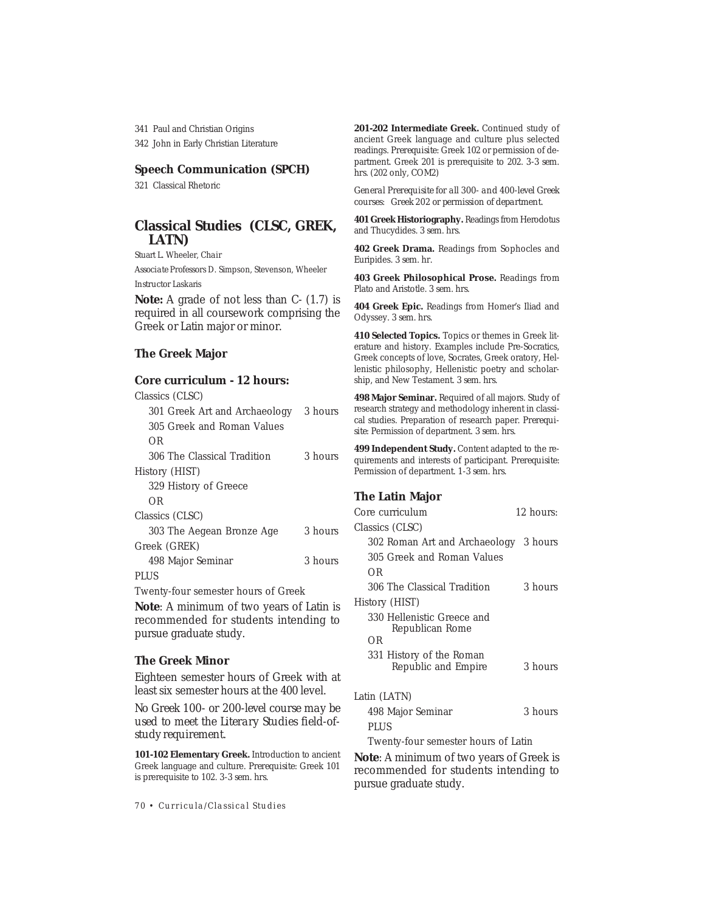341 Paul and Christian Origins

342 John in Early Christian Literature

### Speech Communication (SPCH)

321 Classical Rhetoric

## Classical Studies (CLSC, GREK, LATN)

*Stuart L. Wheeler, Chair*

*Associate Professors D. Simpson, Stevenson, Wheeler*

*Instructor Laskaris*

**Note:** A grade of not less than C- (1.7) is required in all coursework comprising the Greek or Latin major or minor.

### The Greek Major

### Core curriculum - 12 hours:

Classics (CLSC)

- 301 Greek Art and Archaeology — 3 hours
- 305 Greek and Roman Values
- OR
- 306 The Classical Tradition — 3 hours

History (HIST)

- 329 History of Greece
- OR

Classics (CLSC)

- 303 The Aegean Bronze Age — 3 hours

Greek (GREK)

- 498 Major Seminar — 3 hours

PLUS

Twenty-four semester hours of Greek

**Note**: A minimum of two years of Latin is recommended for students intending to pursue graduate study.

### The Greek Minor

Eighteen semester hours of Greek with at least six semester hours at the 400 level.

*No Greek 100- or 200-level course may be used to meet the Literary Studies field-of-study requirement.*

**101-102 Elementary Greek.** Introduction to ancient Greek language and culture. Prerequisite: Greek 101 is prerequisite to 102. 3-3 sem. hrs.

**201-202 Intermediate Greek.** Continued study of ancient Greek language and culture plus selected readings. Prerequisite: Greek 102 or permission of department. Greek 201 is prerequisite to 202. 3-3 sem. hrs. (202 only, COM2)

*General Prerequisite for all 300- and 400-level Greek courses: Greek 202 or permission of department.*

**401 Greek Historiography.** Readings from Herodotus and Thucydides. 3 sem. hrs.

**402 Greek Drama.** Readings from Sophocles and Euripides. 3 sem. hr.

**403 Greek Philosophical Prose.** Readings from Plato and Aristotle. 3 sem. hrs.

**404 Greek Epic.** Readings from Homer's Iliad and Odyssey. 3 sem. hrs.

**410 Selected Topics.** Topics or themes in Greek literature and history. Examples include Pre-Socratics, Greek concepts of love, Socrates, Greek oratory, Hellenistic philosophy, Hellenistic poetry and scholarship, and New Testament. 3 sem. hrs.

**498 Major Seminar.** Required of all majors. Study of research strategy and methodology inherent in classical studies. Preparation of research paper. Prerequisite: Permission of department. 3 sem. hrs.

**499 Independent Study.** Content adapted to the requirements and interests of participant. Prerequisite: Permission of department. 1-3 sem. hrs.

### The Latin Major

Core curriculum — 12 hours:

Classics (CLSC)

- 302 Roman Art and Archaeology — 3 hours
- 305 Greek and Roman Values
- OR
- 306 The Classical Tradition — 3 hours

History (HIST)

- 330 Hellenistic Greece and Republican Rome
- OR
- 331 History of the Roman Republic and Empire — 3 hours

Latin (LATN)

- 498 Major Seminar — 3 hours

PLUS

Twenty-four semester hours of Latin

**Note**: A minimum of two years of Greek is recommended for students intending to pursue graduate study.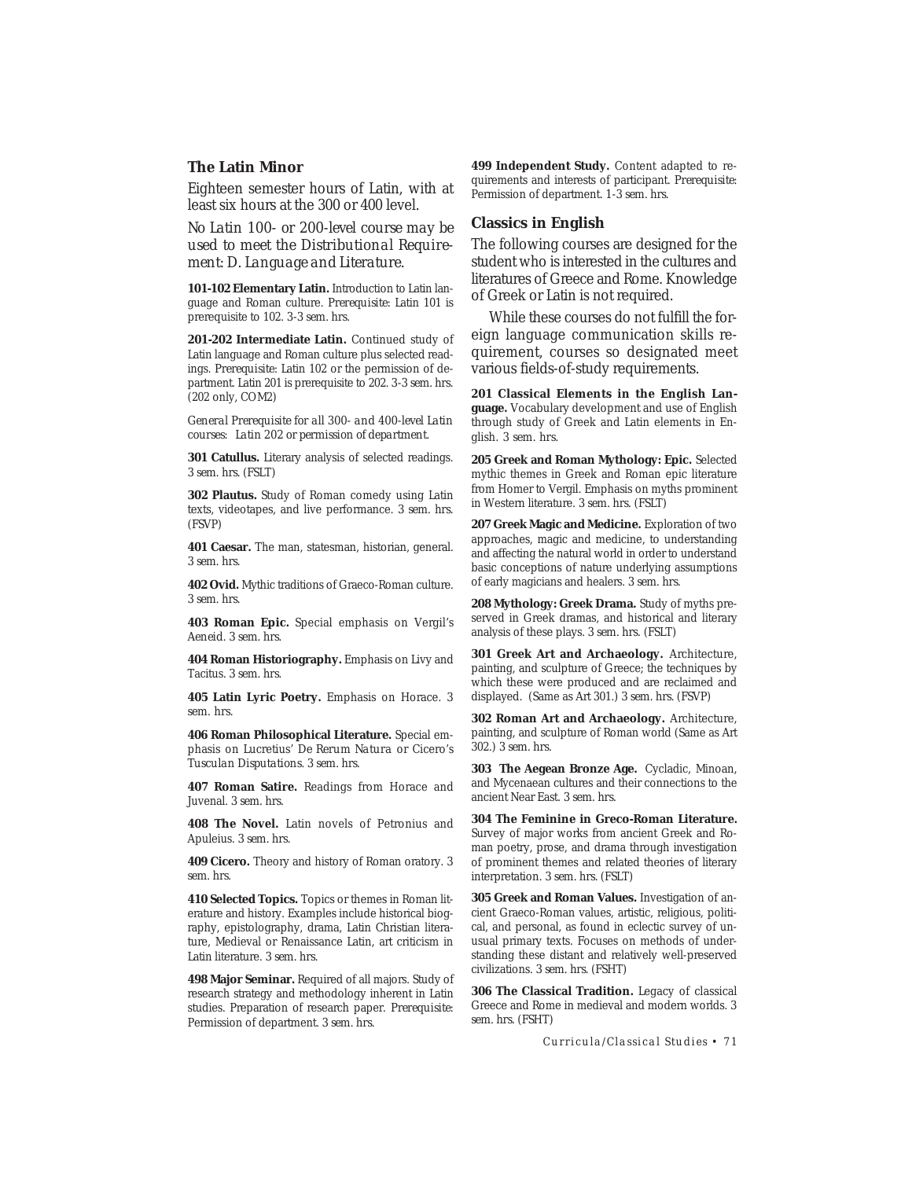## The Latin Minor

Eighteen semester hours of Latin, with at least six hours at the 300 or 400 level.

*No Latin 100- or 200-level course may be used to meet the Distributional Requirement: D. Language and Literature.*

**101-102 Elementary Latin.** Introduction to Latin language and Roman culture. Prerequisite: Latin 101 is prerequisite to 102. 3-3 sem. hrs.

**201-202 Intermediate Latin.** Continued study of Latin language and Roman culture plus selected readings. Prerequisite: Latin 102 or the permission of department. Latin 201 is prerequisite to 202. 3-3 sem. hrs. (202 only, COM2)

*General Prerequisite for all 300- and 400-level Latin courses: Latin 202 or permission of department.*

**301 Catullus.** Literary analysis of selected readings. 3 sem. hrs. (FSLT)

**302 Plautus.** Study of Roman comedy using Latin texts, videotapes, and live performance. 3 sem. hrs. (FSVP)

**401 Caesar.** The man, statesman, historian, general. 3 sem. hrs.

**402 Ovid.** Mythic traditions of Graeco-Roman culture. 3 sem. hrs.

**403 Roman Epic.** Special emphasis on Vergil's Aeneid. 3 sem. hrs.

**404 Roman Historiography.** Emphasis on Livy and Tacitus. 3 sem. hrs.

**405 Latin Lyric Poetry.** Emphasis on Horace. 3 sem. hrs.

**406 Roman Philosophical Literature.** Special emphasis on Lucretius' *De Rerum Natura* or Cicero's *Tusculan Disputations.* 3 sem. hrs.

**407 Roman Satire.** Readings from Horace and Juvenal. 3 sem. hrs.

**408 The Novel.** Latin novels of Petronius and Apuleius. 3 sem. hrs.

**409 Cicero.** Theory and history of Roman oratory. 3 sem. hrs.

**410 Selected Topics.** Topics or themes in Roman literature and history. Examples include historical biography, epistolography, drama, Latin Christian literature, Medieval or Renaissance Latin, art criticism in Latin literature. 3 sem. hrs.

**498 Major Seminar.** Required of all majors. Study of research strategy and methodology inherent in Latin studies. Preparation of research paper. Prerequisite: Permission of department. 3 sem. hrs.

**499 Independent Study.** Content adapted to requirements and interests of participant. Prerequisite: Permission of department. 1-3 sem. hrs.

## Classics in English

The following courses are designed for the student who is interested in the cultures and literatures of Greece and Rome. Knowledge of Greek or Latin is not required.

While these courses do not fulfill the foreign language communication skills requirement, courses so designated meet various fields-of-study requirements.

**201 Classical Elements in the English Language.** Vocabulary development and use of English through study of Greek and Latin elements in English. 3 sem. hrs.

**205 Greek and Roman Mythology: Epic.** Selected mythic themes in Greek and Roman epic literature from Homer to Vergil. Emphasis on myths prominent in Western literature. 3 sem. hrs. (FSLT)

**207 Greek Magic and Medicine.** Exploration of two approaches, magic and medicine, to understanding and affecting the natural world in order to understand basic conceptions of nature underlying assumptions of early magicians and healers. 3 sem. hrs.

**208 Mythology: Greek Drama.** Study of myths preserved in Greek dramas, and historical and literary analysis of these plays. 3 sem. hrs. (FSLT)

**301 Greek Art and Archaeology.** Architecture, painting, and sculpture of Greece; the techniques by which these were produced and are reclaimed and displayed. (Same as Art 301.) 3 sem. hrs. (FSVP)

**302 Roman Art and Archaeology.** Architecture, painting, and sculpture of Roman world (Same as Art 302.) 3 sem. hrs.

**303 The Aegean Bronze Age.** Cycladic, Minoan, and Mycenaean cultures and their connections to the ancient Near East. 3 sem. hrs.

**304 The Feminine in Greco-Roman Literature.** Survey of major works from ancient Greek and Roman poetry, prose, and drama through investigation of prominent themes and related theories of literary interpretation. 3 sem. hrs. (FSLT)

**305 Greek and Roman Values.** Investigation of ancient Graeco-Roman values, artistic, religious, political, and personal, as found in eclectic survey of unusual primary texts. Focuses on methods of understanding these distant and relatively well-preserved civilizations. 3 sem. hrs. (FSHT)

**306 The Classical Tradition.** Legacy of classical Greece and Rome in medieval and modern worlds. 3 sem. hrs. (FSHT)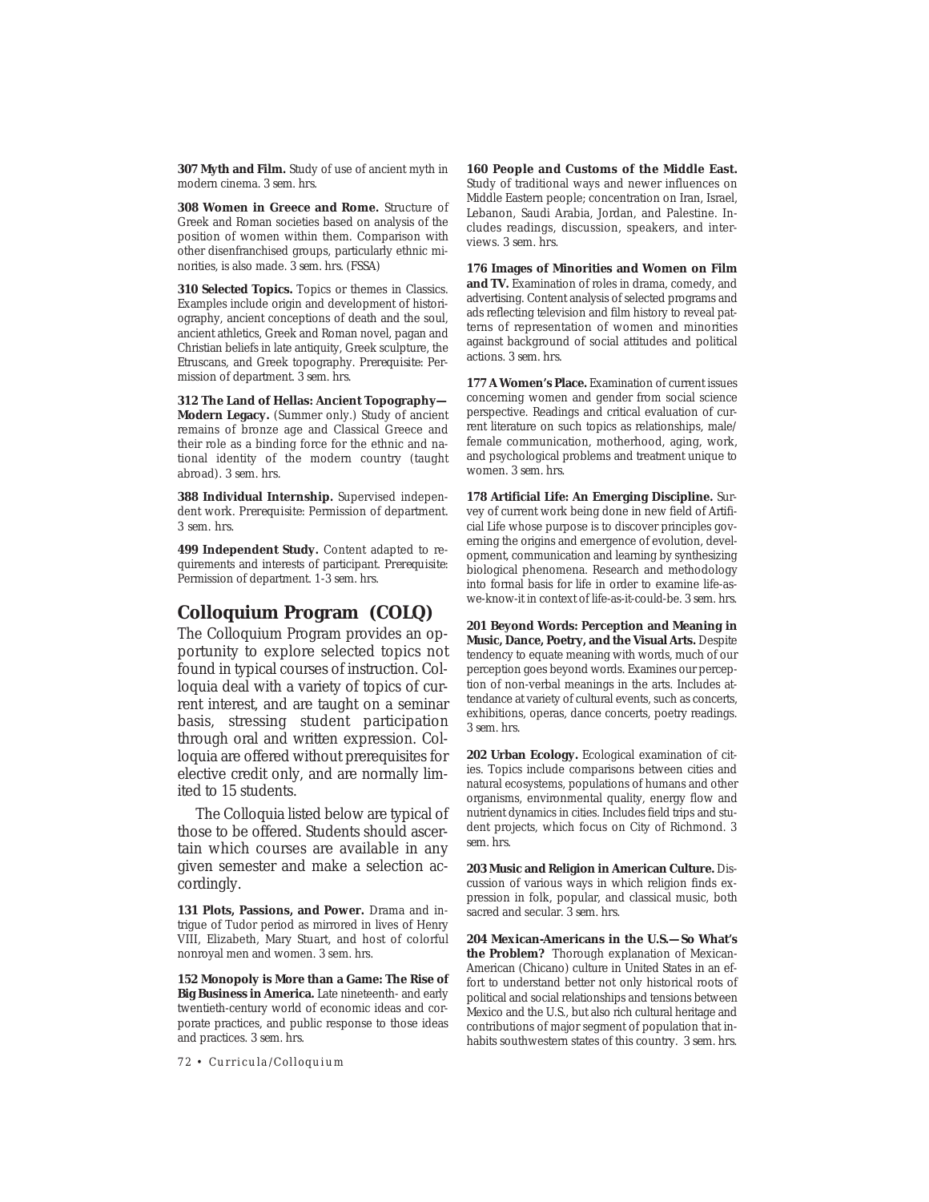**307 Myth and Film.** Study of use of ancient myth in modern cinema. 3 sem. hrs.

**308 Women in Greece and Rome.** Structure of Greek and Roman societies based on analysis of the position of women within them. Comparison with other disenfranchised groups, particularly ethnic minorities, is also made. 3 sem. hrs. (FSSA)

**310 Selected Topics.** Topics or themes in Classics. Examples include origin and development of historiography, ancient conceptions of death and the soul, ancient athletics, Greek and Roman novel, pagan and Christian beliefs in late antiquity, Greek sculpture, the Etruscans, and Greek topography. Prerequisite: Permission of department. 3 sem. hrs.

**312 The Land of Hellas: Ancient Topography—Modern Legacy.** (Summer only.) Study of ancient remains of bronze age and Classical Greece and their role as a binding force for the ethnic and national identity of the modern country (taught abroad). 3 sem. hrs.

**388 Individual Internship.** Supervised independent work. Prerequisite: Permission of department. 3 sem. hrs.

**499 Independent Study.** Content adapted to requirements and interests of participant. Prerequisite: Permission of department. 1-3 sem. hrs.

## Colloquium Program (COLQ)

The Colloquium Program provides an opportunity to explore selected topics not found in typical courses of instruction. Colloquia deal with a variety of topics of current interest, and are taught on a seminar basis, stressing student participation through oral and written expression. Colloquia are offered without prerequisites for elective credit only, and are normally limited to 15 students.

The Colloquia listed below are typical of those to be offered. Students should ascertain which courses are available in any given semester and make a selection accordingly.

**131 Plots, Passions, and Power.** Drama and intrigue of Tudor period as mirrored in lives of Henry VIII, Elizabeth, Mary Stuart, and host of colorful nonroyal men and women. 3 sem. hrs.

**152 Monopoly is More than a Game: The Rise of Big Business in America.** Late nineteenth- and early twentieth-century world of economic ideas and corporate practices, and public response to those ideas and practices. 3 sem. hrs.

**160 People and Customs of the Middle East.** Study of traditional ways and newer influences on Middle Eastern people; concentration on Iran, Israel, Lebanon, Saudi Arabia, Jordan, and Palestine. Includes readings, discussion, speakers, and interviews. 3 sem. hrs.

**176 Images of Minorities and Women on Film and TV.** Examination of roles in drama, comedy, and advertising. Content analysis of selected programs and ads reflecting television and film history to reveal patterns of representation of women and minorities against background of social attitudes and political actions. 3 sem. hrs.

**177 A Women's Place.** Examination of current issues concerning women and gender from social science perspective. Readings and critical evaluation of current literature on such topics as relationships, male/female communication, motherhood, aging, work, and psychological problems and treatment unique to women. 3 sem. hrs.

**178 Artificial Life: An Emerging Discipline.** Survey of current work being done in new field of Artificial Life whose purpose is to discover principles governing the origins and emergence of evolution, development, communication and learning by synthesizing biological phenomena. Research and methodology into formal basis for life in order to examine life-as-we-know-it in context of life-as-it-could-be. 3 sem. hrs.

**201 Beyond Words: Perception and Meaning in Music, Dance, Poetry, and the Visual Arts.** Despite tendency to equate meaning with words, much of our perception goes beyond words. Examines our perception of non-verbal meanings in the arts. Includes attendance at variety of cultural events, such as concerts, exhibitions, operas, dance concerts, poetry readings. 3 sem. hrs.

**202 Urban Ecology.** Ecological examination of cities. Topics include comparisons between cities and natural ecosystems, populations of humans and other organisms, environmental quality, energy flow and nutrient dynamics in cities. Includes field trips and student projects, which focus on City of Richmond. 3 sem. hrs.

**203 Music and Religion in American Culture.** Discussion of various ways in which religion finds expression in folk, popular, and classical music, both sacred and secular. 3 sem. hrs.

**204 Mexican-Americans in the U.S.—So What's the Problem?** Thorough explanation of Mexican-American (Chicano) culture in United States in an effort to understand better not only historical roots of political and social relationships and tensions between Mexico and the U.S., but also rich cultural heritage and contributions of major segment of population that inhabits southwestern states of this country. 3 sem. hrs.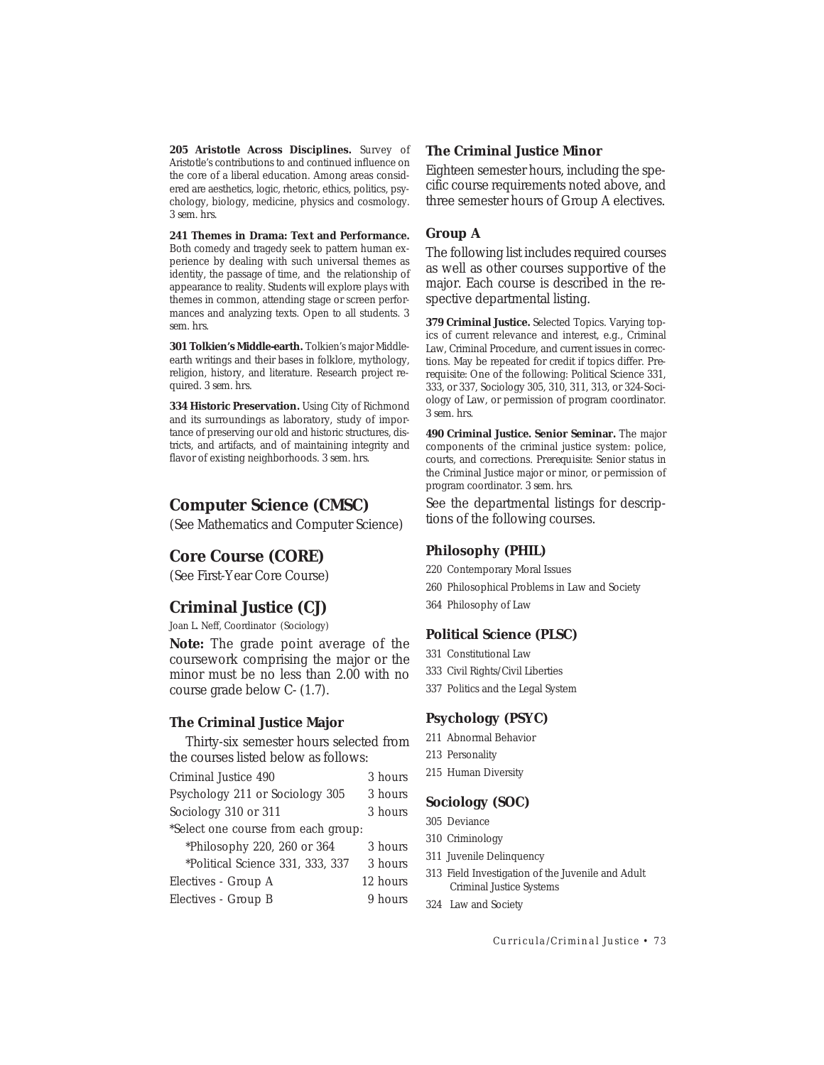**205 Aristotle Across Disciplines.** Survey of Aristotle's contributions to and continued influence on the core of a liberal education. Among areas considered are aesthetics, logic, rhetoric, ethics, politics, psychology, biology, medicine, physics and cosmology. 3 sem. hrs.

**241 Themes in Drama: Text and Performance.** Both comedy and tragedy seek to pattern human experience by dealing with such universal themes as identity, the passage of time, and the relationship of appearance to reality. Students will explore plays with themes in common, attending stage or screen performances and analyzing texts. Open to all students. 3 sem. hrs.

**301 Tolkien's Middle-earth.** Tolkien's major Middle-earth writings and their bases in folklore, mythology, religion, history, and literature. Research project required. 3 sem. hrs.

**334 Historic Preservation.** Using City of Richmond and its surroundings as laboratory, study of importance of preserving our old and historic structures, districts, and artifacts, and of maintaining integrity and flavor of existing neighborhoods. 3 sem. hrs.

## Computer Science (CMSC)

*(See Mathematics and Computer Science)*

## Core Course (CORE)

*(See First-Year Core Course)*

## Criminal Justice (CJ)

Joan L. Neff, Coordinator (Sociology)

**Note:** The grade point average of the coursework comprising the major or the minor must be no less than 2.00 with no course grade below C- (1.7).

### The Criminal Justice Major

Thirty-six semester hours selected from the courses listed below as follows:

| | |
|---|---|
| Criminal Justice 490 | 3 hours |
| Psychology 211 or Sociology 305 | 3 hours |
| Sociology 310 or 311 | 3 hours |
| *Select one course from each group: | |
| *Philosophy 220, 260 or 364 | 3 hours |
| *Political Science 331, 333, 337 | 3 hours |
| Electives - Group A | 12 hours |
| Electives - Group B | 9 hours |

### The Criminal Justice Minor

Eighteen semester hours, including the specific course requirements noted above, and three semester hours of Group A electives.

### Group A

The following list includes required courses as well as other courses supportive of the major. Each course is described in the respective departmental listing.

**379 Criminal Justice.** Selected Topics. Varying topics of current relevance and interest, e.g., Criminal Law, Criminal Procedure, and current issues in corrections. May be repeated for credit if topics differ. Prerequisite: One of the following: Political Science 331, 333, or 337, Sociology 305, 310, 311, 313, or 324-Sociology of Law, or permission of program coordinator. 3 sem. hrs.

**490 Criminal Justice. Senior Seminar.** The major components of the criminal justice system: police, courts, and corrections. Prerequisite: Senior status in the Criminal Justice major or minor, or permission of program coordinator. 3 sem. hrs.

See the departmental listings for descriptions of the following courses.

### Philosophy (PHIL)

220 Contemporary Moral Issues
260 Philosophical Problems in Law and Society
364 Philosophy of Law

### Political Science (PLSC)

331 Constitutional Law
333 Civil Rights/Civil Liberties
337 Politics and the Legal System

### Psychology (PSYC)

211 Abnormal Behavior
213 Personality
215 Human Diversity

### Sociology (SOC)

305 Deviance
310 Criminology
311 Juvenile Delinquency
313 Field Investigation of the Juvenile and Adult Criminal Justice Systems
324 Law and Society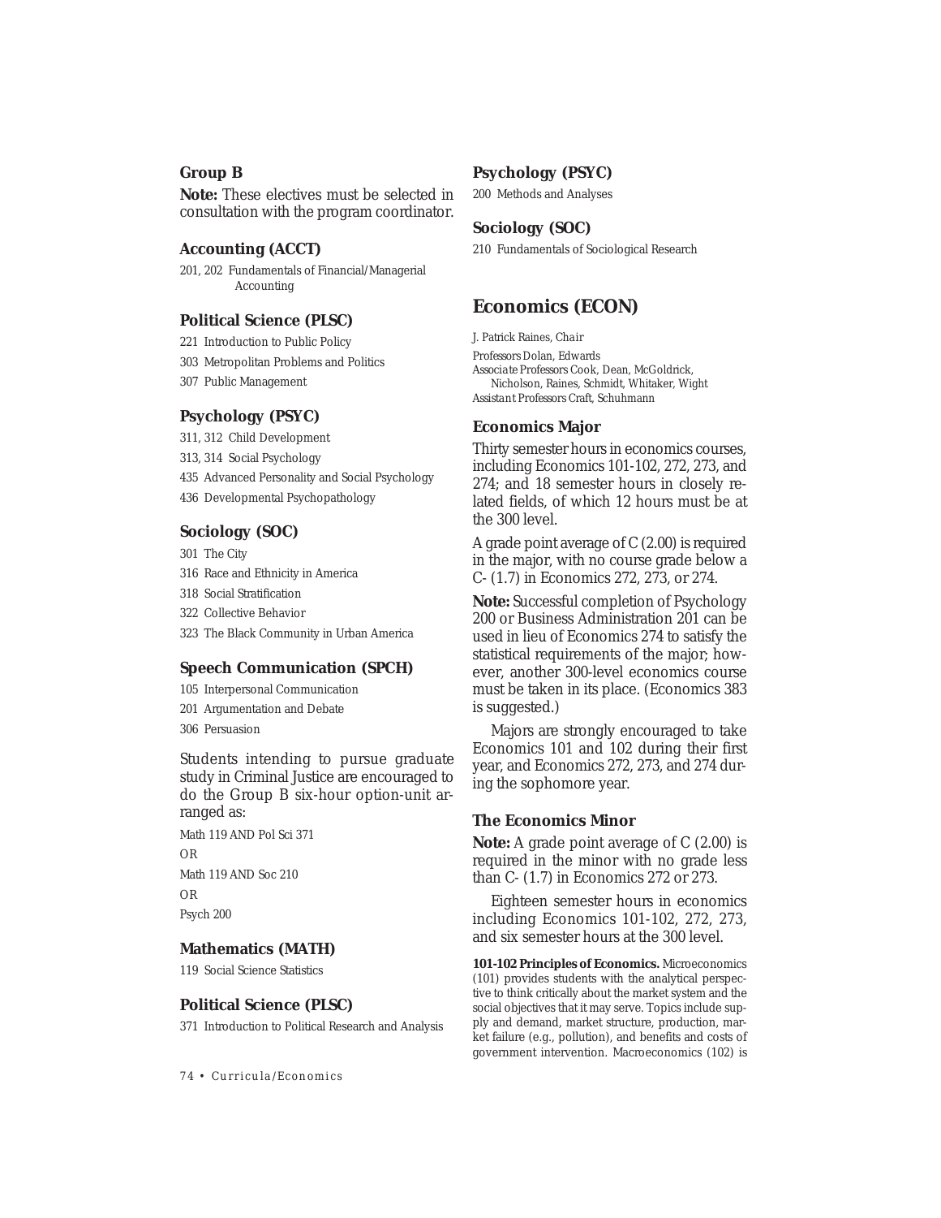### Group B

**Note:** These electives must be selected in consultation with the program coordinator.

#### Accounting (ACCT)

201, 202 Fundamentals of Financial/Managerial Accounting

#### Political Science (PLSC)

221 Introduction to Public Policy

303 Metropolitan Problems and Politics

307 Public Management

#### Psychology (PSYC)

311, 312 Child Development

313, 314 Social Psychology

435 Advanced Personality and Social Psychology

436 Developmental Psychopathology

#### Sociology (SOC)

301 The City

316 Race and Ethnicity in America

318 Social Stratification

322 Collective Behavior

323 The Black Community in Urban America

#### Speech Communication (SPCH)

105 Interpersonal Communication

201 Argumentation and Debate

306 Persuasion

Students intending to pursue graduate study in Criminal Justice are encouraged to do the Group B six-hour option-unit arranged as:

Math 119 AND Pol Sci 371

OR

Math 119 AND Soc 210

OR

Psych 200

#### Mathematics (MATH)

119 Social Science Statistics

#### Political Science (PLSC)

371 Introduction to Political Research and Analysis

#### Psychology (PSYC)

200 Methods and Analyses

#### Sociology (SOC)

210 Fundamentals of Sociological Research

## Economics (ECON)

J. Patrick Raines, *Chair*

*Professors* Dolan, Edwards

*Associate Professors* Cook, Dean, McGoldrick, Nicholson, Raines, Schmidt, Whitaker, Wight

*Assistant Professors* Craft, Schuhmann

### Economics Major

Thirty semester hours in economics courses, including Economics 101-102, 272, 273, and 274; and 18 semester hours in closely related fields, of which 12 hours must be at the 300 level.

A grade point average of C (2.00) is required in the major, with no course grade below a C- (1.7) in Economics 272, 273, or 274.

**Note:** Successful completion of Psychology 200 or Business Administration 201 can be used in lieu of Economics 274 to satisfy the statistical requirements of the major; however, another 300-level economics course must be taken in its place. (Economics 383 is suggested.)

Majors are strongly encouraged to take Economics 101 and 102 during their first year, and Economics 272, 273, and 274 during the sophomore year.

### The Economics Minor

**Note:** A grade point average of C (2.00) is required in the minor with no grade less than C- (1.7) in Economics 272 or 273.

Eighteen semester hours in economics including Economics 101-102, 272, 273, and six semester hours at the 300 level.

**101-102 Principles of Economics.** Microeconomics (101) provides students with the analytical perspective to think critically about the market system and the social objectives that it may serve. Topics include supply and demand, market structure, production, market failure (e.g., pollution), and benefits and costs of government intervention. Macroeconomics (102) is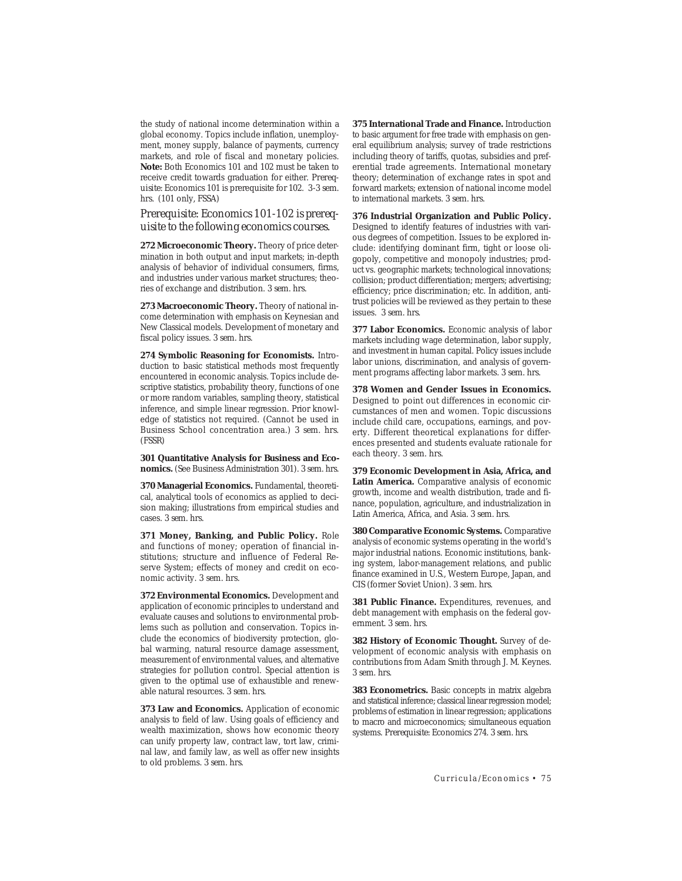the study of national income determination within a global economy. Topics include inflation, unemployment, money supply, balance of payments, currency markets, and role of fiscal and monetary policies. **Note:** Both Economics 101 and 102 must be taken to receive credit towards graduation for either. Prerequisite: Economics 101 is prerequisite for 102. 3-3 sem. hrs. (101 only, FSSA)

## Prerequisite: Economics 101-102 is prerequisite to the following economics courses.

**272 Microeconomic Theory.** Theory of price determination in both output and input markets; in-depth analysis of behavior of individual consumers, firms, and industries under various market structures; theories of exchange and distribution. 3 sem. hrs.

**273 Macroeconomic Theory.** Theory of national income determination with emphasis on Keynesian and New Classical models. Development of monetary and fiscal policy issues. 3 sem. hrs.

**274 Symbolic Reasoning for Economists.** Introduction to basic statistical methods most frequently encountered in economic analysis. Topics include descriptive statistics, probability theory, functions of one or more random variables, sampling theory, statistical inference, and simple linear regression. Prior knowledge of statistics not required. (Cannot be used in Business School concentration area.) 3 sem. hrs. (FSSR)

**301 Quantitative Analysis for Business and Economics.** (See Business Administration 301). 3 sem. hrs.

**370 Managerial Economics.** Fundamental, theoretical, analytical tools of economics as applied to decision making; illustrations from empirical studies and cases. 3 sem. hrs.

**371 Money, Banking, and Public Policy.** Role and functions of money; operation of financial institutions; structure and influence of Federal Reserve System; effects of money and credit on economic activity. 3 sem. hrs.

**372 Environmental Economics.** Development and application of economic principles to understand and evaluate causes and solutions to environmental problems such as pollution and conservation. Topics include the economics of biodiversity protection, global warming, natural resource damage assessment, measurement of environmental values, and alternative strategies for pollution control. Special attention is given to the optimal use of exhaustible and renewable natural resources. 3 sem. hrs.

**373 Law and Economics.** Application of economic analysis to field of law. Using goals of efficiency and wealth maximization, shows how economic theory can unify property law, contract law, tort law, criminal law, and family law, as well as offer new insights to old problems. 3 sem. hrs.

**375 International Trade and Finance.** Introduction to basic argument for free trade with emphasis on general equilibrium analysis; survey of trade restrictions including theory of tariffs, quotas, subsidies and preferential trade agreements. International monetary theory; determination of exchange rates in spot and forward markets; extension of national income model to international markets. 3 sem. hrs.

**376 Industrial Organization and Public Policy.** Designed to identify features of industries with various degrees of competition. Issues to be explored include: identifying dominant firm, tight or loose oligopoly, competitive and monopoly industries; product vs. geographic markets; technological innovations; collision; product differentiation; mergers; advertising; efficiency; price discrimination; etc. In addition, antitrust policies will be reviewed as they pertain to these issues. 3 sem. hrs.

**377 Labor Economics.** Economic analysis of labor markets including wage determination, labor supply, and investment in human capital. Policy issues include labor unions, discrimination, and analysis of government programs affecting labor markets. 3 sem. hrs.

**378 Women and Gender Issues in Economics.** Designed to point out differences in economic circumstances of men and women. Topic discussions include child care, occupations, earnings, and poverty. Different theoretical explanations for differences presented and students evaluate rationale for each theory. 3 sem. hrs.

**379 Economic Development in Asia, Africa, and Latin America.** Comparative analysis of economic growth, income and wealth distribution, trade and finance, population, agriculture, and industrialization in Latin America, Africa, and Asia. 3 sem. hrs.

**380 Comparative Economic Systems.** Comparative analysis of economic systems operating in the world's major industrial nations. Economic institutions, banking system, labor-management relations, and public finance examined in U.S., Western Europe, Japan, and CIS (former Soviet Union). 3 sem. hrs.

**381 Public Finance.** Expenditures, revenues, and debt management with emphasis on the federal government. 3 sem. hrs.

**382 History of Economic Thought.** Survey of development of economic analysis with emphasis on contributions from Adam Smith through J. M. Keynes. 3 sem. hrs.

**383 Econometrics.** Basic concepts in matrix algebra and statistical inference; classical linear regression model; problems of estimation in linear regression; applications to macro and microeconomics; simultaneous equation systems. Prerequisite: Economics 274. 3 sem. hrs.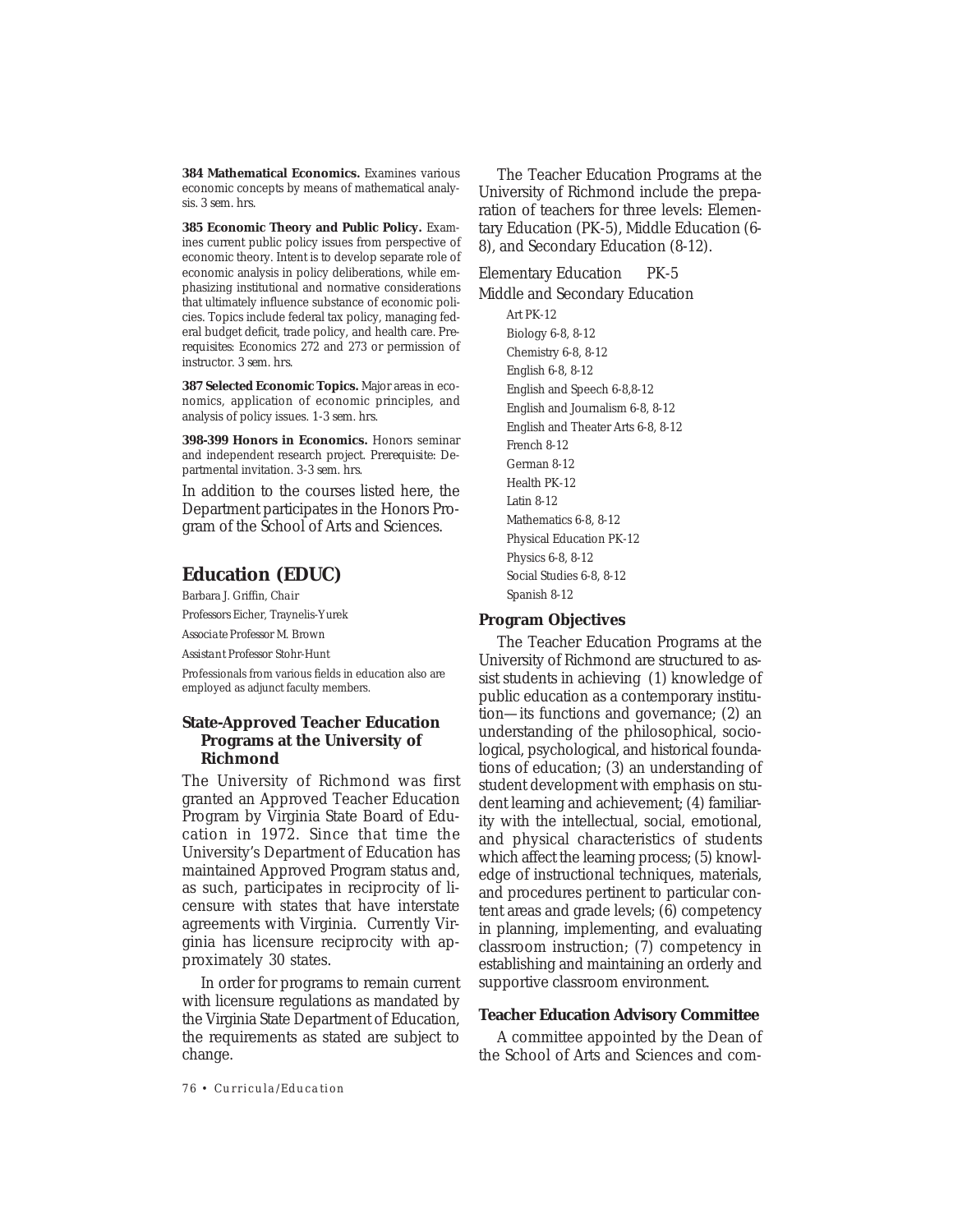**384 Mathematical Economics.** Examines various economic concepts by means of mathematical analysis. 3 sem. hrs.

**385 Economic Theory and Public Policy.** Examines current public policy issues from perspective of economic theory. Intent is to develop separate role of economic analysis in policy deliberations, while emphasizing institutional and normative considerations that ultimately influence substance of economic policies. Topics include federal tax policy, managing federal budget deficit, trade policy, and health care. Prerequisites: Economics 272 and 273 or permission of instructor. 3 sem. hrs.

**387 Selected Economic Topics.** Major areas in economics, application of economic principles, and analysis of policy issues. 1-3 sem. hrs.

**398-399 Honors in Economics.** Honors seminar and independent research project. Prerequisite: Departmental invitation. 3-3 sem. hrs.

In addition to the courses listed here, the Department participates in the Honors Program of the School of Arts and Sciences.

## Education (EDUC)

Barbara J. Griffin, *Chair*

*Professors* Eicher, Traynelis-Yurek

*Associate Professor* M. Brown

*Assistant Professor* Stohr-Hunt

Professionals from various fields in education also are employed as adjunct faculty members.

### State-Approved Teacher Education Programs at the University of Richmond

The University of Richmond was first granted an Approved Teacher Education Program by Virginia State Board of Education in 1972. Since that time the University's Department of Education has maintained Approved Program status and, as such, participates in reciprocity of licensure with states that have interstate agreements with Virginia. Currently Virginia has licensure reciprocity with approximately 30 states.

In order for programs to remain current with licensure regulations as mandated by the Virginia State Department of Education, the requirements as stated are subject to change.

The Teacher Education Programs at the University of Richmond include the preparation of teachers for three levels: Elementary Education (PK-5), Middle Education (6-8), and Secondary Education (8-12).

Elementary Education PK-5

Middle and Secondary Education

- Art PK-12
- Biology 6-8, 8-12
- Chemistry 6-8, 8-12
- English 6-8, 8-12
- English and Speech 6-8,8-12
- English and Journalism 6-8, 8-12
- English and Theater Arts 6-8, 8-12
- French 8-12
- German 8-12
- Health PK-12
- Latin 8-12
- Mathematics 6-8, 8-12
- Physical Education PK-12
- Physics 6-8, 8-12
- Social Studies 6-8, 8-12
- Spanish 8-12

### Program Objectives

The Teacher Education Programs at the University of Richmond are structured to assist students in achieving (1) knowledge of public education as a contemporary institution—its functions and governance; (2) an understanding of the philosophical, sociological, psychological, and historical foundations of education; (3) an understanding of student development with emphasis on student learning and achievement; (4) familiarity with the intellectual, social, emotional, and physical characteristics of students which affect the learning process; (5) knowledge of instructional techniques, materials, and procedures pertinent to particular content areas and grade levels; (6) competency in planning, implementing, and evaluating classroom instruction; (7) competency in establishing and maintaining an orderly and supportive classroom environment.

### Teacher Education Advisory Committee

A committee appointed by the Dean of the School of Arts and Sciences and com-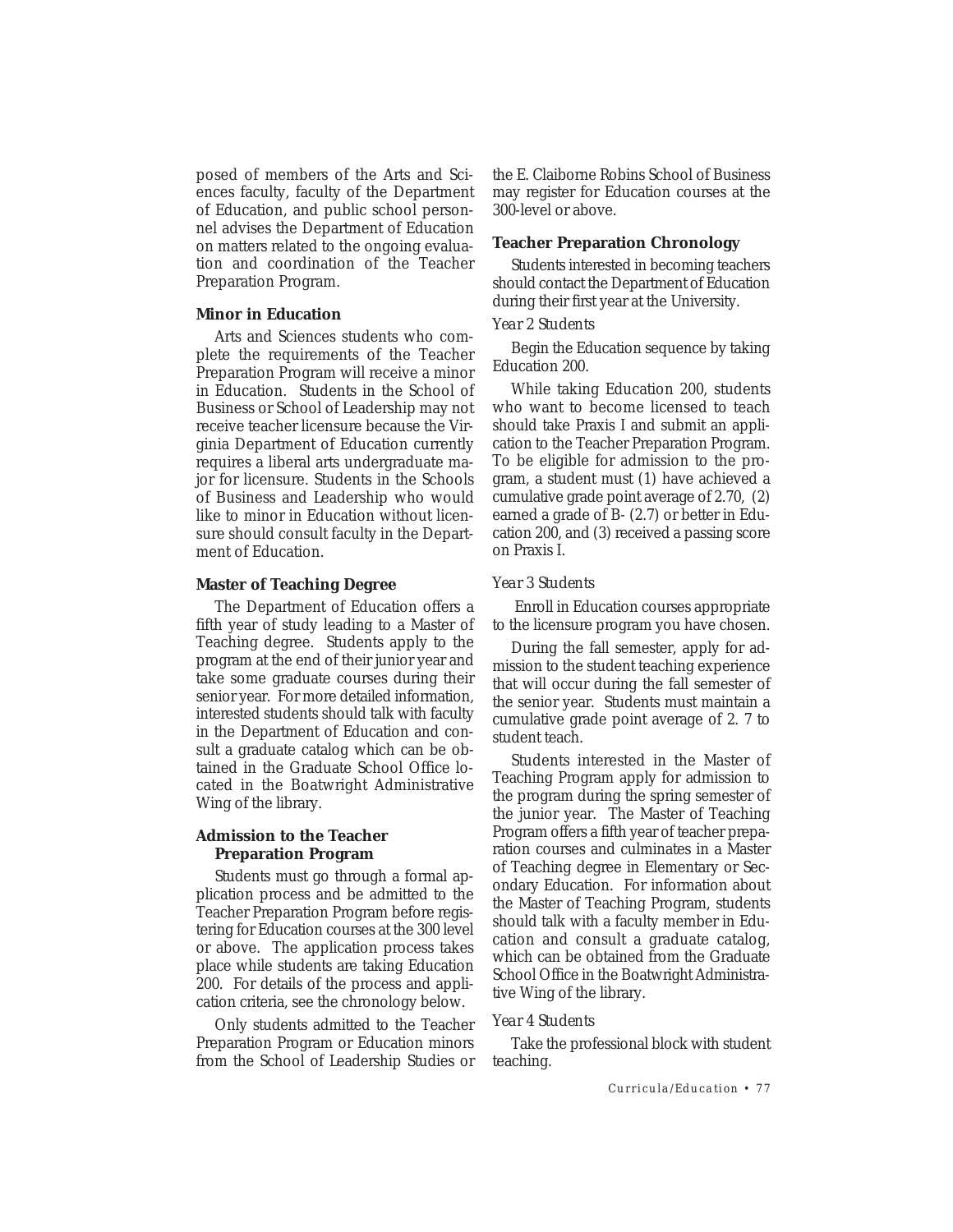posed of members of the Arts and Sciences faculty, faculty of the Department of Education, and public school personnel advises the Department of Education on matters related to the ongoing evaluation and coordination of the Teacher Preparation Program.

### Minor in Education

Arts and Sciences students who complete the requirements of the Teacher Preparation Program will receive a minor in Education. Students in the School of Business or School of Leadership may not receive teacher licensure because the Virginia Department of Education currently requires a liberal arts undergraduate major for licensure. Students in the Schools of Business and Leadership who would like to minor in Education without licensure should consult faculty in the Department of Education.

### Master of Teaching Degree

The Department of Education offers a fifth year of study leading to a Master of Teaching degree. Students apply to the program at the end of their junior year and take some graduate courses during their senior year. For more detailed information, interested students should talk with faculty in the Department of Education and consult a graduate catalog which can be obtained in the Graduate School Office located in the Boatwright Administrative Wing of the library.

### Admission to the Teacher Preparation Program

Students must go through a formal application process and be admitted to the Teacher Preparation Program before registering for Education courses at the 300 level or above. The application process takes place while students are taking Education 200. For details of the process and application criteria, see the chronology below.

Only students admitted to the Teacher Preparation Program or Education minors from the School of Leadership Studies or the E. Claiborne Robins School of Business may register for Education courses at the 300-level or above.

### Teacher Preparation Chronology

Students interested in becoming teachers should contact the Department of Education during their first year at the University.

*Year 2 Students*

Begin the Education sequence by taking Education 200.

While taking Education 200, students who want to become licensed to teach should take Praxis I and submit an application to the Teacher Preparation Program. To be eligible for admission to the program, a student must (1) have achieved a cumulative grade point average of 2.70, (2) earned a grade of B- (2.7) or better in Education 200, and (3) received a passing score on Praxis I.

*Year 3 Students*

Enroll in Education courses appropriate to the licensure program you have chosen.

During the fall semester, apply for admission to the student teaching experience that will occur during the fall semester of the senior year. Students must maintain a cumulative grade point average of 2. 7 to student teach.

Students interested in the Master of Teaching Program apply for admission to the program during the spring semester of the junior year. The Master of Teaching Program offers a fifth year of teacher preparation courses and culminates in a Master of Teaching degree in Elementary or Secondary Education. For information about the Master of Teaching Program, students should talk with a faculty member in Education and consult a graduate catalog, which can be obtained from the Graduate School Office in the Boatwright Administrative Wing of the library.

*Year 4 Students*

Take the professional block with student teaching.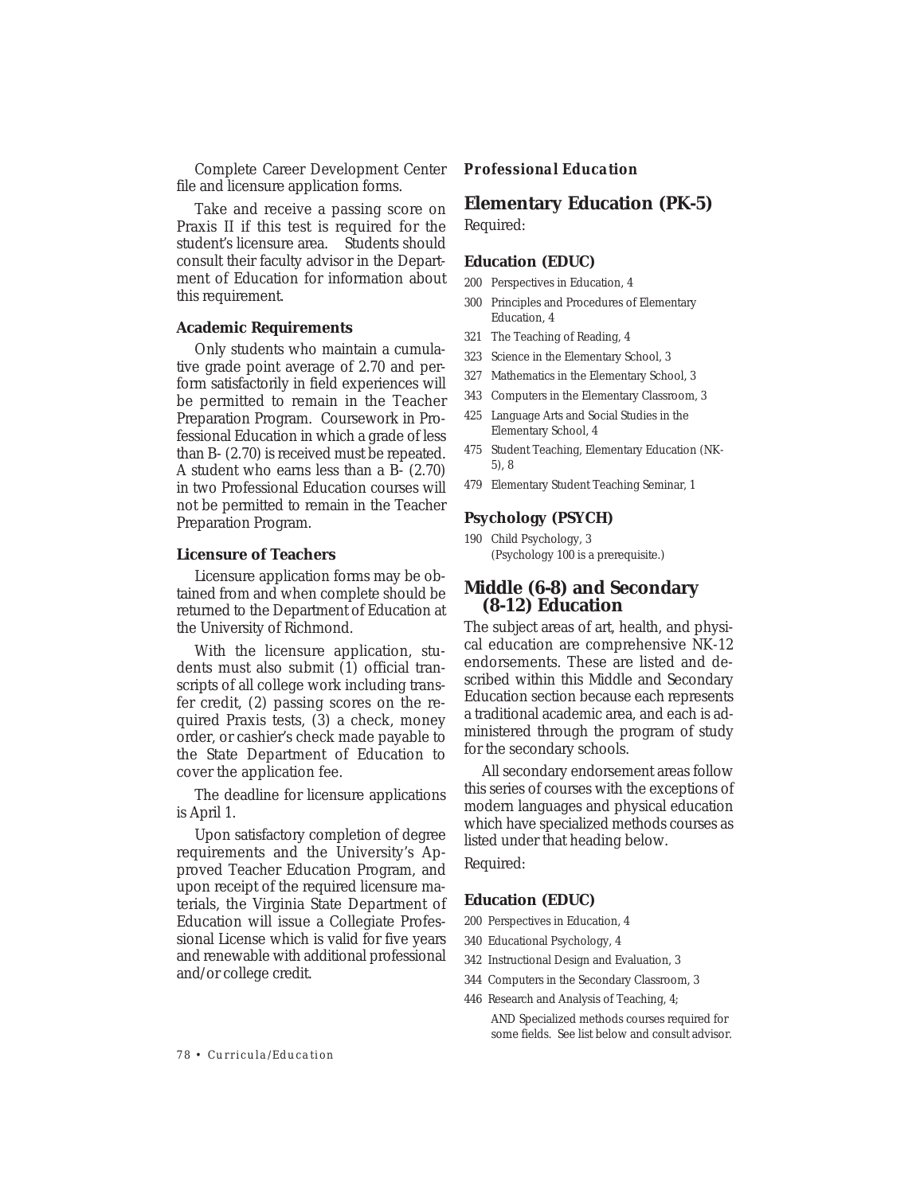Complete Career Development Center file and licensure application forms.

Take and receive a passing score on Praxis II if this test is required for the student's licensure area. Students should consult their faculty advisor in the Department of Education for information about this requirement.

### Academic Requirements

Only students who maintain a cumulative grade point average of 2.70 and perform satisfactorily in field experiences will be permitted to remain in the Teacher Preparation Program. Coursework in Professional Education in which a grade of less than B- (2.70) is received must be repeated. A student who earns less than a B- (2.70) in two Professional Education courses will not be permitted to remain in the Teacher Preparation Program.

### Licensure of Teachers

Licensure application forms may be obtained from and when complete should be returned to the Department of Education at the University of Richmond.

With the licensure application, students must also submit (1) official transcripts of all college work including transfer credit, (2) passing scores on the required Praxis tests, (3) a check, money order, or cashier's check made payable to the State Department of Education to cover the application fee.

The deadline for licensure applications is April 1.

Upon satisfactory completion of degree requirements and the University's Approved Teacher Education Program, and upon receipt of the required licensure materials, the Virginia State Department of Education will issue a Collegiate Professional License which is valid for five years and renewable with additional professional and/or college credit.

***Professional Education***

## Elementary Education (PK-5)

Required:

### Education (EDUC)

200 Perspectives in Education, 4

300 Principles and Procedures of Elementary Education, 4

321 The Teaching of Reading, 4

323 Science in the Elementary School, 3

327 Mathematics in the Elementary School, 3

343 Computers in the Elementary Classroom, 3

425 Language Arts and Social Studies in the Elementary School, 4

475 Student Teaching, Elementary Education (NK-5), 8

479 Elementary Student Teaching Seminar, 1

### Psychology (PSYCH)

190 Child Psychology, 3
(Psychology 100 is a prerequisite.)

## Middle (6-8) and Secondary (8-12) Education

The subject areas of art, health, and physical education are comprehensive NK-12 endorsements. These are listed and described within this Middle and Secondary Education section because each represents a traditional academic area, and each is administered through the program of study for the secondary schools.

All secondary endorsement areas follow this series of courses with the exceptions of modern languages and physical education which have specialized methods courses as listed under that heading below.

Required:

### Education (EDUC)

200 Perspectives in Education, 4

340 Educational Psychology, 4

342 Instructional Design and Evaluation, 3

344 Computers in the Secondary Classroom, 3

446 Research and Analysis of Teaching, 4;

AND Specialized methods courses required for some fields. See list below and consult advisor.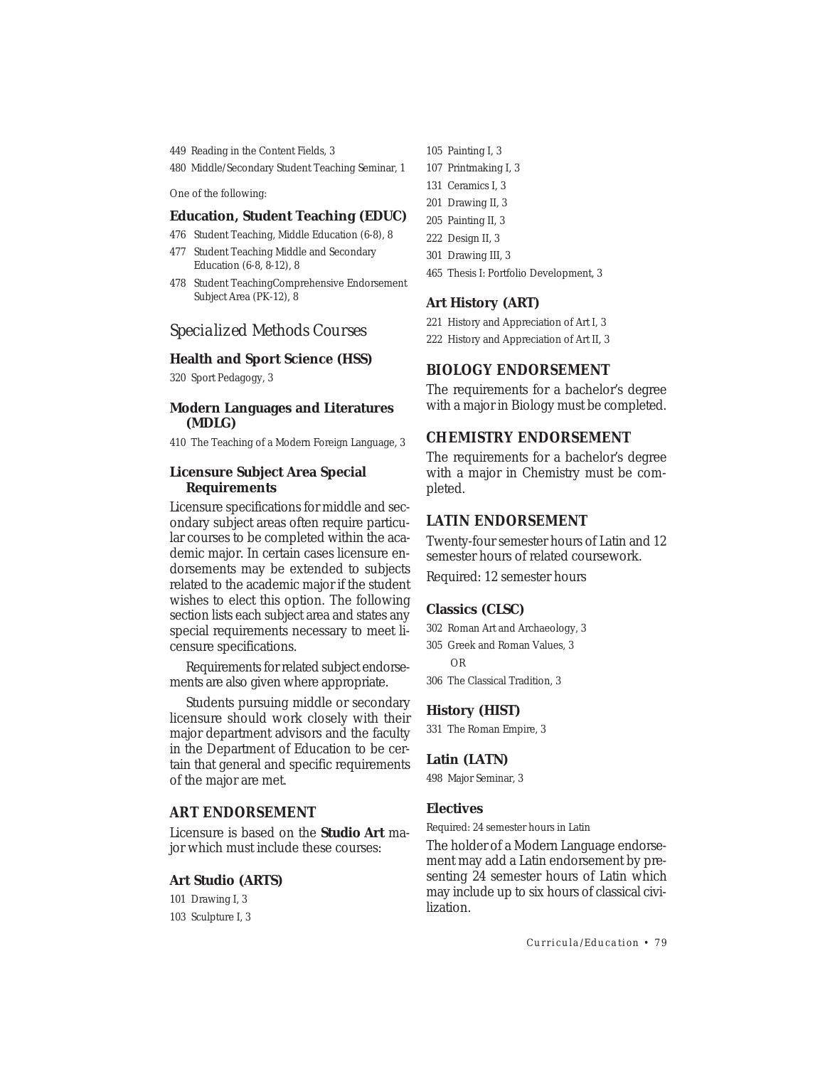449 Reading in the Content Fields, 3

480 Middle/Secondary Student Teaching Seminar, 1

*One of the following:*

### Education, Student Teaching (EDUC)

476 Student Teaching, Middle Education (6-8), 8

477 Student Teaching Middle and Secondary Education (6-8, 8-12), 8

478 Student TeachingComprehensive Endorsement Subject Area (PK-12), 8

## *Specialized Methods Courses*

### Health and Sport Science (HSS)

320 Sport Pedagogy, 3

### Modern Languages and Literatures (MDLG)

410 The Teaching of a Modern Foreign Language, 3

### Licensure Subject Area Special Requirements

Licensure specifications for middle and secondary subject areas often require particular courses to be completed within the academic major. In certain cases licensure endorsements may be extended to subjects related to the academic major if the student wishes to elect this option. The following section lists each subject area and states any special requirements necessary to meet licensure specifications.

Requirements for related subject endorsements are also given where appropriate.

Students pursuing middle or secondary licensure should work closely with their major department advisors and the faculty in the Department of Education to be certain that general and specific requirements of the major are met.

## ART ENDORSEMENT

Licensure is based on the **Studio Art** major which must include these courses:

### Art Studio (ARTS)

101 Drawing I, 3

103 Sculpture I, 3

105 Painting I, 3

107 Printmaking I, 3

131 Ceramics I, 3

201 Drawing II, 3

205 Painting II, 3

222 Design II, 3

301 Drawing III, 3

465 Thesis I: Portfolio Development, 3

### Art History (ART)

221 History and Appreciation of Art I, 3

222 History and Appreciation of Art II, 3

## BIOLOGY ENDORSEMENT

The requirements for a bachelor's degree with a major in Biology must be completed.

## CHEMISTRY ENDORSEMENT

The requirements for a bachelor's degree with a major in Chemistry must be completed.

## LATIN ENDORSEMENT

Twenty-four semester hours of Latin and 12 semester hours of related coursework.

Required: 12 semester hours

### Classics (CLSC)

302 Roman Art and Archaeology, 3

305 Greek and Roman Values, 3

OR

306 The Classical Tradition, 3

### History (HIST)

331 The Roman Empire, 3

### Latin (LATN)

498 Major Seminar, 3

### Electives

Required: 24 semester hours in Latin

The holder of a Modern Language endorsement may add a Latin endorsement by presenting 24 semester hours of Latin which may include up to six hours of classical civilization.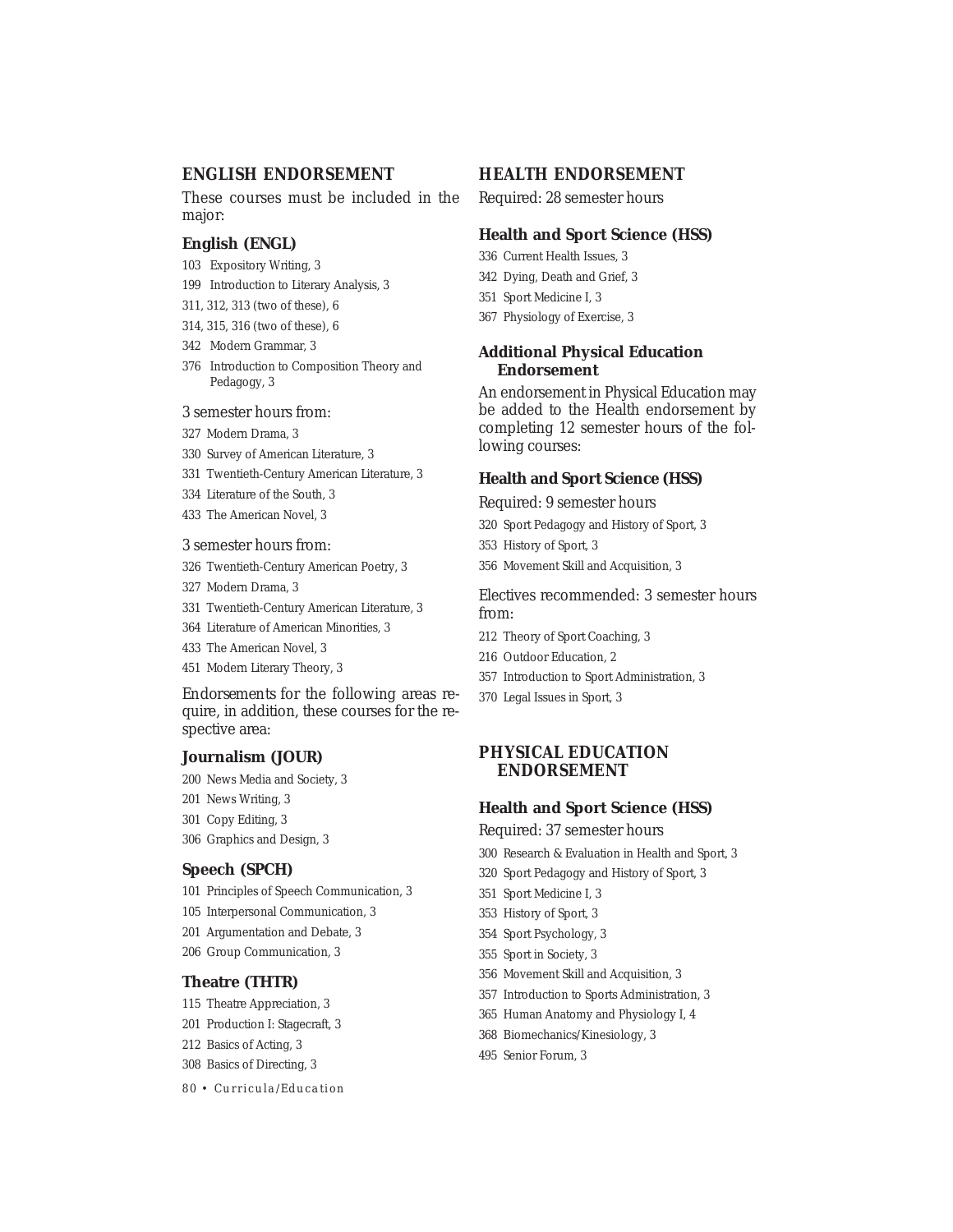## ENGLISH ENDORSEMENT

These courses must be included in the major:

### English (ENGL)

103 Expository Writing, 3

199 Introduction to Literary Analysis, 3

311, 312, 313 (two of these), 6

314, 315, 316 (two of these), 6

342 Modern Grammar, 3

376 Introduction to Composition Theory and Pedagogy, 3

3 semester hours from:

327 Modern Drama, 3

330 Survey of American Literature, 3

331 Twentieth-Century American Literature, 3

334 Literature of the South, 3

433 The American Novel, 3

3 semester hours from:

326 Twentieth-Century American Poetry, 3

327 Modern Drama, 3

331 Twentieth-Century American Literature, 3

364 Literature of American Minorities, 3

433 The American Novel, 3

451 Modern Literary Theory, 3

Endorsements for the following areas require, in addition, these courses for the respective area:

### Journalism (JOUR)

200 News Media and Society, 3

201 News Writing, 3

301 Copy Editing, 3

306 Graphics and Design, 3

### Speech (SPCH)

101 Principles of Speech Communication, 3

105 Interpersonal Communication, 3

201 Argumentation and Debate, 3

206 Group Communication, 3

### Theatre (THTR)

115 Theatre Appreciation, 3

201 Production I: Stagecraft, 3

212 Basics of Acting, 3

308 Basics of Directing, 3

## HEALTH ENDORSEMENT

Required: 28 semester hours

### Health and Sport Science (HSS)

336 Current Health Issues, 3

342 Dying, Death and Grief, 3

351 Sport Medicine I, 3

367 Physiology of Exercise, 3

### Additional Physical Education Endorsement

An endorsement in Physical Education may be added to the Health endorsement by completing 12 semester hours of the following courses:

### Health and Sport Science (HSS)

Required: 9 semester hours

320 Sport Pedagogy and History of Sport, 3

353 History of Sport, 3

356 Movement Skill and Acquisition, 3

Electives recommended: 3 semester hours from:

212 Theory of Sport Coaching, 3

216 Outdoor Education, 2

357 Introduction to Sport Administration, 3

370 Legal Issues in Sport, 3

## PHYSICAL EDUCATION ENDORSEMENT

### Health and Sport Science (HSS)

Required: 37 semester hours

300 Research & Evaluation in Health and Sport, 3

320 Sport Pedagogy and History of Sport, 3

351 Sport Medicine I, 3

353 History of Sport, 3

354 Sport Psychology, 3

355 Sport in Society, 3

356 Movement Skill and Acquisition, 3

357 Introduction to Sports Administration, 3

365 Human Anatomy and Physiology I, 4

368 Biomechanics/Kinesiology, 3

495 Senior Forum, 3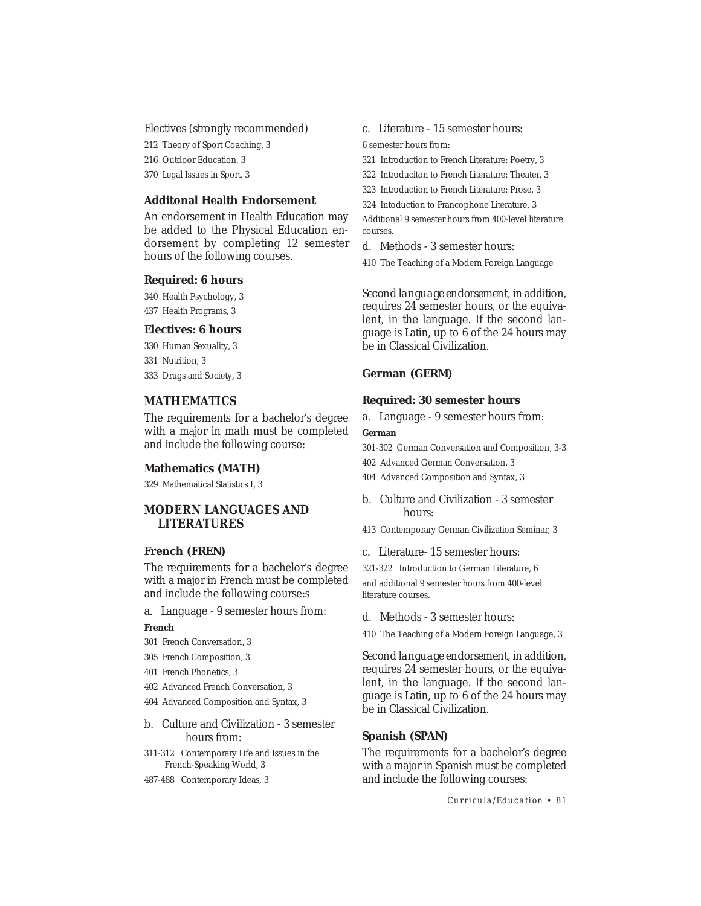Electives (strongly recommended)

212 Theory of Sport Coaching, 3

216 Outdoor Education, 3

370 Legal Issues in Sport, 3

### Additonal Health Endorsement

An endorsement in Health Education may be added to the Physical Education endorsement by completing 12 semester hours of the following courses.

#### Required: 6 hours

340 Health Psychology, 3

437 Health Programs, 3

#### Electives: 6 hours

330 Human Sexuality, 3

331 Nutrition, 3

333 Drugs and Society, 3

## MATHEMATICS

The requirements for a bachelor's degree with a major in math must be completed and include the following course:

### Mathematics (MATH)

329 Mathematical Statistics I, 3

## MODERN LANGUAGES AND LITERATURES

### French (FREN)

The requirements for a bachelor's degree with a major in French must be completed and include the following course:s

a. Language - 9 semester hours from:

**French**

301 French Conversation, 3

305 French Composition, 3

401 French Phonetics, 3

402 Advanced French Conversation, 3

404 Advanced Composition and Syntax, 3

b. Culture and Civilization - 3 semester hours from:

311-312 Contemporary Life and Issues in the French-Speaking World, 3

487-488 Contemporary Ideas, 3

c. Literature - 15 semester hours:

6 semester hours from:

321 Introduction to French Literature: Poetry, 3

322 Introduciton to French Literature: Theater, 3

323 Introduction to French Literature: Prose, 3

324 Intoduction to Francophone Literature, 3

Additional 9 semester hours from 400-level literature courses.

d. Methods - 3 semester hours:

410 The Teaching of a Modern Foreign Language

*Second language endorsement*, in addition, requires 24 semester hours, or the equivalent, in the language. If the second language is Latin, up to 6 of the 24 hours may be in Classical Civilization.

### German (GERM)

#### Required: 30 semester hours

a. Language - 9 semester hours from:

**German**

301-302 German Conversation and Composition, 3-3

402 Advanced German Conversation, 3

404 Advanced Composition and Syntax, 3

b. Culture and Civilization - 3 semester hours:

413 Contemporary German Civilization Seminar, 3

c. Literature- 15 semester hours:

321-322 Introduction to German Literature, 6

and additional 9 semester hours from 400-level literature courses.

d. Methods - 3 semester hours:

410 The Teaching of a Modern Foreign Language, 3

*Second language endorsement*, in addition, requires 24 semester hours, or the equivalent, in the language. If the second language is Latin, up to 6 of the 24 hours may be in Classical Civilization.

### Spanish (SPAN)

The requirements for a bachelor's degree with a major in Spanish must be completed and include the following courses: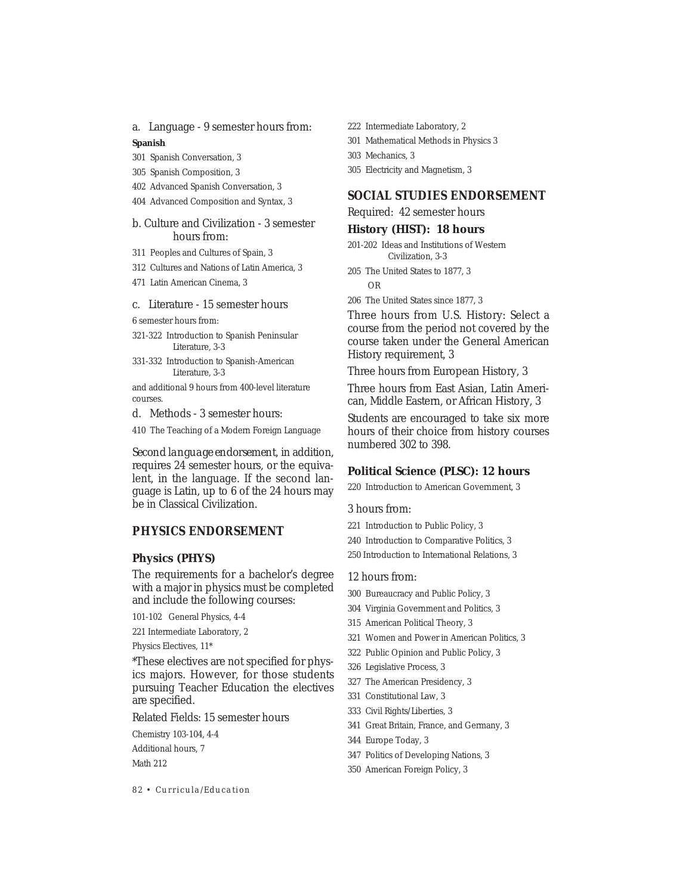a. Language - 9 semester hours from:

**Spanish**

301 Spanish Conversation, 3

305 Spanish Composition, 3

402 Advanced Spanish Conversation, 3

404 Advanced Composition and Syntax, 3

b. Culture and Civilization - 3 semester hours from:

311 Peoples and Cultures of Spain, 3

312 Cultures and Nations of Latin America, 3

471 Latin American Cinema, 3

c. Literature - 15 semester hours

6 semester hours from:

321-322 Introduction to Spanish Peninsular Literature, 3-3

331-332 Introduction to Spanish-American Literature, 3-3

and additional 9 hours from 400-level literature courses.

d. Methods - 3 semester hours:

410 The Teaching of a Modern Foreign Language

*Second language endorsement*, in addition, requires 24 semester hours, or the equivalent, in the language. If the second language is Latin, up to 6 of the 24 hours may be in Classical Civilization.

## PHYSICS ENDORSEMENT

### Physics (PHYS)

The requirements for a bachelor's degree with a major in physics must be completed and include the following courses:

101-102 General Physics, 4-4

221 Intermediate Laboratory, 2

Physics Electives, 11*

*These electives are not specified for physics majors. However, for those students pursuing Teacher Education the electives are specified.

Related Fields: 15 semester hours

Chemistry 103-104, 4-4

Additional hours, 7

Math 212

222 Intermediate Laboratory, 2

301 Mathematical Methods in Physics 3

303 Mechanics, 3

305 Electricity and Magnetism, 3

## SOCIAL STUDIES ENDORSEMENT

Required: 42 semester hours

### History (HIST): 18 hours

201-202 Ideas and Institutions of Western Civilization, 3-3

205 The United States to 1877, 3

OR

206 The United States since 1877, 3

Three hours from U.S. History: Select a course from the period not covered by the course taken under the General American History requirement, 3

Three hours from European History, 3

Three hours from East Asian, Latin American, Middle Eastern, or African History, 3

Students are encouraged to take six more hours of their choice from history courses numbered 302 to 398.

### Political Science (PLSC): 12 hours

220 Introduction to American Government, 3

3 hours from:

221 Introduction to Public Policy, 3

240 Introduction to Comparative Politics, 3

250 Introduction to International Relations, 3

12 hours from:

300 Bureaucracy and Public Policy, 3

304 Virginia Government and Politics, 3

315 American Political Theory, 3

321 Women and Power in American Politics, 3

322 Public Opinion and Public Policy, 3

326 Legislative Process, 3

327 The American Presidency, 3

331 Constitutional Law, 3

333 Civil Rights/Liberties, 3

341 Great Britain, France, and Germany, 3

344 Europe Today, 3

347 Politics of Developing Nations, 3

350 American Foreign Policy, 3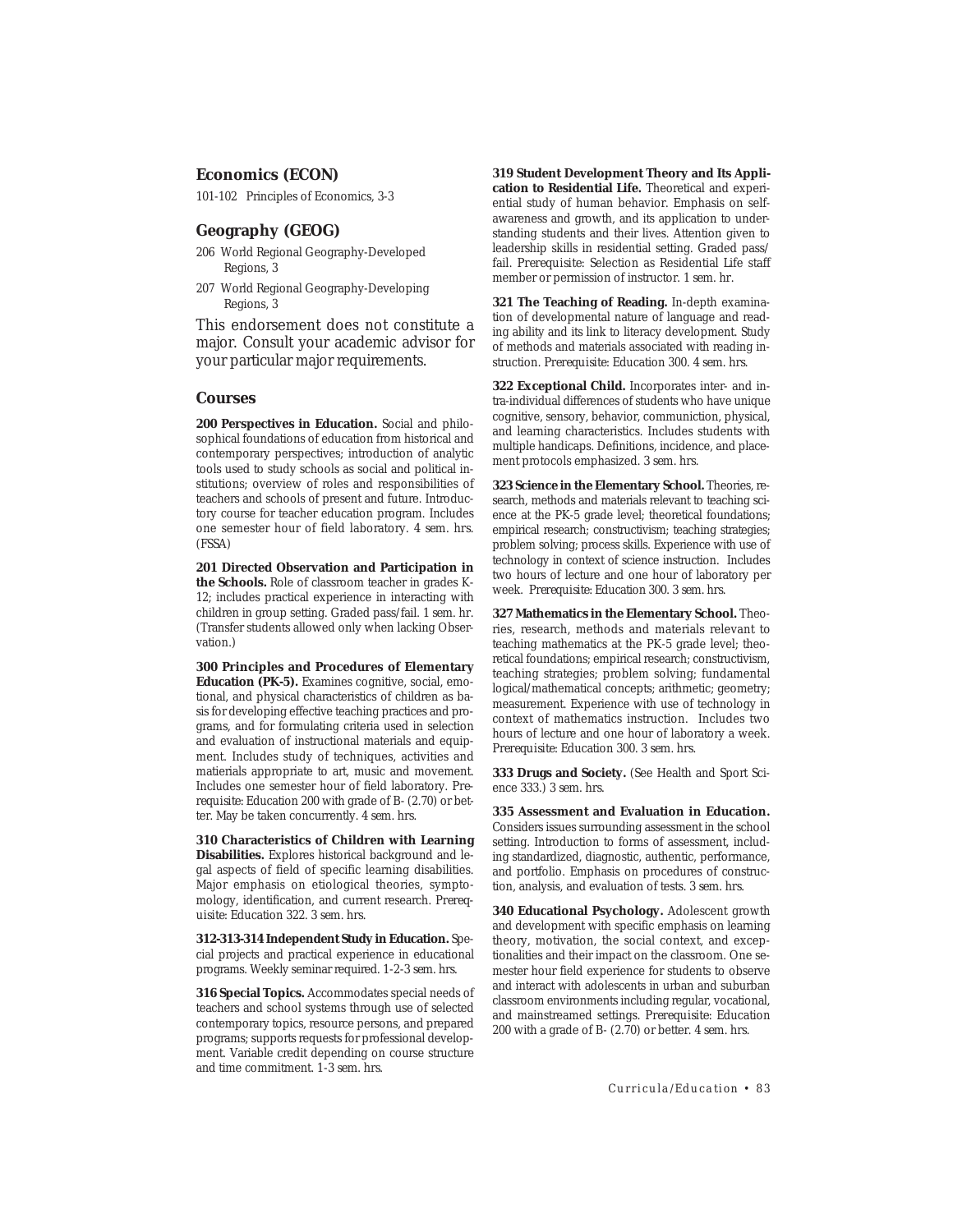## Economics (ECON)

101-102 Principles of Economics, 3-3

## Geography (GEOG)

206 World Regional Geography-Developed Regions, 3

207 World Regional Geography-Developing Regions, 3

This endorsement does not constitute a major. Consult your academic advisor for your particular major requirements.

## Courses

**200 Perspectives in Education.** Social and philosophical foundations of education from historical and contemporary perspectives; introduction of analytic tools used to study schools as social and political institutions; overview of roles and responsibilities of teachers and schools of present and future. Introductory course for teacher education program. Includes one semester hour of field laboratory. 4 sem. hrs. (FSSA)

**201 Directed Observation and Participation in the Schools.** Role of classroom teacher in grades K-12; includes practical experience in interacting with children in group setting. Graded pass/fail. 1 sem. hr. (Transfer students allowed only when lacking Observation.)

**300 Principles and Procedures of Elementary Education (PK-5).** Examines cognitive, social, emotional, and physical characteristics of children as basis for developing effective teaching practices and programs, and for formulating criteria used in selection and evaluation of instructional materials and equipment. Includes study of techniques, activities and matierials appropriate to art, music and movement. Includes one semester hour of field laboratory. Prerequisite: Education 200 with grade of B- (2.70) or better. May be taken concurrently. 4 sem. hrs.

**310 Characteristics of Children with Learning Disabilities.** Explores historical background and legal aspects of field of specific learning disabilities. Major emphasis on etiological theories, symptomology, identification, and current research. Prerequisite: Education 322. 3 sem. hrs.

**312-313-314 Independent Study in Education.** Special projects and practical experience in educational programs. Weekly seminar required. 1-2-3 sem. hrs.

**316 Special Topics.** Accommodates special needs of teachers and school systems through use of selected contemporary topics, resource persons, and prepared programs; supports requests for professional development. Variable credit depending on course structure and time commitment. 1-3 sem. hrs.

**319 Student Development Theory and Its Application to Residential Life.** Theoretical and experiential study of human behavior. Emphasis on self-awareness and growth, and its application to understanding students and their lives. Attention given to leadership skills in residential setting. Graded pass/fail. Prerequisite: Selection as Residential Life staff member or permission of instructor. 1 sem. hr.

**321 The Teaching of Reading.** In-depth examination of developmental nature of language and reading ability and its link to literacy development. Study of methods and materials associated with reading instruction. Prerequisite: Education 300. 4 sem. hrs.

**322 Exceptional Child.** Incorporates inter- and intra-individual differences of students who have unique cognitive, sensory, behavior, communiction, physical, and learning characteristics. Includes students with multiple handicaps. Definitions, incidence, and placement protocols emphasized. 3 sem. hrs.

**323 Science in the Elementary School.** Theories, research, methods and materials relevant to teaching science at the PK-5 grade level; theoretical foundations; empirical research; constructivism; teaching strategies; problem solving; process skills. Experience with use of technology in context of science instruction. Includes two hours of lecture and one hour of laboratory per week. Prerequisite: Education 300. 3 sem. hrs.

**327 Mathematics in the Elementary School.** Theories, research, methods and materials relevant to teaching mathematics at the PK-5 grade level; theoretical foundations; empirical research; constructivism, teaching strategies; problem solving; fundamental logical/mathematical concepts; arithmetic; geometry; measurement. Experience with use of technology in context of mathematics instruction. Includes two hours of lecture and one hour of laboratory a week. Prerequisite: Education 300. 3 sem. hrs.

**333 Drugs and Society.** (See Health and Sport Science 333.) 3 sem. hrs.

**335 Assessment and Evaluation in Education.** Considers issues surrounding assessment in the school setting. Introduction to forms of assessment, including standardized, diagnostic, authentic, performance, and portfolio. Emphasis on procedures of construction, analysis, and evaluation of tests. 3 sem. hrs.

**340 Educational Psychology.** Adolescent growth and development with specific emphasis on learning theory, motivation, the social context, and exceptionalities and their impact on the classroom. One semester hour field experience for students to observe and interact with adolescents in urban and suburban classroom environments including regular, vocational, and mainstreamed settings. Prerequisite: Education 200 with a grade of B- (2.70) or better. 4 sem. hrs.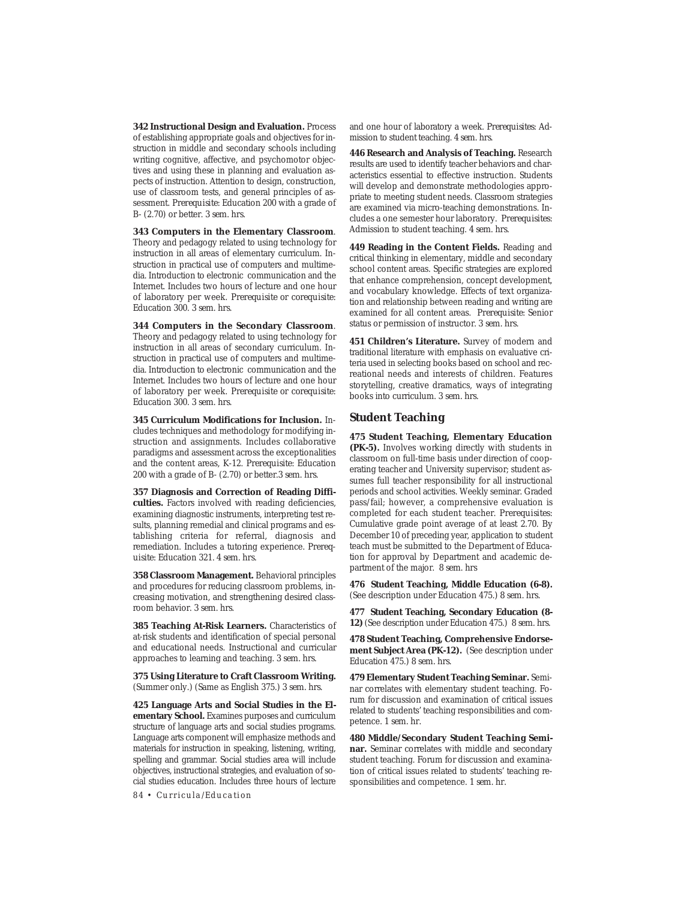**342 Instructional Design and Evaluation.** Process of establishing appropriate goals and objectives for instruction in middle and secondary schools including writing cognitive, affective, and psychomotor objectives and using these in planning and evaluation aspects of instruction. Attention to design, construction, use of classroom tests, and general principles of assessment. Prerequisite: Education 200 with a grade of B- (2.70) or better. 3 sem. hrs.

**343 Computers in the Elementary Classroom**. Theory and pedagogy related to using technology for instruction in all areas of elementary curriculum. Instruction in practical use of computers and multimedia. Introduction to electronic communication and the Internet. Includes two hours of lecture and one hour of laboratory per week. Prerequisite or corequisite: Education 300. 3 sem. hrs.

**344 Computers in the Secondary Classroom**. Theory and pedagogy related to using technology for instruction in all areas of secondary curriculum. Instruction in practical use of computers and multimedia. Introduction to electronic communication and the Internet. Includes two hours of lecture and one hour of laboratory per week. Prerequisite or corequisite: Education 300. 3 sem. hrs.

**345 Curriculum Modifications for Inclusion.** Includes techniques and methodology for modifying instruction and assignments. Includes collaborative paradigms and assessment across the exceptionalities and the content areas, K-12. Prerequisite: Education 200 with a grade of B- (2.70) or better.3 sem. hrs.

**357 Diagnosis and Correction of Reading Difficulties.** Factors involved with reading deficiencies, examining diagnostic instruments, interpreting test results, planning remedial and clinical programs and establishing criteria for referral, diagnosis and remediation. Includes a tutoring experience. Prerequisite: Education 321. 4 sem. hrs.

**358 Classroom Management.** Behavioral principles and procedures for reducing classroom problems, increasing motivation, and strengthening desired classroom behavior. 3 sem. hrs.

**385 Teaching At-Risk Learners.** Characteristics of at-risk students and identification of special personal and educational needs. Instructional and curricular approaches to learning and teaching. 3 sem. hrs.

**375 Using Literature to Craft Classroom Writing.** (Summer only.) (Same as English 375.) 3 sem. hrs.

**425 Language Arts and Social Studies in the Elementary School.** Examines purposes and curriculum structure of language arts and social studies programs. Language arts component will emphasize methods and materials for instruction in speaking, listening, writing, spelling and grammar. Social studies area will include objectives, instructional strategies, and evaluation of social studies education. Includes three hours of lecture and one hour of laboratory a week. Prerequisites: Admission to student teaching. 4 sem. hrs.

**446 Research and Analysis of Teaching.** Research results are used to identify teacher behaviors and characteristics essential to effective instruction. Students will develop and demonstrate methodologies appropriate to meeting student needs. Classroom strategies are examined via micro-teaching demonstrations. Includes a one semester hour laboratory. Prerequisites: Admission to student teaching. 4 sem. hrs.

**449 Reading in the Content Fields.** Reading and critical thinking in elementary, middle and secondary school content areas. Specific strategies are explored that enhance comprehension, concept development, and vocabulary knowledge. Effects of text organization and relationship between reading and writing are examined for all content areas. Prerequisite: Senior status or permission of instructor. 3 sem. hrs.

**451 Children's Literature.** Survey of modern and traditional literature with emphasis on evaluative criteria used in selecting books based on school and recreational needs and interests of children. Features storytelling, creative dramatics, ways of integrating books into curriculum. 3 sem. hrs.

## Student Teaching

**475 Student Teaching, Elementary Education (PK-5).** Involves working directly with students in classroom on full-time basis under direction of cooperating teacher and University supervisor; student assumes full teacher responsibility for all instructional periods and school activities. Weekly seminar. Graded pass/fail; however, a comprehensive evaluation is completed for each student teacher. Prerequisites: Cumulative grade point average of at least 2.70. By December 10 of preceding year, application to student teach must be submitted to the Department of Education for approval by Department and academic department of the major. 8 sem. hrs

**476 Student Teaching, Middle Education (6-8).** (See description under Education 475.) 8 sem. hrs.

**477 Student Teaching, Secondary Education (8-12)** (See description under Education 475.) 8 sem. hrs.

**478 Student Teaching, Comprehensive Endorsement Subject Area (PK-12).** (See description under Education 475.) 8 sem. hrs.

**479 Elementary Student Teaching Seminar.** Seminar correlates with elementary student teaching. Forum for discussion and examination of critical issues related to students' teaching responsibilities and competence. 1 sem. hr.

**480 Middle/Secondary Student Teaching Seminar.** Seminar correlates with middle and secondary student teaching. Forum for discussion and examination of critical issues related to students' teaching responsibilities and competence. 1 sem. hr.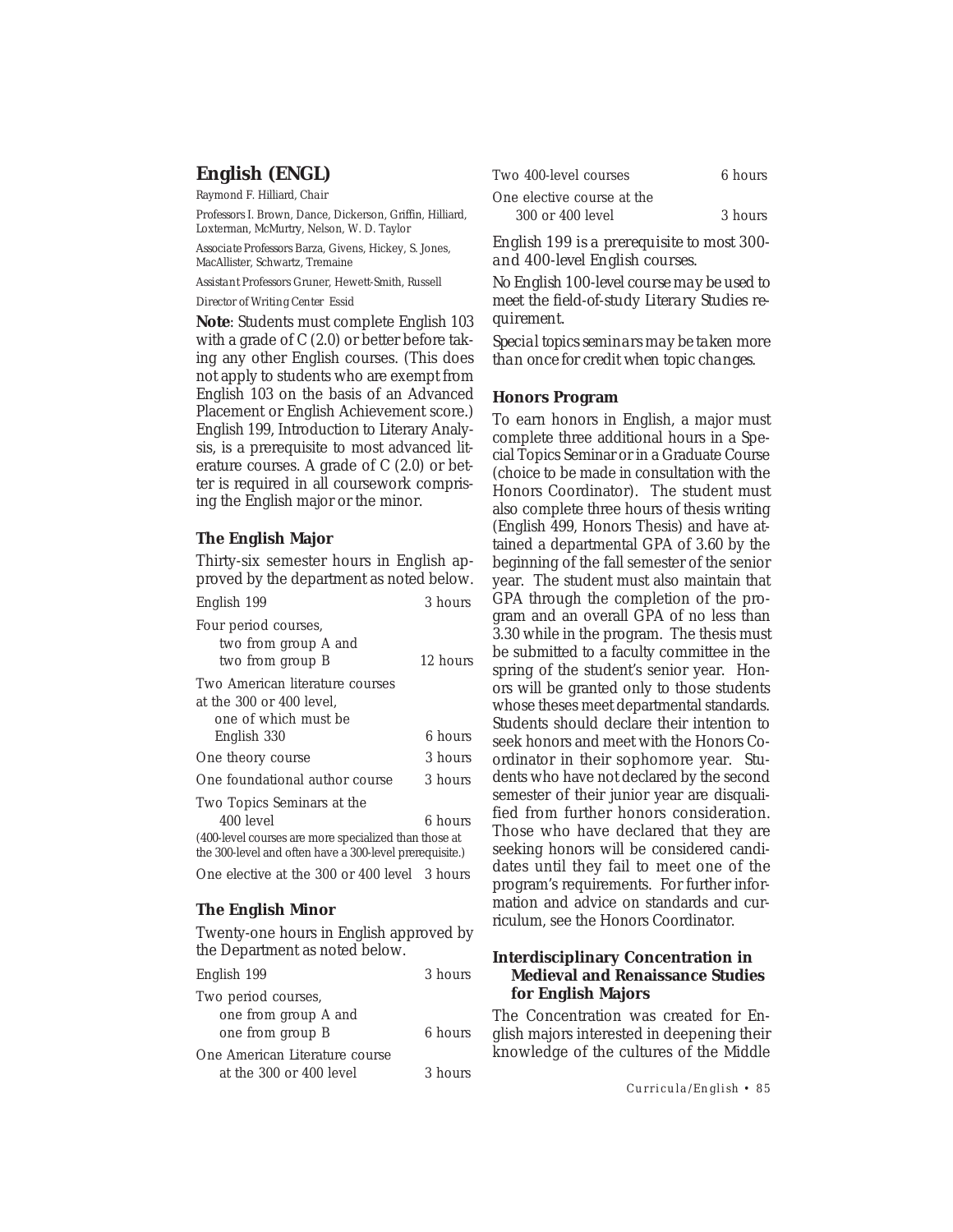## English (ENGL)

*Raymond F. Hilliard, Chair*

*Professors I. Brown, Dance, Dickerson, Griffin, Hilliard, Loxterman, McMurtry, Nelson, W. D. Taylor*

*Associate Professors Barza, Givens, Hickey, S. Jones, MacAllister, Schwartz, Tremaine*

*Assistant Professors Gruner, Hewett-Smith, Russell*

*Director of Writing Center Essid*

**Note**: Students must complete English 103 with a grade of C (2.0) or better before taking any other English courses. (This does not apply to students who are exempt from English 103 on the basis of an Advanced Placement or English Achievement score.) English 199, Introduction to Literary Analysis, is a prerequisite to most advanced literature courses. A grade of C (2.0) or better is required in all coursework comprising the English major or the minor.

### The English Major

Thirty-six semester hours in English approved by the department as noted below.

| | |
|---|---|
| English 199 | 3 hours |
| Four period courses, two from group A and two from group B | 12 hours |
| Two American literature courses at the 300 or 400 level, one of which must be English 330 | 6 hours |
| One theory course | 3 hours |
| One foundational author course | 3 hours |
| Two Topics Seminars at the 400 level | 6 hours |

(400-level courses are more specialized than those at the 300-level and often have a 300-level prerequisite.)

| | |
|---|---|
| One elective at the 300 or 400 level | 3 hours |

### The English Minor

Twenty-one hours in English approved by the Department as noted below.

| | |
|---|---|
| English 199 | 3 hours |
| Two period courses, one from group A and one from group B | 6 hours |
| One American Literature course at the 300 or 400 level | 3 hours |
| Two 400-level courses | 6 hours |
| One elective course at the 300 or 400 level | 3 hours |

*English 199 is a prerequisite to most 300- and 400-level English courses.*

*No English 100-level course may be used to meet the field-of-study Literary Studies requirement.*

*Special topics seminars may be taken more than once for credit when topic changes.*

### Honors Program

To earn honors in English, a major must complete three additional hours in a Special Topics Seminar or in a Graduate Course (choice to be made in consultation with the Honors Coordinator). The student must also complete three hours of thesis writing (English 499, Honors Thesis) and have attained a departmental GPA of 3.60 by the beginning of the fall semester of the senior year. The student must also maintain that GPA through the completion of the program and an overall GPA of no less than 3.30 while in the program. The thesis must be submitted to a faculty committee in the spring of the student's senior year. Honors will be granted only to those students whose theses meet departmental standards. Students should declare their intention to seek honors and meet with the Honors Coordinator in their sophomore year. Students who have not declared by the second semester of their junior year are disqualified from further honors consideration. Those who have declared that they are seeking honors will be considered candidates until they fail to meet one of the program's requirements. For further information and advice on standards and curriculum, see the Honors Coordinator.

### Interdisciplinary Concentration in Medieval and Renaissance Studies for English Majors

The Concentration was created for English majors interested in deepening their knowledge of the cultures of the Middle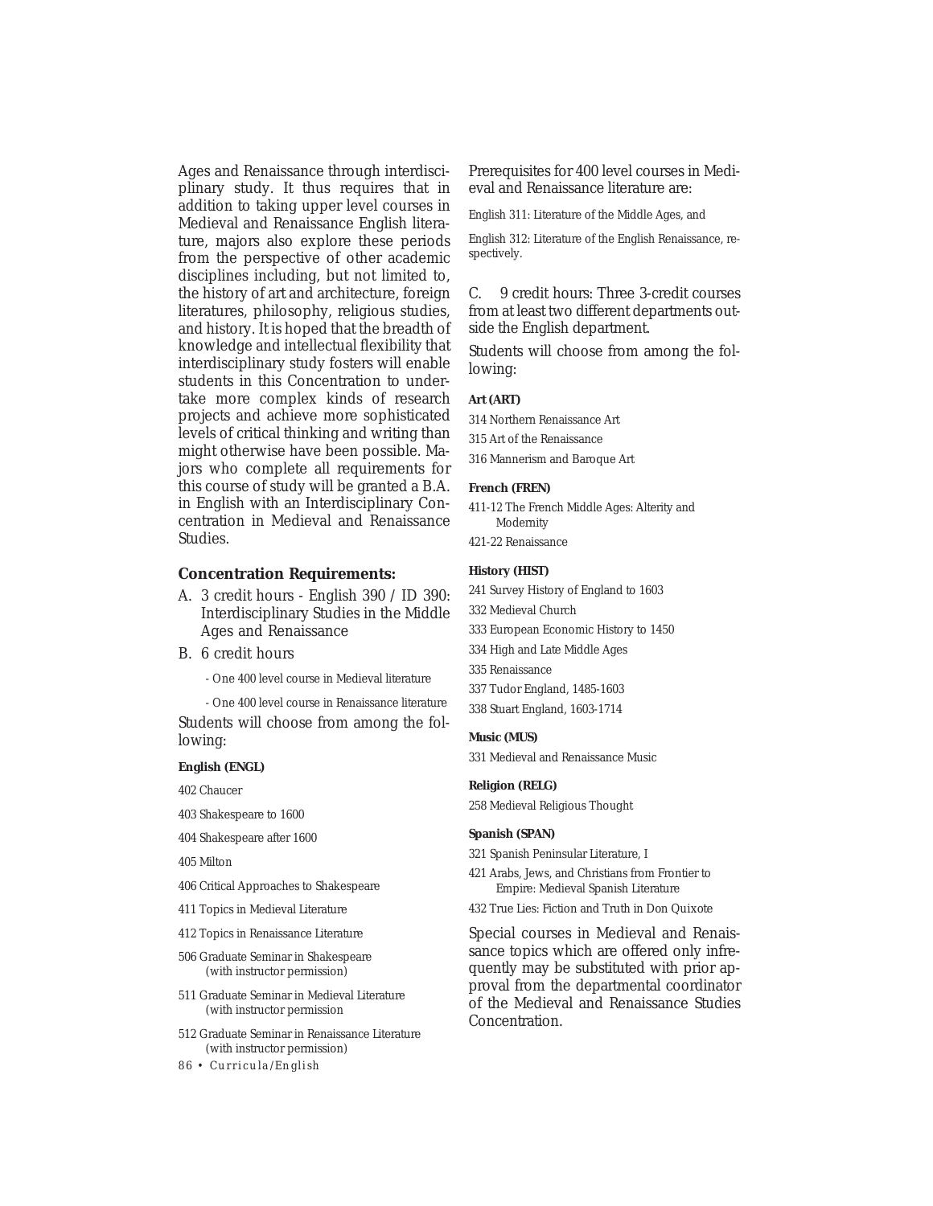Ages and Renaissance through interdisciplinary study. It thus requires that in addition to taking upper level courses in Medieval and Renaissance English literature, majors also explore these periods from the perspective of other academic disciplines including, but not limited to, the history of art and architecture, foreign literatures, philosophy, religious studies, and history. It is hoped that the breadth of knowledge and intellectual flexibility that interdisciplinary study fosters will enable students in this Concentration to undertake more complex kinds of research projects and achieve more sophisticated levels of critical thinking and writing than might otherwise have been possible. Majors who complete all requirements for this course of study will be granted a B.A. in English with an Interdisciplinary Concentration in Medieval and Renaissance Studies.

### Concentration Requirements:

A. 3 credit hours - English 390 / ID 390: Interdisciplinary Studies in the Middle Ages and Renaissance

B. 6 credit hours

- One 400 level course in Medieval literature
- One 400 level course in Renaissance literature

Students will choose from among the following:

**English (ENGL)**

402 Chaucer

403 Shakespeare to 1600

404 Shakespeare after 1600

405 Milton

406 Critical Approaches to Shakespeare

411 Topics in Medieval Literature

412 Topics in Renaissance Literature

506 Graduate Seminar in Shakespeare (with instructor permission)

511 Graduate Seminar in Medieval Literature (with instructor permission

512 Graduate Seminar in Renaissance Literature (with instructor permission)

Prerequisites for 400 level courses in Medieval and Renaissance literature are:

English 311: Literature of the Middle Ages, and

English 312: Literature of the English Renaissance, respectively.

C. 9 credit hours: Three 3-credit courses from at least two different departments outside the English department.

Students will choose from among the following:

**Art (ART)**

314 Northern Renaissance Art

315 Art of the Renaissance

316 Mannerism and Baroque Art

**French (FREN)**

411-12 The French Middle Ages: Alterity and Modernity

421-22 Renaissance

**History (HIST)**

241 Survey History of England to 1603

332 Medieval Church

333 European Economic History to 1450

334 High and Late Middle Ages

335 Renaissance

337 Tudor England, 1485-1603

338 Stuart England, 1603-1714

**Music (MUS)**

331 Medieval and Renaissance Music

**Religion (RELG)**

258 Medieval Religious Thought

**Spanish (SPAN)**

321 Spanish Peninsular Literature, I

421 Arabs, Jews, and Christians from Frontier to Empire: Medieval Spanish Literature

432 True Lies: Fiction and Truth in Don Quixote

Special courses in Medieval and Renaissance topics which are offered only infrequently may be substituted with prior approval from the departmental coordinator of the Medieval and Renaissance Studies Concentration.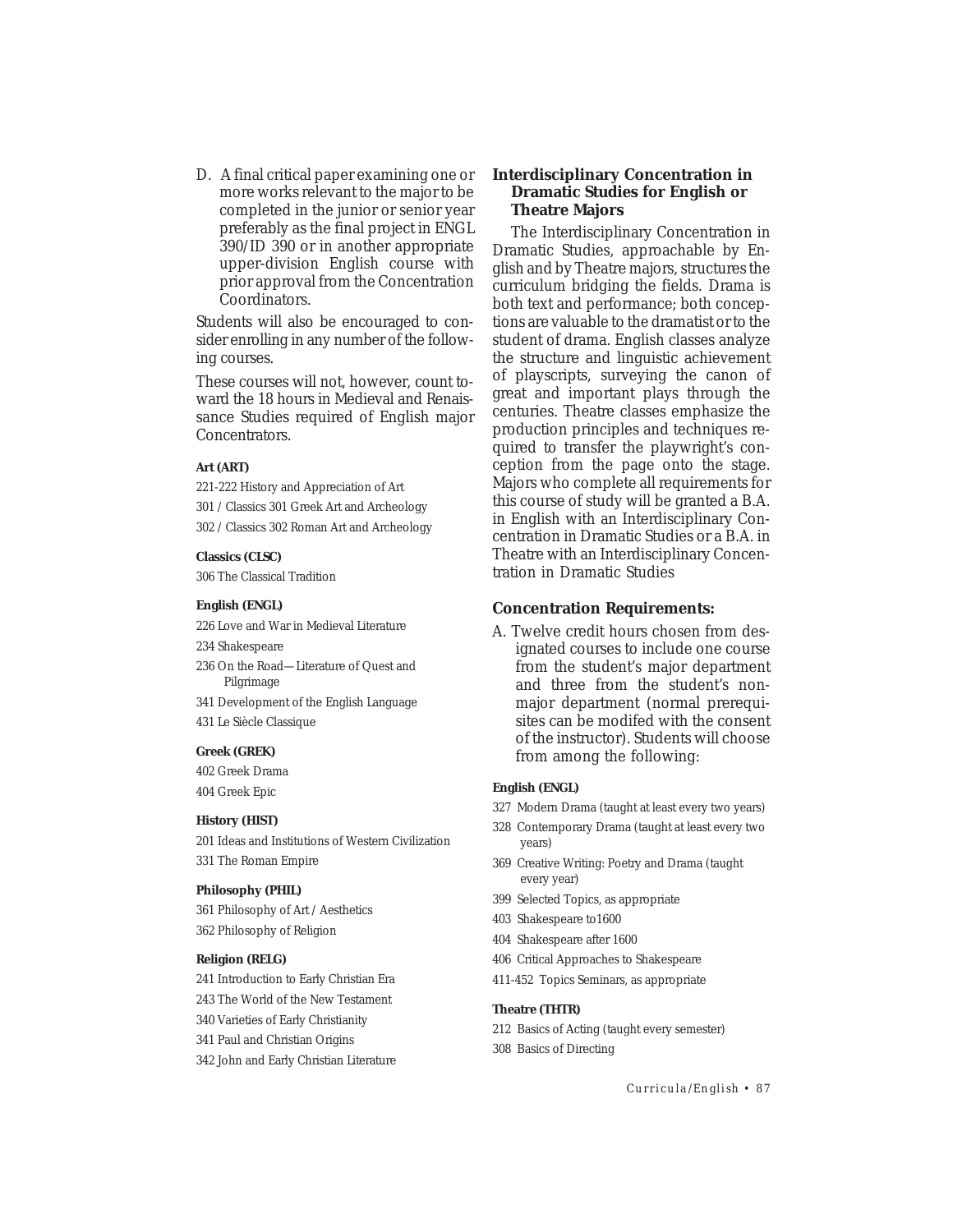D. A final critical paper examining one or more works relevant to the major to be completed in the junior or senior year preferably as the final project in ENGL 390/ID 390 or in another appropriate upper-division English course with prior approval from the Concentration Coordinators.

Students will also be encouraged to consider enrolling in any number of the following courses.

These courses will not, however, count toward the 18 hours in Medieval and Renaissance Studies required of English major Concentrators.

**Art (ART)**

221-222 History and Appreciation of Art

301 / Classics 301 Greek Art and Archeology

302 / Classics 302 Roman Art and Archeology

**Classics (CLSC)**

306 The Classical Tradition

**English (ENGL)**

226 Love and War in Medieval Literature

234 Shakespeare

236 On the Road—Literature of Quest and Pilgrimage

341 Development of the English Language

431 Le Siècle Classique

**Greek (GREK)**

402 Greek Drama

404 Greek Epic

**History (HIST)**

201 Ideas and Institutions of Western Civilization

331 The Roman Empire

**Philosophy (PHIL)**

361 Philosophy of Art / Aesthetics

362 Philosophy of Religion

**Religion (RELG)**

241 Introduction to Early Christian Era

243 The World of the New Testament

340 Varieties of Early Christianity

341 Paul and Christian Origins

342 John and Early Christian Literature

## Interdisciplinary Concentration in Dramatic Studies for English or Theatre Majors

The Interdisciplinary Concentration in Dramatic Studies, approachable by English and by Theatre majors, structures the curriculum bridging the fields. Drama is both text and performance; both conceptions are valuable to the dramatist or to the student of drama. English classes analyze the structure and linguistic achievement of playscripts, surveying the canon of great and important plays through the centuries. Theatre classes emphasize the production principles and techniques required to transfer the playwright's conception from the page onto the stage. Majors who complete all requirements for this course of study will be granted a B.A. in English with an Interdisciplinary Concentration in Dramatic Studies or a B.A. in Theatre with an Interdisciplinary Concentration in Dramatic Studies

### Concentration Requirements:

A. Twelve credit hours chosen from designated courses to include one course from the student's major department and three from the student's nonmajor department (normal prerequisites can be modifed with the consent of the instructor). Students will choose from among the following:

**English (ENGL)**

327 Modern Drama (taught at least every two years)

328 Contemporary Drama (taught at least every two years)

369 Creative Writing: Poetry and Drama (taught every year)

399 Selected Topics, as appropriate

403 Shakespeare to1600

404 Shakespeare after 1600

406 Critical Approaches to Shakespeare

411-452 Topics Seminars, as appropriate

**Theatre (THTR)**

212 Basics of Acting (taught every semester)

308 Basics of Directing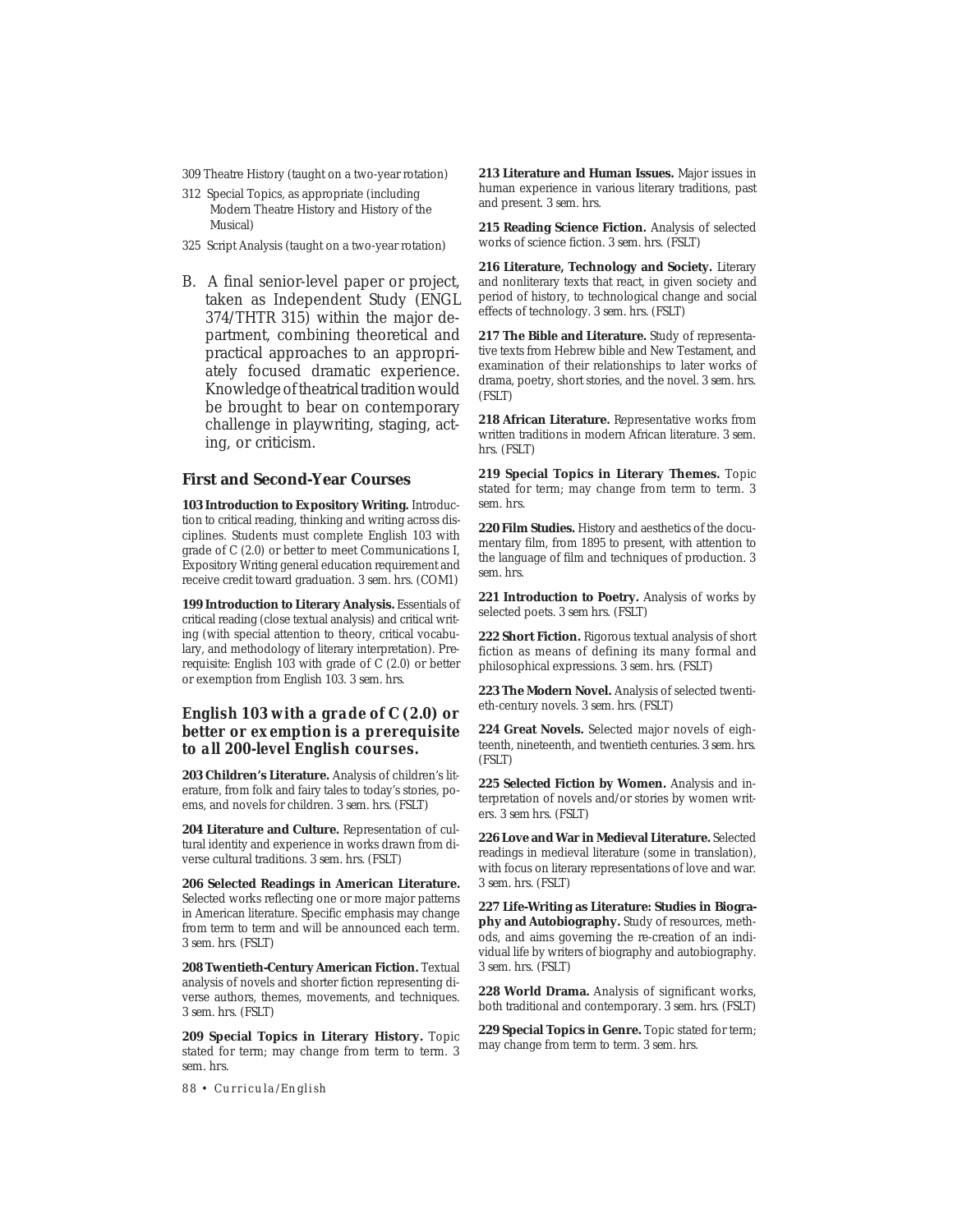309 Theatre History (taught on a two-year rotation)

312 Special Topics, as appropriate (including Modern Theatre History and History of the Musical)

325 Script Analysis (taught on a two-year rotation)

B. A final senior-level paper or project, taken as Independent Study (ENGL 374/THTR 315) within the major department, combining theoretical and practical approaches to an appropriately focused dramatic experience. Knowledge of theatrical tradition would be brought to bear on contemporary challenge in playwriting, staging, acting, or criticism.

## First and Second-Year Courses

**103 Introduction to Expository Writing.** Introduction to critical reading, thinking and writing across disciplines. Students must complete English 103 with grade of C (2.0) or better to meet Communications I, Expository Writing general education requirement and receive credit toward graduation. 3 sem. hrs. (COM1)

**199 Introduction to Literary Analysis.** Essentials of critical reading (close textual analysis) and critical writing (with special attention to theory, critical vocabulary, and methodology of literary interpretation). Prerequisite: English 103 with grade of C (2.0) or better or exemption from English 103. 3 sem. hrs.

### *English 103 with a grade of C (2.0) or better or exemption is a prerequisite to all 200-level English courses.*

**203 Children's Literature.** Analysis of children's literature, from folk and fairy tales to today's stories, poems, and novels for children. 3 sem. hrs. (FSLT)

**204 Literature and Culture.** Representation of cultural identity and experience in works drawn from diverse cultural traditions. 3 sem. hrs. (FSLT)

**206 Selected Readings in American Literature.** Selected works reflecting one or more major patterns in American literature. Specific emphasis may change from term to term and will be announced each term. 3 sem. hrs. (FSLT)

**208 Twentieth-Century American Fiction.** Textual analysis of novels and shorter fiction representing diverse authors, themes, movements, and techniques. 3 sem. hrs. (FSLT)

**209 Special Topics in Literary History.** Topic stated for term; may change from term to term. 3 sem. hrs.

**213 Literature and Human Issues.** Major issues in human experience in various literary traditions, past and present. 3 sem. hrs.

**215 Reading Science Fiction.** Analysis of selected works of science fiction. 3 sem. hrs. (FSLT)

**216 Literature, Technology and Society.** Literary and nonliterary texts that react, in given society and period of history, to technological change and social effects of technology. 3 sem. hrs. (FSLT)

**217 The Bible and Literature.** Study of representative texts from Hebrew bible and New Testament, and examination of their relationships to later works of drama, poetry, short stories, and the novel. 3 sem. hrs. (FSLT)

**218 African Literature.** Representative works from written traditions in modern African literature. 3 sem. hrs. (FSLT)

**219 Special Topics in Literary Themes.** Topic stated for term; may change from term to term. 3 sem. hrs.

**220 Film Studies.** History and aesthetics of the documentary film, from 1895 to present, with attention to the language of film and techniques of production. 3 sem. hrs.

**221 Introduction to Poetry.** Analysis of works by selected poets. 3 sem hrs. (FSLT)

**222 Short Fiction.** Rigorous textual analysis of short fiction as means of defining its many formal and philosophical expressions. 3 sem. hrs. (FSLT)

**223 The Modern Novel.** Analysis of selected twentieth-century novels. 3 sem. hrs. (FSLT)

**224 Great Novels.** Selected major novels of eighteenth, nineteenth, and twentieth centuries. 3 sem. hrs. (FSLT)

**225 Selected Fiction by Women.** Analysis and interpretation of novels and/or stories by women writers. 3 sem hrs. (FSLT)

**226 Love and War in Medieval Literature.** Selected readings in medieval literature (some in translation), with focus on literary representations of love and war. 3 sem. hrs. (FSLT)

**227 Life-Writing as Literature: Studies in Biography and Autobiography.** Study of resources, methods, and aims governing the re-creation of an individual life by writers of biography and autobiography. 3 sem. hrs. (FSLT)

**228 World Drama.** Analysis of significant works, both traditional and contemporary. 3 sem. hrs. (FSLT)

**229 Special Topics in Genre.** Topic stated for term; may change from term to term. 3 sem. hrs.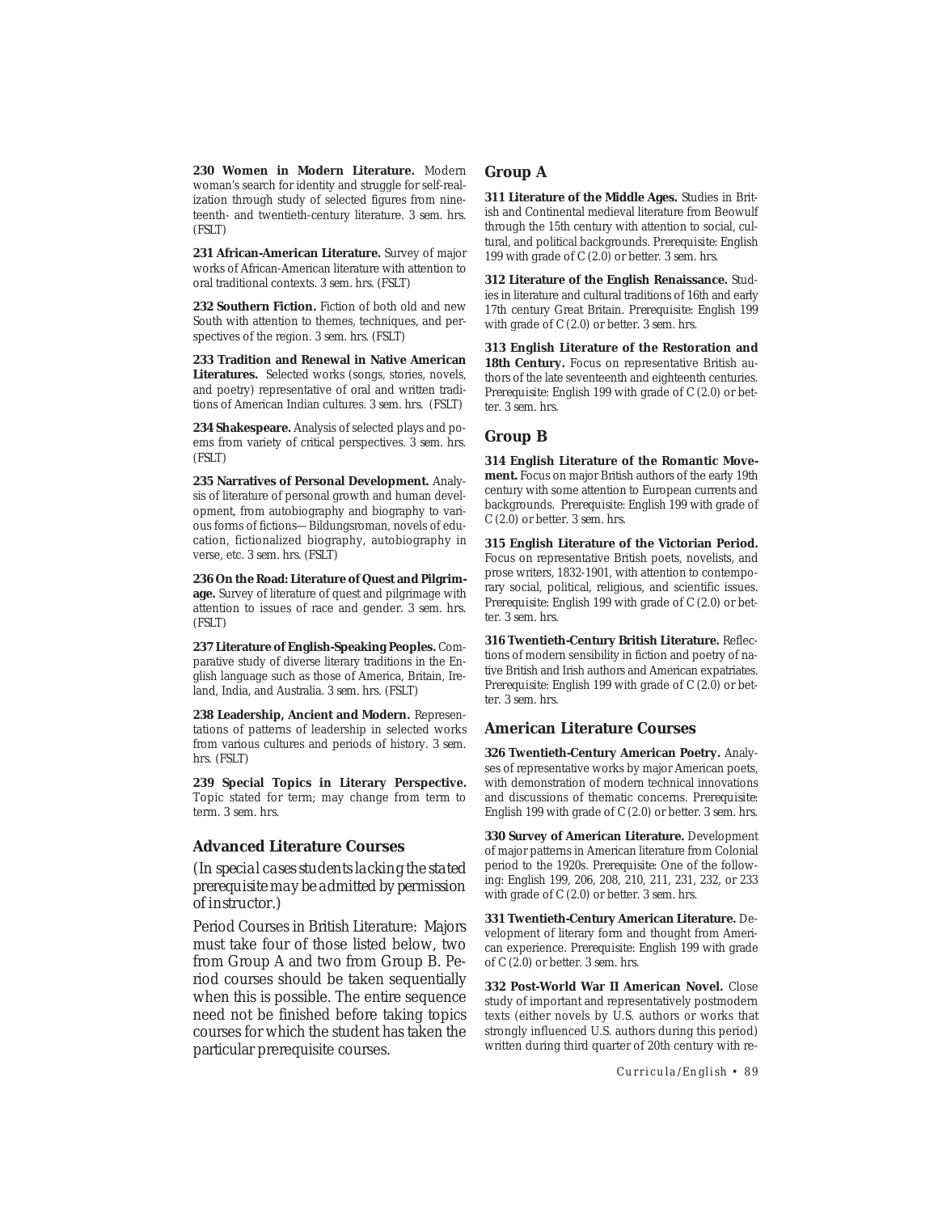**230 Women in Modern Literature.** Modern woman's search for identity and struggle for self-realization through study of selected figures from nineteenth- and twentieth-century literature. 3 sem. hrs. (FSLT)

**231 African-American Literature.** Survey of major works of African-American literature with attention to oral traditional contexts. 3 sem. hrs. (FSLT)

**232 Southern Fiction.** Fiction of both old and new South with attention to themes, techniques, and perspectives of the region. 3 sem. hrs. (FSLT)

**233 Tradition and Renewal in Native American Literatures.** Selected works (songs, stories, novels, and poetry) representative of oral and written traditions of American Indian cultures. 3 sem. hrs. (FSLT)

**234 Shakespeare.** Analysis of selected plays and poems from variety of critical perspectives. 3 sem. hrs. (FSLT)

**235 Narratives of Personal Development.** Analysis of literature of personal growth and human development, from autobiography and biography to various forms of fictions—Bildungsroman, novels of education, fictionalized biography, autobiography in verse, etc. 3 sem. hrs. (FSLT)

**236 On the Road: Literature of Quest and Pilgrimage.** Survey of literature of quest and pilgrimage with attention to issues of race and gender. 3 sem. hrs. (FSLT)

**237 Literature of English-Speaking Peoples.** Comparative study of diverse literary traditions in the English language such as those of America, Britain, Ireland, India, and Australia. 3 sem. hrs. (FSLT)

**238 Leadership, Ancient and Modern.** Representations of patterns of leadership in selected works from various cultures and periods of history. 3 sem. hrs. (FSLT)

**239 Special Topics in Literary Perspective.** Topic stated for term; may change from term to term. 3 sem. hrs.

## Advanced Literature Courses

*(In special cases students lacking the stated prerequisite may be admitted by permission of instructor.)*

Period Courses in British Literature: Majors must take four of those listed below, two from Group A and two from Group B. Period courses should be taken sequentially when this is possible. The entire sequence need not be finished before taking topics courses for which the student has taken the particular prerequisite courses.

## Group A

**311 Literature of the Middle Ages.** Studies in British and Continental medieval literature from Beowulf through the 15th century with attention to social, cultural, and political backgrounds. Prerequisite: English 199 with grade of C (2.0) or better. 3 sem. hrs.

**312 Literature of the English Renaissance.** Studies in literature and cultural traditions of 16th and early 17th century Great Britain. Prerequisite: English 199 with grade of C (2.0) or better. 3 sem. hrs.

**313 English Literature of the Restoration and 18th Century.** Focus on representative British authors of the late seventeenth and eighteenth centuries. Prerequisite: English 199 with grade of C (2.0) or better. 3 sem. hrs.

## Group B

**314 English Literature of the Romantic Movement.** Focus on major British authors of the early 19th century with some attention to European currents and backgrounds. Prerequisite: English 199 with grade of C (2.0) or better. 3 sem. hrs.

**315 English Literature of the Victorian Period.** Focus on representative British poets, novelists, and prose writers, 1832-1901, with attention to contemporary social, political, religious, and scientific issues. Prerequisite: English 199 with grade of C (2.0) or better. 3 sem. hrs.

**316 Twentieth-Century British Literature.** Reflections of modern sensibility in fiction and poetry of native British and Irish authors and American expatriates. Prerequisite: English 199 with grade of C (2.0) or better. 3 sem. hrs.

## American Literature Courses

**326 Twentieth-Century American Poetry.** Analyses of representative works by major American poets, with demonstration of modern technical innovations and discussions of thematic concerns. Prerequisite: English 199 with grade of C (2.0) or better. 3 sem. hrs.

**330 Survey of American Literature.** Development of major patterns in American literature from Colonial period to the 1920s. Prerequisite: One of the following: English 199, 206, 208, 210, 211, 231, 232, or 233 with grade of C (2.0) or better. 3 sem. hrs.

**331 Twentieth-Century American Literature.** Development of literary form and thought from American experience. Prerequisite: English 199 with grade of C (2.0) or better. 3 sem. hrs.

**332 Post-World War II American Novel.** Close study of important and representatively postmodern texts (either novels by U.S. authors or works that strongly influenced U.S. authors during this period) written during third quarter of 20th century with re-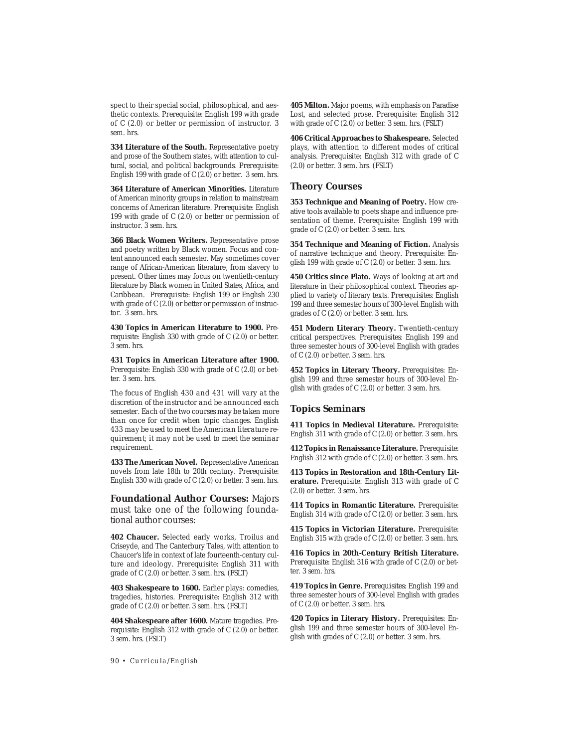spect to their special social, philosophical, and aesthetic contexts. Prerequisite: English 199 with grade of C (2.0) or better or permission of instructor. 3 sem. hrs.

**334 Literature of the South.** Representative poetry and prose of the Southern states, with attention to cultural, social, and political backgrounds. Prerequisite: English 199 with grade of C (2.0) or better. 3 sem. hrs.

**364 Literature of American Minorities.** Literature of American minority groups in relation to mainstream concerns of American literature. Prerequisite: English 199 with grade of C (2.0) or better or permission of instructor. 3 sem. hrs.

**366 Black Women Writers.** Representative prose and poetry written by Black women. Focus and content announced each semester. May sometimes cover range of African-American literature, from slavery to present. Other times may focus on twentieth-century literature by Black women in United States, Africa, and Caribbean. Prerequisite: English 199 or English 230 with grade of C (2.0) or better or permission of instructor. 3 sem. hrs.

**430 Topics in American Literature to 1900.** Prerequisite: English 330 with grade of C (2.0) or better. 3 sem. hrs.

**431 Topics in American Literature after 1900.** Prerequisite: English 330 with grade of C (2.0) or better. 3 sem. hrs.

*The focus of English 430 and 431 will vary at the discretion of the instructor and be announced each semester. Each of the two courses may be taken more than once for credit when topic changes. English 433 may be used to meet the American literature requirement; it may not be used to meet the seminar requirement.*

**433 The American Novel.** Representative American novels from late 18th to 20th century. Prerequisite: English 330 with grade of C (2.0) or better. 3 sem. hrs.

## Foundational Author Courses: Majors must take one of the following foundational author courses:

**402 Chaucer.** Selected early works, Troilus and Criseyde, and The Canterbury Tales, with attention to Chaucer's life in context of late fourteenth-century culture and ideology. Prerequisite: English 311 with grade of C (2.0) or better. 3 sem. hrs. (FSLT)

**403 Shakespeare to 1600.** Earlier plays: comedies, tragedies, histories. Prerequisite: English 312 with grade of C (2.0) or better. 3 sem. hrs. (FSLT)

**404 Shakespeare after 1600.** Mature tragedies. Prerequisite: English 312 with grade of C (2.0) or better. 3 sem. hrs. (FSLT)

**405 Milton.** Major poems, with emphasis on Paradise Lost, and selected prose. Prerequisite: English 312 with grade of C (2.0) or better. 3 sem. hrs. (FSLT)

**406 Critical Approaches to Shakespeare.** Selected plays, with attention to different modes of critical analysis. Prerequisite: English 312 with grade of C (2.0) or better. 3 sem. hrs. (FSLT)

## Theory Courses

**353 Technique and Meaning of Poetry.** How creative tools available to poets shape and influence presentation of theme. Prerequisite: English 199 with grade of C (2.0) or better. 3 sem. hrs.

**354 Technique and Meaning of Fiction.** Analysis of narrative technique and theory. Prerequisite: English 199 with grade of C (2.0) or better. 3 sem. hrs.

**450 Critics since Plato.** Ways of looking at art and literature in their philosophical context. Theories applied to variety of literary texts. Prerequisites: English 199 and three semester hours of 300-level English with grades of C (2.0) or better. 3 sem. hrs.

**451 Modern Literary Theory.** Twentieth-century critical perspectives. Prerequisites: English 199 and three semester hours of 300-level English with grades of C (2.0) or better. 3 sem. hrs.

**452 Topics in Literary Theory.** Prerequisites: English 199 and three semester hours of 300-level English with grades of C (2.0) or better. 3 sem. hrs.

## Topics Seminars

**411 Topics in Medieval Literature.** Prerequisite: English 311 with grade of C (2.0) or better. 3 sem. hrs.

**412 Topics in Renaissance Literature.** Prerequisite: English 312 with grade of C (2.0) or better. 3 sem. hrs.

**413 Topics in Restoration and 18th-Century Literature.** Prerequisite: English 313 with grade of C (2.0) or better. 3 sem. hrs.

**414 Topics in Romantic Literature.** Prerequisite: English 314 with grade of C (2.0) or better. 3 sem. hrs.

**415 Topics in Victorian Literature.** Prerequisite: English 315 with grade of C (2.0) or better. 3 sem. hrs.

**416 Topics in 20th-Century British Literature.** Prerequisite: English 316 with grade of C (2.0) or better. 3 sem. hrs.

**419 Topics in Genre.** Prerequisites: English 199 and three semester hours of 300-level English with grades of C (2.0) or better. 3 sem. hrs.

**420 Topics in Literary History.** Prerequisites: English 199 and three semester hours of 300-level English with grades of C (2.0) or better. 3 sem. hrs.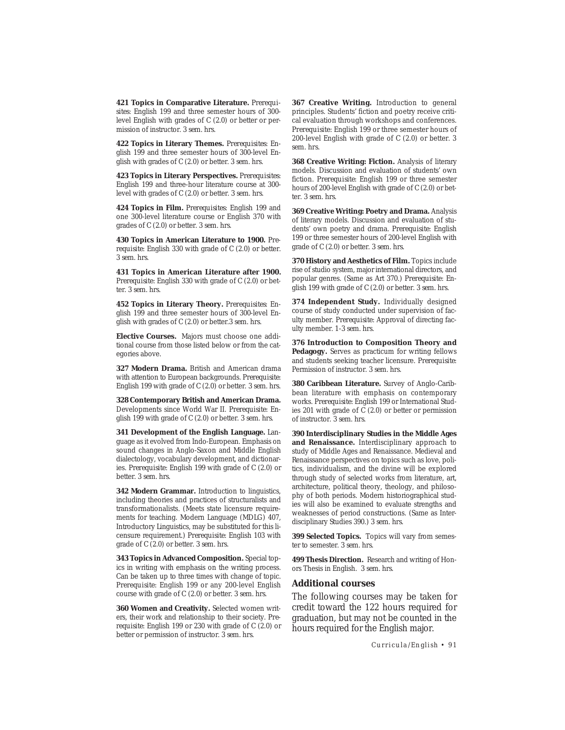**421 Topics in Comparative Literature.** Prerequisites: English 199 and three semester hours of 300-level English with grades of C (2.0) or better or permission of instructor. 3 sem. hrs.

**422 Topics in Literary Themes.** Prerequisites: English 199 and three semester hours of 300-level English with grades of C (2.0) or better. 3 sem. hrs.

**423 Topics in Literary Perspectives.** Prerequisites: English 199 and three-hour literature course at 300-level with grades of C (2.0) or better. 3 sem. hrs.

**424 Topics in Film.** Prerequisites: English 199 and one 300-level literature course or English 370 with grades of C (2.0) or better. 3 sem. hrs.

**430 Topics in American Literature to 1900.** Prerequisite: English 330 with grade of C (2.0) or better. 3 sem. hrs.

**431 Topics in American Literature after 1900.** Prerequisite: English 330 with grade of C (2.0) or better. 3 sem. hrs.

**452 Topics in Literary Theory.** Prerequisites: English 199 and three semester hours of 300-level English with grades of C (2.0) or better.3 sem. hrs.

**Elective Courses.** Majors must choose one additional course from those listed below or from the categories above.

**327 Modern Drama.** British and American drama with attention to European backgrounds. Prerequisite: English 199 with grade of C (2.0) or better. 3 sem. hrs.

**328 Contemporary British and American Drama.** Developments since World War II. Prerequisite: English 199 with grade of C (2.0) or better. 3 sem. hrs.

**341 Development of the English Language.** Language as it evolved from Indo-European. Emphasis on sound changes in Anglo-Saxon and Middle English dialectology, vocabulary development, and dictionaries. Prerequisite: English 199 with grade of C (2.0) or better. 3 sem. hrs.

**342 Modern Grammar.** Introduction to linguistics, including theories and practices of structuralists and transformationalists. (Meets state licensure requirements for teaching. Modern Language (MDLG) 407, Introductory Linguistics, may be substituted for this licensure requirement.) Prerequisite: English 103 with grade of C (2.0) or better. 3 sem. hrs.

**343 Topics in Advanced Composition.** Special topics in writing with emphasis on the writing process. Can be taken up to three times with change of topic. Prerequisite: English 199 or any 200-level English course with grade of C (2.0) or better. 3 sem. hrs.

**360 Women and Creativity.** Selected women writers, their work and relationship to their society. Prerequisite: English 199 or 230 with grade of C (2.0) or better or permission of instructor. 3 sem. hrs.

**367 Creative Writing.** Introduction to general principles. Students' fiction and poetry receive critical evaluation through workshops and conferences. Prerequisite: English 199 or three semester hours of 200-level English with grade of C (2.0) or better. 3 sem. hrs.

**368 Creative Writing: Fiction.** Analysis of literary models. Discussion and evaluation of students' own fiction. Prerequisite: English 199 or three semester hours of 200-level English with grade of C (2.0) or better. 3 sem. hrs.

**369 Creative Writing: Poetry and Drama.** Analysis of literary models. Discussion and evaluation of students' own poetry and drama. Prerequisite: English 199 or three semester hours of 200-level English with grade of C (2.0) or better. 3 sem. hrs.

**370 History and Aesthetics of Film.** Topics include rise of studio system, major international directors, and popular genres. (Same as Art 370.) Prerequisite: English 199 with grade of C (2.0) or better. 3 sem. hrs.

**374 Independent Study.** Individually designed course of study conducted under supervision of faculty member. Prerequisite: Approval of directing faculty member. 1-3 sem. hrs.

**376 Introduction to Composition Theory and Pedagogy.** Serves as practicum for writing fellows and students seeking teacher licensure. Prerequisite: Permission of instructor. 3 sem. hrs.

**380 Caribbean Literature.** Survey of Anglo-Caribbean literature with emphasis on contemporary works. Prerequisite: English 199 or International Studies 201 with grade of C (2.0) or better or permission of instructor. 3 sem. hrs.

**390 Interdisciplinary Studies in the Middle Ages and Renaissance.** Interdisciplinary approach to study of Middle Ages and Renaissance. Medieval and Renaissance perspectives on topics such as love, politics, individualism, and the divine will be explored through study of selected works from literature, art, architecture, political theory, theology, and philosophy of both periods. Modern historiographical studies will also be examined to evaluate strengths and weaknesses of period constructions. (Same as Interdisciplinary Studies 390.) 3 sem. hrs.

**399 Selected Topics.** Topics will vary from semester to semester. 3 sem. hrs.

**499 Thesis Direction.** Research and writing of Honors Thesis in English. 3 sem. hrs.

### Additional courses

The following courses may be taken for credit toward the 122 hours required for graduation, but may not be counted in the hours required for the English major.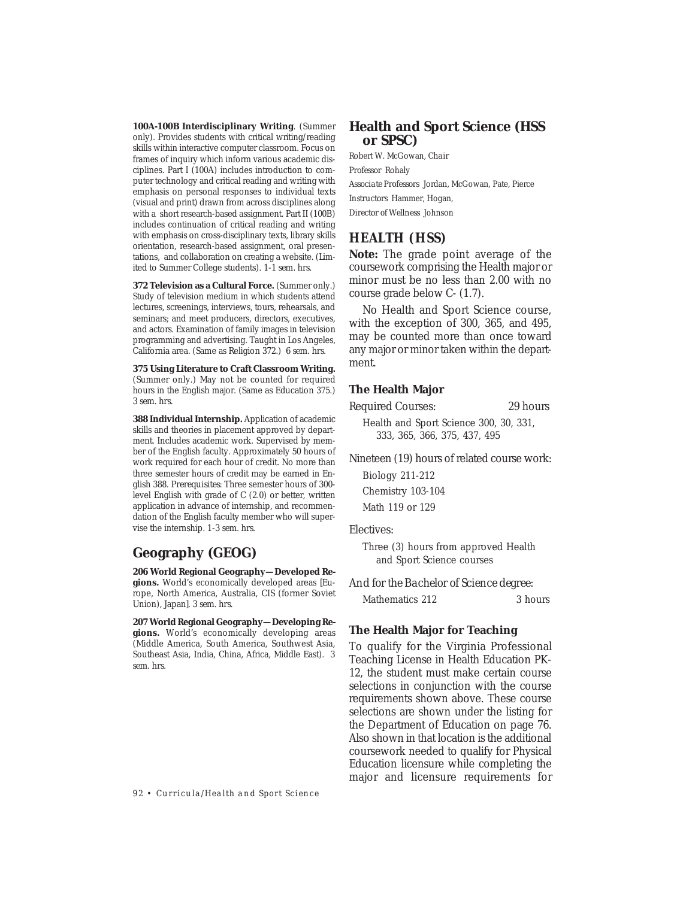**100A-100B Interdisciplinary Writing**. (Summer only). Provides students with critical writing/reading skills within interactive computer classroom. Focus on frames of inquiry which inform various academic disciplines. Part I (100A) includes introduction to computer technology and critical reading and writing with emphasis on personal responses to individual texts (visual and print) drawn from across disciplines along with a short research-based assignment. Part II (100B) includes continuation of critical reading and writing with emphasis on cross-disciplinary texts, library skills orientation, research-based assignment, oral presentations, and collaboration on creating a website. (Limited to Summer College students). 1-1 sem. hrs.

**372 Television as a Cultural Force.** (Summer only.) Study of television medium in which students attend lectures, screenings, interviews, tours, rehearsals, and seminars; and meet producers, directors, executives, and actors. Examination of family images in television programming and advertising. Taught in Los Angeles, California area. (Same as Religion 372.) 6 sem. hrs.

**375 Using Literature to Craft Classroom Writing.** (Summer only.) May not be counted for required hours in the English major. (Same as Education 375.) 3 sem. hrs.

**388 Individual Internship.** Application of academic skills and theories in placement approved by department. Includes academic work. Supervised by member of the English faculty. Approximately 50 hours of work required for each hour of credit. No more than three semester hours of credit may be earned in English 388. Prerequisites: Three semester hours of 300-level English with grade of C (2.0) or better, written application in advance of internship, and recommendation of the English faculty member who will supervise the internship. 1-3 sem. hrs.

## Geography (GEOG)

**206 World Regional Geography—Developed Regions.** World's economically developed areas [Europe, North America, Australia, CIS (former Soviet Union), Japan]. 3 sem. hrs.

**207 World Regional Geography—Developing Regions.** World's economically developing areas (Middle America, South America, Southwest Asia, Southeast Asia, India, China, Africa, Middle East). 3 sem. hrs.

## Health and Sport Science (HSS or SPSC)

*Robert W. McGowan, Chair*

*Professor* Rohaly

*Associate Professors* Jordan, McGowan, Pate, Pierce

*Instructors* Hammer, Hogan,

*Director of Wellness* Johnson

## HEALTH (HSS)

**Note:** The grade point average of the coursework comprising the Health major or minor must be no less than 2.00 with no course grade below C- (1.7).

No Health and Sport Science course, with the exception of 300, 365, and 495, may be counted more than once toward any major or minor taken within the department.

### The Health Major

Required Courses: 29 hours

Health and Sport Science 300, 30, 331, 333, 365, 366, 375, 437, 495

Nineteen (19) hours of related course work:

Biology 211-212

Chemistry 103-104

Math 119 or 129

Electives:

Three (3) hours from approved Health and Sport Science courses

*And for the Bachelor of Science degree:*

Mathematics 212 3 hours

### The Health Major for Teaching

To qualify for the Virginia Professional Teaching License in Health Education PK-12, the student must make certain course selections in conjunction with the course requirements shown above. These course selections are shown under the listing for the Department of Education on page 76. Also shown in that location is the additional coursework needed to qualify for Physical Education licensure while completing the major and licensure requirements for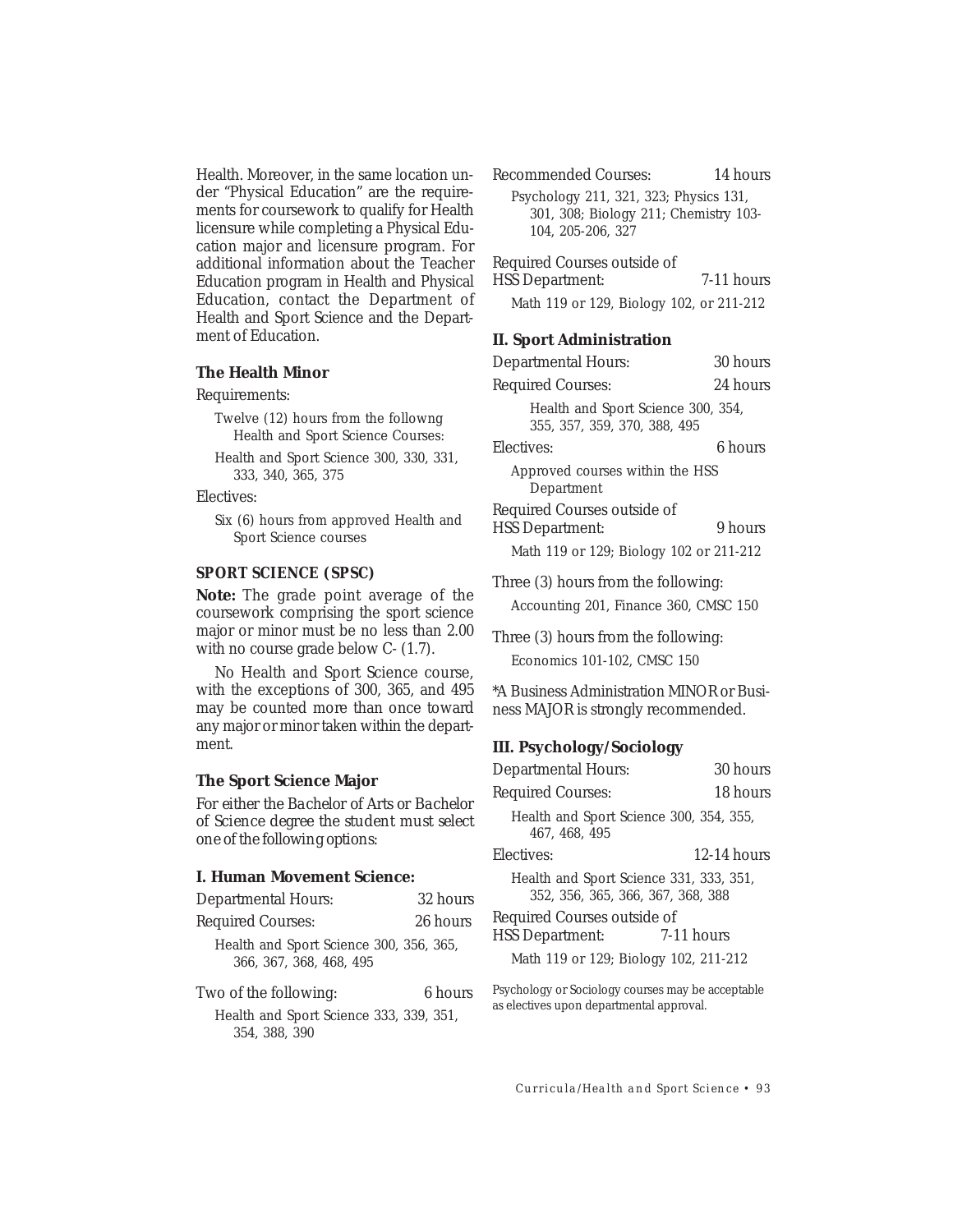Health. Moreover, in the same location under "Physical Education" are the requirements for coursework to qualify for Health licensure while completing a Physical Education major and licensure program. For additional information about the Teacher Education program in Health and Physical Education, contact the Department of Health and Sport Science and the Department of Education.

### The Health Minor

Requirements:

Twelve (12) hours from the followng Health and Sport Science Courses:

Health and Sport Science 300, 330, 331, 333, 340, 365, 375

Electives:

Six (6) hours from approved Health and Sport Science courses

## SPORT SCIENCE (SPSC)

**Note:** The grade point average of the coursework comprising the sport science major or minor must be no less than 2.00 with no course grade below C- (1.7).

No Health and Sport Science course, with the exceptions of 300, 365, and 495 may be counted more than once toward any major or minor taken within the department.

### The Sport Science Major

For either the Bachelor of Arts or Bachelor of Science degree the student must select one of the following options:

### I. Human Movement Science:

Departmental Hours: 32 hours

Required Courses: 26 hours

Health and Sport Science 300, 356, 365, 366, 367, 368, 468, 495

Two of the following: 6 hours

Health and Sport Science 333, 339, 351, 354, 388, 390

Recommended Courses: 14 hours

Psychology 211, 321, 323; Physics 131, 301, 308; Biology 211; Chemistry 103-104, 205-206, 327

Required Courses outside of HSS Department: 7-11 hours

Math 119 or 129, Biology 102, or 211-212

### II. Sport Administration

Departmental Hours: 30 hours

Required Courses: 24 hours

Health and Sport Science 300, 354, 355, 357, 359, 370, 388, 495

Electives: 6 hours

Approved courses within the HSS Department

Required Courses outside of HSS Department: 9 hours

Math 119 or 129; Biology 102 or 211-212

Three (3) hours from the following:

Accounting 201, Finance 360, CMSC 150

Three (3) hours from the following:

Economics 101-102, CMSC 150

*A Business Administration MINOR or Business MAJOR is strongly recommended.

### III. Psychology/Sociology

Departmental Hours: 30 hours

Required Courses: 18 hours

Health and Sport Science 300, 354, 355, 467, 468, 495

Electives: 12-14 hours

Health and Sport Science 331, 333, 351, 352, 356, 365, 366, 367, 368, 388

Required Courses outside of HSS Department: 7-11 hours

Math 119 or 129; Biology 102, 211-212

Psychology or Sociology courses may be acceptable as electives upon departmental approval.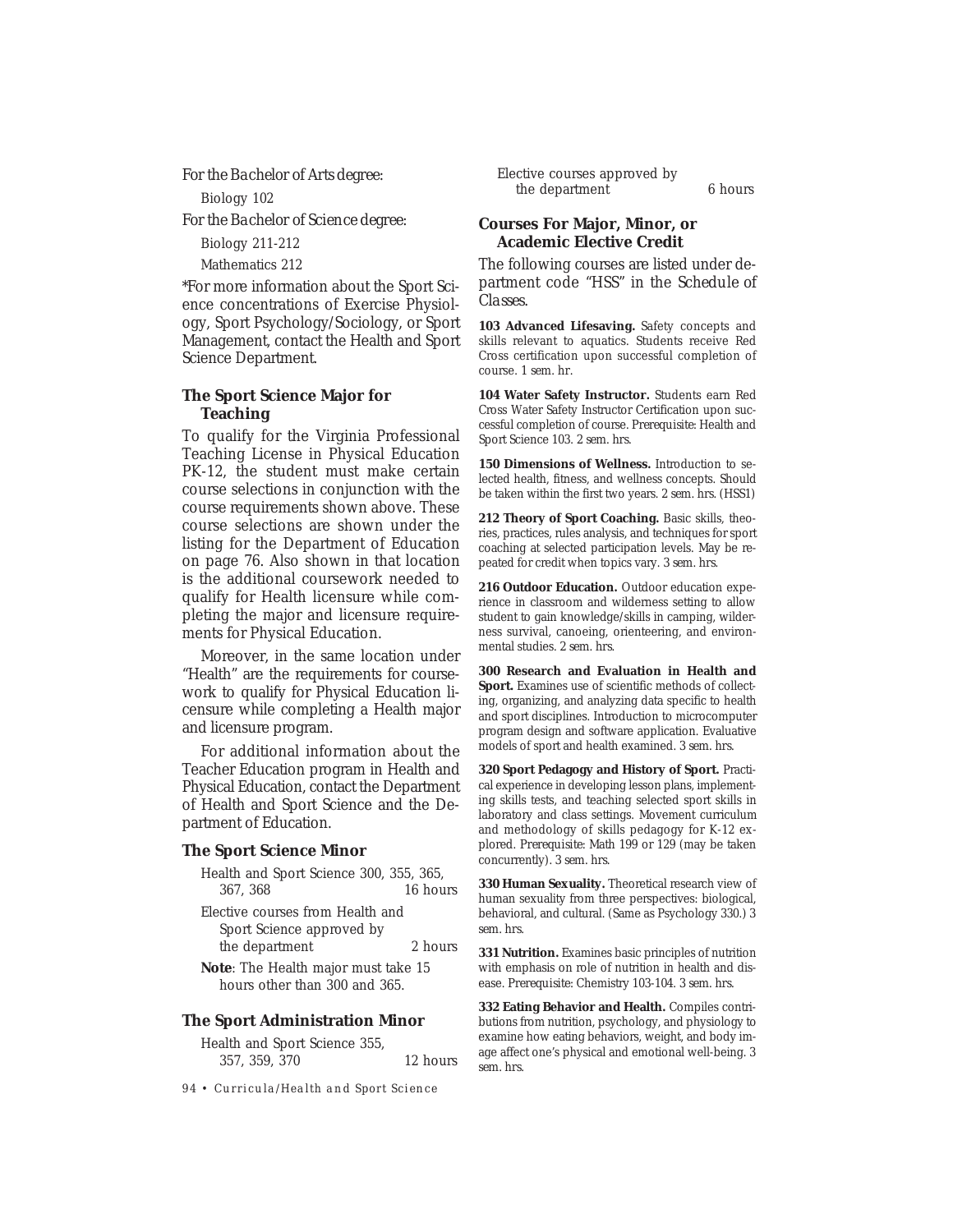*For the Bachelor of Arts degree:*

Biology 102

*For the Bachelor of Science degree:*

Biology 211-212

Mathematics 212

*For more information about the Sport Science concentrations of Exercise Physiology, Sport Psychology/Sociology, or Sport Management, contact the Health and Sport Science Department.

### The Sport Science Major for Teaching

To qualify for the Virginia Professional Teaching License in Physical Education PK-12, the student must make certain course selections in conjunction with the course requirements shown above. These course selections are shown under the listing for the Department of Education on page 76. Also shown in that location is the additional coursework needed to qualify for Health licensure while completing the major and licensure requirements for Physical Education.

Moreover, in the same location under "Health" are the requirements for coursework to qualify for Physical Education licensure while completing a Health major and licensure program.

For additional information about the Teacher Education program in Health and Physical Education, contact the Department of Health and Sport Science and the Department of Education.

### The Sport Science Minor

Health and Sport Science 300, 355, 365, 367, 368 — 16 hours

Elective courses from Health and Sport Science approved by the department — 2 hours

**Note**: The Health major must take 15 hours other than 300 and 365.

### The Sport Administration Minor

Health and Sport Science 355, 357, 359, 370 — 12 hours

Elective courses approved by the department — 6 hours

### Courses For Major, Minor, or Academic Elective Credit

The following courses are listed under department code "HSS" in the *Schedule of Classes*.

**103 Advanced Lifesaving.** Safety concepts and skills relevant to aquatics. Students receive Red Cross certification upon successful completion of course. 1 sem. hr.

**104 Water Safety Instructor.** Students earn Red Cross Water Safety Instructor Certification upon successful completion of course. Prerequisite: Health and Sport Science 103. 2 sem. hrs.

**150 Dimensions of Wellness.** Introduction to selected health, fitness, and wellness concepts. Should be taken within the first two years. 2 sem. hrs. (HSS1)

**212 Theory of Sport Coaching.** Basic skills, theories, practices, rules analysis, and techniques for sport coaching at selected participation levels. May be repeated for credit when topics vary. 3 sem. hrs.

**216 Outdoor Education.** Outdoor education experience in classroom and wilderness setting to allow student to gain knowledge/skills in camping, wilderness survival, canoeing, orienteering, and environmental studies. 2 sem. hrs.

**300 Research and Evaluation in Health and Sport.** Examines use of scientific methods of collecting, organizing, and analyzing data specific to health and sport disciplines. Introduction to microcomputer program design and software application. Evaluative models of sport and health examined. 3 sem. hrs.

**320 Sport Pedagogy and History of Sport.** Practical experience in developing lesson plans, implementing skills tests, and teaching selected sport skills in laboratory and class settings. Movement curriculum and methodology of skills pedagogy for K-12 explored. Prerequisite: Math 199 or 129 (may be taken concurrently). 3 sem. hrs.

**330 Human Sexuality.** Theoretical research view of human sexuality from three perspectives: biological, behavioral, and cultural. (Same as Psychology 330.) 3 sem. hrs.

**331 Nutrition.** Examines basic principles of nutrition with emphasis on role of nutrition in health and disease. Prerequisite: Chemistry 103-104. 3 sem. hrs.

**332 Eating Behavior and Health.** Compiles contributions from nutrition, psychology, and physiology to examine how eating behaviors, weight, and body image affect one's physical and emotional well-being. 3 sem. hrs.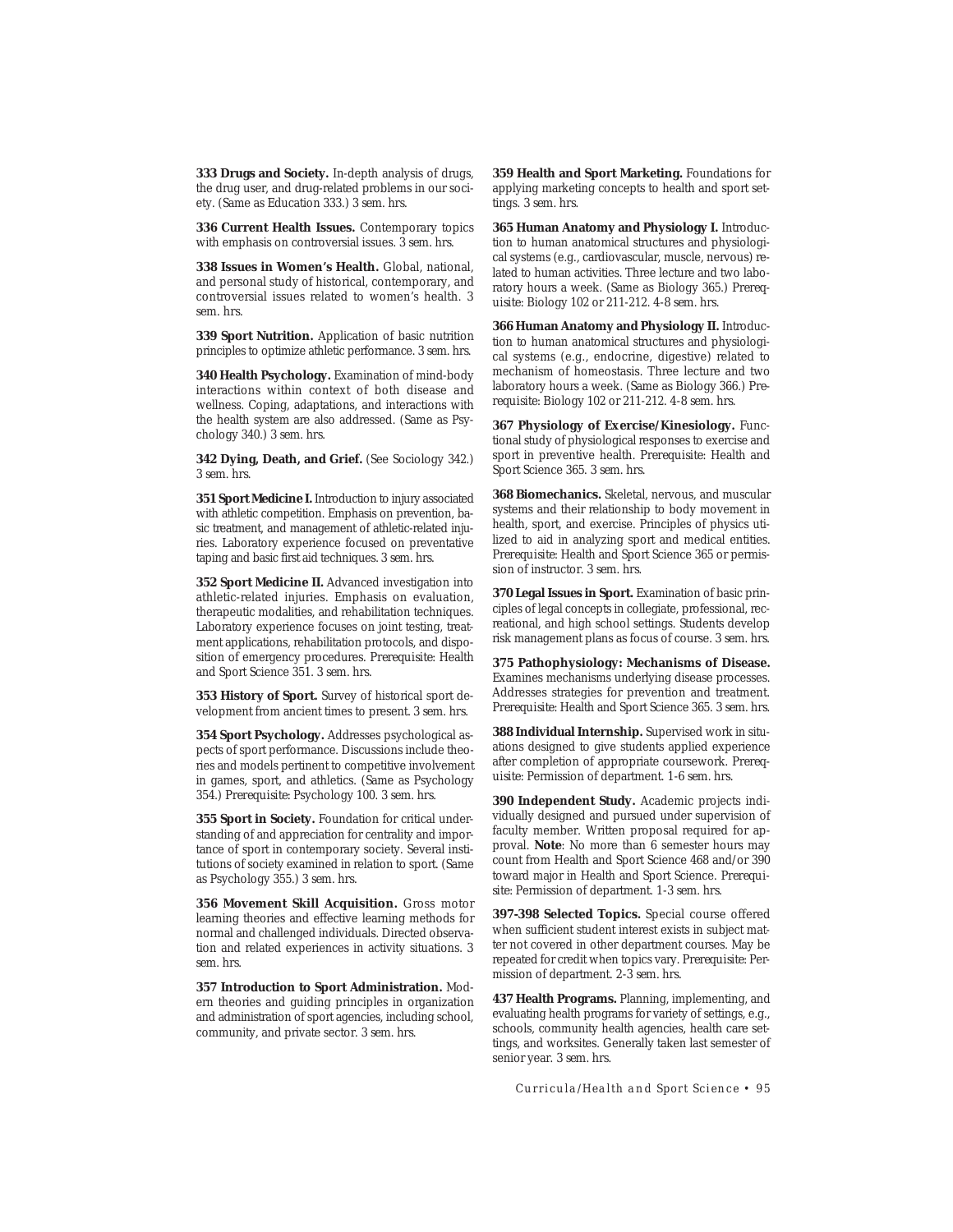**333 Drugs and Society.** In-depth analysis of drugs, the drug user, and drug-related problems in our society. (Same as Education 333.) 3 sem. hrs.

**336 Current Health Issues.** Contemporary topics with emphasis on controversial issues. 3 sem. hrs.

**338 Issues in Women's Health.** Global, national, and personal study of historical, contemporary, and controversial issues related to women's health. 3 sem. hrs.

**339 Sport Nutrition.** Application of basic nutrition principles to optimize athletic performance. 3 sem. hrs.

**340 Health Psychology.** Examination of mind-body interactions within context of both disease and wellness. Coping, adaptations, and interactions with the health system are also addressed. (Same as Psychology 340.) 3 sem. hrs.

**342 Dying, Death, and Grief.** (See Sociology 342.) 3 sem. hrs.

**351 Sport Medicine I.** Introduction to injury associated with athletic competition. Emphasis on prevention, basic treatment, and management of athletic-related injuries. Laboratory experience focused on preventative taping and basic first aid techniques. 3 sem. hrs.

**352 Sport Medicine II.** Advanced investigation into athletic-related injuries. Emphasis on evaluation, therapeutic modalities, and rehabilitation techniques. Laboratory experience focuses on joint testing, treatment applications, rehabilitation protocols, and disposition of emergency procedures. Prerequisite: Health and Sport Science 351. 3 sem. hrs.

**353 History of Sport.** Survey of historical sport development from ancient times to present. 3 sem. hrs.

**354 Sport Psychology.** Addresses psychological aspects of sport performance. Discussions include theories and models pertinent to competitive involvement in games, sport, and athletics. (Same as Psychology 354.) Prerequisite: Psychology 100. 3 sem. hrs.

**355 Sport in Society.** Foundation for critical understanding of and appreciation for centrality and importance of sport in contemporary society. Several institutions of society examined in relation to sport. (Same as Psychology 355.) 3 sem. hrs.

**356 Movement Skill Acquisition.** Gross motor learning theories and effective learning methods for normal and challenged individuals. Directed observation and related experiences in activity situations. 3 sem. hrs.

**357 Introduction to Sport Administration.** Modern theories and guiding principles in organization and administration of sport agencies, including school, community, and private sector. 3 sem. hrs.

**359 Health and Sport Marketing.** Foundations for applying marketing concepts to health and sport settings. 3 sem. hrs.

**365 Human Anatomy and Physiology I.** Introduction to human anatomical structures and physiological systems (e.g., cardiovascular, muscle, nervous) related to human activities. Three lecture and two laboratory hours a week. (Same as Biology 365.) Prerequisite: Biology 102 or 211-212. 4-8 sem. hrs.

**366 Human Anatomy and Physiology II.** Introduction to human anatomical structures and physiological systems (e.g., endocrine, digestive) related to mechanism of homeostasis. Three lecture and two laboratory hours a week. (Same as Biology 366.) Prerequisite: Biology 102 or 211-212. 4-8 sem. hrs.

**367 Physiology of Exercise/Kinesiology.** Functional study of physiological responses to exercise and sport in preventive health. Prerequisite: Health and Sport Science 365. 3 sem. hrs.

**368 Biomechanics.** Skeletal, nervous, and muscular systems and their relationship to body movement in health, sport, and exercise. Principles of physics utilized to aid in analyzing sport and medical entities. Prerequisite: Health and Sport Science 365 or permission of instructor. 3 sem. hrs.

**370 Legal Issues in Sport.** Examination of basic principles of legal concepts in collegiate, professional, recreational, and high school settings. Students develop risk management plans as focus of course. 3 sem. hrs.

**375 Pathophysiology: Mechanisms of Disease.** Examines mechanisms underlying disease processes. Addresses strategies for prevention and treatment. Prerequisite: Health and Sport Science 365. 3 sem. hrs.

**388 Individual Internship.** Supervised work in situations designed to give students applied experience after completion of appropriate coursework. Prerequisite: Permission of department. 1-6 sem. hrs.

**390 Independent Study.** Academic projects individually designed and pursued under supervision of faculty member. Written proposal required for approval. **Note**: No more than 6 semester hours may count from Health and Sport Science 468 and/or 390 toward major in Health and Sport Science. Prerequisite: Permission of department. 1-3 sem. hrs.

**397-398 Selected Topics.** Special course offered when sufficient student interest exists in subject matter not covered in other department courses. May be repeated for credit when topics vary. Prerequisite: Permission of department. 2-3 sem. hrs.

**437 Health Programs.** Planning, implementing, and evaluating health programs for variety of settings, e.g., schools, community health agencies, health care settings, and worksites. Generally taken last semester of senior year. 3 sem. hrs.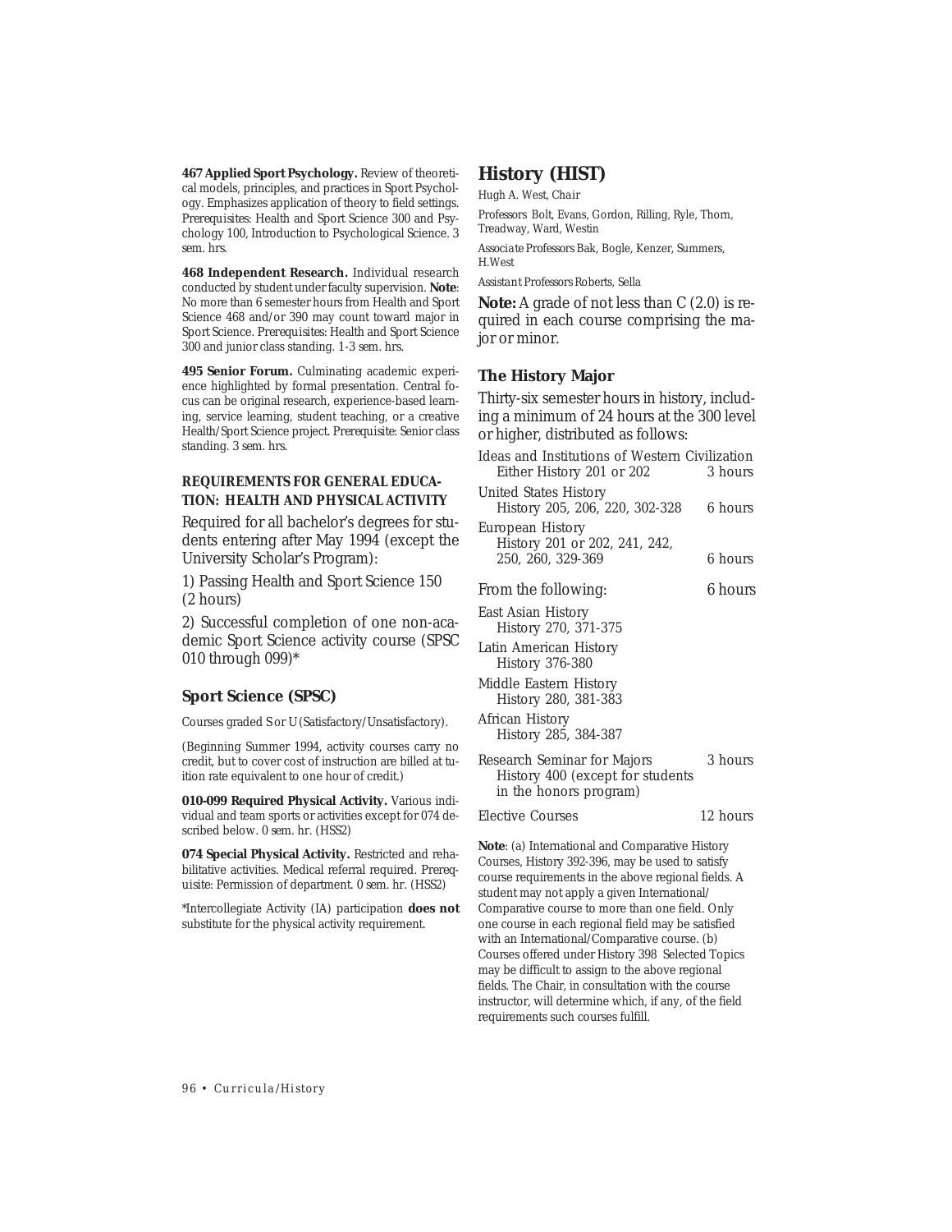**467 Applied Sport Psychology.** Review of theoretical models, principles, and practices in Sport Psychology. Emphasizes application of theory to field settings. Prerequisites: Health and Sport Science 300 and Psychology 100, Introduction to Psychological Science. 3 sem. hrs.

**468 Independent Research.** Individual research conducted by student under faculty supervision. **Note**: No more than 6 semester hours from Health and Sport Science 468 and/or 390 may count toward major in Sport Science. Prerequisites: Health and Sport Science 300 and junior class standing. 1-3 sem. hrs.

**495 Senior Forum.** Culminating academic experience highlighted by formal presentation. Central focus can be original research, experience-based learning, service learning, student teaching, or a creative Health/Sport Science project. Prerequisite: Senior class standing. 3 sem. hrs.

#### REQUIREMENTS FOR GENERAL EDUCATION: HEALTH AND PHYSICAL ACTIVITY

Required for all bachelor's degrees for students entering after May 1994 (except the University Scholar's Program):

1) Passing Health and Sport Science 150 (2 hours)

2) Successful completion of one non-academic Sport Science activity course (SPSC 010 through 099)*

### Sport Science (SPSC)

Courses graded S or U (Satisfactory/Unsatisfactory).

(Beginning Summer 1994, activity courses carry no credit, but to cover cost of instruction are billed at tuition rate equivalent to one hour of credit.)

**010-099 Required Physical Activity.** Various individual and team sports or activities except for 074 described below. 0 sem. hr. (HSS2)

**074 Special Physical Activity.** Restricted and rehabilitative activities. Medical referral required. Prerequisite: Permission of department. 0 sem. hr. (HSS2)

*Intercollegiate Activity (IA) participation **does not** substitute for the physical activity requirement.

## History (HIST)

*Hugh A. West, Chair*

*Professors Bolt, Evans, Gordon, Rilling, Ryle, Thorn, Treadway, Ward, Westin*

*Associate Professors Bak, Bogle, Kenzer, Summers, H.West*

*Assistant Professors Roberts, Sella*

**Note:** A grade of not less than C (2.0) is required in each course comprising the major or minor.

### The History Major

Thirty-six semester hours in history, including a minimum of 24 hours at the 300 level or higher, distributed as follows:

| | |
|---|---|
| Ideas and Institutions of Western Civilization<br>Either History 201 or 202 | 3 hours |
| United States History<br>History 205, 206, 220, 302-328 | 6 hours |
| European History<br>History 201 or 202, 241, 242, 250, 260, 329-369 | 6 hours |
| From the following: | 6 hours |
| East Asian History<br>History 270, 371-375 | |
| Latin American History<br>History 376-380 | |
| Middle Eastern History<br>History 280, 381-383 | |
| African History<br>History 285, 384-387 | |
| Research Seminar for Majors<br>History 400 (except for students in the honors program) | 3 hours |
| Elective Courses | 12 hours |

**Note**: (a) International and Comparative History Courses, History 392-396, may be used to satisfy course requirements in the above regional fields. A student may not apply a given International/Comparative course to more than one field. Only one course in each regional field may be satisfied with an International/Comparative course. (b) Courses offered under History 398 Selected Topics may be difficult to assign to the above regional fields. The Chair, in consultation with the course instructor, will determine which, if any, of the field requirements such courses fulfill.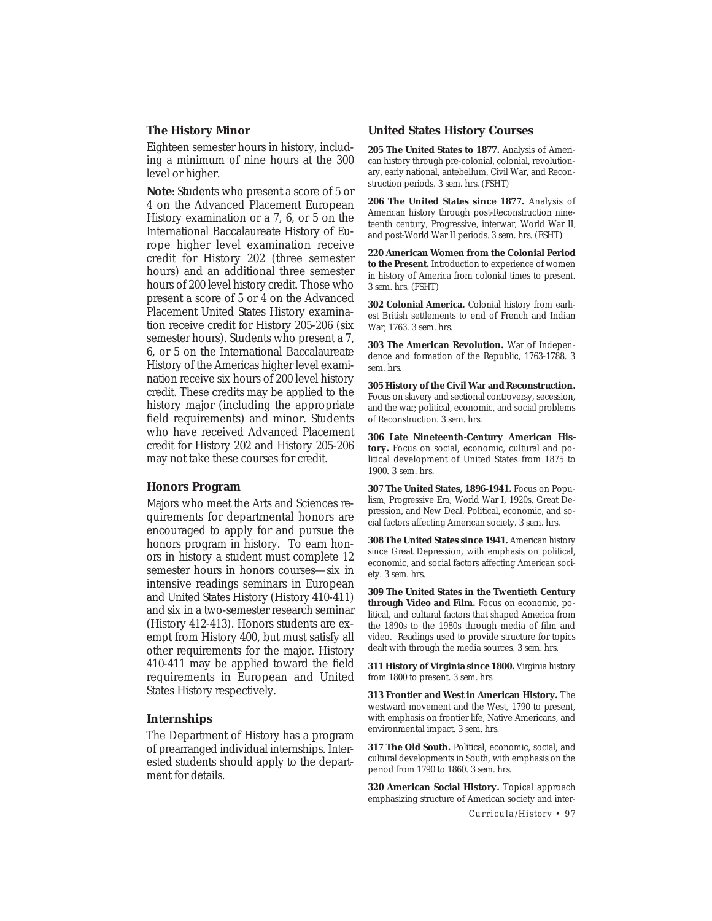### The History Minor

Eighteen semester hours in history, including a minimum of nine hours at the 300 level or higher.

**Note**: Students who present a score of 5 or 4 on the Advanced Placement European History examination or a 7, 6, or 5 on the International Baccalaureate History of Europe higher level examination receive credit for History 202 (three semester hours) and an additional three semester hours of 200 level history credit. Those who present a score of 5 or 4 on the Advanced Placement United States History examination receive credit for History 205-206 (six semester hours). Students who present a 7, 6, or 5 on the International Baccalaureate History of the Americas higher level examination receive six hours of 200 level history credit. These credits may be applied to the history major (including the appropriate field requirements) and minor. Students who have received Advanced Placement credit for History 202 and History 205-206 may not take these courses for credit.

### Honors Program

Majors who meet the Arts and Sciences requirements for departmental honors are encouraged to apply for and pursue the honors program in history. To earn honors in history a student must complete 12 semester hours in honors courses—six in intensive readings seminars in European and United States History (History 410-411) and six in a two-semester research seminar (History 412-413). Honors students are exempt from History 400, but must satisfy all other requirements for the major. History 410-411 may be applied toward the field requirements in European and United States History respectively.

### Internships

The Department of History has a program of prearranged individual internships. Interested students should apply to the department for details.

### United States History Courses

**205 The United States to 1877.** Analysis of American history through pre-colonial, colonial, revolutionary, early national, antebellum, Civil War, and Reconstruction periods. 3 sem. hrs. (FSHT)

**206 The United States since 1877.** Analysis of American history through post-Reconstruction nineteenth century, Progressive, interwar, World War II, and post-World War II periods. 3 sem. hrs. (FSHT)

**220 American Women from the Colonial Period to the Present.** Introduction to experience of women in history of America from colonial times to present. 3 sem. hrs. (FSHT)

**302 Colonial America.** Colonial history from earliest British settlements to end of French and Indian War, 1763. 3 sem. hrs.

**303 The American Revolution.** War of Independence and formation of the Republic, 1763-1788. 3 sem. hrs.

**305 History of the Civil War and Reconstruction.** Focus on slavery and sectional controversy, secession, and the war; political, economic, and social problems of Reconstruction. 3 sem. hrs.

**306 Late Nineteenth-Century American History.** Focus on social, economic, cultural and political development of United States from 1875 to 1900. 3 sem. hrs.

**307 The United States, 1896-1941.** Focus on Populism, Progressive Era, World War I, 1920s, Great Depression, and New Deal. Political, economic, and social factors affecting American society. 3 sem. hrs.

**308 The United States since 1941.** American history since Great Depression, with emphasis on political, economic, and social factors affecting American society. 3 sem. hrs.

**309 The United States in the Twentieth Century through Video and Film.** Focus on economic, political, and cultural factors that shaped America from the 1890s to the 1980s through media of film and video. Readings used to provide structure for topics dealt with through the media sources. 3 sem. hrs.

**311 History of Virginia since 1800.** Virginia history from 1800 to present. 3 sem. hrs.

**313 Frontier and West in American History.** The westward movement and the West, 1790 to present, with emphasis on frontier life, Native Americans, and environmental impact. 3 sem. hrs.

**317 The Old South.** Political, economic, social, and cultural developments in South, with emphasis on the period from 1790 to 1860. 3 sem. hrs.

**320 American Social History.** Topical approach emphasizing structure of American society and inter-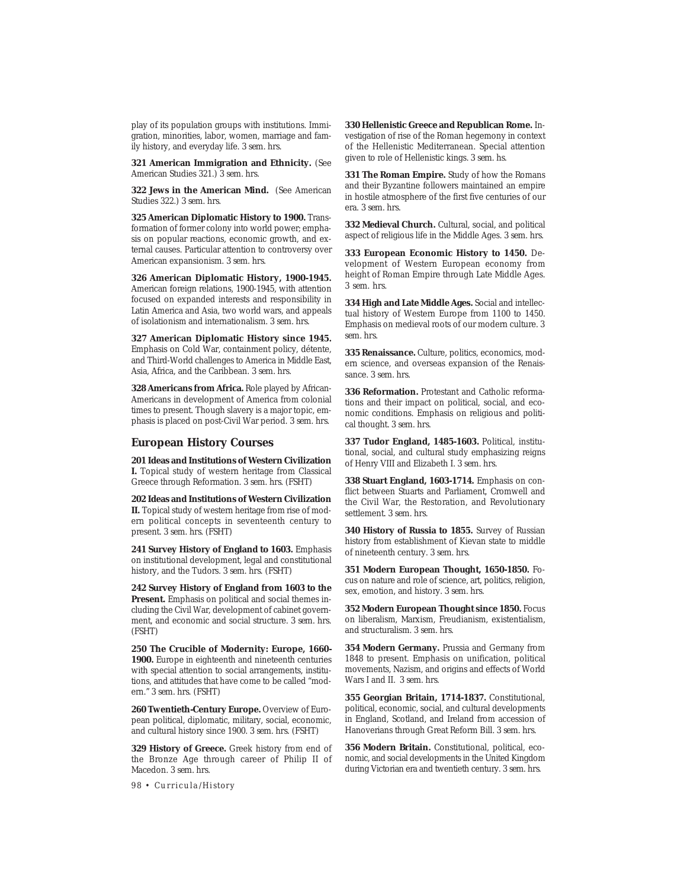play of its population groups with institutions. Immigration, minorities, labor, women, marriage and family history, and everyday life. 3 sem. hrs.

**321 American Immigration and Ethnicity.** (See American Studies 321.) 3 sem. hrs.

**322 Jews in the American Mind.** (See American Studies 322.) 3 sem. hrs.

**325 American Diplomatic History to 1900.** Transformation of former colony into world power; emphasis on popular reactions, economic growth, and external causes. Particular attention to controversy over American expansionism. 3 sem. hrs.

**326 American Diplomatic History, 1900-1945.** American foreign relations, 1900-1945, with attention focused on expanded interests and responsibility in Latin America and Asia, two world wars, and appeals of isolationism and internationalism. 3 sem. hrs.

**327 American Diplomatic History since 1945.** Emphasis on Cold War, containment policy, détente, and Third-World challenges to America in Middle East, Asia, Africa, and the Caribbean. 3 sem. hrs.

**328 Americans from Africa.** Role played by African-Americans in development of America from colonial times to present. Though slavery is a major topic, emphasis is placed on post-Civil War period. 3 sem. hrs.

## European History Courses

**201 Ideas and Institutions of Western Civilization I.** Topical study of western heritage from Classical Greece through Reformation. 3 sem. hrs. (FSHT)

**202 Ideas and Institutions of Western Civilization II.** Topical study of western heritage from rise of modern political concepts in seventeenth century to present. 3 sem. hrs. (FSHT)

**241 Survey History of England to 1603.** Emphasis on institutional development, legal and constitutional history, and the Tudors. 3 sem. hrs. (FSHT)

**242 Survey History of England from 1603 to the Present.** Emphasis on political and social themes including the Civil War, development of cabinet government, and economic and social structure. 3 sem. hrs. (FSHT)

**250 The Crucible of Modernity: Europe, 1660-1900.** Europe in eighteenth and nineteenth centuries with special attention to social arrangements, institutions, and attitudes that have come to be called "modern." 3 sem. hrs. (FSHT)

**260 Twentieth-Century Europe.** Overview of European political, diplomatic, military, social, economic, and cultural history since 1900. 3 sem. hrs. (FSHT)

**329 History of Greece.** Greek history from end of the Bronze Age through career of Philip II of Macedon. 3 sem. hrs.

**330 Hellenistic Greece and Republican Rome.** Investigation of rise of the Roman hegemony in context of the Hellenistic Mediterranean. Special attention given to role of Hellenistic kings. 3 sem. hs.

**331 The Roman Empire.** Study of how the Romans and their Byzantine followers maintained an empire in hostile atmosphere of the first five centuries of our era. 3 sem. hrs.

**332 Medieval Church.** Cultural, social, and political aspect of religious life in the Middle Ages. 3 sem. hrs.

**333 European Economic History to 1450.** Development of Western European economy from height of Roman Empire through Late Middle Ages. 3 sem. hrs.

**334 High and Late Middle Ages.** Social and intellectual history of Western Europe from 1100 to 1450. Emphasis on medieval roots of our modern culture. 3 sem. hrs.

**335 Renaissance.** Culture, politics, economics, modern science, and overseas expansion of the Renaissance. 3 sem. hrs.

**336 Reformation.** Protestant and Catholic reformations and their impact on political, social, and economic conditions. Emphasis on religious and political thought. 3 sem. hrs.

**337 Tudor England, 1485-1603.** Political, institutional, social, and cultural study emphasizing reigns of Henry VIII and Elizabeth I. 3 sem. hrs.

**338 Stuart England, 1603-1714.** Emphasis on conflict between Stuarts and Parliament, Cromwell and the Civil War, the Restoration, and Revolutionary settlement. 3 sem. hrs.

**340 History of Russia to 1855.** Survey of Russian history from establishment of Kievan state to middle of nineteenth century. 3 sem. hrs.

**351 Modern European Thought, 1650-1850.** Focus on nature and role of science, art, politics, religion, sex, emotion, and history. 3 sem. hrs.

**352 Modern European Thought since 1850.** Focus on liberalism, Marxism, Freudianism, existentialism, and structuralism. 3 sem. hrs.

**354 Modern Germany.** Prussia and Germany from 1848 to present. Emphasis on unification, political movements, Nazism, and origins and effects of World Wars I and II. 3 sem. hrs.

**355 Georgian Britain, 1714-1837.** Constitutional, political, economic, social, and cultural developments in England, Scotland, and Ireland from accession of Hanoverians through Great Reform Bill. 3 sem. hrs.

**356 Modern Britain.** Constitutional, political, economic, and social developments in the United Kingdom during Victorian era and twentieth century. 3 sem. hrs.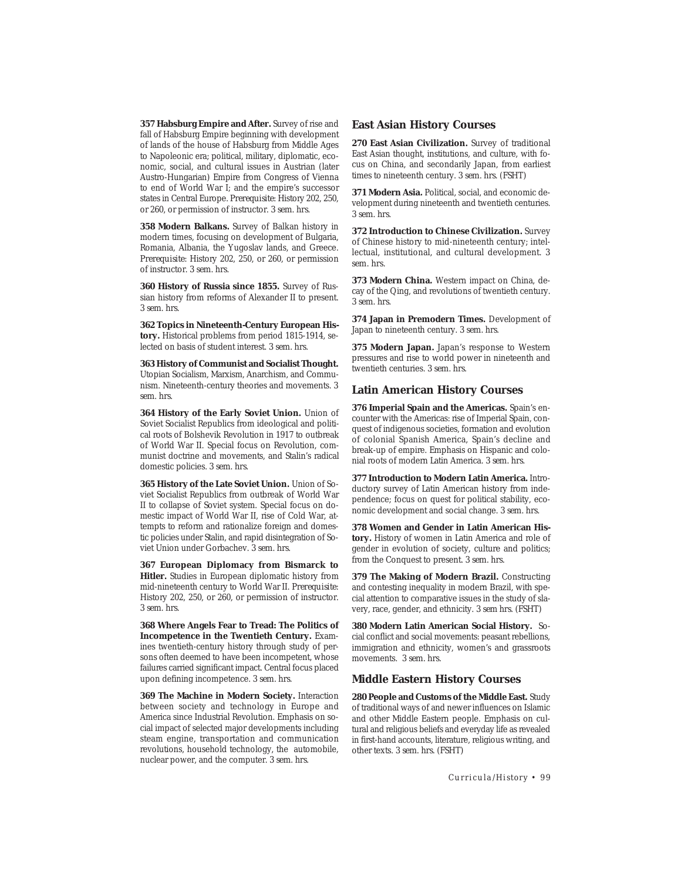**357 Habsburg Empire and After.** Survey of rise and fall of Habsburg Empire beginning with development of lands of the house of Habsburg from Middle Ages to Napoleonic era; political, military, diplomatic, economic, social, and cultural issues in Austrian (later Austro-Hungarian) Empire from Congress of Vienna to end of World War I; and the empire's successor states in Central Europe. Prerequisite: History 202, 250, or 260, or permission of instructor. 3 sem. hrs.

**358 Modern Balkans.** Survey of Balkan history in modern times, focusing on development of Bulgaria, Romania, Albania, the Yugoslav lands, and Greece. Prerequisite: History 202, 250, or 260, or permission of instructor. 3 sem. hrs.

**360 History of Russia since 1855.** Survey of Russian history from reforms of Alexander II to present. 3 sem. hrs.

**362 Topics in Nineteenth-Century European History.** Historical problems from period 1815-1914, selected on basis of student interest. 3 sem. hrs.

**363 History of Communist and Socialist Thought.** Utopian Socialism, Marxism, Anarchism, and Communism. Nineteenth-century theories and movements. 3 sem. hrs.

**364 History of the Early Soviet Union.** Union of Soviet Socialist Republics from ideological and political roots of Bolshevik Revolution in 1917 to outbreak of World War II. Special focus on Revolution, communist doctrine and movements, and Stalin's radical domestic policies. 3 sem. hrs.

**365 History of the Late Soviet Union.** Union of Soviet Socialist Republics from outbreak of World War II to collapse of Soviet system. Special focus on domestic impact of World War II, rise of Cold War, attempts to reform and rationalize foreign and domestic policies under Stalin, and rapid disintegration of Soviet Union under Gorbachev. 3 sem. hrs.

**367 European Diplomacy from Bismarck to Hitler.** Studies in European diplomatic history from mid-nineteenth century to World War II. Prerequisite: History 202, 250, or 260, or permission of instructor. 3 sem. hrs.

**368 Where Angels Fear to Tread: The Politics of Incompetence in the Twentieth Century.** Examines twentieth-century history through study of persons often deemed to have been incompetent, whose failures carried significant impact. Central focus placed upon defining incompetence. 3 sem. hrs.

**369 The Machine in Modern Society.** Interaction between society and technology in Europe and America since Industrial Revolution. Emphasis on social impact of selected major developments including steam engine, transportation and communication revolutions, household technology, the automobile, nuclear power, and the computer. 3 sem. hrs.

## East Asian History Courses

**270 East Asian Civilization.** Survey of traditional East Asian thought, institutions, and culture, with focus on China, and secondarily Japan, from earliest times to nineteenth century. 3 sem. hrs. (FSHT)

**371 Modern Asia.** Political, social, and economic development during nineteenth and twentieth centuries. 3 sem. hrs.

**372 Introduction to Chinese Civilization.** Survey of Chinese history to mid-nineteenth century; intellectual, institutional, and cultural development. 3 sem. hrs.

**373 Modern China.** Western impact on China, decay of the Qing, and revolutions of twentieth century. 3 sem. hrs.

**374 Japan in Premodern Times.** Development of Japan to nineteenth century. 3 sem. hrs.

**375 Modern Japan.** Japan's response to Western pressures and rise to world power in nineteenth and twentieth centuries. 3 sem. hrs.

## Latin American History Courses

**376 Imperial Spain and the Americas.** Spain's encounter with the Americas: rise of Imperial Spain, conquest of indigenous societies, formation and evolution of colonial Spanish America, Spain's decline and break-up of empire. Emphasis on Hispanic and colonial roots of modern Latin America. 3 sem. hrs.

**377 Introduction to Modern Latin America.** Introductory survey of Latin American history from independence; focus on quest for political stability, economic development and social change. 3 sem. hrs.

**378 Women and Gender in Latin American History.** History of women in Latin America and role of gender in evolution of society, culture and politics; from the Conquest to present. 3 sem. hrs.

**379 The Making of Modern Brazil.** Constructing and contesting inequality in modern Brazil, with special attention to comparative issues in the study of slavery, race, gender, and ethnicity. 3 sem hrs. (FSHT)

**380 Modern Latin American Social History.** Social conflict and social movements: peasant rebellions, immigration and ethnicity, women's and grassroots movements. 3 sem. hrs.

## Middle Eastern History Courses

**280 People and Customs of the Middle East.** Study of traditional ways of and newer influences on Islamic and other Middle Eastern people. Emphasis on cultural and religious beliefs and everyday life as revealed in first-hand accounts, literature, religious writing, and other texts. 3 sem. hrs. (FSHT)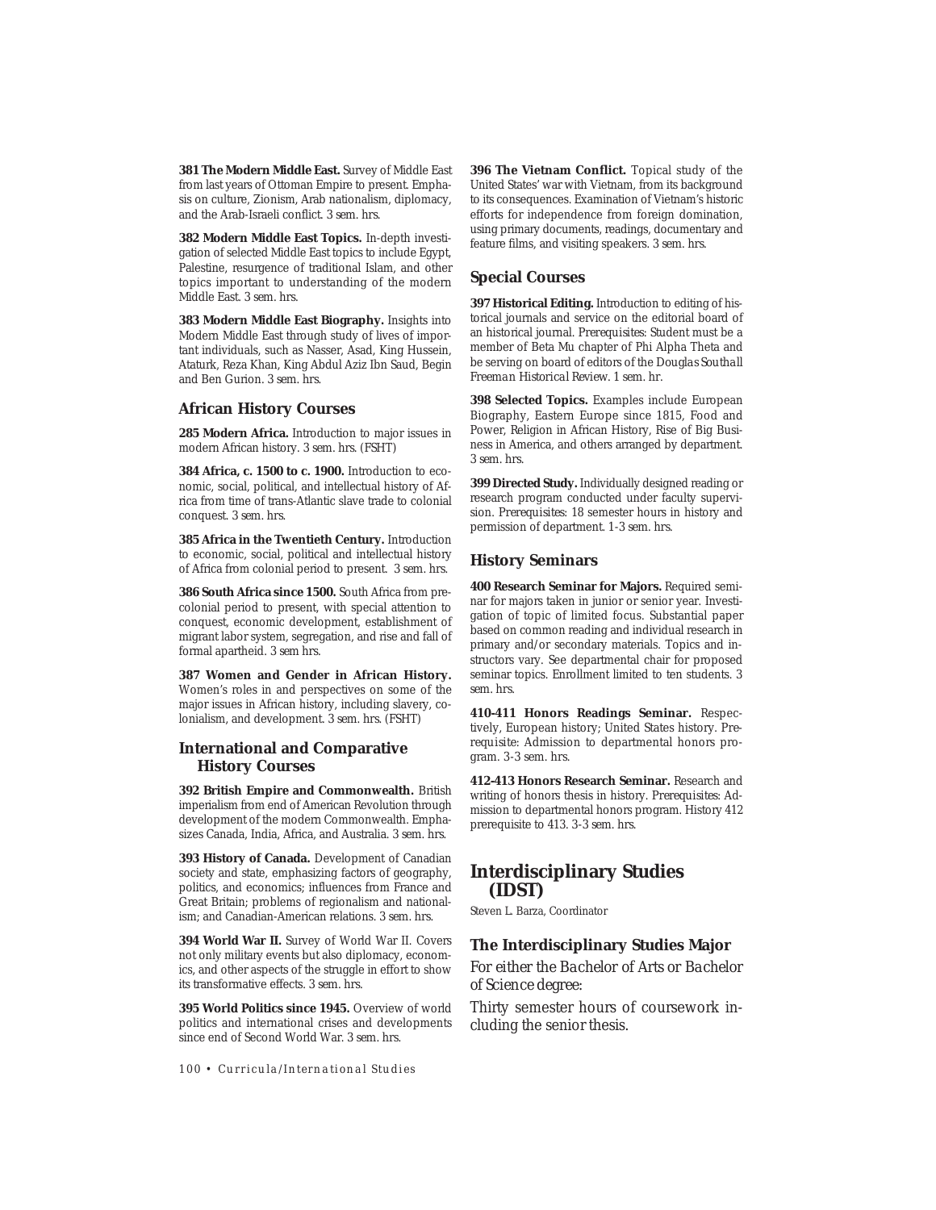**381 The Modern Middle East.** Survey of Middle East from last years of Ottoman Empire to present. Emphasis on culture, Zionism, Arab nationalism, diplomacy, and the Arab-Israeli conflict. 3 sem. hrs.

**382 Modern Middle East Topics.** In-depth investigation of selected Middle East topics to include Egypt, Palestine, resurgence of traditional Islam, and other topics important to understanding of the modern Middle East. 3 sem. hrs.

**383 Modern Middle East Biography.** Insights into Modern Middle East through study of lives of important individuals, such as Nasser, Asad, King Hussein, Ataturk, Reza Khan, King Abdul Aziz Ibn Saud, Begin and Ben Gurion. 3 sem. hrs.

### African History Courses

**285 Modern Africa.** Introduction to major issues in modern African history. 3 sem. hrs. (FSHT)

**384 Africa, c. 1500 to c. 1900.** Introduction to economic, social, political, and intellectual history of Africa from time of trans-Atlantic slave trade to colonial conquest. 3 sem. hrs.

**385 Africa in the Twentieth Century.** Introduction to economic, social, political and intellectual history of Africa from colonial period to present. 3 sem. hrs.

**386 South Africa since 1500.** South Africa from precolonial period to present, with special attention to conquest, economic development, establishment of migrant labor system, segregation, and rise and fall of formal apartheid. 3 sem hrs.

**387 Women and Gender in African History.** Women's roles in and perspectives on some of the major issues in African history, including slavery, colonialism, and development. 3 sem. hrs. (FSHT)

### International and Comparative History Courses

**392 British Empire and Commonwealth.** British imperialism from end of American Revolution through development of the modern Commonwealth. Emphasizes Canada, India, Africa, and Australia. 3 sem. hrs.

**393 History of Canada.** Development of Canadian society and state, emphasizing factors of geography, politics, and economics; influences from France and Great Britain; problems of regionalism and nationalism; and Canadian-American relations. 3 sem. hrs.

**394 World War II.** Survey of World War II. Covers not only military events but also diplomacy, economics, and other aspects of the struggle in effort to show its transformative effects. 3 sem. hrs.

**395 World Politics since 1945.** Overview of world politics and international crises and developments since end of Second World War. 3 sem. hrs.

**396 The Vietnam Conflict.** Topical study of the United States' war with Vietnam, from its background to its consequences. Examination of Vietnam's historic efforts for independence from foreign domination, using primary documents, readings, documentary and feature films, and visiting speakers. 3 sem. hrs.

### Special Courses

**397 Historical Editing.** Introduction to editing of historical journals and service on the editorial board of an historical journal. Prerequisites: Student must be a member of Beta Mu chapter of Phi Alpha Theta and be serving on board of editors of the *Douglas Southall Freeman Historical Review*. 1 sem. hr.

**398 Selected Topics.** Examples include European Biography, Eastern Europe since 1815, Food and Power, Religion in African History, Rise of Big Business in America, and others arranged by department. 3 sem. hrs.

**399 Directed Study.** Individually designed reading or research program conducted under faculty supervision. Prerequisites: 18 semester hours in history and permission of department. 1-3 sem. hrs.

### History Seminars

**400 Research Seminar for Majors.** Required seminar for majors taken in junior or senior year. Investigation of topic of limited focus. Substantial paper based on common reading and individual research in primary and/or secondary materials. Topics and instructors vary. See departmental chair for proposed seminar topics. Enrollment limited to ten students. 3 sem. hrs.

**410-411 Honors Readings Seminar.** Respectively, European history; United States history. Prerequisite: Admission to departmental honors program. 3-3 sem. hrs.

**412-413 Honors Research Seminar.** Research and writing of honors thesis in history. Prerequisites: Admission to departmental honors program. History 412 prerequisite to 413. 3-3 sem. hrs.

## Interdisciplinary Studies (IDST)

Steven L. Barza, Coordinator

### The Interdisciplinary Studies Major

*For either the Bachelor of Arts or Bachelor of Science degree:*

Thirty semester hours of coursework including the senior thesis.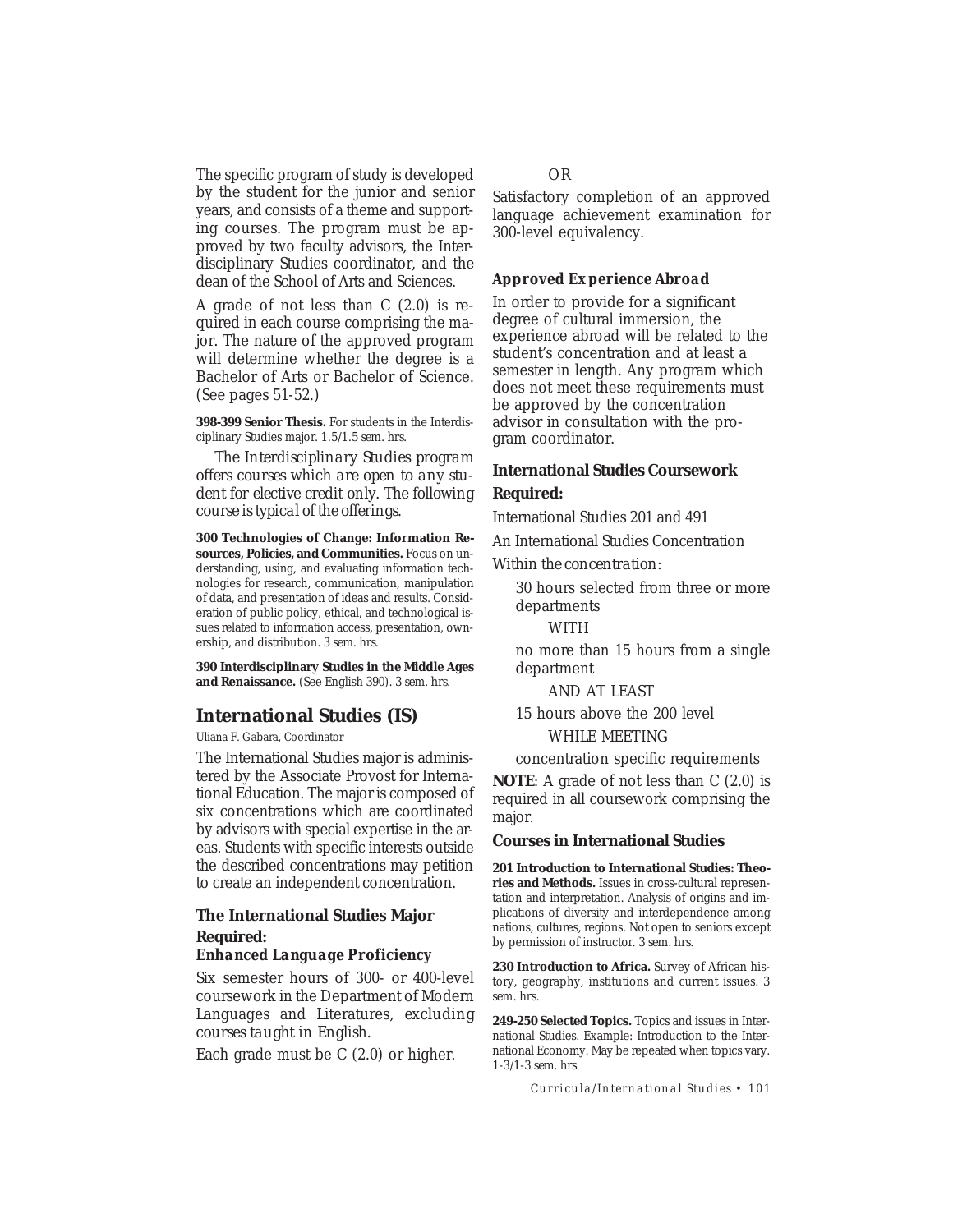The specific program of study is developed by the student for the junior and senior years, and consists of a theme and supporting courses. The program must be approved by two faculty advisors, the Interdisciplinary Studies coordinator, and the dean of the School of Arts and Sciences.

A grade of not less than C (2.0) is required in each course comprising the major. The nature of the approved program will determine whether the degree is a Bachelor of Arts or Bachelor of Science. (See pages 51-52.)

**398-399 Senior Thesis.** For students in the Interdisciplinary Studies major. 1.5/1.5 sem. hrs.

*The Interdisciplinary Studies program offers courses which are open to any student for elective credit only. The following course is typical of the offerings.*

**300 Technologies of Change: Information Resources, Policies, and Communities.** Focus on understanding, using, and evaluating information technologies for research, communication, manipulation of data, and presentation of ideas and results. Consideration of public policy, ethical, and technological issues related to information access, presentation, ownership, and distribution. 3 sem. hrs.

**390 Interdisciplinary Studies in the Middle Ages and Renaissance.** (See English 390). 3 sem. hrs.

## International Studies (IS)

Uliana F. Gabara, Coordinator

The International Studies major is administered by the Associate Provost for International Education. The major is composed of six concentrations which are coordinated by advisors with special expertise in the areas. Students with specific interests outside the described concentrations may petition to create an independent concentration.

### The International Studies Major

**Required:**

***Enhanced Language Proficiency***

Six semester hours of 300- or 400-level coursework in the Department of Modern Languages and Literatures, excluding courses taught in English.

Each grade must be C (2.0) or higher.

OR

Satisfactory completion of an approved language achievement examination for 300-level equivalency.

***Approved Experience Abroad***

In order to provide for a significant degree of cultural immersion, the experience abroad will be related to the student's concentration and at least a semester in length. Any program which does not meet these requirements must be approved by the concentration advisor in consultation with the program coordinator.

### International Studies Coursework

**Required:**

International Studies 201 and 491

An International Studies Concentration

*Within the concentration:*

30 hours selected from three or more departments

WITH

no more than 15 hours from a single department

AND AT LEAST

15 hours above the 200 level

WHILE MEETING

concentration specific requirements

**NOTE**: A grade of not less than C (2.0) is required in all coursework comprising the major.

### Courses in International Studies

**201 Introduction to International Studies: Theories and Methods.** Issues in cross-cultural representation and interpretation. Analysis of origins and implications of diversity and interdependence among nations, cultures, regions. Not open to seniors except by permission of instructor. 3 sem. hrs.

**230 Introduction to Africa.** Survey of African history, geography, institutions and current issues. 3 sem. hrs.

**249-250 Selected Topics.** Topics and issues in International Studies. Example: Introduction to the International Economy. May be repeated when topics vary. 1-3/1-3 sem. hrs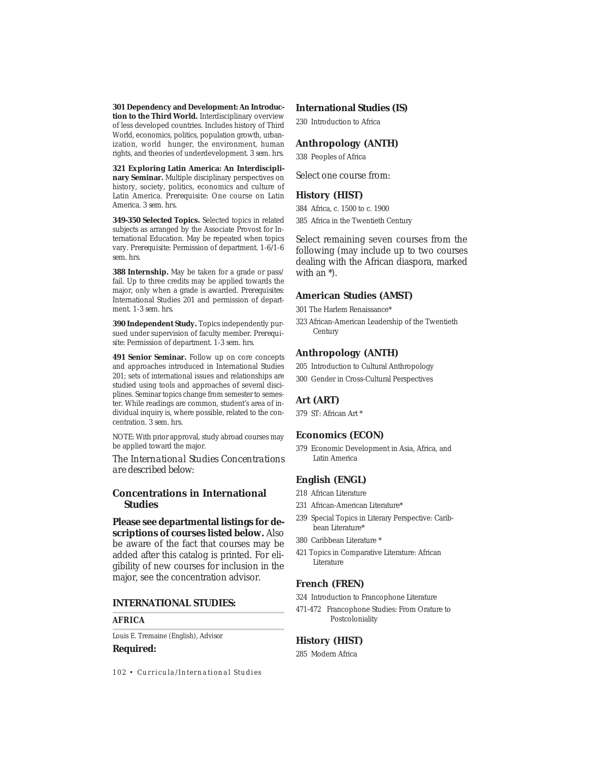**301 Dependency and Development: An Introduction to the Third World.** Interdisciplinary overview of less developed countries. Includes history of Third World, economics, politics, population growth, urbanization, world hunger, the environment, human rights, and theories of underdevelopment. 3 sem. hrs.

**321 Exploring Latin America: An Interdisciplinary Seminar.** Multiple disciplinary perspectives on history, society, politics, economics and culture of Latin America. Prerequisite: One course on Latin America. 3 sem. hrs.

**349-350 Selected Topics.** Selected topics in related subjects as arranged by the Associate Provost for International Education. May be repeated when topics vary. Prerequisite: Permission of department. 1-6/1-6 sem. hrs.

**388 Internship.** May be taken for a grade or pass/fail. Up to three credits may be applied towards the major, only when a grade is awarded. Prerequisites: International Studies 201 and permission of department. 1-3 sem. hrs.

**390 Independent Study.** Topics independently pursued under supervision of faculty member. Prerequisite: Permission of department. 1-3 sem. hrs.

**491 Senior Seminar.** Follow up on core concepts and approaches introduced in International Studies 201; sets of international issues and relationships are studied using tools and approaches of several disciplines. Seminar topics change from semester to semester. While readings are common, student's area of individual inquiry is, where possible, related to the concentration. 3 sem. hrs.

NOTE: With prior approval, study abroad courses may be applied toward the major.

*The International Studies Concentrations are described below:*

## Concentrations in International Studies

**Please see departmental listings for descriptions of courses listed below.** Also be aware of the fact that courses may be added after this catalog is printed. For eligibility of new courses for inclusion in the major, see the concentration advisor.

### INTERNATIONAL STUDIES:

#### AFRICA

Louis E. Tremaine (English), Advisor

**Required:**

#### International Studies (IS)

230 Introduction to Africa

#### Anthropology (ANTH)

338 Peoples of Africa

Select one course from:

#### History (HIST)

384 Africa, c. 1500 to c. 1900

385 Africa in the Twentieth Century

Select remaining seven courses from the following (may include up to two courses dealing with the African diaspora, marked with an *).

#### American Studies (AMST)

301 The Harlem Renaissance*

323 African-American Leadership of the Twentieth Century

#### Anthropology (ANTH)

205 Introduction to Cultural Anthropology

300 Gender in Cross-Cultural Perspectives

#### Art (ART)

379 ST: African Art *

#### Economics (ECON)

379 Economic Development in Asia, Africa, and Latin America

#### English (ENGL)

218 African Literature

231 African-American Literature*

239 Special Topics in Literary Perspective: Caribbean Literature*

380 Caribbean Literature *

421 Topics in Comparative Literature: African Literature

#### French (FREN)

324 Introduction to Francophone Literature

471-472 Francophone Studies: From Orature to Postcoloniality

#### History (HIST)

285 Modern Africa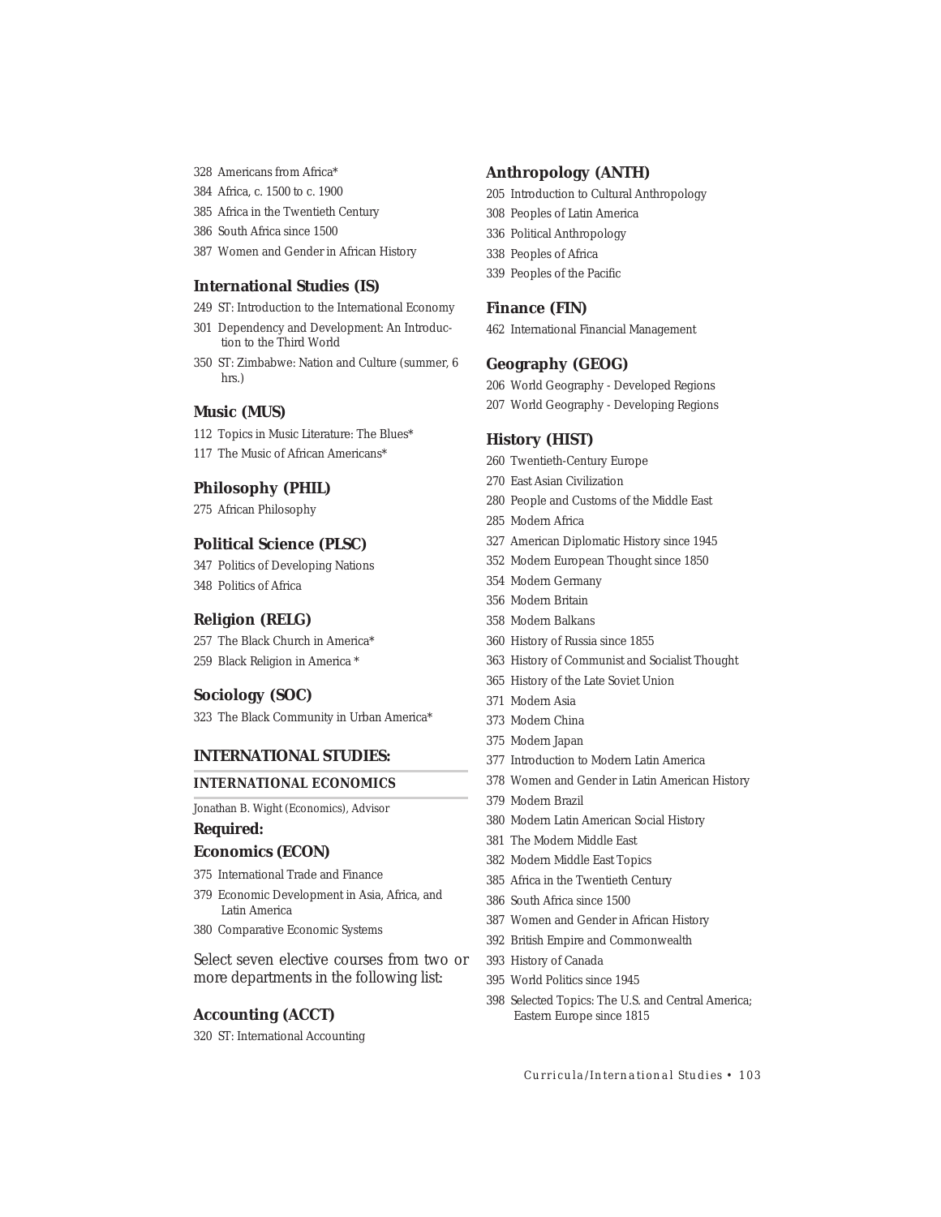328 Americans from Africa*

384 Africa, c. 1500 to c. 1900

385 Africa in the Twentieth Century

386 South Africa since 1500

387 Women and Gender in African History

### International Studies (IS)

249 ST: Introduction to the International Economy

301 Dependency and Development: An Introduction to the Third World

350 ST: Zimbabwe: Nation and Culture (summer, 6 hrs.)

### Music (MUS)

112 Topics in Music Literature: The Blues*

117 The Music of African Americans*

### Philosophy (PHIL)

275 African Philosophy

### Political Science (PLSC)

347 Politics of Developing Nations

348 Politics of Africa

### Religion (RELG)

257 The Black Church in America*

259 Black Religion in America *

### Sociology (SOC)

323 The Black Community in Urban America*

## INTERNATIONAL STUDIES:

## INTERNATIONAL ECONOMICS

Jonathan B. Wight (Economics), Advisor

### Required:

### Economics (ECON)

375 International Trade and Finance

379 Economic Development in Asia, Africa, and Latin America

380 Comparative Economic Systems

Select seven elective courses from two or more departments in the following list:

### Accounting (ACCT)

320 ST: International Accounting

### Anthropology (ANTH)

205 Introduction to Cultural Anthropology

308 Peoples of Latin America

336 Political Anthropology

338 Peoples of Africa

339 Peoples of the Pacific

### Finance (FIN)

462 International Financial Management

### Geography (GEOG)

206 World Geography - Developed Regions

207 World Geography - Developing Regions

### History (HIST)

260 Twentieth-Century Europe

270 East Asian Civilization

280 People and Customs of the Middle East

285 Modern Africa

327 American Diplomatic History since 1945

352 Modern European Thought since 1850

354 Modern Germany

356 Modern Britain

358 Modern Balkans

360 History of Russia since 1855

363 History of Communist and Socialist Thought

365 History of the Late Soviet Union

371 Modern Asia

373 Modern China

375 Modern Japan

377 Introduction to Modern Latin America

378 Women and Gender in Latin American History

379 Modern Brazil

380 Modern Latin American Social History

381 The Modern Middle East

382 Modern Middle East Topics

385 Africa in the Twentieth Century

386 South Africa since 1500

387 Women and Gender in African History

392 British Empire and Commonwealth

393 History of Canada

395 World Politics since 1945

398 Selected Topics: The U.S. and Central America; Eastern Europe since 1815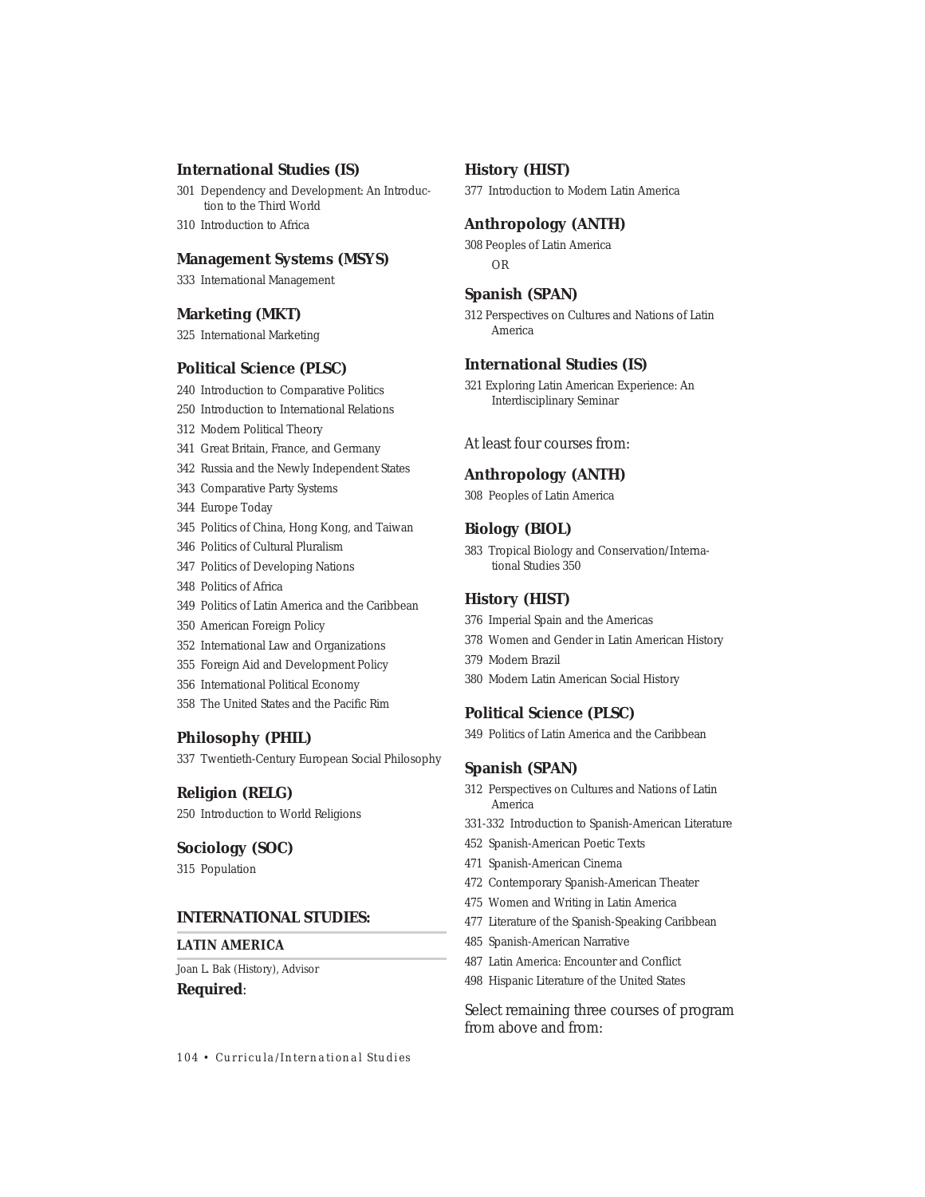### International Studies (IS)

301 Dependency and Development: An Introduction to the Third World

310 Introduction to Africa

### Management Systems (MSYS)

333 International Management

### Marketing (MKT)

325 International Marketing

### Political Science (PLSC)

240 Introduction to Comparative Politics

250 Introduction to International Relations

312 Modern Political Theory

341 Great Britain, France, and Germany

342 Russia and the Newly Independent States

343 Comparative Party Systems

344 Europe Today

345 Politics of China, Hong Kong, and Taiwan

346 Politics of Cultural Pluralism

347 Politics of Developing Nations

348 Politics of Africa

349 Politics of Latin America and the Caribbean

350 American Foreign Policy

352 International Law and Organizations

355 Foreign Aid and Development Policy

356 International Political Economy

358 The United States and the Pacific Rim

### Philosophy (PHIL)

337 Twentieth-Century European Social Philosophy

### Religion (RELG)

250 Introduction to World Religions

### Sociology (SOC)

315 Population

## INTERNATIONAL STUDIES:

### LATIN AMERICA

Joan L. Bak (History), Advisor

**Required**:

### History (HIST)

377 Introduction to Modern Latin America

### Anthropology (ANTH)

308 Peoples of Latin America

OR

### Spanish (SPAN)

312 Perspectives on Cultures and Nations of Latin America

### International Studies (IS)

321 Exploring Latin American Experience: An Interdisciplinary Seminar

At least four courses from:

### Anthropology (ANTH)

308 Peoples of Latin America

### Biology (BIOL)

383 Tropical Biology and Conservation/International Studies 350

### History (HIST)

376 Imperial Spain and the Americas

378 Women and Gender in Latin American History

379 Modern Brazil

380 Modern Latin American Social History

### Political Science (PLSC)

349 Politics of Latin America and the Caribbean

### Spanish (SPAN)

312 Perspectives on Cultures and Nations of Latin America

331-332 Introduction to Spanish-American Literature

452 Spanish-American Poetic Texts

471 Spanish-American Cinema

472 Contemporary Spanish-American Theater

475 Women and Writing in Latin America

477 Literature of the Spanish-Speaking Caribbean

485 Spanish-American Narrative

487 Latin America: Encounter and Conflict

498 Hispanic Literature of the United States

Select remaining three courses of program from above and from: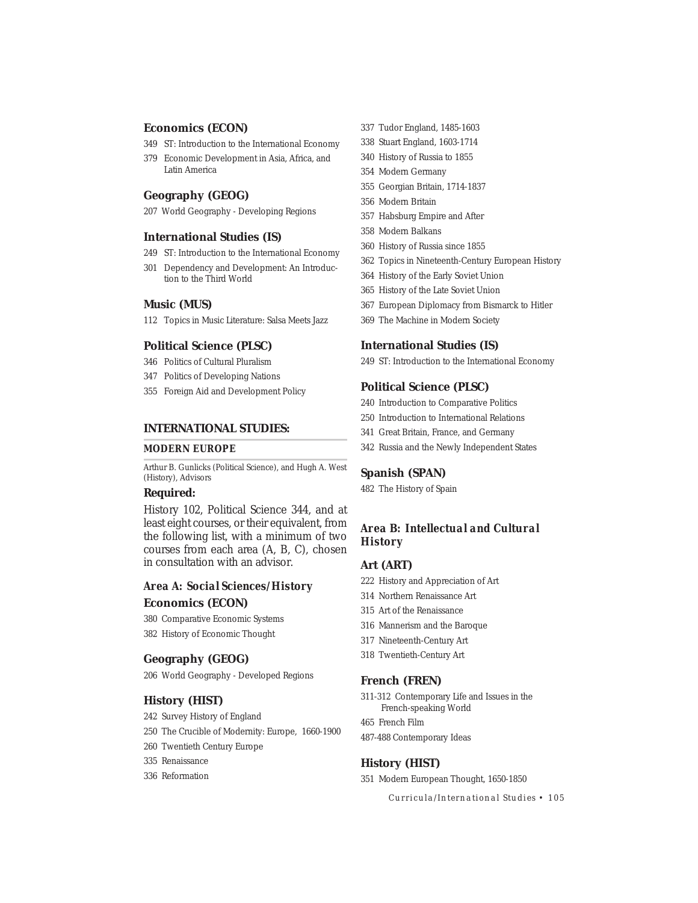### Economics (ECON)

349 ST: Introduction to the International Economy

379 Economic Development in Asia, Africa, and Latin America

### Geography (GEOG)

207 World Geography - Developing Regions

### International Studies (IS)

249 ST: Introduction to the International Economy

301 Dependency and Development: An Introduction to the Third World

### Music (MUS)

112 Topics in Music Literature: Salsa Meets Jazz

### Political Science (PLSC)

346 Politics of Cultural Pluralism

347 Politics of Developing Nations

355 Foreign Aid and Development Policy

## INTERNATIONAL STUDIES:

### MODERN EUROPE

Arthur B. Gunlicks (Political Science), and Hugh A. West (History), Advisors

**Required:**

History 102, Political Science 344, and at least eight courses, or their equivalent, from the following list, with a minimum of two courses from each area (A, B, C), chosen in consultation with an advisor.

### *Area A: Social Sciences/History*

### Economics (ECON)

380 Comparative Economic Systems

382 History of Economic Thought

### Geography (GEOG)

206 World Geography - Developed Regions

### History (HIST)

242 Survey History of England

250 The Crucible of Modernity: Europe, 1660-1900

260 Twentieth Century Europe

335 Renaissance

336 Reformation

337 Tudor England, 1485-1603

338 Stuart England, 1603-1714

340 History of Russia to 1855

354 Modern Germany

355 Georgian Britain, 1714-1837

356 Modern Britain

357 Habsburg Empire and After

358 Modern Balkans

360 History of Russia since 1855

362 Topics in Nineteenth-Century European History

364 History of the Early Soviet Union

365 History of the Late Soviet Union

367 European Diplomacy from Bismarck to Hitler

369 The Machine in Modern Society

### International Studies (IS)

249 ST: Introduction to the International Economy

### Political Science (PLSC)

240 Introduction to Comparative Politics

250 Introduction to International Relations

341 Great Britain, France, and Germany

342 Russia and the Newly Independent States

### Spanish (SPAN)

482 The History of Spain

### *Area B: Intellectual and Cultural History*

### Art (ART)

222 History and Appreciation of Art

314 Northern Renaissance Art

315 Art of the Renaissance

316 Mannerism and the Baroque

317 Nineteenth-Century Art

318 Twentieth-Century Art

### French (FREN)

311-312 Contemporary Life and Issues in the French-speaking World

465 French Film

487-488 Contemporary Ideas

### History (HIST)

351 Modern European Thought, 1650-1850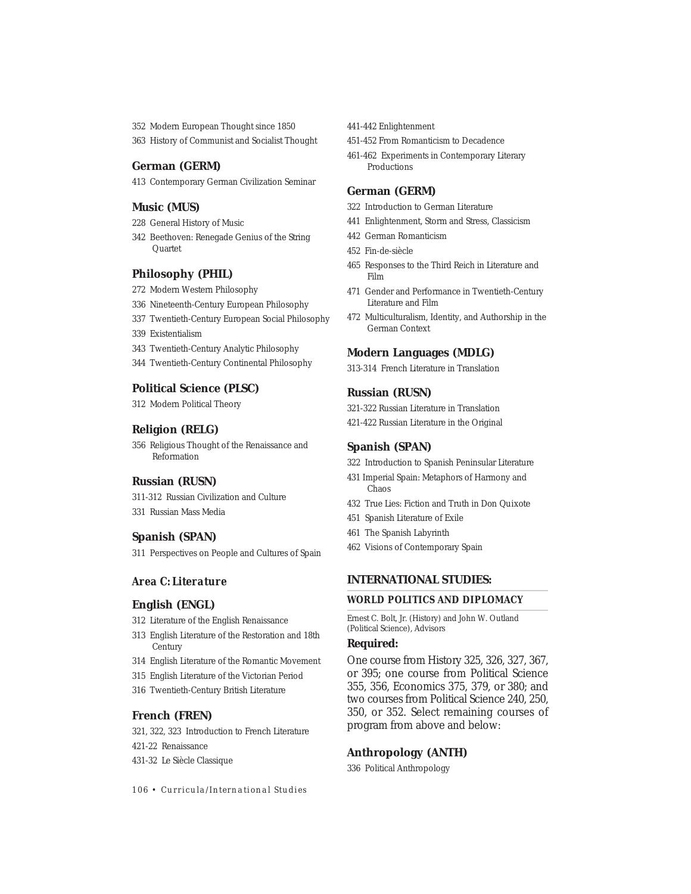352 Modern European Thought since 1850

363 History of Communist and Socialist Thought

### German (GERM)

413 Contemporary German Civilization Seminar

### Music (MUS)

228 General History of Music

342 Beethoven: Renegade Genius of the String Quartet

### Philosophy (PHIL)

272 Modern Western Philosophy

336 Nineteenth-Century European Philosophy

337 Twentieth-Century European Social Philosophy

339 Existentialism

343 Twentieth-Century Analytic Philosophy

344 Twentieth-Century Continental Philosophy

### Political Science (PLSC)

312 Modern Political Theory

### Religion (RELG)

356 Religious Thought of the Renaissance and Reformation

### Russian (RUSN)

311-312 Russian Civilization and Culture

331 Russian Mass Media

### Spanish (SPAN)

311 Perspectives on People and Cultures of Spain

## *Area C: Literature*

### English (ENGL)

312 Literature of the English Renaissance

313 English Literature of the Restoration and 18th Century

314 English Literature of the Romantic Movement

315 English Literature of the Victorian Period

316 Twentieth-Century British Literature

### French (FREN)

321, 322, 323 Introduction to French Literature

421-22 Renaissance

431-32 Le Siècle Classique

441-442 Enlightenment

451-452 From Romanticism to Decadence

461-462 Experiments in Contemporary Literary Productions

### German (GERM)

322 Introduction to German Literature

441 Enlightenment, Storm and Stress, Classicism

442 German Romanticism

452 Fin-de-siècle

465 Responses to the Third Reich in Literature and Film

471 Gender and Performance in Twentieth-Century Literature and Film

472 Multiculturalism, Identity, and Authorship in the German Context

### Modern Languages (MDLG)

313-314 French Literature in Translation

### Russian (RUSN)

321-322 Russian Literature in Translation

421-422 Russian Literature in the Original

### Spanish (SPAN)

322 Introduction to Spanish Peninsular Literature

431 Imperial Spain: Metaphors of Harmony and Chaos

432 True Lies: Fiction and Truth in Don Quixote

451 Spanish Literature of Exile

461 The Spanish Labyrinth

462 Visions of Contemporary Spain

## INTERNATIONAL STUDIES:

## WORLD POLITICS AND DIPLOMACY

Ernest C. Bolt, Jr. (History) and John W. Outland (Political Science), Advisors

### Required:

One course from History 325, 326, 327, 367, or 395; one course from Political Science 355, 356, Economics 375, 379, or 380; and two courses from Political Science 240, 250, 350, or 352. Select remaining courses of program from above and below:

### Anthropology (ANTH)

336 Political Anthropology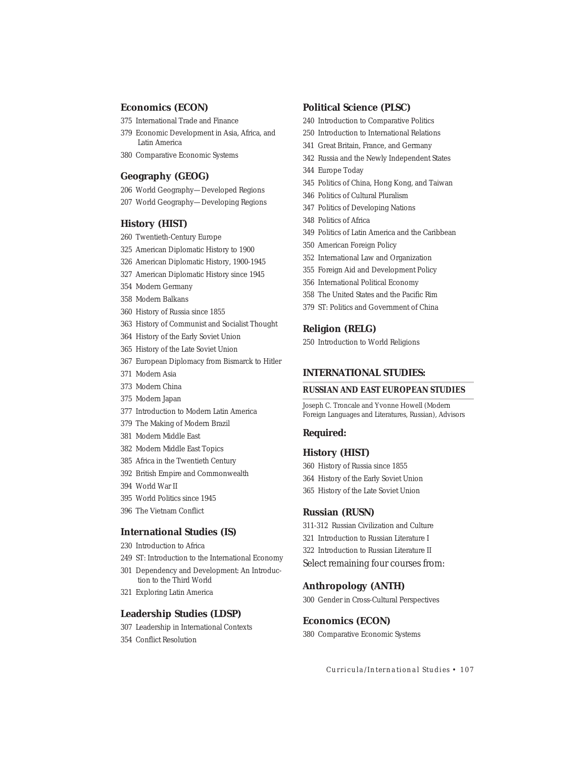### Economics (ECON)

375 International Trade and Finance

379 Economic Development in Asia, Africa, and Latin America

380 Comparative Economic Systems

### Geography (GEOG)

206 World Geography—Developed Regions

207 World Geography—Developing Regions

### History (HIST)

260 Twentieth-Century Europe

325 American Diplomatic History to 1900

326 American Diplomatic History, 1900-1945

327 American Diplomatic History since 1945

354 Modern Germany

358 Modern Balkans

360 History of Russia since 1855

363 History of Communist and Socialist Thought

364 History of the Early Soviet Union

365 History of the Late Soviet Union

367 European Diplomacy from Bismarck to Hitler

371 Modern Asia

373 Modern China

375 Modern Japan

377 Introduction to Modern Latin America

379 The Making of Modern Brazil

381 Modern Middle East

382 Modern Middle East Topics

385 Africa in the Twentieth Century

392 British Empire and Commonwealth

394 World War II

395 World Politics since 1945

396 The Vietnam Conflict

### International Studies (IS)

230 Introduction to Africa

249 ST: Introduction to the International Economy

301 Dependency and Development: An Introduction to the Third World

321 Exploring Latin America

### Leadership Studies (LDSP)

307 Leadership in International Contexts

354 Conflict Resolution

### Political Science (PLSC)

240 Introduction to Comparative Politics

250 Introduction to International Relations

341 Great Britain, France, and Germany

342 Russia and the Newly Independent States

344 Europe Today

345 Politics of China, Hong Kong, and Taiwan

346 Politics of Cultural Pluralism

347 Politics of Developing Nations

348 Politics of Africa

349 Politics of Latin America and the Caribbean

350 American Foreign Policy

352 International Law and Organization

355 Foreign Aid and Development Policy

356 International Political Economy

358 The United States and the Pacific Rim

379 ST: Politics and Government of China

### Religion (RELG)

250 Introduction to World Religions

## INTERNATIONAL STUDIES:

### RUSSIAN AND EAST EUROPEAN STUDIES

Joseph C. Troncale and Yvonne Howell (Modern Foreign Languages and Literatures, Russian), Advisors

**Required:**

### History (HIST)

360 History of Russia since 1855

364 History of the Early Soviet Union

365 History of the Late Soviet Union

### Russian (RUSN)

311-312 Russian Civilization and Culture

321 Introduction to Russian Literature I

322 Introduction to Russian Literature II

Select remaining four courses from:

### Anthropology (ANTH)

300 Gender in Cross-Cultural Perspectives

### Economics (ECON)

380 Comparative Economic Systems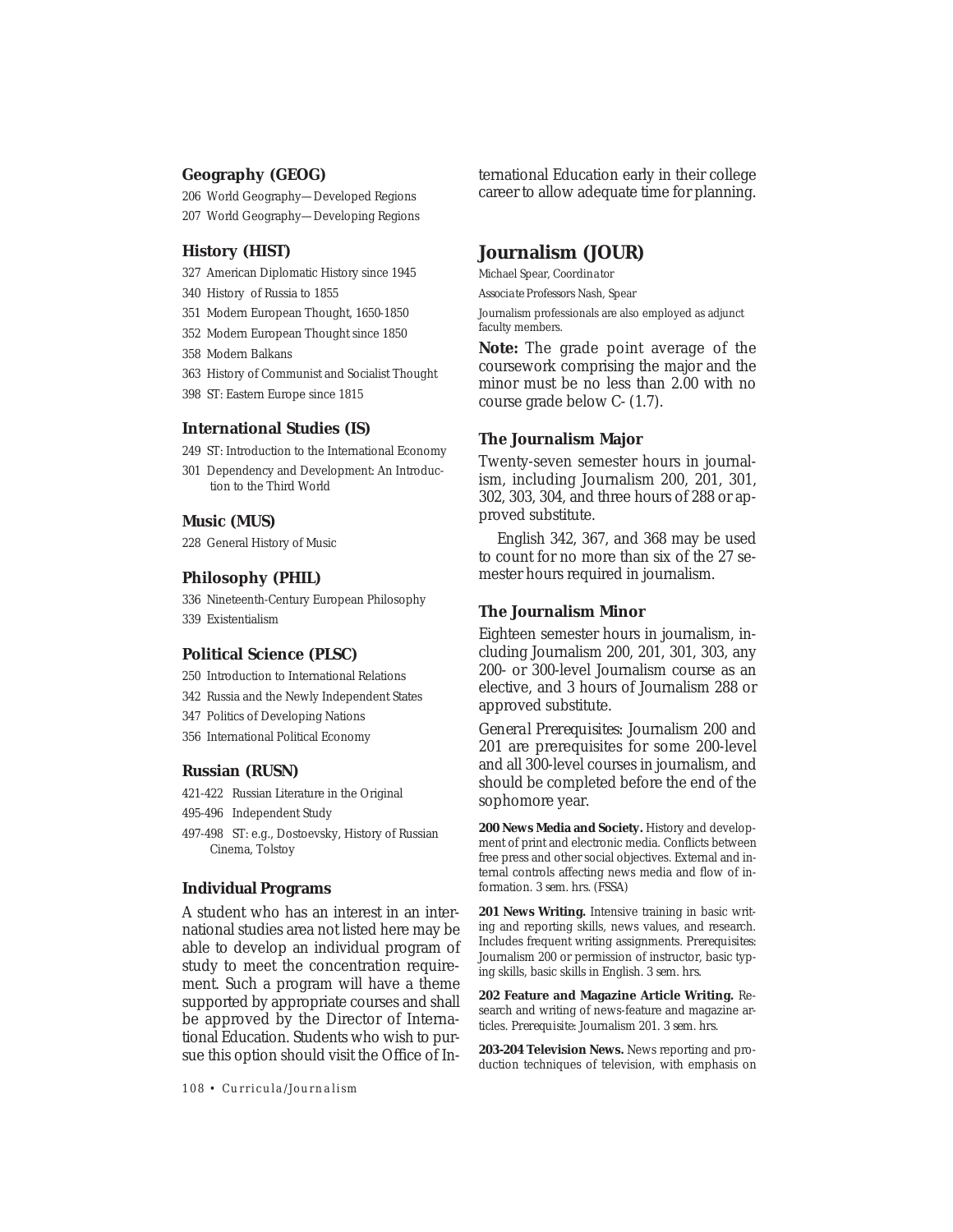### Geography (GEOG)

206 World Geography—Developed Regions

207 World Geography—Developing Regions

### History (HIST)

327 American Diplomatic History since 1945

340 History of Russia to 1855

351 Modern European Thought, 1650-1850

352 Modern European Thought since 1850

358 Modern Balkans

363 History of Communist and Socialist Thought

398 ST: Eastern Europe since 1815

### International Studies (IS)

249 ST: Introduction to the International Economy

301 Dependency and Development: An Introduction to the Third World

### Music (MUS)

228 General History of Music

### Philosophy (PHIL)

336 Nineteenth-Century European Philosophy

339 Existentialism

### Political Science (PLSC)

250 Introduction to International Relations

342 Russia and the Newly Independent States

347 Politics of Developing Nations

356 International Political Economy

### Russian (RUSN)

421-422 Russian Literature in the Original

495-496 Independent Study

497-498 ST: e.g., Dostoevsky, History of Russian Cinema, Tolstoy

### Individual Programs

A student who has an interest in an international studies area not listed here may be able to develop an individual program of study to meet the concentration requirement. Such a program will have a theme supported by appropriate courses and shall be approved by the Director of International Education. Students who wish to pursue this option should visit the Office of International Education early in their college career to allow adequate time for planning.

## Journalism (JOUR)

*Michael Spear, Coordinator*

*Associate Professors Nash, Spear*

Journalism professionals are also employed as adjunct faculty members.

**Note:** The grade point average of the coursework comprising the major and the minor must be no less than 2.00 with no course grade below C- (1.7).

### The Journalism Major

Twenty-seven semester hours in journalism, including Journalism 200, 201, 301, 302, 303, 304, and three hours of 288 or approved substitute.

English 342, 367, and 368 may be used to count for no more than six of the 27 semester hours required in journalism.

### The Journalism Minor

Eighteen semester hours in journalism, including Journalism 200, 201, 301, 303, any 200- or 300-level Journalism course as an elective, and 3 hours of Journalism 288 or approved substitute.

*General Prerequisites:* Journalism 200 and 201 are prerequisites for some 200-level and all 300-level courses in journalism, and should be completed before the end of the sophomore year.

**200 News Media and Society.** History and development of print and electronic media. Conflicts between free press and other social objectives. External and internal controls affecting news media and flow of information. 3 sem. hrs. (FSSA)

**201 News Writing.** Intensive training in basic writing and reporting skills, news values, and research. Includes frequent writing assignments. Prerequisites: Journalism 200 or permission of instructor, basic typing skills, basic skills in English. 3 sem. hrs.

**202 Feature and Magazine Article Writing.** Research and writing of news-feature and magazine articles. Prerequisite: Journalism 201. 3 sem. hrs.

**203-204 Television News.** News reporting and production techniques of television, with emphasis on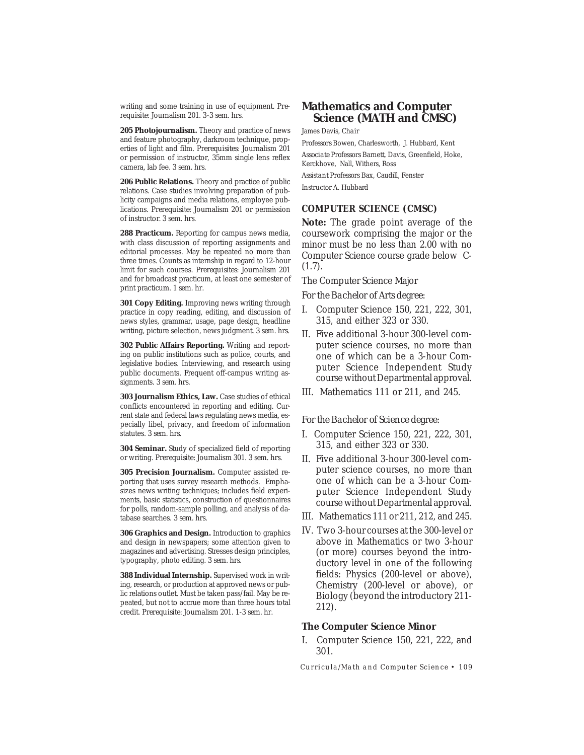writing and some training in use of equipment. Prerequisite: Journalism 201. 3-3 sem. hrs.

**205 Photojournalism.** Theory and practice of news and feature photography, darkroom technique, properties of light and film. Prerequisites: Journalism 201 or permission of instructor, 35mm single lens reflex camera, lab fee. 3 sem. hrs.

**206 Public Relations.** Theory and practice of public relations. Case studies involving preparation of publicity campaigns and media relations, employee publications. Prerequisite: Journalism 201 or permission of instructor. 3 sem. hrs.

**288 Practicum.** Reporting for campus news media, with class discussion of reporting assignments and editorial processes. May be repeated no more than three times. Counts as internship in regard to 12-hour limit for such courses. Prerequisites: Journalism 201 and for broadcast practicum, at least one semester of print practicum. 1 sem. hr.

**301 Copy Editing.** Improving news writing through practice in copy reading, editing, and discussion of news styles, grammar, usage, page design, headline writing, picture selection, news judgment. 3 sem. hrs.

**302 Public Affairs Reporting.** Writing and reporting on public institutions such as police, courts, and legislative bodies. Interviewing, and research using public documents. Frequent off-campus writing assignments. 3 sem. hrs.

**303 Journalism Ethics, Law.** Case studies of ethical conflicts encountered in reporting and editing. Current state and federal laws regulating news media, especially libel, privacy, and freedom of information statutes. 3 sem. hrs.

**304 Seminar.** Study of specialized field of reporting or writing. Prerequisite: Journalism 301. 3 sem. hrs.

**305 Precision Journalism.** Computer assisted reporting that uses survey research methods. Emphasizes news writing techniques; includes field experiments, basic statistics, construction of questionnaires for polls, random-sample polling, and analysis of database searches. 3 sem. hrs.

**306 Graphics and Design.** Introduction to graphics and design in newspapers; some attention given to magazines and advertising. Stresses design principles, typography, photo editing. 3 sem. hrs.

**388 Individual Internship.** Supervised work in writing, research, or production at approved news or public relations outlet. Must be taken pass/fail. May be repeated, but not to accrue more than three hours total credit. Prerequisite: Journalism 201. 1-3 sem. hr.

## Mathematics and Computer Science (MATH and CMSC)

James Davis, *Chair*

*Professors* Bowen, Charlesworth, J. Hubbard, Kent

*Associate Professors* Barnett, Davis, Greenfield, Hoke, Kerckhove, Nall, Withers, Ross

*Assistant Professors* Bax, Caudill, Fenster

*Instructor* A. Hubbard

### COMPUTER SCIENCE (CMSC)

**Note:** The grade point average of the coursework comprising the major or the minor must be no less than 2.00 with no Computer Science course grade below C- (1.7).

*The Computer Science Major*

*For the Bachelor of Arts degree:*

I. Computer Science 150, 221, 222, 301, 315, and either 323 or 330.

II. Five additional 3-hour 300-level computer science courses, no more than one of which can be a 3-hour Computer Science Independent Study course without Departmental approval.

III. Mathematics 111 or 211, and 245.

*For the Bachelor of Science degree:*

I. Computer Science 150, 221, 222, 301, 315, and either 323 or 330.

II. Five additional 3-hour 300-level computer science courses, no more than one of which can be a 3-hour Computer Science Independent Study course without Departmental approval.

III. Mathematics 111 or 211, 212, and 245.

IV. Two 3-hour courses at the 300-level or above in Mathematics or two 3-hour (or more) courses beyond the introductory level in one of the following fields: Physics (200-level or above), Chemistry (200-level or above), or Biology (beyond the introductory 211-212).

### The Computer Science Minor

I. Computer Science 150, 221, 222, and 301.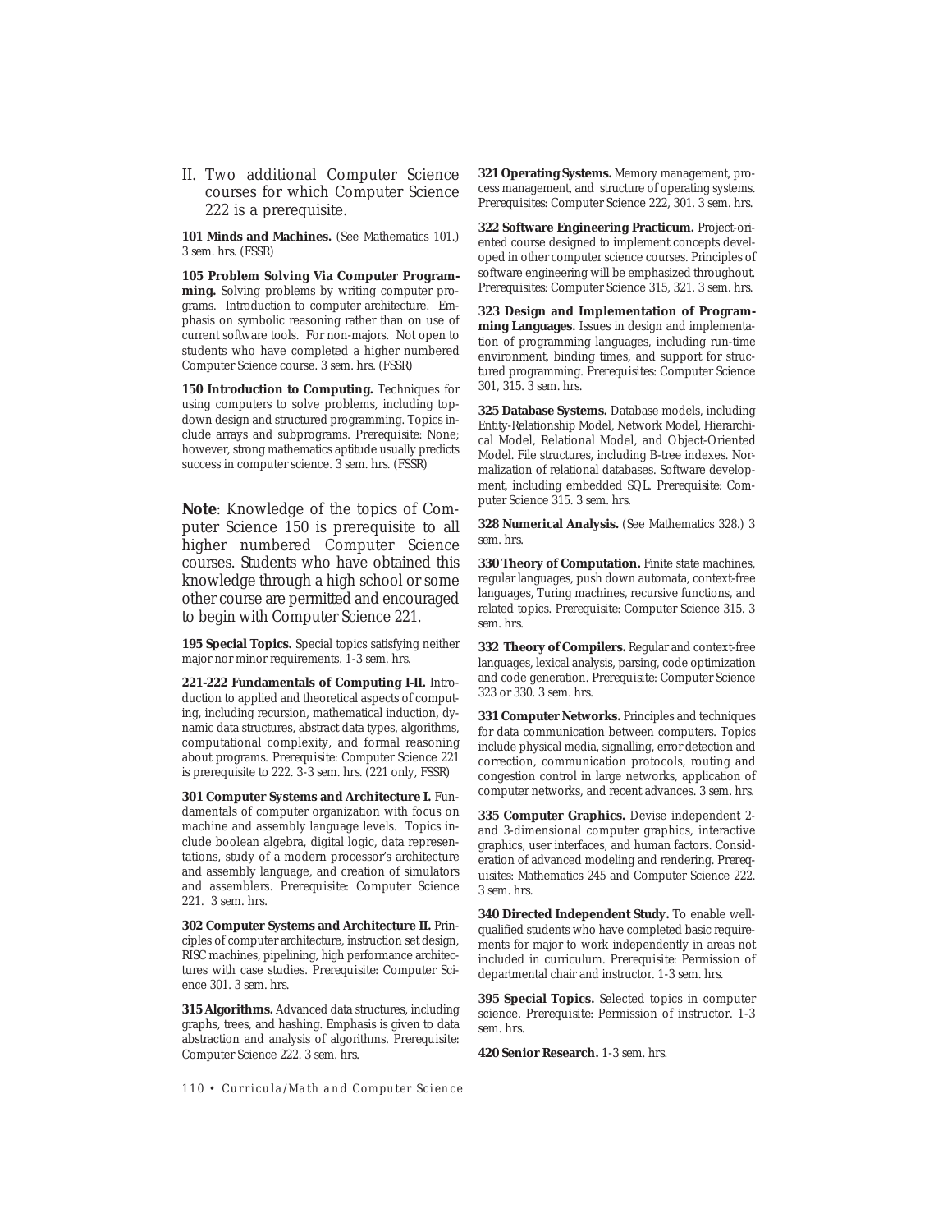II. Two additional Computer Science courses for which Computer Science 222 is a prerequisite.

**101 Minds and Machines.** (See Mathematics 101.) 3 sem. hrs. (FSSR)

**105 Problem Solving Via Computer Programming.** Solving problems by writing computer programs. Introduction to computer architecture. Emphasis on symbolic reasoning rather than on use of current software tools. For non-majors. Not open to students who have completed a higher numbered Computer Science course. 3 sem. hrs. (FSSR)

**150 Introduction to Computing.** Techniques for using computers to solve problems, including top-down design and structured programming. Topics include arrays and subprograms. Prerequisite: None; however, strong mathematics aptitude usually predicts success in computer science. 3 sem. hrs. (FSSR)

**Note**: Knowledge of the topics of Computer Science 150 is prerequisite to all higher numbered Computer Science courses. Students who have obtained this knowledge through a high school or some other course are permitted and encouraged to begin with Computer Science 221.

**195 Special Topics.** Special topics satisfying neither major nor minor requirements. 1-3 sem. hrs.

**221-222 Fundamentals of Computing I-II.** Introduction to applied and theoretical aspects of computing, including recursion, mathematical induction, dynamic data structures, abstract data types, algorithms, computational complexity, and formal reasoning about programs. Prerequisite: Computer Science 221 is prerequisite to 222. 3-3 sem. hrs. (221 only, FSSR)

**301 Computer Systems and Architecture I.** Fundamentals of computer organization with focus on machine and assembly language levels. Topics include boolean algebra, digital logic, data representations, study of a modern processor's architecture and assembly language, and creation of simulators and assemblers. Prerequisite: Computer Science 221. 3 sem. hrs.

**302 Computer Systems and Architecture II.** Principles of computer architecture, instruction set design, RISC machines, pipelining, high performance architectures with case studies. Prerequisite: Computer Science 301. 3 sem. hrs.

**315 Algorithms.** Advanced data structures, including graphs, trees, and hashing. Emphasis is given to data abstraction and analysis of algorithms. Prerequisite: Computer Science 222. 3 sem. hrs.

**321 Operating Systems.** Memory management, process management, and structure of operating systems. Prerequisites: Computer Science 222, 301. 3 sem. hrs.

**322 Software Engineering Practicum.** Project-oriented course designed to implement concepts developed in other computer science courses. Principles of software engineering will be emphasized throughout. Prerequisites: Computer Science 315, 321. 3 sem. hrs.

**323 Design and Implementation of Programming Languages.** Issues in design and implementation of programming languages, including run-time environment, binding times, and support for structured programming. Prerequisites: Computer Science 301, 315. 3 sem. hrs.

**325 Database Systems.** Database models, including Entity-Relationship Model, Network Model, Hierarchical Model, Relational Model, and Object-Oriented Model. File structures, including B-tree indexes. Normalization of relational databases. Software development, including embedded SQL. Prerequisite: Computer Science 315. 3 sem. hrs.

**328 Numerical Analysis.** (See Mathematics 328.) 3 sem. hrs.

**330 Theory of Computation.** Finite state machines, regular languages, push down automata, context-free languages, Turing machines, recursive functions, and related topics. Prerequisite: Computer Science 315. 3 sem. hrs.

**332 Theory of Compilers.** Regular and context-free languages, lexical analysis, parsing, code optimization and code generation. Prerequisite: Computer Science 323 or 330. 3 sem. hrs.

**331 Computer Networks.** Principles and techniques for data communication between computers. Topics include physical media, signalling, error detection and correction, communication protocols, routing and congestion control in large networks, application of computer networks, and recent advances. 3 sem. hrs.

**335 Computer Graphics.** Devise independent 2- and 3-dimensional computer graphics, interactive graphics, user interfaces, and human factors. Consideration of advanced modeling and rendering. Prerequisites: Mathematics 245 and Computer Science 222. 3 sem. hrs.

**340 Directed Independent Study.** To enable well-qualified students who have completed basic requirements for major to work independently in areas not included in curriculum. Prerequisite: Permission of departmental chair and instructor. 1-3 sem. hrs.

**395 Special Topics.** Selected topics in computer science. Prerequisite: Permission of instructor. 1-3 sem. hrs.

**420 Senior Research.** 1-3 sem. hrs.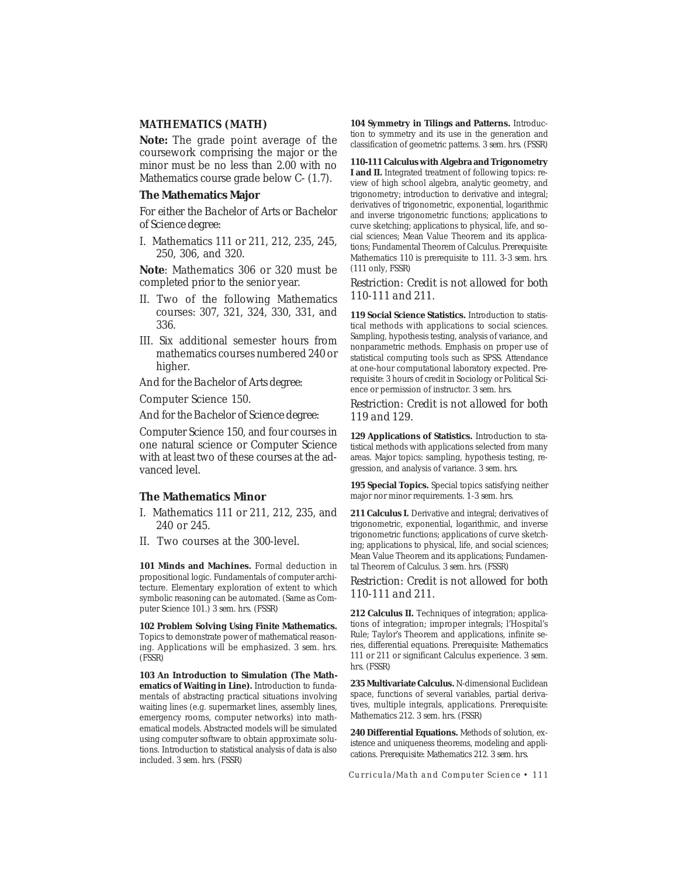## MATHEMATICS (MATH)

**Note:** The grade point average of the coursework comprising the major or the minor must be no less than 2.00 with no Mathematics course grade below C- (1.7).

### The Mathematics Major

*For either the Bachelor of Arts or Bachelor of Science degree:*

I. Mathematics 111 or 211, 212, 235, 245, 250, 306, and 320.

**Note**: Mathematics 306 or 320 must be completed prior to the senior year.

II. Two of the following Mathematics courses: 307, 321, 324, 330, 331, and 336.

III. Six additional semester hours from mathematics courses numbered 240 or higher.

*And for the Bachelor of Arts degree:*

Computer Science 150.

*And for the Bachelor of Science degree:*

Computer Science 150, and four courses in one natural science or Computer Science with at least two of these courses at the advanced level.

### The Mathematics Minor

I. Mathematics 111 or 211, 212, 235, and 240 or 245.

II. Two courses at the 300-level.

**101 Minds and Machines.** Formal deduction in propositional logic. Fundamentals of computer architecture. Elementary exploration of extent to which symbolic reasoning can be automated. (Same as Computer Science 101.) 3 sem. hrs. (FSSR)

**102 Problem Solving Using Finite Mathematics.** Topics to demonstrate power of mathematical reasoning. Applications will be emphasized. 3 sem. hrs. (FSSR)

**103 An Introduction to Simulation (The Mathematics of Waiting in Line).** Introduction to fundamentals of abstracting practical situations involving waiting lines (e.g. supermarket lines, assembly lines, emergency rooms, computer networks) into mathematical models. Abstracted models will be simulated using computer software to obtain approximate solutions. Introduction to statistical analysis of data is also included. 3 sem. hrs. (FSSR)

**104 Symmetry in Tilings and Patterns.** Introduction to symmetry and its use in the generation and classification of geometric patterns. 3 sem. hrs. (FSSR)

**110-111 Calculus with Algebra and Trigonometry I and II.** Integrated treatment of following topics: review of high school algebra, analytic geometry, and trigonometry; introduction to derivative and integral; derivatives of trigonometric, exponential, logarithmic and inverse trigonometric functions; applications to curve sketching; applications to physical, life, and social sciences; Mean Value Theorem and its applications; Fundamental Theorem of Calculus. Prerequisite: Mathematics 110 is prerequisite to 111. 3-3 sem. hrs. (111 only, FSSR)

Restriction: Credit is not allowed for both 110-111 and 211.

**119 Social Science Statistics.** Introduction to statistical methods with applications to social sciences. Sampling, hypothesis testing, analysis of variance, and nonparametric methods. Emphasis on proper use of statistical computing tools such as SPSS. Attendance at one-hour computational laboratory expected. Prerequisite: 3 hours of credit in Sociology or Political Science or permission of instructor. 3 sem. hrs.

Restriction: Credit is not allowed for both 119 and 129.

**129 Applications of Statistics.** Introduction to statistical methods with applications selected from many areas. Major topics: sampling, hypothesis testing, regression, and analysis of variance. 3 sem. hrs.

**195 Special Topics.** Special topics satisfying neither major nor minor requirements. 1-3 sem. hrs.

**211 Calculus I.** Derivative and integral; derivatives of trigonometric, exponential, logarithmic, and inverse trigonometric functions; applications of curve sketching; applications to physical, life, and social sciences; Mean Value Theorem and its applications; Fundamental Theorem of Calculus. 3 sem. hrs. (FSSR)

Restriction: Credit is not allowed for both 110-111 and 211.

**212 Calculus II.** Techniques of integration; applications of integration; improper integrals; l'Hospital's Rule; Taylor's Theorem and applications, infinite series, differential equations. Prerequisite: Mathematics 111 or 211 or significant Calculus experience. 3 sem. hrs. (FSSR)

**235 Multivariate Calculus.** N-dimensional Euclidean space, functions of several variables, partial derivatives, multiple integrals, applications. Prerequisite: Mathematics 212. 3 sem. hrs. (FSSR)

**240 Differential Equations.** Methods of solution, existence and uniqueness theorems, modeling and applications. Prerequisite: Mathematics 212. 3 sem. hrs.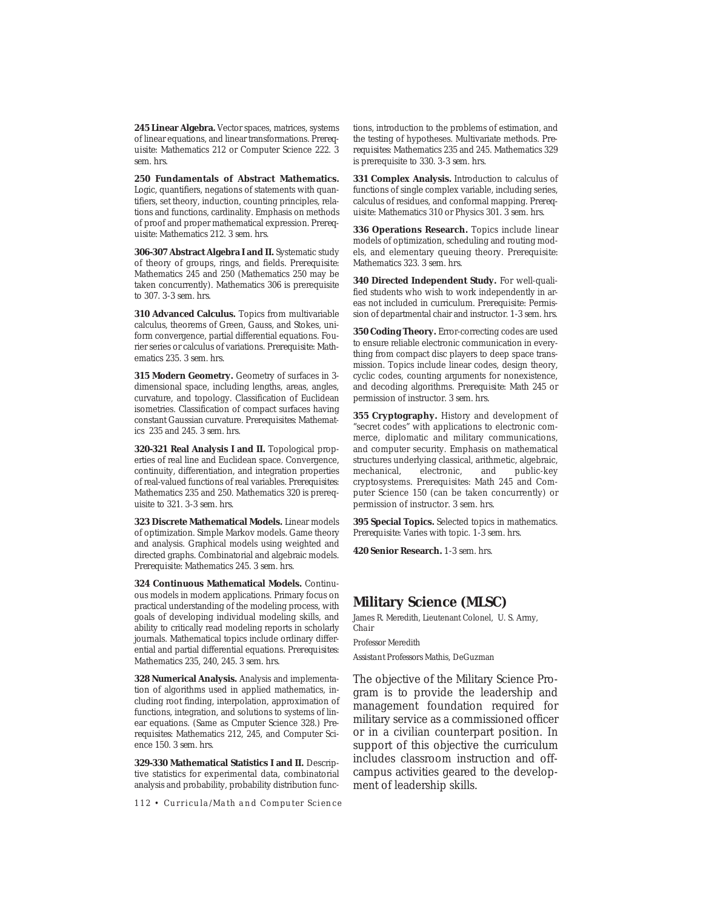**245 Linear Algebra.** Vector spaces, matrices, systems of linear equations, and linear transformations. Prerequisite: Mathematics 212 or Computer Science 222. 3 sem. hrs.

**250 Fundamentals of Abstract Mathematics.** Logic, quantifiers, negations of statements with quantifiers, set theory, induction, counting principles, relations and functions, cardinality. Emphasis on methods of proof and proper mathematical expression. Prerequisite: Mathematics 212. 3 sem. hrs.

**306-307 Abstract Algebra I and II.** Systematic study of theory of groups, rings, and fields. Prerequisite: Mathematics 245 and 250 (Mathematics 250 may be taken concurrently). Mathematics 306 is prerequisite to 307. 3-3 sem. hrs.

**310 Advanced Calculus.** Topics from multivariable calculus, theorems of Green, Gauss, and Stokes, uniform convergence, partial differential equations. Fourier series or calculus of variations. Prerequisite: Mathematics 235. 3 sem. hrs.

**315 Modern Geometry.** Geometry of surfaces in 3-dimensional space, including lengths, areas, angles, curvature, and topology. Classification of Euclidean isometries. Classification of compact surfaces having constant Gaussian curvature. Prerequisites: Mathematics 235 and 245. 3 sem. hrs.

**320-321 Real Analysis I and II.** Topological properties of real line and Euclidean space. Convergence, continuity, differentiation, and integration properties of real-valued functions of real variables. Prerequisites: Mathematics 235 and 250. Mathematics 320 is prerequisite to 321. 3-3 sem. hrs.

**323 Discrete Mathematical Models.** Linear models of optimization. Simple Markov models. Game theory and analysis. Graphical models using weighted and directed graphs. Combinatorial and algebraic models. Prerequisite: Mathematics 245. 3 sem. hrs.

**324 Continuous Mathematical Models.** Continuous models in modern applications. Primary focus on practical understanding of the modeling process, with goals of developing individual modeling skills, and ability to critically read modeling reports in scholarly journals. Mathematical topics include ordinary differential and partial differential equations. Prerequisites: Mathematics 235, 240, 245. 3 sem. hrs.

**328 Numerical Analysis.** Analysis and implementation of algorithms used in applied mathematics, including root finding, interpolation, approximation of functions, integration, and solutions to systems of linear equations. (Same as Cmputer Science 328.) Prerequisites: Mathematics 212, 245, and Computer Science 150. 3 sem. hrs.

**329-330 Mathematical Statistics I and II.** Descriptive statistics for experimental data, combinatorial analysis and probability, probability distribution functions, introduction to the problems of estimation, and the testing of hypotheses. Multivariate methods. Prerequisites: Mathematics 235 and 245. Mathematics 329 is prerequisite to 330. 3-3 sem. hrs.

**331 Complex Analysis.** Introduction to calculus of functions of single complex variable, including series, calculus of residues, and conformal mapping. Prerequisite: Mathematics 310 or Physics 301. 3 sem. hrs.

**336 Operations Research.** Topics include linear models of optimization, scheduling and routing models, and elementary queuing theory. Prerequisite: Mathematics 323. 3 sem. hrs.

**340 Directed Independent Study.** For well-qualified students who wish to work independently in areas not included in curriculum. Prerequisite: Permission of departmental chair and instructor. 1-3 sem. hrs.

**350 Coding Theory.** Error-correcting codes are used to ensure reliable electronic communication in everything from compact disc players to deep space transmission. Topics include linear codes, design theory, cyclic codes, counting arguments for nonexistence, and decoding algorithms. Prerequisite: Math 245 or permission of instructor. 3 sem. hrs.

**355 Cryptography.** History and development of "secret codes" with applications to electronic commerce, diplomatic and military communications, and computer security. Emphasis on mathematical structures underlying classical, arithmetic, algebraic, mechanical, electronic, and public-key cryptosystems. Prerequisites: Math 245 and Computer Science 150 (can be taken concurrently) or permission of instructor. 3 sem. hrs.

**395 Special Topics.** Selected topics in mathematics. Prerequisite: Varies with topic. 1-3 sem. hrs.

**420 Senior Research.** 1-3 sem. hrs.

## Military Science (MLSC)

James R. Meredith, Lieutenant Colonel, U. S. Army, *Chair*

Professor Meredith

Assistant Professors Mathis, DeGuzman

The objective of the Military Science Program is to provide the leadership and management foundation required for military service as a commissioned officer or in a civilian counterpart position. In support of this objective the curriculum includes classroom instruction and off-campus activities geared to the development of leadership skills.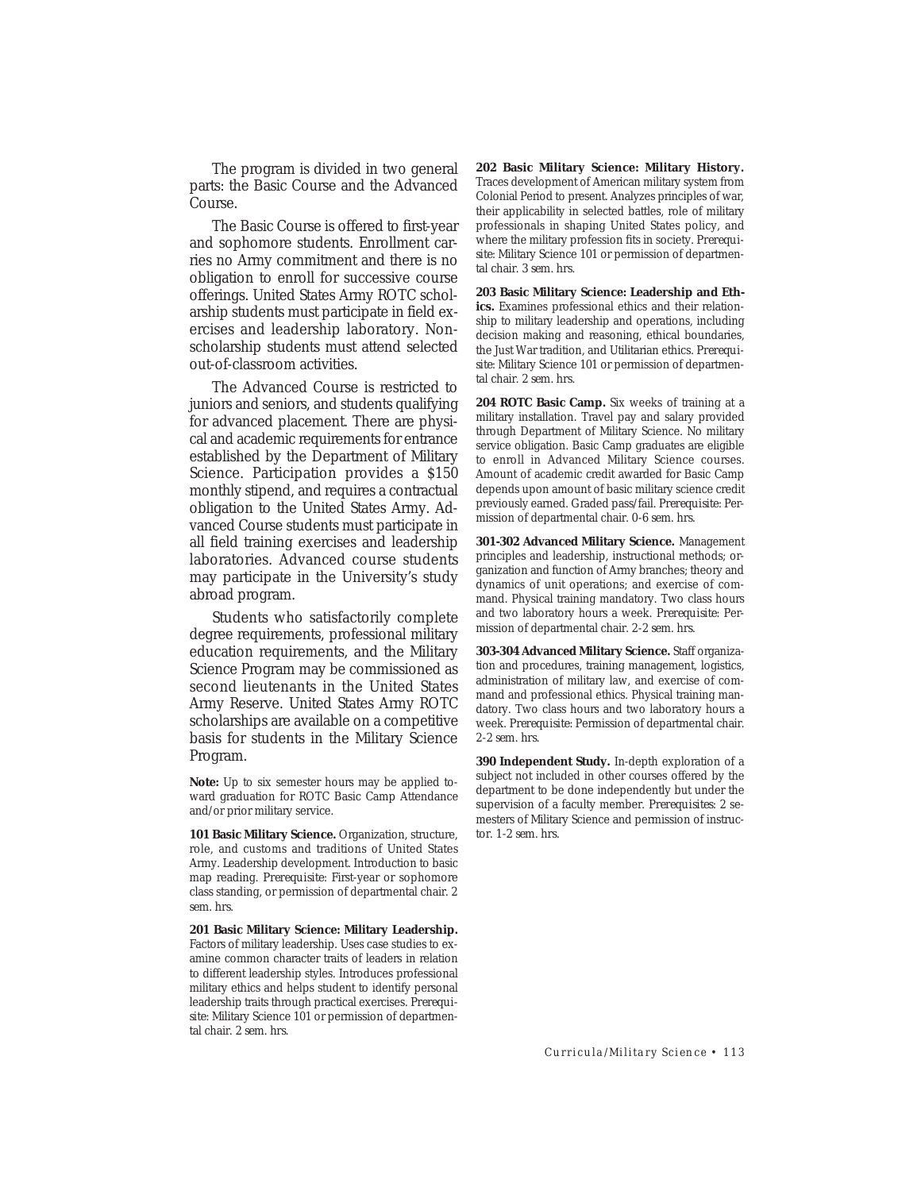The program is divided in two general parts: the Basic Course and the Advanced Course.

The Basic Course is offered to first-year and sophomore students. Enrollment carries no Army commitment and there is no obligation to enroll for successive course offerings. United States Army ROTC scholarship students must participate in field exercises and leadership laboratory. Nonscholarship students must attend selected out-of-classroom activities.

The Advanced Course is restricted to juniors and seniors, and students qualifying for advanced placement. There are physical and academic requirements for entrance established by the Department of Military Science. Participation provides a $150 monthly stipend, and requires a contractual obligation to the United States Army. Advanced Course students must participate in all field training exercises and leadership laboratories. Advanced course students may participate in the University's study abroad program.

Students who satisfactorily complete degree requirements, professional military education requirements, and the Military Science Program may be commissioned as second lieutenants in the United States Army Reserve. United States Army ROTC scholarships are available on a competitive basis for students in the Military Science Program.

**Note:** Up to six semester hours may be applied toward graduation for ROTC Basic Camp Attendance and/or prior military service.

**101 Basic Military Science.** Organization, structure, role, and customs and traditions of United States Army. Leadership development. Introduction to basic map reading. Prerequisite: First-year or sophomore class standing, or permission of departmental chair. 2 sem. hrs.

**201 Basic Military Science: Military Leadership.** Factors of military leadership. Uses case studies to examine common character traits of leaders in relation to different leadership styles. Introduces professional military ethics and helps student to identify personal leadership traits through practical exercises. Prerequisite: Military Science 101 or permission of departmental chair. 2 sem. hrs.

**202 Basic Military Science: Military History.** Traces development of American military system from Colonial Period to present. Analyzes principles of war, their applicability in selected battles, role of military professionals in shaping United States policy, and where the military profession fits in society. Prerequisite: Military Science 101 or permission of departmental chair. 3 sem. hrs.

**203 Basic Military Science: Leadership and Ethics.** Examines professional ethics and their relationship to military leadership and operations, including decision making and reasoning, ethical boundaries, the Just War tradition, and Utilitarian ethics. Prerequisite: Military Science 101 or permission of departmental chair. 2 sem. hrs.

**204 ROTC Basic Camp.** Six weeks of training at a military installation. Travel pay and salary provided through Department of Military Science. No military service obligation. Basic Camp graduates are eligible to enroll in Advanced Military Science courses. Amount of academic credit awarded for Basic Camp depends upon amount of basic military science credit previously earned. Graded pass/fail. Prerequisite: Permission of departmental chair. 0-6 sem. hrs.

**301-302 Advanced Military Science.** Management principles and leadership, instructional methods; organization and function of Army branches; theory and dynamics of unit operations; and exercise of command. Physical training mandatory. Two class hours and two laboratory hours a week. Prerequisite: Permission of departmental chair. 2-2 sem. hrs.

**303-304 Advanced Military Science.** Staff organization and procedures, training management, logistics, administration of military law, and exercise of command and professional ethics. Physical training mandatory. Two class hours and two laboratory hours a week. Prerequisite: Permission of departmental chair. 2-2 sem. hrs.

**390 Independent Study.** In-depth exploration of a subject not included in other courses offered by the department to be done independently but under the supervision of a faculty member. Prerequisites: 2 semesters of Military Science and permission of instructor. 1-2 sem. hrs.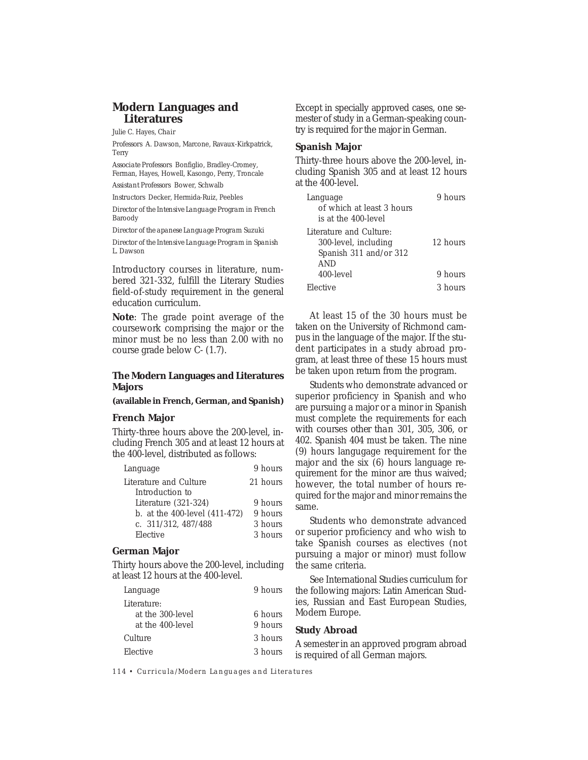## Modern Languages and Literatures

Julie C. Hayes, *Chair*

*Professors* A. Dawson, Marcone, Ravaux-Kirkpatrick, Terry

*Associate Professors* Bonfiglio, Bradley-Cromey, Ferman, Hayes, Howell, Kasongo, Perry, Troncale

*Assistant Professors* Bower, Schwalb

*Instructors* Decker, Hermida-Ruiz, Peebles

*Director of the Intensive Language Program in French* Baroody

*Director of the apanese Language Program* Suzuki

*Director of the Intensive Language Program in Spanish* L. Dawson

Introductory courses in literature, numbered 321-332, fulfill the Literary Studies field-of-study requirement in the general education curriculum.

**Note**: The grade point average of the coursework comprising the major or the minor must be no less than 2.00 with no course grade below C- (1.7).

### The Modern Languages and Literatures Majors

**(available in French, German, and Spanish)**

### French Major

Thirty-three hours above the 200-level, including French 305 and at least 12 hours at the 400-level, distributed as follows:

| | |
|---|---|
| Language | 9 hours |
| Literature and Culture | 21 hours |
| Introduction to Literature (321-324) | 9 hours |
| b. at the 400-level (411-472) | 9 hours |
| c. 311/312, 487/488 | 3 hours |
| Elective | 3 hours |

### German Major

Thirty hours above the 200-level, including at least 12 hours at the 400-level.

| | |
|---|---|
| Language | 9 hours |
| Literature: | |
| at the 300-level | 6 hours |
| at the 400-level | 9 hours |
| Culture | 3 hours |
| Elective | 3 hours |

Except in specially approved cases, one semester of study in a German-speaking country is required for the major in German.

### Spanish Major

Thirty-three hours above the 200-level, including Spanish 305 and at least 12 hours at the 400-level.

| | |
|---|---|
| Language of which at least 3 hours is at the 400-level | 9 hours |
| Literature and Culture: | |
| 300-level, including Spanish 311 and/or 312 AND | 12 hours |
| 400-level | 9 hours |
| Elective | 3 hours |

At least 15 of the 30 hours must be taken on the University of Richmond campus in the language of the major. If the student participates in a study abroad program, at least three of these 15 hours must be taken upon return from the program.

Students who demonstrate advanced or superior proficiency in Spanish and who are pursuing a major or a minor in Spanish must complete the requirements for each with courses other than 301, 305, 306, or 402. Spanish 404 must be taken. The nine (9) hours langugage requirement for the major and the six (6) hours language requirement for the minor are thus waived; however, the total number of hours required for the major and minor remains the same.

Students who demonstrate advanced or superior proficiency and who wish to take Spanish courses as electives (not pursuing a major or minor) must follow the same criteria.

See International Studies curriculum for the following majors: Latin American Studies, Russian and East European Studies, Modern Europe.

### Study Abroad

A semester in an approved program abroad is required of all German majors.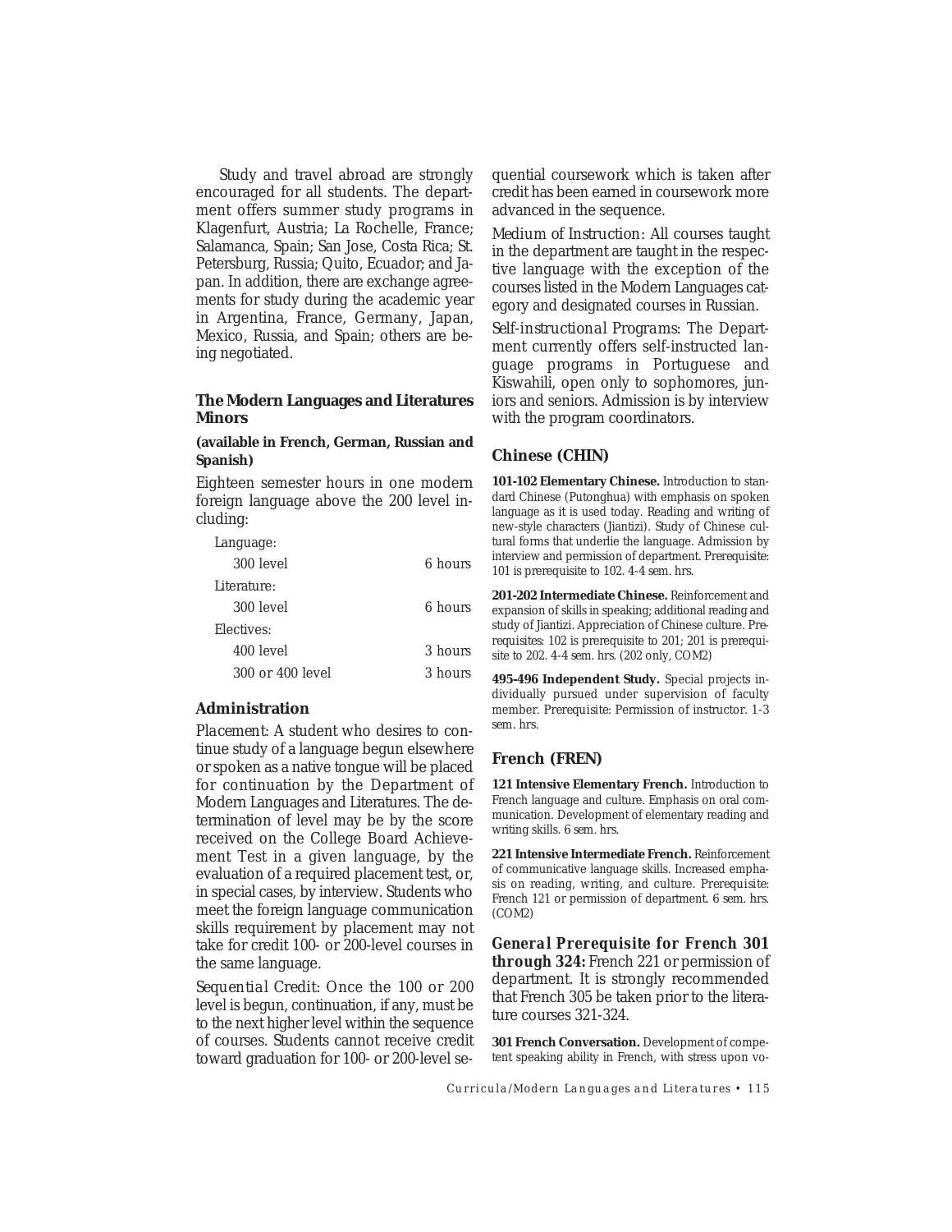Study and travel abroad are strongly encouraged for all students. The department offers summer study programs in Klagenfurt, Austria; La Rochelle, France; Salamanca, Spain; San Jose, Costa Rica; St. Petersburg, Russia; Quito, Ecuador; and Japan. In addition, there are exchange agreements for study during the academic year in Argentina, France, Germany, Japan, Mexico, Russia, and Spain; others are being negotiated.

### The Modern Languages and Literatures Minors

**(available in French, German, Russian and Spanish)**

Eighteen semester hours in one modern foreign language above the 200 level including:

| | |
|---|---|
| *Language:* | |
| 300 level | 6 hours |
| *Literature:* | |
| 300 level | 6 hours |
| *Electives:* | |
| 400 level | 3 hours |
| 300 or 400 level | 3 hours |

### Administration

*Placement:* A student who desires to continue study of a language begun elsewhere or spoken as a native tongue will be placed for continuation by the Department of Modern Languages and Literatures. The determination of level may be by the score received on the College Board Achievement Test in a given language, by the evaluation of a required placement test, or, in special cases, by interview. Students who meet the foreign language communication skills requirement by placement may not take for credit 100- or 200-level courses in the same language.

*Sequential Credit:* Once the 100 or 200 level is begun, continuation, if any, must be to the next higher level within the sequence of courses. Students cannot receive credit toward graduation for 100- or 200-level sequential coursework which is taken after credit has been earned in coursework more advanced in the sequence.

*Medium of Instruction:* All courses taught in the department are taught in the respective language with the exception of the courses listed in the Modern Languages category and designated courses in Russian.

*Self-instructional Programs:* The Department currently offers self-instructed language programs in Portuguese and Kiswahili, open only to sophomores, juniors and seniors. Admission is by interview with the program coordinators.

### Chinese (CHIN)

**101-102 Elementary Chinese.** Introduction to standard Chinese (Putonghua) with emphasis on spoken language as it is used today. Reading and writing of new-style characters (Jiantizi). Study of Chinese cultural forms that underlie the language. Admission by interview and permission of department. Prerequisite: 101 is prerequisite to 102. 4-4 sem. hrs.

**201-202 Intermediate Chinese.** Reinforcement and expansion of skills in speaking; additional reading and study of Jiantizi. Appreciation of Chinese culture. Prerequisites: 102 is prerequisite to 201; 201 is prerequisite to 202. 4-4 sem. hrs. (202 only, COM2)

**495-496 Independent Study.** Special projects individually pursued under supervision of faculty member. Prerequisite: Permission of instructor. 1-3 sem. hrs.

### French (FREN)

**121 Intensive Elementary French.** Introduction to French language and culture. Emphasis on oral communication. Development of elementary reading and writing skills. 6 sem. hrs.

**221 Intensive Intermediate French.** Reinforcement of communicative language skills. Increased emphasis on reading, writing, and culture. Prerequisite: French 121 or permission of department. 6 sem. hrs. (COM2)

**General Prerequisite for French 301 through 324:** French 221 or permission of department. It is strongly recommended that French 305 be taken prior to the literature courses 321-324.

**301 French Conversation.** Development of competent speaking ability in French, with stress upon vo-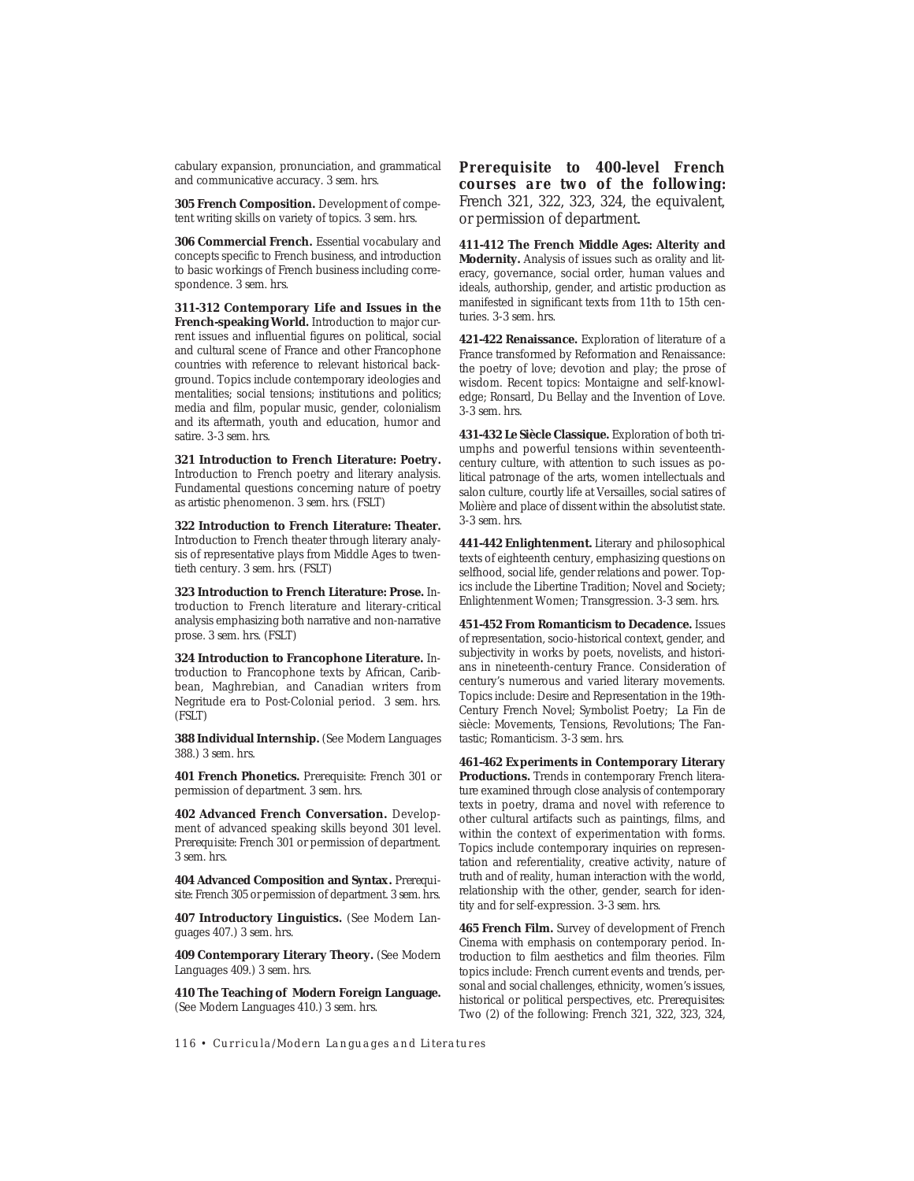cabulary expansion, pronunciation, and grammatical and communicative accuracy. 3 sem. hrs.

**305 French Composition.** Development of competent writing skills on variety of topics. 3 sem. hrs.

**306 Commercial French.** Essential vocabulary and concepts specific to French business, and introduction to basic workings of French business including correspondence. 3 sem. hrs.

**311-312 Contemporary Life and Issues in the French-speaking World.** Introduction to major current issues and influential figures on political, social and cultural scene of France and other Francophone countries with reference to relevant historical background. Topics include contemporary ideologies and mentalities; social tensions; institutions and politics; media and film, popular music, gender, colonialism and its aftermath, youth and education, humor and satire. 3-3 sem. hrs.

**321 Introduction to French Literature: Poetry.** Introduction to French poetry and literary analysis. Fundamental questions concerning nature of poetry as artistic phenomenon. 3 sem. hrs. (FSLT)

**322 Introduction to French Literature: Theater.** Introduction to French theater through literary analysis of representative plays from Middle Ages to twentieth century. 3 sem. hrs. (FSLT)

**323 Introduction to French Literature: Prose.** Introduction to French literature and literary-critical analysis emphasizing both narrative and non-narrative prose. 3 sem. hrs. (FSLT)

**324 Introduction to Francophone Literature.** Introduction to Francophone texts by African, Caribbean, Maghrebian, and Canadian writers from Negritude era to Post-Colonial period. 3 sem. hrs. (FSLT)

**388 Individual Internship.** (See Modern Languages 388.) 3 sem. hrs.

**401 French Phonetics.** Prerequisite: French 301 or permission of department. 3 sem. hrs.

**402 Advanced French Conversation.** Development of advanced speaking skills beyond 301 level. Prerequisite: French 301 or permission of department. 3 sem. hrs.

**404 Advanced Composition and Syntax.** Prerequisite: French 305 or permission of department. 3 sem. hrs.

**407 Introductory Linguistics.** (See Modern Languages 407.) 3 sem. hrs.

**409 Contemporary Literary Theory.** (See Modern Languages 409.) 3 sem. hrs.

**410 The Teaching of Modern Foreign Language.** (See Modern Languages 410.) 3 sem. hrs.

**Prerequisite to 400-level French courses are two of the following:** French 321, 322, 323, 324, the equivalent, or permission of department.

**411-412 The French Middle Ages: Alterity and Modernity.** Analysis of issues such as orality and literacy, governance, social order, human values and ideals, authorship, gender, and artistic production as manifested in significant texts from 11th to 15th centuries. 3-3 sem. hrs.

**421-422 Renaissance.** Exploration of literature of a France transformed by Reformation and Renaissance: the poetry of love; devotion and play; the prose of wisdom. Recent topics: Montaigne and self-knowledge; Ronsard, Du Bellay and the Invention of Love. 3-3 sem. hrs.

**431-432 Le Siècle Classique.** Exploration of both triumphs and powerful tensions within seventeenth-century culture, with attention to such issues as political patronage of the arts, women intellectuals and salon culture, courtly life at Versailles, social satires of Molière and place of dissent within the absolutist state. 3-3 sem. hrs.

**441-442 Enlightenment.** Literary and philosophical texts of eighteenth century, emphasizing questions on selfhood, social life, gender relations and power. Topics include the Libertine Tradition; Novel and Society; Enlightenment Women; Transgression. 3-3 sem. hrs.

**451-452 From Romanticism to Decadence.** Issues of representation, socio-historical context, gender, and subjectivity in works by poets, novelists, and historians in nineteenth-century France. Consideration of century's numerous and varied literary movements. Topics include: Desire and Representation in the 19th-Century French Novel; Symbolist Poetry; La Fin de siècle: Movements, Tensions, Revolutions; The Fantastic; Romanticism. 3-3 sem. hrs.

**461-462 Experiments in Contemporary Literary Productions.** Trends in contemporary French literature examined through close analysis of contemporary texts in poetry, drama and novel with reference to other cultural artifacts such as paintings, films, and within the context of experimentation with forms. Topics include contemporary inquiries on representation and referentiality, creative activity, nature of truth and of reality, human interaction with the world, relationship with the other, gender, search for identity and for self-expression. 3-3 sem. hrs.

**465 French Film.** Survey of development of French Cinema with emphasis on contemporary period. Introduction to film aesthetics and film theories. Film topics include: French current events and trends, personal and social challenges, ethnicity, women's issues, historical or political perspectives, etc. Prerequisites: Two (2) of the following: French 321, 322, 323, 324,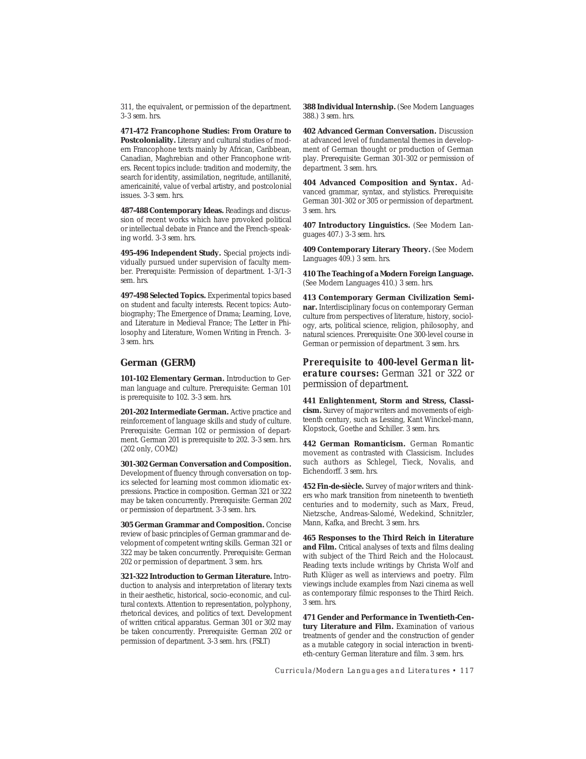311, the equivalent, or permission of the department. 3-3 sem. hrs.

**471-472 Francophone Studies: From Orature to Postcoloniality.** Literary and cultural studies of modern Francophone texts mainly by African, Caribbean, Canadian, Maghrebian and other Francophone writers. Recent topics include: tradition and modernity, the search for identity, assimilation, negritude, antillanité, americainité, value of verbal artistry, and postcolonial issues. 3-3 sem. hrs.

**487-488 Contemporary Ideas.** Readings and discussion of recent works which have provoked political or intellectual debate in France and the French-speaking world. 3-3 sem. hrs.

**495-496 Independent Study.** Special projects individually pursued under supervision of faculty member. Prerequisite: Permission of department. 1-3/1-3 sem. hrs.

**497-498 Selected Topics.** Experimental topics based on student and faculty interests. Recent topics: Autobiography; The Emergence of Drama; Learning, Love, and Literature in Medieval France; The Letter in Philosophy and Literature, Women Writing in French. 3-3 sem. hrs.

## German (GERM)

**101-102 Elementary German.** Introduction to German language and culture. Prerequisite: German 101 is prerequisite to 102. 3-3 sem. hrs.

**201-202 Intermediate German.** Active practice and reinforcement of language skills and study of culture. Prerequisite: German 102 or permission of department. German 201 is prerequisite to 202. 3-3 sem. hrs. (202 only, COM2)

**301-302 German Conversation and Composition.** Development of fluency through conversation on topics selected for learning most common idiomatic expressions. Practice in composition. German 321 or 322 may be taken concurrently. Prerequisite: German 202 or permission of department. 3-3 sem. hrs.

**305 German Grammar and Composition.** Concise review of basic principles of German grammar and development of competent writing skills. German 321 or 322 may be taken concurrently. Prerequisite: German 202 or permission of department. 3 sem. hrs.

**321-322 Introduction to German Literature.** Introduction to analysis and interpretation of literary texts in their aesthetic, historical, socio-economic, and cultural contexts. Attention to representation, polyphony, rhetorical devices, and politics of text. Development of written critical apparatus. German 301 or 302 may be taken concurrently. Prerequisite: German 202 or permission of department. 3-3 sem. hrs. (FSLT)

**388 Individual Internship.** (See Modern Languages 388.) 3 sem. hrs.

**402 Advanced German Conversation.** Discussion at advanced level of fundamental themes in development of German thought or production of German play. Prerequisite: German 301-302 or permission of department. 3 sem. hrs.

**404 Advanced Composition and Syntax.** Advanced grammar, syntax, and stylistics. Prerequisite: German 301-302 or 305 or permission of department. 3 sem. hrs.

**407 Introductory Linguistics.** (See Modern Languages 407.) 3-3 sem. hrs.

**409 Contemporary Literary Theory.** (See Modern Languages 409.) 3 sem. hrs.

**410 The Teaching of a Modern Foreign Language.** (See Modern Languages 410.) 3 sem. hrs.

**413 Contemporary German Civilization Seminar.** Interdisciplinary focus on contemporary German culture from perspectives of literature, history, sociology, arts, political science, religion, philosophy, and natural sciences. Prerequisite: One 300-level course in German or permission of department. 3 sem. hrs.

***Prerequisite to 400-level German literature courses:*** *German 321 or 322 or permission of department.*

**441 Enlightenment, Storm and Stress, Classicism.** Survey of major writers and movements of eighteenth century, such as Lessing, Kant Winckel-mann, Klopstock, Goethe and Schiller. 3 sem. hrs.

**442 German Romanticism.** German Romantic movement as contrasted with Classicism. Includes such authors as Schlegel, Tieck, Novalis, and Eichendorff. 3 sem. hrs.

**452 Fin-de-siècle.** Survey of major writers and thinkers who mark transition from nineteenth to twentieth centuries and to modernity, such as Marx, Freud, Nietzsche, Andreas-Salomé, Wedekind, Schnitzler, Mann, Kafka, and Brecht. 3 sem. hrs.

**465 Responses to the Third Reich in Literature and Film.** Critical analyses of texts and films dealing with subject of the Third Reich and the Holocaust. Reading texts include writings by Christa Wolf and Ruth Klüger as well as interviews and poetry. Film viewings include examples from Nazi cinema as well as contemporary filmic responses to the Third Reich. 3 sem. hrs.

**471 Gender and Performance in Twentieth-Century Literature and Film.** Examination of various treatments of gender and the construction of gender as a mutable category in social interaction in twentieth-century German literature and film. 3 sem. hrs.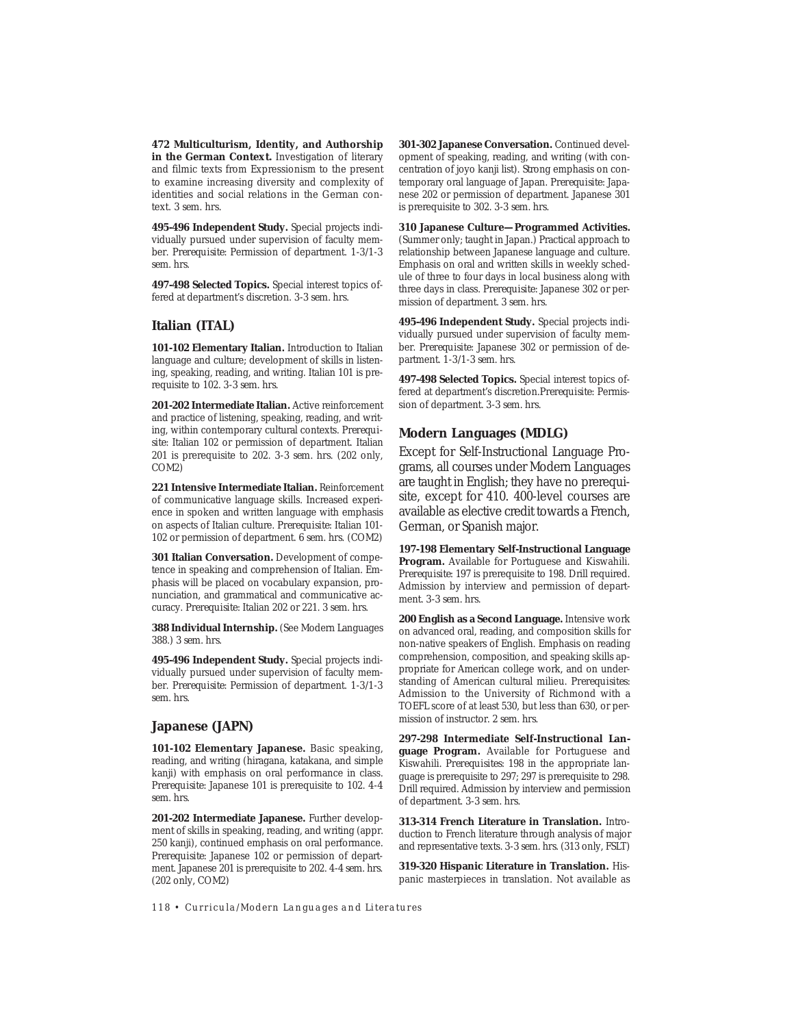**472 Multiculturism, Identity, and Authorship in the German Context.** Investigation of literary and filmic texts from Expressionism to the present to examine increasing diversity and complexity of identities and social relations in the German context. 3 sem. hrs.

**495-496 Independent Study.** Special projects individually pursued under supervision of faculty member. Prerequisite: Permission of department. 1-3/1-3 sem. hrs.

**497-498 Selected Topics.** Special interest topics offered at department's discretion. 3-3 sem. hrs.

## Italian (ITAL)

**101-102 Elementary Italian.** Introduction to Italian language and culture; development of skills in listening, speaking, reading, and writing. Italian 101 is prerequisite to 102. 3-3 sem. hrs.

**201-202 Intermediate Italian.** Active reinforcement and practice of listening, speaking, reading, and writing, within contemporary cultural contexts. Prerequisite: Italian 102 or permission of department. Italian 201 is prerequisite to 202. 3-3 sem. hrs. (202 only, COM2)

**221 Intensive Intermediate Italian.** Reinforcement of communicative language skills. Increased experience in spoken and written language with emphasis on aspects of Italian culture. Prerequisite: Italian 101-102 or permission of department. 6 sem. hrs. (COM2)

**301 Italian Conversation.** Development of competence in speaking and comprehension of Italian. Emphasis will be placed on vocabulary expansion, pronunciation, and grammatical and communicative accuracy. Prerequisite: Italian 202 or 221. 3 sem. hrs.

**388 Individual Internship.** (See Modern Languages 388.) 3 sem. hrs.

**495-496 Independent Study.** Special projects individually pursued under supervision of faculty member. Prerequisite: Permission of department. 1-3/1-3 sem. hrs.

## Japanese (JAPN)

**101-102 Elementary Japanese.** Basic speaking, reading, and writing (hiragana, katakana, and simple kanji) with emphasis on oral performance in class. Prerequisite: Japanese 101 is prerequisite to 102. 4-4 sem. hrs.

**201-202 Intermediate Japanese.** Further development of skills in speaking, reading, and writing (appr. 250 kanji), continued emphasis on oral performance. Prerequisite: Japanese 102 or permission of department. Japanese 201 is prerequisite to 202. 4-4 sem. hrs. (202 only, COM2)

**301-302 Japanese Conversation.** Continued development of speaking, reading, and writing (with concentration of joyo kanji list). Strong emphasis on contemporary oral language of Japan. Prerequisite: Japanese 202 or permission of department. Japanese 301 is prerequisite to 302. 3-3 sem. hrs.

**310 Japanese Culture—Programmed Activities.** (Summer only; taught in Japan.) Practical approach to relationship between Japanese language and culture. Emphasis on oral and written skills in weekly schedule of three to four days in local business along with three days in class. Prerequisite: Japanese 302 or permission of department. 3 sem. hrs.

**495-496 Independent Study.** Special projects individually pursued under supervision of faculty member. Prerequisite: Japanese 302 or permission of department. 1-3/1-3 sem. hrs.

**497-498 Selected Topics.** Special interest topics offered at department's discretion.Prerequisite: Permission of department. 3-3 sem. hrs.

## Modern Languages (MDLG)

Except for Self-Instructional Language Programs, all courses under Modern Languages are taught in English; they have no prerequisite, except for 410. 400-level courses are available as elective credit towards a French, German, or Spanish major.

**197-198 Elementary Self-Instructional Language Program.** Available for Portuguese and Kiswahili. Prerequisite: 197 is prerequisite to 198. Drill required. Admission by interview and permission of department. 3-3 sem. hrs.

**200 English as a Second Language.** Intensive work on advanced oral, reading, and composition skills for non-native speakers of English. Emphasis on reading comprehension, composition, and speaking skills appropriate for American college work, and on understanding of American cultural milieu. Prerequisites: Admission to the University of Richmond with a TOEFL score of at least 530, but less than 630, or permission of instructor. 2 sem. hrs.

**297-298 Intermediate Self-Instructional Language Program.** Available for Portuguese and Kiswahili. Prerequisites: 198 in the appropriate language is prerequisite to 297; 297 is prerequisite to 298. Drill required. Admission by interview and permission of department. 3-3 sem. hrs.

**313-314 French Literature in Translation.** Introduction to French literature through analysis of major and representative texts. 3-3 sem. hrs. (313 only, FSLT)

**319-320 Hispanic Literature in Translation.** Hispanic masterpieces in translation. Not available as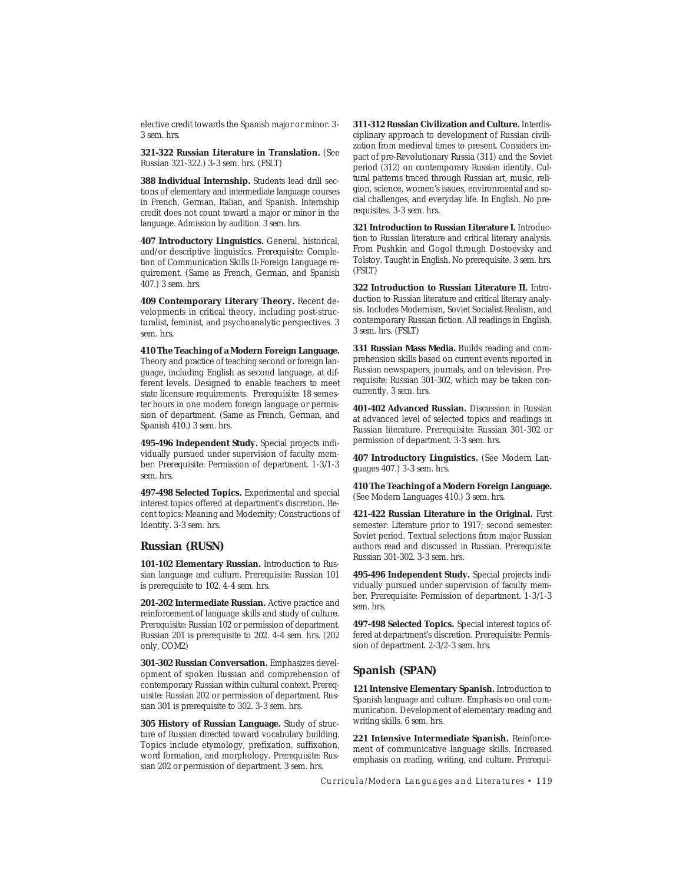elective credit towards the Spanish major or minor. 3-3 sem. hrs.

**321-322 Russian Literature in Translation.** (See Russian 321-322.) 3-3 sem. hrs. (FSLT)

**388 Individual Internship.** Students lead drill sections of elementary and intermediate language courses in French, German, Italian, and Spanish. Internship credit does not count toward a major or minor in the language. Admission by audition. 3 sem. hrs.

**407 Introductory Linguistics.** General, historical, and/or descriptive linguistics. Prerequisite: Completion of Communication Skills II-Foreign Language requirement. (Same as French, German, and Spanish 407.) 3 sem. hrs.

**409 Contemporary Literary Theory.** Recent developments in critical theory, including post-structuralist, feminist, and psychoanalytic perspectives. 3 sem. hrs.

**410 The Teaching of a Modern Foreign Language.** Theory and practice of teaching second or foreign language, including English as second language, at different levels. Designed to enable teachers to meet state licensure requirements. Prerequisite: 18 semester hours in one modern foreign language or permission of department. (Same as French, German, and Spanish 410.) 3 sem. hrs.

**495-496 Independent Study.** Special projects individually pursued under supervision of faculty member. Prerequisite: Permission of department. 1-3/1-3 sem. hrs.

**497-498 Selected Topics.** Experimental and special interest topics offered at department's discretion. Recent topics: Meaning and Modernity; Constructions of Identity. 3-3 sem. hrs.

## Russian (RUSN)

**101-102 Elementary Russian.** Introduction to Russian language and culture. Prerequisite: Russian 101 is prerequisite to 102. 4-4 sem. hrs.

**201-202 Intermediate Russian.** Active practice and reinforcement of language skills and study of culture. Prerequisite: Russian 102 or permission of department. Russian 201 is prerequisite to 202. 4-4 sem. hrs. (202 only, COM2)

**301-302 Russian Conversation.** Emphasizes development of spoken Russian and comprehension of contemporary Russian within cultural context. Prerequisite: Russian 202 or permission of department. Russian 301 is prerequisite to 302. 3-3 sem. hrs.

**305 History of Russian Language.** Study of structure of Russian directed toward vocabulary building. Topics include etymology, prefixation, suffixation, word formation, and morphology. Prerequisite: Russian 202 or permission of department. 3 sem. hrs.

**311-312 Russian Civilization and Culture.** Interdisciplinary approach to development of Russian civilization from medieval times to present. Considers impact of pre-Revolutionary Russia (311) and the Soviet period (312) on contemporary Russian identity. Cultural patterns traced through Russian art, music, religion, science, women's issues, environmental and social challenges, and everyday life. In English. No prerequisites. 3-3 sem. hrs.

**321 Introduction to Russian Literature I.** Introduction to Russian literature and critical literary analysis. From Pushkin and Gogol through Dostoevsky and Tolstoy. Taught in English. No prerequisite. 3 sem. hrs. (FSLT)

**322 Introduction to Russian Literature II.** Introduction to Russian literature and critical literary analysis. Includes Modernism, Soviet Socialist Realism, and contemporary Russian fiction. All readings in English. 3 sem. hrs. (FSLT)

**331 Russian Mass Media.** Builds reading and comprehension skills based on current events reported in Russian newspapers, journals, and on television. Prerequisite: Russian 301-302, which may be taken concurrently. 3 sem. hrs.

**401-402 Advanced Russian.** Discussion in Russian at advanced level of selected topics and readings in Russian literature. Prerequisite: Russian 301-302 or permission of department. 3-3 sem. hrs.

**407 Introductory Linguistics.** (See Modern Languages 407.) 3-3 sem. hrs.

**410 The Teaching of a Modern Foreign Language.** (See Modern Languages 410.) 3 sem. hrs.

**421-422 Russian Literature in the Original.** First semester: Literature prior to 1917; second semester: Soviet period. Textual selections from major Russian authors read and discussed in Russian. Prerequisite: Russian 301-302. 3-3 sem. hrs.

**495-496 Independent Study.** Special projects individually pursued under supervision of faculty member. Prerequisite: Permission of department. 1-3/1-3 sem. hrs.

**497-498 Selected Topics.** Special interest topics offered at department's discretion. Prerequisite: Permission of department. 2-3/2-3 sem. hrs.

## Spanish (SPAN)

**121 Intensive Elementary Spanish.** Introduction to Spanish language and culture. Emphasis on oral communication. Development of elementary reading and writing skills. 6 sem. hrs.

**221 Intensive Intermediate Spanish.** Reinforcement of communicative language skills. Increased emphasis on reading, writing, and culture. Prerequi-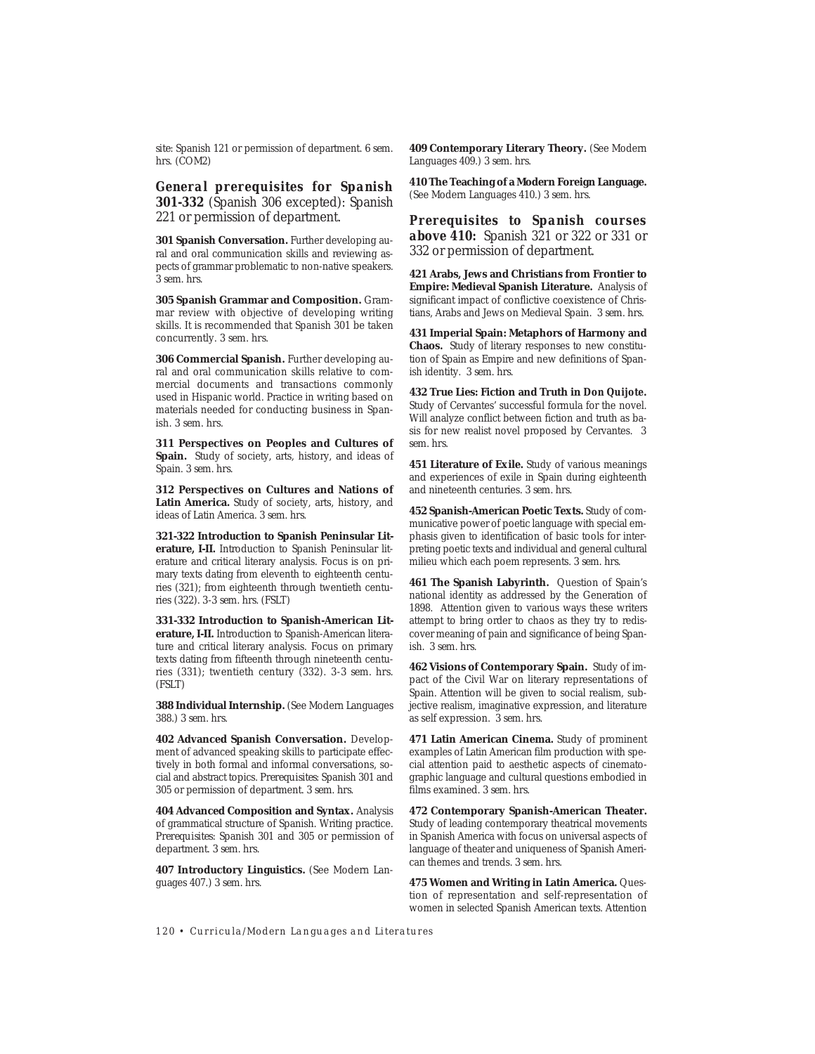site: Spanish 121 or permission of department. 6 sem. hrs. (COM2)

### General prerequisites for Spanish 301-332 (Spanish 306 excepted): Spanish 221 or permission of department.

**301 Spanish Conversation.** Further developing aural and oral communication skills and reviewing aspects of grammar problematic to non-native speakers. 3 sem. hrs.

**305 Spanish Grammar and Composition.** Grammar review with objective of developing writing skills. It is recommended that Spanish 301 be taken concurrently. 3 sem. hrs.

**306 Commercial Spanish.** Further developing aural and oral communication skills relative to commercial documents and transactions commonly used in Hispanic world. Practice in writing based on materials needed for conducting business in Spanish. 3 sem. hrs.

**311 Perspectives on Peoples and Cultures of Spain.** Study of society, arts, history, and ideas of Spain. 3 sem. hrs.

**312 Perspectives on Cultures and Nations of Latin America.** Study of society, arts, history, and ideas of Latin America. 3 sem. hrs.

**321-322 Introduction to Spanish Peninsular Literature, I-II.** Introduction to Spanish Peninsular literature and critical literary analysis. Focus is on primary texts dating from eleventh to eighteenth centuries (321); from eighteenth through twentieth centuries (322). 3-3 sem. hrs. (FSLT)

**331-332 Introduction to Spanish-American Literature, I-II.** Introduction to Spanish-American literature and critical literary analysis. Focus on primary texts dating from fifteenth through nineteenth centuries (331); twentieth century (332). 3-3 sem. hrs. (FSLT)

**388 Individual Internship.** (See Modern Languages 388.) 3 sem. hrs.

**402 Advanced Spanish Conversation.** Development of advanced speaking skills to participate effectively in both formal and informal conversations, social and abstract topics. Prerequisites: Spanish 301 and 305 or permission of department. 3 sem. hrs.

**404 Advanced Composition and Syntax.** Analysis of grammatical structure of Spanish. Writing practice. Prerequisites: Spanish 301 and 305 or permission of department. 3 sem. hrs.

**407 Introductory Linguistics.** (See Modern Languages 407.) 3 sem. hrs.

**409 Contemporary Literary Theory.** (See Modern Languages 409.) 3 sem. hrs.

**410 The Teaching of a Modern Foreign Language.** (See Modern Languages 410.) 3 sem. hrs.

### Prerequisites to Spanish courses above 410: Spanish 321 or 322 or 331 or 332 or permission of department.

**421 Arabs, Jews and Christians from Frontier to Empire: Medieval Spanish Literature.** Analysis of significant impact of conflictive coexistence of Christians, Arabs and Jews on Medieval Spain. 3 sem. hrs.

**431 Imperial Spain: Metaphors of Harmony and Chaos.** Study of literary responses to new constitution of Spain as Empire and new definitions of Spanish identity. 3 sem. hrs.

**432 True Lies: Fiction and Truth in *Don Quijote*.** Study of Cervantes' successful formula for the novel. Will analyze conflict between fiction and truth as basis for new realist novel proposed by Cervantes. 3 sem. hrs.

**451 Literature of Exile.** Study of various meanings and experiences of exile in Spain during eighteenth and nineteenth centuries. 3 sem. hrs.

**452 Spanish-American Poetic Texts.** Study of communicative power of poetic language with special emphasis given to identification of basic tools for interpreting poetic texts and individual and general cultural milieu which each poem represents. 3 sem. hrs.

**461 The Spanish Labyrinth.** Question of Spain's national identity as addressed by the Generation of 1898. Attention given to various ways these writers attempt to bring order to chaos as they try to rediscover meaning of pain and significance of being Spanish. 3 sem. hrs.

**462 Visions of Contemporary Spain.** Study of impact of the Civil War on literary representations of Spain. Attention will be given to social realism, subjective realism, imaginative expression, and literature as self expression. 3 sem. hrs.

**471 Latin American Cinema.** Study of prominent examples of Latin American film production with special attention paid to aesthetic aspects of cinematographic language and cultural questions embodied in films examined. 3 sem. hrs.

**472 Contemporary Spanish-American Theater.** Study of leading contemporary theatrical movements in Spanish America with focus on universal aspects of language of theater and uniqueness of Spanish American themes and trends. 3 sem. hrs.

**475 Women and Writing in Latin America.** Question of representation and self-representation of women in selected Spanish American texts. Attention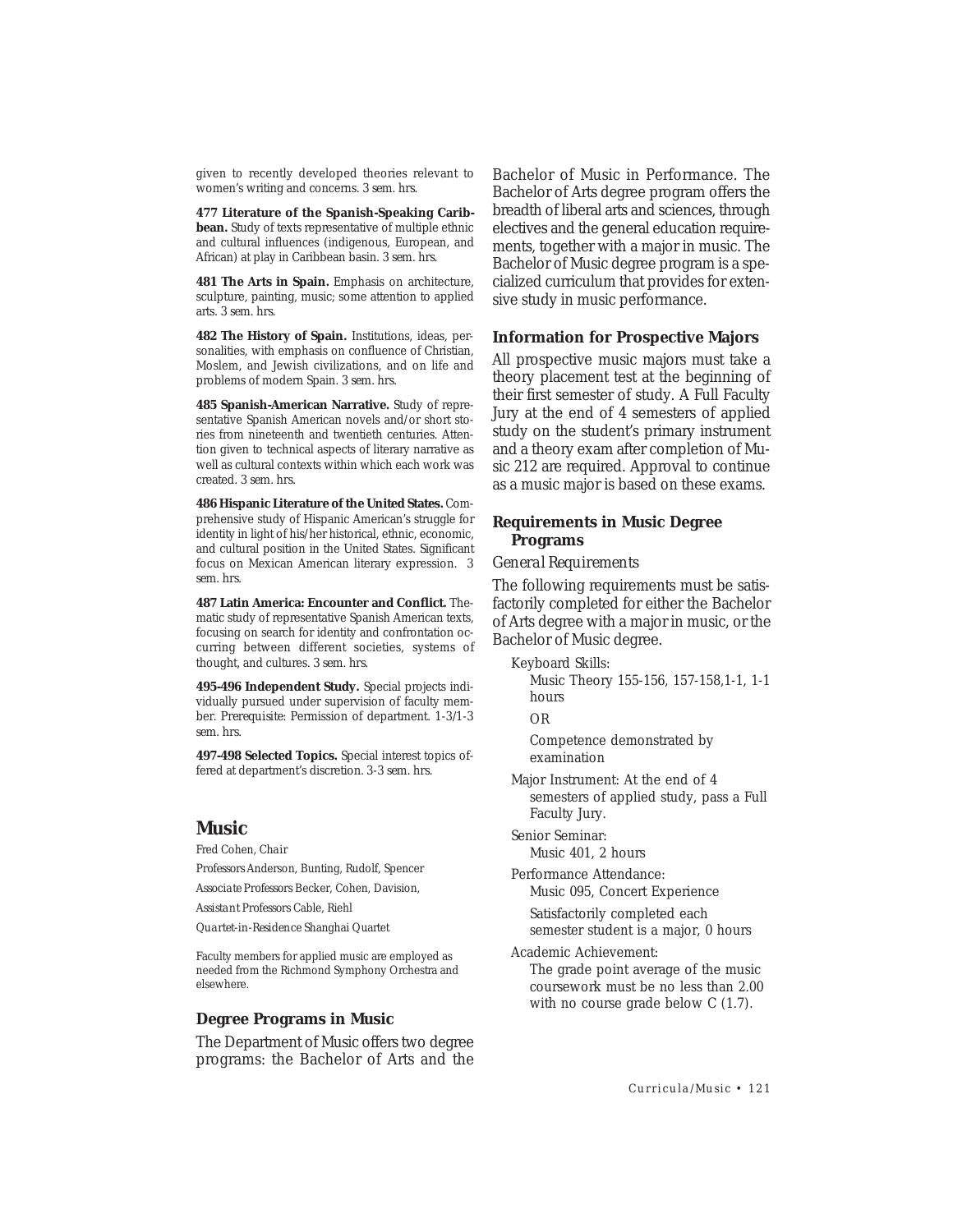given to recently developed theories relevant to women's writing and concerns. 3 sem. hrs.

**477 Literature of the Spanish-Speaking Caribbean.** Study of texts representative of multiple ethnic and cultural influences (indigenous, European, and African) at play in Caribbean basin. 3 sem. hrs.

**481 The Arts in Spain.** Emphasis on architecture, sculpture, painting, music; some attention to applied arts. 3 sem. hrs.

**482 The History of Spain.** Institutions, ideas, personalities, with emphasis on confluence of Christian, Moslem, and Jewish civilizations, and on life and problems of modern Spain. 3 sem. hrs.

**485 Spanish-American Narrative.** Study of representative Spanish American novels and/or short stories from nineteenth and twentieth centuries. Attention given to technical aspects of literary narrative as well as cultural contexts within which each work was created. 3 sem. hrs.

**486 Hispanic Literature of the United States.** Comprehensive study of Hispanic American's struggle for identity in light of his/her historical, ethnic, economic, and cultural position in the United States. Significant focus on Mexican American literary expression. 3 sem. hrs.

**487 Latin America: Encounter and Conflict.** Thematic study of representative Spanish American texts, focusing on search for identity and confrontation occurring between different societies, systems of thought, and cultures. 3 sem. hrs.

**495-496 Independent Study.** Special projects individually pursued under supervision of faculty member. Prerequisite: Permission of department. 1-3/1-3 sem. hrs.

**497-498 Selected Topics.** Special interest topics offered at department's discretion. 3-3 sem. hrs.

# Music

*Fred Cohen, Chair*

*Professors* Anderson, Bunting, Rudolf, Spencer

*Associate Professors* Becker, Cohen, Davision,

*Assistant Professors* Cable, Riehl

*Quartet-in-Residence* Shanghai Quartet

*Faculty members for applied music are employed as needed from the Richmond Symphony Orchestra and elsewhere.*

## Degree Programs in Music

The Department of Music offers two degree programs: the Bachelor of Arts and the Bachelor of Music in Performance. The Bachelor of Arts degree program offers the breadth of liberal arts and sciences, through electives and the general education requirements, together with a major in music. The Bachelor of Music degree program is a specialized curriculum that provides for extensive study in music performance.

## Information for Prospective Majors

All prospective music majors must take a theory placement test at the beginning of their first semester of study. A Full Faculty Jury at the end of 4 semesters of applied study on the student's primary instrument and a theory exam after completion of Music 212 are required. Approval to continue as a music major is based on these exams.

## Requirements in Music Degree Programs

### *General Requirements*

The following requirements must be satisfactorily completed for either the Bachelor of Arts degree with a major in music, or the Bachelor of Music degree.

Keyboard Skills:
- Music Theory 155-156, 157-158,1-1, 1-1 hours

  OR

  Competence demonstrated by examination

Major Instrument: At the end of 4 semesters of applied study, pass a Full Faculty Jury.

Senior Seminar:
- Music 401, 2 hours

Performance Attendance:
- Music 095, Concert Experience

  Satisfactorily completed each semester student is a major, 0 hours

Academic Achievement:
- The grade point average of the music coursework must be no less than 2.00 with no course grade below C (1.7).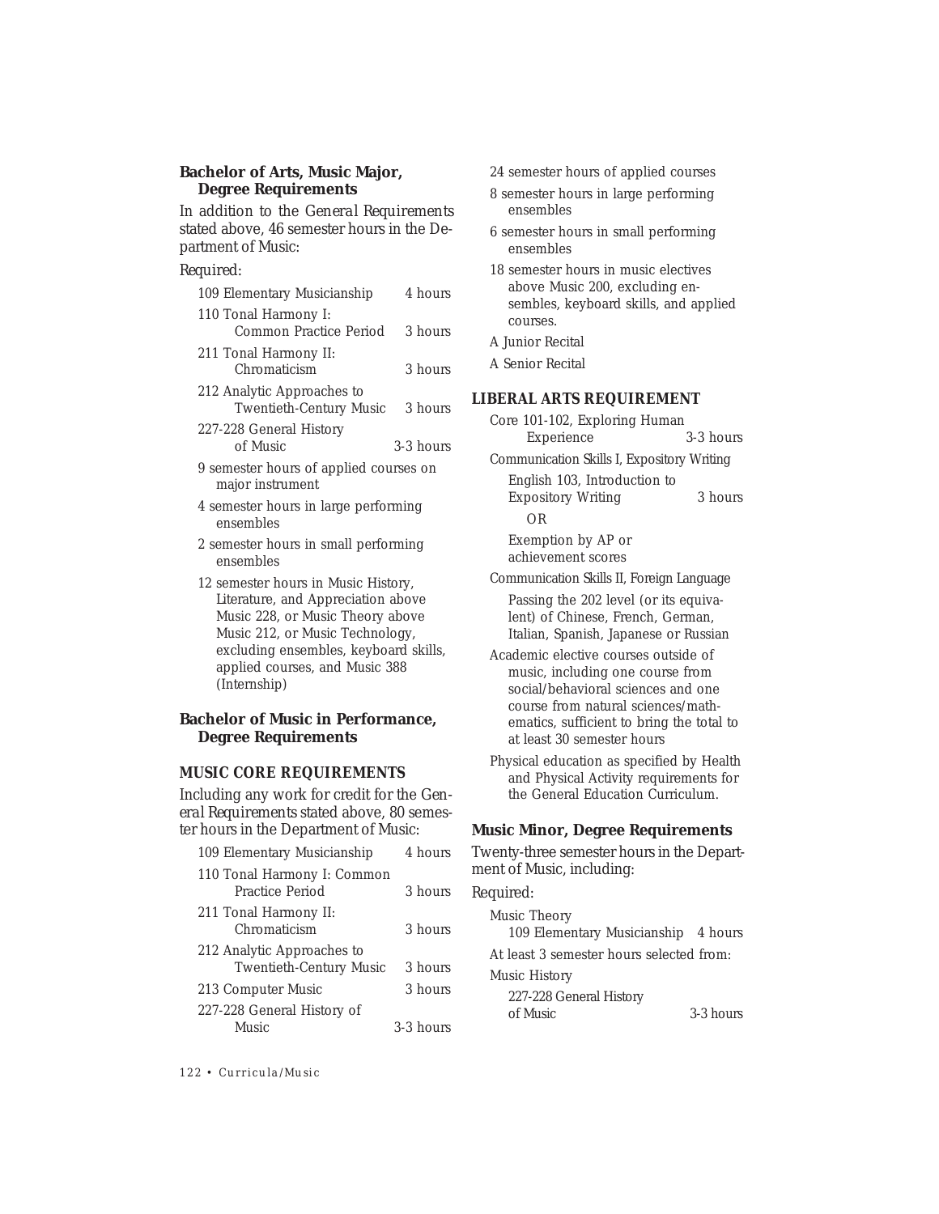## Bachelor of Arts, Music Major, Degree Requirements

In addition to the *General Requirements* stated above, 46 semester hours in the Department of Music:

*Required:*

| | |
|---|---|
| 109 Elementary Musicianship | 4 hours |
| 110 Tonal Harmony I: Common Practice Period | 3 hours |
| 211 Tonal Harmony II: Chromaticism | 3 hours |
| 212 Analytic Approaches to Twentieth-Century Music | 3 hours |
| 227-228 General History of Music | 3-3 hours |

9 semester hours of applied courses on major instrument

4 semester hours in large performing ensembles

2 semester hours in small performing ensembles

12 semester hours in Music History, Literature, and Appreciation above Music 228, or Music Theory above Music 212, or Music Technology, excluding ensembles, keyboard skills, applied courses, and Music 388 (Internship)

## Bachelor of Music in Performance, Degree Requirements

### MUSIC CORE REQUIREMENTS

Including any work for credit for the *General Requirements* stated above, 80 semester hours in the Department of Music:

| | |
|---|---|
| 109 Elementary Musicianship | 4 hours |
| 110 Tonal Harmony I: Common Practice Period | 3 hours |
| 211 Tonal Harmony II: Chromaticism | 3 hours |
| 212 Analytic Approaches to Twentieth-Century Music | 3 hours |
| 213 Computer Music | 3 hours |
| 227-228 General History of Music | 3-3 hours |

24 semester hours of applied courses

8 semester hours in large performing ensembles

6 semester hours in small performing ensembles

18 semester hours in music electives above Music 200, excluding ensembles, keyboard skills, and applied courses.

A Junior Recital

A Senior Recital

### LIBERAL ARTS REQUIREMENT

Core 101-102, Exploring Human Experience — 3-3 hours

Communication Skills I, Expository Writing

English 103, Introduction to Expository Writing — 3 hours

OR

Exemption by AP or achievement scores

Communication Skills II, Foreign Language

Passing the 202 level (or its equivalent) of Chinese, French, German, Italian, Spanish, Japanese or Russian

Academic elective courses outside of music, including one course from social/behavioral sciences and one course from natural sciences/mathematics, sufficient to bring the total to at least 30 semester hours

Physical education as specified by Health and Physical Activity requirements for the General Education Curriculum.

## Music Minor, Degree Requirements

Twenty-three semester hours in the Department of Music, including:

*Required:*

Music Theory

109 Elementary Musicianship — 4 hours

At least 3 semester hours selected from:

Music History

227-228 General History of Music — 3-3 hours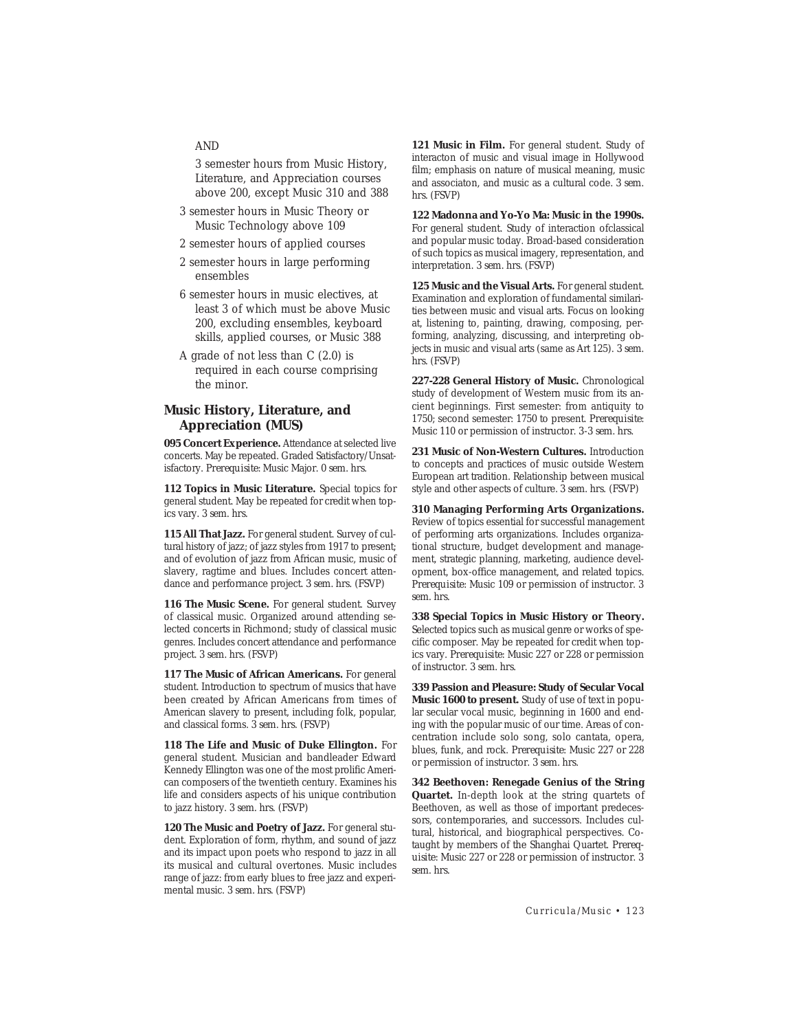AND

3 semester hours from Music History, Literature, and Appreciation courses above 200, except Music 310 and 388

3 semester hours in Music Theory or Music Technology above 109

2 semester hours of applied courses

2 semester hours in large performing ensembles

6 semester hours in music electives, at least 3 of which must be above Music 200, excluding ensembles, keyboard skills, applied courses, or Music 388

A grade of not less than C (2.0) is required in each course comprising the minor.

## Music History, Literature, and Appreciation (MUS)

**095 Concert Experience.** Attendance at selected live concerts. May be repeated. Graded Satisfactory/Unsatisfactory. Prerequisite: Music Major. 0 sem. hrs.

**112 Topics in Music Literature.** Special topics for general student. May be repeated for credit when topics vary. 3 sem. hrs.

**115 All That Jazz.** For general student. Survey of cultural history of jazz; of jazz styles from 1917 to present; and of evolution of jazz from African music, music of slavery, ragtime and blues. Includes concert attendance and performance project. 3 sem. hrs. (FSVP)

**116 The Music Scene.** For general student. Survey of classical music. Organized around attending selected concerts in Richmond; study of classical music genres. Includes concert attendance and performance project. 3 sem. hrs. (FSVP)

**117 The Music of African Americans.** For general student. Introduction to spectrum of musics that have been created by African Americans from times of American slavery to present, including folk, popular, and classical forms. 3 sem. hrs. (FSVP)

**118 The Life and Music of Duke Ellington.** For general student. Musician and bandleader Edward Kennedy Ellington was one of the most prolific American composers of the twentieth century. Examines his life and considers aspects of his unique contribution to jazz history. 3 sem. hrs. (FSVP)

**120 The Music and Poetry of Jazz.** For general student. Exploration of form, rhythm, and sound of jazz and its impact upon poets who respond to jazz in all its musical and cultural overtones. Music includes range of jazz: from early blues to free jazz and experimental music. 3 sem. hrs. (FSVP)

**121 Music in Film.** For general student. Study of interacton of music and visual image in Hollywood film; emphasis on nature of musical meaning, music and associaton, and music as a cultural code. 3 sem. hrs. (FSVP)

**122 Madonna and Yo-Yo Ma: Music in the 1990s.** For general student. Study of interaction ofclassical and popular music today. Broad-based consideration of such topics as musical imagery, representation, and interpretation. 3 sem. hrs. (FSVP)

**125 Music and the Visual Arts.** For general student. Examination and exploration of fundamental similarities between music and visual arts. Focus on looking at, listening to, painting, drawing, composing, performing, analyzing, discussing, and interpreting objects in music and visual arts (same as Art 125). 3 sem. hrs. (FSVP)

**227-228 General History of Music.** Chronological study of development of Western music from its ancient beginnings. First semester: from antiquity to 1750; second semester: 1750 to present. Prerequisite: Music 110 or permission of instructor. 3-3 sem. hrs.

**231 Music of Non-Western Cultures.** Introduction to concepts and practices of music outside Western European art tradition. Relationship between musical style and other aspects of culture. 3 sem. hrs. (FSVP)

**310 Managing Performing Arts Organizations.** Review of topics essential for successful management of performing arts organizations. Includes organizational structure, budget development and management, strategic planning, marketing, audience development, box-office management, and related topics. Prerequisite: Music 109 or permission of instructor. 3 sem. hrs.

**338 Special Topics in Music History or Theory.** Selected topics such as musical genre or works of specific composer. May be repeated for credit when topics vary. Prerequisite: Music 227 or 228 or permission of instructor. 3 sem. hrs.

**339 Passion and Pleasure: Study of Secular Vocal Music 1600 to present.** Study of use of text in popular secular vocal music, beginning in 1600 and ending with the popular music of our time. Areas of concentration include solo song, solo cantata, opera, blues, funk, and rock. Prerequisite: Music 227 or 228 or permission of instructor. 3 sem. hrs.

**342 Beethoven: Renegade Genius of the String Quartet.** In-depth look at the string quartets of Beethoven, as well as those of important predecessors, contemporaries, and successors. Includes cultural, historical, and biographical perspectives. Cotaught by members of the Shanghai Quartet. Prerequisite: Music 227 or 228 or permission of instructor. 3 sem. hrs.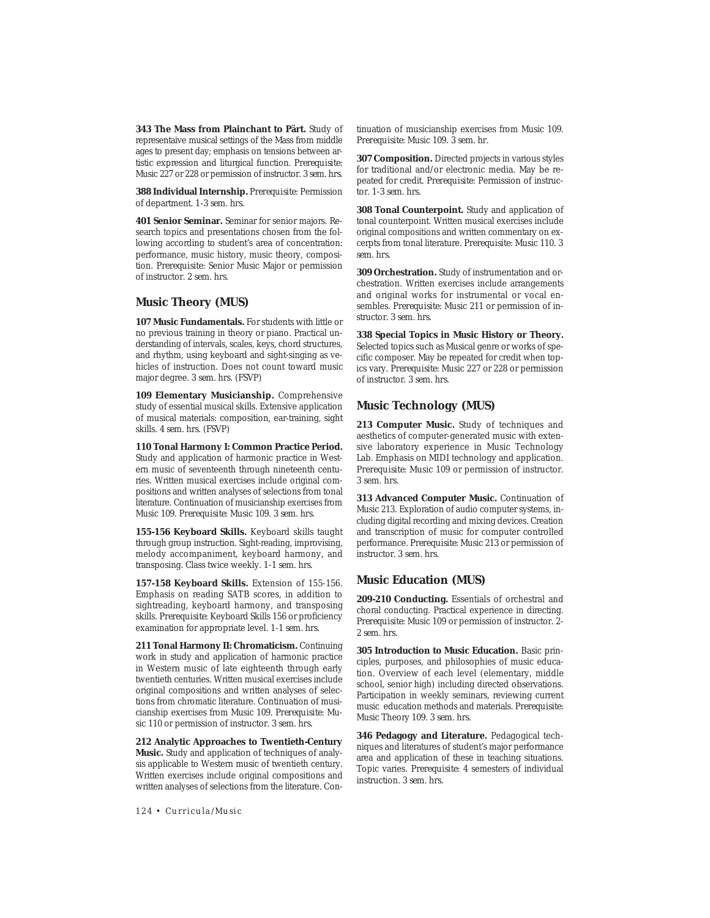**343 The Mass from Plainchant to Pärt.** Study of representaive musical settings of the Mass from middle ages to present day; emphasis on tensions between artistic expression and liturgical function. Prerequisite: Music 227 or 228 or permission of instructor. 3 sem. hrs.

**388 Individual Internship.** Prerequisite: Permission of department. 1-3 sem. hrs.

**401 Senior Seminar.** Seminar for senior majors. Research topics and presentations chosen from the following according to student's area of concentration: performance, music history, music theory, composition. Prerequisite: Senior Music Major or permission of instructor. 2 sem. hrs.

## Music Theory (MUS)

**107 Music Fundamentals.** For students with little or no previous training in theory or piano. Practical understanding of intervals, scales, keys, chord structures, and rhythm, using keyboard and sight-singing as vehicles of instruction. Does not count toward music major degree. 3 sem. hrs. (FSVP)

**109 Elementary Musicianship.** Comprehensive study of essential musical skills. Extensive application of musical materials: composition, ear-training, sight skills. 4 sem. hrs. (FSVP)

**110 Tonal Harmony I: Common Practice Period.** Study and application of harmonic practice in Western music of seventeenth through nineteenth centuries. Written musical exercises include original compositions and written analyses of selections from tonal literature. Continuation of musicianship exercises from Music 109. Prerequisite: Music 109. 3 sem. hrs.

**155-156 Keyboard Skills.** Keyboard skills taught through group instruction. Sight-reading, improvising, melody accompaniment, keyboard harmony, and transposing. Class twice weekly. 1-1 sem. hrs.

**157-158 Keyboard Skills.** Extension of 155-156. Emphasis on reading SATB scores, in addition to sightreading, keyboard harmony, and transposing skills. Prerequisite: Keyboard Skills 156 or proficiency examination for appropriate level. 1-1 sem. hrs.

**211 Tonal Harmony II: Chromaticism.** Continuing work in study and application of harmonic practice in Western music of late eighteenth through early twentieth centuries. Written musical exercises include original compositions and written analyses of selections from chromatic literature. Continuation of musicianship exercises from Music 109. Prerequisite: Music 110 or permission of instructor. 3 sem. hrs.

**212 Analytic Approaches to Twentieth-Century Music.** Study and application of techniques of analysis applicable to Western music of twentieth century. Written exercises include original compositions and written analyses of selections from the literature. Continuation of musicianship exercises from Music 109. Prerequisite: Music 109. 3 sem. hr.

**307 Composition.** Directed projects in various styles for traditional and/or electronic media. May be repeated for credit. Prerequisite: Permission of instructor. 1-3 sem. hrs.

**308 Tonal Counterpoint.** Study and application of tonal counterpoint. Written musical exercises include original compositions and written commentary on excerpts from tonal literature. Prerequisite: Music 110. 3 sem. hrs.

**309 Orchestration.** Study of instrumentation and orchestration. Written exercises include arrangements and original works for instrumental or vocal ensembles. Prerequisite: Music 211 or permission of instructor. 3 sem. hrs.

**338 Special Topics in Music History or Theory.** Selected topics such as Musical genre or works of specific composer. May be repeated for credit when topics vary. Prerequisite: Music 227 or 228 or permission of instructor. 3 sem. hrs.

## Music Technology (MUS)

**213 Computer Music.** Study of techniques and aesthetics of computer-generated music with extensive laboratory experience in Music Technology Lab. Emphasis on MIDI technology and application. Prerequisite: Music 109 or permission of instructor. 3 sem. hrs.

**313 Advanced Computer Music.** Continuation of Music 213. Exploration of audio computer systems, including digital recording and mixing devices. Creation and transcription of music for computer controlled performance. Prerequisite: Music 213 or permission of instructor. 3 sem. hrs.

## Music Education (MUS)

**209-210 Conducting.** Essentials of orchestral and choral conducting. Practical experience in directing. Prerequisite: Music 109 or permission of instructor. 2-2 sem. hrs.

**305 Introduction to Music Education.** Basic principles, purposes, and philosophies of music education. Overview of each level (elementary, middle school, senior high) including directed observations. Participation in weekly seminars, reviewing current music education methods and materials. Prerequisite: Music Theory 109. 3 sem. hrs.

**346 Pedagogy and Literature.** Pedagogical techniques and literatures of student's major performance area and application of these in teaching situations. Topic varies. Prerequisite: 4 semesters of individual instruction. 3 sem. hrs.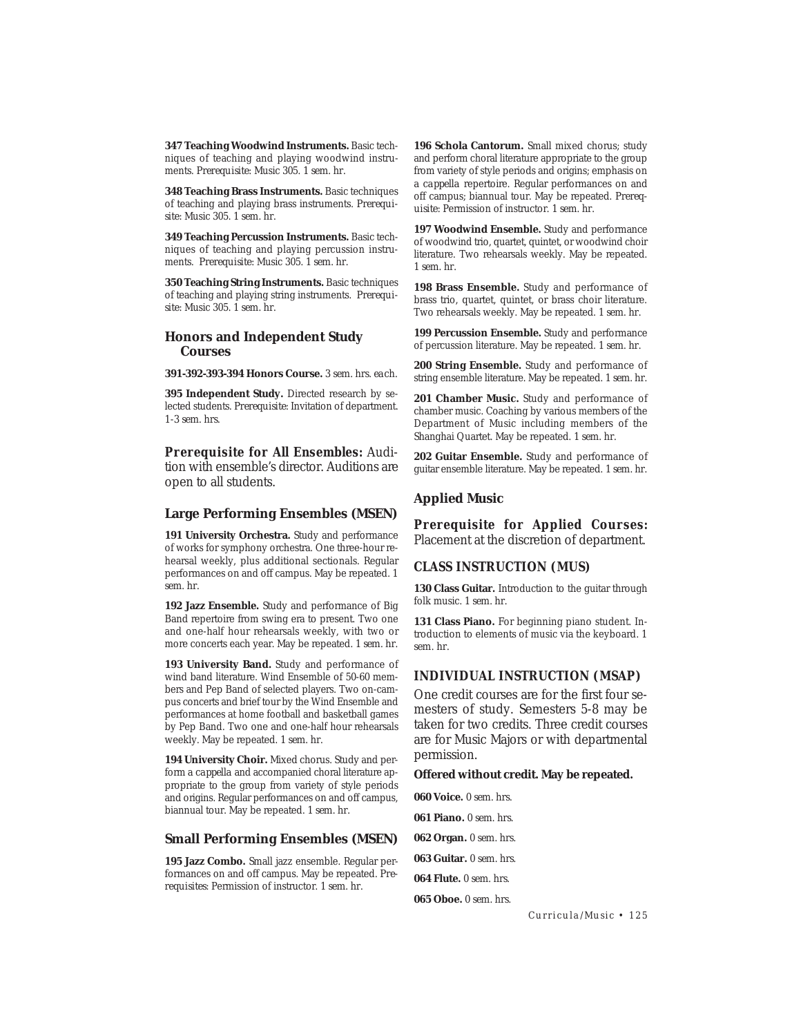**347 Teaching Woodwind Instruments.** Basic techniques of teaching and playing woodwind instruments. Prerequisite: Music 305. 1 sem. hr.

**348 Teaching Brass Instruments.** Basic techniques of teaching and playing brass instruments. Prerequisite: Music 305. 1 sem. hr.

**349 Teaching Percussion Instruments.** Basic techniques of teaching and playing percussion instruments. Prerequisite: Music 305. 1 sem. hr.

**350 Teaching String Instruments.** Basic techniques of teaching and playing string instruments. Prerequisite: Music 305. 1 sem. hr.

## Honors and Independent Study Courses

**391-392-393-394 Honors Course.** 3 sem. hrs. each.

**395 Independent Study.** Directed research by selected students. Prerequisite: Invitation of department. 1-3 sem. hrs.

**Prerequisite for All Ensembles:** Audition with ensemble's director. Auditions are open to all students.

## Large Performing Ensembles (MSEN)

**191 University Orchestra.** Study and performance of works for symphony orchestra. One three-hour rehearsal weekly, plus additional sectionals. Regular performances on and off campus. May be repeated. 1 sem. hr.

**192 Jazz Ensemble.** Study and performance of Big Band repertoire from swing era to present. Two one and one-half hour rehearsals weekly, with two or more concerts each year. May be repeated. 1 sem. hr.

**193 University Band.** Study and performance of wind band literature. Wind Ensemble of 50-60 members and Pep Band of selected players. Two on-campus concerts and brief tour by the Wind Ensemble and performances at home football and basketball games by Pep Band. Two one and one-half hour rehearsals weekly. May be repeated. 1 sem. hr.

**194 University Choir.** Mixed chorus. Study and perform a cappella and accompanied choral literature appropriate to the group from variety of style periods and origins. Regular performances on and off campus, biannual tour. May be repeated. 1 sem. hr.

## Small Performing Ensembles (MSEN)

**195 Jazz Combo.** Small jazz ensemble. Regular performances on and off campus. May be repeated. Prerequisites: Permission of instructor. 1 sem. hr.

**196 Schola Cantorum.** Small mixed chorus; study and perform choral literature appropriate to the group from variety of style periods and origins; emphasis on a cappella repertoire. Regular performances on and off campus; biannual tour. May be repeated. Prerequisite: Permission of instructor. 1 sem. hr.

**197 Woodwind Ensemble.** Study and performance of woodwind trio, quartet, quintet, or woodwind choir literature. Two rehearsals weekly. May be repeated. 1 sem. hr.

**198 Brass Ensemble.** Study and performance of brass trio, quartet, quintet, or brass choir literature. Two rehearsals weekly. May be repeated. 1 sem. hr.

**199 Percussion Ensemble.** Study and performance of percussion literature. May be repeated. 1 sem. hr.

**200 String Ensemble.** Study and performance of string ensemble literature. May be repeated. 1 sem. hr.

**201 Chamber Music.** Study and performance of chamber music. Coaching by various members of the Department of Music including members of the Shanghai Quartet. May be repeated. 1 sem. hr.

**202 Guitar Ensemble.** Study and performance of guitar ensemble literature. May be repeated. 1 sem. hr.

## Applied Music

**Prerequisite for Applied Courses:** Placement at the discretion of department.

### CLASS INSTRUCTION (MUS)

**130 Class Guitar.** Introduction to the guitar through folk music. 1 sem. hr.

**131 Class Piano.** For beginning piano student. Introduction to elements of music via the keyboard. 1 sem. hr.

### INDIVIDUAL INSTRUCTION (MSAP)

One credit courses are for the first four semesters of study. Semesters 5-8 may be taken for two credits. Three credit courses are for Music Majors or with departmental permission.

**Offered without credit. May be repeated.**

**060 Voice.** 0 sem. hrs.

**061 Piano.** 0 sem. hrs.

**062 Organ.** 0 sem. hrs.

**063 Guitar.** 0 sem. hrs.

**064 Flute.** 0 sem. hrs.

**065 Oboe.** 0 sem. hrs.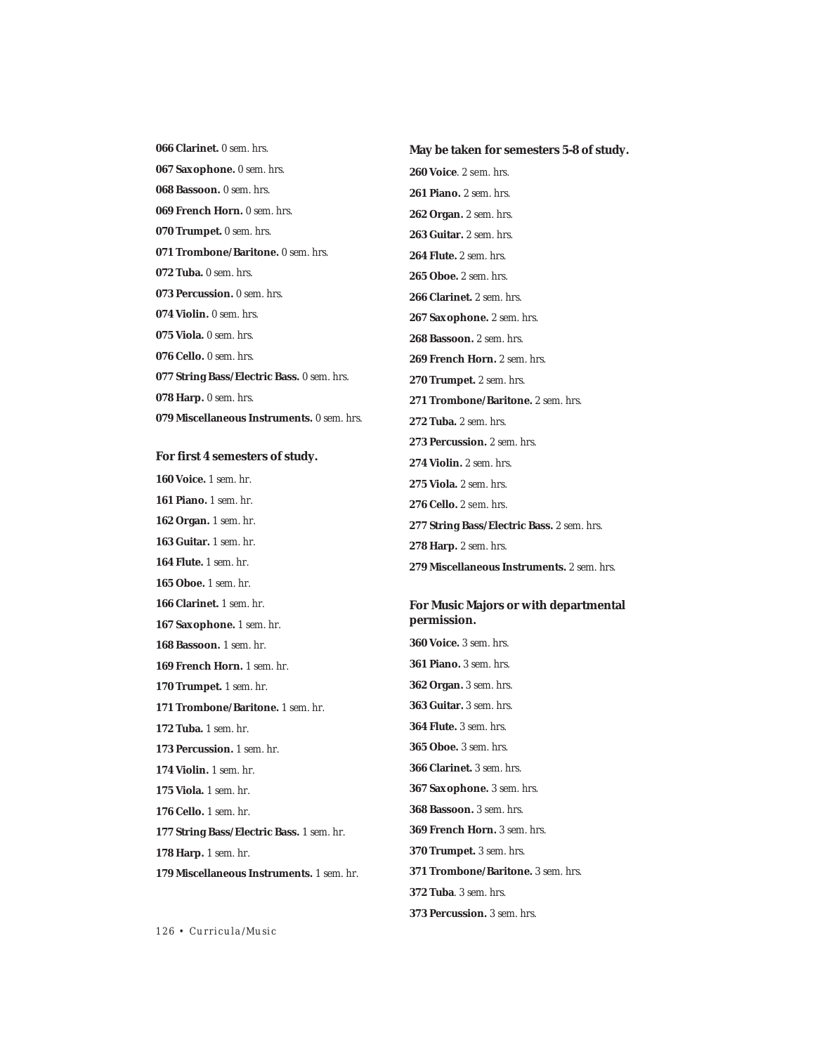**066 Clarinet.** *0 sem. hrs.*

**067 Saxophone.** *0 sem. hrs.*

**068 Bassoon.** *0 sem. hrs.*

**069 French Horn.** *0 sem. hrs.*

**070 Trumpet.** *0 sem. hrs.*

**071 Trombone/Baritone.** *0 sem. hrs.*

**072 Tuba.** *0 sem. hrs.*

**073 Percussion.** *0 sem. hrs.*

**074 Violin.** *0 sem. hrs.*

**075 Viola.** *0 sem. hrs.*

**076 Cello.** *0 sem. hrs.*

**077 String Bass/Electric Bass.** *0 sem. hrs.*

**078 Harp.** *0 sem. hrs.*

**079 Miscellaneous Instruments.** *0 sem. hrs.*

### For first 4 semesters of study.

**160 Voice.** *1 sem. hr.*

**161 Piano.** *1 sem. hr.*

**162 Organ.** *1 sem. hr.*

**163 Guitar.** *1 sem. hr.*

**164 Flute.** *1 sem. hr.*

**165 Oboe.** *1 sem. hr.*

**166 Clarinet.** *1 sem. hr.*

**167 Saxophone.** *1 sem. hr.*

**168 Bassoon.** *1 sem. hr.*

**169 French Horn.** *1 sem. hr.*

**170 Trumpet.** *1 sem. hr.*

**171 Trombone/Baritone.** *1 sem. hr.*

**172 Tuba.** *1 sem. hr.*

**173 Percussion.** *1 sem. hr.*

**174 Violin.** *1 sem. hr.*

**175 Viola.** *1 sem. hr.*

**176 Cello.** *1 sem. hr.*

**177 String Bass/Electric Bass.** *1 sem. hr.*

**178 Harp.** *1 sem. hr.*

**179 Miscellaneous Instruments.** *1 sem. hr.*

### May be taken for semesters 5-8 of study.

**260 Voice**. *2 sem. hrs.*

**261 Piano.** *2 sem. hrs.*

**262 Organ.** *2 sem. hrs.*

**263 Guitar.** *2 sem. hrs.*

**264 Flute.** *2 sem. hrs.*

**265 Oboe.** *2 sem. hrs.*

**266 Clarinet.** *2 sem. hrs.*

**267 Saxophone.** *2 sem. hrs.*

**268 Bassoon.** *2 sem. hrs.*

**269 French Horn.** *2 sem. hrs.*

**270 Trumpet.** *2 sem. hrs.*

**271 Trombone/Baritone.** *2 sem. hrs.*

**272 Tuba.** *2 sem. hrs.*

**273 Percussion.** *2 sem. hrs.*

**274 Violin.** *2 sem. hrs.*

**275 Viola.** *2 sem. hrs.*

**276 Cello.** *2 sem. hrs.*

**277 String Bass/Electric Bass.** *2 sem. hrs.*

**278 Harp.** *2 sem. hrs.*

**279 Miscellaneous Instruments.** *2 sem. hrs.*

### For Music Majors or with departmental permission.

**360 Voice.** *3 sem. hrs.*

**361 Piano.** *3 sem. hrs.*

**362 Organ.** *3 sem. hrs.*

**363 Guitar.** *3 sem. hrs.*

**364 Flute.** *3 sem. hrs.*

**365 Oboe.** *3 sem. hrs.*

**366 Clarinet.** *3 sem. hrs.*

**367 Saxophone.** *3 sem. hrs.*

**368 Bassoon.** *3 sem. hrs.*

**369 French Horn.** *3 sem. hrs.*

**370 Trumpet.** *3 sem. hrs.*

**371 Trombone/Baritone.** *3 sem. hrs.*

**372 Tuba**. *3 sem. hrs.*

**373 Percussion.** *3 sem. hrs.*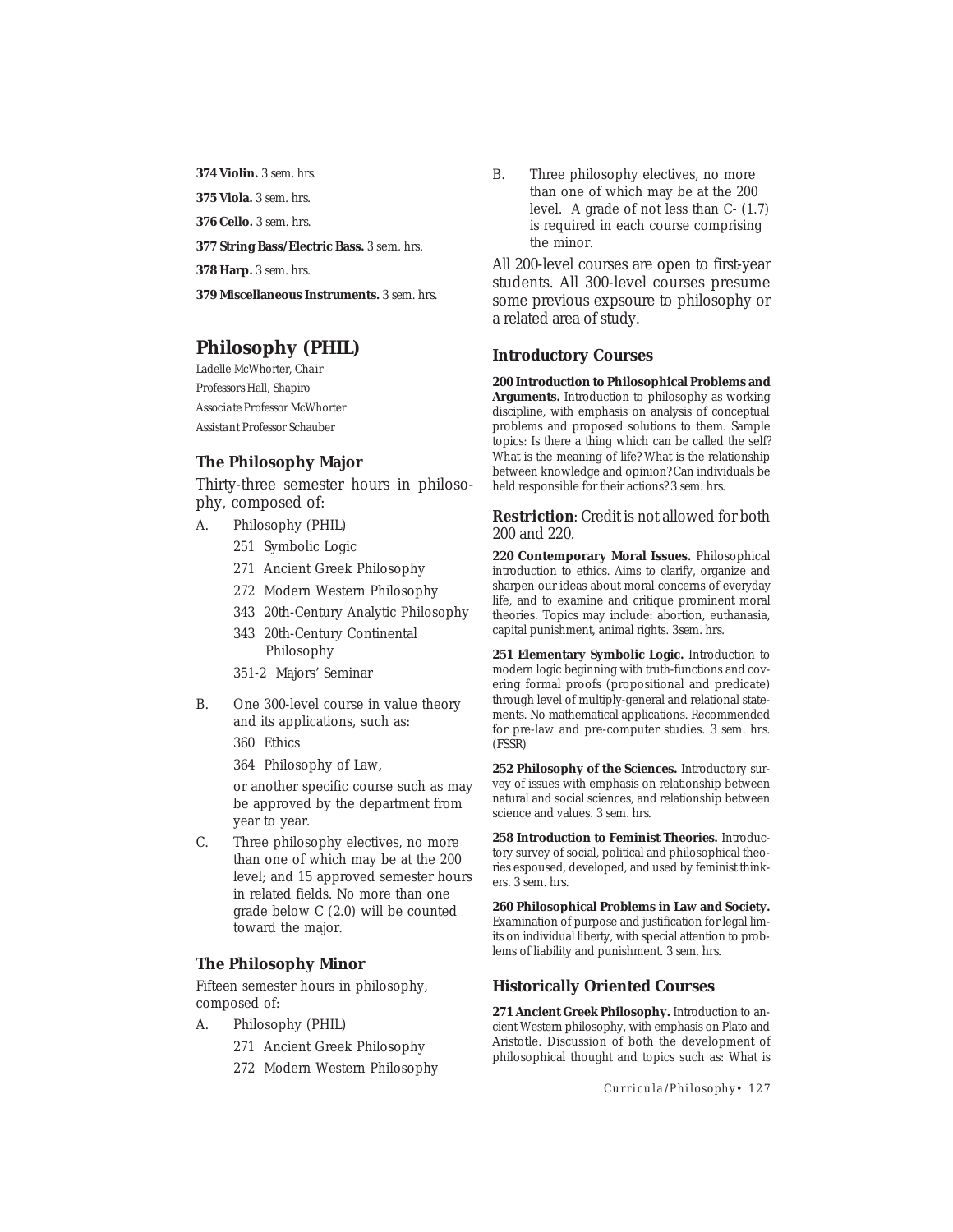**374 Violin.** 3 sem. hrs.

**375 Viola.** 3 sem. hrs.

**376 Cello.** 3 sem. hrs.

**377 String Bass/Electric Bass.** 3 sem. hrs.

**378 Harp.** 3 sem. hrs.

**379 Miscellaneous Instruments.** 3 sem. hrs.

## Philosophy (PHIL)

*Ladelle McWhorter, Chair*

*Professors Hall, Shapiro*

*Associate Professor McWhorter*

*Assistant Professor Schauber*

### The Philosophy Major

Thirty-three semester hours in philosophy, composed of:

A. Philosophy (PHIL)

- 251 Symbolic Logic
- 271 Ancient Greek Philosophy
- 272 Modern Western Philosophy
- 343 20th-Century Analytic Philosophy
- 343 20th-Century Continental Philosophy
- 351-2 Majors' Seminar

B. One 300-level course in value theory and its applications, such as:

- 360 Ethics
- 364 Philosophy of Law,

or another specific course such as may be approved by the department from year to year.

C. Three philosophy electives, no more than one of which may be at the 200 level; and 15 approved semester hours in related fields. No more than one grade below C (2.0) will be counted toward the major.

### The Philosophy Minor

Fifteen semester hours in philosophy, composed of:

A. Philosophy (PHIL)

- 271 Ancient Greek Philosophy
- 272 Modern Western Philosophy

B. Three philosophy electives, no more than one of which may be at the 200 level. A grade of not less than C- (1.7) is required in each course comprising the minor.

All 200-level courses are open to first-year students. All 300-level courses presume some previous expsoure to philosophy or a related area of study.

### Introductory Courses

**200 Introduction to Philosophical Problems and Arguments.** Introduction to philosophy as working discipline, with emphasis on analysis of conceptual problems and proposed solutions to them. Sample topics: Is there a thing which can be called the self? What is the meaning of life? What is the relationship between knowledge and opinion? Can individuals be held responsible for their actions? 3 sem. hrs.

***Restriction***: Credit is not allowed for both 200 and 220.

**220 Contemporary Moral Issues.** Philosophical introduction to ethics. Aims to clarify, organize and sharpen our ideas about moral concerns of everyday life, and to examine and critique prominent moral theories. Topics may include: abortion, euthanasia, capital punishment, animal rights. 3sem. hrs.

**251 Elementary Symbolic Logic.** Introduction to modern logic beginning with truth-functions and covering formal proofs (propositional and predicate) through level of multiply-general and relational statements. No mathematical applications. Recommended for pre-law and pre-computer studies. 3 sem. hrs. (FSSR)

**252 Philosophy of the Sciences.** Introductory survey of issues with emphasis on relationship between natural and social sciences, and relationship between science and values. 3 sem. hrs.

**258 Introduction to Feminist Theories.** Introductory survey of social, political and philosophical theories espoused, developed, and used by feminist thinkers. 3 sem. hrs.

**260 Philosophical Problems in Law and Society.** Examination of purpose and justification for legal limits on individual liberty, with special attention to problems of liability and punishment. 3 sem. hrs.

### Historically Oriented Courses

**271 Ancient Greek Philosophy.** Introduction to ancient Western philosophy, with emphasis on Plato and Aristotle. Discussion of both the development of philosophical thought and topics such as: What is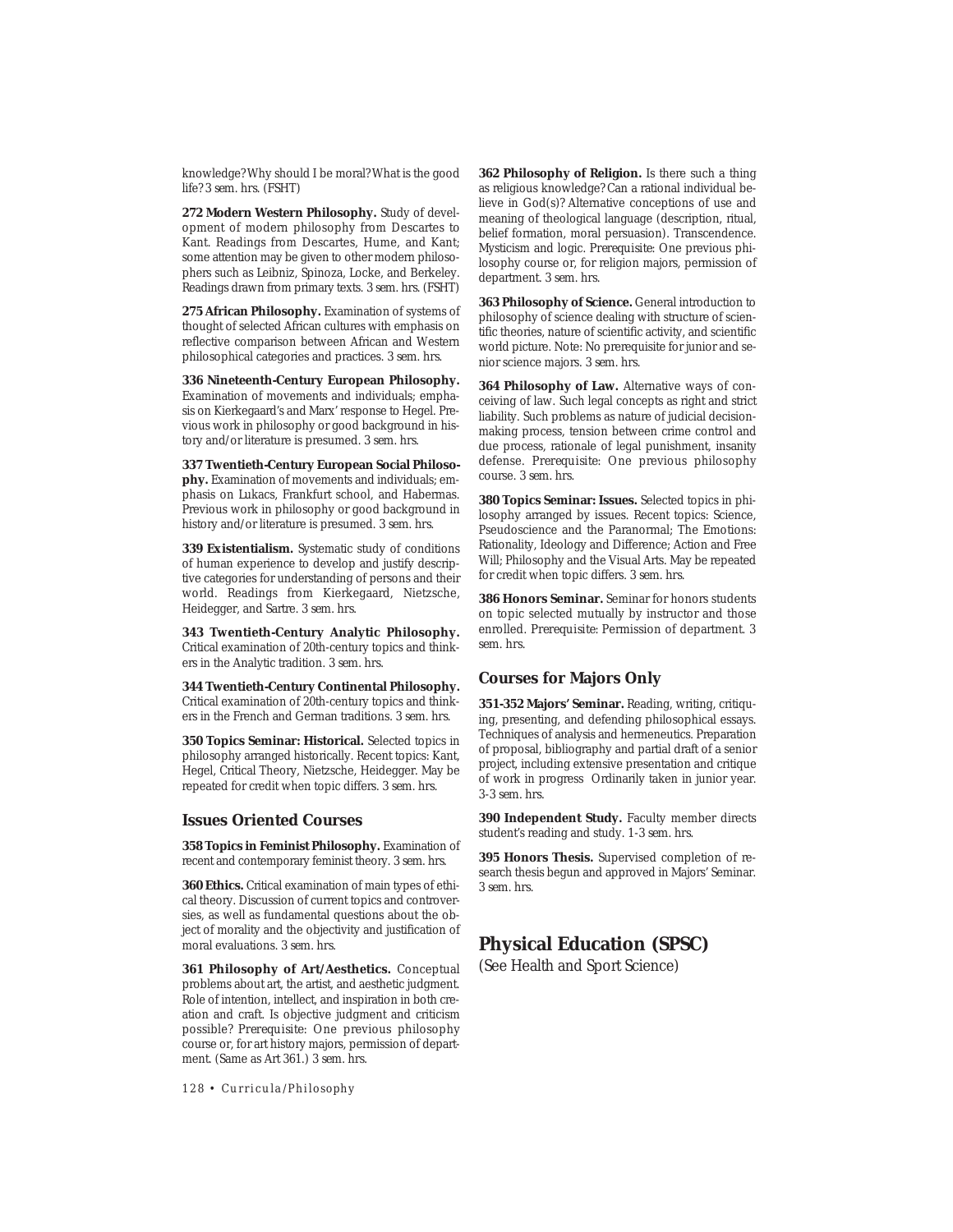knowledge? Why should I be moral? What is the good life? 3 sem. hrs. (FSHT)

**272 Modern Western Philosophy.** Study of development of modern philosophy from Descartes to Kant. Readings from Descartes, Hume, and Kant; some attention may be given to other modern philosophers such as Leibniz, Spinoza, Locke, and Berkeley. Readings drawn from primary texts. 3 sem. hrs. (FSHT)

**275 African Philosophy.** Examination of systems of thought of selected African cultures with emphasis on reflective comparison between African and Western philosophical categories and practices. 3 sem. hrs.

**336 Nineteenth-Century European Philosophy.** Examination of movements and individuals; emphasis on Kierkegaard's and Marx' response to Hegel. Previous work in philosophy or good background in history and/or literature is presumed. 3 sem. hrs.

**337 Twentieth-Century European Social Philosophy.** Examination of movements and individuals; emphasis on Lukacs, Frankfurt school, and Habermas. Previous work in philosophy or good background in history and/or literature is presumed. 3 sem. hrs.

**339 Existentialism.** Systematic study of conditions of human experience to develop and justify descriptive categories for understanding of persons and their world. Readings from Kierkegaard, Nietzsche, Heidegger, and Sartre. 3 sem. hrs.

**343 Twentieth-Century Analytic Philosophy.** Critical examination of 20th-century topics and thinkers in the Analytic tradition. 3 sem. hrs.

**344 Twentieth-Century Continental Philosophy.** Critical examination of 20th-century topics and thinkers in the French and German traditions. 3 sem. hrs.

**350 Topics Seminar: Historical.** Selected topics in philosophy arranged historically. Recent topics: Kant, Hegel, Critical Theory, Nietzsche, Heidegger. May be repeated for credit when topic differs. 3 sem. hrs.

## Issues Oriented Courses

**358 Topics in Feminist Philosophy.** Examination of recent and contemporary feminist theory. 3 sem. hrs.

**360 Ethics.** Critical examination of main types of ethical theory. Discussion of current topics and controversies, as well as fundamental questions about the object of morality and the objectivity and justification of moral evaluations. 3 sem. hrs.

**361 Philosophy of Art/Aesthetics.** Conceptual problems about art, the artist, and aesthetic judgment. Role of intention, intellect, and inspiration in both creation and craft. Is objective judgment and criticism possible? Prerequisite: One previous philosophy course or, for art history majors, permission of department. (Same as Art 361.) 3 sem. hrs.

**362 Philosophy of Religion.** Is there such a thing as religious knowledge? Can a rational individual believe in God(s)? Alternative conceptions of use and meaning of theological language (description, ritual, belief formation, moral persuasion). Transcendence. Mysticism and logic. Prerequisite: One previous philosophy course or, for religion majors, permission of department. 3 sem. hrs.

**363 Philosophy of Science.** General introduction to philosophy of science dealing with structure of scientific theories, nature of scientific activity, and scientific world picture. Note: No prerequisite for junior and senior science majors. 3 sem. hrs.

**364 Philosophy of Law.** Alternative ways of conceiving of law. Such legal concepts as right and strict liability. Such problems as nature of judicial decision-making process, tension between crime control and due process, rationale of legal punishment, insanity defense. Prerequisite: One previous philosophy course. 3 sem. hrs.

**380 Topics Seminar: Issues.** Selected topics in philosophy arranged by issues. Recent topics: Science, Pseudoscience and the Paranormal; The Emotions: Rationality, Ideology and Difference; Action and Free Will; Philosophy and the Visual Arts. May be repeated for credit when topic differs. 3 sem. hrs.

**386 Honors Seminar.** Seminar for honors students on topic selected mutually by instructor and those enrolled. Prerequisite: Permission of department. 3 sem. hrs.

## Courses for Majors Only

**351-352 Majors' Seminar.** Reading, writing, critiquing, presenting, and defending philosophical essays. Techniques of analysis and hermeneutics. Preparation of proposal, bibliography and partial draft of a senior project, including extensive presentation and critique of work in progress Ordinarily taken in junior year. 3-3 sem. hrs.

**390 Independent Study.** Faculty member directs student's reading and study. 1-3 sem. hrs.

**395 Honors Thesis.** Supervised completion of research thesis begun and approved in Majors' Seminar. 3 sem. hrs.

# Physical Education (SPSC)

(See Health and Sport Science)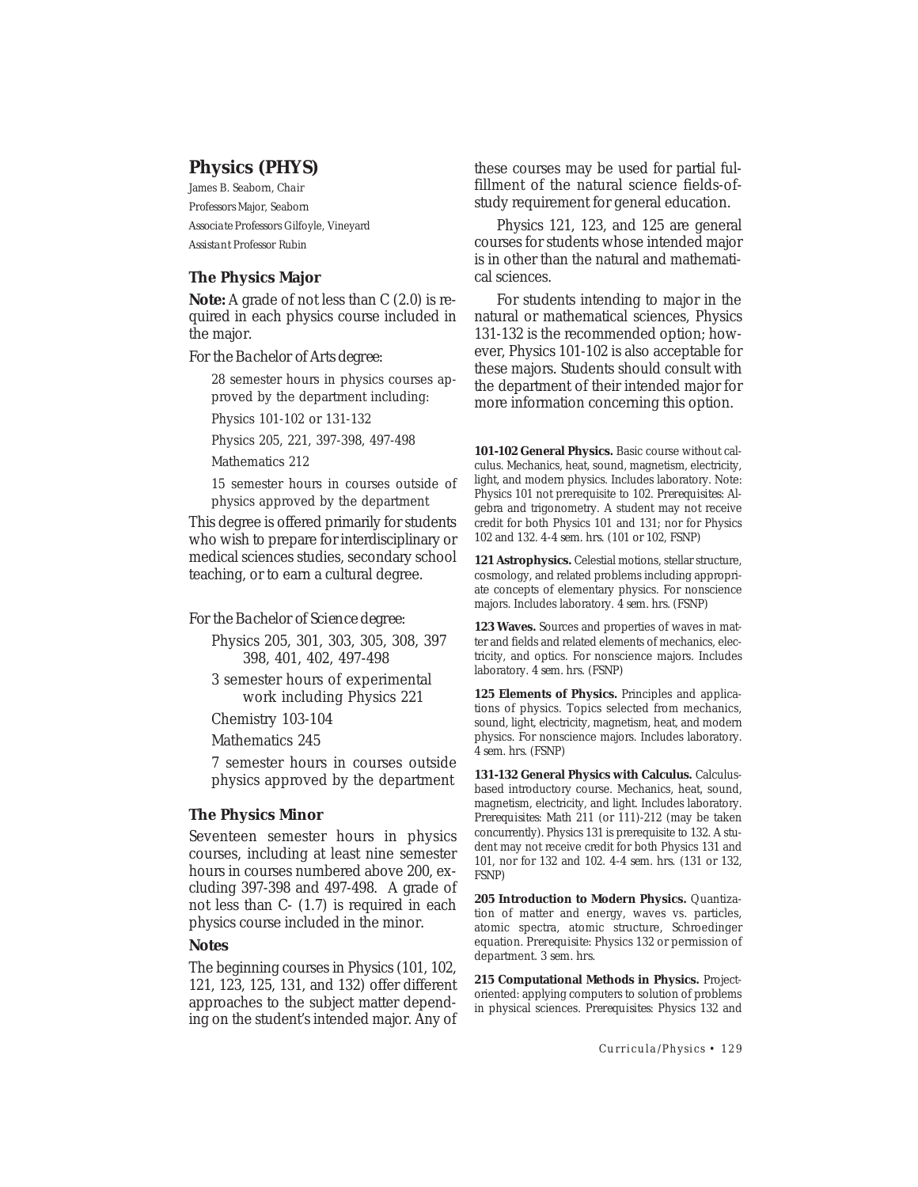## Physics (PHYS)

*James B. Seaborn, Chair*

*Professors Major, Seaborn*

*Associate Professors Gilfoyle, Vineyard*

*Assistant Professor Rubin*

### The Physics Major

**Note:** A grade of not less than C (2.0) is required in each physics course included in the major.

*For the Bachelor of Arts degree:*

28 semester hours in physics courses approved by the department including:

Physics 101-102 or 131-132

Physics 205, 221, 397-398, 497-498

Mathematics 212

15 semester hours in courses outside of physics approved by the department

This degree is offered primarily for students who wish to prepare for interdisciplinary or medical sciences studies, secondary school teaching, or to earn a cultural degree.

*For the Bachelor of Science degree:*

Physics 205, 301, 303, 305, 308, 397 398, 401, 402, 497-498

3 semester hours of experimental work including Physics 221

Chemistry 103-104

Mathematics 245

7 semester hours in courses outside physics approved by the department

### The Physics Minor

Seventeen semester hours in physics courses, including at least nine semester hours in courses numbered above 200, excluding 397-398 and 497-498. A grade of not less than C- (1.7) is required in each physics course included in the minor.

### Notes

The beginning courses in Physics (101, 102, 121, 123, 125, 131, and 132) offer different approaches to the subject matter depending on the student's intended major. Any of these courses may be used for partial fulfillment of the natural science fields-of-study requirement for general education.

Physics 121, 123, and 125 are general courses for students whose intended major is in other than the natural and mathematical sciences.

For students intending to major in the natural or mathematical sciences, Physics 131-132 is the recommended option; however, Physics 101-102 is also acceptable for these majors. Students should consult with the department of their intended major for more information concerning this option.

**101-102 General Physics.** Basic course without calculus. Mechanics, heat, sound, magnetism, electricity, light, and modern physics. Includes laboratory. Note: Physics 101 not prerequisite to 102. Prerequisites: Algebra and trigonometry. A student may not receive credit for both Physics 101 and 131; nor for Physics 102 and 132. 4-4 sem. hrs. (101 or 102, FSNP)

**121 Astrophysics.** Celestial motions, stellar structure, cosmology, and related problems including appropriate concepts of elementary physics. For nonscience majors. Includes laboratory. 4 sem. hrs. (FSNP)

**123 Waves.** Sources and properties of waves in matter and fields and related elements of mechanics, electricity, and optics. For nonscience majors. Includes laboratory. 4 sem. hrs. (FSNP)

**125 Elements of Physics.** Principles and applications of physics. Topics selected from mechanics, sound, light, electricity, magnetism, heat, and modern physics. For nonscience majors. Includes laboratory. 4 sem. hrs. (FSNP)

**131-132 General Physics with Calculus.** Calculus-based introductory course. Mechanics, heat, sound, magnetism, electricity, and light. Includes laboratory. Prerequisites: Math 211 (or 111)-212 (may be taken concurrently). Physics 131 is prerequisite to 132. A student may not receive credit for both Physics 131 and 101, nor for 132 and 102. 4-4 sem. hrs. (131 or 132, FSNP)

**205 Introduction to Modern Physics.** Quantization of matter and energy, waves vs. particles, atomic spectra, atomic structure, Schroedinger equation. Prerequisite: Physics 132 or permission of department. 3 sem. hrs.

**215 Computational Methods in Physics.** Project-oriented: applying computers to solution of problems in physical sciences. Prerequisites: Physics 132 and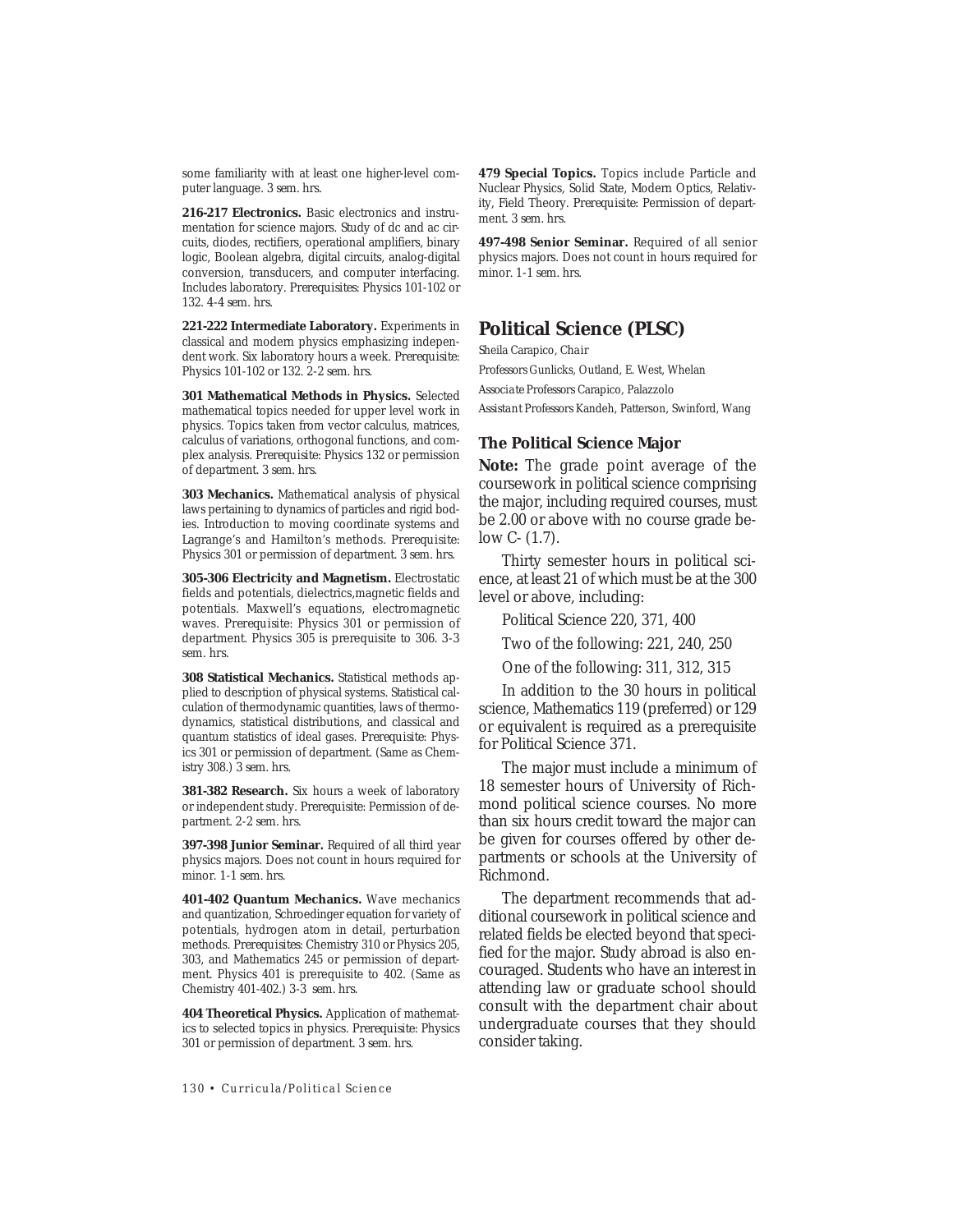some familiarity with at least one higher-level computer language. 3 sem. hrs.

**216-217 Electronics.** Basic electronics and instrumentation for science majors. Study of dc and ac circuits, diodes, rectifiers, operational amplifiers, binary logic, Boolean algebra, digital circuits, analog-digital conversion, transducers, and computer interfacing. Includes laboratory. Prerequisites: Physics 101-102 or 132. 4-4 sem. hrs.

**221-222 Intermediate Laboratory.** Experiments in classical and modern physics emphasizing independent work. Six laboratory hours a week. Prerequisite: Physics 101-102 or 132. 2-2 sem. hrs.

**301 Mathematical Methods in Physics.** Selected mathematical topics needed for upper level work in physics. Topics taken from vector calculus, matrices, calculus of variations, orthogonal functions, and complex analysis. Prerequisite: Physics 132 or permission of department. 3 sem. hrs.

**303 Mechanics.** Mathematical analysis of physical laws pertaining to dynamics of particles and rigid bodies. Introduction to moving coordinate systems and Lagrange's and Hamilton's methods. Prerequisite: Physics 301 or permission of department. 3 sem. hrs.

**305-306 Electricity and Magnetism.** Electrostatic fields and potentials, dielectrics,magnetic fields and potentials. Maxwell's equations, electromagnetic waves. Prerequisite: Physics 301 or permission of department. Physics 305 is prerequisite to 306. 3-3 sem. hrs.

**308 Statistical Mechanics.** Statistical methods applied to description of physical systems. Statistical calculation of thermodynamic quantities, laws of thermodynamics, statistical distributions, and classical and quantum statistics of ideal gases. Prerequisite: Physics 301 or permission of department. (Same as Chemistry 308.) 3 sem. hrs.

**381-382 Research.** Six hours a week of laboratory or independent study. Prerequisite: Permission of department. 2-2 sem. hrs.

**397-398 Junior Seminar.** Required of all third year physics majors. Does not count in hours required for minor. 1-1 sem. hrs.

**401-402 Quantum Mechanics.** Wave mechanics and quantization, Schroedinger equation for variety of potentials, hydrogen atom in detail, perturbation methods. Prerequisites: Chemistry 310 or Physics 205, 303, and Mathematics 245 or permission of department. Physics 401 is prerequisite to 402. (Same as Chemistry 401-402.) 3-3 sem. hrs.

**404 Theoretical Physics.** Application of mathematics to selected topics in physics. Prerequisite: Physics 301 or permission of department. 3 sem. hrs.

**479 Special Topics.** Topics include Particle and Nuclear Physics, Solid State, Modern Optics, Relativity, Field Theory. Prerequisite: Permission of department. 3 sem. hrs.

**497-498 Senior Seminar.** Required of all senior physics majors. Does not count in hours required for minor. 1-1 sem. hrs.

## Political Science (PLSC)

*Sheila Carapico, Chair*

*Professors* Gunlicks, Outland, E. West, Whelan

*Associate Professors* Carapico, Palazzolo

*Assistant Professors* Kandeh, Patterson, Swinford, Wang

### The Political Science Major

**Note:** The grade point average of the coursework in political science comprising the major, including required courses, must be 2.00 or above with no course grade below C- (1.7).

Thirty semester hours in political science, at least 21 of which must be at the 300 level or above, including:

Political Science 220, 371, 400

Two of the following: 221, 240, 250

One of the following: 311, 312, 315

In addition to the 30 hours in political science, Mathematics 119 (preferred) or 129 or equivalent is required as a prerequisite for Political Science 371.

The major must include a minimum of 18 semester hours of University of Richmond political science courses. No more than six hours credit toward the major can be given for courses offered by other departments or schools at the University of Richmond.

The department recommends that additional coursework in political science and related fields be elected beyond that specified for the major. Study abroad is also encouraged. Students who have an interest in attending law or graduate school should consult with the department chair about undergraduate courses that they should consider taking.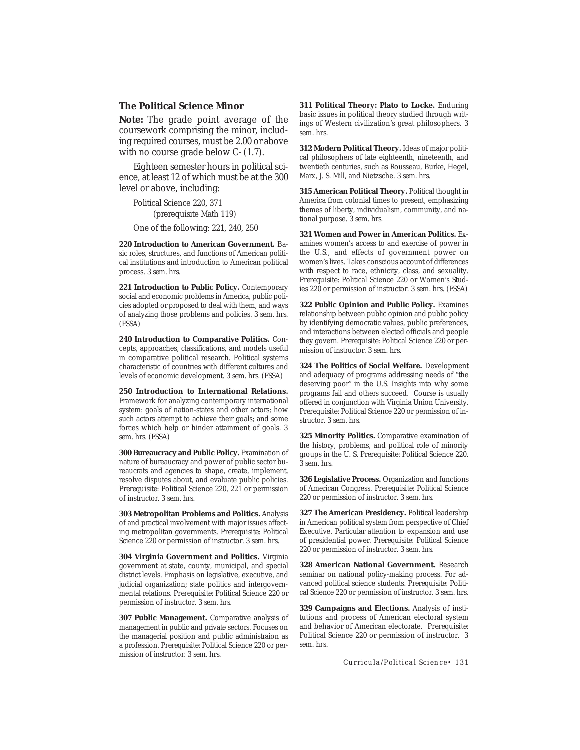### The Political Science Minor

**Note:** The grade point average of the coursework comprising the minor, including required courses, must be 2.00 or above with no course grade below C- (1.7).

Eighteen semester hours in political science, at least 12 of which must be at the 300 level or above, including:

Political Science 220, 371
(prerequisite Math 119)

One of the following: 221, 240, 250

**220 Introduction to American Government.** Basic roles, structures, and functions of American political institutions and introduction to American political process. 3 sem. hrs.

**221 Introduction to Public Policy.** Contemporary social and economic problems in America, public policies adopted or proposed to deal with them, and ways of analyzing those problems and policies. 3 sem. hrs. (FSSA)

**240 Introduction to Comparative Politics.** Concepts, approaches, classifications, and models useful in comparative political research. Political systems characteristic of countries with different cultures and levels of economic development. 3 sem. hrs. (FSSA)

**250 Introduction to International Relations.** Framework for analyzing contemporary international system: goals of nation-states and other actors; how such actors attempt to achieve their goals; and some forces which help or hinder attainment of goals. 3 sem. hrs. (FSSA)

**300 Bureaucracy and Public Policy.** Examination of nature of bureaucracy and power of public sector bureaucrats and agencies to shape, create, implement, resolve disputes about, and evaluate public policies. Prerequisite: Political Science 220, 221 or permission of instructor. 3 sem. hrs.

**303 Metropolitan Problems and Politics.** Analysis of and practical involvement with major issues affecting metropolitan governments. Prerequisite: Political Science 220 or permission of instructor. 3 sem. hrs.

**304 Virginia Government and Politics.** Virginia government at state, county, municipal, and special district levels. Emphasis on legislative, executive, and judicial organization; state politics and intergovernmental relations. Prerequisite: Political Science 220 or permission of instructor. 3 sem. hrs.

**307 Public Management.** Comparative analysis of management in public and private sectors. Focuses on the managerial position and public administraion as a profession. Prerequisite: Political Science 220 or permission of instructor. 3 sem. hrs.

**311 Political Theory: Plato to Locke.** Enduring basic issues in political theory studied through writings of Western civilization's great philosophers. 3 sem. hrs.

**312 Modern Political Theory.** Ideas of major political philosophers of late eighteenth, nineteenth, and twentieth centuries, such as Rousseau, Burke, Hegel, Marx, J. S. Mill, and Nietzsche. 3 sem. hrs.

**315 American Political Theory.** Political thought in America from colonial times to present, emphasizing themes of liberty, individualism, community, and national purpose. 3 sem. hrs.

**321 Women and Power in American Politics.** Examines women's access to and exercise of power in the U.S., and effects of government power on women's lives. Takes conscious account of differences with respect to race, ethnicity, class, and sexuality. Prerequisite: Political Science 220 or Women's Studies 220 or permission of instructor. 3 sem. hrs. (FSSA)

**322 Public Opinion and Public Policy.** Examines relationship between public opinion and public policy by identifying democratic values, public preferences, and interactions between elected officials and people they govern. Prerequisite: Political Science 220 or permission of instructor. 3 sem. hrs.

**324 The Politics of Social Welfare.** Development and adequacy of programs addressing needs of "the deserving poor" in the U.S. Insights into why some programs fail and others succeed. Course is usually offered in conjunction with Virginia Union University. Prerequisite: Political Science 220 or permission of instructor. 3 sem. hrs.

**325 Minority Politics.** Comparative examination of the history, problems, and political role of minority groups in the U. S. Prerequisite: Political Science 220. 3 sem. hrs.

**326 Legislative Process.** Organization and functions of American Congress. Prerequisite: Political Science 220 or permission of instructor. 3 sem. hrs.

**327 The American Presidency.** Political leadership in American political system from perspective of Chief Executive. Particular attention to expansion and use of presidential power. Prerequisite: Political Science 220 or permission of instructor. 3 sem. hrs.

**328 American National Government.** Research seminar on national policy-making process. For advanced political science students. Prerequisite: Political Science 220 or permission of instructor. 3 sem. hrs.

**329 Campaigns and Elections.** Analysis of institutions and process of American electoral system and behavior of American electorate. Prerequisite: Political Science 220 or permission of instructor. 3 sem. hrs.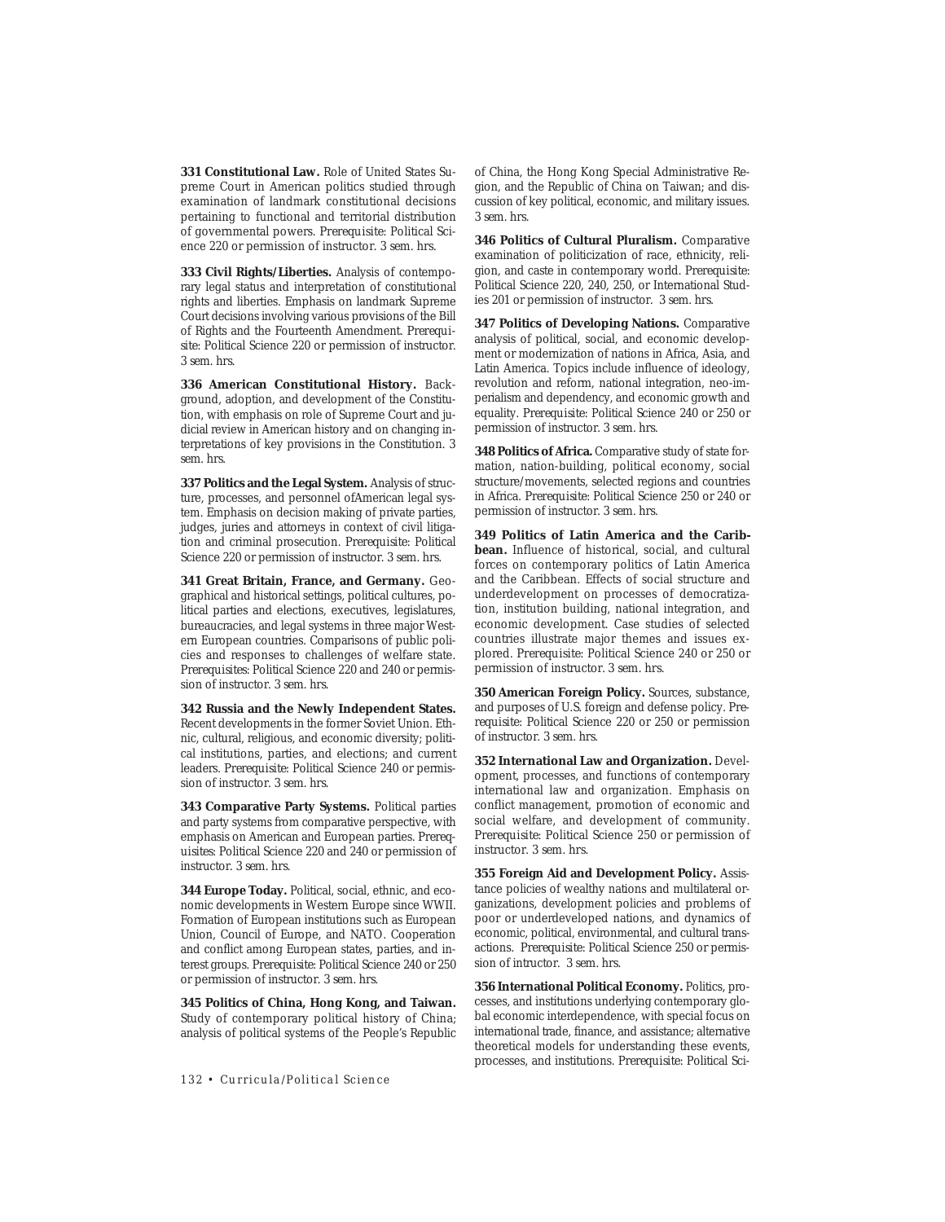**331 Constitutional Law.** Role of United States Supreme Court in American politics studied through examination of landmark constitutional decisions pertaining to functional and territorial distribution of governmental powers. Prerequisite: Political Science 220 or permission of instructor. 3 sem. hrs.

**333 Civil Rights/Liberties.** Analysis of contemporary legal status and interpretation of constitutional rights and liberties. Emphasis on landmark Supreme Court decisions involving various provisions of the Bill of Rights and the Fourteenth Amendment. Prerequisite: Political Science 220 or permission of instructor. 3 sem. hrs.

**336 American Constitutional History.** Background, adoption, and development of the Constitution, with emphasis on role of Supreme Court and judicial review in American history and on changing interpretations of key provisions in the Constitution. 3 sem. hrs.

**337 Politics and the Legal System.** Analysis of structure, processes, and personnel ofAmerican legal system. Emphasis on decision making of private parties, judges, juries and attorneys in context of civil litigation and criminal prosecution. Prerequisite: Political Science 220 or permission of instructor. 3 sem. hrs.

**341 Great Britain, France, and Germany.** Geographical and historical settings, political cultures, political parties and elections, executives, legislatures, bureaucracies, and legal systems in three major Western European countries. Comparisons of public policies and responses to challenges of welfare state. Prerequisites: Political Science 220 and 240 or permission of instructor. 3 sem. hrs.

**342 Russia and the Newly Independent States.** Recent developments in the former Soviet Union. Ethnic, cultural, religious, and economic diversity; political institutions, parties, and elections; and current leaders. Prerequisite: Political Science 240 or permission of instructor. 3 sem. hrs.

**343 Comparative Party Systems.** Political parties and party systems from comparative perspective, with emphasis on American and European parties. Prerequisites: Political Science 220 and 240 or permission of instructor. 3 sem. hrs.

**344 Europe Today.** Political, social, ethnic, and economic developments in Western Europe since WWII. Formation of European institutions such as European Union, Council of Europe, and NATO. Cooperation and conflict among European states, parties, and interest groups. Prerequisite: Political Science 240 or 250 or permission of instructor. 3 sem. hrs.

**345 Politics of China, Hong Kong, and Taiwan.** Study of contemporary political history of China; analysis of political systems of the People's Republic of China, the Hong Kong Special Administrative Region, and the Republic of China on Taiwan; and discussion of key political, economic, and military issues. 3 sem. hrs.

**346 Politics of Cultural Pluralism.** Comparative examination of politicization of race, ethnicity, religion, and caste in contemporary world. Prerequisite: Political Science 220, 240, 250, or International Studies 201 or permission of instructor. 3 sem. hrs.

**347 Politics of Developing Nations.** Comparative analysis of political, social, and economic development or modernization of nations in Africa, Asia, and Latin America. Topics include influence of ideology, revolution and reform, national integration, neo-imperialism and dependency, and economic growth and equality. Prerequisite: Political Science 240 or 250 or permission of instructor. 3 sem. hrs.

**348 Politics of Africa.** Comparative study of state formation, nation-building, political economy, social structure/movements, selected regions and countries in Africa. Prerequisite: Political Science 250 or 240 or permission of instructor. 3 sem. hrs.

**349 Politics of Latin America and the Caribbean.** Influence of historical, social, and cultural forces on contemporary politics of Latin America and the Caribbean. Effects of social structure and underdevelopment on processes of democratization, institution building, national integration, and economic development. Case studies of selected countries illustrate major themes and issues explored. Prerequisite: Political Science 240 or 250 or permission of instructor. 3 sem. hrs.

**350 American Foreign Policy.** Sources, substance, and purposes of U.S. foreign and defense policy. Prerequisite: Political Science 220 or 250 or permission of instructor. 3 sem. hrs.

**352 International Law and Organization.** Development, processes, and functions of contemporary international law and organization. Emphasis on conflict management, promotion of economic and social welfare, and development of community. Prerequisite: Political Science 250 or permission of instructor. 3 sem. hrs.

**355 Foreign Aid and Development Policy.** Assistance policies of wealthy nations and multilateral organizations, development policies and problems of poor or underdeveloped nations, and dynamics of economic, political, environmental, and cultural transactions. Prerequisite: Political Science 250 or permission of intructor. 3 sem. hrs.

**356 International Political Economy.** Politics, processes, and institutions underlying contemporary global economic interdependence, with special focus on international trade, finance, and assistance; alternative theoretical models for understanding these events, processes, and institutions. Prerequisite: Political Sci-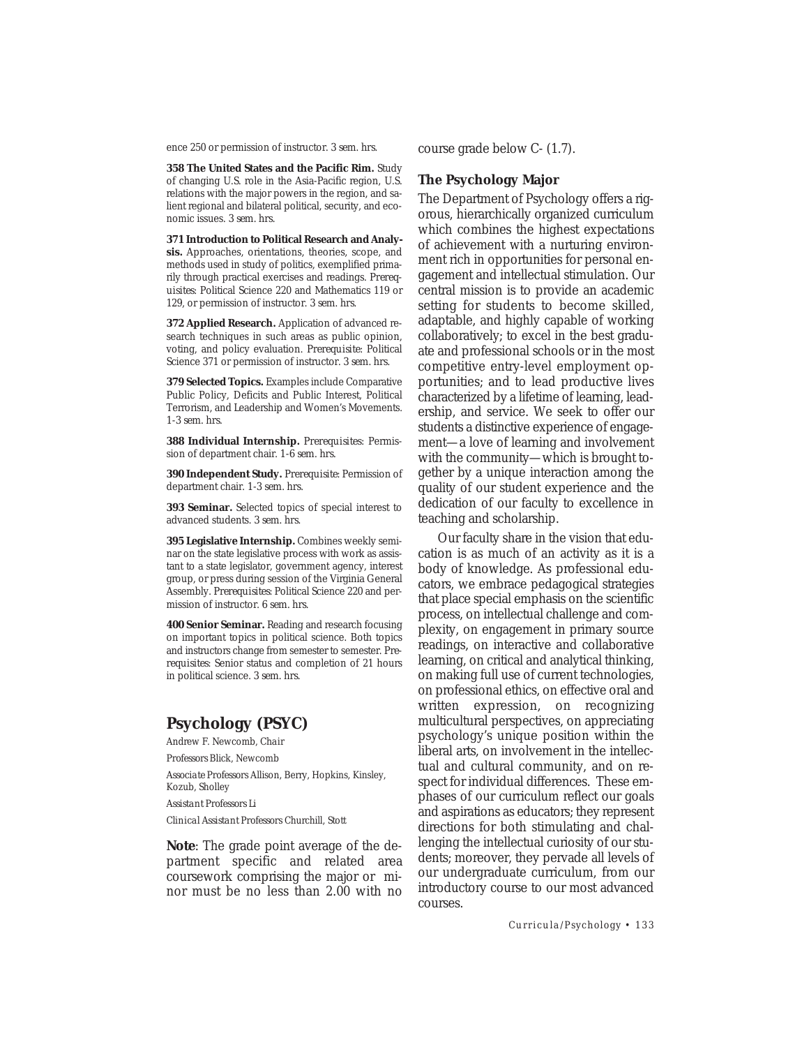ence 250 or permission of instructor. 3 sem. hrs.

**358 The United States and the Pacific Rim.** Study of changing U.S. role in the Asia-Pacific region, U.S. relations with the major powers in the region, and salient regional and bilateral political, security, and economic issues. 3 sem. hrs.

**371 Introduction to Political Research and Analysis.** Approaches, orientations, theories, scope, and methods used in study of politics, exemplified primarily through practical exercises and readings. Prerequisites: Political Science 220 and Mathematics 119 or 129, or permission of instructor. 3 sem. hrs.

**372 Applied Research.** Application of advanced research techniques in such areas as public opinion, voting, and policy evaluation. Prerequisite: Political Science 371 or permission of instructor. 3 sem. hrs.

**379 Selected Topics.** Examples include Comparative Public Policy, Deficits and Public Interest, Political Terrorism, and Leadership and Women's Movements. 1-3 sem. hrs.

**388 Individual Internship.** Prerequisites: Permission of department chair. 1-6 sem. hrs.

**390 Independent Study.** Prerequisite: Permission of department chair. 1-3 sem. hrs.

**393 Seminar.** Selected topics of special interest to advanced students. 3 sem. hrs.

**395 Legislative Internship.** Combines weekly seminar on the state legislative process with work as assistant to a state legislator, government agency, interest group, or press during session of the Virginia General Assembly. Prerequisites: Political Science 220 and permission of instructor. 6 sem. hrs.

**400 Senior Seminar.** Reading and research focusing on important topics in political science. Both topics and instructors change from semester to semester. Prerequisites: Senior status and completion of 21 hours in political science. 3 sem. hrs.

## Psychology (PSYC)

*Andrew F. Newcomb, Chair*

*Professors Blick, Newcomb*

*Associate Professors Allison, Berry, Hopkins, Kinsley, Kozub, Sholley*

*Assistant Professors Li*

*Clinical Assistant Professors Churchill, Stott*

**Note**: The grade point average of the department specific and related area coursework comprising the major or minor must be no less than 2.00 with no course grade below C- (1.7).

### The Psychology Major

The Department of Psychology offers a rigorous, hierarchically organized curriculum which combines the highest expectations of achievement with a nurturing environment rich in opportunities for personal engagement and intellectual stimulation. Our central mission is to provide an academic setting for students to become skilled, adaptable, and highly capable of working collaboratively; to excel in the best graduate and professional schools or in the most competitive entry-level employment opportunities; and to lead productive lives characterized by a lifetime of learning, leadership, and service. We seek to offer our students a distinctive experience of engagement—a love of learning and involvement with the community—which is brought together by a unique interaction among the quality of our student experience and the dedication of our faculty to excellence in teaching and scholarship.

Our faculty share in the vision that education is as much of an activity as it is a body of knowledge. As professional educators, we embrace pedagogical strategies that place special emphasis on the scientific process, on intellectual challenge and complexity, on engagement in primary source readings, on interactive and collaborative learning, on critical and analytical thinking, on making full use of current technologies, on professional ethics, on effective oral and written expression, on recognizing multicultural perspectives, on appreciating psychology's unique position within the liberal arts, on involvement in the intellectual and cultural community, and on respect for individual differences. These emphases of our curriculum reflect our goals and aspirations as educators; they represent directions for both stimulating and challenging the intellectual curiosity of our students; moreover, they pervade all levels of our undergraduate curriculum, from our introductory course to our most advanced courses.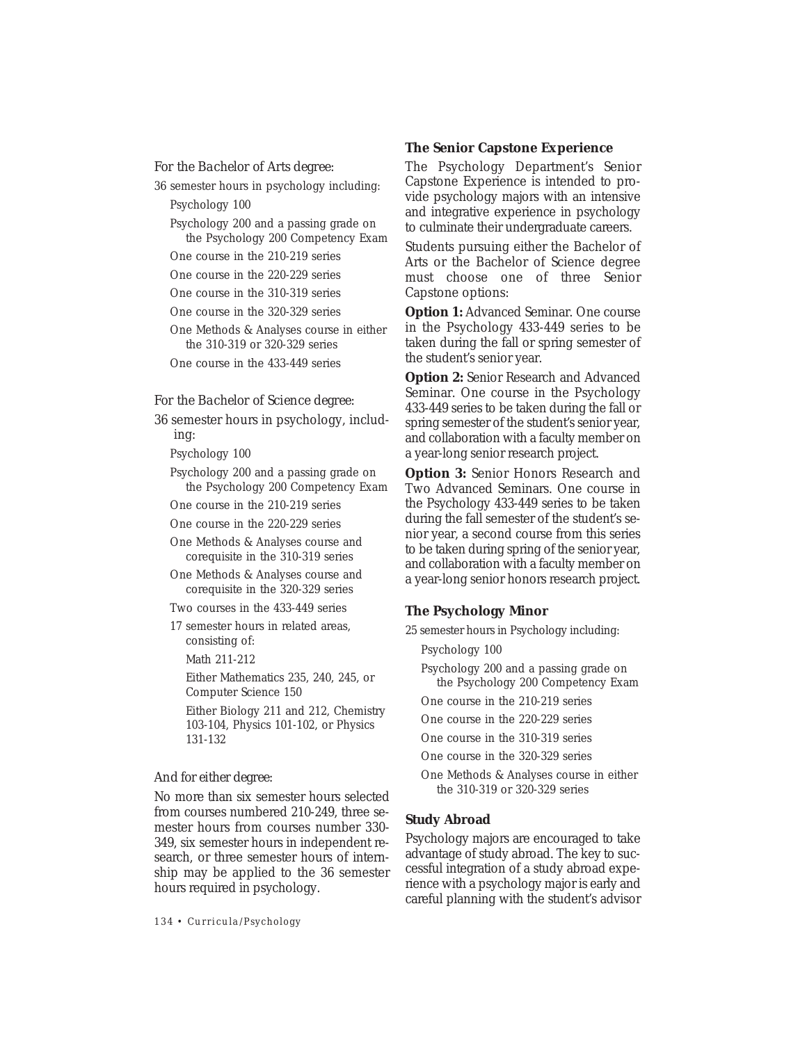*For the Bachelor of Arts degree:*

36 semester hours in psychology including:

- Psychology 100
- Psychology 200 and a passing grade on the Psychology 200 Competency Exam
- One course in the 210-219 series
- One course in the 220-229 series
- One course in the 310-319 series
- One course in the 320-329 series
- One Methods & Analyses course in either the 310-319 or 320-329 series
- One course in the 433-449 series

*For the Bachelor of Science degree:*

36 semester hours in psychology, including:

- Psychology 100
- Psychology 200 and a passing grade on the Psychology 200 Competency Exam
- One course in the 210-219 series
- One course in the 220-229 series
- One Methods & Analyses course and corequisite in the 310-319 series
- One Methods & Analyses course and corequisite in the 320-329 series
- Two courses in the 433-449 series
- 17 semester hours in related areas, consisting of:
  - Math 211-212
  - Either Mathematics 235, 240, 245, or Computer Science 150
  - Either Biology 211 and 212, Chemistry 103-104, Physics 101-102, or Physics 131-132

*And for either degree:*

No more than six semester hours selected from courses numbered 210-249, three semester hours from courses number 330-349, six semester hours in independent research, or three semester hours of internship may be applied to the 36 semester hours required in psychology.

### The Senior Capstone Experience

The Psychology Department's Senior Capstone Experience is intended to provide psychology majors with an intensive and integrative experience in psychology to culminate their undergraduate careers.

Students pursuing either the Bachelor of Arts or the Bachelor of Science degree must choose one of three Senior Capstone options:

**Option 1:** Advanced Seminar. One course in the Psychology 433-449 series to be taken during the fall or spring semester of the student's senior year.

**Option 2:** Senior Research and Advanced Seminar. One course in the Psychology 433-449 series to be taken during the fall or spring semester of the student's senior year, and collaboration with a faculty member on a year-long senior research project.

**Option 3:** Senior Honors Research and Two Advanced Seminars. One course in the Psychology 433-449 series to be taken during the fall semester of the student's senior year, a second course from this series to be taken during spring of the senior year, and collaboration with a faculty member on a year-long senior honors research project.

### The Psychology Minor

25 semester hours in Psychology including:

- Psychology 100
- Psychology 200 and a passing grade on the Psychology 200 Competency Exam
- One course in the 210-219 series
- One course in the 220-229 series
- One course in the 310-319 series
- One course in the 320-329 series
- One Methods & Analyses course in either the 310-319 or 320-329 series

### Study Abroad

Psychology majors are encouraged to take advantage of study abroad. The key to successful integration of a study abroad experience with a psychology major is early and careful planning with the student's advisor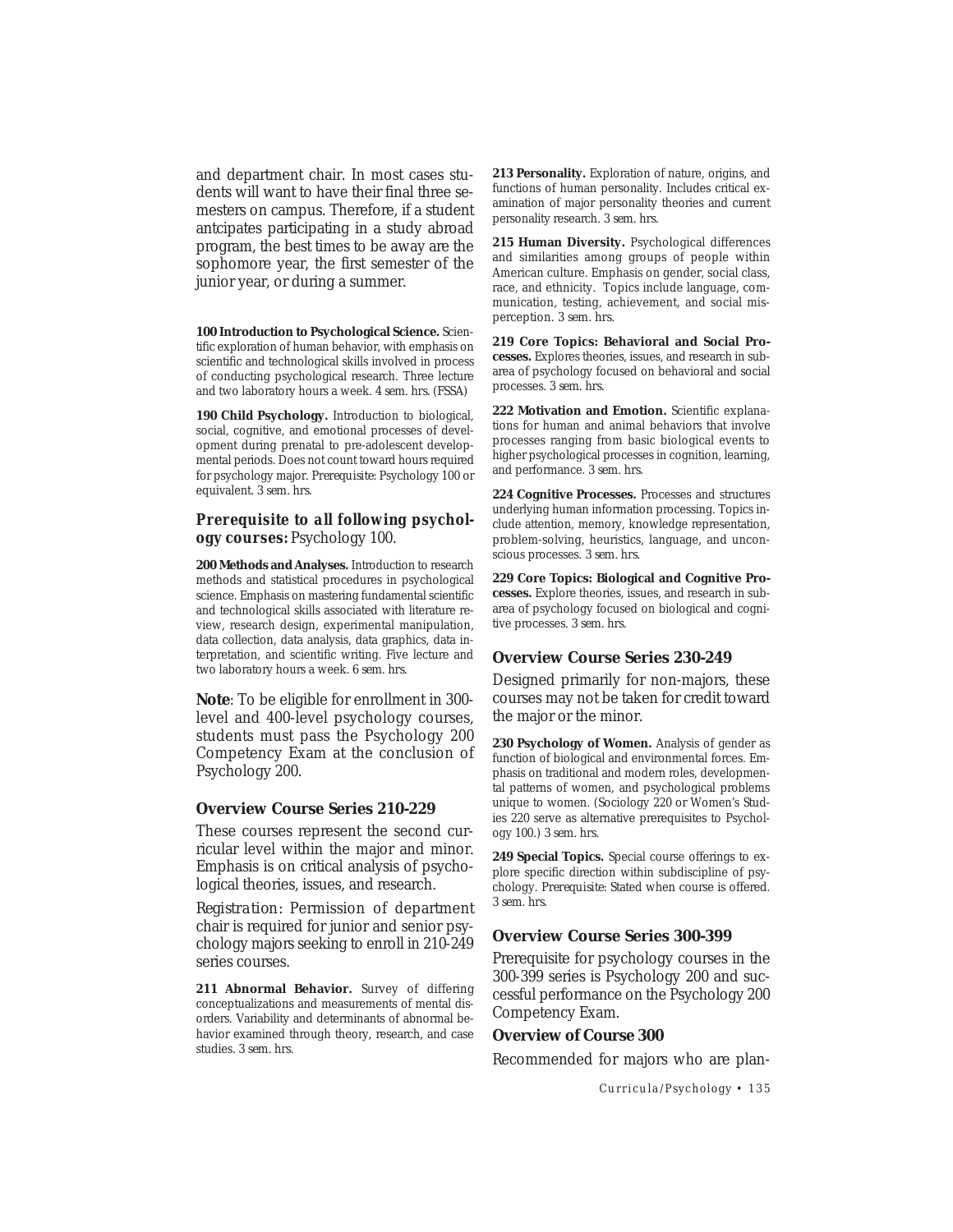and department chair. In most cases students will want to have their final three semesters on campus. Therefore, if a student antcipates participating in a study abroad program, the best times to be away are the sophomore year, the first semester of the junior year, or during a summer.

**100 Introduction to Psychological Science.** Scientific exploration of human behavior, with emphasis on scientific and technological skills involved in process of conducting psychological research. Three lecture and two laboratory hours a week. 4 sem. hrs. (FSSA)

**190 Child Psychology.** Introduction to biological, social, cognitive, and emotional processes of development during prenatal to pre-adolescent developmental periods. Does not count toward hours required for psychology major. Prerequisite: Psychology 100 or equivalent. 3 sem. hrs.

***Prerequisite to all following psychology courses:*** Psychology 100.

**200 Methods and Analyses.** Introduction to research methods and statistical procedures in psychological science. Emphasis on mastering fundamental scientific and technological skills associated with literature review, research design, experimental manipulation, data collection, data analysis, data graphics, data interpretation, and scientific writing. Five lecture and two laboratory hours a week. 6 sem. hrs.

**Note**: To be eligible for enrollment in 300-level and 400-level psychology courses, students must pass the Psychology 200 Competency Exam at the conclusion of Psychology 200.

### Overview Course Series 210-229

These courses represent the second curricular level within the major and minor. Emphasis is on critical analysis of psychological theories, issues, and research.

*Registration:* Permission of department chair is required for junior and senior psychology majors seeking to enroll in 210-249 series courses.

**211 Abnormal Behavior.** Survey of differing conceptualizations and measurements of mental disorders. Variability and determinants of abnormal behavior examined through theory, research, and case studies. 3 sem. hrs.

**213 Personality.** Exploration of nature, origins, and functions of human personality. Includes critical examination of major personality theories and current personality research. 3 sem. hrs.

**215 Human Diversity.** Psychological differences and similarities among groups of people within American culture. Emphasis on gender, social class, race, and ethnicity. Topics include language, communication, testing, achievement, and social misperception. 3 sem. hrs.

**219 Core Topics: Behavioral and Social Processes.** Explores theories, issues, and research in subarea of psychology focused on behavioral and social processes. 3 sem. hrs.

**222 Motivation and Emotion.** Scientific explanations for human and animal behaviors that involve processes ranging from basic biological events to higher psychological processes in cognition, learning, and performance. 3 sem. hrs.

**224 Cognitive Processes.** Processes and structures underlying human information processing. Topics include attention, memory, knowledge representation, problem-solving, heuristics, language, and unconscious processes. 3 sem. hrs.

**229 Core Topics: Biological and Cognitive Processes.** Explore theories, issues, and research in subarea of psychology focused on biological and cognitive processes. 3 sem. hrs.

### Overview Course Series 230-249

Designed primarily for non-majors, these courses may not be taken for credit toward the major or the minor.

**230 Psychology of Women.** Analysis of gender as function of biological and environmental forces. Emphasis on traditional and modern roles, developmental patterns of women, and psychological problems unique to women. (Sociology 220 or Women's Studies 220 serve as alternative prerequisites to Psychology 100.) 3 sem. hrs.

**249 Special Topics.** Special course offerings to explore specific direction within subdiscipline of psychology. Prerequisite: Stated when course is offered. 3 sem. hrs.

### Overview Course Series 300-399

Prerequisite for psychology courses in the 300-399 series is Psychology 200 and successful performance on the Psychology 200 Competency Exam.

### Overview of Course 300

Recommended for majors who are plan-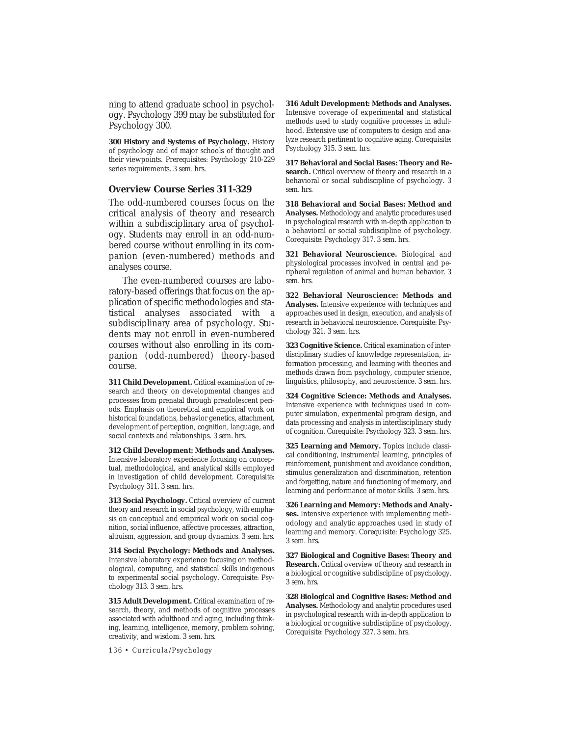ning to attend graduate school in psychology. Psychology 399 may be substituted for Psychology 300.

**300 History and Systems of Psychology.** History of psychology and of major schools of thought and their viewpoints. Prerequisites: Psychology 210-229 series requirements. 3 sem. hrs.

### Overview Course Series 311-329

The odd-numbered courses focus on the critical analysis of theory and research within a subdisciplinary area of psychology. Students may enroll in an odd-numbered course without enrolling in its companion (even-numbered) methods and analyses course.

The even-numbered courses are laboratory-based offerings that focus on the application of specific methodologies and statistical analyses associated with a subdisciplinary area of psychology. Students may not enroll in even-numbered courses without also enrolling in its companion (odd-numbered) theory-based course.

**311 Child Development.** Critical examination of research and theory on developmental changes and processes from prenatal through preadolescent periods. Emphasis on theoretical and empirical work on historical foundations, behavior genetics, attachment, development of perception, cognition, language, and social contexts and relationships. 3 sem. hrs.

**312 Child Development: Methods and Analyses.** Intensive laboratory experience focusing on conceptual, methodological, and analytical skills employed in investigation of child development. Corequisite: Psychology 311. 3 sem. hrs.

**313 Social Psychology.** Critical overview of current theory and research in social psychology, with emphasis on conceptual and empirical work on social cognition, social influence, affective processes, attraction, altruism, aggression, and group dynamics. 3 sem. hrs.

**314 Social Psychology: Methods and Analyses.** Intensive laboratory experience focusing on methodological, computing, and statistical skills indigenous to experimental social psychology. Corequisite: Psychology 313. 3 sem. hrs.

**315 Adult Development.** Critical examination of research, theory, and methods of cognitive processes associated with adulthood and aging, including thinking, learning, intelligence, memory, problem solving, creativity, and wisdom. 3 sem. hrs.

**316 Adult Development: Methods and Analyses.** Intensive coverage of experimental and statistical methods used to study cognitive processes in adulthood. Extensive use of computers to design and analyze research pertinent to cognitive aging. Corequisite: Psychology 315. 3 sem. hrs.

**317 Behavioral and Social Bases: Theory and Research.** Critical overview of theory and research in a behavioral or social subdiscipline of psychology. 3 sem. hrs.

**318 Behavioral and Social Bases: Method and Analyses.** Methodology and analytic procedures used in psychological research with in-depth application to a behavioral or social subdiscipline of psychology. Corequisite: Psychology 317. 3 sem. hrs.

**321 Behavioral Neuroscience.** Biological and physiological processes involved in central and peripheral regulation of animal and human behavior. 3 sem. hrs.

**322 Behavioral Neuroscience: Methods and Analyses.** Intensive experience with techniques and approaches used in design, execution, and analysis of research in behavioral neuroscience. Corequisite: Psychology 321. 3 sem. hrs.

**323 Cognitive Science.** Critical examination of interdisciplinary studies of knowledge representation, information processing, and learning with theories and methods drawn from psychology, computer science, linguistics, philosophy, and neuroscience. 3 sem. hrs.

**324 Cognitive Science: Methods and Analyses.** Intensive experience with techniques used in computer simulation, experimental program design, and data processing and analysis in interdisciplinary study of cognition. Corequisite: Psychology 323. 3 sem. hrs.

**325 Learning and Memory.** Topics include classical conditioning, instrumental learning, principles of reinforcement, punishment and avoidance condition, stimulus generalization and discrimination, retention and forgetting, nature and functioning of memory, and learning and performance of motor skills. 3 sem. hrs.

**326 Learning and Memory: Methods and Analyses.** Intensive experience with implementing methodology and analytic approaches used in study of learning and memory. Corequisite: Psychology 325. 3 sem. hrs.

**327 Biological and Cognitive Bases: Theory and Research.** Critical overview of theory and research in a biological or cognitive subdiscipline of psychology. 3 sem. hrs.

**328 Biological and Cognitive Bases: Method and Analyses.** Methodology and analytic procedures used in psychological research with in-depth application to a biological or cognitive subdiscipline of psychology. Corequisite: Psychology 327. 3 sem. hrs.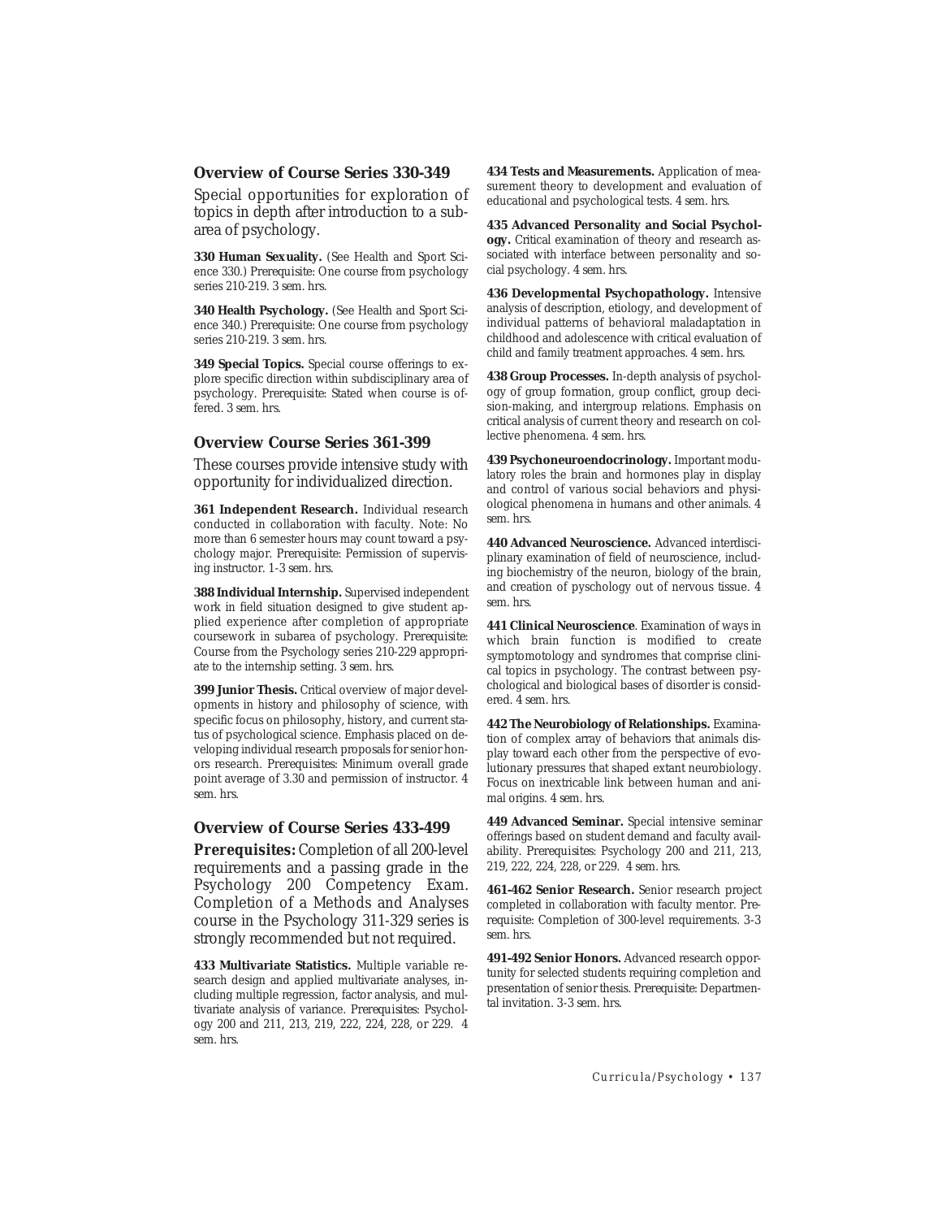## Overview of Course Series 330-349

Special opportunities for exploration of topics in depth after introduction to a subarea of psychology.

**330 Human Sexuality.** (See Health and Sport Science 330.) Prerequisite: One course from psychology series 210-219. 3 sem. hrs.

**340 Health Psychology.** (See Health and Sport Science 340.) Prerequisite: One course from psychology series 210-219. 3 sem. hrs.

**349 Special Topics.** Special course offerings to explore specific direction within subdisciplinary area of psychology. Prerequisite: Stated when course is offered. 3 sem. hrs.

## Overview Course Series 361-399

These courses provide intensive study with opportunity for individualized direction.

**361 Independent Research.** Individual research conducted in collaboration with faculty. Note: No more than 6 semester hours may count toward a psychology major. Prerequisite: Permission of supervising instructor. 1-3 sem. hrs.

**388 Individual Internship.** Supervised independent work in field situation designed to give student applied experience after completion of appropriate coursework in subarea of psychology. Prerequisite: Course from the Psychology series 210-229 appropriate to the internship setting. 3 sem. hrs.

**399 Junior Thesis.** Critical overview of major developments in history and philosophy of science, with specific focus on philosophy, history, and current status of psychological science. Emphasis placed on developing individual research proposals for senior honors research. Prerequisites: Minimum overall grade point average of 3.30 and permission of instructor. 4 sem. hrs.

## Overview of Course Series 433-499

***Prerequisites:*** Completion of all 200-level requirements and a passing grade in the Psychology 200 Competency Exam. Completion of a Methods and Analyses course in the Psychology 311-329 series is strongly recommended but not required.

**433 Multivariate Statistics.** Multiple variable research design and applied multivariate analyses, including multiple regression, factor analysis, and multivariate analysis of variance. Prerequisites: Psychology 200 and 211, 213, 219, 222, 224, 228, or 229. 4 sem. hrs.

**434 Tests and Measurements.** Application of measurement theory to development and evaluation of educational and psychological tests. 4 sem. hrs.

**435 Advanced Personality and Social Psychology.** Critical examination of theory and research associated with interface between personality and social psychology. 4 sem. hrs.

**436 Developmental Psychopathology.** Intensive analysis of description, etiology, and development of individual patterns of behavioral maladaptation in childhood and adolescence with critical evaluation of child and family treatment approaches. 4 sem. hrs.

**438 Group Processes.** In-depth analysis of psychology of group formation, group conflict, group decision-making, and intergroup relations. Emphasis on critical analysis of current theory and research on collective phenomena. 4 sem. hrs.

**439 Psychoneuroendocrinology.** Important modulatory roles the brain and hormones play in display and control of various social behaviors and physiological phenomena in humans and other animals. 4 sem. hrs.

**440 Advanced Neuroscience.** Advanced interdisciplinary examination of field of neuroscience, including biochemistry of the neuron, biology of the brain, and creation of pyschology out of nervous tissue. 4 sem. hrs.

**441 Clinical Neuroscience**. Examination of ways in which brain function is modified to create symptomotology and syndromes that comprise clinical topics in psychology. The contrast between psychological and biological bases of disorder is considered. 4 sem. hrs.

**442 The Neurobiology of Relationships.** Examination of complex array of behaviors that animals display toward each other from the perspective of evolutionary pressures that shaped extant neurobiology. Focus on inextricable link between human and animal origins. 4 sem. hrs.

**449 Advanced Seminar.** Special intensive seminar offerings based on student demand and faculty availability. Prerequisites: Psychology 200 and 211, 213, 219, 222, 224, 228, or 229. 4 sem. hrs.

**461-462 Senior Research.** Senior research project completed in collaboration with faculty mentor. Prerequisite: Completion of 300-level requirements. 3-3 sem. hrs.

**491-492 Senior Honors.** Advanced research opportunity for selected students requiring completion and presentation of senior thesis. Prerequisite: Departmental invitation. 3-3 sem. hrs.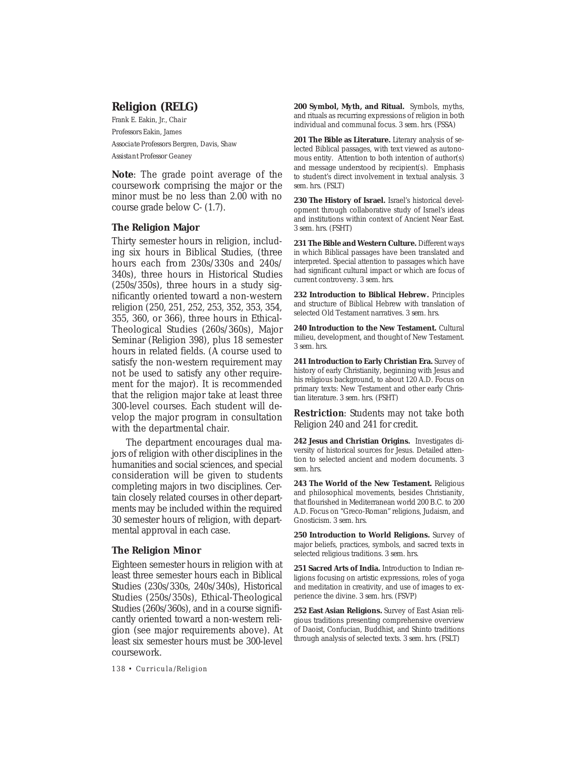## Religion (RELG)

*Frank E. Eakin, Jr., Chair*

*Professors Eakin, James*

*Associate Professors Bergren, Davis, Shaw*

*Assistant Professor Geaney*

**Note**: The grade point average of the coursework comprising the major or the minor must be no less than 2.00 with no course grade below C- (1.7).

### The Religion Major

Thirty semester hours in religion, including six hours in Biblical Studies, (three hours each from 230s/330s and 240s/340s), three hours in Historical Studies (250s/350s), three hours in a study significantly oriented toward a non-western religion (250, 251, 252, 253, 352, 353, 354, 355, 360, or 366), three hours in Ethical-Theological Studies (260s/360s), Major Seminar (Religion 398), plus 18 semester hours in related fields. (A course used to satisfy the non-western requirement may not be used to satisfy any other requirement for the major). It is recommended that the religion major take at least three 300-level courses. Each student will develop the major program in consultation with the departmental chair.

The department encourages dual majors of religion with other disciplines in the humanities and social sciences, and special consideration will be given to students completing majors in two disciplines. Certain closely related courses in other departments may be included within the required 30 semester hours of religion, with departmental approval in each case.

### The Religion Minor

Eighteen semester hours in religion with at least three semester hours each in Biblical Studies (230s/330s, 240s/340s), Historical Studies (250s/350s), Ethical-Theological Studies (260s/360s), and in a course significantly oriented toward a non-western religion (see major requirements above). At least six semester hours must be 300-level coursework.

**200 Symbol, Myth, and Ritual.** Symbols, myths, and rituals as recurring expressions of religion in both individual and communal focus. 3 sem. hrs. (FSSA)

**201 The Bible as Literature.** Literary analysis of selected Biblical passages, with text viewed as autonomous entity. Attention to both intention of author(s) and message understood by recipient(s). Emphasis to student's direct involvement in textual analysis. 3 sem. hrs. (FSLT)

**230 The History of Israel.** Israel's historical development through collaborative study of Israel's ideas and institutions within context of Ancient Near East. 3 sem. hrs. (FSHT)

**231 The Bible and Western Culture.** Different ways in which Biblical passages have been translated and interpreted. Special attention to passages which have had significant cultural impact or which are focus of current controversy. 3 sem. hrs.

**232 Introduction to Biblical Hebrew.** Principles and structure of Biblical Hebrew with translation of selected Old Testament narratives. 3 sem. hrs.

**240 Introduction to the New Testament.** Cultural milieu, development, and thought of New Testament. 3 sem. hrs.

**241 Introduction to Early Christian Era.** Survey of history of early Christianity, beginning with Jesus and his religious background, to about 120 A.D. Focus on primary texts: New Testament and other early Christian literature. 3 sem. hrs. (FSHT)

**Restriction**: Students may not take both Religion 240 and 241 for credit.

**242 Jesus and Christian Origins.** Investigates diversity of historical sources for Jesus. Detailed attention to selected ancient and modern documents. 3 sem. hrs.

**243 The World of the New Testament.** Religious and philosophical movements, besides Christianity, that flourished in Mediterranean world 200 B.C. to 200 A.D. Focus on "Greco-Roman" religions, Judaism, and Gnosticism. 3 sem. hrs.

**250 Introduction to World Religions.** Survey of major beliefs, practices, symbols, and sacred texts in selected religious traditions. 3 sem. hrs.

**251 Sacred Arts of India.** Introduction to Indian religions focusing on artistic expressions, roles of yoga and meditation in creativity, and use of images to experience the divine. 3 sem. hrs. (FSVP)

**252 East Asian Religions.** Survey of East Asian religious traditions presenting comprehensive overview of Daoist, Confucian, Buddhist, and Shinto traditions through analysis of selected texts. 3 sem. hrs. (FSLT)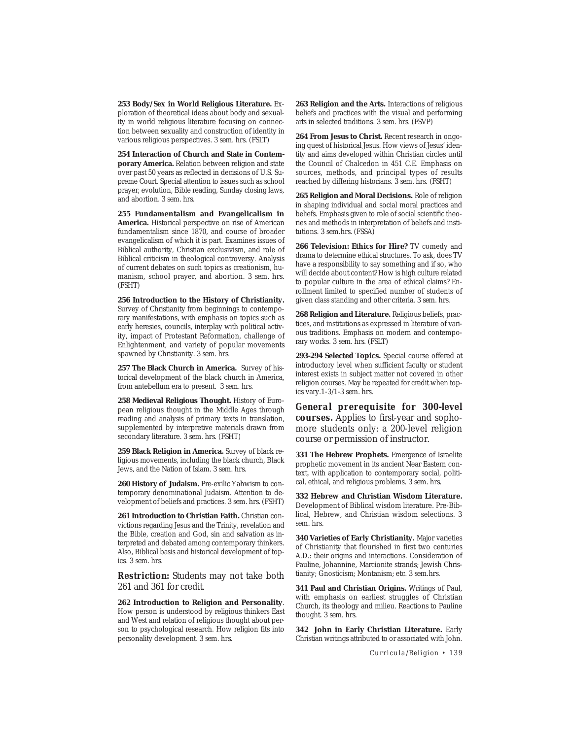**253 Body/Sex in World Religious Literature.** Exploration of theoretical ideas about body and sexuality in world religious literature focusing on connection between sexuality and construction of identity in various religious perspectives. 3 sem. hrs. (FSLT)

**254 Interaction of Church and State in Contemporary America.** Relation between religion and state over past 50 years as reflected in decisions of U.S. Supreme Court. Special attention to issues such as school prayer, evolution, Bible reading, Sunday closing laws, and abortion. 3 sem. hrs.

**255 Fundamentalism and Evangelicalism in America.** Historical perspective on rise of American fundamentalism since 1870, and course of broader evangelicalism of which it is part. Examines issues of Biblical authority, Christian exclusivism, and role of Biblical criticism in theological controversy. Analysis of current debates on such topics as creationism, humanism, school prayer, and abortion. 3 sem. hrs. (FSHT)

**256 Introduction to the History of Christianity.** Survey of Christianity from beginnings to contemporary manifestations, with emphasis on topics such as early heresies, councils, interplay with political activity, impact of Protestant Reformation, challenge of Enlightenment, and variety of popular movements spawned by Christianity. 3 sem. hrs.

**257 The Black Church in America.** Survey of historical development of the black church in America, from antebellum era to present. 3 sem. hrs.

**258 Medieval Religious Thought.** History of European religious thought in the Middle Ages through reading and analysis of primary texts in translation, supplemented by interpretive materials drawn from secondary literature. 3 sem. hrs. (FSHT)

**259 Black Religion in America.** Survey of black religious movements, including the black church, Black Jews, and the Nation of Islam. 3 sem. hrs.

**260 History of Judaism.** Pre-exilic Yahwism to contemporary denominational Judaism. Attention to development of beliefs and practices. 3 sem. hrs. (FSHT)

**261 Introduction to Christian Faith.** Christian convictions regarding Jesus and the Trinity, revelation and the Bible, creation and God, sin and salvation as interpreted and debated among contemporary thinkers. Also, Biblical basis and historical development of topics. 3 sem. hrs.

**Restriction:** Students may not take both 261 and 361 for credit.

**262 Introduction to Religion and Personality**. How person is understood by religious thinkers East and West and relation of religious thought about person to psychological research. How religion fits into personality development. 3 sem. hrs.

**263 Religion and the Arts.** Interactions of religious beliefs and practices with the visual and performing arts in selected traditions. 3 sem. hrs. (FSVP)

**264 From Jesus to Christ.** Recent research in ongoing quest of historical Jesus. How views of Jesus' identity and aims developed within Christian circles until the Council of Chalcedon in 451 C.E. Emphasis on sources, methods, and principal types of results reached by differing historians. 3 sem. hrs. (FSHT)

**265 Religion and Moral Decisions.** Role of religion in shaping individual and social moral practices and beliefs. Emphasis given to role of social scientific theories and methods in interpretation of beliefs and institutions. 3 sem.hrs. (FSSA)

**266 Television: Ethics for Hire?** TV comedy and drama to determine ethical structures. To ask, does TV have a responsibility to say something and if so, who will decide about content? How is high culture related to popular culture in the area of ethical claims? Enrollment limited to specified number of students of given class standing and other criteria. 3 sem. hrs.

**268 Religion and Literature.** Religious beliefs, practices, and institutions as expressed in literature of various traditions. Emphasis on modern and contemporary works. 3 sem. hrs. (FSLT)

**293-294 Selected Topics.** Special course offered at introductory level when sufficient faculty or student interest exists in subject matter not covered in other religion courses. May be repeated for credit when topics vary.1-3/1-3 sem. hrs.

**General prerequisite for 300-level courses.** Applies to first-year and sophomore students only: a 200-level religion course or permission of instructor.

**331 The Hebrew Prophets.** Emergence of Israelite prophetic movement in its ancient Near Eastern context, with application to contemporary social, political, ethical, and religious problems. 3 sem. hrs.

**332 Hebrew and Christian Wisdom Literature.** Development of Biblical wisdom literature. Pre-Biblical, Hebrew, and Christian wisdom selections. 3 sem. hrs.

**340 Varieties of Early Christianity.** Major varieties of Christianity that flourished in first two centuries A.D.: their origins and interactions. Consideration of Pauline, Johannine, Marcionite strands; Jewish Christianity; Gnosticism; Montanism; etc. 3 sem.hrs.

**341 Paul and Christian Origins.** Writings of Paul, with emphasis on earliest struggles of Christian Church, its theology and milieu. Reactions to Pauline thought. 3 sem. hrs.

**342 John in Early Christian Literature.** Early Christian writings attributed to or associated with John.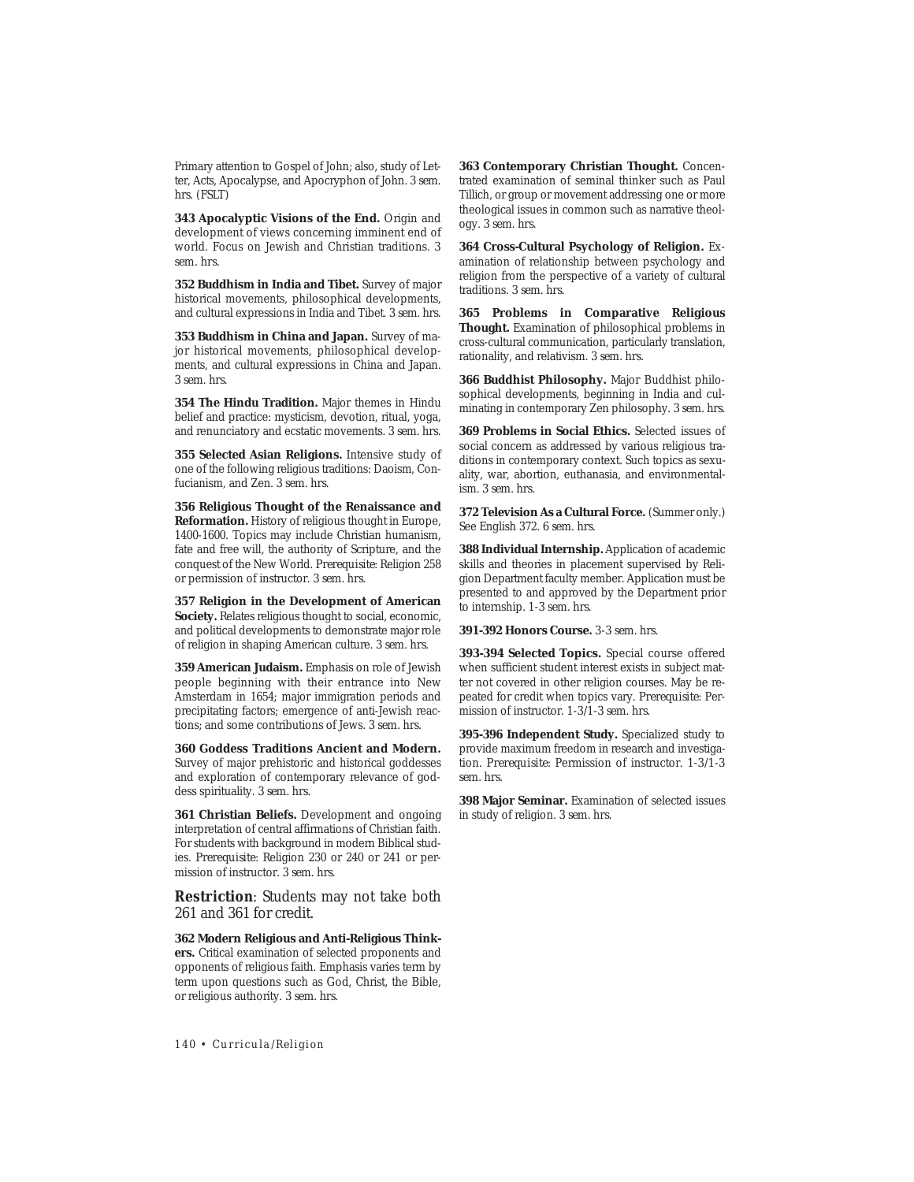Primary attention to Gospel of John; also, study of Letter, Acts, Apocalypse, and Apocryphon of John. 3 sem. hrs. (FSLT)

**343 Apocalyptic Visions of the End.** Origin and development of views concerning imminent end of world. Focus on Jewish and Christian traditions. 3 sem. hrs.

**352 Buddhism in India and Tibet.** Survey of major historical movements, philosophical developments, and cultural expressions in India and Tibet. 3 sem. hrs.

**353 Buddhism in China and Japan.** Survey of major historical movements, philosophical developments, and cultural expressions in China and Japan. 3 sem. hrs.

**354 The Hindu Tradition.** Major themes in Hindu belief and practice: mysticism, devotion, ritual, yoga, and renunciatory and ecstatic movements. 3 sem. hrs.

**355 Selected Asian Religions.** Intensive study of one of the following religious traditions: Daoism, Confucianism, and Zen. 3 sem. hrs.

**356 Religious Thought of the Renaissance and Reformation.** History of religious thought in Europe, 1400-1600. Topics may include Christian humanism, fate and free will, the authority of Scripture, and the conquest of the New World. Prerequisite: Religion 258 or permission of instructor. 3 sem. hrs.

**357 Religion in the Development of American Society.** Relates religious thought to social, economic, and political developments to demonstrate major role of religion in shaping American culture. 3 sem. hrs.

**359 American Judaism.** Emphasis on role of Jewish people beginning with their entrance into New Amsterdam in 1654; major immigration periods and precipitating factors; emergence of anti-Jewish reactions; and some contributions of Jews. 3 sem. hrs.

**360 Goddess Traditions Ancient and Modern.** Survey of major prehistoric and historical goddesses and exploration of contemporary relevance of goddess spirituality. 3 sem. hrs.

**361 Christian Beliefs.** Development and ongoing interpretation of central affirmations of Christian faith. For students with background in modern Biblical studies. Prerequisite: Religion 230 or 240 or 241 or permission of instructor. 3 sem. hrs.

**Restriction**: Students may not take both 261 and 361 for credit.

**362 Modern Religious and Anti-Religious Thinkers.** Critical examination of selected proponents and opponents of religious faith. Emphasis varies term by term upon questions such as God, Christ, the Bible, or religious authority. 3 sem. hrs.

**363 Contemporary Christian Thought.** Concentrated examination of seminal thinker such as Paul Tillich, or group or movement addressing one or more theological issues in common such as narrative theology. 3 sem. hrs.

**364 Cross-Cultural Psychology of Religion.** Examination of relationship between psychology and religion from the perspective of a variety of cultural traditions. 3 sem. hrs.

**365 Problems in Comparative Religious Thought.** Examination of philosophical problems in cross-cultural communication, particularly translation, rationality, and relativism. 3 sem. hrs.

**366 Buddhist Philosophy.** Major Buddhist philosophical developments, beginning in India and culminating in contemporary Zen philosophy. 3 sem. hrs.

**369 Problems in Social Ethics.** Selected issues of social concern as addressed by various religious traditions in contemporary context. Such topics as sexuality, war, abortion, euthanasia, and environmentalism. 3 sem. hrs.

**372 Television As a Cultural Force.** (Summer only.) See English 372. 6 sem. hrs.

**388 Individual Internship.** Application of academic skills and theories in placement supervised by Religion Department faculty member. Application must be presented to and approved by the Department prior to internship. 1-3 sem. hrs.

**391-392 Honors Course.** 3-3 sem. hrs.

**393-394 Selected Topics.** Special course offered when sufficient student interest exists in subject matter not covered in other religion courses. May be repeated for credit when topics vary. Prerequisite: Permission of instructor. 1-3/1-3 sem. hrs.

**395-396 Independent Study.** Specialized study to provide maximum freedom in research and investigation. Prerequisite: Permission of instructor. 1-3/1-3 sem. hrs.

**398 Major Seminar.** Examination of selected issues in study of religion. 3 sem. hrs.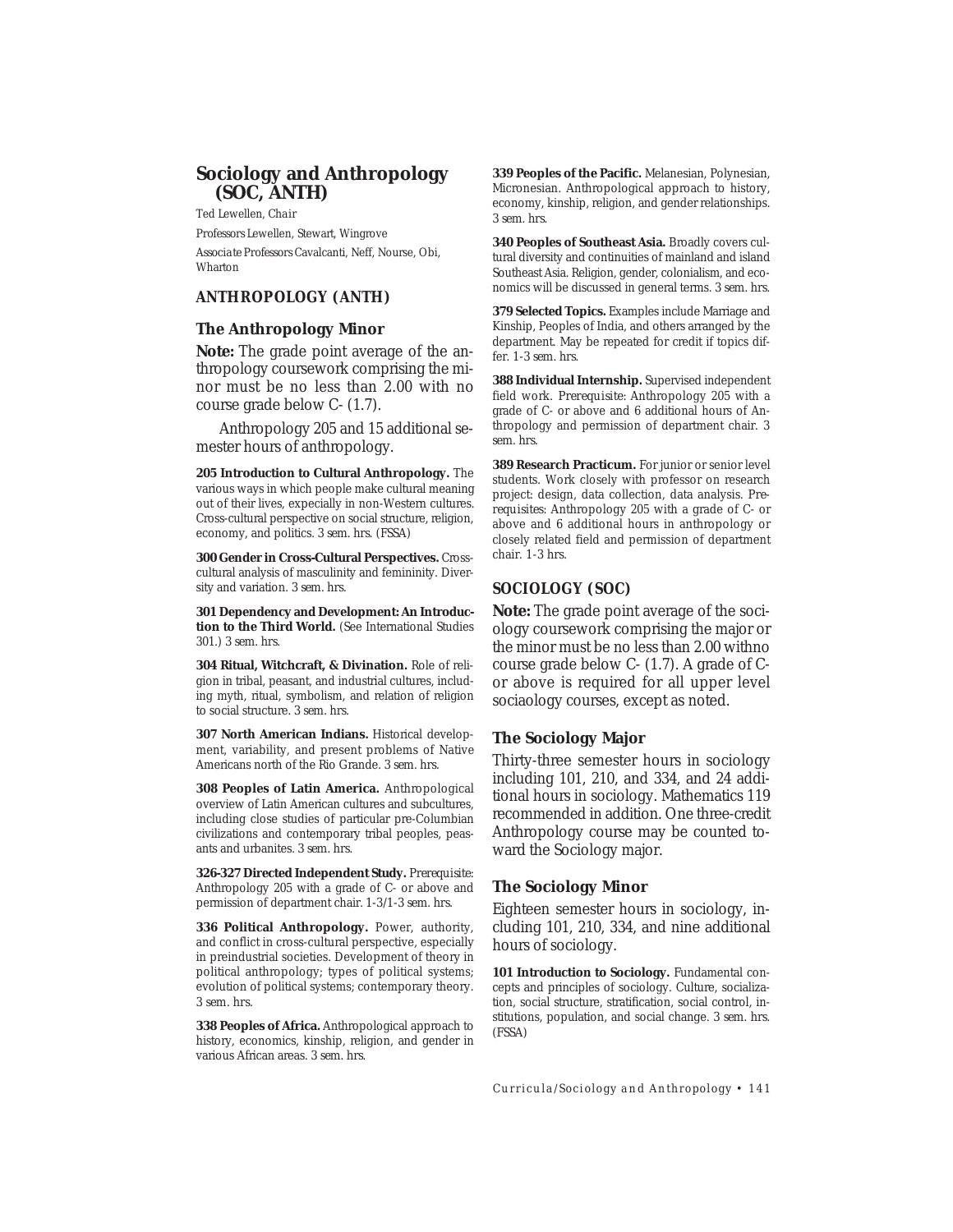# Sociology and Anthropology (SOC, ANTH)

*Ted Lewellen, Chair*

*Professors Lewellen, Stewart, Wingrove*

*Associate Professors Cavalcanti, Neff, Nourse, Obi, Wharton*

## ANTHROPOLOGY (ANTH)

### The Anthropology Minor

**Note:** The grade point average of the anthropology coursework comprising the minor must be no less than 2.00 with no course grade below C- (1.7).

Anthropology 205 and 15 additional semester hours of anthropology.

**205 Introduction to Cultural Anthropology.** The various ways in which people make cultural meaning out of their lives, expecially in non-Western cultures. Cross-cultural perspective on social structure, religion, economy, and politics. 3 sem. hrs. (FSSA)

**300 Gender in Cross-Cultural Perspectives.** Cross-cultural analysis of masculinity and femininity. Diversity and variation. 3 sem. hrs.

**301 Dependency and Development: An Introduction to the Third World.** (See International Studies 301.) 3 sem. hrs.

**304 Ritual, Witchcraft, & Divination.** Role of religion in tribal, peasant, and industrial cultures, including myth, ritual, symbolism, and relation of religion to social structure. 3 sem. hrs.

**307 North American Indians.** Historical development, variability, and present problems of Native Americans north of the Rio Grande. 3 sem. hrs.

**308 Peoples of Latin America.** Anthropological overview of Latin American cultures and subcultures, including close studies of particular pre-Columbian civilizations and contemporary tribal peoples, peasants and urbanites. 3 sem. hrs.

**326-327 Directed Independent Study.** Prerequisite: Anthropology 205 with a grade of C- or above and permission of department chair. 1-3/1-3 sem. hrs.

**336 Political Anthropology.** Power, authority, and conflict in cross-cultural perspective, especially in preindustrial societies. Development of theory in political anthropology; types of political systems; evolution of political systems; contemporary theory. 3 sem. hrs.

**338 Peoples of Africa.** Anthropological approach to history, economics, kinship, religion, and gender in various African areas. 3 sem. hrs.

**339 Peoples of the Pacific.** Melanesian, Polynesian, Micronesian. Anthropological approach to history, economy, kinship, religion, and gender relationships. 3 sem. hrs.

**340 Peoples of Southeast Asia.** Broadly covers cultural diversity and continuities of mainland and island Southeast Asia. Religion, gender, colonialism, and economics will be discussed in general terms. 3 sem. hrs.

**379 Selected Topics.** Examples include Marriage and Kinship, Peoples of India, and others arranged by the department. May be repeated for credit if topics differ. 1-3 sem. hrs.

**388 Individual Internship.** Supervised independent field work. Prerequisite: Anthropology 205 with a grade of C- or above and 6 additional hours of Anthropology and permission of department chair. 3 sem. hrs.

**389 Research Practicum.** For junior or senior level students. Work closely with professor on research project: design, data collection, data analysis. Prerequisites: Anthropology 205 with a grade of C- or above and 6 additional hours in anthropology or closely related field and permission of department chair. 1-3 hrs.

## SOCIOLOGY (SOC)

**Note:** The grade point average of the sociology coursework comprising the major or the minor must be no less than 2.00 withno course grade below C- (1.7). A grade of C- or above is required for all upper level sociaology courses, except as noted.

### The Sociology Major

Thirty-three semester hours in sociology including 101, 210, and 334, and 24 additional hours in sociology. Mathematics 119 recommended in addition. One three-credit Anthropology course may be counted toward the Sociology major.

### The Sociology Minor

Eighteen semester hours in sociology, including 101, 210, 334, and nine additional hours of sociology.

**101 Introduction to Sociology.** Fundamental concepts and principles of sociology. Culture, socialization, social structure, stratification, social control, institutions, population, and social change. 3 sem. hrs. (FSSA)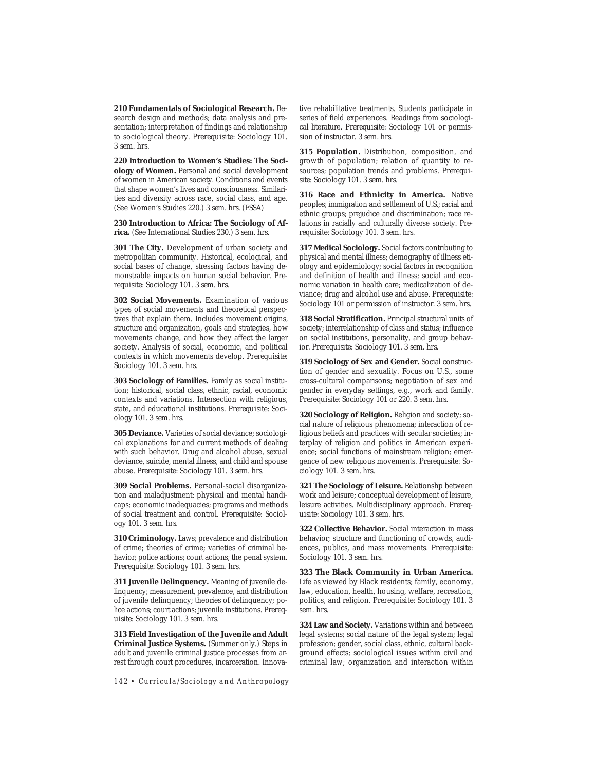**210 Fundamentals of Sociological Research.** Research design and methods; data analysis and presentation; interpretation of findings and relationship to sociological theory. Prerequisite: Sociology 101. 3 sem. hrs.

**220 Introduction to Women's Studies: The Sociology of Women.** Personal and social development of women in American society. Conditions and events that shape women's lives and consciousness. Similarities and diversity across race, social class, and age. (See Women's Studies 220.) 3 sem. hrs. (FSSA)

**230 Introduction to Africa: The Sociology of Africa.** (See International Studies 230.) 3 sem. hrs.

**301 The City.** Development of urban society and metropolitan community. Historical, ecological, and social bases of change, stressing factors having demonstrable impacts on human social behavior. Prerequisite: Sociology 101. 3 sem. hrs.

**302 Social Movements.** Examination of various types of social movements and theoretical perspectives that explain them. Includes movement origins, structure and organization, goals and strategies, how movements change, and how they affect the larger society. Analysis of social, economic, and political contexts in which movements develop. Prerequisite: Sociology 101. 3 sem. hrs.

**303 Sociology of Families.** Family as social institution; historical, social class, ethnic, racial, economic contexts and variations. Intersection with religious, state, and educational institutions. Prerequisite: Sociology 101. 3 sem. hrs.

**305 Deviance.** Varieties of social deviance; sociological explanations for and current methods of dealing with such behavior. Drug and alcohol abuse, sexual deviance, suicide, mental illness, and child and spouse abuse. Prerequisite: Sociology 101. 3 sem. hrs.

**309 Social Problems.** Personal-social disorganization and maladjustment: physical and mental handicaps; economic inadequacies; programs and methods of social treatment and control. Prerequisite: Sociology 101. 3 sem. hrs.

**310 Criminology.** Laws; prevalence and distribution of crime; theories of crime; varieties of criminal behavior; police actions; court actions; the penal system. Prerequisite: Sociology 101. 3 sem. hrs.

**311 Juvenile Delinquency.** Meaning of juvenile delinquency; measurement, prevalence, and distribution of juvenile delinquency; theories of delinquency; police actions; court actions; juvenile institutions. Prerequisite: Sociology 101. 3 sem. hrs.

**313 Field Investigation of the Juvenile and Adult Criminal Justice Systems.** (Summer only.) Steps in adult and juvenile criminal justice processes from arrest through court procedures, incarceration. Innovative rehabilitative treatments. Students participate in series of field experiences. Readings from sociological literature. Prerequisite: Sociology 101 or permission of instructor. 3 sem. hrs.

**315 Population.** Distribution, composition, and growth of population; relation of quantity to resources; population trends and problems. Prerequisite: Sociology 101. 3 sem. hrs.

**316 Race and Ethnicity in America.** Native peoples; immigration and settlement of U.S.; racial and ethnic groups; prejudice and discrimination; race relations in racially and culturally diverse society. Prerequisite: Sociology 101. 3 sem. hrs.

**317 Medical Sociology.** Social factors contributing to physical and mental illness; demography of illness etiology and epidemiology; social factors in recognition and definition of health and illness; social and economic variation in health care; medicalization of deviance; drug and alcohol use and abuse. Prerequisite: Sociology 101 or permission of instructor. 3 sem. hrs.

**318 Social Stratification.** Principal structural units of society; interrelationship of class and status; influence on social institutions, personality, and group behavior. Prerequisite: Sociology 101. 3 sem. hrs.

**319 Sociology of Sex and Gender.** Social construction of gender and sexuality. Focus on U.S., some cross-cultural comparisons; negotiation of sex and gender in everyday settings, e.g., work and family. Prerequisite: Sociology 101 or 220. 3 sem. hrs.

**320 Sociology of Religion.** Religion and society; social nature of religious phenomena; interaction of religious beliefs and practices with secular societies; interplay of religion and politics in American experience; social functions of mainstream religion; emergence of new religious movements. Prerequisite: Sociology 101. 3 sem. hrs.

**321 The Sociology of Leisure.** Relationshp between work and leisure; conceptual development of leisure, leisure activities. Multidisciplinary approach. Prerequisite: Sociology 101. 3 sem. hrs.

**322 Collective Behavior.** Social interaction in mass behavior; structure and functioning of crowds, audiences, publics, and mass movements. Prerequisite: Sociology 101. 3 sem. hrs.

**323 The Black Community in Urban America.** Life as viewed by Black residents; family, economy, law, education, health, housing, welfare, recreation, politics, and religion. Prerequisite: Sociology 101. 3 sem. hrs.

**324 Law and Society.** Variations within and between legal systems; social nature of the legal system; legal profession; gender, social class, ethnic, cultural background effects; sociological issues within civil and criminal law; organization and interaction within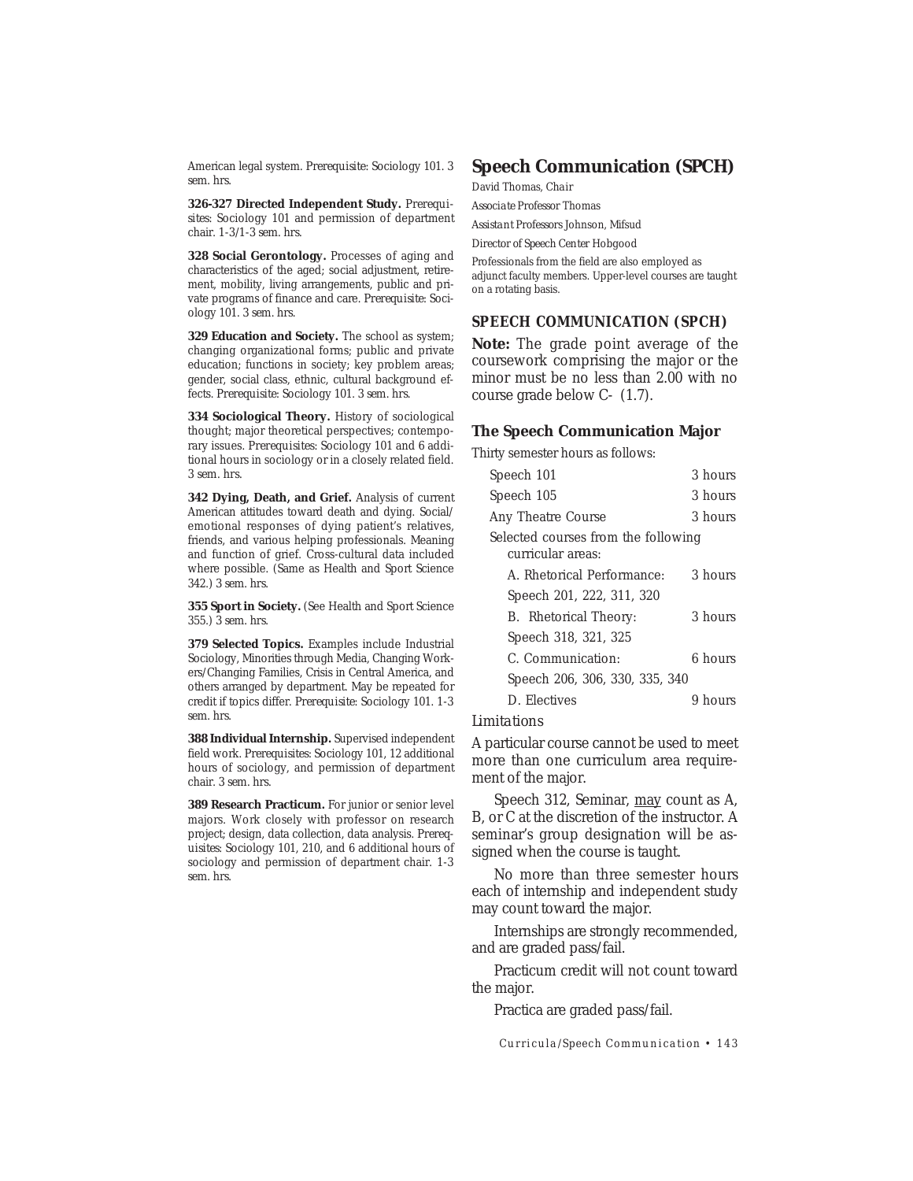American legal system. Prerequisite: Sociology 101. 3 sem. hrs.

**326-327 Directed Independent Study.** Prerequisites: Sociology 101 and permission of department chair. 1-3/1-3 sem. hrs.

**328 Social Gerontology.** Processes of aging and characteristics of the aged; social adjustment, retirement, mobility, living arrangements, public and private programs of finance and care. Prerequisite: Sociology 101. 3 sem. hrs.

**329 Education and Society.** The school as system; changing organizational forms; public and private education; functions in society; key problem areas; gender, social class, ethnic, cultural background effects. Prerequisite: Sociology 101. 3 sem. hrs.

**334 Sociological Theory.** History of sociological thought; major theoretical perspectives; contemporary issues. Prerequisites: Sociology 101 and 6 additional hours in sociology or in a closely related field. 3 sem. hrs.

**342 Dying, Death, and Grief.** Analysis of current American attitudes toward death and dying. Social/emotional responses of dying patient's relatives, friends, and various helping professionals. Meaning and function of grief. Cross-cultural data included where possible. (Same as Health and Sport Science 342.) 3 sem. hrs.

**355 Sport in Society.** (See Health and Sport Science 355.) 3 sem. hrs.

**379 Selected Topics.** Examples include Industrial Sociology, Minorities through Media, Changing Workers/Changing Families, Crisis in Central America, and others arranged by department. May be repeated for credit if topics differ. Prerequisite: Sociology 101. 1-3 sem. hrs.

**388 Individual Internship.** Supervised independent field work. Prerequisites: Sociology 101, 12 additional hours of sociology, and permission of department chair. 3 sem. hrs.

**389 Research Practicum.** For junior or senior level majors. Work closely with professor on research project; design, data collection, data analysis. Prerequisites: Sociology 101, 210, and 6 additional hours of sociology and permission of department chair. 1-3 sem. hrs.

# Speech Communication (SPCH)

*David Thomas, Chair*

*Associate Professor Thomas*

*Assistant Professors Johnson, Mifsud*

*Director of Speech Center Hobgood*

*Professionals from the field are also employed as adjunct faculty members. Upper-level courses are taught on a rotating basis.*

## SPEECH COMMUNICATION (SPCH)

**Note:** The grade point average of the coursework comprising the major or the minor must be no less than 2.00 with no course grade below C- (1.7).

### The Speech Communication Major

Thirty semester hours as follows:

| | |
|---|---|
| Speech 101 | 3 hours |
| Speech 105 | 3 hours |
| Any Theatre Course | 3 hours |
| Selected courses from the following curricular areas: | |
| A. Rhetorical Performance: | 3 hours |
| Speech 201, 222, 311, 320 | |
| B. Rhetorical Theory: | 3 hours |
| Speech 318, 321, 325 | |
| C. Communication: | 6 hours |
| Speech 206, 306, 330, 335, 340 | |
| D. Electives | 9 hours |

*Limitations*

A particular course cannot be used to meet more than one curriculum area requirement of the major.

Speech 312, Seminar, may count as A, B, or C at the discretion of the instructor. A seminar's group designation will be assigned when the course is taught.

No more than three semester hours each of internship and independent study may count toward the major.

Internships are strongly recommended, and are graded pass/fail.

Practicum credit will not count toward the major.

Practica are graded pass/fail.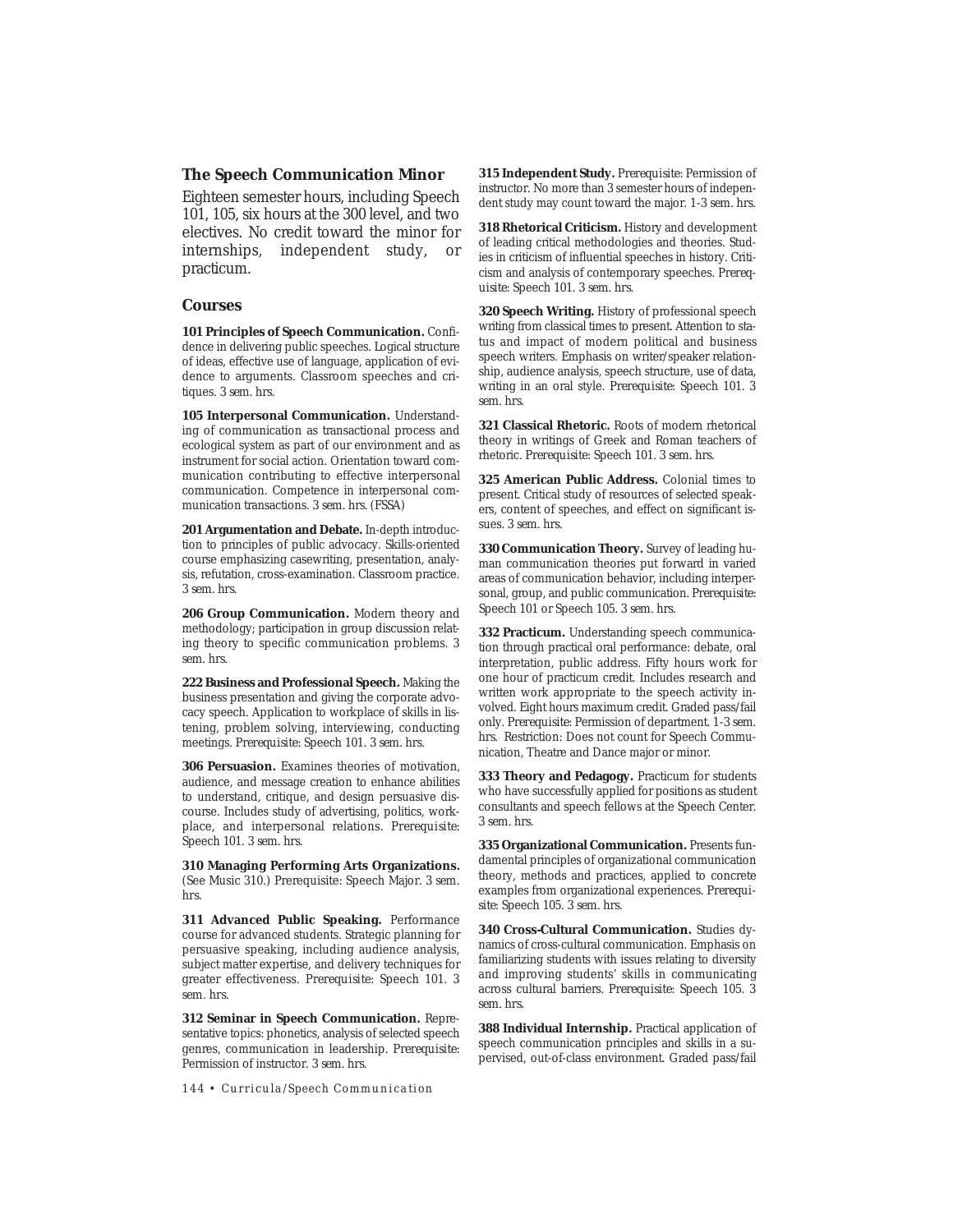## The Speech Communication Minor

Eighteen semester hours, including Speech 101, 105, six hours at the 300 level, and two electives. No credit toward the minor for internships, independent study, or practicum.

## Courses

**101 Principles of Speech Communication.** Confidence in delivering public speeches. Logical structure of ideas, effective use of language, application of evidence to arguments. Classroom speeches and critiques. 3 sem. hrs.

**105 Interpersonal Communication.** Understanding of communication as transactional process and ecological system as part of our environment and as instrument for social action. Orientation toward communication contributing to effective interpersonal communication. Competence in interpersonal communication transactions. 3 sem. hrs. (FSSA)

**201 Argumentation and Debate.** In-depth introduction to principles of public advocacy. Skills-oriented course emphasizing casewriting, presentation, analysis, refutation, cross-examination. Classroom practice. 3 sem. hrs.

**206 Group Communication.** Modern theory and methodology; participation in group discussion relating theory to specific communication problems. 3 sem. hrs.

**222 Business and Professional Speech.** Making the business presentation and giving the corporate advocacy speech. Application to workplace of skills in listening, problem solving, interviewing, conducting meetings. Prerequisite: Speech 101. 3 sem. hrs.

**306 Persuasion.** Examines theories of motivation, audience, and message creation to enhance abilities to understand, critique, and design persuasive discourse. Includes study of advertising, politics, workplace, and interpersonal relations. Prerequisite: Speech 101. 3 sem. hrs.

**310 Managing Performing Arts Organizations.** (See Music 310.) Prerequisite: Speech Major. 3 sem. hrs.

**311 Advanced Public Speaking.** Performance course for advanced students. Strategic planning for persuasive speaking, including audience analysis, subject matter expertise, and delivery techniques for greater effectiveness. Prerequisite: Speech 101. 3 sem. hrs.

**312 Seminar in Speech Communication.** Representative topics: phonetics, analysis of selected speech genres, communication in leadership. Prerequisite: Permission of instructor. 3 sem. hrs.

**315 Independent Study.** Prerequisite: Permission of instructor. No more than 3 semester hours of independent study may count toward the major. 1-3 sem. hrs.

**318 Rhetorical Criticism.** History and development of leading critical methodologies and theories. Studies in criticism of influential speeches in history. Criticism and analysis of contemporary speeches. Prerequisite: Speech 101. 3 sem. hrs.

**320 Speech Writing.** History of professional speech writing from classical times to present. Attention to status and impact of modern political and business speech writers. Emphasis on writer/speaker relationship, audience analysis, speech structure, use of data, writing in an oral style. Prerequisite: Speech 101. 3 sem. hrs.

**321 Classical Rhetoric.** Roots of modern rhetorical theory in writings of Greek and Roman teachers of rhetoric. Prerequisite: Speech 101. 3 sem. hrs.

**325 American Public Address.** Colonial times to present. Critical study of resources of selected speakers, content of speeches, and effect on significant issues. 3 sem. hrs.

**330 Communication Theory.** Survey of leading human communication theories put forward in varied areas of communication behavior, including interpersonal, group, and public communication. Prerequisite: Speech 101 or Speech 105. 3 sem. hrs.

**332 Practicum.** Understanding speech communication through practical oral performance: debate, oral interpretation, public address. Fifty hours work for one hour of practicum credit. Includes research and written work appropriate to the speech activity involved. Eight hours maximum credit. Graded pass/fail only. Prerequisite: Permission of department. 1-3 sem. hrs. Restriction: Does not count for Speech Communication, Theatre and Dance major or minor.

**333 Theory and Pedagogy.** Practicum for students who have successfully applied for positions as student consultants and speech fellows at the Speech Center. 3 sem. hrs.

**335 Organizational Communication.** Presents fundamental principles of organizational communication theory, methods and practices, applied to concrete examples from organizational experiences. Prerequisite: Speech 105. 3 sem. hrs.

**340 Cross-Cultural Communication.** Studies dynamics of cross-cultural communication. Emphasis on familiarizing students with issues relating to diversity and improving students' skills in communicating across cultural barriers. Prerequisite: Speech 105. 3 sem. hrs.

**388 Individual Internship.** Practical application of speech communication principles and skills in a supervised, out-of-class environment. Graded pass/fail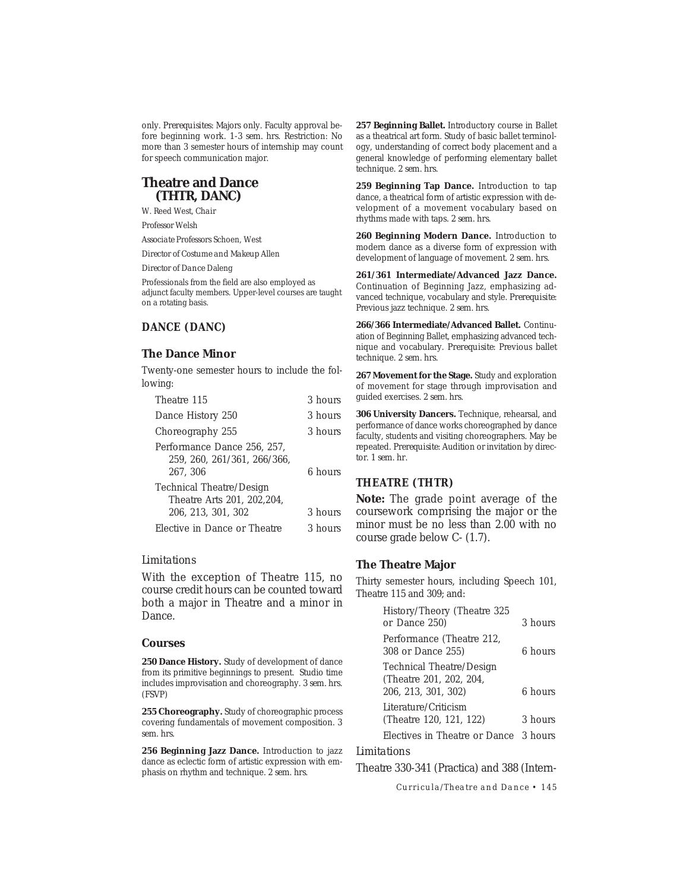only. Prerequisites: Majors only. Faculty approval before beginning work. 1-3 sem. hrs. Restriction: No more than 3 semester hours of internship may count for speech communication major.

## Theatre and Dance (THTR, DANC)

*W. Reed West, Chair*

*Professor Welsh*

*Associate Professors Schoen, West*

*Director of Costume and Makeup Allen*

*Director of Dance Daleng*

*Professionals from the field are also employed as adjunct faculty members. Upper-level courses are taught on a rotating basis.*

### DANCE (DANC)

### The Dance Minor

Twenty-one semester hours to include the following:

| | |
|---|---|
| Theatre 115 | 3 hours |
| Dance History 250 | 3 hours |
| Choreography 255 | 3 hours |
| Performance Dance 256, 257, 259, 260, 261/361, 266/366, 267, 306 | 6 hours |
| Technical Theatre/Design Theatre Arts 201, 202,204, 206, 213, 301, 302 | 3 hours |
| Elective in Dance or Theatre | 3 hours |

*Limitations*

With the exception of Theatre 115, no course credit hours can be counted toward both a major in Theatre and a minor in Dance.

### Courses

**250 Dance History.** Study of development of dance from its primitive beginnings to present. Studio time includes improvisation and choreography. 3 sem. hrs. (FSVP)

**255 Choreography.** Study of choreographic process covering fundamentals of movement composition. 3 sem. hrs.

**256 Beginning Jazz Dance.** Introduction to jazz dance as eclectic form of artistic expression with emphasis on rhythm and technique. 2 sem. hrs.

**257 Beginning Ballet.** Introductory course in Ballet as a theatrical art form. Study of basic ballet terminology, understanding of correct body placement and a general knowledge of performing elementary ballet technique. 2 sem. hrs.

**259 Beginning Tap Dance.** Introduction to tap dance, a theatrical form of artistic expression with development of a movement vocabulary based on rhythms made with taps. 2 sem. hrs.

**260 Beginning Modern Dance.** Introduction to modern dance as a diverse form of expression with development of language of movement. 2 sem. hrs.

**261/361 Intermediate/Advanced Jazz Dance.** Continuation of Beginning Jazz, emphasizing advanced technique, vocabulary and style. Prerequisite: Previous jazz technique. 2 sem. hrs.

**266/366 Intermediate/Advanced Ballet.** Continuation of Beginning Ballet, emphasizing advanced technique and vocabulary. Prerequisite: Previous ballet technique. 2 sem. hrs.

**267 Movement for the Stage.** Study and exploration of movement for stage through improvisation and guided exercises. 2 sem. hrs.

**306 University Dancers.** Technique, rehearsal, and performance of dance works choreographed by dance faculty, students and visiting choreographers. May be repeated. Prerequisite: Audition or invitation by director. 1 sem. hr.

### THEATRE (THTR)

**Note:** The grade point average of the coursework comprising the major or the minor must be no less than 2.00 with no course grade below C- (1.7).

### The Theatre Major

Thirty semester hours, including Speech 101, Theatre 115 and 309; and:

| | |
|---|---|
| History/Theory (Theatre 325 or Dance 250) | 3 hours |
| Performance (Theatre 212, 308 or Dance 255) | 6 hours |
| Technical Theatre/Design (Theatre 201, 202, 204, 206, 213, 301, 302) | 6 hours |
| Literature/Criticism (Theatre 120, 121, 122) | 3 hours |
| Electives in Theatre or Dance | 3 hours |

*Limitations*

Theatre 330-341 (Practica) and 388 (Intern-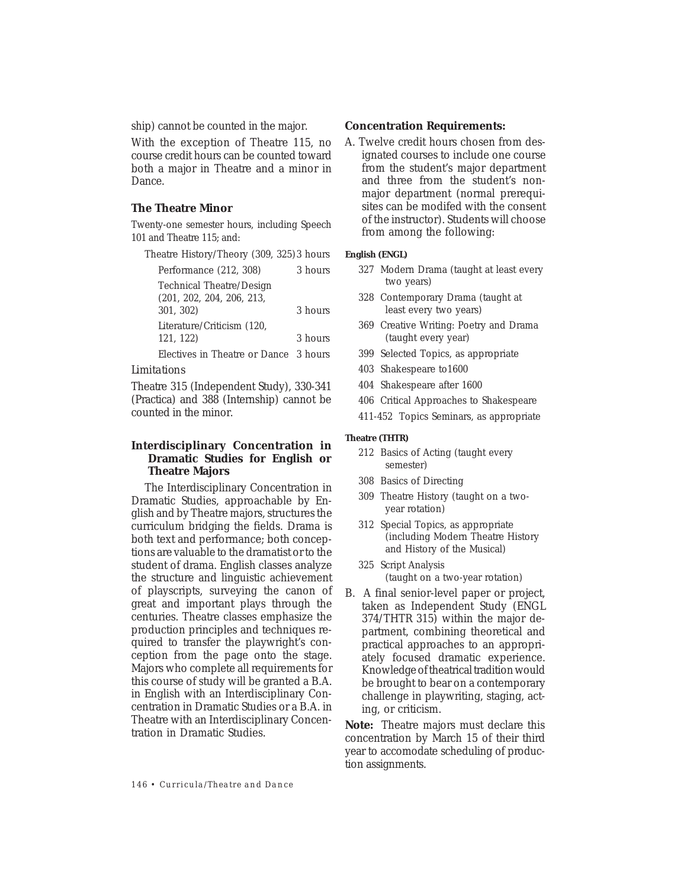ship) cannot be counted in the major.

With the exception of Theatre 115, no course credit hours can be counted toward both a major in Theatre and a minor in Dance.

### The Theatre Minor

Twenty-one semester hours, including Speech 101 and Theatre 115; and:

| | |
|---|---|
| Theatre History/Theory (309, 325) | 3 hours |
| Performance (212, 308) | 3 hours |
| Technical Theatre/Design (201, 202, 204, 206, 213, 301, 302) | 3 hours |
| Literature/Criticism (120, 121, 122) | 3 hours |
| Electives in Theatre or Dance | 3 hours |

*Limitations*

Theatre 315 (Independent Study), 330-341 (Practica) and 388 (Internship) cannot be counted in the minor.

### Interdisciplinary Concentration in Dramatic Studies for English or Theatre Majors

The Interdisciplinary Concentration in Dramatic Studies, approachable by English and by Theatre majors, structures the curriculum bridging the fields. Drama is both text and performance; both conceptions are valuable to the dramatist or to the student of drama. English classes analyze the structure and linguistic achievement of playscripts, surveying the canon of great and important plays through the centuries. Theatre classes emphasize the production principles and techniques required to transfer the playwright's conception from the page onto the stage. Majors who complete all requirements for this course of study will be granted a B.A. in English with an Interdisciplinary Concentration in Dramatic Studies or a B.A. in Theatre with an Interdisciplinary Concentration in Dramatic Studies.

**Concentration Requirements:**

A. Twelve credit hours chosen from designated courses to include one course from the student's major department and three from the student's non-major department (normal prerequisites can be modifed with the consent of the instructor). Students will choose from among the following:

**English (ENGL)**

- 327 Modern Drama (taught at least every two years)
- 328 Contemporary Drama (taught at least every two years)
- 369 Creative Writing: Poetry and Drama (taught every year)
- 399 Selected Topics, as appropriate
- 403 Shakespeare to1600
- 404 Shakespeare after 1600
- 406 Critical Approaches to Shakespeare
- 411-452 Topics Seminars, as appropriate

**Theatre (THTR)**

- 212 Basics of Acting (taught every semester)
- 308 Basics of Directing
- 309 Theatre History (taught on a two-year rotation)
- 312 Special Topics, as appropriate (including Modern Theatre History and History of the Musical)
- 325 Script Analysis (taught on a two-year rotation)

B. A final senior-level paper or project, taken as Independent Study (ENGL 374/THTR 315) within the major department, combining theoretical and practical approaches to an appropriately focused dramatic experience. Knowledge of theatrical tradition would be brought to bear on a contemporary challenge in playwriting, staging, acting, or criticism.

**Note:** Theatre majors must declare this concentration by March 15 of their third year to accomodate scheduling of production assignments.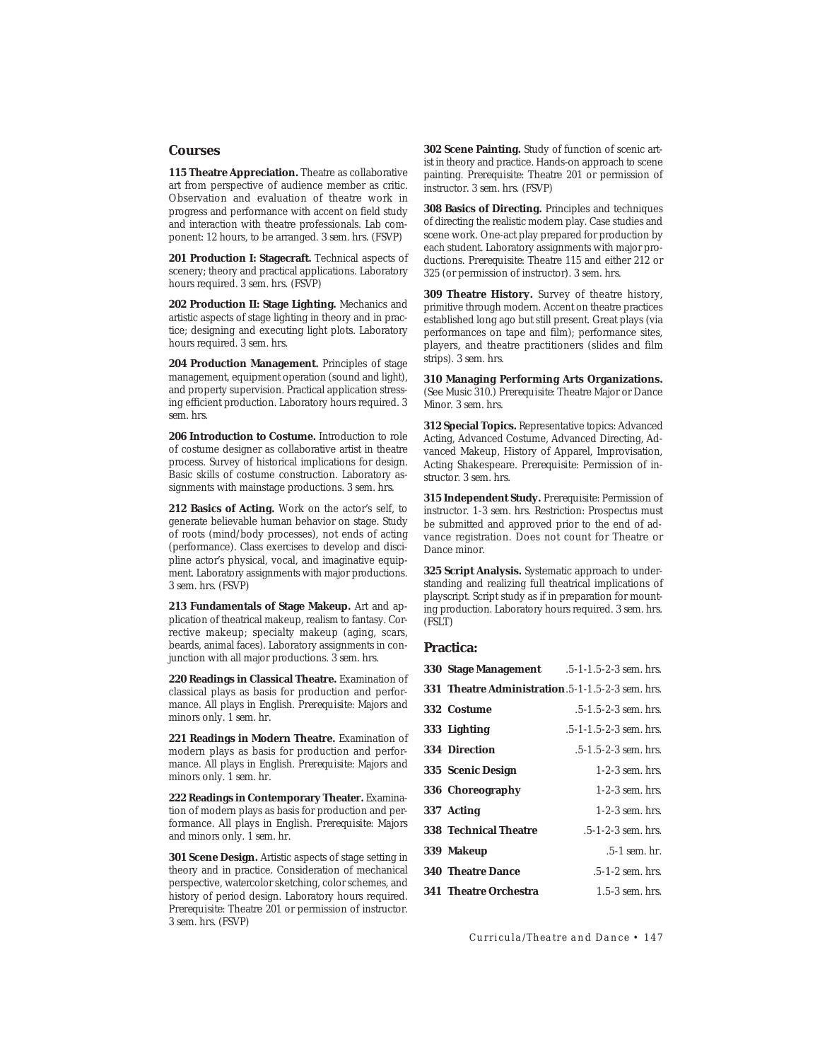## Courses

**115 Theatre Appreciation.** Theatre as collaborative art from perspective of audience member as critic. Observation and evaluation of theatre work in progress and performance with accent on field study and interaction with theatre professionals. Lab component: 12 hours, to be arranged. 3 sem. hrs. (FSVP)

**201 Production I: Stagecraft.** Technical aspects of scenery; theory and practical applications. Laboratory hours required. 3 sem. hrs. (FSVP)

**202 Production II: Stage Lighting.** Mechanics and artistic aspects of stage lighting in theory and in practice; designing and executing light plots. Laboratory hours required. 3 sem. hrs.

**204 Production Management.** Principles of stage management, equipment operation (sound and light), and property supervision. Practical application stressing efficient production. Laboratory hours required. 3 sem. hrs.

**206 Introduction to Costume.** Introduction to role of costume designer as collaborative artist in theatre process. Survey of historical implications for design. Basic skills of costume construction. Laboratory assignments with mainstage productions. 3 sem. hrs.

**212 Basics of Acting.** Work on the actor's self, to generate believable human behavior on stage. Study of roots (mind/body processes), not ends of acting (performance). Class exercises to develop and discipline actor's physical, vocal, and imaginative equipment. Laboratory assignments with major productions. 3 sem. hrs. (FSVP)

**213 Fundamentals of Stage Makeup.** Art and application of theatrical makeup, realism to fantasy. Corrective makeup; specialty makeup (aging, scars, beards, animal faces). Laboratory assignments in conjunction with all major productions. 3 sem. hrs.

**220 Readings in Classical Theatre.** Examination of classical plays as basis for production and performance. All plays in English. Prerequisite: Majors and minors only. 1 sem. hr.

**221 Readings in Modern Theatre.** Examination of modern plays as basis for production and performance. All plays in English. Prerequisite: Majors and minors only. 1 sem. hr.

**222 Readings in Contemporary Theater.** Examination of modern plays as basis for production and performance. All plays in English. Prerequisite: Majors and minors only. 1 sem. hr.

**301 Scene Design.** Artistic aspects of stage setting in theory and in practice. Consideration of mechanical perspective, watercolor sketching, color schemes, and history of period design. Laboratory hours required. Prerequisite: Theatre 201 or permission of instructor. 3 sem. hrs. (FSVP)

**302 Scene Painting.** Study of function of scenic artist in theory and practice. Hands-on approach to scene painting. Prerequisite: Theatre 201 or permission of instructor. 3 sem. hrs. (FSVP)

**308 Basics of Directing.** Principles and techniques of directing the realistic modern play. Case studies and scene work. One-act play prepared for production by each student. Laboratory assignments with major productions. Prerequisite: Theatre 115 and either 212 or 325 (or permission of instructor). 3 sem. hrs.

**309 Theatre History.** Survey of theatre history, primitive through modern. Accent on theatre practices established long ago but still present. Great plays (via performances on tape and film); performance sites, players, and theatre practitioners (slides and film strips). 3 sem. hrs.

**310 Managing Performing Arts Organizations.** (See Music 310.) Prerequisite: Theatre Major or Dance Minor. 3 sem. hrs.

**312 Special Topics.** Representative topics: Advanced Acting, Advanced Costume, Advanced Directing, Advanced Makeup, History of Apparel, Improvisation, Acting Shakespeare. Prerequisite: Permission of instructor. 3 sem. hrs.

**315 Independent Study.** Prerequisite: Permission of instructor. 1-3 sem. hrs. Restriction: Prospectus must be submitted and approved prior to the end of advance registration. Does not count for Theatre or Dance minor.

**325 Script Analysis.** Systematic approach to understanding and realizing full theatrical implications of playscript. Script study as if in preparation for mounting production. Laboratory hours required. 3 sem. hrs. (FSLT)

## Practica:

| Course | Hours |
|---|---|
| **330 Stage Management** | .5-1-1.5-2-3 sem. hrs. |
| **331 Theatre Administration** | .5-1-1.5-2-3 sem. hrs. |
| **332 Costume** | .5-1.5-2-3 sem. hrs. |
| **333 Lighting** | .5-1-1.5-2-3 sem. hrs. |
| **334 Direction** | .5-1.5-2-3 sem. hrs. |
| **335 Scenic Design** | 1-2-3 sem. hrs. |
| **336 Choreography** | 1-2-3 sem. hrs. |
| **337 Acting** | 1-2-3 sem. hrs. |
| **338 Technical Theatre** | .5-1-2-3 sem. hrs. |
| **339 Makeup** | .5-1 sem. hr. |
| **340 Theatre Dance** | .5-1-2 sem. hrs. |
| **341 Theatre Orchestra** | 1.5-3 sem. hrs. |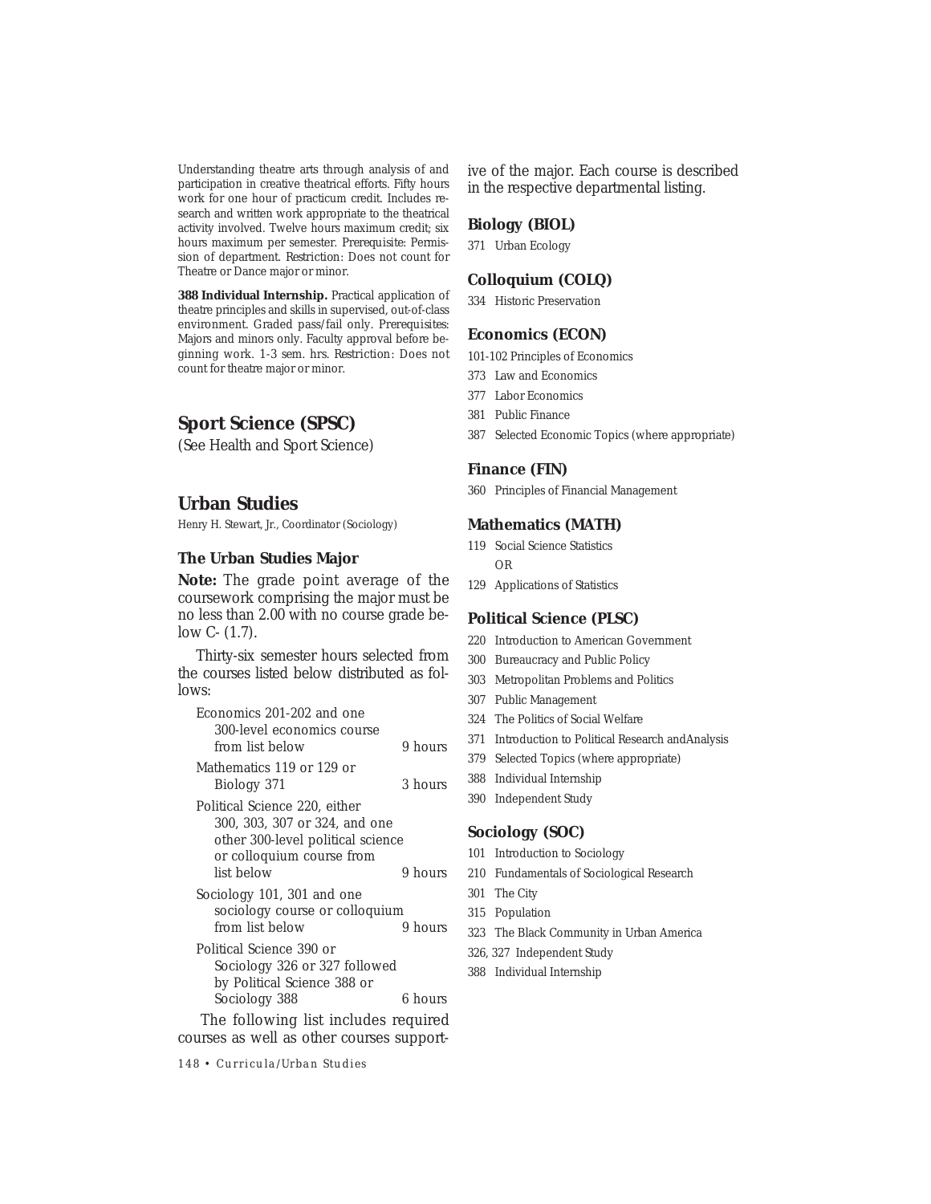Understanding theatre arts through analysis of and participation in creative theatrical efforts. Fifty hours work for one hour of practicum credit. Includes research and written work appropriate to the theatrical activity involved. Twelve hours maximum credit; six hours maximum per semester. Prerequisite: Permission of department. Restriction: Does not count for Theatre or Dance major or minor.

**388 Individual Internship.** Practical application of theatre principles and skills in supervised, out-of-class environment. Graded pass/fail only. Prerequisites: Majors and minors only. Faculty approval before beginning work. 1-3 sem. hrs. Restriction: Does not count for theatre major or minor.

## Sport Science (SPSC)

(See Health and Sport Science)

## Urban Studies

Henry H. Stewart, Jr., Coordinator (Sociology)

### The Urban Studies Major

**Note:** The grade point average of the coursework comprising the major must be no less than 2.00 with no course grade below C- (1.7).

Thirty-six semester hours selected from the courses listed below distributed as follows:

| | |
|---|---|
| Economics 201-202 and one 300-level economics course from list below | 9 hours |
| Mathematics 119 or 129 or Biology 371 | 3 hours |
| Political Science 220, either 300, 303, 307 or 324, and one other 300-level political science or colloquium course from list below | 9 hours |
| Sociology 101, 301 and one sociology course or colloquium from list below | 9 hours |
| Political Science 390 or Sociology 326 or 327 followed by Political Science 388 or Sociology 388 | 6 hours |

The following list includes required courses as well as other courses supportive of the major. Each course is described in the respective departmental listing.

### Biology (BIOL)

371 Urban Ecology

### Colloquium (COLQ)

334 Historic Preservation

### Economics (ECON)

101-102 Principles of Economics

373 Law and Economics

377 Labor Economics

381 Public Finance

387 Selected Economic Topics (where appropriate)

### Finance (FIN)

360 Principles of Financial Management

### Mathematics (MATH)

119 Social Science Statistics

OR

129 Applications of Statistics

### Political Science (PLSC)

220 Introduction to American Government

300 Bureaucracy and Public Policy

303 Metropolitan Problems and Politics

307 Public Management

324 The Politics of Social Welfare

371 Introduction to Political Research andAnalysis

379 Selected Topics (where appropriate)

388 Individual Internship

390 Independent Study

### Sociology (SOC)

101 Introduction to Sociology

210 Fundamentals of Sociological Research

301 The City

315 Population

323 The Black Community in Urban America

326, 327 Independent Study

388 Individual Internship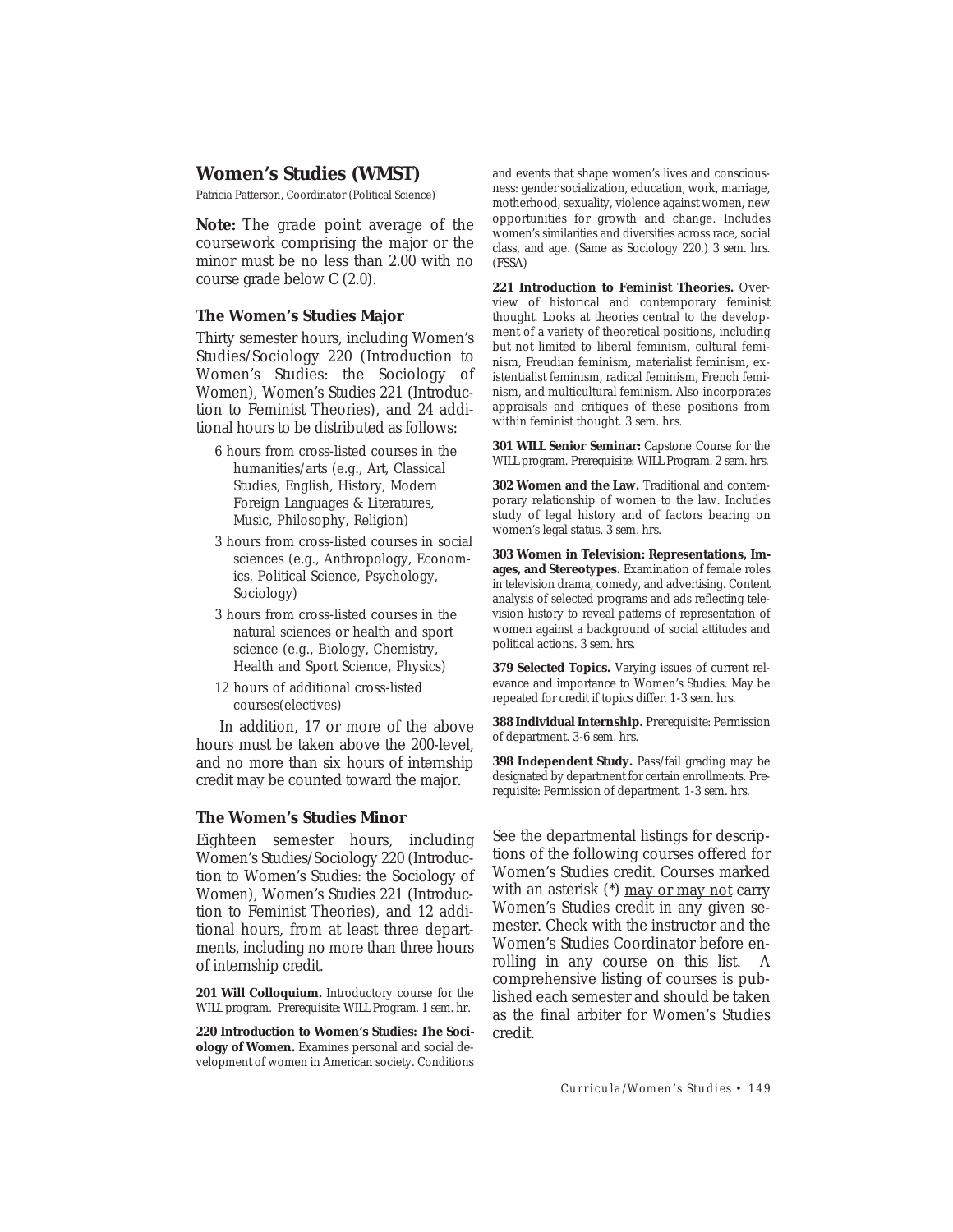## Women's Studies (WMST)

Patricia Patterson, Coordinator (Political Science)

**Note:** The grade point average of the coursework comprising the major or the minor must be no less than 2.00 with no course grade below C (2.0).

### The Women's Studies Major

Thirty semester hours, including Women's Studies/Sociology 220 (Introduction to Women's Studies: the Sociology of Women), Women's Studies 221 (Introduction to Feminist Theories), and 24 additional hours to be distributed as follows:

- 6 hours from cross-listed courses in the humanities/arts (e.g., Art, Classical Studies, English, History, Modern Foreign Languages & Literatures, Music, Philosophy, Religion)
- 3 hours from cross-listed courses in social sciences (e.g., Anthropology, Economics, Political Science, Psychology, Sociology)
- 3 hours from cross-listed courses in the natural sciences or health and sport science (e.g., Biology, Chemistry, Health and Sport Science, Physics)
- 12 hours of additional cross-listed courses(electives)

In addition, 17 or more of the above hours must be taken above the 200-level, and no more than six hours of internship credit may be counted toward the major.

### The Women's Studies Minor

Eighteen semester hours, including Women's Studies/Sociology 220 (Introduction to Women's Studies: the Sociology of Women), Women's Studies 221 (Introduction to Feminist Theories), and 12 additional hours, from at least three departments, including no more than three hours of internship credit.

**201 Will Colloquium.** Introductory course for the WILL program. Prerequisite: WILL Program. 1 sem. hr.

**220 Introduction to Women's Studies: The Sociology of Women.** Examines personal and social development of women in American society. Conditions and events that shape women's lives and consciousness: gender socialization, education, work, marriage, motherhood, sexuality, violence against women, new opportunities for growth and change. Includes women's similarities and diversities across race, social class, and age. (Same as Sociology 220.) 3 sem. hrs. (FSSA)

**221 Introduction to Feminist Theories.** Overview of historical and contemporary feminist thought. Looks at theories central to the development of a variety of theoretical positions, including but not limited to liberal feminism, cultural feminism, Freudian feminism, materialist feminism, existentialist feminism, radical feminism, French feminism, and multicultural feminism. Also incorporates appraisals and critiques of these positions from within feminist thought. 3 sem. hrs.

**301 WILL Senior Seminar:** Capstone Course for the WILL program. Prerequisite: WILL Program. 2 sem. hrs.

**302 Women and the Law.** Traditional and contemporary relationship of women to the law. Includes study of legal history and of factors bearing on women's legal status. 3 sem. hrs.

**303 Women in Television: Representations, Images, and Stereotypes.** Examination of female roles in television drama, comedy, and advertising. Content analysis of selected programs and ads reflecting television history to reveal patterns of representation of women against a background of social attitudes and political actions. 3 sem. hrs.

**379 Selected Topics.** Varying issues of current relevance and importance to Women's Studies. May be repeated for credit if topics differ. 1-3 sem. hrs.

**388 Individual Internship.** Prerequisite: Permission of department. 3-6 sem. hrs.

**398 Independent Study.** Pass/fail grading may be designated by department for certain enrollments. Prerequisite: Permission of department. 1-3 sem. hrs.

See the departmental listings for descriptions of the following courses offered for Women's Studies credit. Courses marked with an asterisk (*) may or may not carry Women's Studies credit in any given semester. Check with the instructor and the Women's Studies Coordinator before enrolling in any course on this list. A comprehensive listing of courses is published each semester and should be taken as the final arbiter for Women's Studies credit.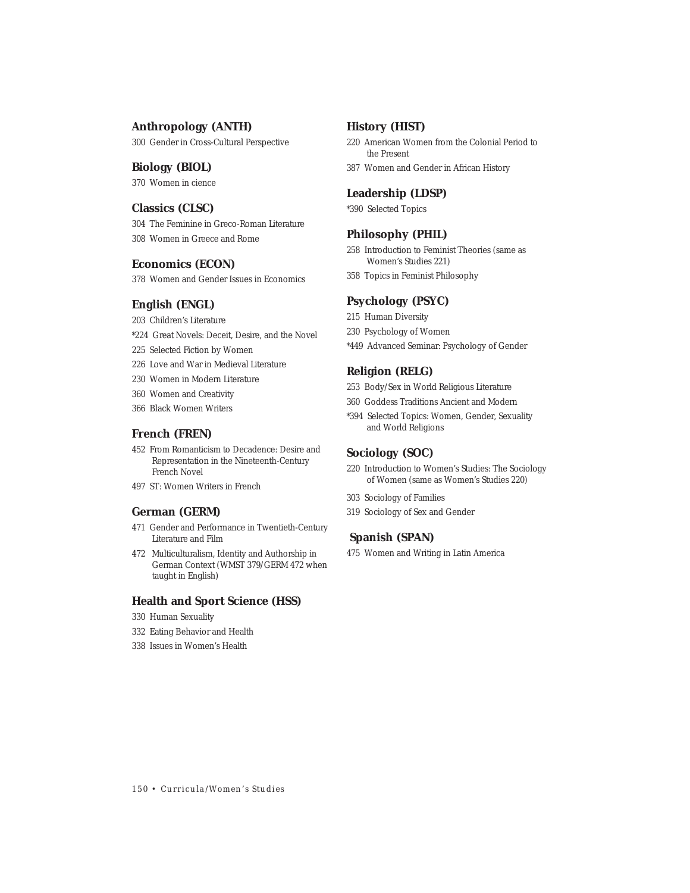## Anthropology (ANTH)

300 Gender in Cross-Cultural Perspective

## Biology (BIOL)

370 Women in cience

## Classics (CLSC)

304 The Feminine in Greco-Roman Literature

308 Women in Greece and Rome

## Economics (ECON)

378 Women and Gender Issues in Economics

## English (ENGL)

203 Children's Literature

*224 Great Novels: Deceit, Desire, and the Novel

225 Selected Fiction by Women

226 Love and War in Medieval Literature

230 Women in Modern Literature

360 Women and Creativity

366 Black Women Writers

## French (FREN)

452 From Romanticism to Decadence: Desire and Representation in the Nineteenth-Century French Novel

497 ST: Women Writers in French

## German (GERM)

471 Gender and Performance in Twentieth-Century Literature and Film

472 Multiculturalism, Identity and Authorship in German Context (WMST 379/GERM 472 when taught in English)

## Health and Sport Science (HSS)

330 Human Sexuality

332 Eating Behavior and Health

338 Issues in Women's Health

## History (HIST)

220 American Women from the Colonial Period to the Present

387 Women and Gender in African History

## Leadership (LDSP)

*390 Selected Topics

## Philosophy (PHIL)

258 Introduction to Feminist Theories (same as Women's Studies 221)

358 Topics in Feminist Philosophy

## Psychology (PSYC)

215 Human Diversity

230 Psychology of Women

*449 Advanced Seminar: Psychology of Gender

## Religion (RELG)

253 Body/Sex in World Religious Literature

360 Goddess Traditions Ancient and Modern

*394 Selected Topics: Women, Gender, Sexuality and World Religions

## Sociology (SOC)

220 Introduction to Women's Studies: The Sociology of Women (same as Women's Studies 220)

303 Sociology of Families

319 Sociology of Sex and Gender

## Spanish (SPAN)

475 Women and Writing in Latin America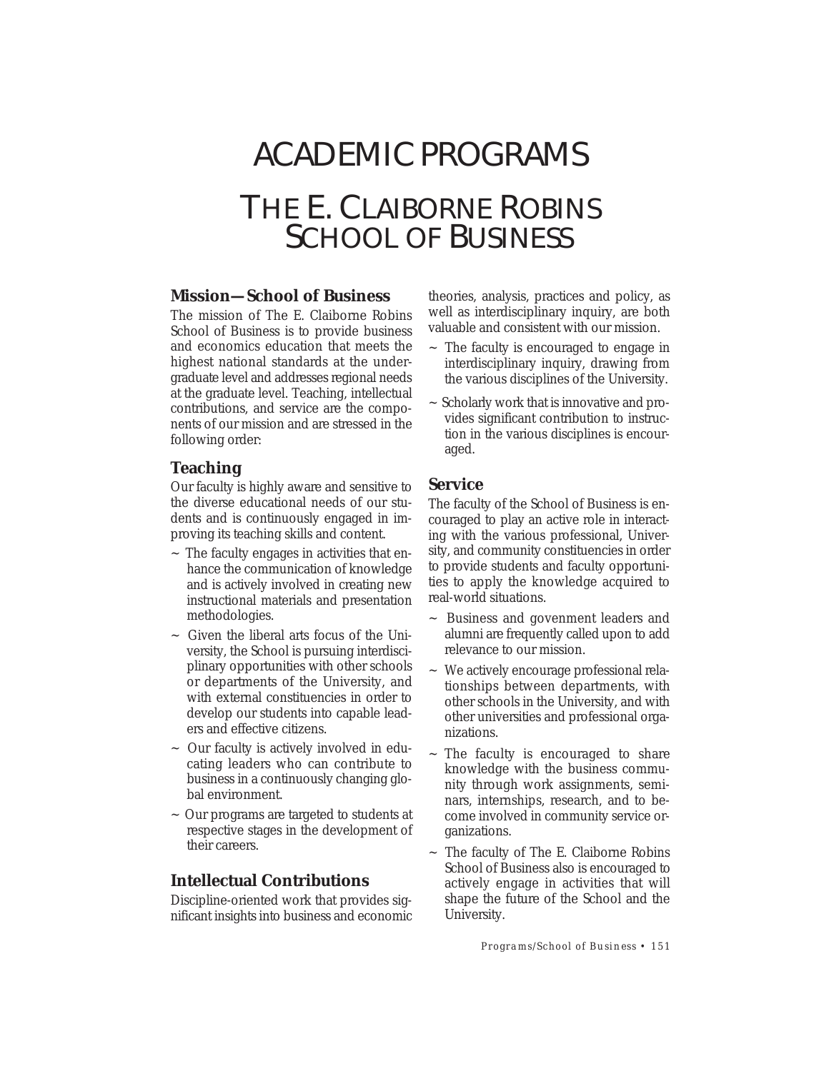# ACADEMIC PROGRAMS

# THE E. CLAIBORNE ROBINS SCHOOL OF BUSINESS

### Mission—School of Business

The mission of The E. Claiborne Robins School of Business is to provide business and economics education that meets the highest national standards at the undergraduate level and addresses regional needs at the graduate level. Teaching, intellectual contributions, and service are the components of our mission and are stressed in the following order:

### Teaching

Our faculty is highly aware and sensitive to the diverse educational needs of our students and is continuously engaged in improving its teaching skills and content.

~ The faculty engages in activities that enhance the communication of knowledge and is actively involved in creating new instructional materials and presentation methodologies.

~ Given the liberal arts focus of the University, the School is pursuing interdisciplinary opportunities with other schools or departments of the University, and with external constituencies in order to develop our students into capable leaders and effective citizens.

~ Our faculty is actively involved in educating leaders who can contribute to business in a continuously changing global environment.

~ Our programs are targeted to students at respective stages in the development of their careers.

### Intellectual Contributions

Discipline-oriented work that provides significant insights into business and economic theories, analysis, practices and policy, as well as interdisciplinary inquiry, are both valuable and consistent with our mission.

~ The faculty is encouraged to engage in interdisciplinary inquiry, drawing from the various disciplines of the University.

~ Scholarly work that is innovative and provides significant contribution to instruction in the various disciplines is encouraged.

### Service

The faculty of the School of Business is encouraged to play an active role in interacting with the various professional, University, and community constituencies in order to provide students and faculty opportunities to apply the knowledge acquired to real-world situations.

~ Business and govenment leaders and alumni are frequently called upon to add relevance to our mission.

~ We actively encourage professional relationships between departments, with other schools in the University, and with other universities and professional organizations.

~ The faculty is encouraged to share knowledge with the business community through work assignments, seminars, internships, research, and to become involved in community service organizations.

~ The faculty of The E. Claiborne Robins School of Business also is encouraged to actively engage in activities that will shape the future of the School and the University.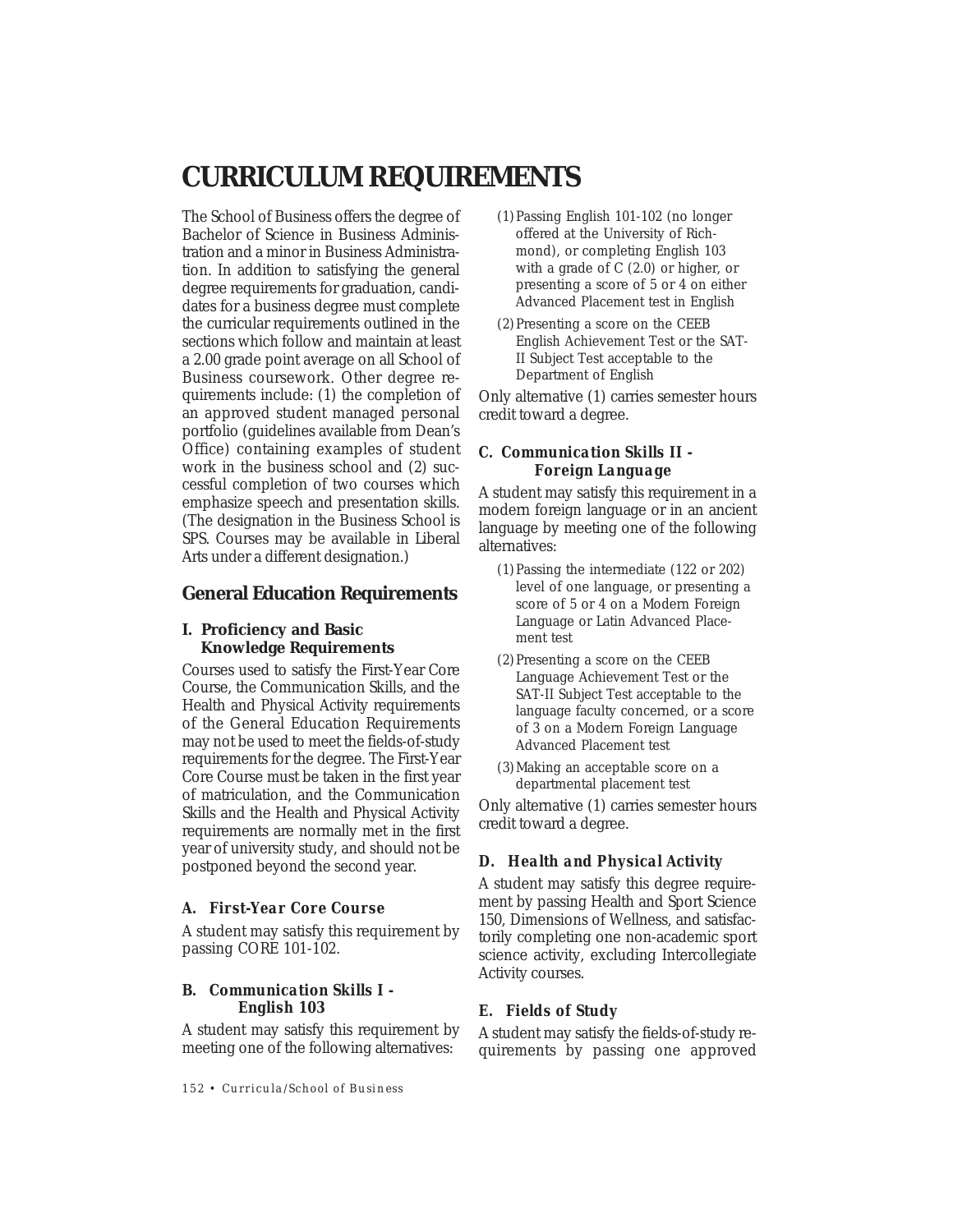# CURRICULUM REQUIREMENTS

The School of Business offers the degree of Bachelor of Science in Business Administration and a minor in Business Administration. In addition to satisfying the general degree requirements for graduation, candidates for a business degree must complete the curricular requirements outlined in the sections which follow and maintain at least a 2.00 grade point average on all School of Business coursework. Other degree requirements include: (1) the completion of an approved student managed personal portfolio (guidelines available from Dean's Office) containing examples of student work in the business school and (2) successful completion of two courses which emphasize speech and presentation skills. (The designation in the Business School is SPS. Courses may be available in Liberal Arts under a different designation.)

## General Education Requirements

### I. Proficiency and Basic Knowledge Requirements

Courses used to satisfy the First-Year Core Course, the Communication Skills, and the Health and Physical Activity requirements of the General Education Requirements may not be used to meet the fields-of-study requirements for the degree. The First-Year Core Course must be taken in the first year of matriculation, and the Communication Skills and the Health and Physical Activity requirements are normally met in the first year of university study, and should not be postponed beyond the second year.

#### A. First-Year Core Course

A student may satisfy this requirement by passing CORE 101-102.

#### B. Communication Skills I - English 103

A student may satisfy this requirement by meeting one of the following alternatives:

(1) Passing English 101-102 (no longer offered at the University of Richmond), or completing English 103 with a grade of C (2.0) or higher, or presenting a score of 5 or 4 on either Advanced Placement test in English

(2) Presenting a score on the CEEB English Achievement Test or the SAT-II Subject Test acceptable to the Department of English

Only alternative (1) carries semester hours credit toward a degree.

#### C. Communication Skills II - Foreign Language

A student may satisfy this requirement in a modern foreign language or in an ancient language by meeting one of the following alternatives:

(1) Passing the intermediate (122 or 202) level of one language, or presenting a score of 5 or 4 on a Modern Foreign Language or Latin Advanced Placement test

(2) Presenting a score on the CEEB Language Achievement Test or the SAT-II Subject Test acceptable to the language faculty concerned, or a score of 3 on a Modern Foreign Language Advanced Placement test

(3) Making an acceptable score on a departmental placement test

Only alternative (1) carries semester hours credit toward a degree.

#### D. Health and Physical Activity

A student may satisfy this degree requirement by passing Health and Sport Science 150, Dimensions of Wellness, and satisfactorily completing one non-academic sport science activity, excluding Intercollegiate Activity courses.

#### E. Fields of Study

A student may satisfy the fields-of-study requirements by passing one approved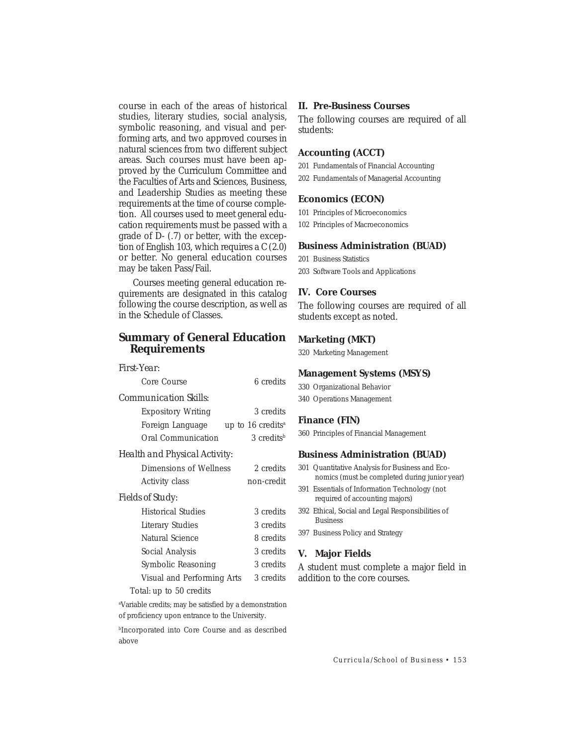course in each of the areas of historical studies, literary studies, social analysis, symbolic reasoning, and visual and performing arts, and two approved courses in natural sciences from two different subject areas. Such courses must have been approved by the Curriculum Committee and the Faculties of Arts and Sciences, Business, and Leadership Studies as meeting these requirements at the time of course completion. All courses used to meet general education requirements must be passed with a grade of D- (.7) or better, with the exception of English 103, which requires a C (2.0) or better. No general education courses may be taken Pass/Fail.

Courses meeting general education requirements are designated in this catalog following the course description, as well as in the Schedule of Classes.

## Summary of General Education Requirements

| | |
|---|---|
| *First-Year:* | |
| Core Course | 6 credits |
| *Communication Skills:* | |
| Expository Writing | 3 credits |
| Foreign Language | up to 16 credits[a] |
| Oral Communication | 3 credits[b] |
| *Health and Physical Activity:* | |
| Dimensions of Wellness | 2 credits |
| Activity class | non-credit |
| *Fields of Study:* | |
| Historical Studies | 3 credits |
| Literary Studies | 3 credits |
| Natural Science | 8 credits |
| Social Analysis | 3 credits |
| Symbolic Reasoning | 3 credits |
| Visual and Performing Arts | 3 credits |
| Total: up to 50 credits | |

[a]Variable credits; may be satisfied by a demonstration of proficiency upon entrance to the University.

[b]Incorporated into Core Course and as described above

### II. Pre-Business Courses

The following courses are required of all students:

#### Accounting (ACCT)

201 Fundamentals of Financial Accounting
202 Fundamentals of Managerial Accounting

#### Economics (ECON)

101 Principles of Microeconomics
102 Principles of Macroeconomics

#### Business Administration (BUAD)

201 Business Statistics
203 Software Tools and Applications

### IV. Core Courses

The following courses are required of all students except as noted.

#### Marketing (MKT)

320 Marketing Management

#### Management Systems (MSYS)

330 Organizational Behavior
340 Operations Management

#### Finance (FIN)

360 Principles of Financial Management

#### Business Administration (BUAD)

301 Quantitative Analysis for Business and Economics (must be completed during junior year)
391 Essentials of Information Technology (not required of accounting majors)
392 Ethical, Social and Legal Responsibilities of Business
397 Business Policy and Strategy

### V. Major Fields

A student must complete a major field in addition to the core courses.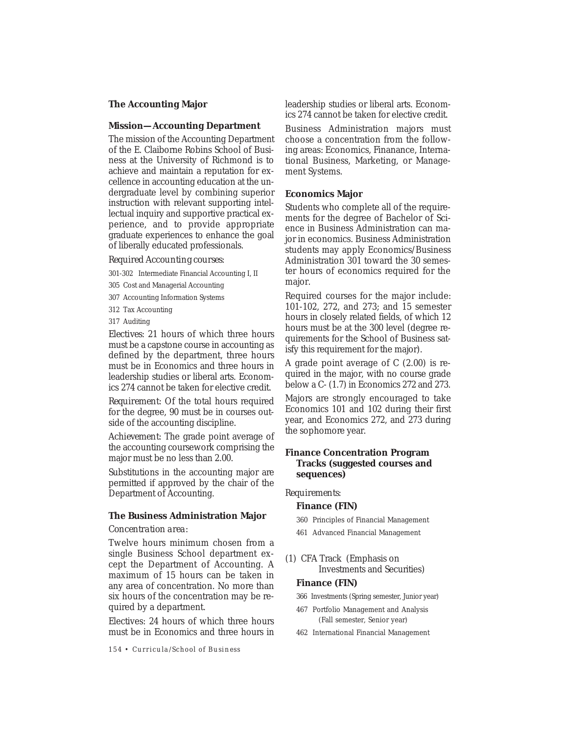### The Accounting Major

#### Mission—Accounting Department

The mission of the Accounting Department of the E. Claiborne Robins School of Business at the University of Richmond is to achieve and maintain a reputation for excellence in accounting education at the undergraduate level by combining superior instruction with relevant supporting intellectual inquiry and supportive practical experience, and to provide appropriate graduate experiences to enhance the goal of liberally educated professionals.

*Required Accounting courses:*

301-302 Intermediate Financial Accounting I, II

305 Cost and Managerial Accounting

307 Accounting Information Systems

312 Tax Accounting

317 Auditing

*Electives:* 21 hours of which three hours must be a capstone course in accounting as defined by the department, three hours must be in Economics and three hours in leadership studies or liberal arts. Economics 274 cannot be taken for elective credit.

*Requirement:* Of the total hours required for the degree, 90 must be in courses outside of the accounting discipline.

*Achievement:* The grade point average of the accounting coursework comprising the major must be no less than 2.00.

Substitutions in the accounting major are permitted if approved by the chair of the Department of Accounting.

### The Business Administration Major

*Concentration area:*

Twelve hours minimum chosen from a single Business School department except the Department of Accounting. A maximum of 15 hours can be taken in any area of concentration. No more than six hours of the concentration may be required by a department.

*Electives:* 24 hours of which three hours must be in Economics and three hours in leadership studies or liberal arts. Economics 274 cannot be taken for elective credit.

Business Administration majors must choose a concentration from the following areas: Economics, Finanance, International Business, Marketing, or Management Systems.

### Economics Major

Students who complete all of the requirements for the degree of Bachelor of Science in Business Administration can major in economics. Business Administration students may apply Economics/Business Administration 301 toward the 30 semester hours of economics required for the major.

Required courses for the major include: 101-102, 272, and 273; and 15 semester hours in closely related fields, of which 12 hours must be at the 300 level (degree requirements for the School of Business satisfy this requirement for the major).

A grade point average of C (2.00) is required in the major, with no course grade below a C- (1.7) in Economics 272 and 273.

Majors are strongly encouraged to take Economics 101 and 102 during their first year, and Economics 272, and 273 during the sophomore year.

### Finance Concentration Program Tracks (suggested courses and sequences)

*Requirements:*

**Finance (FIN)**

360 Principles of Financial Management

461 Advanced Financial Management

(1) CFA Track (Emphasis on Investments and Securities)

**Finance (FIN)**

366 Investments (Spring semester, Junior year)

467 Portfolio Management and Analysis (Fall semester, Senior year)

462 International Financial Management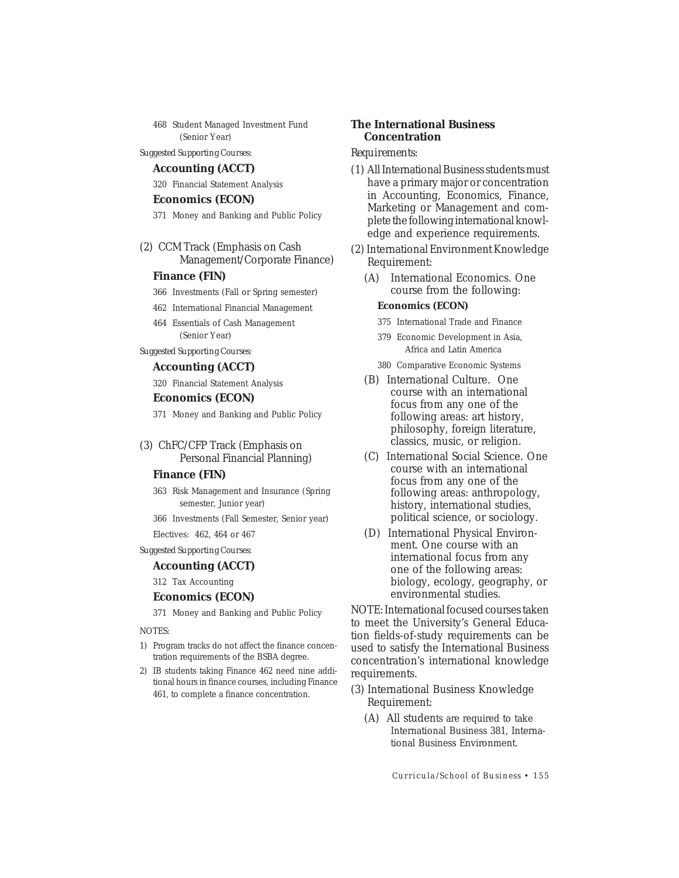468 Student Managed Investment Fund (Senior Year)

*Suggested Supporting Courses:*

**Accounting (ACCT)**

320 Financial Statement Analysis

**Economics (ECON)**

371 Money and Banking and Public Policy

(2) CCM Track (Emphasis on Cash Management/Corporate Finance)

**Finance (FIN)**

366 Investments (Fall or Spring semester)

462 International Financial Management

464 Essentials of Cash Management (Senior Year)

*Suggested Supporting Courses:*

**Accounting (ACCT)**

320 Financial Statement Analysis

**Economics (ECON)**

371 Money and Banking and Public Policy

(3) ChFC/CFP Track (Emphasis on Personal Financial Planning)

**Finance (FIN)**

363 Risk Management and Insurance (Spring semester, Junior year)

366 Investments (Fall Semester, Senior year)

Electives: 462, 464 or 467

*Suggested Supporting Courses:*

**Accounting (ACCT)**

312 Tax Accounting

**Economics (ECON)**

371 Money and Banking and Public Policy

NOTES:

1) Program tracks do not affect the finance concentration requirements of the BSBA degree.
2) IB students taking Finance 462 need nine additional hours in finance courses, including Finance 461, to complete a finance concentration.

### The International Business Concentration

*Requirements:*

(1) All International Business students must have a primary major or concentration in Accounting, Economics, Finance, Marketing or Management and complete the following international knowledge and experience requirements.

(2) International Environment Knowledge Requirement:

(A) International Economics. One course from the following:

**Economics (ECON)**

375 International Trade and Finance

379 Economic Development in Asia, Africa and Latin America

380 Comparative Economic Systems

(B) International Culture. One course with an international focus from any one of the following areas: art history, philosophy, foreign literature, classics, music, or religion.

(C) International Social Science. One course with an international focus from any one of the following areas: anthropology, history, international studies, political science, or sociology.

(D) International Physical Environment. One course with an international focus from any one of the following areas: biology, ecology, geography, or environmental studies.

NOTE: International focused courses taken to meet the University's General Education fields-of-study requirements can be used to satisfy the International Business concentration's international knowledge requirements.

(3) International Business Knowledge Requirement:

(A) All students are required to take International Business 381, International Business Environment.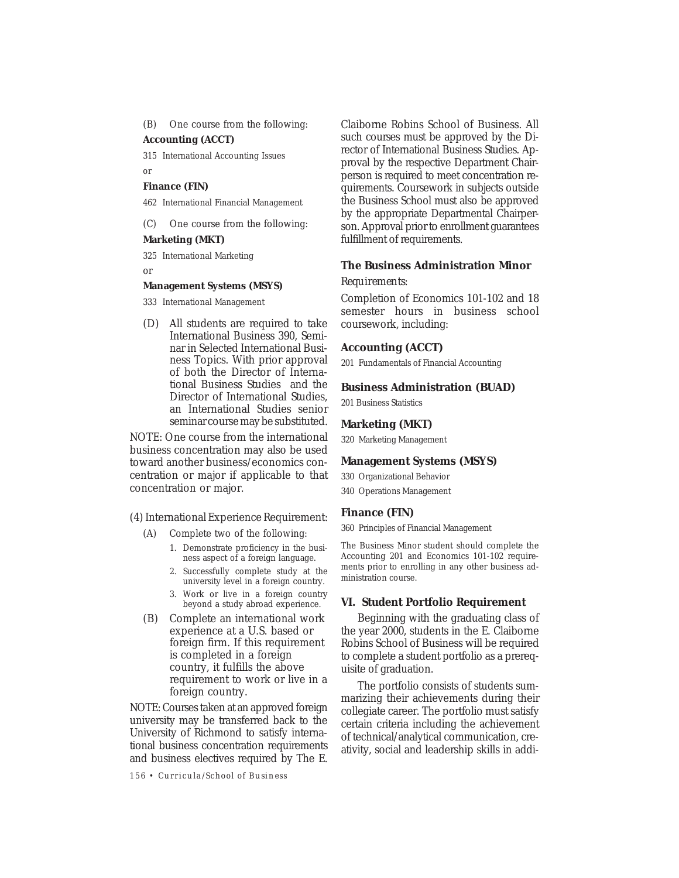(B) One course from the following:

**Accounting (ACCT)**

315 International Accounting Issues

*or*

**Finance (FIN)**

462 International Financial Management

(C) One course from the following:

**Marketing (MKT)**

325 International Marketing

*or*

**Management Systems (MSYS)**

333 International Management

(D) All students are required to take International Business 390, Seminar in Selected International Business Topics. With prior approval of both the Director of International Business Studies and the Director of International Studies, an International Studies senior seminar course may be substituted.

NOTE: One course from the international business concentration may also be used toward another business/economics concentration or major if applicable to that concentration or major.

(4) International Experience Requirement:

(A) Complete two of the following:

1. Demonstrate proficiency in the business aspect of a foreign language.
2. Successfully complete study at the university level in a foreign country.
3. Work or live in a foreign country beyond a study abroad experience.

(B) Complete an international work experience at a U.S. based or foreign firm. If this requirement is completed in a foreign country, it fulfills the above requirement to work or live in a foreign country.

NOTE: Courses taken at an approved foreign university may be transferred back to the University of Richmond to satisfy international business concentration requirements and business electives required by The E. Claiborne Robins School of Business. All such courses must be approved by the Director of International Business Studies. Approval by the respective Department Chairperson is required to meet concentration requirements. Coursework in subjects outside the Business School must also be approved by the appropriate Departmental Chairperson. Approval prior to enrollment guarantees fulfillment of requirements.

### The Business Administration Minor

*Requirements:*

Completion of Economics 101-102 and 18 semester hours in business school coursework, including:

**Accounting (ACCT)**

201 Fundamentals of Financial Accounting

**Business Administration (BUAD)**

201 Business Statistics

**Marketing (MKT)**

320 Marketing Management

**Management Systems (MSYS)**

330 Organizational Behavior

340 Operations Management

**Finance (FIN)**

360 Principles of Financial Management

The Business Minor student should complete the Accounting 201 and Economics 101-102 requirements prior to enrolling in any other business administration course.

### VI. Student Portfolio Requirement

Beginning with the graduating class of the year 2000, students in the E. Claiborne Robins School of Business will be required to complete a student portfolio as a prerequisite of graduation.

The portfolio consists of students summarizing their achievements during their collegiate career. The portfolio must satisfy certain criteria including the achievement of technical/analytical communication, creativity, social and leadership skills in addi-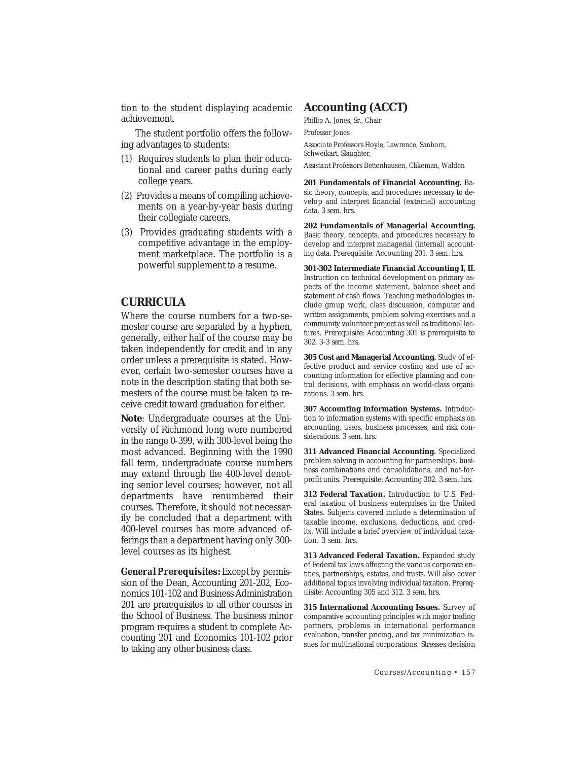tion to the student displaying academic achievement.

The student portfolio offers the following advantages to students:

(1) Requires students to plan their educational and career paths during early college years.

(2) Provides a means of compiling achievements on a year-by-year basis during their collegiate careers.

(3) Provides graduating students with a competitive advantage in the employment marketplace. The portfolio is a powerful supplement to a resume.

## CURRICULA

Where the course numbers for a two-semester course are separated by a hyphen, generally, either half of the course may be taken independently for credit and in any order unless a prerequisite is stated. However, certain two-semester courses have a note in the description stating that both semesters of the course must be taken to receive credit toward graduation for either.

**Note**: Undergraduate courses at the University of Richmond long were numbered in the range 0-399, with 300-level being the most advanced. Beginning with the 1990 fall term, undergraduate course numbers may extend through the 400-level denoting senior level courses; however, not all departments have renumbered their courses. Therefore, it should not necessarily be concluded that a department with 400-level courses has more advanced offerings than a department having only 300-level courses as its highest.

**General Prerequisites:** Except by permission of the Dean, Accounting 201-202, Economics 101-102 and Business Administration 201 are prerequisites to all other courses in the School of Business. The business minor program requires a student to complete Accounting 201 and Economics 101-102 prior to taking any other business class.

## Accounting (ACCT)

*Phillip A. Jones, Sr., Chair*

*Professor Jones*

*Associate Professors Hoyle, Lawrence, Sanborn, Schweikart, Slaughter,*

*Assistant Professors Bettenhausen, Clikeman, Walden*

**201 Fundamentals of Financial Accounting.** Basic theory, concepts, and procedures necessary to develop and interpret financial (external) accounting data. 3 sem. hrs.

**202 Fundamentals of Managerial Accounting.** Basic theory, concepts, and procedures necessary to develop and interpret managerial (internal) accounting data. Prerequisite: Accounting 201. 3 sem. hrs.

**301-302 Intermediate Financial Accounting I, II.** Instruction on technical development on primary aspects of the income statement, balance sheet and statement of cash flows. Teaching methodologies include group work, class discussion, computer and written assignments, problem solving exercises and a community volunteer project as well as traditional lectures. Prerequisite: Accounting 301 is prerequisite to 302. 3-3 sem. hrs.

**305 Cost and Managerial Accounting.** Study of effective product and service costing and use of accounting information for effective planning and control decisions, with emphasis on world-class organizations. 3 sem. hrs.

**307 Accounting Information Systems.** Introduction to information systems with specific emphasis on accounting, users, business processes, and risk considerations. 3 sem. hrs.

**311 Advanced Financial Accounting.** Specialized problem solving in accounting for partnerships, business combinations and consolidations, and not-for-profit units. Prerequisite: Accounting 302. 3 sem. hrs.

**312 Federal Taxation.** Introduction to U.S. Federal taxation of business enterprises in the United States. Subjects covered include a determination of taxable income, exclusions, deductions, and credits. Will include a brief overview of individual taxation. 3 sem. hrs.

**313 Advanced Federal Taxation.** Expanded study of Federal tax laws affecting the various corporate entities, partnerships, estates, and trusts. Will also cover additional topics involving individual taxation. Prerequisite: Accounting 305 and 312. 3 sem. hrs.

**315 International Accounting Issues.** Survey of comparative accounting principles with major trading partners, problems in international performance evaluation, transfer pricing, and tax minimization issues for multinational corporations. Stresses decision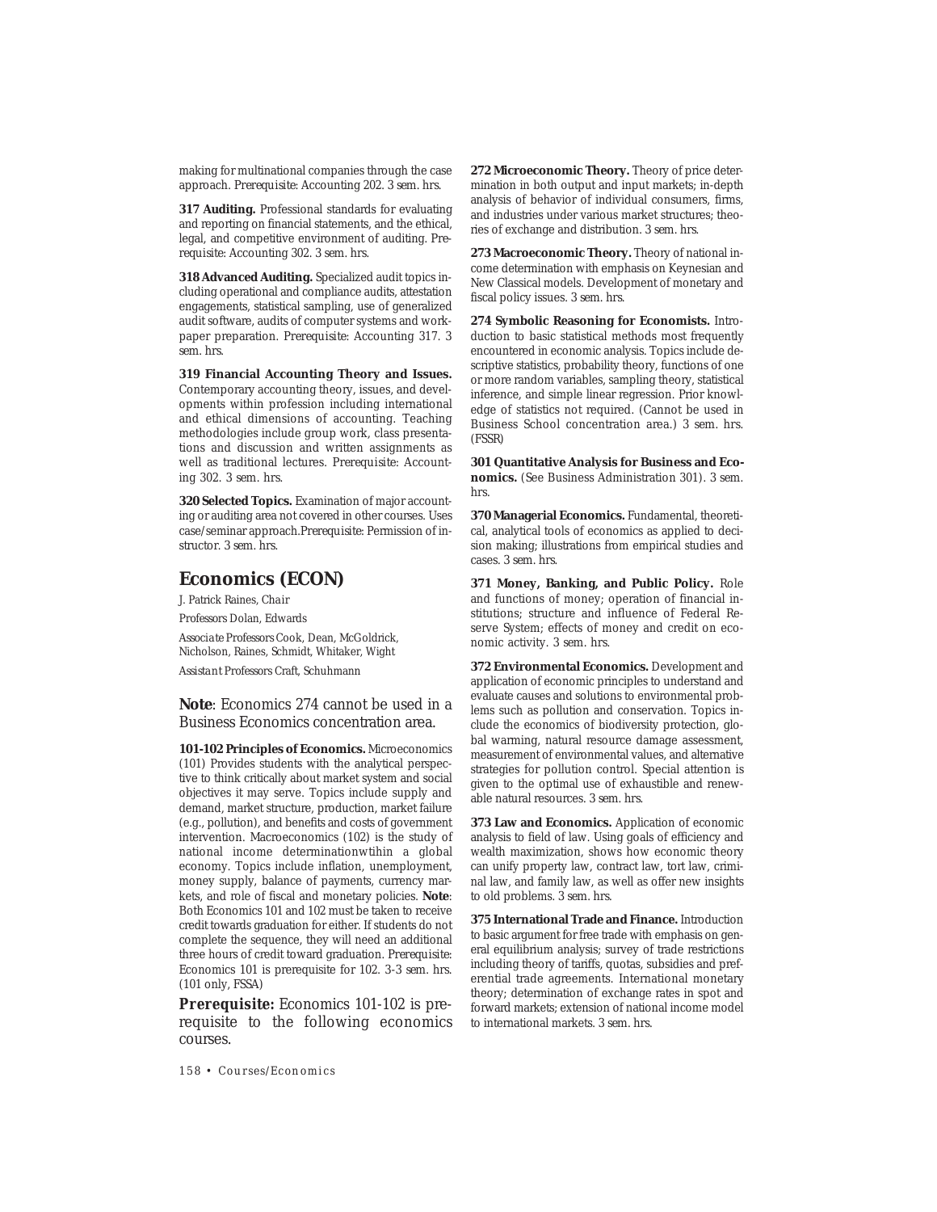making for multinational companies through the case approach. Prerequisite: Accounting 202. 3 sem. hrs.

**317 Auditing.** Professional standards for evaluating and reporting on financial statements, and the ethical, legal, and competitive environment of auditing. Prerequisite: Accounting 302. 3 sem. hrs.

**318 Advanced Auditing.** Specialized audit topics including operational and compliance audits, attestation engagements, statistical sampling, use of generalized audit software, audits of computer systems and workpaper preparation. Prerequisite: Accounting 317. 3 sem. hrs.

**319 Financial Accounting Theory and Issues.** Contemporary accounting theory, issues, and developments within profession including international and ethical dimensions of accounting. Teaching methodologies include group work, class presentations and discussion and written assignments as well as traditional lectures. Prerequisite: Accounting 302. 3 sem. hrs.

**320 Selected Topics.** Examination of major accounting or auditing area not covered in other courses. Uses case/seminar approach.Prerequisite: Permission of instructor. 3 sem. hrs.

## Economics (ECON)

J. Patrick Raines, *Chair*

*Professors* Dolan, Edwards

*Associate Professors* Cook, Dean, McGoldrick, Nicholson, Raines, Schmidt, Whitaker, Wight

*Assistant Professors* Craft, Schuhmann

**Note**: Economics 274 cannot be used in a Business Economics concentration area.

**101-102 Principles of Economics.** Microeconomics (101) Provides students with the analytical perspective to think critically about market system and social objectives it may serve. Topics include supply and demand, market structure, production, market failure (e.g., pollution), and benefits and costs of government intervention. Macroeconomics (102) is the study of national income determinationwtihin a global economy. Topics include inflation, unemployment, money supply, balance of payments, currency markets, and role of fiscal and monetary policies. **Note**: Both Economics 101 and 102 must be taken to receive credit towards graduation for either. If students do not complete the sequence, they will need an additional three hours of credit toward graduation. Prerequisite: Economics 101 is prerequisite for 102. 3-3 sem. hrs. (101 only, FSSA)

**Prerequisite:** Economics 101-102 is prerequisite to the following economics courses.

**272 Microeconomic Theory.** Theory of price determination in both output and input markets; in-depth analysis of behavior of individual consumers, firms, and industries under various market structures; theories of exchange and distribution. 3 sem. hrs.

**273 Macroeconomic Theory.** Theory of national income determination with emphasis on Keynesian and New Classical models. Development of monetary and fiscal policy issues. 3 sem. hrs.

**274 Symbolic Reasoning for Economists.** Introduction to basic statistical methods most frequently encountered in economic analysis. Topics include descriptive statistics, probability theory, functions of one or more random variables, sampling theory, statistical inference, and simple linear regression. Prior knowledge of statistics not required. (Cannot be used in Business School concentration area.) 3 sem. hrs. (FSSR)

**301 Quantitative Analysis for Business and Economics.** (See Business Administration 301). 3 sem. hrs.

**370 Managerial Economics.** Fundamental, theoretical, analytical tools of economics as applied to decision making; illustrations from empirical studies and cases. 3 sem. hrs.

**371 Money, Banking, and Public Policy.** Role and functions of money; operation of financial institutions; structure and influence of Federal Reserve System; effects of money and credit on economic activity. 3 sem. hrs.

**372 Environmental Economics.** Development and application of economic principles to understand and evaluate causes and solutions to environmental problems such as pollution and conservation. Topics include the economics of biodiversity protection, global warming, natural resource damage assessment, measurement of environmental values, and alternative strategies for pollution control. Special attention is given to the optimal use of exhaustible and renewable natural resources. 3 sem. hrs.

**373 Law and Economics.** Application of economic analysis to field of law. Using goals of efficiency and wealth maximization, shows how economic theory can unify property law, contract law, tort law, criminal law, and family law, as well as offer new insights to old problems. 3 sem. hrs.

**375 International Trade and Finance.** Introduction to basic argument for free trade with emphasis on general equilibrium analysis; survey of trade restrictions including theory of tariffs, quotas, subsidies and preferential trade agreements. International monetary theory; determination of exchange rates in spot and forward markets; extension of national income model to international markets. 3 sem. hrs.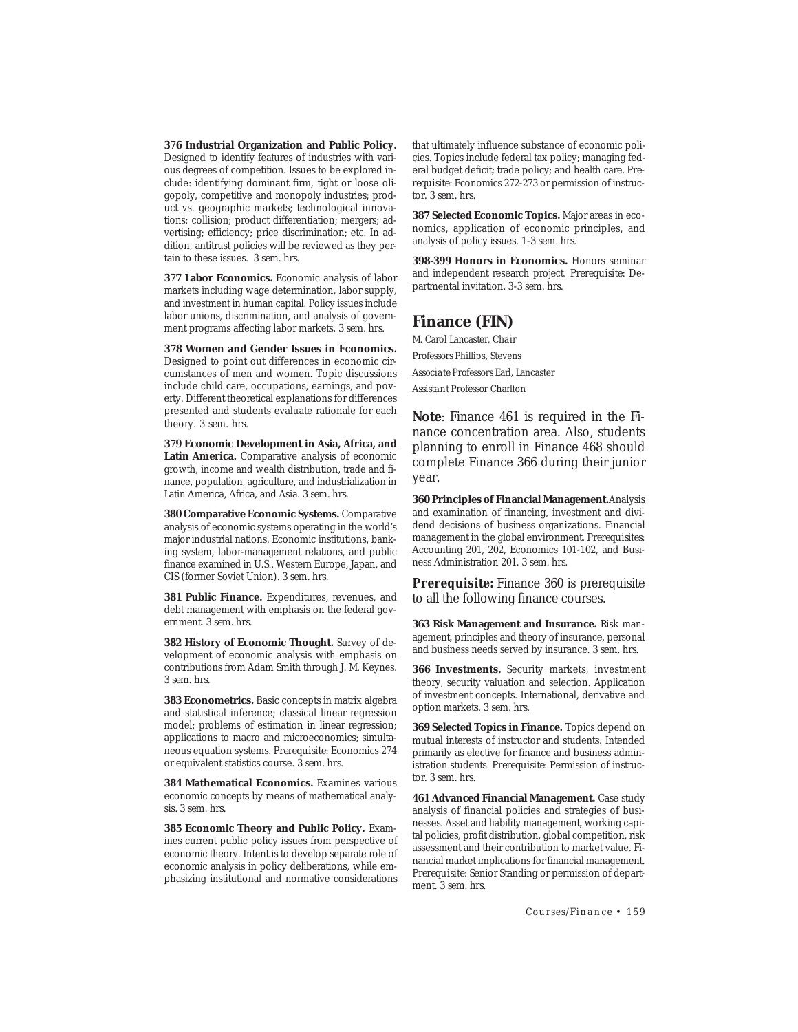**376 Industrial Organization and Public Policy.** Designed to identify features of industries with various degrees of competition. Issues to be explored include: identifying dominant firm, tight or loose oligopoly, competitive and monopoly industries; product vs. geographic markets; technological innovations; collision; product differentiation; mergers; advertising; efficiency; price discrimination; etc. In addition, antitrust policies will be reviewed as they pertain to these issues. 3 sem. hrs.

**377 Labor Economics.** Economic analysis of labor markets including wage determination, labor supply, and investment in human capital. Policy issues include labor unions, discrimination, and analysis of government programs affecting labor markets. 3 sem. hrs.

**378 Women and Gender Issues in Economics.** Designed to point out differences in economic circumstances of men and women. Topic discussions include child care, occupations, earnings, and poverty. Different theoretical explanations for differences presented and students evaluate rationale for each theory. 3 sem. hrs.

**379 Economic Development in Asia, Africa, and Latin America.** Comparative analysis of economic growth, income and wealth distribution, trade and finance, population, agriculture, and industrialization in Latin America, Africa, and Asia. 3 sem. hrs.

**380 Comparative Economic Systems.** Comparative analysis of economic systems operating in the world's major industrial nations. Economic institutions, banking system, labor-management relations, and public finance examined in U.S., Western Europe, Japan, and CIS (former Soviet Union). 3 sem. hrs.

**381 Public Finance.** Expenditures, revenues, and debt management with emphasis on the federal government. 3 sem. hrs.

**382 History of Economic Thought.** Survey of development of economic analysis with emphasis on contributions from Adam Smith through J. M. Keynes. 3 sem. hrs.

**383 Econometrics.** Basic concepts in matrix algebra and statistical inference; classical linear regression model; problems of estimation in linear regression; applications to macro and microeconomics; simultaneous equation systems. Prerequisite: Economics 274 or equivalent statistics course. 3 sem. hrs.

**384 Mathematical Economics.** Examines various economic concepts by means of mathematical analysis. 3 sem. hrs.

**385 Economic Theory and Public Policy.** Examines current public policy issues from perspective of economic theory. Intent is to develop separate role of economic analysis in policy deliberations, while emphasizing institutional and normative considerations that ultimately influence substance of economic policies. Topics include federal tax policy; managing federal budget deficit; trade policy; and health care. Prerequisite: Economics 272-273 or permission of instructor. 3 sem. hrs.

**387 Selected Economic Topics.** Major areas in economics, application of economic principles, and analysis of policy issues. 1-3 sem. hrs.

**398-399 Honors in Economics.** Honors seminar and independent research project. Prerequisite: Departmental invitation. 3-3 sem. hrs.

## Finance (FIN)

M. Carol Lancaster, *Chair*

*Professors* Phillips, Stevens

*Associate Professors* Earl, Lancaster

*Assistant Professor* Charlton

**Note**: Finance 461 is required in the Finance concentration area. Also, students planning to enroll in Finance 468 should complete Finance 366 during their junior year.

**360 Principles of Financial Management.** Analysis and examination of financing, investment and dividend decisions of business organizations. Financial management in the global environment. Prerequisites: Accounting 201, 202, Economics 101-102, and Business Administration 201. 3 sem. hrs.

**Prerequisite:** Finance 360 is prerequisite to all the following finance courses.

**363 Risk Management and Insurance.** Risk management, principles and theory of insurance, personal and business needs served by insurance. 3 sem. hrs.

**366 Investments.** Security markets, investment theory, security valuation and selection. Application of investment concepts. International, derivative and option markets. 3 sem. hrs.

**369 Selected Topics in Finance.** Topics depend on mutual interests of instructor and students. Intended primarily as elective for finance and business administration students. Prerequisite: Permission of instructor. 3 sem. hrs.

**461 Advanced Financial Management.** Case study analysis of financial policies and strategies of businesses. Asset and liability management, working capital policies, profit distribution, global competition, risk assessment and their contribution to market value. Financial market implications for financial management. Prerequisite: Senior Standing or permission of department. 3 sem. hrs.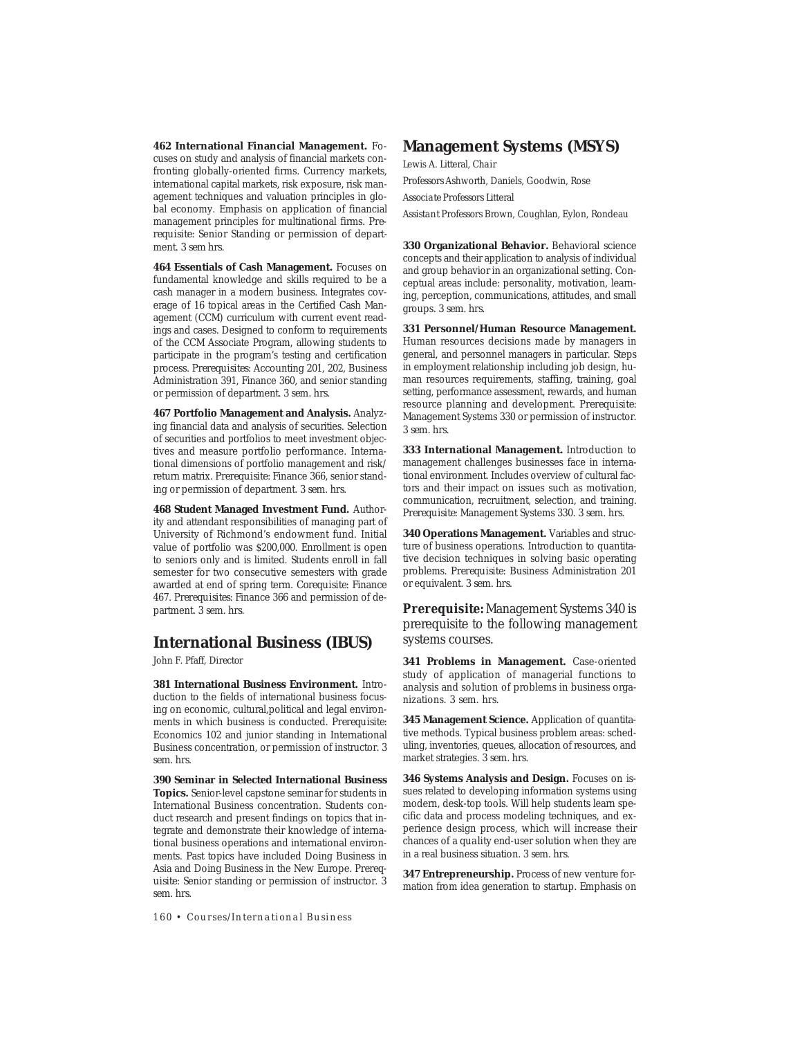**462 International Financial Management.** Focuses on study and analysis of financial markets confronting globally-oriented firms. Currency markets, international capital markets, risk exposure, risk management techniques and valuation principles in global economy. Emphasis on application of financial management principles for multinational firms. Prerequisite: Senior Standing or permission of department. 3 sem hrs.

**464 Essentials of Cash Management.** Focuses on fundamental knowledge and skills required to be a cash manager in a modern business. Integrates coverage of 16 topical areas in the Certified Cash Management (CCM) curriculum with current event readings and cases. Designed to conform to requirements of the CCM Associate Program, allowing students to participate in the program's testing and certification process. Prerequisites: Accounting 201, 202, Business Administration 391, Finance 360, and senior standing or permission of department. 3 sem. hrs.

**467 Portfolio Management and Analysis.** Analyzing financial data and analysis of securities. Selection of securities and portfolios to meet investment objectives and measure portfolio performance. International dimensions of portfolio management and risk/return matrix. Prerequisite: Finance 366, senior standing or permission of department. 3 sem. hrs.

**468 Student Managed Investment Fund.** Authority and attendant responsibilities of managing part of University of Richmond's endowment fund. Initial value of portfolio was $200,000. Enrollment is open to seniors only and is limited. Students enroll in fall semester for two consecutive semesters with grade awarded at end of spring term. Corequisite: Finance 467. Prerequisites: Finance 366 and permission of department. 3 sem. hrs.

## International Business (IBUS)

*John F. Pfaff, Director*

**381 International Business Environment.** Introduction to the fields of international business focusing on economic, cultural,political and legal environments in which business is conducted. Prerequisite: Economics 102 and junior standing in International Business concentration, or permission of instructor. 3 sem. hrs.

**390 Seminar in Selected International Business Topics.** Senior-level capstone seminar for students in International Business concentration. Students conduct research and present findings on topics that integrate and demonstrate their knowledge of international business operations and international environments. Past topics have included Doing Business in Asia and Doing Business in the New Europe. Prerequisite: Senior standing or permission of instructor. 3 sem. hrs.

## Management Systems (MSYS)

*Lewis A. Litteral, Chair*

*Professors Ashworth, Daniels, Goodwin, Rose*

*Associate Professors Litteral*

*Assistant Professors Brown, Coughlan, Eylon, Rondeau*

**330 Organizational Behavior.** Behavioral science concepts and their application to analysis of individual and group behavior in an organizational setting. Conceptual areas include: personality, motivation, learning, perception, communications, attitudes, and small groups. 3 sem. hrs.

**331 Personnel/Human Resource Management.** Human resources decisions made by managers in general, and personnel managers in particular. Steps in employment relationship including job design, human resources requirements, staffing, training, goal setting, performance assessment, rewards, and human resource planning and development. Prerequisite: Management Systems 330 or permission of instructor. 3 sem. hrs.

**333 International Management.** Introduction to management challenges businesses face in international environment. Includes overview of cultural factors and their impact on issues such as motivation, communication, recruitment, selection, and training. Prerequisite: Management Systems 330. 3 sem. hrs.

**340 Operations Management.** Variables and structure of business operations. Introduction to quantitative decision techniques in solving basic operating problems. Prerequisite: Business Administration 201 or equivalent. 3 sem. hrs.

**Prerequisite:** Management Systems 340 is prerequisite to the following management systems courses.

**341 Problems in Management.** Case-oriented study of application of managerial functions to analysis and solution of problems in business organizations. 3 sem. hrs.

**345 Management Science.** Application of quantitative methods. Typical business problem areas: scheduling, inventories, queues, allocation of resources, and market strategies. 3 sem. hrs.

**346 Systems Analysis and Design.** Focuses on issues related to developing information systems using modern, desk-top tools. Will help students learn specific data and process modeling techniques, and experience design process, which will increase their chances of a quality end-user solution when they are in a real business situation. 3 sem. hrs.

**347 Entrepreneurship.** Process of new venture formation from idea generation to startup. Emphasis on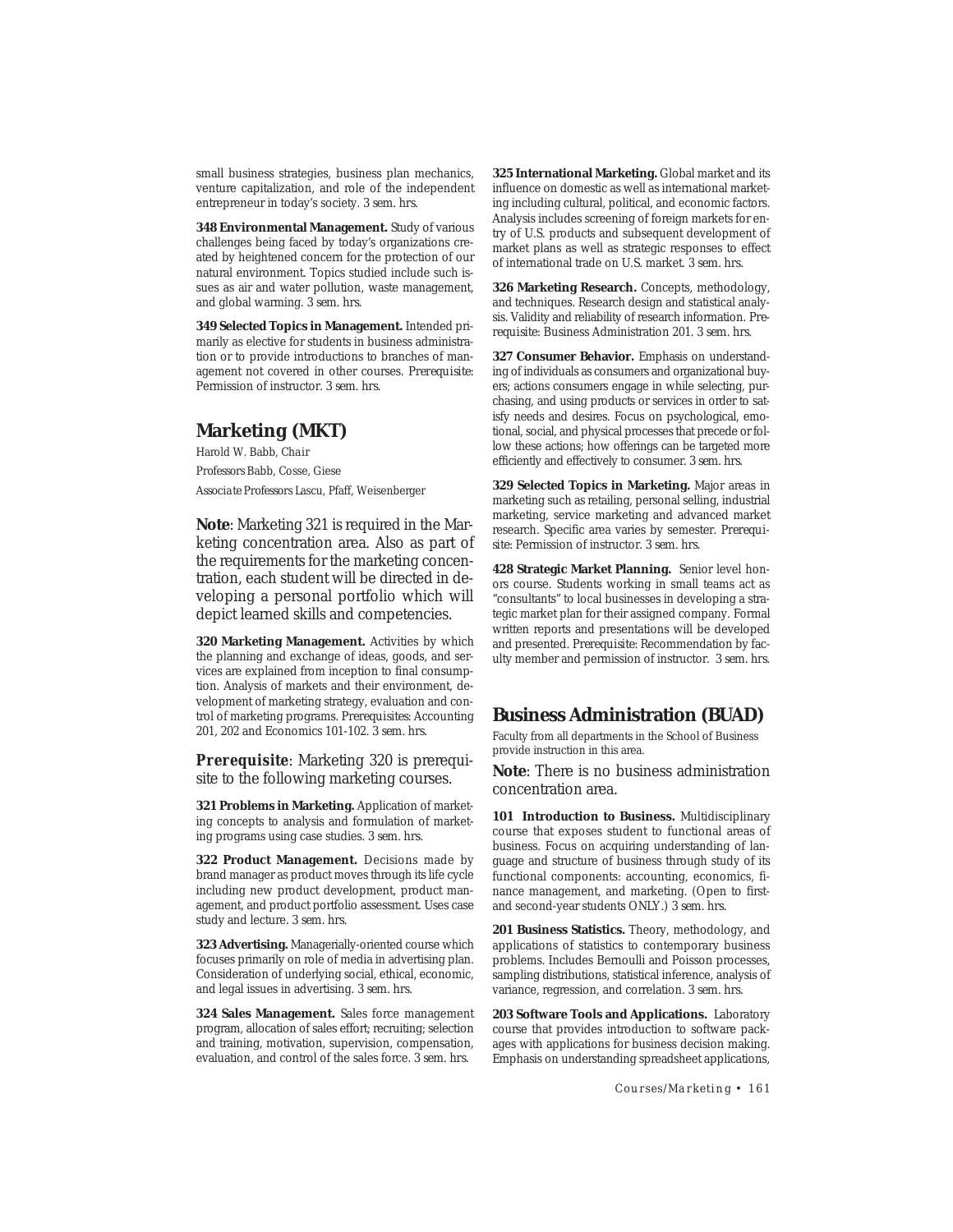small business strategies, business plan mechanics, venture capitalization, and role of the independent entrepreneur in today's society. 3 sem. hrs.

**348 Environmental Management.** Study of various challenges being faced by today's organizations created by heightened concern for the protection of our natural environment. Topics studied include such issues as air and water pollution, waste management, and global warming. 3 sem. hrs.

**349 Selected Topics in Management.** Intended primarily as elective for students in business administration or to provide introductions to branches of management not covered in other courses. Prerequisite: Permission of instructor. 3 sem. hrs.

## Marketing (MKT)

*Harold W. Babb, Chair*

*Professors Babb, Cosse, Giese*

*Associate Professors Lascu, Pfaff, Weisenberger*

**Note**: Marketing 321 is required in the Marketing concentration area. Also as part of the requirements for the marketing concentration, each student will be directed in developing a personal portfolio which will depict learned skills and competencies.

**320 Marketing Management.** Activities by which the planning and exchange of ideas, goods, and services are explained from inception to final consumption. Analysis of markets and their environment, development of marketing strategy, evaluation and control of marketing programs. Prerequisites: Accounting 201, 202 and Economics 101-102. 3 sem. hrs.

**Prerequisite**: Marketing 320 is prerequisite to the following marketing courses.

**321 Problems in Marketing.** Application of marketing concepts to analysis and formulation of marketing programs using case studies. 3 sem. hrs.

**322 Product Management.** Decisions made by brand manager as product moves through its life cycle including new product development, product management, and product portfolio assessment. Uses case study and lecture. 3 sem. hrs.

**323 Advertising.** Managerially-oriented course which focuses primarily on role of media in advertising plan. Consideration of underlying social, ethical, economic, and legal issues in advertising. 3 sem. hrs.

**324 Sales Management.** Sales force management program, allocation of sales effort; recruiting; selection and training, motivation, supervision, compensation, evaluation, and control of the sales force. 3 sem. hrs.

**325 International Marketing.** Global market and its influence on domestic as well as international marketing including cultural, political, and economic factors. Analysis includes screening of foreign markets for entry of U.S. products and subsequent development of market plans as well as strategic responses to effect of international trade on U.S. market. 3 sem. hrs.

**326 Marketing Research.** Concepts, methodology, and techniques. Research design and statistical analysis. Validity and reliability of research information. Prerequisite: Business Administration 201. 3 sem. hrs.

**327 Consumer Behavior.** Emphasis on understanding of individuals as consumers and organizational buyers; actions consumers engage in while selecting, purchasing, and using products or services in order to satisfy needs and desires. Focus on psychological, emotional, social, and physical processes that precede or follow these actions; how offerings can be targeted more efficiently and effectively to consumer. 3 sem. hrs.

**329 Selected Topics in Marketing.** Major areas in marketing such as retailing, personal selling, industrial marketing, service marketing and advanced market research. Specific area varies by semester. Prerequisite: Permission of instructor. 3 sem. hrs.

**428 Strategic Market Planning.** Senior level honors course. Students working in small teams act as "consultants" to local businesses in developing a strategic market plan for their assigned company. Formal written reports and presentations will be developed and presented. Prerequisite: Recommendation by faculty member and permission of instructor. 3 sem. hrs.

## Business Administration (BUAD)

Faculty from all departments in the School of Business provide instruction in this area.

**Note**: There is no business administration concentration area.

**101 Introduction to Business.** Multidisciplinary course that exposes student to functional areas of business. Focus on acquiring understanding of language and structure of business through study of its functional components: accounting, economics, finance management, and marketing. (Open to first- and second-year students ONLY.) 3 sem. hrs.

**201 Business Statistics.** Theory, methodology, and applications of statistics to contemporary business problems. Includes Bernoulli and Poisson processes, sampling distributions, statistical inference, analysis of variance, regression, and correlation. 3 sem. hrs.

**203 Software Tools and Applications.** Laboratory course that provides introduction to software packages with applications for business decision making. Emphasis on understanding spreadsheet applications,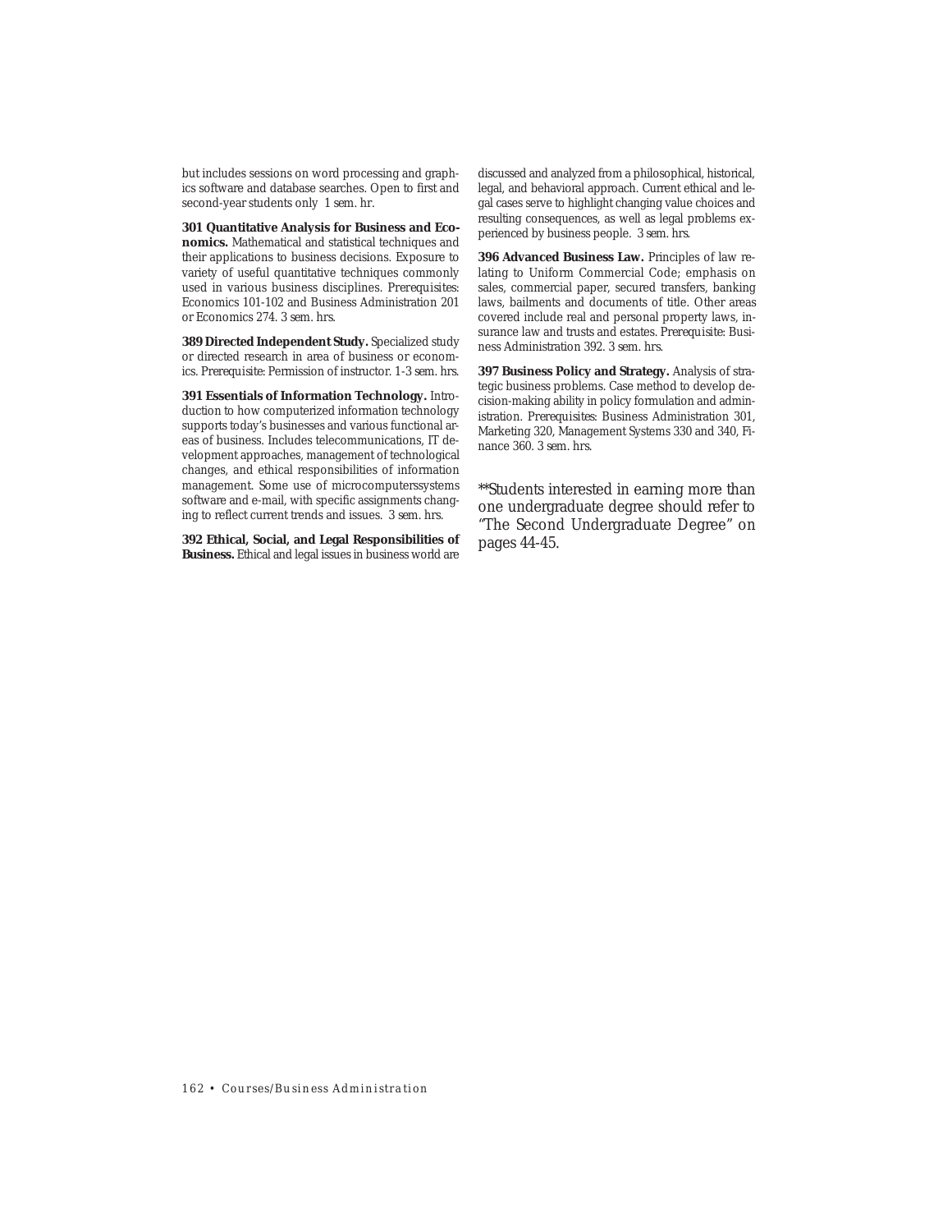but includes sessions on word processing and graphics software and database searches. Open to first and second-year students only 1 sem. hr.

**301 Quantitative Analysis for Business and Economics.** Mathematical and statistical techniques and their applications to business decisions. Exposure to variety of useful quantitative techniques commonly used in various business disciplines. Prerequisites: Economics 101-102 and Business Administration 201 or Economics 274. 3 sem. hrs.

**389 Directed Independent Study.** Specialized study or directed research in area of business or economics. Prerequisite: Permission of instructor. 1-3 sem. hrs.

**391 Essentials of Information Technology.** Introduction to how computerized information technology supports today's businesses and various functional areas of business. Includes telecommunications, IT development approaches, management of technological changes, and ethical responsibilities of information management. Some use of microcomputerssystems software and e-mail, with specific assignments changing to reflect current trends and issues. 3 sem. hrs.

**392 Ethical, Social, and Legal Responsibilities of Business.** Ethical and legal issues in business world are discussed and analyzed from a philosophical, historical, legal, and behavioral approach. Current ethical and legal cases serve to highlight changing value choices and resulting consequences, as well as legal problems experienced by business people. 3 sem. hrs.

**396 Advanced Business Law.** Principles of law relating to Uniform Commercial Code; emphasis on sales, commercial paper, secured transfers, banking laws, bailments and documents of title. Other areas covered include real and personal property laws, insurance law and trusts and estates. Prerequisite: Business Administration 392. 3 sem. hrs.

**397 Business Policy and Strategy.** Analysis of strategic business problems. Case method to develop decision-making ability in policy formulation and administration. Prerequisites: Business Administration 301, Marketing 320, Management Systems 330 and 340, Finance 360. 3 sem. hrs.

**Students interested in earning more than one undergraduate degree should refer to "The Second Undergraduate Degree" on pages 44-45.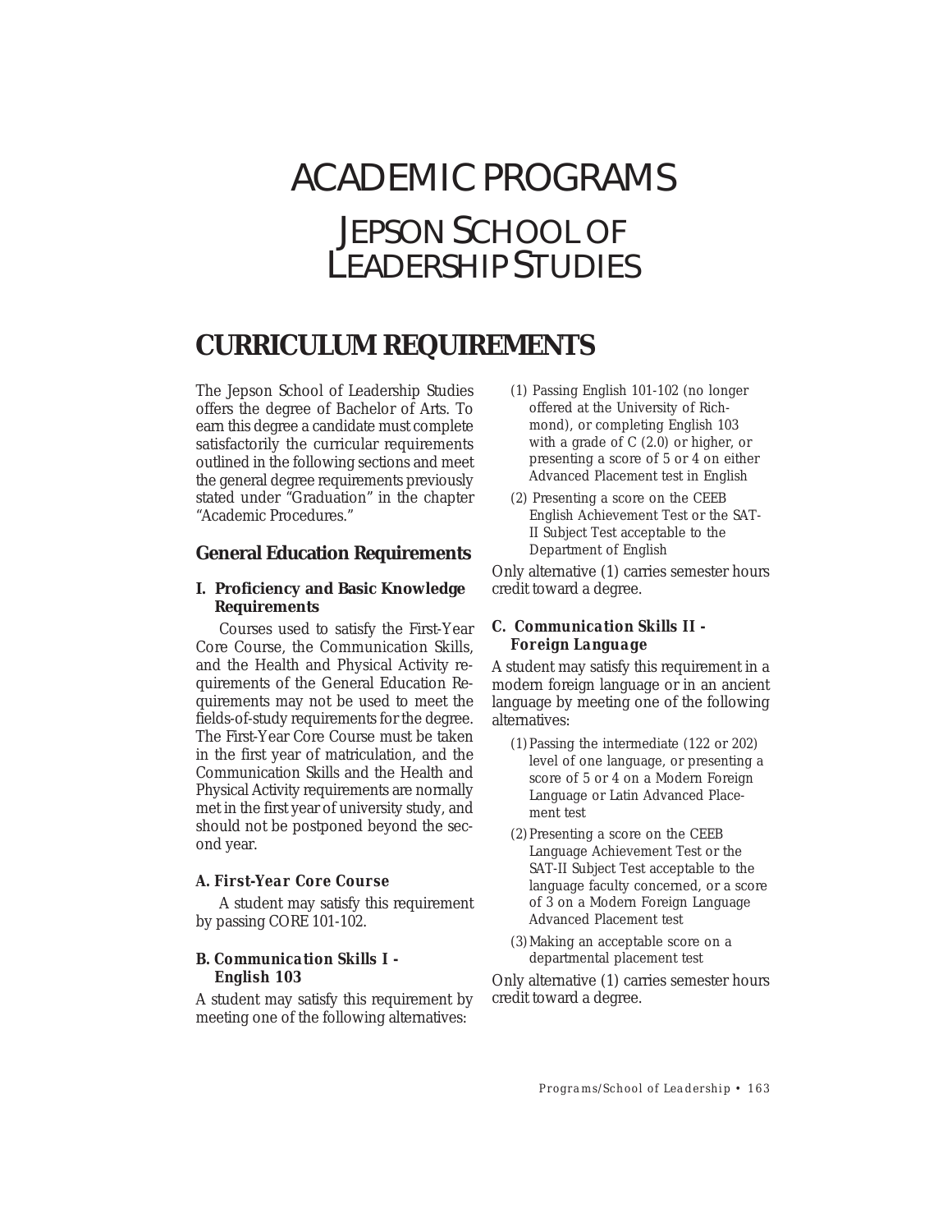# ACADEMIC PROGRAMS

# JEPSON SCHOOL OF LEADERSHIP STUDIES

## CURRICULUM REQUIREMENTS

The Jepson School of Leadership Studies offers the degree of Bachelor of Arts. To earn this degree a candidate must complete satisfactorily the curricular requirements outlined in the following sections and meet the general degree requirements previously stated under "Graduation" in the chapter "Academic Procedures."

### General Education Requirements

#### I. Proficiency and Basic Knowledge Requirements

Courses used to satisfy the First-Year Core Course, the Communication Skills, and the Health and Physical Activity requirements of the General Education Requirements may not be used to meet the fields-of-study requirements for the degree. The First-Year Core Course must be taken in the first year of matriculation, and the Communication Skills and the Health and Physical Activity requirements are normally met in the first year of university study, and should not be postponed beyond the second year.

**A. First-Year Core Course**

A student may satisfy this requirement by passing CORE 101-102.

**B. Communication Skills I - English 103**

A student may satisfy this requirement by meeting one of the following alternatives:

(1) Passing English 101-102 (no longer offered at the University of Richmond), or completing English 103 with a grade of C (2.0) or higher, or presenting a score of 5 or 4 on either Advanced Placement test in English

(2) Presenting a score on the CEEB English Achievement Test or the SAT-II Subject Test acceptable to the Department of English

Only alternative (1) carries semester hours credit toward a degree.

**C. Communication Skills II - Foreign Language**

A student may satisfy this requirement in a modern foreign language or in an ancient language by meeting one of the following alternatives:

(1) Passing the intermediate (122 or 202) level of one language, or presenting a score of 5 or 4 on a Modern Foreign Language or Latin Advanced Placement test

(2) Presenting a score on the CEEB Language Achievement Test or the SAT-II Subject Test acceptable to the language faculty concerned, or a score of 3 on a Modern Foreign Language Advanced Placement test

(3) Making an acceptable score on a departmental placement test

Only alternative (1) carries semester hours credit toward a degree.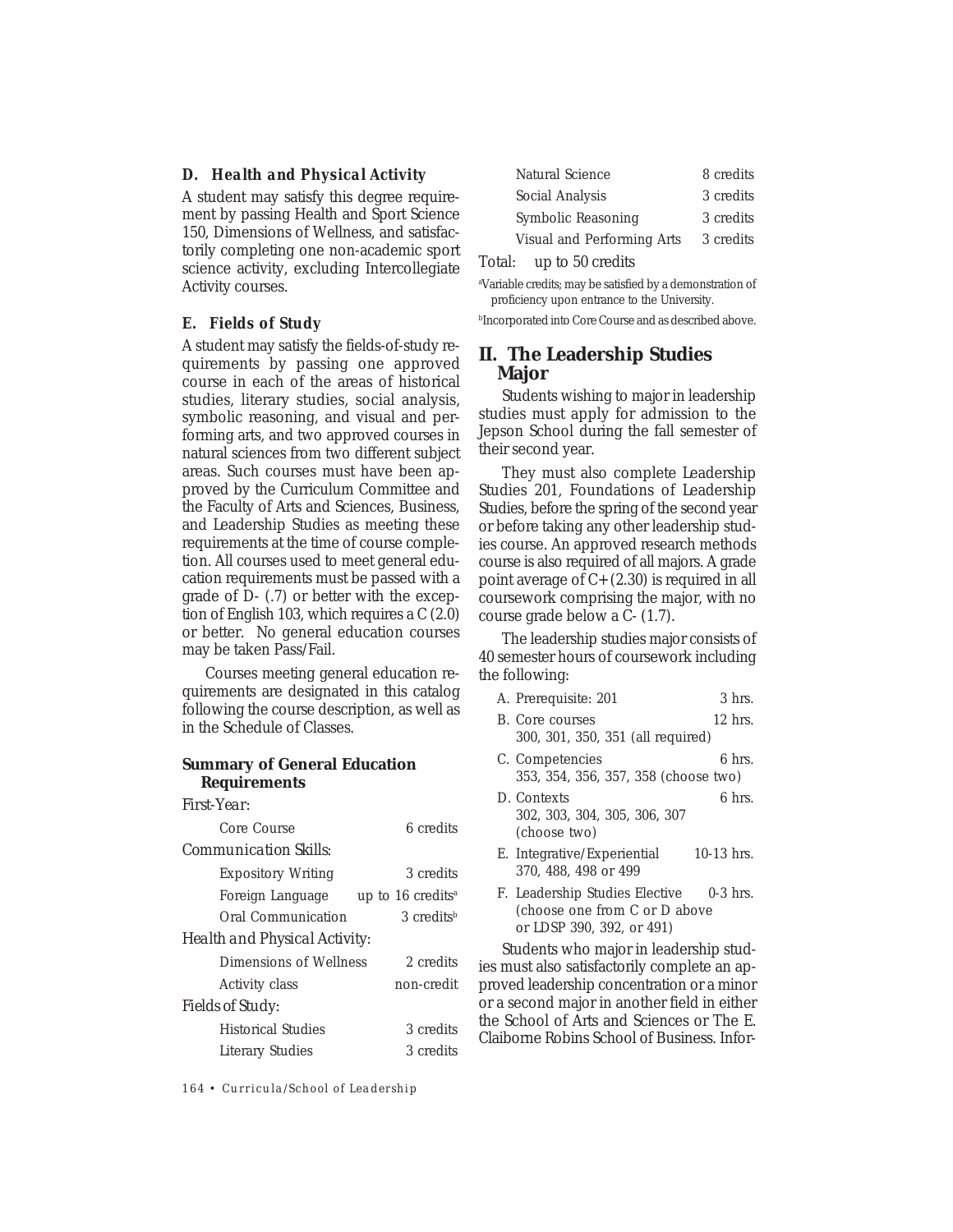### D. Health and Physical Activity

A student may satisfy this degree requirement by passing Health and Sport Science 150, Dimensions of Wellness, and satisfactorily completing one non-academic sport science activity, excluding Intercollegiate Activity courses.

### E. Fields of Study

A student may satisfy the fields-of-study requirements by passing one approved course in each of the areas of historical studies, literary studies, social analysis, symbolic reasoning, and visual and performing arts, and two approved courses in natural sciences from two different subject areas. Such courses must have been approved by the Curriculum Committee and the Faculty of Arts and Sciences, Business, and Leadership Studies as meeting these requirements at the time of course completion. All courses used to meet general education requirements must be passed with a grade of D- (.7) or better with the exception of English 103, which requires a C (2.0) or better. No general education courses may be taken Pass/Fail.

Courses meeting general education requirements are designated in this catalog following the course description, as well as in the Schedule of Classes.

#### Summary of General Education Requirements

| | |
|---|---|
| *First-Year:* | |
| Core Course | 6 credits |
| *Communication Skills:* | |
| Expository Writing | 3 credits |
| Foreign Language | up to 16 credits[a] |
| Oral Communication | 3 credits[b] |
| *Health and Physical Activity:* | |
| Dimensions of Wellness | 2 credits |
| Activity class | non-credit |
| *Fields of Study:* | |
| Historical Studies | 3 credits |
| Literary Studies | 3 credits |
| Natural Science | 8 credits |
| Social Analysis | 3 credits |
| Symbolic Reasoning | 3 credits |
| Visual and Performing Arts | 3 credits |

Total: up to 50 credits

[a]Variable credits; may be satisfied by a demonstration of proficiency upon entrance to the University.

[b]Incorporated into Core Course and as described above.

## II. The Leadership Studies Major

Students wishing to major in leadership studies must apply for admission to the Jepson School during the fall semester of their second year.

They must also complete Leadership Studies 201, Foundations of Leadership Studies, before the spring of the second year or before taking any other leadership studies course. An approved research methods course is also required of all majors. A grade point average of C+ (2.30) is required in all coursework comprising the major, with no course grade below a C- (1.7).

The leadership studies major consists of 40 semester hours of coursework including the following:

| | |
|---|---|
| A. Prerequisite: 201 | 3 hrs. |
| B. Core courses<br>300, 301, 350, 351 (all required) | 12 hrs. |
| C. Competencies<br>353, 354, 356, 357, 358 (choose two) | 6 hrs. |
| D. Contexts<br>302, 303, 304, 305, 306, 307 (choose two) | 6 hrs. |
| E. Integrative/Experiential<br>370, 488, 498 or 499 | 10-13 hrs. |
| F. Leadership Studies Elective<br>(choose one from C or D above or LDSP 390, 392, or 491) | 0-3 hrs. |

Students who major in leadership studies must also satisfactorily complete an approved leadership concentration or a minor or a second major in another field in either the School of Arts and Sciences or The E. Claiborne Robins School of Business. Infor-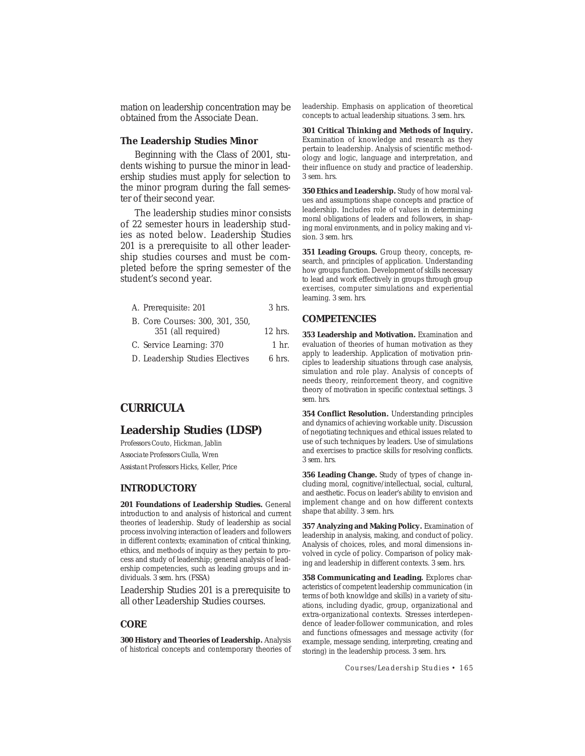mation on leadership concentration may be obtained from the Associate Dean.

### The Leadership Studies Minor

Beginning with the Class of 2001, students wishing to pursue the minor in leadership studies must apply for selection to the minor program during the fall semester of their second year.

The leadership studies minor consists of 22 semester hours in leadership studies as noted below. Leadership Studies 201 is a prerequisite to all other leadership studies courses and must be completed before the spring semester of the student's second year.

| | |
|---|---|
| A. Prerequisite: 201 | 3 hrs. |
| B. Core Courses: 300, 301, 350, 351 (all required) | 12 hrs. |
| C. Service Learning: 370 | 1 hr. |
| D. Leadership Studies Electives | 6 hrs. |

## CURRICULA

## Leadership Studies (LDSP)

*Professors Couto, Hickman, Jablin*

*Associate Professors Ciulla, Wren*

*Assistant Professors Hicks, Keller, Price*

### INTRODUCTORY

**201 Foundations of Leadership Studies.** General introduction to and analysis of historical and current theories of leadership. Study of leadership as social process involving interaction of leaders and followers in different contexts; examination of critical thinking, ethics, and methods of inquiry as they pertain to process and study of leadership; general analysis of leadership competencies, such as leading groups and individuals. 3 sem. hrs. (FSSA)

Leadership Studies 201 is a prerequisite to all other Leadership Studies courses.

### CORE

**300 History and Theories of Leadership.** Analysis of historical concepts and contemporary theories of leadership. Emphasis on application of theoretical concepts to actual leadership situations. 3 sem. hrs.

**301 Critical Thinking and Methods of Inquiry.** Examination of knowledge and research as they pertain to leadership. Analysis of scientific methodology and logic, language and interpretation, and their influence on study and practice of leadership. 3 sem. hrs.

**350 Ethics and Leadership.** Study of how moral values and assumptions shape concepts and practice of leadership. Includes role of values in determining moral obligations of leaders and followers, in shaping moral environments, and in policy making and vision. 3 sem. hrs.

**351 Leading Groups.** Group theory, concepts, research, and principles of application. Understanding how groups function. Development of skills necessary to lead and work effectively in groups through group exercises, computer simulations and experiential learning. 3 sem. hrs.

### COMPETENCIES

**353 Leadership and Motivation.** Examination and evaluation of theories of human motivation as they apply to leadership. Application of motivation principles to leadership situations through case analysis, simulation and role play. Analysis of concepts of needs theory, reinforcement theory, and cognitive theory of motivation in specific contextual settings. 3 sem. hrs.

**354 Conflict Resolution.** Understanding principles and dynamics of achieving workable unity. Discussion of negotiating techniques and ethical issues related to use of such techniques by leaders. Use of simulations and exercises to practice skills for resolving conflicts. 3 sem. hrs.

**356 Leading Change.** Study of types of change including moral, cognitive/intellectual, social, cultural, and aesthetic. Focus on leader's ability to envision and implement change and on how different contexts shape that ability. 3 sem. hrs.

**357 Analyzing and Making Policy.** Examination of leadership in analysis, making, and conduct of policy. Analysis of choices, roles, and moral dimensions involved in cycle of policy. Comparison of policy making and leadership in different contexts. 3 sem. hrs.

**358 Communicating and Leading.** Explores characteristics of competent leadership communication (in terms of both knowldge and skills) in a variety of situations, including dyadic, group, organizational and extra-organizational contexts. Stresses interdependence of leader-follower communication, and roles and functions ofmessages and message activity (for example, message sending, interpreting, creating and storing) in the leadership process. 3 sem. hrs.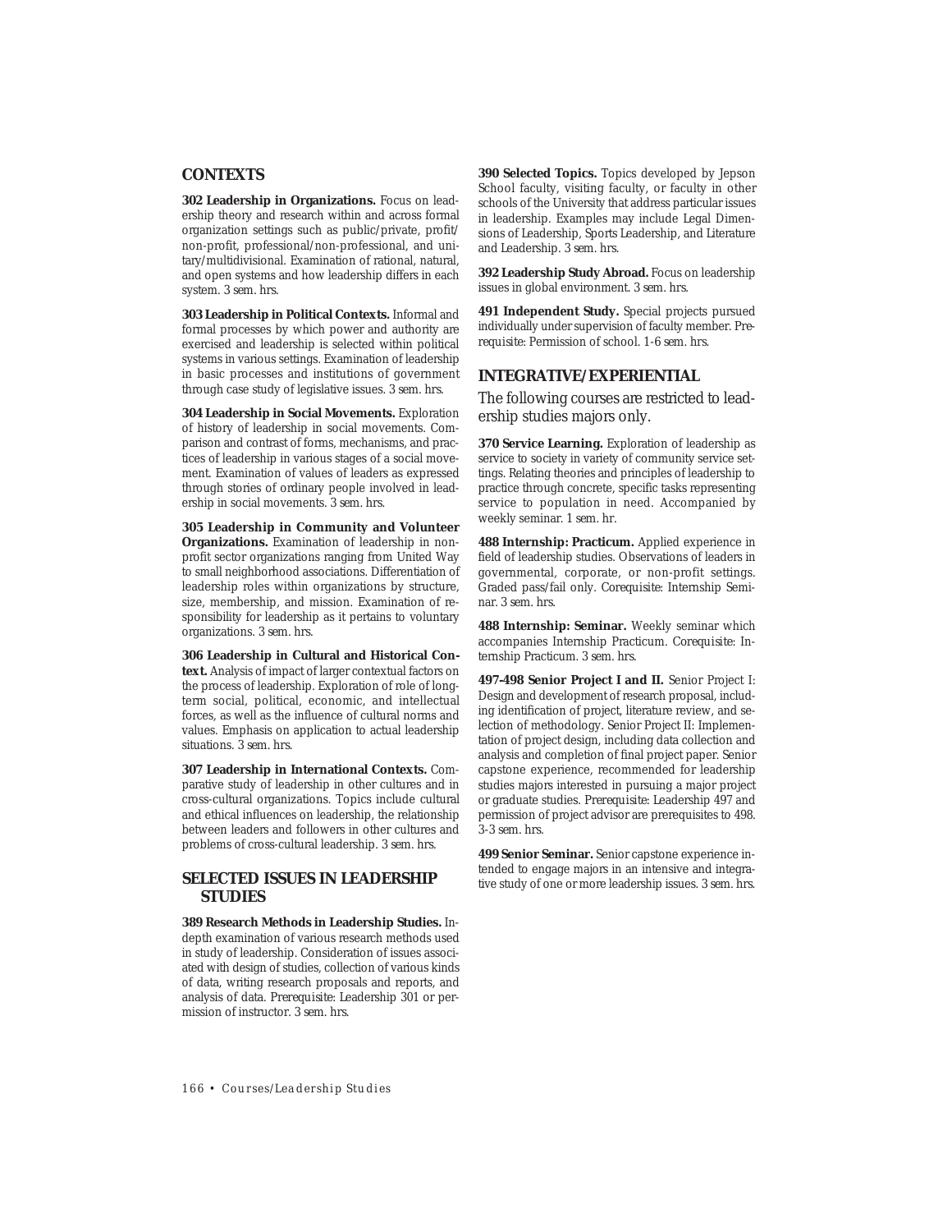## CONTEXTS

**302 Leadership in Organizations.** Focus on leadership theory and research within and across formal organization settings such as public/private, profit/non-profit, professional/non-professional, and unitary/multidivisional. Examination of rational, natural, and open systems and how leadership differs in each system. 3 sem. hrs.

**303 Leadership in Political Contexts.** Informal and formal processes by which power and authority are exercised and leadership is selected within political systems in various settings. Examination of leadership in basic processes and institutions of government through case study of legislative issues. 3 sem. hrs.

**304 Leadership in Social Movements.** Exploration of history of leadership in social movements. Comparison and contrast of forms, mechanisms, and practices of leadership in various stages of a social movement. Examination of values of leaders as expressed through stories of ordinary people involved in leadership in social movements. 3 sem. hrs.

**305 Leadership in Community and Volunteer Organizations.** Examination of leadership in nonprofit sector organizations ranging from United Way to small neighborhood associations. Differentiation of leadership roles within organizations by structure, size, membership, and mission. Examination of responsibility for leadership as it pertains to voluntary organizations. 3 sem. hrs.

**306 Leadership in Cultural and Historical Context.** Analysis of impact of larger contextual factors on the process of leadership. Exploration of role of long-term social, political, economic, and intellectual forces, as well as the influence of cultural norms and values. Emphasis on application to actual leadership situations. 3 sem. hrs.

**307 Leadership in International Contexts.** Comparative study of leadership in other cultures and in cross-cultural organizations. Topics include cultural and ethical influences on leadership, the relationship between leaders and followers in other cultures and problems of cross-cultural leadership. 3 sem. hrs.

## SELECTED ISSUES IN LEADERSHIP STUDIES

**389 Research Methods in Leadership Studies.** In-depth examination of various research methods used in study of leadership. Consideration of issues associated with design of studies, collection of various kinds of data, writing research proposals and reports, and analysis of data. Prerequisite: Leadership 301 or permission of instructor. 3 sem. hrs.

**390 Selected Topics.** Topics developed by Jepson School faculty, visiting faculty, or faculty in other schools of the University that address particular issues in leadership. Examples may include Legal Dimensions of Leadership, Sports Leadership, and Literature and Leadership. 3 sem. hrs.

**392 Leadership Study Abroad.** Focus on leadership issues in global environment. 3 sem. hrs.

**491 Independent Study.** Special projects pursued individually under supervision of faculty member. Prerequisite: Permission of school. 1-6 sem. hrs.

## INTEGRATIVE/EXPERIENTIAL

The following courses are restricted to leadership studies majors only.

**370 Service Learning.** Exploration of leadership as service to society in variety of community service settings. Relating theories and principles of leadership to practice through concrete, specific tasks representing service to population in need. Accompanied by weekly seminar. 1 sem. hr.

**488 Internship: Practicum.** Applied experience in field of leadership studies. Observations of leaders in governmental, corporate, or non-profit settings. Graded pass/fail only. Corequisite: Internship Seminar. 3 sem. hrs.

**488 Internship: Seminar.** Weekly seminar which accompanies Internship Practicum. Corequisite: Internship Practicum. 3 sem. hrs.

**497-498 Senior Project I and II.** Senior Project I: Design and development of research proposal, including identification of project, literature review, and selection of methodology. Senior Project II: Implementation of project design, including data collection and analysis and completion of final project paper. Senior capstone experience, recommended for leadership studies majors interested in pursuing a major project or graduate studies. Prerequisite: Leadership 497 and permission of project advisor are prerequisites to 498. 3-3 sem. hrs.

**499 Senior Seminar.** Senior capstone experience intended to engage majors in an intensive and integrative study of one or more leadership issues. 3 sem. hrs.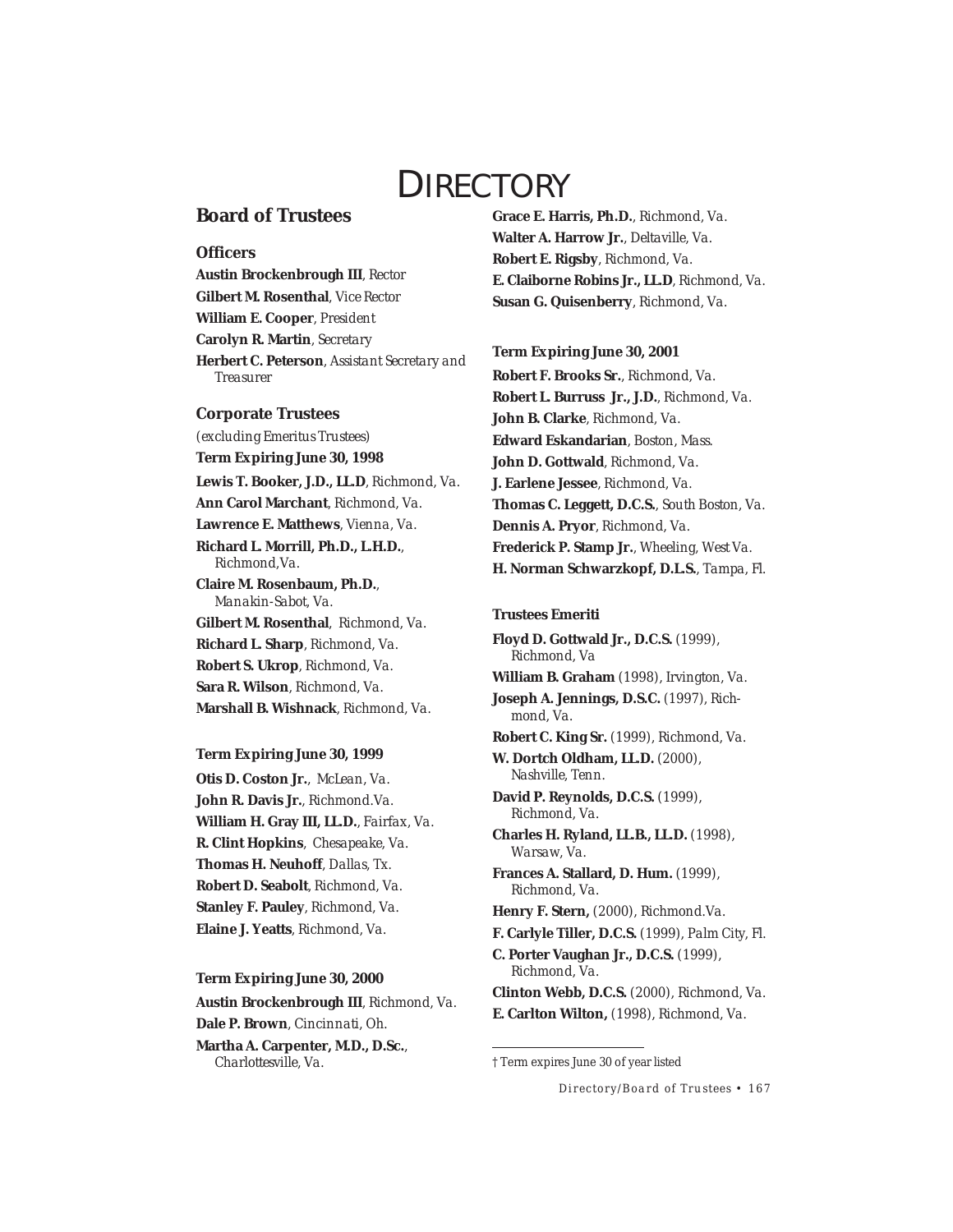# Directory

## Board of Trustees

### Officers

**Austin Brockenbrough III**, *Rector*

**Gilbert M. Rosenthal**, *Vice Rector*

**William E. Cooper**, *President*

**Carolyn R. Martin**, *Secretary*

**Herbert C. Peterson**, *Assistant Secretary and Treasurer*

### Corporate Trustees

*(excluding Emeritus Trustees)*

**Term Expiring June 30, 1998**

**Lewis T. Booker, J.D., LL.D**, *Richmond, Va.*

**Ann Carol Marchant**, *Richmond, Va.*

**Lawrence E. Matthews**, *Vienna, Va.*

**Richard L. Morrill, Ph.D., L.H.D.**, *Richmond,Va.*

**Claire M. Rosenbaum, Ph.D.**, *Manakin-Sabot, Va.*

**Gilbert M. Rosenthal**, *Richmond, Va.*

**Richard L. Sharp**, *Richmond, Va.*

**Robert S. Ukrop**, *Richmond, Va.*

**Sara R. Wilson**, *Richmond, Va.*

**Marshall B. Wishnack**, *Richmond, Va.*

**Term Expiring June 30, 1999**

**Otis D. Coston Jr.**, *McLean, Va.*

**John R. Davis Jr.**, *Richmond.Va.*

**William H. Gray III, LL.D.**, *Fairfax, Va.*

**R. Clint Hopkins**, *Chesapeake, Va.*

**Thomas H. Neuhoff**, *Dallas, Tx.*

**Robert D. Seabolt**, *Richmond, Va.*

**Stanley F. Pauley**, *Richmond, Va.*

**Elaine J. Yeatts**, *Richmond, Va.*

**Term Expiring June 30, 2000**

**Austin Brockenbrough III**, *Richmond, Va.*

**Dale P. Brown**, *Cincinnati, Oh.*

**Martha A. Carpenter, M.D., D.Sc.**, *Charlottesville, Va.*

**Grace E. Harris, Ph.D.**, *Richmond, Va.*

**Walter A. Harrow Jr.**, *Deltaville, Va.*

**Robert E. Rigsby**, *Richmond, Va.*

**E. Claiborne Robins Jr., LL.D**, *Richmond, Va.*

**Susan G. Quisenberry**, *Richmond, Va.*

**Term Expiring June 30, 2001**

**Robert F. Brooks Sr.**, *Richmond, Va.*

**Robert L. Burruss Jr., J.D.**, *Richmond, Va.*

**John B. Clarke**, *Richmond, Va.*

**Edward Eskandarian**, *Boston, Mass.*

**John D. Gottwald**, *Richmond, Va.*

**J. Earlene Jessee**, *Richmond, Va.*

**Thomas C. Leggett, D.C.S.**, *South Boston, Va.*

**Dennis A. Pryor**, *Richmond, Va.*

**Frederick P. Stamp Jr.**, *Wheeling, West Va.*

**H. Norman Schwarzkopf, D.L.S.**, *Tampa, Fl.*

**Trustees Emeriti**

**Floyd D. Gottwald Jr., D.C.S.** (1999), *Richmond, Va*

**William B. Graham** (1998), *Irvington, Va.*

**Joseph A. Jennings, D.S.C.** (1997), *Richmond, Va.*

**Robert C. King Sr.** (1999), *Richmond, Va.*

**W. Dortch Oldham, LL.D.** (2000), *Nashville, Tenn.*

**David P. Reynolds, D.C.S.** (1999), *Richmond, Va.*

**Charles H. Ryland, LL.B., LL.D.** (1998), *Warsaw, Va.*

**Frances A. Stallard, D. Hum.** (1999), *Richmond, Va.*

**Henry F. Stern,** (2000), *Richmond.Va.*

**F. Carlyle Tiller, D.C.S.** (1999), *Palm City, Fl.*

**C. Porter Vaughan Jr., D.C.S.** (1999), *Richmond, Va.*

**Clinton Webb, D.C.S.** (2000), *Richmond, Va.*

**E. Carlton Wilton,** (1998), *Richmond, Va.*

---

† Term expires June 30 of year listed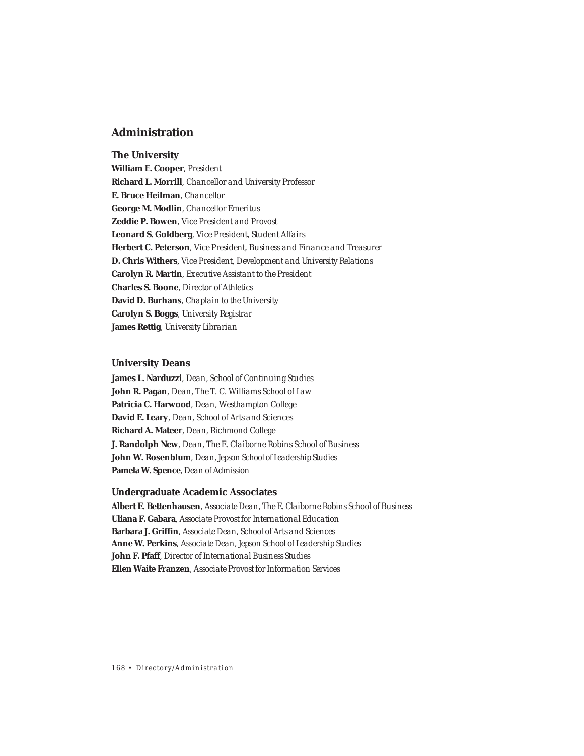# Administration

## The University

**William E. Cooper**, *President*
**Richard L. Morrill**, *Chancellor and University Professor*
**E. Bruce Heilman**, *Chancellor*
**George M. Modlin**, *Chancellor Emeritus*
**Zeddie P. Bowen**, *Vice President and Provost*
**Leonard S. Goldberg**, *Vice President, Student Affairs*
**Herbert C. Peterson**, *Vice President, Business and Finance and Treasurer*
**D. Chris Withers**, *Vice President, Development and University Relations*
**Carolyn R. Martin**, *Executive Assistant to the President*
**Charles S. Boone**, *Director of Athletics*
**David D. Burhans**, *Chaplain to the University*
**Carolyn S. Boggs**, *University Registrar*
**James Rettig**, *University Librarian*

## University Deans

**James L. Narduzzi**, *Dean, School of Continuing Studies*
**John R. Pagan**, *Dean, The T. C. Williams School of Law*
**Patricia C. Harwood**, *Dean, Westhampton College*
**David E. Leary**, *Dean, School of Arts and Sciences*
**Richard A. Mateer**, *Dean, Richmond College*
**J. Randolph New**, *Dean, The E. Claiborne Robins School of Business*
**John W. Rosenblum**, *Dean, Jepson School of Leadership Studies*
**Pamela W. Spence**, *Dean of Admission*

## Undergraduate Academic Associates

**Albert E. Bettenhausen**, *Associate Dean, The E. Claiborne Robins School of Business*
**Uliana F. Gabara**, *Associate Provost for International Education*
**Barbara J. Griffin**, *Associate Dean, School of Arts and Sciences*
**Anne W. Perkins**, *Associate Dean, Jepson School of Leadership Studies*
**John F. Pfaff**, *Director of International Business Studies*
**Ellen Waite Franzen**, *Associate Provost for Information Services*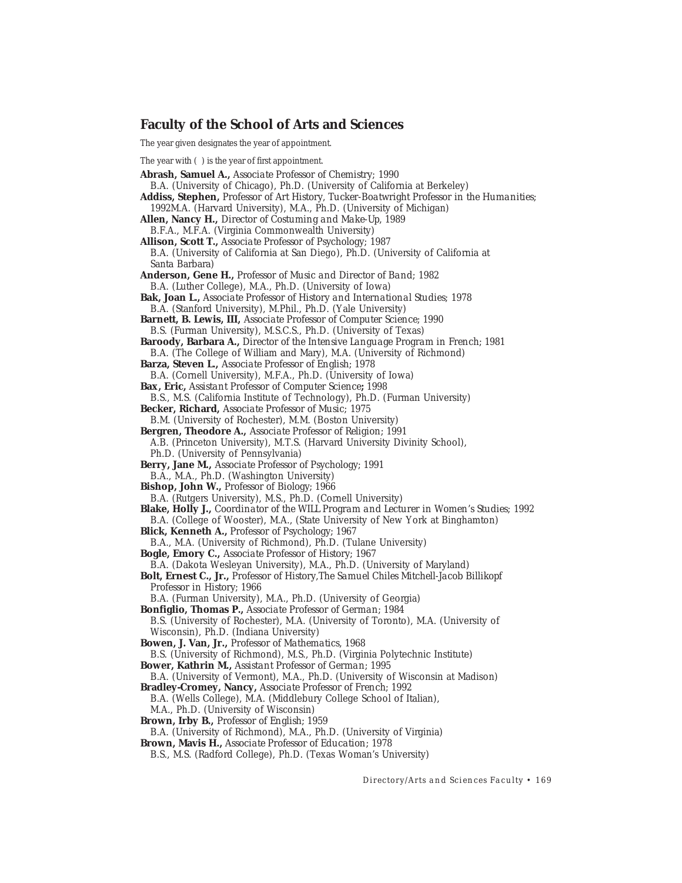## Faculty of the School of Arts and Sciences

The year given designates the year of appointment.

The year with ( ) is the year of first appointment.

**Abrash, Samuel A.,** *Associate Professor of Chemistry;* 1990
B.A. (University of Chicago), Ph.D. (University of California at Berkeley)

**Addiss, Stephen,** *Professor of Art History, Tucker-Boatwright Professor in the Humanities;* 1992M.A. (Harvard University), M.A., Ph.D. (University of Michigan)

**Allen, Nancy H.,** *Director of Costuming and Make-Up,* 1989
B.F.A., M.F.A. (Virginia Commonwealth University)

**Allison, Scott T.,** *Associate Professor of Psychology;* 1987
B.A. (University of California at San Diego), Ph.D. (University of California at Santa Barbara)

**Anderson, Gene H.,** *Professor of Music and Director of Band;* 1982
B.A. (Luther College), M.A., Ph.D. (University of Iowa)

**Bak, Joan L.,** *Associate Professor of History and International Studies;* 1978
B.A. (Stanford University), M.Phil., Ph.D. (Yale University)

**Barnett, B. Lewis, III,** *Associate Professor of Computer Science;* 1990
B.S. (Furman University), M.S.C.S., Ph.D. (University of Texas)

**Baroody, Barbara A.,** *Director of the Intensive Language Program in French;* 1981
B.A. (The College of William and Mary), M.A. (University of Richmond)

**Barza, Steven L.,** *Associate Professor of English;* 1978
B.A. (Cornell University), M.F.A., Ph.D. (University of Iowa)

**Bax, Eric,** *Assistant Professor of Computer Science***;** 1998
B.S., M.S. (California Institute of Technology), Ph.D. (Furman University)

**Becker, Richard,** *Associate Professor of Music;* 1975
B.M. (University of Rochester), M.M. (Boston University)

**Bergren, Theodore A.,** *Associate Professor of Religion;* 1991
A.B. (Princeton University), M.T.S. (Harvard University Divinity School), Ph.D. (University of Pennsylvania)

**Berry, Jane M.,** *Associate Professor of Psychology;* 1991
B.A., M.A., Ph.D. (Washington University)

**Bishop, John W.,** *Professor of Biology;* 1966
B.A. (Rutgers University), M.S., Ph.D. (Cornell University)

**Blake, Holly J.,** *Coordinator of the WILL Program and Lecturer in Women's Studies;* 1992
B.A. (College of Wooster), M.A., (State University of New York at Binghamton)

**Blick, Kenneth A.,** *Professor of Psychology;* 1967
B.A., M.A. (University of Richmond), Ph.D. (Tulane University)

**Bogle, Emory C.,** *Associate Professor of History;* 1967
B.A. (Dakota Wesleyan University), M.A., Ph.D. (University of Maryland)

**Bolt, Ernest C., Jr.,** *Professor of History,The Samuel Chiles Mitchell-Jacob Billikopf Professor in History;* 1966
B.A. (Furman University), M.A., Ph.D. (University of Georgia)

**Bonfiglio, Thomas P.,** *Associate Professor of German;* 1984
B.S. (University of Rochester), M.A. (University of Toronto), M.A. (University of Wisconsin), Ph.D. (Indiana University)

**Bowen, J. Van, Jr.,** *Professor of Mathematics,* 1968
B.S. (University of Richmond), M.S., Ph.D. (Virginia Polytechnic Institute)

**Bower, Kathrin M.,** *Assistant Professor of German;* 1995
B.A. (University of Vermont), M.A., Ph.D. (University of Wisconsin at Madison)

**Bradley-Cromey, Nancy,** *Associate Professor of French;* 1992
B.A. (Wells College), M.A. (Middlebury College School of Italian), M.A., Ph.D. (University of Wisconsin)

**Brown, Irby B.,** *Professor of English;* 1959
B.A. (University of Richmond), M.A., Ph.D. (University of Virginia)

**Brown, Mavis H.,** *Associate Professor of Education;* 1978
B.S., M.S. (Radford College), Ph.D. (Texas Woman's University)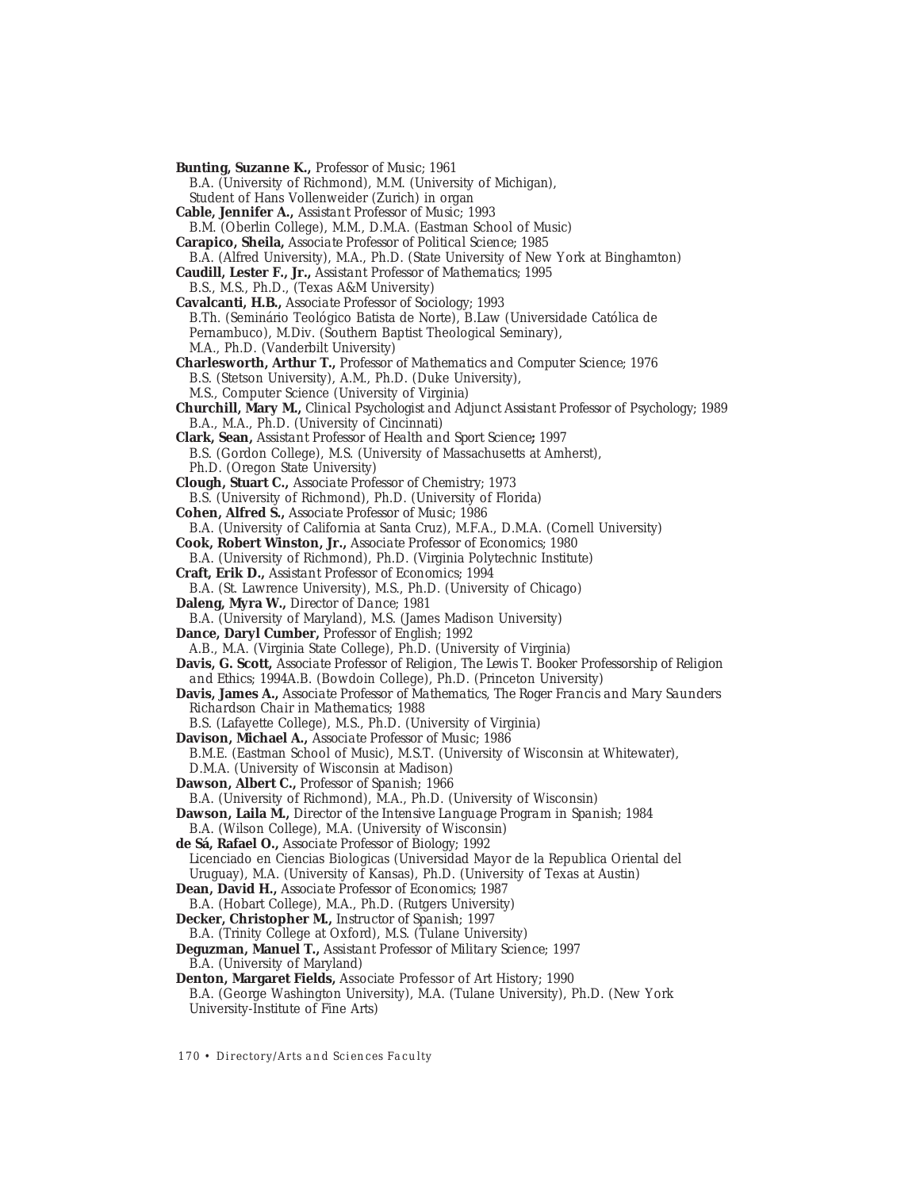**Bunting, Suzanne K.,** *Professor of Music; 1961*
B.A. (University of Richmond), M.M. (University of Michigan),
Student of Hans Vollenweider (Zurich) in organ

**Cable, Jennifer A.,** *Assistant Professor of Music; 1993*
B.M. (Oberlin College), M.M., D.M.A. (Eastman School of Music)

**Carapico, Sheila,** *Associate Professor of Political Science; 1985*
B.A. (Alfred University), M.A., Ph.D. (State University of New York at Binghamton)

**Caudill, Lester F., Jr.,** *Assistant Professor of Mathematics; 1995*
B.S., M.S., Ph.D., (Texas A&M University)

**Cavalcanti, H.B.,** *Associate Professor of Sociology; 1993*
B.Th. (Seminário Teológico Batista de Norte), B.Law (Universidade Católica de Pernambuco), M.Div. (Southern Baptist Theological Seminary),
M.A., Ph.D. (Vanderbilt University)

**Charlesworth, Arthur T.,** *Professor of Mathematics and Computer Science; 1976*
B.S. (Stetson University), A.M., Ph.D. (Duke University),
M.S., Computer Science (University of Virginia)

**Churchill, Mary M.,** *Clinical Psychologist and Adjunct Assistant Professor of Psychology; 1989*
B.A., M.A., Ph.D. (University of Cincinnati)

**Clark, Sean,** *Assistant Professor of Health and Sport Science***;** *1997*
B.S. (Gordon College), M.S. (University of Massachusetts at Amherst),
Ph.D. (Oregon State University)

**Clough, Stuart C.,** *Associate Professor of Chemistry; 1973*
B.S. (University of Richmond), Ph.D. (University of Florida)

**Cohen, Alfred S.,** *Associate Professor of Music; 1986*
B.A. (University of California at Santa Cruz), M.F.A., D.M.A. (Cornell University)

**Cook, Robert Winston, Jr.,** *Associate Professor of Economics; 1980*
B.A. (University of Richmond), Ph.D. (Virginia Polytechnic Institute)

**Craft, Erik D.,** *Assistant Professor of Economics; 1994*
B.A. (St. Lawrence University), M.S., Ph.D. (University of Chicago)

**Daleng, Myra W.,** *Director of Dance; 1981*
B.A. (University of Maryland), M.S. (James Madison University)

**Dance, Daryl Cumber,** *Professor of English; 1992*
A.B., M.A. (Virginia State College), Ph.D. (University of Virginia)

**Davis, G. Scott,** *Associate Professor of Religion, The Lewis T. Booker Professorship of Religion and Ethics; 1994*A.B. (Bowdoin College), Ph.D. (Princeton University)

**Davis, James A.,** *Associate Professor of Mathematics, The Roger Francis and Mary Saunders Richardson Chair in Mathematics; 1988*
B.S. (Lafayette College), M.S., Ph.D. (University of Virginia)

**Davison, Michael A.,** *Associate Professor of Music; 1986*
B.M.E. (Eastman School of Music), M.S.T. (University of Wisconsin at Whitewater),
D.M.A. (University of Wisconsin at Madison)

**Dawson, Albert C.,** *Professor of Spanish; 1966*
B.A. (University of Richmond), M.A., Ph.D. (University of Wisconsin)

**Dawson, Laila M.,** *Director of the Intensive Language Program in Spanish; 1984*
B.A. (Wilson College), M.A. (University of Wisconsin)

**de Sá, Rafael O.,** *Associate Professor of Biology; 1992*
Licenciado en Ciencias Biologicas (Universidad Mayor de la Republica Oriental del Uruguay), M.A. (University of Kansas), Ph.D. (University of Texas at Austin)

**Dean, David H.,** *Associate Professor of Economics; 1987*
B.A. (Hobart College), M.A., Ph.D. (Rutgers University)

**Decker, Christopher M.,** *Instructor of Spanish; 1997*
B.A. (Trinity College at Oxford), M.S. (Tulane University)

**Deguzman, Manuel T.,** *Assistant Professor of Military Science; 1997*
B.A. (University of Maryland)

**Denton, Margaret Fields,** *Associate Professor of Art History; 1990*
B.A. (George Washington University), M.A. (Tulane University), Ph.D. (New York University-Institute of Fine Arts)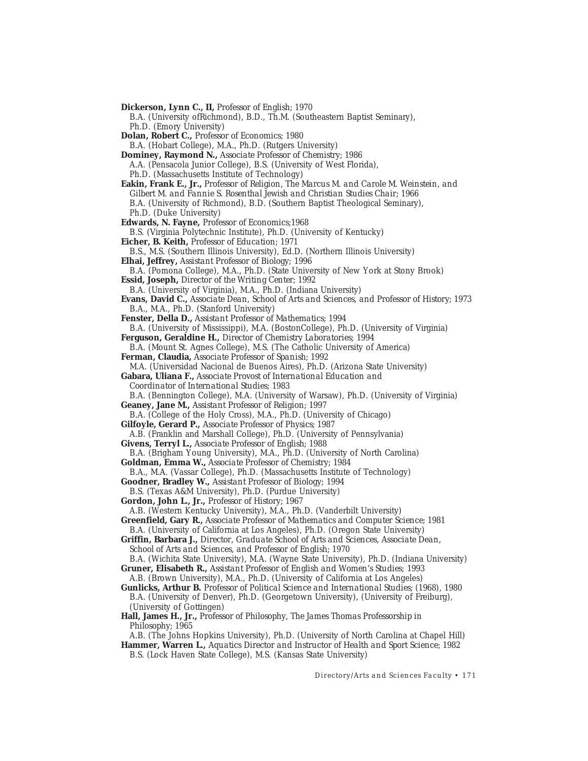**Dickerson, Lynn C., II,** Professor of English; 1970
B.A. (University ofRichmond), B.D., Th.M. (Southeastern Baptist Seminary), Ph.D. (Emory University)

**Dolan, Robert C.,** Professor of Economics; 1980
B.A. (Hobart College), M.A., Ph.D. (Rutgers University)

**Dominey, Raymond N.,** Associate Professor of Chemistry; 1986
A.A. (Pensacola Junior College), B.S. (University of West Florida), Ph.D. (Massachusetts Institute of Technology)

**Eakin, Frank E., Jr.,** Professor of Religion, *The Marcus M. and Carole M. Weinstein, and Gilbert M. and Fannie S. Rosenthal Jewish and Christian Studies Chair*; 1966
B.A. (University of Richmond), B.D. (Southern Baptist Theological Seminary), Ph.D. (Duke University)

**Edwards, N. Fayne,** Professor of Economics;1968
B.S. (Virginia Polytechnic Institute), Ph.D. (University of Kentucky)

**Eicher, B. Keith,** Professor of Education; 1971
B.S., M.S. (Southern Illinois University), Ed.D. (Northern Illinois University)

**Elhai, Jeffrey,** Assistant Professor of Biology; 1996
B.A. (Pomona College), M.A., Ph.D. (State University of New York at Stony Brook)

**Essid, Joseph,** Director of the Writing Center; 1992
B.A. (University of Virginia), M.A., Ph.D. (Indiana University)

**Evans, David C.,** Associate Dean, School of Arts and Sciences, and Professor of History; 1973
B.A., M.A., Ph.D. (Stanford University)

**Fenster, Della D.,** Assistant Professor of Mathematics; 1994
B.A. (University of Mississippi), M.A. (BostonCollege), Ph.D. (University of Virginia)

**Ferguson, Geraldine H.,** Director of Chemistry Laboratories; 1994
B.A. (Mount St. Agnes College), M.S. (The Catholic University of America)

**Ferman, Claudia,** Associate Professor of Spanish; 1992
M.A. (Universidad Nacional de Buenos Aires), Ph.D. (Arizona State University)

**Gabara, Uliana F.,** Associate Provost of International Education and Coordinator of International Studies; 1983
B.A. (Bennington College), M.A. (University of Warsaw), Ph.D. (University of Virginia)

**Geaney, Jane M.,** Assistant Professor of Religion; 1997
B.A. (College of the Holy Cross), M.A., Ph.D. (University of Chicago)

**Gilfoyle, Gerard P.,** Associate Professor of Physics; 1987
A.B. (Franklin and Marshall College), Ph.D. (University of Pennsylvania)

**Givens, Terryl L.,** Associate Professor of English; 1988
B.A. (Brigham Young University), M.A., Ph.D. (University of North Carolina)

**Goldman, Emma W.,** Associate Professor of Chemistry; 1984
B.A., M.A. (Vassar College), Ph.D. (Massachusetts Institute of Technology)

**Goodner, Bradley W.,** Assistant Professor of Biology; 1994
B.S. (Texas A&M University), Ph.D. (Purdue University)

**Gordon, John L., Jr.,** Professor of History; 1967
A.B. (Western Kentucky University), M.A., Ph.D. (Vanderbilt University)

**Greenfield, Gary R.,** Associate Professor of Mathematics and Computer Science; 1981
B.A. (University of California at Los Angeles), Ph.D. (Oregon State University)

**Griffin, Barbara J.,** Director, Graduate School of Arts and Sciences, Associate Dean, School of Arts and Sciences, and Professor of English; 1970
B.A. (Wichita State University), M.A. (Wayne State University), Ph.D. (Indiana University)

**Gruner, Elisabeth R.,** Assistant Professor of English and Women's Studies; 1993
A.B. (Brown University), M.A., Ph.D. (University of California at Los Angeles)

**Gunlicks, Arthur B.** Professor of Political Science and International Studies; (1968), 1980
B.A. (University of Denver), Ph.D. (Georgetown University), (University of Freiburg), (University of Gottingen)

**Hall, James H., Jr.,** Professor of Philosophy, *The James Thomas Professorship in Philosophy*; 1965
A.B. (The Johns Hopkins University), Ph.D. (University of North Carolina at Chapel Hill)

**Hammer, Warren L.,** Aquatics Director and Instructor of Health and Sport Science; 1982
B.S. (Lock Haven State College), M.S. (Kansas State University)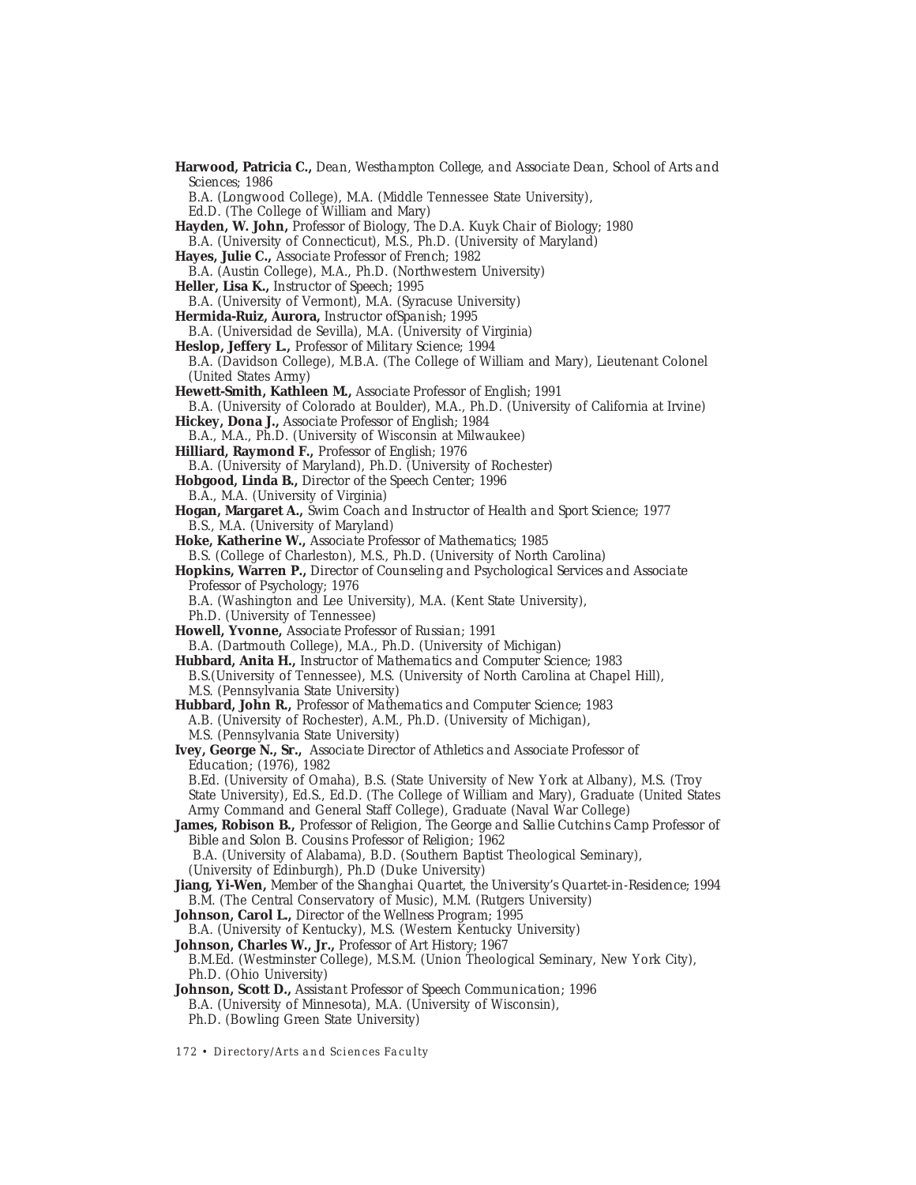**Harwood, Patricia C.,** *Dean, Westhampton College, and Associate Dean, School of Arts and Sciences; 1986*
B.A. (Longwood College), M.A. (Middle Tennessee State University),
Ed.D. (The College of William and Mary)

**Hayden, W. John,** *Professor of Biology, The D.A. Kuyk Chair of Biology; 1980*
B.A. (University of Connecticut), M.S., Ph.D. (University of Maryland)

**Hayes, Julie C.,** *Associate Professor of French; 1982*
B.A. (Austin College), M.A., Ph.D. (Northwestern University)

**Heller, Lisa K.,** *Instructor of Speech; 1995*
B.A. (University of Vermont), M.A. (Syracuse University)

**Hermida-Ruiz, Aurora,** *Instructor ofSpanish; 1995*
B.A. (Universidad de Sevilla), M.A. (University of Virginia)

**Heslop, Jeffery L.,** *Professor of Military Science; 1994*
B.A. (Davidson College), M.B.A. (The College of William and Mary), Lieutenant Colonel (United States Army)

**Hewett-Smith, Kathleen M.,** *Associate Professor of English; 1991*
B.A. (University of Colorado at Boulder), M.A., Ph.D. (University of California at Irvine)

**Hickey, Dona J.,** *Associate Professor of English; 1984*
B.A., M.A., Ph.D. (University of Wisconsin at Milwaukee)

**Hilliard, Raymond F.,** *Professor of English; 1976*
B.A. (University of Maryland), Ph.D. (University of Rochester)

**Hobgood, Linda B.,** *Director of the Speech Center; 1996*
B.A., M.A. (University of Virginia)

**Hogan, Margaret A.,** *Swim Coach and Instructor of Health and Sport Science; 1977*
B.S., M.A. (University of Maryland)

**Hoke, Katherine W.,** *Associate Professor of Mathematics; 1985*
B.S. (College of Charleston), M.S., Ph.D. (University of North Carolina)

**Hopkins, Warren P.,** *Director of Counseling and Psychological Services and Associate Professor of Psychology; 1976*
B.A. (Washington and Lee University), M.A. (Kent State University),
Ph.D. (University of Tennessee)

**Howell, Yvonne,** *Associate Professor of Russian; 1991*
B.A. (Dartmouth College), M.A., Ph.D. (University of Michigan)

**Hubbard, Anita H.,** *Instructor of Mathematics and Computer Science; 1983*
B.S.(University of Tennessee), M.S. (University of North Carolina at Chapel Hill),
M.S. (Pennsylvania State University)

**Hubbard, John R.,** *Professor of Mathematics and Computer Science; 1983*
A.B. (University of Rochester), A.M., Ph.D. (University of Michigan),
M.S. (Pennsylvania State University)

**Ivey, George N., Sr.,** *Associate Director of Athletics and Associate Professor of Education; (1976), 1982*
B.Ed. (University of Omaha), B.S. (State University of New York at Albany), M.S. (Troy State University), Ed.S., Ed.D. (The College of William and Mary), Graduate (United States Army Command and General Staff College), Graduate (Naval War College)

**James, Robison B.,** *Professor of Religion, The George and Sallie Cutchins Camp Professor of Bible and Solon B. Cousins Professor of Religion; 1962*
B.A. (University of Alabama), B.D. (Southern Baptist Theological Seminary),
(University of Edinburgh), Ph.D (Duke University)

**Jiang, Yi-Wen,** *Member of the Shanghai Quartet, the University's Quartet-in-Residence; 1994*
B.M. (The Central Conservatory of Music), M.M. (Rutgers University)

**Johnson, Carol L.,** *Director of the Wellness Program; 1995*
B.A. (University of Kentucky), M.S. (Western Kentucky University)

**Johnson, Charles W., Jr.,** *Professor of Art History; 1967*
B.M.Ed. (Westminster College), M.S.M. (Union Theological Seminary, New York City),
Ph.D. (Ohio University)

**Johnson, Scott D.,** *Assistant Professor of Speech Communication; 1996*
B.A. (University of Minnesota), M.A. (University of Wisconsin),
Ph.D. (Bowling Green State University)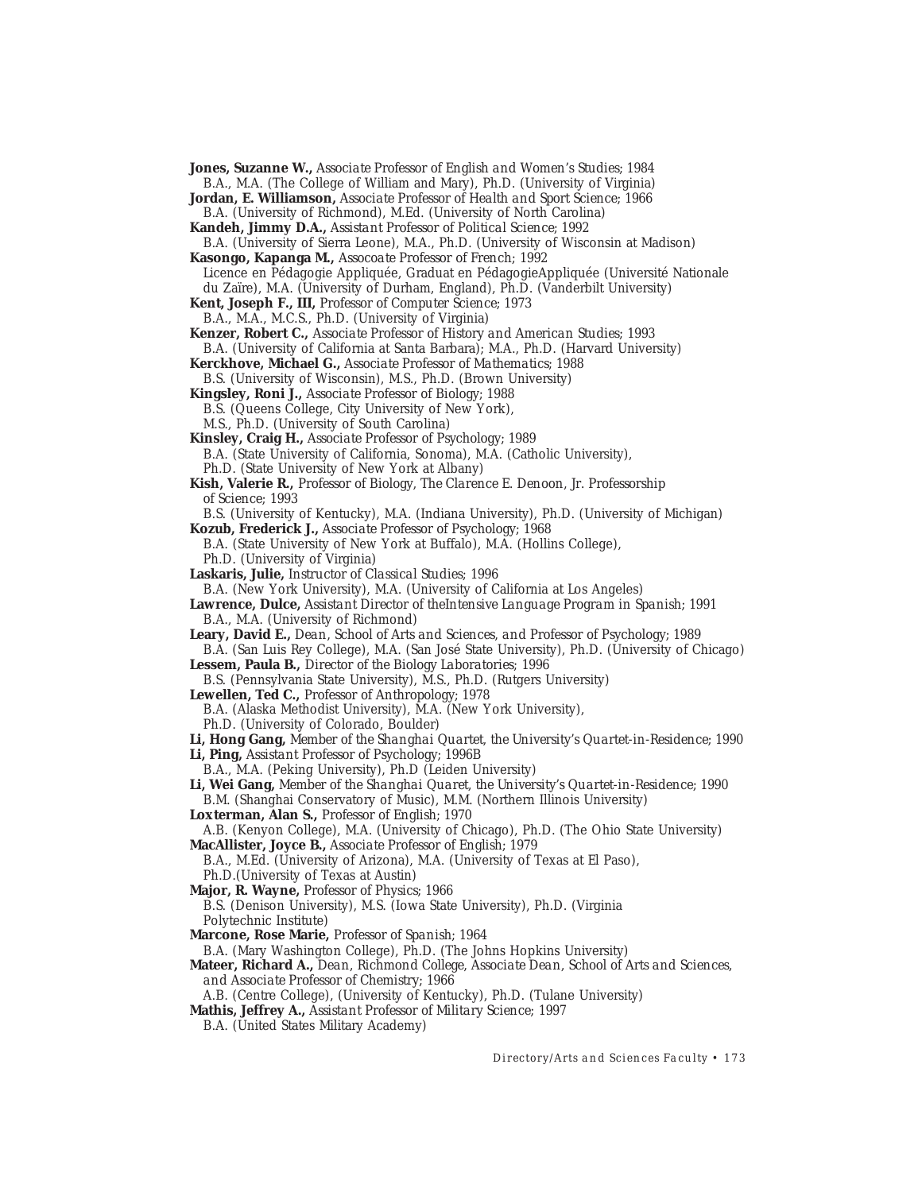**Jones, Suzanne W.,** *Associate Professor of English and Women's Studies;* 1984
B.A., M.A. (The College of William and Mary), Ph.D. (University of Virginia)

**Jordan, E. Williamson,** *Associate Professor of Health and Sport Science;* 1966
B.A. (University of Richmond), M.Ed. (University of North Carolina)

**Kandeh, Jimmy D.A.,** *Assistant Professor of Political Science;* 1992
B.A. (University of Sierra Leone), M.A., Ph.D. (University of Wisconsin at Madison)

**Kasongo, Kapanga M.,** *Assocoate Professor of French;* 1992
Licence en Pédagogie Appliquée, Graduat en PédagogieAppliquée (Université Nationale du Zaïre), M.A. (University of Durham, England), Ph.D. (Vanderbilt University)

**Kent, Joseph F., III,** *Professor of Computer Science;* 1973
B.A., M.A., M.C.S., Ph.D. (University of Virginia)

**Kenzer, Robert C.,** *Associate Professor of History and American Studies;* 1993
B.A. (University of California at Santa Barbara); M.A., Ph.D. (Harvard University)

**Kerckhove, Michael G.,** *Associate Professor of Mathematics;* 1988
B.S. (University of Wisconsin), M.S., Ph.D. (Brown University)

**Kingsley, Roni J.,** *Associate Professor of Biology;* 1988
B.S. (Queens College, City University of New York), M.S., Ph.D. (University of South Carolina)

**Kinsley, Craig H.,** *Associate Professor of Psychology;* 1989
B.A. (State University of California, Sonoma), M.A. (Catholic University), Ph.D. (State University of New York at Albany)

**Kish, Valerie R.,** *Professor of Biology, The Clarence E. Denoon, Jr. Professorship of Science;* 1993
B.S. (University of Kentucky), M.A. (Indiana University), Ph.D. (University of Michigan)

**Kozub, Frederick J.,** *Associate Professor of Psychology;* 1968
B.A. (State University of New York at Buffalo), M.A. (Hollins College), Ph.D. (University of Virginia)

**Laskaris, Julie,** *Instructor of Classical Studies;* 1996
B.A. (New York University), M.A. (University of California at Los Angeles)

**Lawrence, Dulce,** *Assistant Director of theIntensive Language Program in Spanish;* 1991
B.A., M.A. (University of Richmond)

**Leary, David E.,** *Dean, School of Arts and Sciences, and Professor of Psychology;* 1989
B.A. (San Luis Rey College), M.A. (San José State University), Ph.D. (University of Chicago)

**Lessem, Paula B.,** *Director of the Biology Laboratories;* 1996
B.S. (Pennsylvania State University), M.S., Ph.D. (Rutgers University)

**Lewellen, Ted C.,** *Professor of Anthropology;* 1978
B.A. (Alaska Methodist University), M.A. (New York University), Ph.D. (University of Colorado, Boulder)

**Li, Hong Gang,** *Member of the Shanghai Quartet, the University's Quartet-in-Residence;* 1990

**Li, Ping,** *Assistant Professor of Psychology;* 1996B
B.A., M.A. (Peking University), Ph.D (Leiden University)

**Li, Wei Gang,** *Member of the Shanghai Quaret, the University's Quartet-in-Residence;* 1990
B.M. (Shanghai Conservatory of Music), M.M. (Northern Illinois University)

**Loxterman, Alan S.,** *Professor of English;* 1970
A.B. (Kenyon College), M.A. (University of Chicago), Ph.D. (The Ohio State University)

**MacAllister, Joyce B.,** *Associate Professor of English;* 1979
B.A., M.Ed. (University of Arizona), M.A. (University of Texas at El Paso), Ph.D.(University of Texas at Austin)

**Major, R. Wayne,** *Professor of Physics;* 1966
B.S. (Denison University), M.S. (Iowa State University), Ph.D. (Virginia Polytechnic Institute)

**Marcone, Rose Marie,** *Professor of Spanish;* 1964
B.A. (Mary Washington College), Ph.D. (The Johns Hopkins University)

**Mateer, Richard A.,** *Dean, Richmond College, Associate Dean, School of Arts and Sciences, and Associate Professor of Chemistry;* 1966
A.B. (Centre College), (University of Kentucky), Ph.D. (Tulane University)

**Mathis, Jeffrey A.,** *Assistant Professor of Military Science;* 1997
B.A. (United States Military Academy)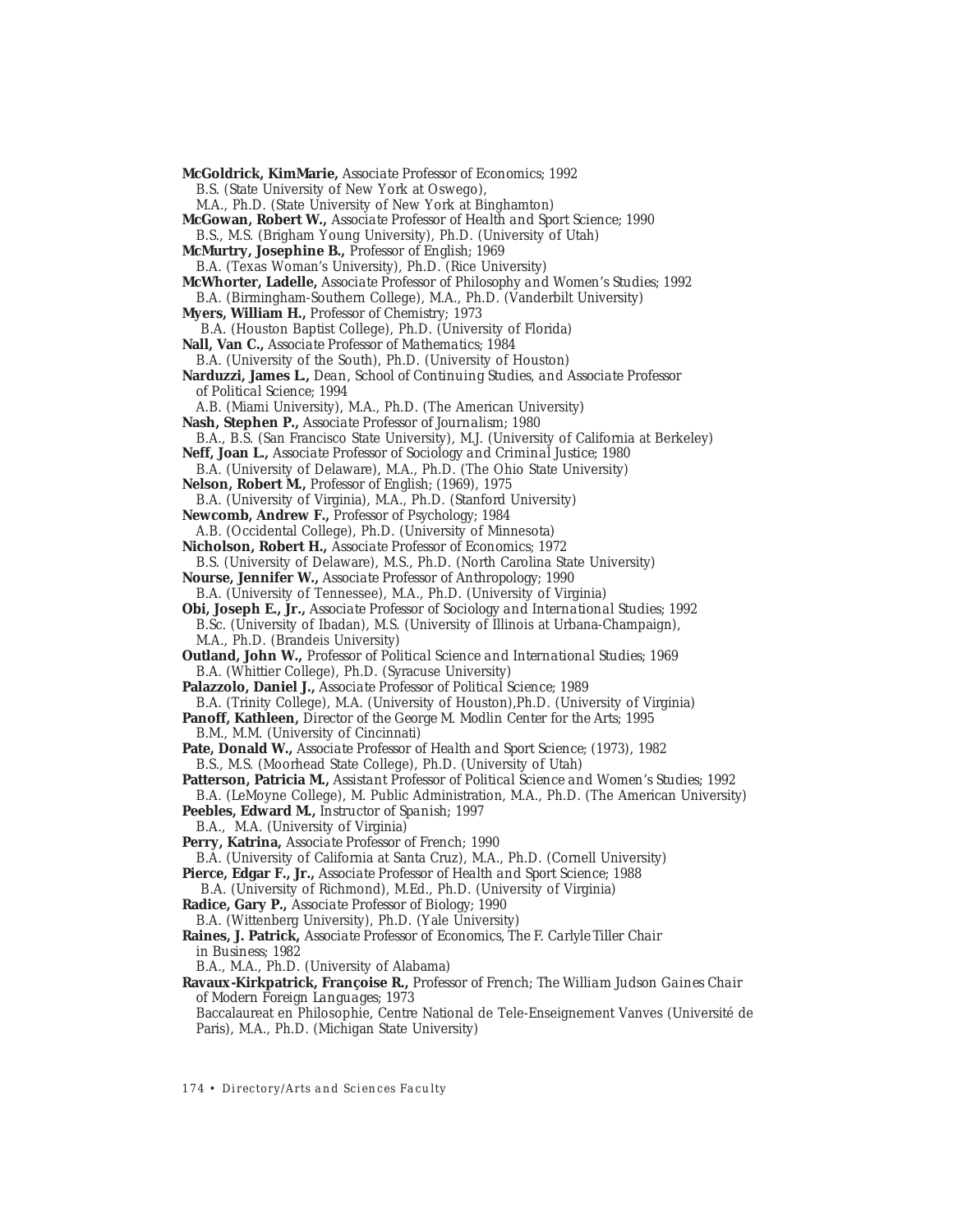**McGoldrick, KimMarie,** *Associate Professor of Economics; 1992*
B.S. (State University of New York at Oswego),
M.A., Ph.D. (State University of New York at Binghamton)

**McGowan, Robert W.,** *Associate Professor of Health and Sport Science; 1990*
B.S., M.S. (Brigham Young University), Ph.D. (University of Utah)

**McMurtry, Josephine B.,** *Professor of English; 1969*
B.A. (Texas Woman's University), Ph.D. (Rice University)

**McWhorter, Ladelle,** *Associate Professor of Philosophy and Women's Studies; 1992*
B.A. (Birmingham-Southern College), M.A., Ph.D. (Vanderbilt University)

**Myers, William H.,** *Professor of Chemistry; 1973*
B.A. (Houston Baptist College), Ph.D. (University of Florida)

**Nall, Van C.,** *Associate Professor of Mathematics; 1984*
B.A. (University of the South), Ph.D. (University of Houston)

**Narduzzi, James L.,** *Dean, School of Continuing Studies, and Associate Professor of Political Science; 1994*
A.B. (Miami University), M.A., Ph.D. (The American University)

**Nash, Stephen P.,** *Associate Professor of Journalism; 1980*
B.A., B.S. (San Francisco State University), M.J. (University of California at Berkeley)

**Neff, Joan L.,** *Associate Professor of Sociology and Criminal Justice; 1980*
B.A. (University of Delaware), M.A., Ph.D. (The Ohio State University)

**Nelson, Robert M.,** *Professor of English; (1969), 1975*
B.A. (University of Virginia), M.A., Ph.D. (Stanford University)

**Newcomb, Andrew F.,** *Professor of Psychology; 1984*
A.B. (Occidental College), Ph.D. (University of Minnesota)

**Nicholson, Robert H.,** *Associate Professor of Economics; 1972*
B.S. (University of Delaware), M.S., Ph.D. (North Carolina State University)

**Nourse, Jennifer W.,** *Associate Professor of Anthropology; 1990*
B.A. (University of Tennessee), M.A., Ph.D. (University of Virginia)

**Obi, Joseph E., Jr.,** *Associate Professor of Sociology and International Studies; 1992*
B.Sc. (University of Ibadan), M.S. (University of Illinois at Urbana-Champaign),
M.A., Ph.D. (Brandeis University)

**Outland, John W.,** *Professor of Political Science and International Studies; 1969*
B.A. (Whittier College), Ph.D. (Syracuse University)

**Palazzolo, Daniel J.,** *Associate Professor of Political Science; 1989*
B.A. (Trinity College), M.A. (University of Houston),Ph.D. (University of Virginia)

**Panoff, Kathleen,** *Director of the George M. Modlin Center for the Arts; 1995*
B.M., M.M. (University of Cincinnati)

**Pate, Donald W.,** *Associate Professor of Health and Sport Science; (1973), 1982*
B.S., M.S. (Moorhead State College), Ph.D. (University of Utah)

**Patterson, Patricia M.,** *Assistant Professor of Political Science and Women's Studies; 1992*
B.A. (LeMoyne College), M. Public Administration, M.A., Ph.D. (The American University)

**Peebles, Edward M.,** *Instructor of Spanish; 1997*
B.A., M.A. (University of Virginia)

**Perry, Katrina,** *Associate Professor of French; 1990*
B.A. (University of California at Santa Cruz), M.A., Ph.D. (Cornell University)

**Pierce, Edgar F., Jr.,** *Associate Professor of Health and Sport Science; 1988*
B.A. (University of Richmond), M.Ed., Ph.D. (University of Virginia)

**Radice, Gary P.,** *Associate Professor of Biology; 1990*
B.A. (Wittenberg University), Ph.D. (Yale University)

**Raines, J. Patrick,** *Associate Professor of Economics, The F. Carlyle Tiller Chair in Business; 1982*
B.A., M.A., Ph.D. (University of Alabama)

**Ravaux-Kirkpatrick, Françoise R.,** *Professor of French; The William Judson Gaines Chair of Modern Foreign Languages; 1973*
Baccalaureat en Philosophie, Centre National de Tele-Enseignement Vanves (Université de Paris), M.A., Ph.D. (Michigan State University)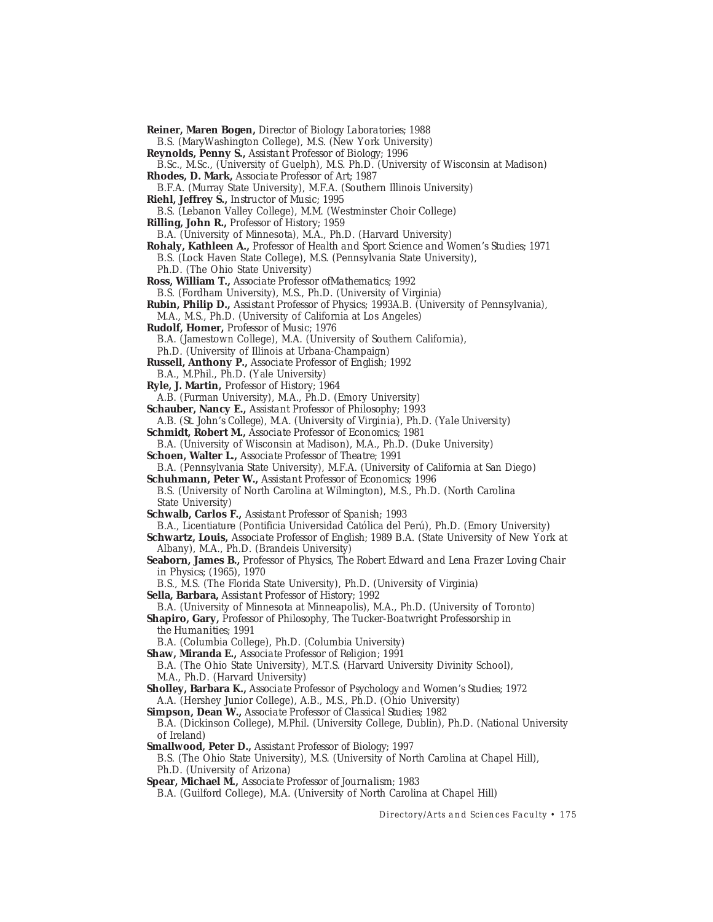**Reiner, Maren Bogen,** *Director of Biology Laboratories;* 1988
B.S. (MaryWashington College), M.S. (New York University)

**Reynolds, Penny S.,** *Assistant Professor of Biology;* 1996
B.Sc., M.Sc., (University of Guelph), M.S. Ph.D. (University of Wisconsin at Madison)

**Rhodes, D. Mark,** *Associate Professor of Art;* 1987
B.F.A. (Murray State University), M.F.A. (Southern Illinois University)

**Riehl, Jeffrey S.,** *Instructor of Music;* 1995
B.S. (Lebanon Valley College), M.M. (Westminster Choir College)

**Rilling, John R.,** *Professor of History;* 1959
B.A. (University of Minnesota), M.A., Ph.D. (Harvard University)

**Rohaly, Kathleen A.,** *Professor of Health and Sport Science and Women's Studies;* 1971
B.S. (Lock Haven State College), M.S. (Pennsylvania State University),
Ph.D. (The Ohio State University)

**Ross, William T.,** *Associate Professor ofMathematics;* 1992
B.S. (Fordham University), M.S., Ph.D. (University of Virginia)

**Rubin, Philip D.,** *Assistant Professor of Physics;* 1993A.B. (University of Pennsylvania),
M.A., M.S., Ph.D. (University of California at Los Angeles)

**Rudolf, Homer,** *Professor of Music;* 1976
B.A. (Jamestown College), M.A. (University of Southern California),
Ph.D. (University of Illinois at Urbana-Champaign)

**Russell, Anthony P.,** *Associate Professor of English;* 1992
B.A., M.Phil., Ph.D. (Yale University)

**Ryle, J. Martin,** *Professor of History;* 1964
A.B. (Furman University), M.A., Ph.D. (Emory University)

**Schauber, Nancy E.,** *Assistant Professor of Philosophy;* 1993
A.B. (St. John's College), M.A. (University of Virginia), Ph.D. (Yale University)

**Schmidt, Robert M.,** *Associate Professor of Economics;* 1981
B.A. (University of Wisconsin at Madison), M.A., Ph.D. (Duke University)

**Schoen, Walter L.,** *Associate Professor of Theatre;* 1991
B.A. (Pennsylvania State University), M.F.A. (University of California at San Diego)

**Schuhmann, Peter W.,** *Assistant Professor of Economics;* 1996
B.S. (University of North Carolina at Wilmington), M.S., Ph.D. (North Carolina State University)

**Schwalb, Carlos F.,** *Assistant Professor of Spanish;* 1993
B.A., Licentiature (Pontificia Universidad Católica del Perú), Ph.D. (Emory University)

**Schwartz, Louis,** *Associate Professor of English;* 1989 B.A. (State University of New York at Albany), M.A., Ph.D. (Brandeis University)

**Seaborn, James B.,** *Professor of Physics, The Robert Edward and Lena Frazer Loving Chair in Physics;* (1965), 1970
B.S., M.S. (The Florida State University), Ph.D. (University of Virginia)

**Sella, Barbara,** *Assistant Professor of History;* 1992
B.A. (University of Minnesota at Minneapolis), M.A., Ph.D. (University of Toronto)

**Shapiro, Gary,** *Professor of Philosophy, The Tucker-Boatwright Professorship in the Humanities;* 1991
B.A. (Columbia College), Ph.D. (Columbia University)

**Shaw, Miranda E.,** *Associate Professor of Religion;* 1991
B.A. (The Ohio State University), M.T.S. (Harvard University Divinity School),
M.A., Ph.D. (Harvard University)

**Sholley, Barbara K.,** *Associate Professor of Psychology and Women's Studies;* 1972
A.A. (Hershey Junior College), A.B., M.S., Ph.D. (Ohio University)

**Simpson, Dean W.,** *Associate Professor of Classical Studies;* 1982
B.A. (Dickinson College), M.Phil. (University College, Dublin), Ph.D. (National University of Ireland)

**Smallwood, Peter D.,** *Assistant Professor of Biology;* 1997
B.S. (The Ohio State University), M.S. (University of North Carolina at Chapel Hill),
Ph.D. (University of Arizona)

**Spear, Michael M.,** *Associate Professor of Journalism;* 1983
B.A. (Guilford College), M.A. (University of North Carolina at Chapel Hill)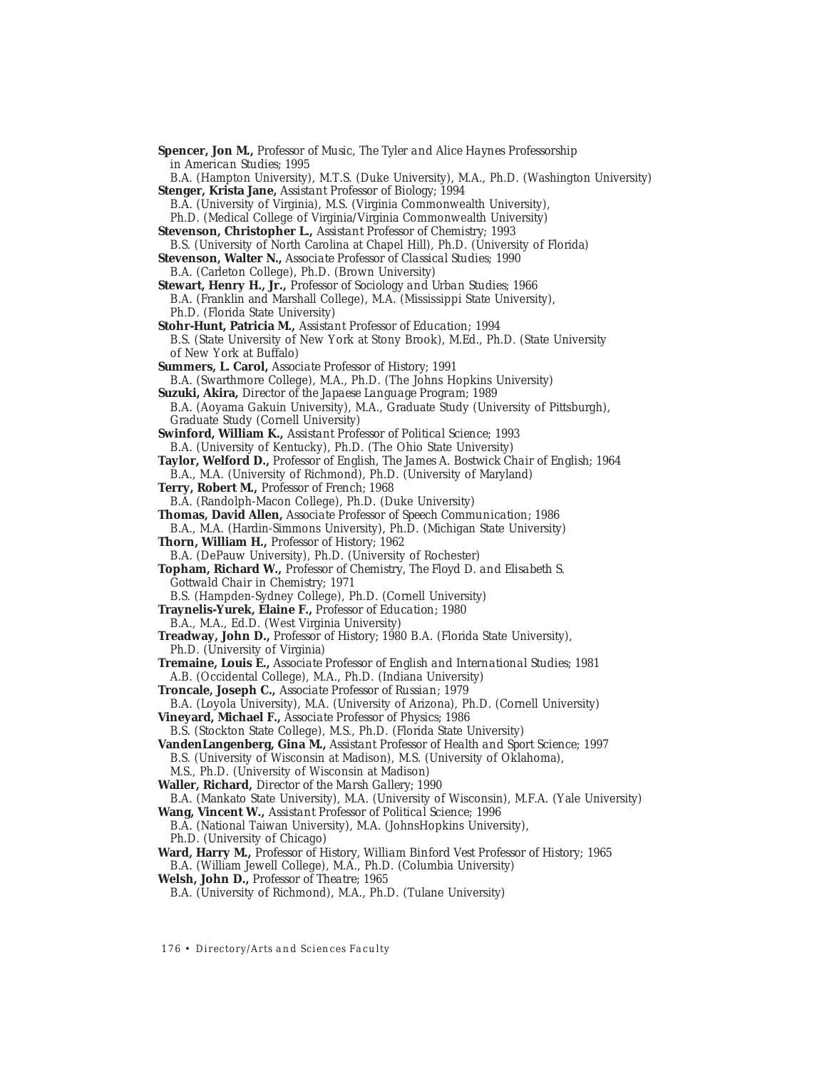**Spencer, Jon M.,** *Professor of Music, The Tyler and Alice Haynes Professorship in American Studies;* 1995
B.A. (Hampton University), M.T.S. (Duke University), M.A., Ph.D. (Washington University)

**Stenger, Krista Jane,** *Assistant Professor of Biology;* 1994
B.A. (University of Virginia), M.S. (Virginia Commonwealth University), Ph.D. (Medical College of Virginia/Virginia Commonwealth University)

**Stevenson, Christopher L.,** *Assistant Professor of Chemistry;* 1993
B.S. (University of North Carolina at Chapel Hill), Ph.D. (University of Florida)

**Stevenson, Walter N.,** *Associate Professor of Classical Studies;* 1990
B.A. (Carleton College), Ph.D. (Brown University)

**Stewart, Henry H., Jr.,** *Professor of Sociology and Urban Studies;* 1966
B.A. (Franklin and Marshall College), M.A. (Mississippi State University), Ph.D. (Florida State University)

**Stohr-Hunt, Patricia M.,** *Assistant Professor of Education;* 1994
B.S. (State University of New York at Stony Brook), M.Ed., Ph.D. (State University of New York at Buffalo)

**Summers, L. Carol,** *Associate Professor of History;* 1991
B.A. (Swarthmore College), M.A., Ph.D. (The Johns Hopkins University)

**Suzuki, Akira,** *Director of the Japaese Language Program;* 1989
B.A. (Aoyama Gakuin University), M.A., Graduate Study (University of Pittsburgh), Graduate Study (Cornell University)

**Swinford, William K.,** *Assistant Professor of Political Science;* 1993
B.A. (University of Kentucky), Ph.D. (The Ohio State University)

**Taylor, Welford D.,** *Professor of English, The James A. Bostwick Chair of English;* 1964
B.A., M.A. (University of Richmond), Ph.D. (University of Maryland)

**Terry, Robert M.,** *Professor of French;* 1968
B.A. (Randolph-Macon College), Ph.D. (Duke University)

**Thomas, David Allen,** *Associate Professor of Speech Communication;* 1986
B.A., M.A. (Hardin-Simmons University), Ph.D. (Michigan State University)

**Thorn, William H.,** *Professor of History;* 1962
B.A. (DePauw University), Ph.D. (University of Rochester)

**Topham, Richard W.,** *Professor of Chemistry, The Floyd D. and Elisabeth S. Gottwald Chair in Chemistry;* 1971
B.S. (Hampden-Sydney College), Ph.D. (Cornell University)

**Traynelis-Yurek, Elaine F.,** *Professor of Education;* 1980
B.A., M.A., Ed.D. (West Virginia University)

**Treadway, John D.,** *Professor of History;* 1980 B.A. (Florida State University), Ph.D. (University of Virginia)

**Tremaine, Louis E.,** *Associate Professor of English and International Studies;* 1981
A.B. (Occidental College), M.A., Ph.D. (Indiana University)

**Troncale, Joseph C.,** *Associate Professor of Russian;* 1979
B.A. (Loyola University), M.A. (University of Arizona), Ph.D. (Cornell University)

**Vineyard, Michael F.,** *Associate Professor of Physics;* 1986
B.S. (Stockton State College), M.S., Ph.D. (Florida State University)

**VandenLangenberg, Gina M.,** *Assistant Professor of Health and Sport Science;* 1997
B.S. (University of Wisconsin at Madison), M.S. (University of Oklahoma), M.S., Ph.D. (University of Wisconsin at Madison)

**Waller, Richard,** *Director of the Marsh Gallery;* 1990
B.A. (Mankato State University), M.A. (University of Wisconsin), M.F.A. (Yale University)

**Wang, Vincent W.,** *Assistant Professor of Political Science;* 1996
B.A. (National Taiwan University), M.A. (JohnsHopkins University), Ph.D. (University of Chicago)

**Ward, Harry M.,** *Professor of History, William Binford Vest Professor of History;* 1965
B.A. (William Jewell College), M.A., Ph.D. (Columbia University)

**Welsh, John D.,** *Professor of Theatre;* 1965
B.A. (University of Richmond), M.A., Ph.D. (Tulane University)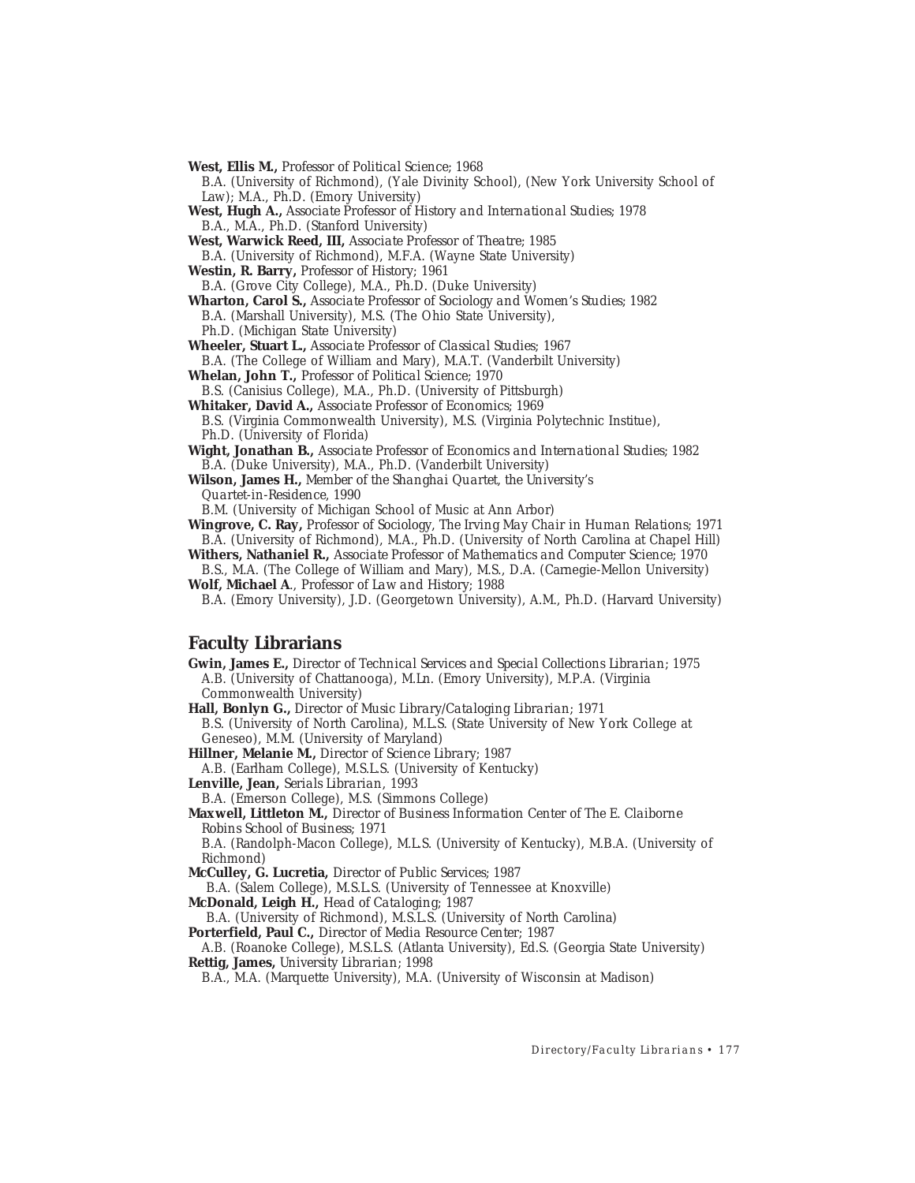**West, Ellis M.,** *Professor of Political Science; 1968*
B.A. (University of Richmond), (Yale Divinity School), (New York University School of Law); M.A., Ph.D. (Emory University)

**West, Hugh A.,** *Associate Professor of History and International Studies; 1978*
B.A., M.A., Ph.D. (Stanford University)

**West, Warwick Reed, III,** *Associate Professor of Theatre; 1985*
B.A. (University of Richmond), M.F.A. (Wayne State University)

**Westin, R. Barry,** *Professor of History; 1961*
B.A. (Grove City College), M.A., Ph.D. (Duke University)

**Wharton, Carol S.,** *Associate Professor of Sociology and Women's Studies; 1982*
B.A. (Marshall University), M.S. (The Ohio State University), Ph.D. (Michigan State University)

**Wheeler, Stuart L.,** *Associate Professor of Classical Studies; 1967*
B.A. (The College of William and Mary), M.A.T. (Vanderbilt University)

**Whelan, John T.,** *Professor of Political Science; 1970*
B.S. (Canisius College), M.A., Ph.D. (University of Pittsburgh)

**Whitaker, David A.,** *Associate Professor of Economics; 1969*
B.S. (Virginia Commonwealth University), M.S. (Virginia Polytechnic Institue), Ph.D. (University of Florida)

**Wight, Jonathan B.,** *Associate Professor of Economics and International Studies; 1982*
B.A. (Duke University), M.A., Ph.D. (Vanderbilt University)

**Wilson, James H.,** *Member of the Shanghai Quartet, the University's Quartet-in-Residence, 1990*
B.M. (University of Michigan School of Music at Ann Arbor)

**Wingrove, C. Ray,** *Professor of Sociology, The Irving May Chair in Human Relations; 1971*
B.A. (University of Richmond), M.A., Ph.D. (University of North Carolina at Chapel Hill)

**Withers, Nathaniel R.,** *Associate Professor of Mathematics and Computer Science; 1970*
B.S., M.A. (The College of William and Mary), M.S., D.A. (Carnegie-Mellon University)

**Wolf, Michael A**., *Professor of Law and History; 1988*
B.A. (Emory University), J.D. (Georgetown University), A.M., Ph.D. (Harvard University)

## Faculty Librarians

**Gwin, James E.,** *Director of Technical Services and Special Collections Librarian; 1975*
A.B. (University of Chattanooga), M.Ln. (Emory University), M.P.A. (Virginia Commonwealth University)

**Hall, Bonlyn G.,** *Director of Music Library/Cataloging Librarian; 1971*
B.S. (University of North Carolina), M.L.S. (State University of New York College at Geneseo), M.M. (University of Maryland)

**Hillner, Melanie M.,** *Director of Science Library; 1987*
A.B. (Earlham College), M.S.L.S. (University of Kentucky)

**Lenville, Jean,** *Serials Librarian, 1993*
B.A. (Emerson College), M.S. (Simmons College)

**Maxwell, Littleton M.,** *Director of Business Information Center of The E. Claiborne Robins School of Business; 1971*
B.A. (Randolph-Macon College), M.L.S. (University of Kentucky), M.B.A. (University of Richmond)

**McCulley, G. Lucretia,** *Director of Public Services; 1987*
B.A. (Salem College), M.S.L.S. (University of Tennessee at Knoxville)

**McDonald, Leigh H.,** *Head of Cataloging; 1987*
B.A. (University of Richmond), M.S.L.S. (University of North Carolina)

**Porterfield, Paul C.,** *Director of Media Resource Center; 1987*
A.B. (Roanoke College), M.S.L.S. (Atlanta University), Ed.S. (Georgia State University)

**Rettig, James,** *University Librarian; 1998*
B.A., M.A. (Marquette University), M.A. (University of Wisconsin at Madison)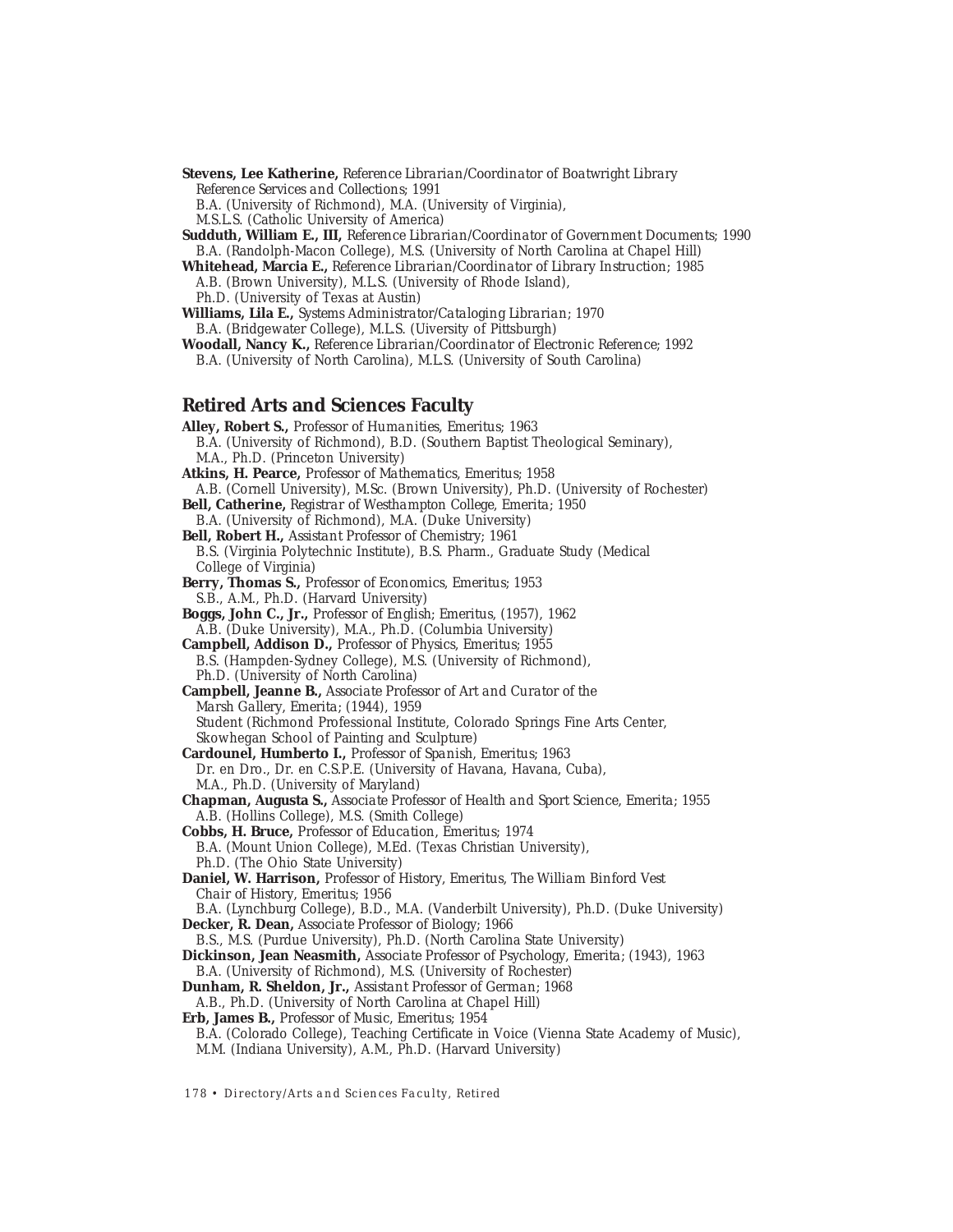**Stevens, Lee Katherine,** *Reference Librarian/Coordinator of Boatwright Library Reference Services and Collections;* 1991
B.A. (University of Richmond), M.A. (University of Virginia), M.S.L.S. (Catholic University of America)

**Sudduth, William E., III,** *Reference Librarian/Coordinator of Government Documents;* 1990
B.A. (Randolph-Macon College), M.S. (University of North Carolina at Chapel Hill)

**Whitehead, Marcia E.,** *Reference Librarian/Coordinator of Library Instruction;* 1985
A.B. (Brown University), M.L.S. (University of Rhode Island), Ph.D. (University of Texas at Austin)

**Williams, Lila E.,** *Systems Administrator/Cataloging Librarian;* 1970
B.A. (Bridgewater College), M.L.S. (Uiversity of Pittsburgh)

**Woodall, Nancy K.,** *Reference Librarian/Coordinator of Electronic Reference;* 1992
B.A. (University of North Carolina), M.L.S. (University of South Carolina)

## Retired Arts and Sciences Faculty

**Alley, Robert S.,** *Professor of Humanities, Emeritus;* 1963
B.A. (University of Richmond), B.D. (Southern Baptist Theological Seminary), M.A., Ph.D. (Princeton University)

**Atkins, H. Pearce,** *Professor of Mathematics, Emeritus;* 1958
A.B. (Cornell University), M.Sc. (Brown University), Ph.D. (University of Rochester)

**Bell, Catherine,** *Registrar of Westhampton College, Emerita;* 1950
B.A. (University of Richmond), M.A. (Duke University)

**Bell, Robert H.,** *Assistant Professor of Chemistry;* 1961
B.S. (Virginia Polytechnic Institute), B.S. Pharm., Graduate Study (Medical College of Virginia)

**Berry, Thomas S.,** *Professor of Economics, Emeritus;* 1953
S.B., A.M., Ph.D. (Harvard University)

**Boggs, John C., Jr.,** *Professor of English; Emeritus,* (1957), 1962
A.B. (Duke University), M.A., Ph.D. (Columbia University)

**Campbell, Addison D.,** *Professor of Physics, Emeritus;* 1955
B.S. (Hampden-Sydney College), M.S. (University of Richmond), Ph.D. (University of North Carolina)

**Campbell, Jeanne B.,** *Associate Professor of Art and Curator of the Marsh Gallery, Emerita;* (1944), 1959
Student (Richmond Professional Institute, Colorado Springs Fine Arts Center, Skowhegan School of Painting and Sculpture)

**Cardounel, Humberto I.,** *Professor of Spanish, Emeritus;* 1963
Dr. en Dro., Dr. en C.S.P.E. (University of Havana, Havana, Cuba), M.A., Ph.D. (University of Maryland)

**Chapman, Augusta S.,** *Associate Professor of Health and Sport Science, Emerita;* 1955
A.B. (Hollins College), M.S. (Smith College)

**Cobbs, H. Bruce,** *Professor of Education, Emeritus;* 1974
B.A. (Mount Union College), M.Ed. (Texas Christian University), Ph.D. (The Ohio State University)

**Daniel, W. Harrison,** *Professor of History, Emeritus, The William Binford Vest Chair of History, Emeritus;* 1956
B.A. (Lynchburg College), B.D., M.A. (Vanderbilt University), Ph.D. (Duke University)

**Decker, R. Dean,** *Associate Professor of Biology;* 1966
B.S., M.S. (Purdue University), Ph.D. (North Carolina State University)

**Dickinson, Jean Neasmith,** *Associate Professor of Psychology, Emerita;* (1943), 1963
B.A. (University of Richmond), M.S. (University of Rochester)

**Dunham, R. Sheldon, Jr.,** *Assistant Professor of German;* 1968
A.B., Ph.D. (University of North Carolina at Chapel Hill)

**Erb, James B.,** *Professor of Music, Emeritus;* 1954
B.A. (Colorado College), Teaching Certificate in Voice (Vienna State Academy of Music), M.M. (Indiana University), A.M., Ph.D. (Harvard University)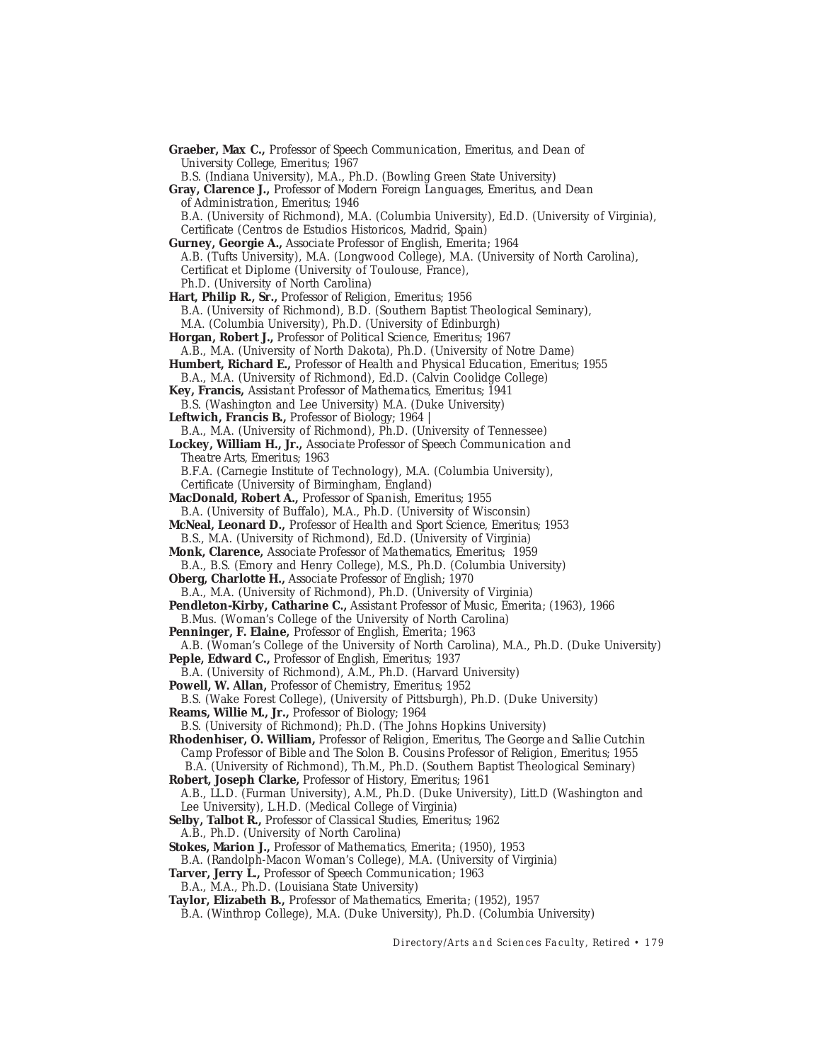**Graeber, Max C.,** *Professor of Speech Communication, Emeritus, and Dean of University College, Emeritus;* 1967
B.S. (Indiana University), M.A., Ph.D. (Bowling Green State University)

**Gray, Clarence J.,** *Professor of Modern Foreign Languages, Emeritus, and Dean of Administration, Emeritus;* 1946
B.A. (University of Richmond), M.A. (Columbia University), Ed.D. (University of Virginia), Certificate (Centros de Estudios Historicos, Madrid, Spain)

**Gurney, Georgie A.,** *Associate Professor of English, Emerita;* 1964
A.B. (Tufts University), M.A. (Longwood College), M.A. (University of North Carolina), Certificat et Diplome (University of Toulouse, France), Ph.D. (University of North Carolina)

**Hart, Philip R., Sr.,** *Professor of Religion, Emeritus;* 1956
B.A. (University of Richmond), B.D. (Southern Baptist Theological Seminary), M.A. (Columbia University), Ph.D. (University of Edinburgh)

**Horgan, Robert J.,** *Professor of Political Science, Emeritus;* 1967
A.B., M.A. (University of North Dakota), Ph.D. (University of Notre Dame)

**Humbert, Richard E.,** *Professor of Health and Physical Education, Emeritus;* 1955
B.A., M.A. (University of Richmond), Ed.D. (Calvin Coolidge College)

**Key, Francis,** *Assistant Professor of Mathematics, Emeritus;* 1941
B.S. (Washington and Lee University) M.A. (Duke University)

**Leftwich, Francis B.,** *Professor of Biology;* 1964 |
B.A., M.A. (University of Richmond), Ph.D. (University of Tennessee)

**Lockey, William H., Jr.,** *Associate Professor of Speech Communication and Theatre Arts, Emeritus;* 1963
B.F.A. (Carnegie Institute of Technology), M.A. (Columbia University), Certificate (University of Birmingham, England)

**MacDonald, Robert A.,** *Professor of Spanish, Emeritus;* 1955
B.A. (University of Buffalo), M.A., Ph.D. (University of Wisconsin)

**McNeal, Leonard D.,** *Professor of Health and Sport Science, Emeritus;* 1953
B.S., M.A. (University of Richmond), Ed.D. (University of Virginia)

**Monk, Clarence,** *Associate Professor of Mathematics, Emeritus;* 1959
B.A., B.S. (Emory and Henry College), M.S., Ph.D. (Columbia University)

**Oberg, Charlotte H.,** *Associate Professor of English;* 1970
B.A., M.A. (University of Richmond), Ph.D. (University of Virginia)

**Pendleton-Kirby, Catharine C.,** *Assistant Professor of Music, Emerita;* (1963), 1966
B.Mus. (Woman's College of the University of North Carolina)

**Penninger, F. Elaine,** *Professor of English, Emerita;* 1963
A.B. (Woman's College of the University of North Carolina), M.A., Ph.D. (Duke University)

**Peple, Edward C.,** *Professor of English, Emeritus;* 1937
B.A. (University of Richmond), A.M., Ph.D. (Harvard University)

**Powell, W. Allan,** *Professor of Chemistry, Emeritus;* 1952
B.S. (Wake Forest College), (University of Pittsburgh), Ph.D. (Duke University)

**Reams, Willie M., Jr.,** *Professor of Biology;* 1964
B.S. (University of Richmond); Ph.D. (The Johns Hopkins University)

**Rhodenhiser, O. William,** *Professor of Religion, Emeritus, The George and Sallie Cutchin Camp Professor of Bible and The Solon B. Cousins Professor of Religion, Emeritus;* 1955
B.A. (University of Richmond), Th.M., Ph.D. (Southern Baptist Theological Seminary)

**Robert, Joseph Clarke,** *Professor of History, Emeritus;* 1961
A.B., LL.D. (Furman University), A.M., Ph.D. (Duke University), Litt.D (Washington and Lee University), L.H.D. (Medical College of Virginia)

**Selby, Talbot R.,** *Professor of Classical Studies, Emeritus;* 1962
A.B., Ph.D. (University of North Carolina)

**Stokes, Marion J.,** *Professor of Mathematics, Emerita;* (1950), 1953
B.A. (Randolph-Macon Woman's College), M.A. (University of Virginia)

**Tarver, Jerry L.,** *Professor of Speech Communication;* 1963
B.A., M.A., Ph.D. (Louisiana State University)

**Taylor, Elizabeth B.,** *Professor of Mathematics, Emerita;* (1952), 1957
B.A. (Winthrop College), M.A. (Duke University), Ph.D. (Columbia University)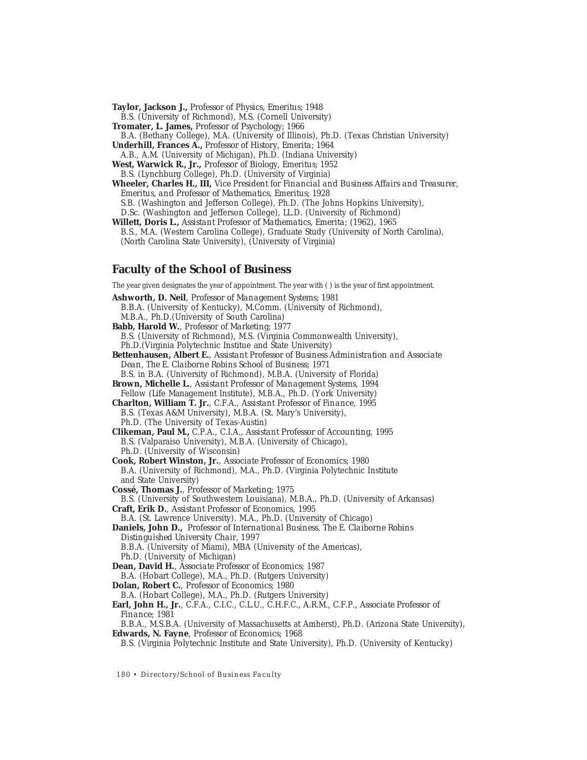**Taylor, Jackson J.,** Professor of Physics, Emeritus; 1948
B.S. (University of Richmond), M.S. (Cornell University)

**Tromater, L. James,** Professor of Psychology; 1966
B.A. (Bethany College), M.A. (University of Illinois), Ph.D. (Texas Christian University)

**Underhill, Frances A.,** Professor of History, Emerita; 1964
A.B., A.M. (University of Michigan), Ph.D. (Indiana University)

**West, Warwick R., Jr.,** Professor of Biology, Emeritus; 1952
B.S. (Lynchburg College), Ph.D. (University of Virginia)

**Wheeler, Charles H., III,** Vice President for Financial and Business Affairs and Treasurer, Emeritus, and Professor of Mathematics, Emeritus; 1928
S.B. (Washington and Jefferson College), Ph.D. (The Johns Hopkins University), D.Sc. (Washington and Jefferson College), LL.D. (University of Richmond)

**Willett, Doris L.,** Assistant Professor of Mathematics, Emerita; (1962), 1965
B.S., M.A. (Western Carolina College), Graduate Study (University of North Carolina), (North Carolina State University), (University of Virginia)

## Faculty of the School of Business

The year given designates the year of appointment. The year with ( ) is the year of first appointment.

**Ashworth, D. Neil**, Professor of Management Systems; 1981
B.B.A. (University of Kentucky), M.Comm. (University of Richmond), M.B.A., Ph.D.(University of South Carolina)

**Babb, Harold W.**, Professor of Marketing; 1977
B.S. (University of Richmond), M.S. (Virginia Commonwealth University), Ph.D.(Virginia Polytechnic Institue and State University)

**Bettenhausen, Albert E.**, Assistant Professor of Business Administration and Associate Dean, The E. Claiborne Robins School of Business; 1971
B.S. in B.A. (University of Richmond), M.B.A. (University of Florida)

**Brown, Michelle L.**, Assistant Professor of Management Systems, 1994
Fellow (Life Management Institute), M.B.A., Ph.D. (York University)

**Charlton, William T. Jr.**, C.F.A., Assistant Professor of Finance, 1995
B.S. (Texas A&M University), M.B.A. (St. Mary's University), Ph.D. (The University of Texas-Austin)

**Clikeman, Paul M.,** C.P.A., C.I.A., Assistant Professor of Accounting, 1995
B.S. (Valparaiso University), M.B.A. (University of Chicago), Ph.D. (University of Wisconsin)

**Cook, Robert Winston, Jr.**, Associate Professor of Economics; 1980
B.A. (University of Richmond), M.A., Ph.D. (Virginia Polytechnic Institute and State University)

**Cossé, Thomas J.**, Professor of Marketing; 1975
B.S. (University of Southwestern Louisiana), M.B.A., Ph.D. (University of Arkansas)

**Craft, Erik D.**, Assistant Professor of Economics, 1995
B.A. (St. Lawrence University). M.A., Ph.D. (University of Chicago)

**Daniels, John D.,** Professor of International Business, The E. Claiborne Robins Distinguished University Chair, 1997
B.B.A. (University of Miami), MBA (University of the Americas), Ph.D. (University of Michigan)

**Dean, David H.**, Associate Professor of Economics; 1987
B.A. (Hobart College), M.A., Ph.D. (Rutgers University)

**Dolan, Robert C.**, Professor of Economics; 1980
B.A. (Hobart College), M.A., Ph.D. (Rutgers University)

**Earl, John H., Jr.**, C.F.A., C.I.C., C.L.U., C.H.F.C., A.R.M., C.F.P., Associate Professor of Finance; 1981
B.B.A., M.S.B.A. (University of Massachusetts at Amherst), Ph.D. (Arizona State University),

**Edwards, N. Fayne**, Professor of Economics; 1968
B.S. (Virginia Polytechnic Institute and State University), Ph.D. (University of Kentucky)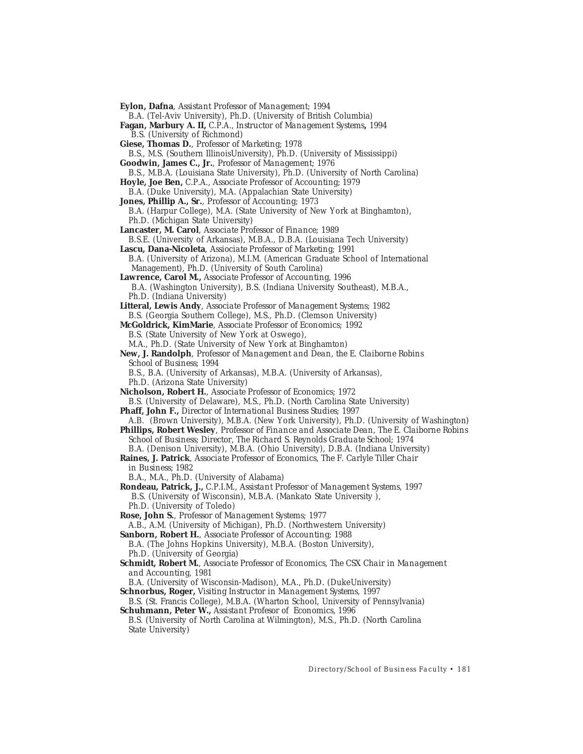**Eylon, Dafna**, *Assistant Professor of Management; 1994*
B.A. (Tel-Aviv University), Ph.D. (University of British Columbia)

**Fagan, Marbury A. II,** *C.P.A., Instructor of Management Systems***,** *1994*
B.S. (University of Richmond)

**Giese, Thomas D.**, *Professor of Marketing; 1978*
B.S., M.S. (Southern IllinoisUniversity), Ph.D. (University of Mississippi)

**Goodwin, James C., Jr.**, *Professor of Management; 1976*
B.S., M.B.A. (Louisiana State University), Ph.D. (University of North Carolina)

**Hoyle, Joe Ben,** *C.P.A., Associate Professor of Accounting; 1979*
B.A. (Duke University), M.A. (Appalachian State University)

**Jones, Phillip A., Sr.**, *Professor of Accounting; 1973*
B.A. (Harpur College), M.A. (State University of New York at Binghamton), Ph.D. (Michigan State University)

**Lancaster, M. Carol**, *Associate Professor of Finance; 1989*
B.S.E. (University of Arkansas), M.B.A., D.B.A. (Louisiana Tech University)

**Lascu, Dana-Nicoleta**, *Assiociate Professor of Marketing; 1991*
B.A. (University of Arizona), M.I.M. (American Graduate School of International Management), Ph.D. (University of South Carolina)

**Lawrence, Carol M.,** *Associate Professor of Accounting, 1996*
B.A. (Washington University), B.S. (Indiana University Southeast), M.B.A., Ph.D. (Indiana University)

**Litteral, Lewis Andy**, *Associate Professor of Management Systems; 1982*
B.S. (Georgia Southern College), M.S., Ph.D. (Clemson University)

**McGoldrick, KimMarie**, *Associate Professor of Economics; 1992*
B.S. (State University of New York at Oswego),
M.A., Ph.D. (State University of New York at Binghamton)

**New, J. Randolph**, *Professor of Management and Dean, the E. Claiborne Robins School of Business; 1994*
B.S., B.A. (University of Arkansas), M.B.A. (University of Arkansas), Ph.D. (Arizona State University)

**Nicholson, Robert H.**, *Associate Professor of Economics; 1972*
B.S. (University of Delaware), M.S., Ph.D. (North Carolina State University)

**Phaff, John F.,** *Director of International Business Studies; 1997*
A.B. (Brown University), M.B.A. (New York University), Ph.D. (University of Washington)

**Phillips, Robert Wesley**, *Professor of Finance and Associate Dean, The E. Claiborne Robins School of Business; Director, The Richard S. Reynolds Graduate School; 1974*
B.A. (Denison University), M.B.A. (Ohio University), D.B.A. (Indiana University)

**Raines, J. Patrick**, *Associate Professor of Economics, The F. Carlyle Tiller Chair in Business; 1982*
B.A., M.A., Ph.D. (University of Alabama)

**Rondeau, Patrick, J.,** *C.P.I.M., Assistant Professor of Management Systems, 1997*
B.S. (University of Wisconsin), M.B.A. (Mankato State University ), Ph.D. (University of Toledo)

**Rose, John S.**, *Professor of Management Systems; 1977*
A.B., A.M. (University of Michigan), Ph.D. (Northwestern University)

**Sanborn, Robert H.**, *Associate Professor of Accounting; 1988*
B.A. (The Johns Hopkins University), M.B.A. (Boston University), Ph.D. (University of Georgia)

**Schmidt, Robert M.**, *Associate Professor of Economics, The CSX Chair in Management and Accounting, 1981*
B.A. (University of Wisconsin-Madison), M.A., Ph.D. (DukeUniversity)

**Schnorbus, Roger,** *Visiting Instructor in Management Systems, 1997*
B.S. (St. Francis College), M.B.A. (Wharton School, University of Pennsylvania)

**Schuhmann, Peter W.,** *Assistant Profesor of Economics, 1996*
B.S. (University of North Carolina at Wilmington), M.S., Ph.D. (North Carolina State University)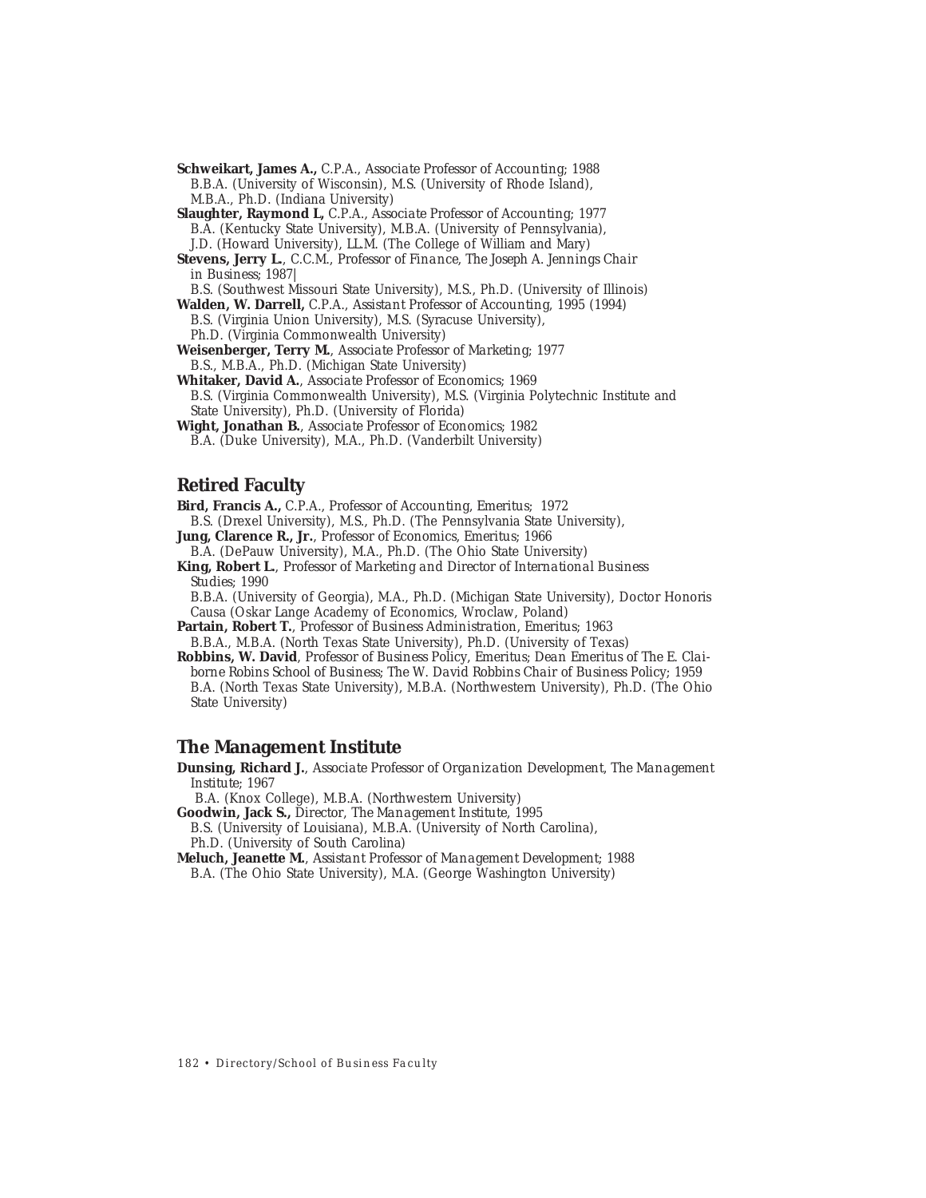**Schweikart, James A.,** C.P.A., *Associate Professor of Accounting;* 1988
B.B.A. (University of Wisconsin), M.S. (University of Rhode Island),
M.B.A., Ph.D. (Indiana University)

**Slaughter, Raymond L,** C.P.A., *Associate Professor of Accounting;* 1977
B.A. (Kentucky State University), M.B.A. (University of Pennsylvania),
J.D. (Howard University), LL.M. (The College of William and Mary)

**Stevens, Jerry L.**, C.C.M., *Professor of Finance, The Joseph A. Jennings Chair in Business;* 1987|
B.S. (Southwest Missouri State University), M.S., Ph.D. (University of Illinois)

**Walden, W. Darrell,** C.P.A., *Assistant Professor of Accounting,* 1995 (1994)
B.S. (Virginia Union University), M.S. (Syracuse University),
Ph.D. (Virginia Commonwealth University)

**Weisenberger, Terry M.**, *Associate Professor of Marketing;* 1977
B.S., M.B.A., Ph.D. (Michigan State University)

**Whitaker, David A.**, *Associate Professor of Economics;* 1969
B.S. (Virginia Commonwealth University), M.S. (Virginia Polytechnic Institute and State University), Ph.D. (University of Florida)

**Wight, Jonathan B.**, *Associate Professor of Economics;* 1982
B.A. (Duke University), M.A., Ph.D. (Vanderbilt University)

## Retired Faculty

**Bird, Francis A.,** C.P.A., *Professor of Accounting, Emeritus;* 1972
B.S. (Drexel University), M.S., Ph.D. (The Pennsylvania State University),

**Jung, Clarence R., Jr.**, *Professor of Economics, Emeritus;* 1966
B.A. (DePauw University), M.A., Ph.D. (The Ohio State University)

**King, Robert L.**, *Professor of Marketing and Director of International Business Studies;* 1990
B.B.A. (University of Georgia), M.A., Ph.D. (Michigan State University), Doctor Honoris Causa (Oskar Lange Academy of Economics, Wroclaw, Poland)

**Partain, Robert T.**, *Professor of Business Administration, Emeritus;* 1963
B.B.A., M.B.A. (North Texas State University), Ph.D. (University of Texas)

**Robbins, W. David**, *Professor of Business Policy, Emeritus; Dean Emeritus of The E. Claiborne Robins School of Business; The W. David Robbins Chair of Business Policy;* 1959
B.A. (North Texas State University), M.B.A. (Northwestern University), Ph.D. (The Ohio State University)

## The Management Institute

**Dunsing, Richard J.**, *Associate Professor of Organization Development, The Management Institute;* 1967
B.A. (Knox College), M.B.A. (Northwestern University)

**Goodwin, Jack S.,** *Director, The Management Institute,* 1995
B.S. (University of Louisiana), M.B.A. (University of North Carolina),
Ph.D. (University of South Carolina)

**Meluch, Jeanette M.**, *Assistant Professor of Management Development;* 1988
B.A. (The Ohio State University), M.A. (George Washington University)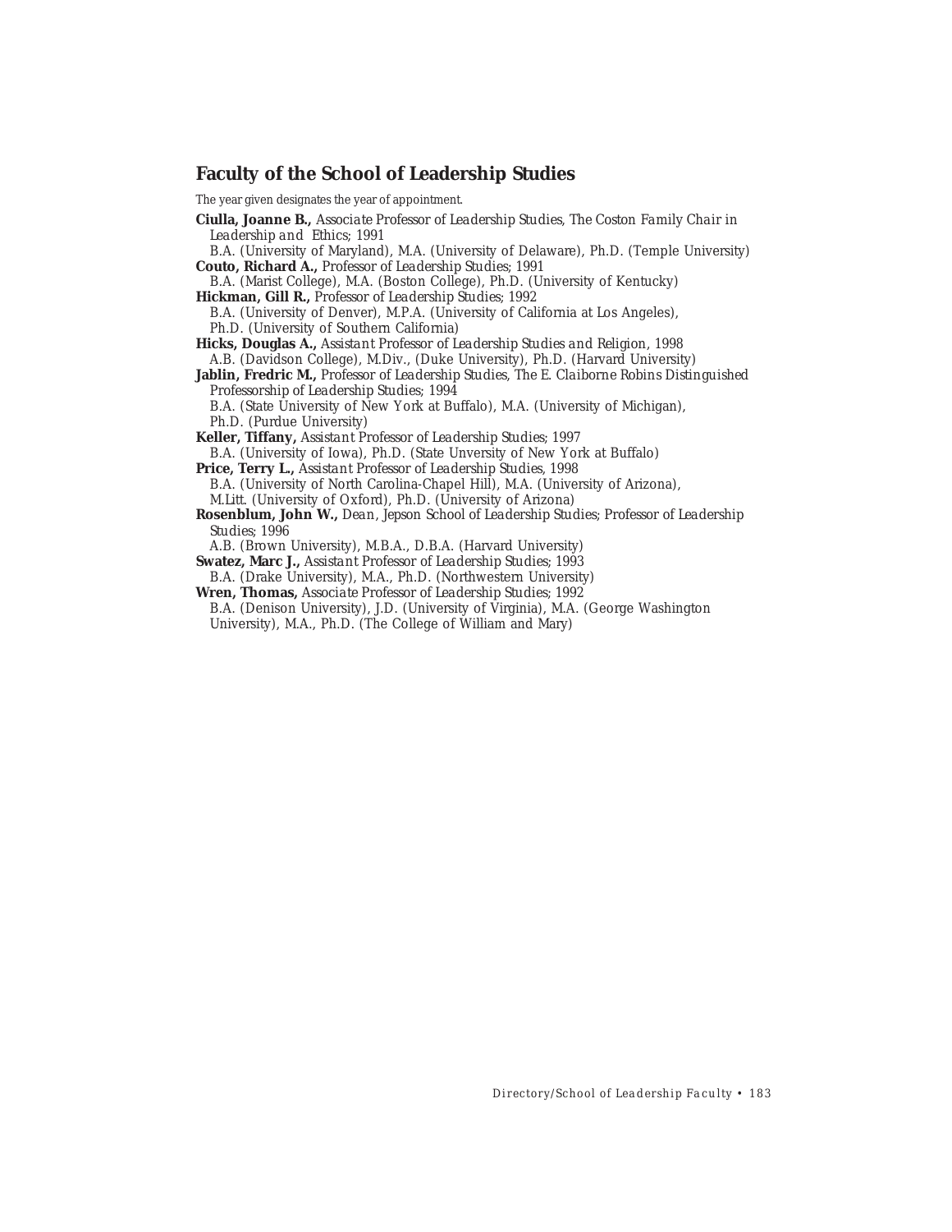## Faculty of the School of Leadership Studies

*The year given designates the year of appointment.*

**Ciulla, Joanne B.,** *Associate Professor of Leadership Studies, The Coston Family Chair in Leadership and Ethics; 1991*
B.A. (University of Maryland), M.A. (University of Delaware), Ph.D. (Temple University)

**Couto, Richard A.,** *Professor of Leadership Studies; 1991*
B.A. (Marist College), M.A. (Boston College), Ph.D. (University of Kentucky)

**Hickman, Gill R.,** *Professor of Leadership Studies; 1992*
B.A. (University of Denver), M.P.A. (University of California at Los Angeles), Ph.D. (University of Southern California)

**Hicks, Douglas A.,** *Assistant Professor of Leadership Studies and Religion, 1998*
A.B. (Davidson College), M.Div., (Duke University), Ph.D. (Harvard University)

**Jablin, Fredric M.,** *Professor of Leadership Studies, The E. Claiborne Robins Distinguished Professorship of Leadership Studies; 1994*
B.A. (State University of New York at Buffalo), M.A. (University of Michigan), Ph.D. (Purdue University)

**Keller, Tiffany,** *Assistant Professor of Leadership Studies; 1997*
B.A. (University of Iowa), Ph.D. (State Unversity of New York at Buffalo)

**Price, Terry L.,** *Assistant Professor of Leadership Studies, 1998*
B.A. (University of North Carolina-Chapel Hill), M.A. (University of Arizona), M.Litt. (University of Oxford), Ph.D. (University of Arizona)

**Rosenblum, John W.,** *Dean, Jepson School of Leadership Studies; Professor of Leadership Studies; 1996*
A.B. (Brown University), M.B.A., D.B.A. (Harvard University)

**Swatez, Marc J.,** *Assistant Professor of Leadership Studies; 1993*
B.A. (Drake University), M.A., Ph.D. (Northwestern University)

**Wren, Thomas,** *Associate Professor of Leadership Studies; 1992*
B.A. (Denison University), J.D. (University of Virginia), M.A. (George Washington University), M.A., Ph.D. (The College of William and Mary)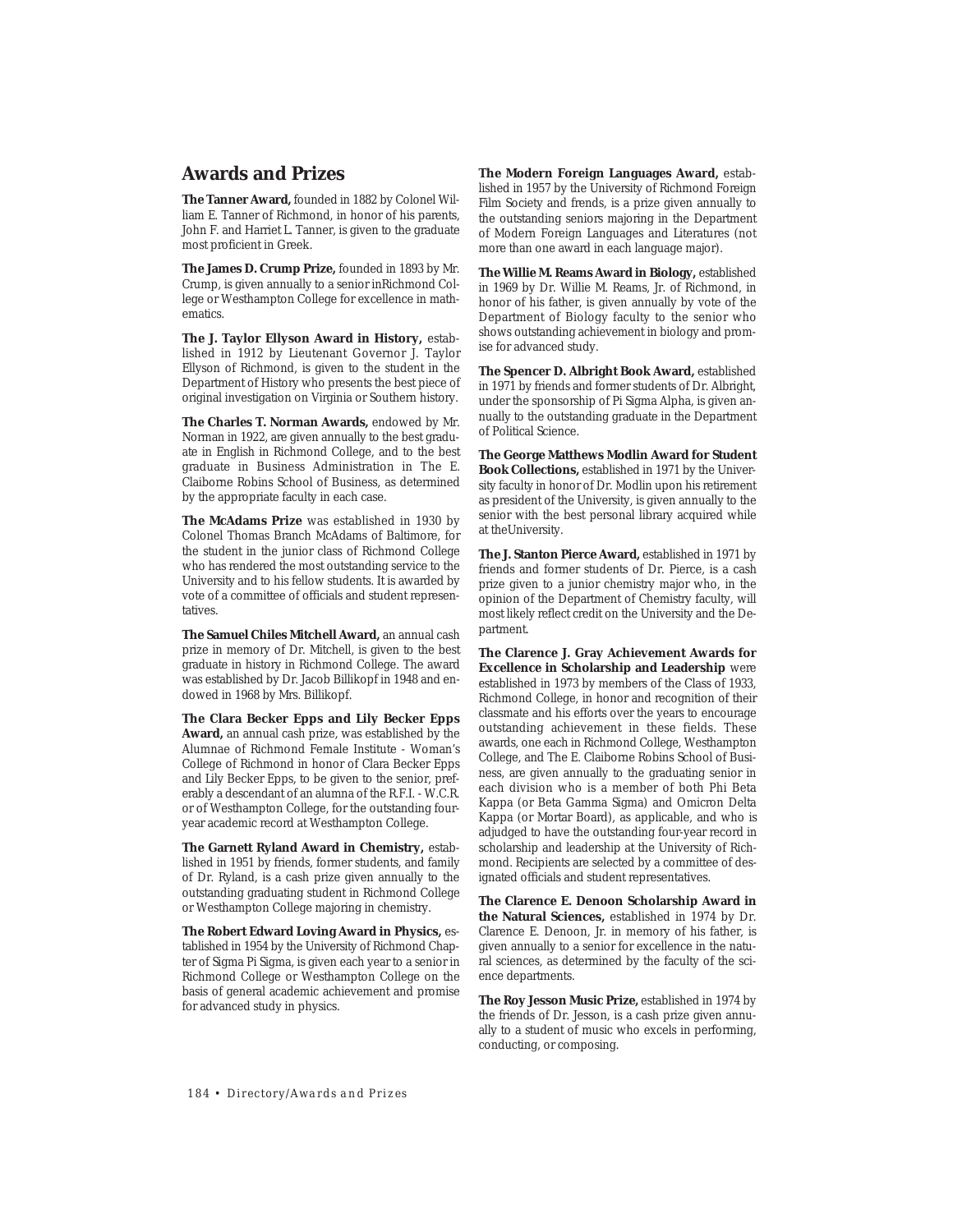## Awards and Prizes

**The Tanner Award,** founded in 1882 by Colonel William E. Tanner of Richmond, in honor of his parents, John F. and Harriet L. Tanner, is given to the graduate most proficient in Greek.

**The James D. Crump Prize,** founded in 1893 by Mr. Crump, is given annually to a senior inRichmond College or Westhampton College for excellence in mathematics.

**The J. Taylor Ellyson Award in History,** established in 1912 by Lieutenant Governor J. Taylor Ellyson of Richmond, is given to the student in the Department of History who presents the best piece of original investigation on Virginia or Southern history.

**The Charles T. Norman Awards,** endowed by Mr. Norman in 1922, are given annually to the best graduate in English in Richmond College, and to the best graduate in Business Administration in The E. Claiborne Robins School of Business, as determined by the appropriate faculty in each case.

**The McAdams Prize** was established in 1930 by Colonel Thomas Branch McAdams of Baltimore, for the student in the junior class of Richmond College who has rendered the most outstanding service to the University and to his fellow students. It is awarded by vote of a committee of officials and student representatives.

**The Samuel Chiles Mitchell Award,** an annual cash prize in memory of Dr. Mitchell, is given to the best graduate in history in Richmond College. The award was established by Dr. Jacob Billikopf in 1948 and endowed in 1968 by Mrs. Billikopf.

**The Clara Becker Epps and Lily Becker Epps Award,** an annual cash prize, was established by the Alumnae of Richmond Female Institute - Woman's College of Richmond in honor of Clara Becker Epps and Lily Becker Epps, to be given to the senior, preferably a descendant of an alumna of the R.F.I. - W.C.R. or of Westhampton College, for the outstanding four-year academic record at Westhampton College.

**The Garnett Ryland Award in Chemistry,** established in 1951 by friends, former students, and family of Dr. Ryland, is a cash prize given annually to the outstanding graduating student in Richmond College or Westhampton College majoring in chemistry.

**The Robert Edward Loving Award in Physics,** established in 1954 by the University of Richmond Chapter of Sigma Pi Sigma, is given each year to a senior in Richmond College or Westhampton College on the basis of general academic achievement and promise for advanced study in physics.

**The Modern Foreign Languages Award,** established in 1957 by the University of Richmond Foreign Film Society and frends, is a prize given annually to the outstanding seniors majoring in the Department of Modern Foreign Languages and Literatures (not more than one award in each language major).

**The Willie M. Reams Award in Biology,** established in 1969 by Dr. Willie M. Reams, Jr. of Richmond, in honor of his father, is given annually by vote of the Department of Biology faculty to the senior who shows outstanding achievement in biology and promise for advanced study.

**The Spencer D. Albright Book Award,** established in 1971 by friends and former students of Dr. Albright, under the sponsorship of Pi Sigma Alpha, is given annually to the outstanding graduate in the Department of Political Science.

**The George Matthews Modlin Award for Student Book Collections,** established in 1971 by the University faculty in honor of Dr. Modlin upon his retirement as president of the University, is given annually to the senior with the best personal library acquired while at theUniversity.

**The J. Stanton Pierce Award,** established in 1971 by friends and former students of Dr. Pierce, is a cash prize given to a junior chemistry major who, in the opinion of the Department of Chemistry faculty, will most likely reflect credit on the University and the Department.

**The Clarence J. Gray Achievement Awards for Excellence in Scholarship and Leadership** were established in 1973 by members of the Class of 1933, Richmond College, in honor and recognition of their classmate and his efforts over the years to encourage outstanding achievement in these fields. These awards, one each in Richmond College, Westhampton College, and The E. Claiborne Robins School of Business, are given annually to the graduating senior in each division who is a member of both Phi Beta Kappa (or Beta Gamma Sigma) and Omicron Delta Kappa (or Mortar Board), as applicable, and who is adjudged to have the outstanding four-year record in scholarship and leadership at the University of Richmond. Recipients are selected by a committee of designated officials and student representatives.

**The Clarence E. Denoon Scholarship Award in the Natural Sciences,** established in 1974 by Dr. Clarence E. Denoon, Jr. in memory of his father, is given annually to a senior for excellence in the natural sciences, as determined by the faculty of the science departments.

**The Roy Jesson Music Prize,** established in 1974 by the friends of Dr. Jesson, is a cash prize given annually to a student of music who excels in performing, conducting, or composing.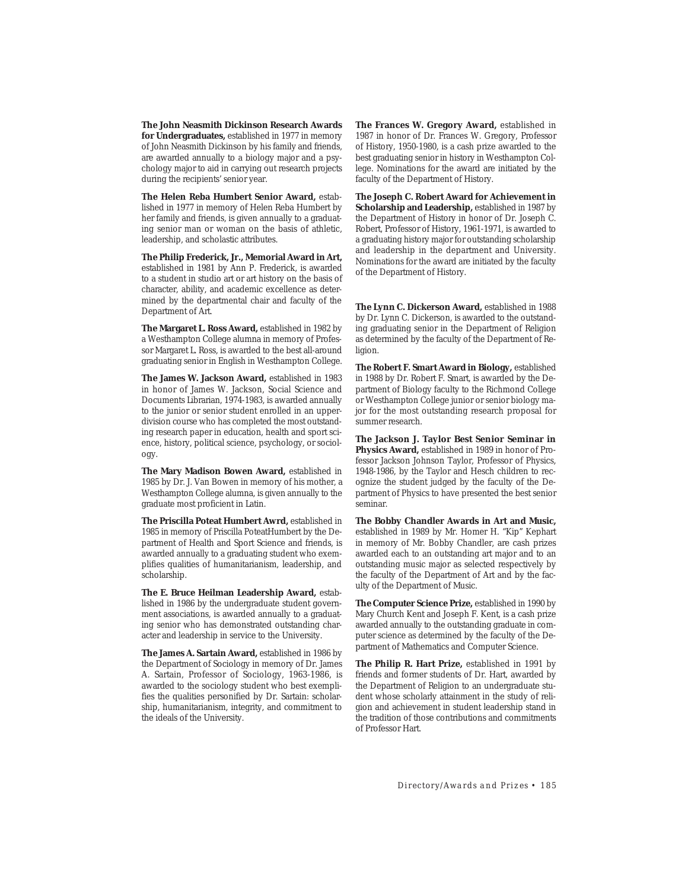**The John Neasmith Dickinson Research Awards for Undergraduates,** established in 1977 in memory of John Neasmith Dickinson by his family and friends, are awarded annually to a biology major and a psychology major to aid in carrying out research projects during the recipients' senior year.

**The Helen Reba Humbert Senior Award,** established in 1977 in memory of Helen Reba Humbert by her family and friends, is given annually to a graduating senior man or woman on the basis of athletic, leadership, and scholastic attributes.

**The Philip Frederick, Jr., Memorial Award in Art,** established in 1981 by Ann P. Frederick, is awarded to a student in studio art or art history on the basis of character, ability, and academic excellence as determined by the departmental chair and faculty of the Department of Art.

**The Margaret L. Ross Award,** established in 1982 by a Westhampton College alumna in memory of Professor Margaret L. Ross, is awarded to the best all-around graduating senior in English in Westhampton College.

**The James W. Jackson Award,** established in 1983 in honor of James W. Jackson, Social Science and Documents Librarian, 1974-1983, is awarded annually to the junior or senior student enrolled in an upper-division course who has completed the most outstanding research paper in education, health and sport science, history, political science, psychology, or sociology.

**The Mary Madison Bowen Award,** established in 1985 by Dr. J. Van Bowen in memory of his mother, a Westhampton College alumna, is given annually to the graduate most proficient in Latin.

**The Priscilla Poteat Humbert Awrd,** established in 1985 in memory of Priscilla PoteatHumbert by the Department of Health and Sport Science and friends, is awarded annually to a graduating student who exemplifies qualities of humanitarianism, leadership, and scholarship.

**The E. Bruce Heilman Leadership Award,** established in 1986 by the undergraduate student government associations, is awarded annually to a graduating senior who has demonstrated outstanding character and leadership in service to the University.

**The James A. Sartain Award,** established in 1986 by the Department of Sociology in memory of Dr. James A. Sartain, Professor of Sociology, 1963-1986, is awarded to the sociology student who best exemplifies the qualities personified by Dr. Sartain: scholarship, humanitarianism, integrity, and commitment to the ideals of the University.

**The Frances W. Gregory Award,** established in 1987 in honor of Dr. Frances W. Gregory, Professor of History, 1950-1980, is a cash prize awarded to the best graduating senior in history in Westhampton College. Nominations for the award are initiated by the faculty of the Department of History.

**The Joseph C. Robert Award for Achievement in Scholarship and Leadership,** established in 1987 by the Department of History in honor of Dr. Joseph C. Robert, Professor of History, 1961-1971, is awarded to a graduating history major for outstanding scholarship and leadership in the department and University. Nominations for the award are initiated by the faculty of the Department of History.

**The Lynn C. Dickerson Award,** established in 1988 by Dr. Lynn C. Dickerson, is awarded to the outstanding graduating senior in the Department of Religion as determined by the faculty of the Department of Religion.

**The Robert F. Smart Award in Biology,** established in 1988 by Dr. Robert F. Smart, is awarded by the Department of Biology faculty to the Richmond College or Westhampton College junior or senior biology major for the most outstanding research proposal for summer research.

**The Jackson J. Taylor Best Senior Seminar in Physics Award,** established in 1989 in honor of Professor Jackson Johnson Taylor, Professor of Physics, 1948-1986, by the Taylor and Hesch children to recognize the student judged by the faculty of the Department of Physics to have presented the best senior seminar.

**The Bobby Chandler Awards in Art and Music,** established in 1989 by Mr. Homer H. "Kip" Kephart in memory of Mr. Bobby Chandler, are cash prizes awarded each to an outstanding art major and to an outstanding music major as selected respectively by the faculty of the Department of Art and by the faculty of the Department of Music.

**The Computer Science Prize,** established in 1990 by Mary Church Kent and Joseph F. Kent, is a cash prize awarded annually to the outstanding graduate in computer science as determined by the faculty of the Department of Mathematics and Computer Science.

**The Philip R. Hart Prize,** established in 1991 by friends and former students of Dr. Hart, awarded by the Department of Religion to an undergraduate student whose scholarly attainment in the study of religion and achievement in student leadership stand in the tradition of those contributions and commitments of Professor Hart.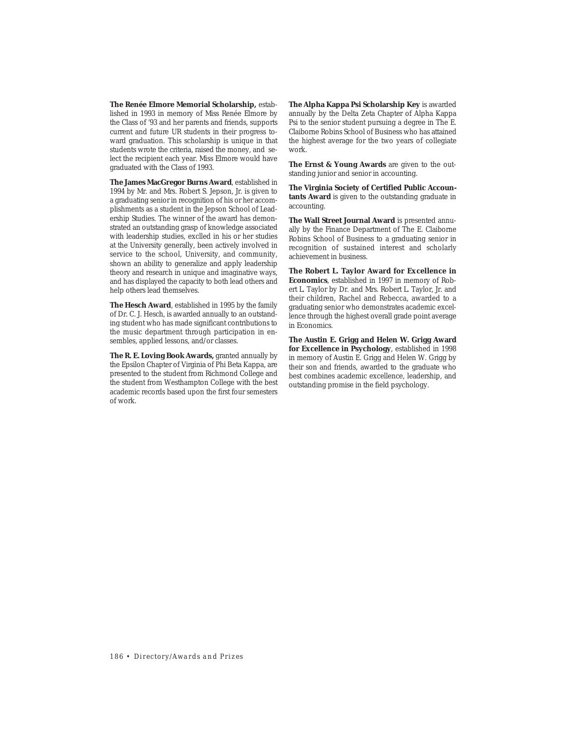**The Renée Elmore Memorial Scholarship,** established in 1993 in memory of Miss Renée Elmore by the Class of '93 and her parents and friends, supports current and future UR students in their progress toward graduation. This scholarship is unique in that students wrote the criteria, raised the money, and select the recipient each year. Miss Elmore would have graduated with the Class of 1993.

**The James MacGregor Burns Award**, established in 1994 by Mr. and Mrs. Robert S. Jepson, Jr. is given to a graduating senior in recognition of his or her accomplishments as a student in the Jepson School of Leadership Studies. The winner of the award has demonstrated an outstanding grasp of knowledge associated with leadership studies, exclled in his or her studies at the University generally, been actively involved in service to the school, University, and community, shown an ability to generalize and apply leadership theory and research in unique and imaginative ways, and has displayed the capacity to both lead others and help others lead themselves.

**The Hesch Award**, established in 1995 by the family of Dr. C. J. Hesch, is awarded annually to an outstanding student who has made significant contributions to the music department through participation in ensembles, applied lessons, and/or classes.

**The R. E. Loving Book Awards,** granted annually by the Epsilon Chapter of Virginia of Phi Beta Kappa, are presented to the student from Richmond College and the student from Westhampton College with the best academic records based upon the first four semesters of work.

**The Alpha Kappa Psi Scholarship Key** is awarded annually by the Delta Zeta Chapter of Alpha Kappa Psi to the senior student pursuing a degree in The E. Claiborne Robins School of Business who has attained the highest average for the two years of collegiate work.

**The Ernst & Young Awards** are given to the outstanding junior and senior in accounting.

**The Virginia Society of Certified Public Accountants Award** is given to the outstanding graduate in accounting.

**The Wall Street Journal Award** is presented annually by the Finance Department of The E. Claiborne Robins School of Business to a graduating senior in recognition of sustained interest and scholarly achievement in business.

**The Robert L. Taylor Award for Excellence in Economics**, established in 1997 in memory of Robert L. Taylor by Dr. and Mrs. Robert L. Taylor, Jr. and their children, Rachel and Rebecca, awarded to a graduating senior who demonstrates academic excellence through the highest overall grade point average in Economics.

**The Austin E. Grigg and Helen W. Grigg Award for Excellence in Psychology**, established in 1998 in memory of Austin E. Grigg and Helen W. Grigg by their son and friends, awarded to the graduate who best combines academic excellence, leadership, and outstanding promise in the field psychology.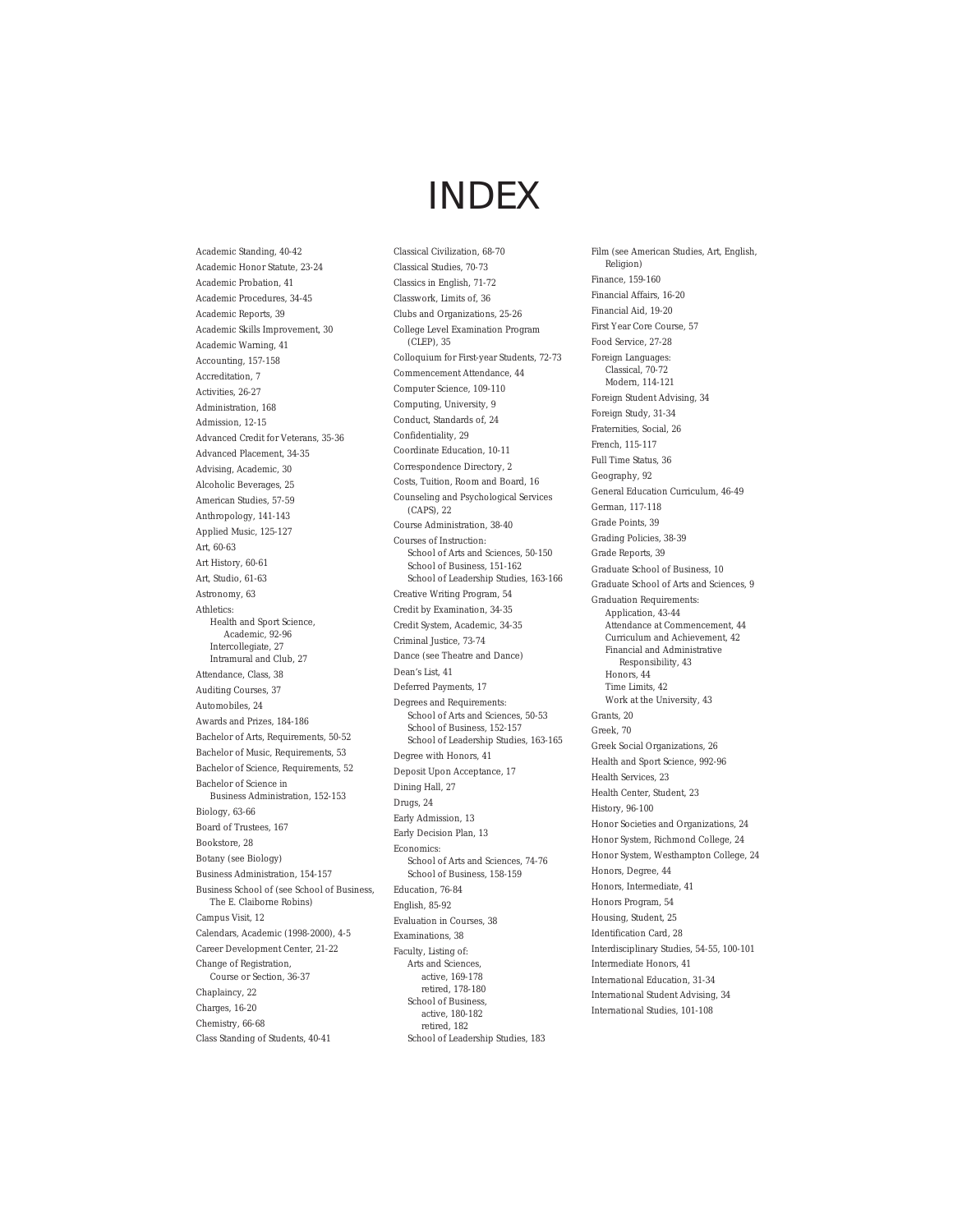# INDEX

Academic Standing, 40-42
Academic Honor Statute, 23-24
Academic Probation, 41
Academic Procedures, 34-45
Academic Reports, 39
Academic Skills Improvement, 30
Academic Warning, 41
Accounting, 157-158
Accreditation, 7
Activities, 26-27
Administration, 168
Admission, 12-15
Advanced Credit for Veterans, 35-36
Advanced Placement, 34-35
Advising, Academic, 30
Alcoholic Beverages, 25
American Studies, 57-59
Anthropology, 141-143
Applied Music, 125-127
Art, 60-63
Art History, 60-61
Art, Studio, 61-63
Astronomy, 63
Athletics:
- Health and Sport Science,
  - Academic, 92-96
- Intercollegiate, 27
- Intramural and Club, 27

Attendance, Class, 38
Auditing Courses, 37
Automobiles, 24
Awards and Prizes, 184-186
Bachelor of Arts, Requirements, 50-52
Bachelor of Music, Requirements, 53
Bachelor of Science, Requirements, 52
Bachelor of Science in
- Business Administration, 152-153

Biology, 63-66
Board of Trustees, 167
Bookstore, 28
Botany (see Biology)
Business Administration, 154-157
Business School of (see School of Business,
- The E. Claiborne Robins)

Campus Visit, 12
Calendars, Academic (1998-2000), 4-5
Career Development Center, 21-22
Change of Registration,
- Course or Section, 36-37

Chaplaincy, 22
Charges, 16-20
Chemistry, 66-68
Class Standing of Students, 40-41
Classical Civilization, 68-70
Classical Studies, 70-73
Classics in English, 71-72
Classwork, Limits of, 36
Clubs and Organizations, 25-26
College Level Examination Program
- (CLEP), 35

Colloquium for First-year Students, 72-73
Commencement Attendance, 44
Computer Science, 109-110
Computing, University, 9
Conduct, Standards of, 24
Confidentiality, 29
Coordinate Education, 10-11
Correspondence Directory, 2
Costs, Tuition, Room and Board, 16
Counseling and Psychological Services
- (CAPS), 22

Course Administration, 38-40
Courses of Instruction:
- School of Arts and Sciences, 50-150
- School of Business, 151-162
- School of Leadership Studies, 163-166

Creative Writing Program, 54
Credit by Examination, 34-35
Credit System, Academic, 34-35
Criminal Justice, 73-74
Dance (see Theatre and Dance)
Dean's List, 41
Deferred Payments, 17
Degrees and Requirements:
- School of Arts and Sciences, 50-53
- School of Business, 152-157
- School of Leadership Studies, 163-165

Degree with Honors, 41
Deposit Upon Acceptance, 17
Dining Hall, 27
Drugs, 24
Early Admission, 13
Early Decision Plan, 13
Economics:
- School of Arts and Sciences, 74-76
- School of Business, 158-159

Education, 76-84
English, 85-92
Evaluation in Courses, 38
Examinations, 38
Faculty, Listing of:
- Arts and Sciences,
  - active, 169-178
  - retired, 178-180
- School of Business,
  - active, 180-182
  - retired, 182
- School of Leadership Studies, 183

Film (see American Studies, Art, English,
- Religion)

Finance, 159-160
Financial Affairs, 16-20
Financial Aid, 19-20
First Year Core Course, 57
Food Service, 27-28
Foreign Languages:
- Classical, 70-72
- Modern, 114-121

Foreign Student Advising, 34
Foreign Study, 31-34
Fraternities, Social, 26
French, 115-117
Full Time Status, 36
Geography, 92
General Education Curriculum, 46-49
German, 117-118
Grade Points, 39
Grading Policies, 38-39
Grade Reports, 39
Graduate School of Business, 10
Graduate School of Arts and Sciences, 9
Graduation Requirements:
- Application, 43-44
- Attendance at Commencement, 44
- Curriculum and Achievement, 42
- Financial and Administrative
  - Responsibility, 43
- Honors, 44
- Time Limits, 42
- Work at the University, 43

Grants, 20
Greek, 70
Greek Social Organizations, 26
Health and Sport Science, 992-96
Health Services, 23
Health Center, Student, 23
History, 96-100
Honor Societies and Organizations, 24
Honor System, Richmond College, 24
Honor System, Westhampton College, 24
Honors, Degree, 44
Honors, Intermediate, 41
Honors Program, 54
Housing, Student, 25
Identification Card, 28
Interdisciplinary Studies, 54-55, 100-101
Intermediate Honors, 41
International Education, 31-34
International Student Advising, 34
International Studies, 101-108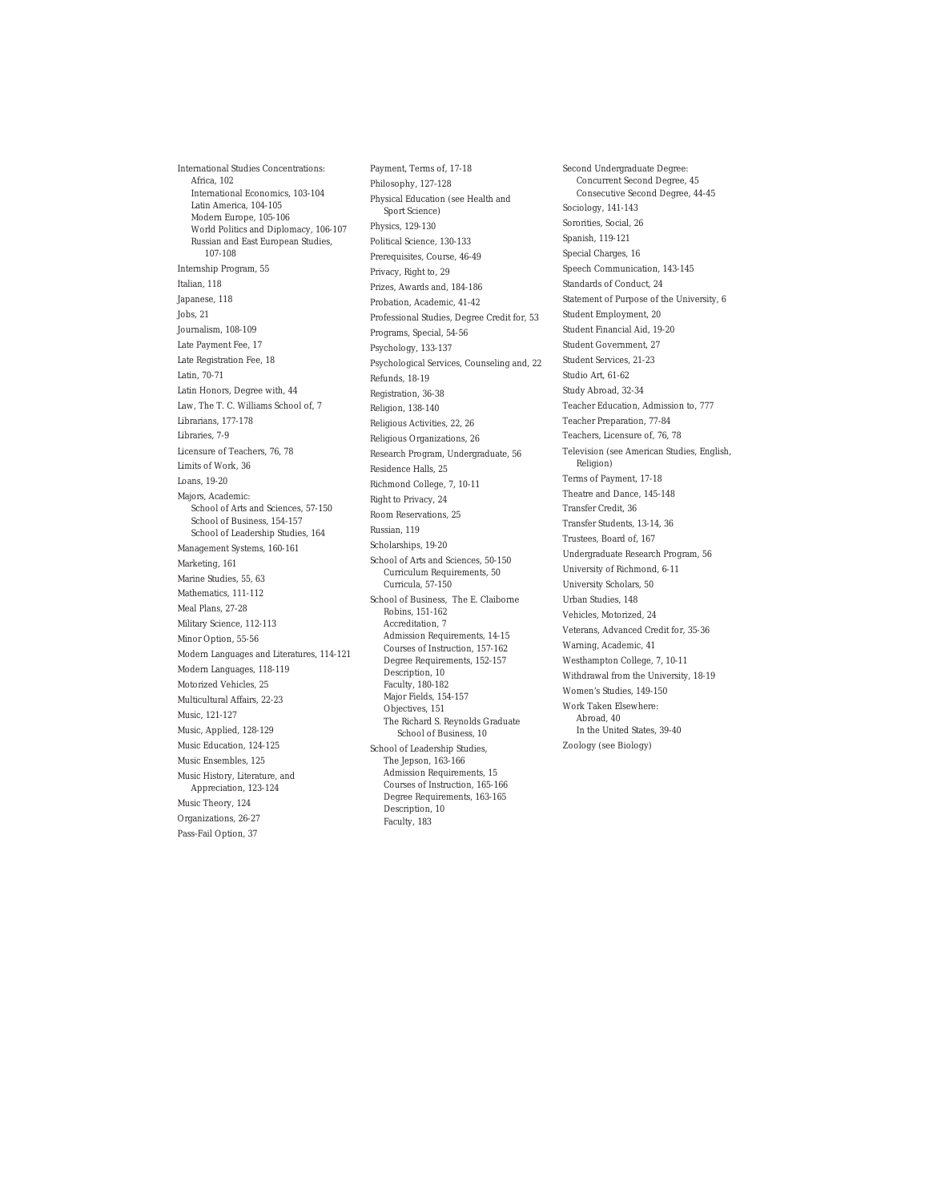International Studies Concentrations:
- Africa, 102
- International Economics, 103-104
- Latin America, 104-105
- Modern Europe, 105-106
- World Politics and Diplomacy, 106-107
- Russian and East European Studies, 107-108

Internship Program, 55

Italian, 118

Japanese, 118

Jobs, 21

Journalism, 108-109

Late Payment Fee, 17

Late Registration Fee, 18

Latin, 70-71

Latin Honors, Degree with, 44

Law, The T. C. Williams School of, 7

Librarians, 177-178

Libraries, 7-9

Licensure of Teachers, 76, 78

Limits of Work, 36

Loans, 19-20

Majors, Academic:
- School of Arts and Sciences, 57-150
- School of Business, 154-157
- School of Leadership Studies, 164

Management Systems, 160-161

Marketing, 161

Marine Studies, 55, 63

Mathematics, 111-112

Meal Plans, 27-28

Military Science, 112-113

Minor Option, 55-56

Modern Languages and Literatures, 114-121

Modern Languages, 118-119

Motorized Vehicles, 25

Multicultural Affairs, 22-23

Music, 121-127

Music, Applied, 128-129

Music Education, 124-125

Music Ensembles, 125

Music History, Literature, and Appreciation, 123-124

Music Theory, 124

Organizations, 26-27

Pass-Fail Option, 37

Payment, Terms of, 17-18

Philosophy, 127-128

Physical Education (see Health and Sport Science)

Physics, 129-130

Political Science, 130-133

Prerequisites, Course, 46-49

Privacy, Right to, 29

Prizes, Awards and, 184-186

Probation, Academic, 41-42

Professional Studies, Degree Credit for, 53

Programs, Special, 54-56

Psychology, 133-137

Psychological Services, Counseling and, 22

Refunds, 18-19

Registration, 36-38

Religion, 138-140

Religious Activities, 22, 26

Religious Organizations, 26

Research Program, Undergraduate, 56

Residence Halls, 25

Richmond College, 7, 10-11

Right to Privacy, 24

Room Reservations, 25

Russian, 119

Scholarships, 19-20

School of Arts and Sciences, 50-150
- Curriculum Requirements, 50
- Curricula, 57-150

School of Business, The E. Claiborne Robins, 151-162
- Accreditation, 7
- Admission Requirements, 14-15
- Courses of Instruction, 157-162
- Degree Requirements, 152-157
- Description, 10
- Faculty, 180-182
- Major Fields, 154-157
- Objectives, 151
- The Richard S. Reynolds Graduate School of Business, 10

School of Leadership Studies, The Jepson, 163-166
- Admission Requirements, 15
- Courses of Instruction, 165-166
- Degree Requirements, 163-165
- Description, 10
- Faculty, 183

Second Undergraduate Degree:
- Concurrent Second Degree, 45
- Consecutive Second Degree, 44-45

Sociology, 141-143

Sororities, Social, 26

Spanish, 119-121

Special Charges, 16

Speech Communication, 143-145

Standards of Conduct, 24

Statement of Purpose of the University, 6

Student Employment, 20

Student Financial Aid, 19-20

Student Government, 27

Student Services, 21-23

Studio Art, 61-62

Study Abroad, 32-34

Teacher Education, Admission to, 777

Teacher Preparation, 77-84

Teachers, Licensure of, 76, 78

Television (see American Studies, English, Religion)

Terms of Payment, 17-18

Theatre and Dance, 145-148

Transfer Credit, 36

Transfer Students, 13-14, 36

Trustees, Board of, 167

Undergraduate Research Program, 56

University of Richmond, 6-11

University Scholars, 50

Urban Studies, 148

Vehicles, Motorized, 24

Veterans, Advanced Credit for, 35-36

Warning, Academic, 41

Westhampton College, 7, 10-11

Withdrawal from the University, 18-19

Women's Studies, 149-150

Work Taken Elsewhere:
- Abroad, 40
- In the United States, 39-40

Zoology (see Biology)